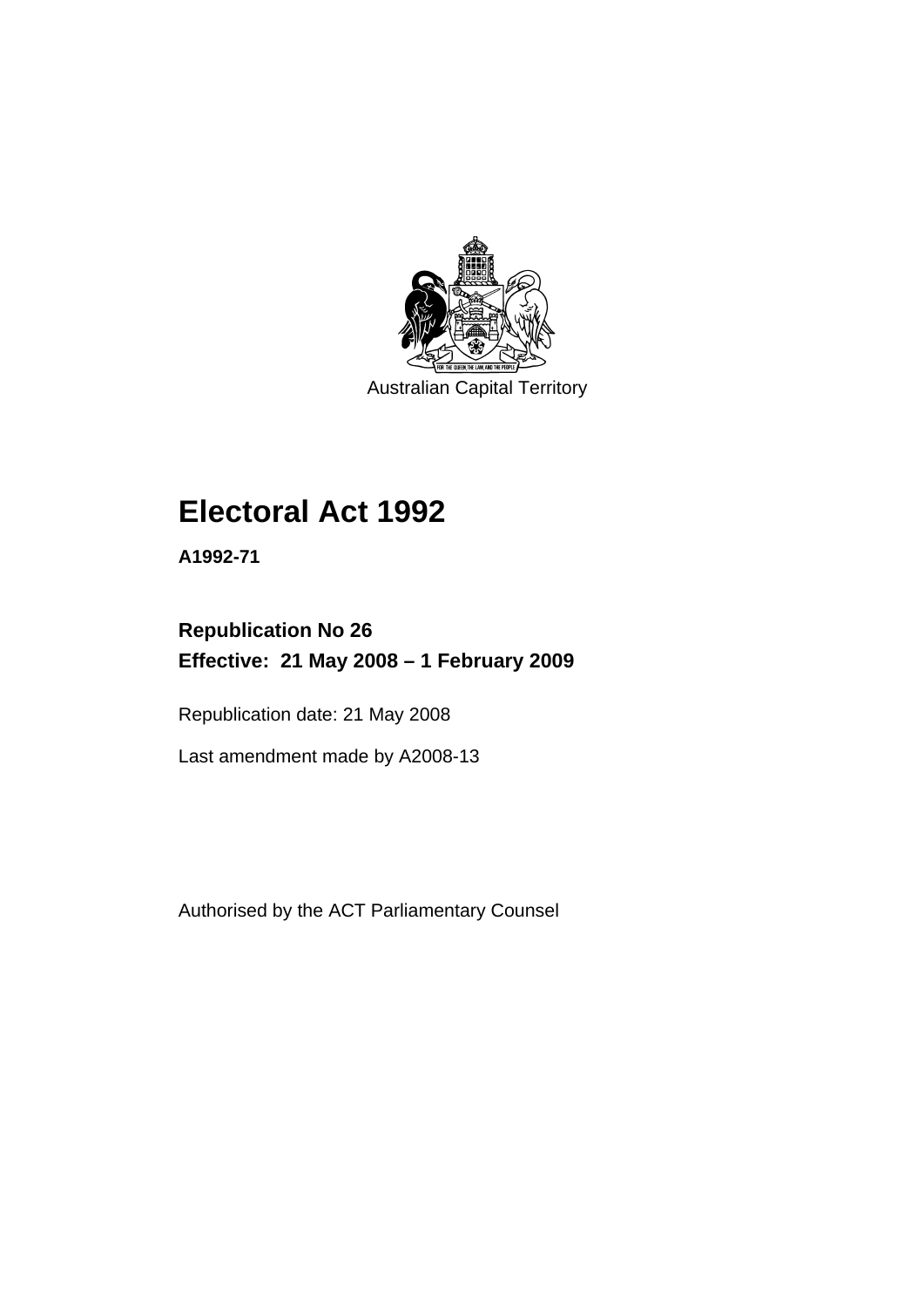Australian Capital Territory

# Electoral Act 1992

**A1992-71**

## Republication No 26
## Effective: 21 May 2008 – 1 February 2009

Republication date: 21 May 2008

Last amendment made by A2008-13

Authorised by the ACT Parliamentary Counsel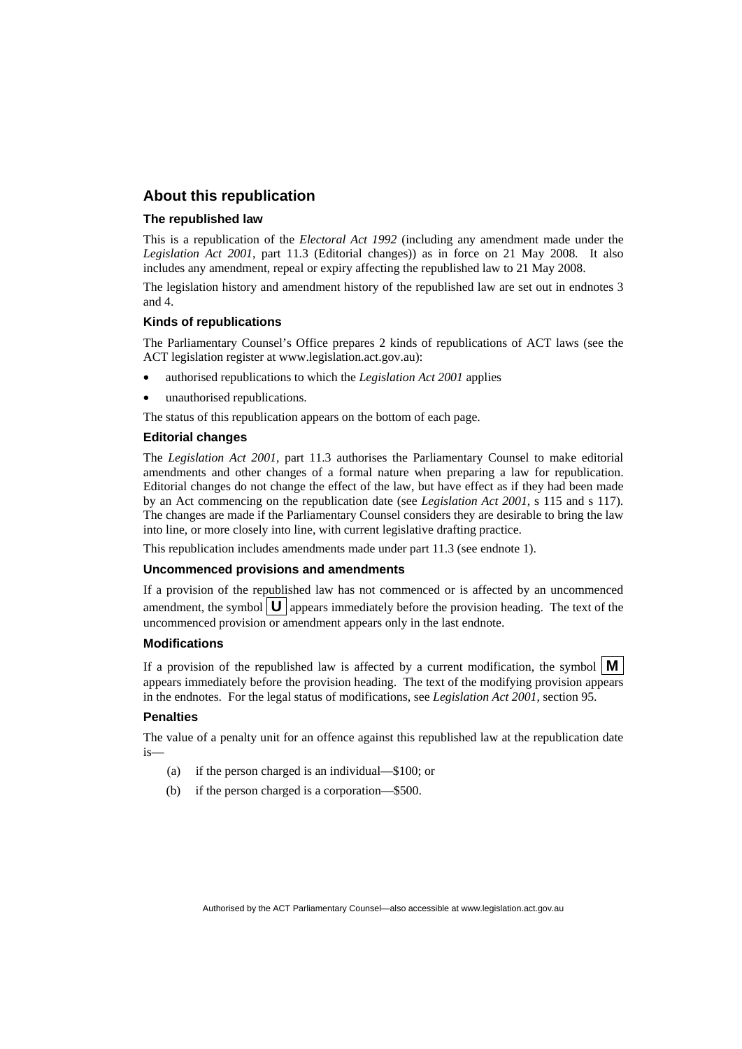## About this republication

### The republished law

This is a republication of the *Electoral Act 1992* (including any amendment made under the *Legislation Act 2001*, part 11.3 (Editorial changes)) as in force on 21 May 2008*.* It also includes any amendment, repeal or expiry affecting the republished law to 21 May 2008.

The legislation history and amendment history of the republished law are set out in endnotes 3 and 4.

### Kinds of republications

The Parliamentary Counsel's Office prepares 2 kinds of republications of ACT laws (see the ACT legislation register at www.legislation.act.gov.au):

- authorised republications to which the *Legislation Act 2001* applies
- unauthorised republications.

The status of this republication appears on the bottom of each page.

### Editorial changes

The *Legislation Act 2001*, part 11.3 authorises the Parliamentary Counsel to make editorial amendments and other changes of a formal nature when preparing a law for republication. Editorial changes do not change the effect of the law, but have effect as if they had been made by an Act commencing on the republication date (see *Legislation Act 2001*, s 115 and s 117). The changes are made if the Parliamentary Counsel considers they are desirable to bring the law into line, or more closely into line, with current legislative drafting practice.

This republication includes amendments made under part 11.3 (see endnote 1).

### Uncommenced provisions and amendments

If a provision of the republished law has not commenced or is affected by an uncommenced amendment, the symbol **U** appears immediately before the provision heading. The text of the uncommenced provision or amendment appears only in the last endnote.

### Modifications

If a provision of the republished law is affected by a current modification, the symbol **M** appears immediately before the provision heading. The text of the modifying provision appears in the endnotes. For the legal status of modifications, see *Legislation Act 2001*, section 95.

### Penalties

The value of a penalty unit for an offence against this republished law at the republication date is—

(a) if the person charged is an individual—$100; or

(b) if the person charged is a corporation—$500.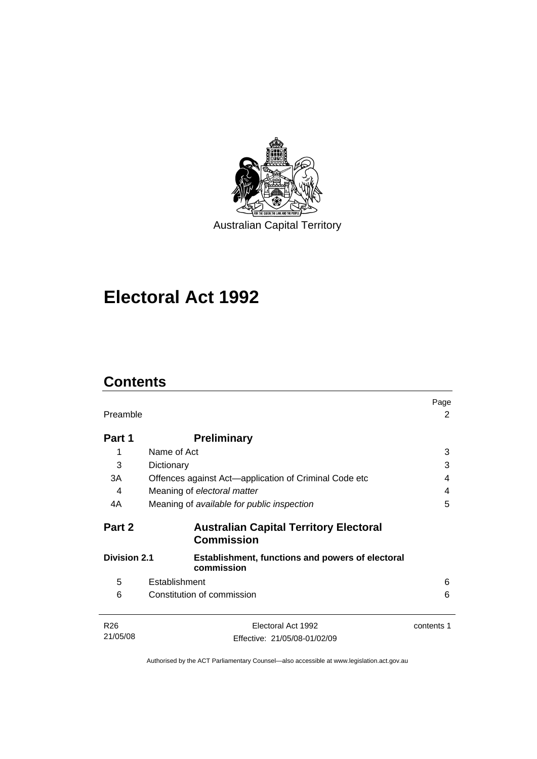Australian Capital Territory

# Electoral Act 1992

## Contents

| | | Page |
|---|---|---|
| Preamble | | 2 |
| **Part 1** | **Preliminary** | |
| 1 | Name of Act | 3 |
| 3 | Dictionary | 3 |
| 3A | Offences against Act—application of Criminal Code etc | 4 |
| 4 | Meaning of *electoral matter* | 4 |
| 4A | Meaning of *available for public inspection* | 5 |
| **Part 2** | **Australian Capital Territory Electoral Commission** | |
| **Division 2.1** | **Establishment, functions and powers of electoral commission** | |
| 5 | Establishment | 6 |
| 6 | Constitution of commission | 6 |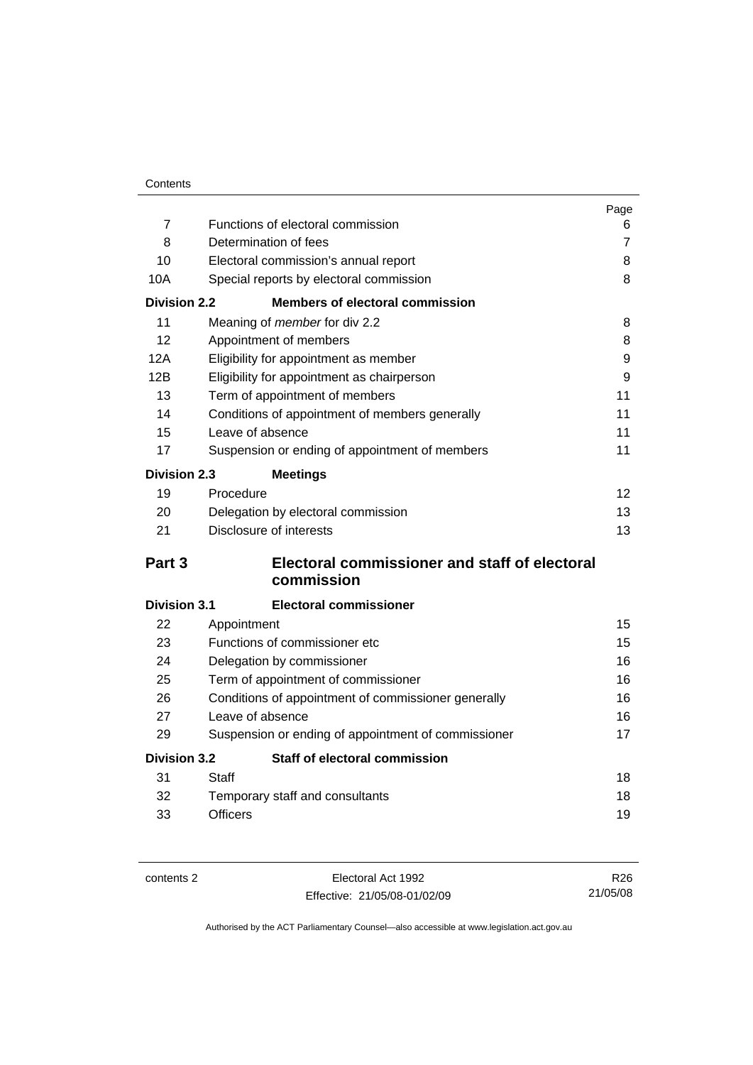| | | Page |
|---|---|---|
| 7 | Functions of electoral commission | 6 |
| 8 | Determination of fees | 7 |
| 10 | Electoral commission's annual report | 8 |
| 10A | Special reports by electoral commission | 8 |
| **Division 2.2** | **Members of electoral commission** | |
| 11 | Meaning of *member* for div 2.2 | 8 |
| 12 | Appointment of members | 8 |
| 12A | Eligibility for appointment as member | 9 |
| 12B | Eligibility for appointment as chairperson | 9 |
| 13 | Term of appointment of members | 11 |
| 14 | Conditions of appointment of members generally | 11 |
| 15 | Leave of absence | 11 |
| 17 | Suspension or ending of appointment of members | 11 |
| **Division 2.3** | **Meetings** | |
| 19 | Procedure | 12 |
| 20 | Delegation by electoral commission | 13 |
| 21 | Disclosure of interests | 13 |
| **Part 3** | **Electoral commissioner and staff of electoral commission** | |
| **Division 3.1** | **Electoral commissioner** | |
| 22 | Appointment | 15 |
| 23 | Functions of commissioner etc | 15 |
| 24 | Delegation by commissioner | 16 |
| 25 | Term of appointment of commissioner | 16 |
| 26 | Conditions of appointment of commissioner generally | 16 |
| 27 | Leave of absence | 16 |
| 29 | Suspension or ending of appointment of commissioner | 17 |
| **Division 3.2** | **Staff of electoral commission** | |
| 31 | Staff | 18 |
| 32 | Temporary staff and consultants | 18 |
| 33 | Officers | 19 |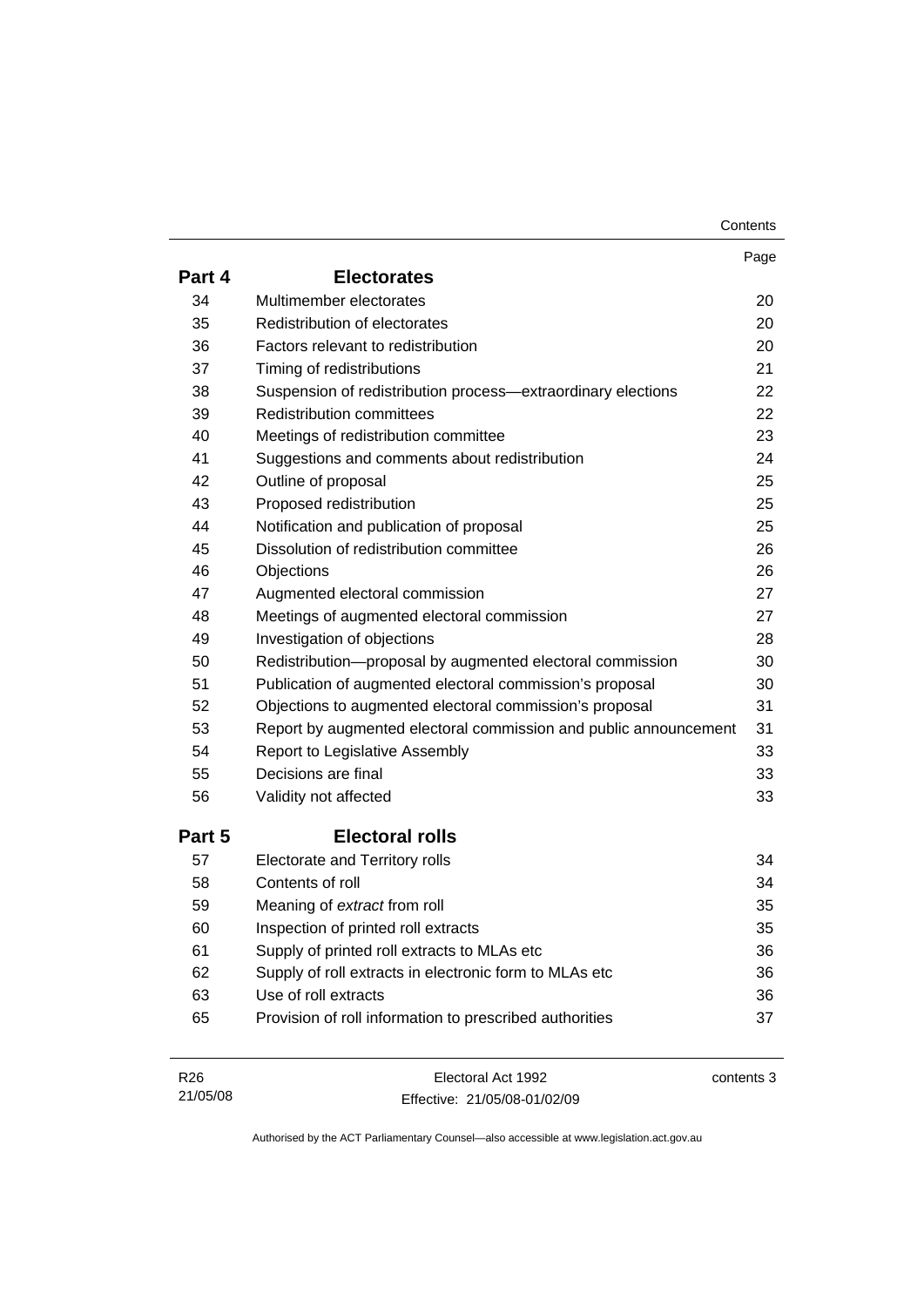| | | Page |
|---|---|---|
| **Part 4** | **Electorates** | |
| 34 | Multimember electorates | 20 |
| 35 | Redistribution of electorates | 20 |
| 36 | Factors relevant to redistribution | 20 |
| 37 | Timing of redistributions | 21 |
| 38 | Suspension of redistribution process—extraordinary elections | 22 |
| 39 | Redistribution committees | 22 |
| 40 | Meetings of redistribution committee | 23 |
| 41 | Suggestions and comments about redistribution | 24 |
| 42 | Outline of proposal | 25 |
| 43 | Proposed redistribution | 25 |
| 44 | Notification and publication of proposal | 25 |
| 45 | Dissolution of redistribution committee | 26 |
| 46 | Objections | 26 |
| 47 | Augmented electoral commission | 27 |
| 48 | Meetings of augmented electoral commission | 27 |
| 49 | Investigation of objections | 28 |
| 50 | Redistribution—proposal by augmented electoral commission | 30 |
| 51 | Publication of augmented electoral commission's proposal | 30 |
| 52 | Objections to augmented electoral commission's proposal | 31 |
| 53 | Report by augmented electoral commission and public announcement | 31 |
| 54 | Report to Legislative Assembly | 33 |
| 55 | Decisions are final | 33 |
| 56 | Validity not affected | 33 |
| **Part 5** | **Electoral rolls** | |
| 57 | Electorate and Territory rolls | 34 |
| 58 | Contents of roll | 34 |
| 59 | Meaning of *extract* from roll | 35 |
| 60 | Inspection of printed roll extracts | 35 |
| 61 | Supply of printed roll extracts to MLAs etc | 36 |
| 62 | Supply of roll extracts in electronic form to MLAs etc | 36 |
| 63 | Use of roll extracts | 36 |
| 65 | Provision of roll information to prescribed authorities | 37 |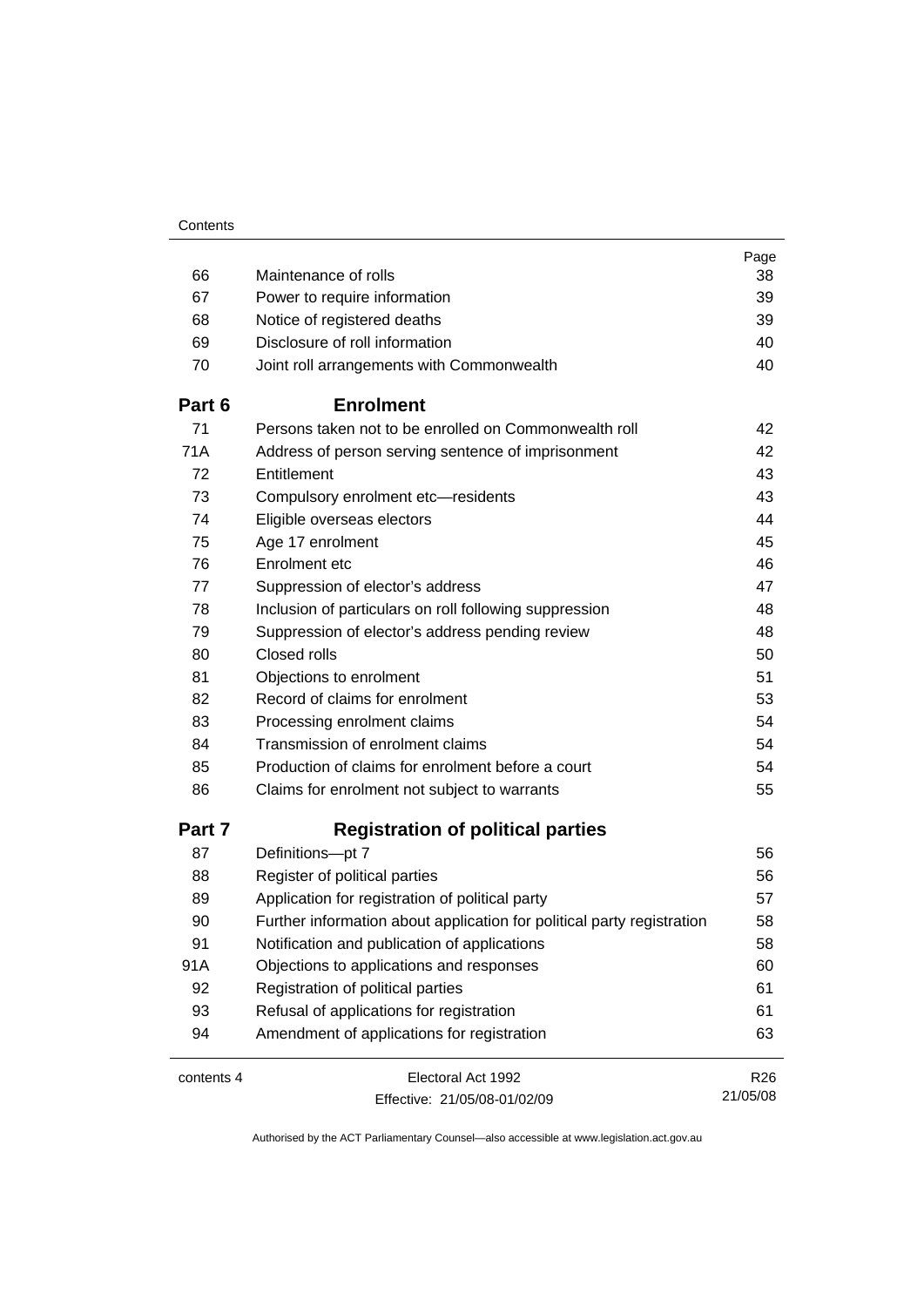| | | Page |
|---|---|---|
| 66 | Maintenance of rolls | 38 |
| 67 | Power to require information | 39 |
| 68 | Notice of registered deaths | 39 |
| 69 | Disclosure of roll information | 40 |
| 70 | Joint roll arrangements with Commonwealth | 40 |
| **Part 6** | **Enrolment** | |
| 71 | Persons taken not to be enrolled on Commonwealth roll | 42 |
| 71A | Address of person serving sentence of imprisonment | 42 |
| 72 | Entitlement | 43 |
| 73 | Compulsory enrolment etc—residents | 43 |
| 74 | Eligible overseas electors | 44 |
| 75 | Age 17 enrolment | 45 |
| 76 | Enrolment etc | 46 |
| 77 | Suppression of elector's address | 47 |
| 78 | Inclusion of particulars on roll following suppression | 48 |
| 79 | Suppression of elector's address pending review | 48 |
| 80 | Closed rolls | 50 |
| 81 | Objections to enrolment | 51 |
| 82 | Record of claims for enrolment | 53 |
| 83 | Processing enrolment claims | 54 |
| 84 | Transmission of enrolment claims | 54 |
| 85 | Production of claims for enrolment before a court | 54 |
| 86 | Claims for enrolment not subject to warrants | 55 |
| **Part 7** | **Registration of political parties** | |
| 87 | Definitions—pt 7 | 56 |
| 88 | Register of political parties | 56 |
| 89 | Application for registration of political party | 57 |
| 90 | Further information about application for political party registration | 58 |
| 91 | Notification and publication of applications | 58 |
| 91A | Objections to applications and responses | 60 |
| 92 | Registration of political parties | 61 |
| 93 | Refusal of applications for registration | 61 |
| 94 | Amendment of applications for registration | 63 |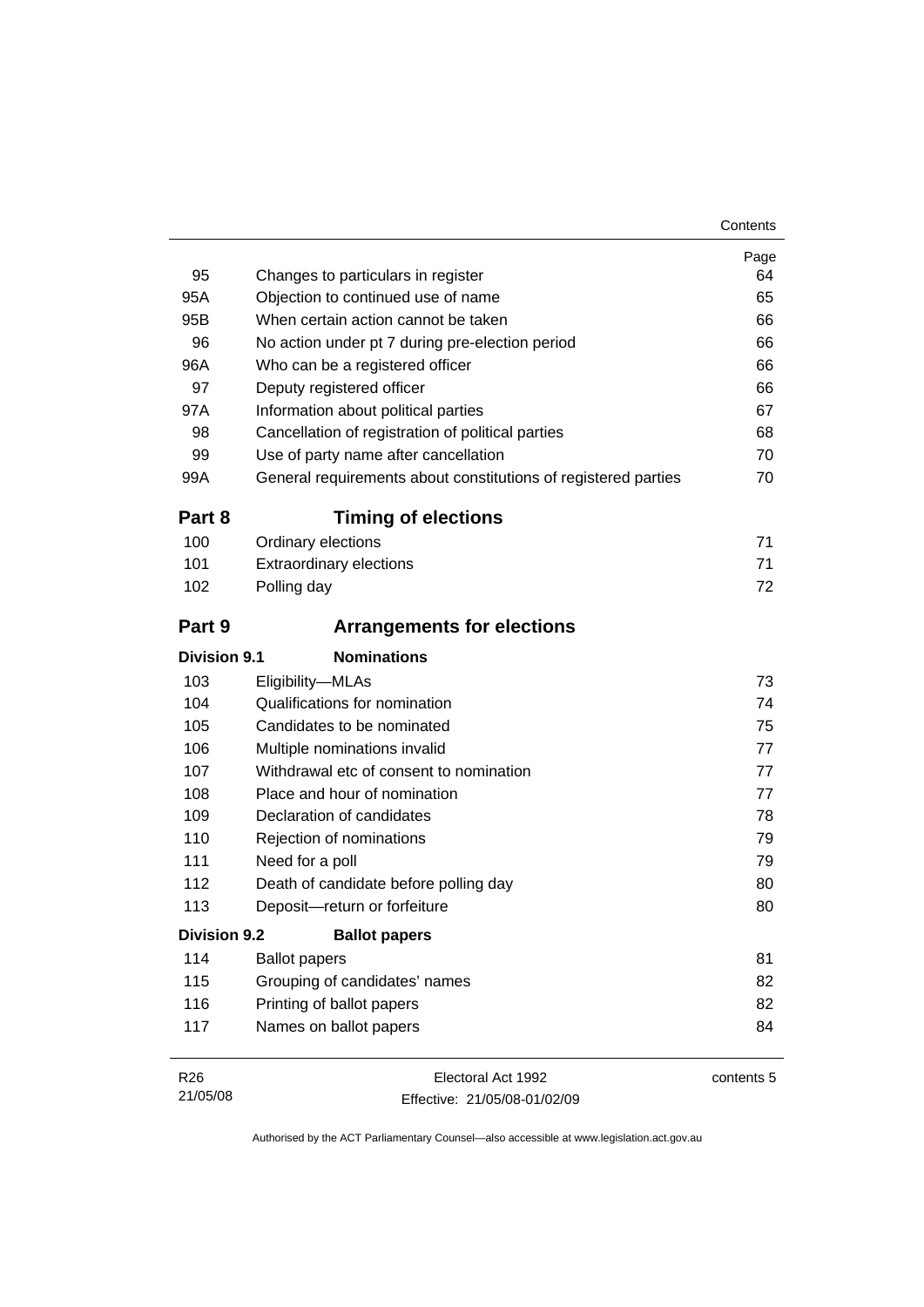| | | Page |
|---|---|---|
| 95 | Changes to particulars in register | 64 |
| 95A | Objection to continued use of name | 65 |
| 95B | When certain action cannot be taken | 66 |
| 96 | No action under pt 7 during pre-election period | 66 |
| 96A | Who can be a registered officer | 66 |
| 97 | Deputy registered officer | 66 |
| 97A | Information about political parties | 67 |
| 98 | Cancellation of registration of political parties | 68 |
| 99 | Use of party name after cancellation | 70 |
| 99A | General requirements about constitutions of registered parties | 70 |

## Part 8 Timing of elections

| | | |
|---|---|---|
| 100 | Ordinary elections | 71 |
| 101 | Extraordinary elections | 71 |
| 102 | Polling day | 72 |

## Part 9 Arrangements for elections

### Division 9.1 Nominations

| | | |
|---|---|---|
| 103 | Eligibility—MLAs | 73 |
| 104 | Qualifications for nomination | 74 |
| 105 | Candidates to be nominated | 75 |
| 106 | Multiple nominations invalid | 77 |
| 107 | Withdrawal etc of consent to nomination | 77 |
| 108 | Place and hour of nomination | 77 |
| 109 | Declaration of candidates | 78 |
| 110 | Rejection of nominations | 79 |
| 111 | Need for a poll | 79 |
| 112 | Death of candidate before polling day | 80 |
| 113 | Deposit—return or forfeiture | 80 |

### Division 9.2 Ballot papers

| | | |
|---|---|---|
| 114 | Ballot papers | 81 |
| 115 | Grouping of candidates' names | 82 |
| 116 | Printing of ballot papers | 82 |
| 117 | Names on ballot papers | 84 |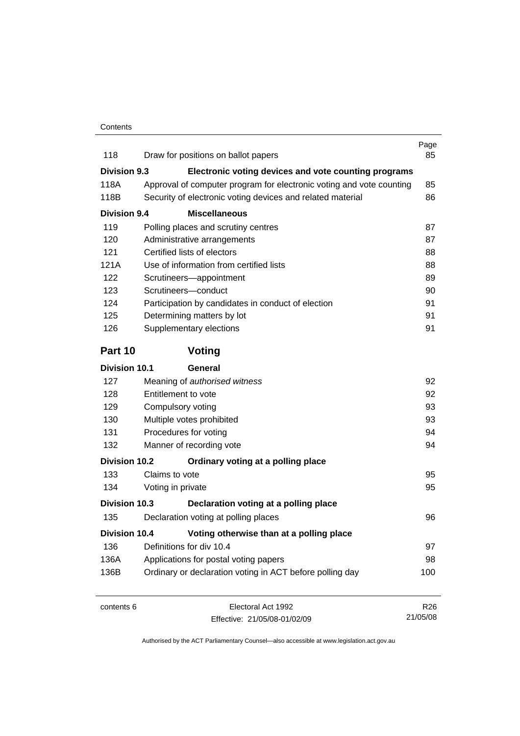| | | Page |
|---|---|---|
| 118 | Draw for positions on ballot papers | 85 |
| **Division 9.3** | **Electronic voting devices and vote counting programs** | |
| 118A | Approval of computer program for electronic voting and vote counting | 85 |
| 118B | Security of electronic voting devices and related material | 86 |
| **Division 9.4** | **Miscellaneous** | |
| 119 | Polling places and scrutiny centres | 87 |
| 120 | Administrative arrangements | 87 |
| 121 | Certified lists of electors | 88 |
| 121A | Use of information from certified lists | 88 |
| 122 | Scrutineers—appointment | 89 |
| 123 | Scrutineers—conduct | 90 |
| 124 | Participation by candidates in conduct of election | 91 |
| 125 | Determining matters by lot | 91 |
| 126 | Supplementary elections | 91 |

## Part 10 Voting

| | | |
|---|---|---|
| **Division 10.1** | **General** | |
| 127 | Meaning of *authorised witness* | 92 |
| 128 | Entitlement to vote | 92 |
| 129 | Compulsory voting | 93 |
| 130 | Multiple votes prohibited | 93 |
| 131 | Procedures for voting | 94 |
| 132 | Manner of recording vote | 94 |
| **Division 10.2** | **Ordinary voting at a polling place** | |
| 133 | Claims to vote | 95 |
| 134 | Voting in private | 95 |
| **Division 10.3** | **Declaration voting at a polling place** | |
| 135 | Declaration voting at polling places | 96 |
| **Division 10.4** | **Voting otherwise than at a polling place** | |
| 136 | Definitions for div 10.4 | 97 |
| 136A | Applications for postal voting papers | 98 |
| 136B | Ordinary or declaration voting in ACT before polling day | 100 |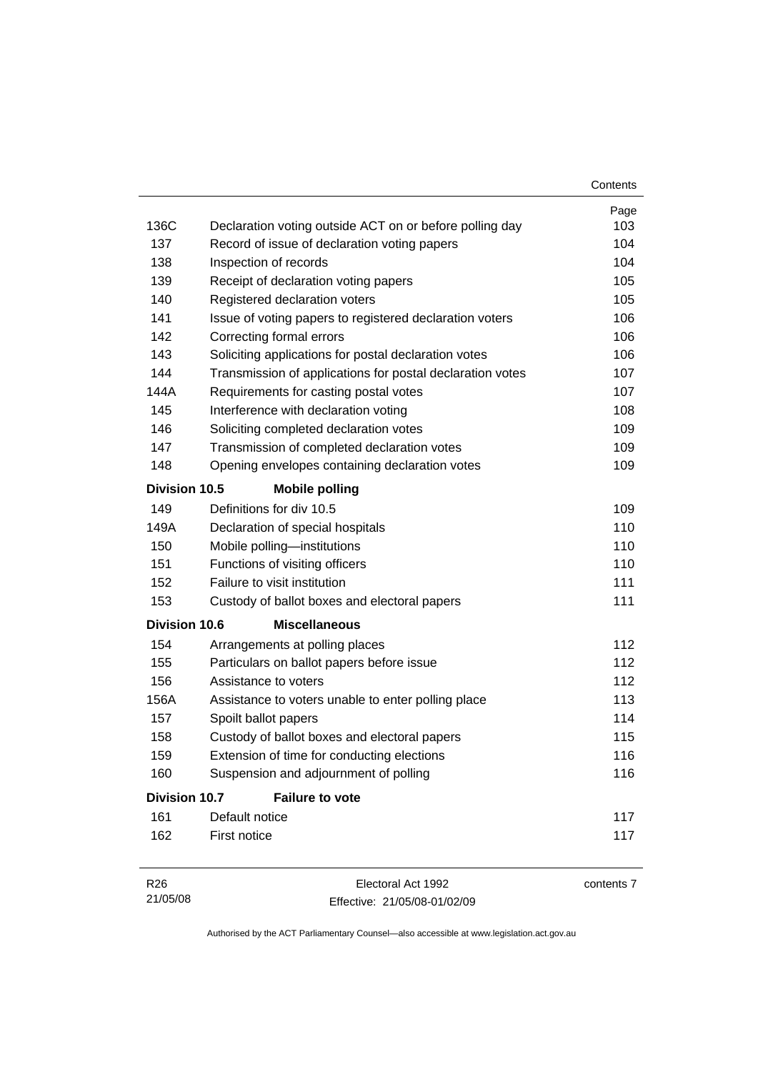| | | Page |
|---|---|---|
| 136C | Declaration voting outside ACT on or before polling day | 103 |
| 137 | Record of issue of declaration voting papers | 104 |
| 138 | Inspection of records | 104 |
| 139 | Receipt of declaration voting papers | 105 |
| 140 | Registered declaration voters | 105 |
| 141 | Issue of voting papers to registered declaration voters | 106 |
| 142 | Correcting formal errors | 106 |
| 143 | Soliciting applications for postal declaration votes | 106 |
| 144 | Transmission of applications for postal declaration votes | 107 |
| 144A | Requirements for casting postal votes | 107 |
| 145 | Interference with declaration voting | 108 |
| 146 | Soliciting completed declaration votes | 109 |
| 147 | Transmission of completed declaration votes | 109 |
| 148 | Opening envelopes containing declaration votes | 109 |
| **Division 10.5** | **Mobile polling** | |
| 149 | Definitions for div 10.5 | 109 |
| 149A | Declaration of special hospitals | 110 |
| 150 | Mobile polling—institutions | 110 |
| 151 | Functions of visiting officers | 110 |
| 152 | Failure to visit institution | 111 |
| 153 | Custody of ballot boxes and electoral papers | 111 |
| **Division 10.6** | **Miscellaneous** | |
| 154 | Arrangements at polling places | 112 |
| 155 | Particulars on ballot papers before issue | 112 |
| 156 | Assistance to voters | 112 |
| 156A | Assistance to voters unable to enter polling place | 113 |
| 157 | Spoilt ballot papers | 114 |
| 158 | Custody of ballot boxes and electoral papers | 115 |
| 159 | Extension of time for conducting elections | 116 |
| 160 | Suspension and adjournment of polling | 116 |
| **Division 10.7** | **Failure to vote** | |
| 161 | Default notice | 117 |
| 162 | First notice | 117 |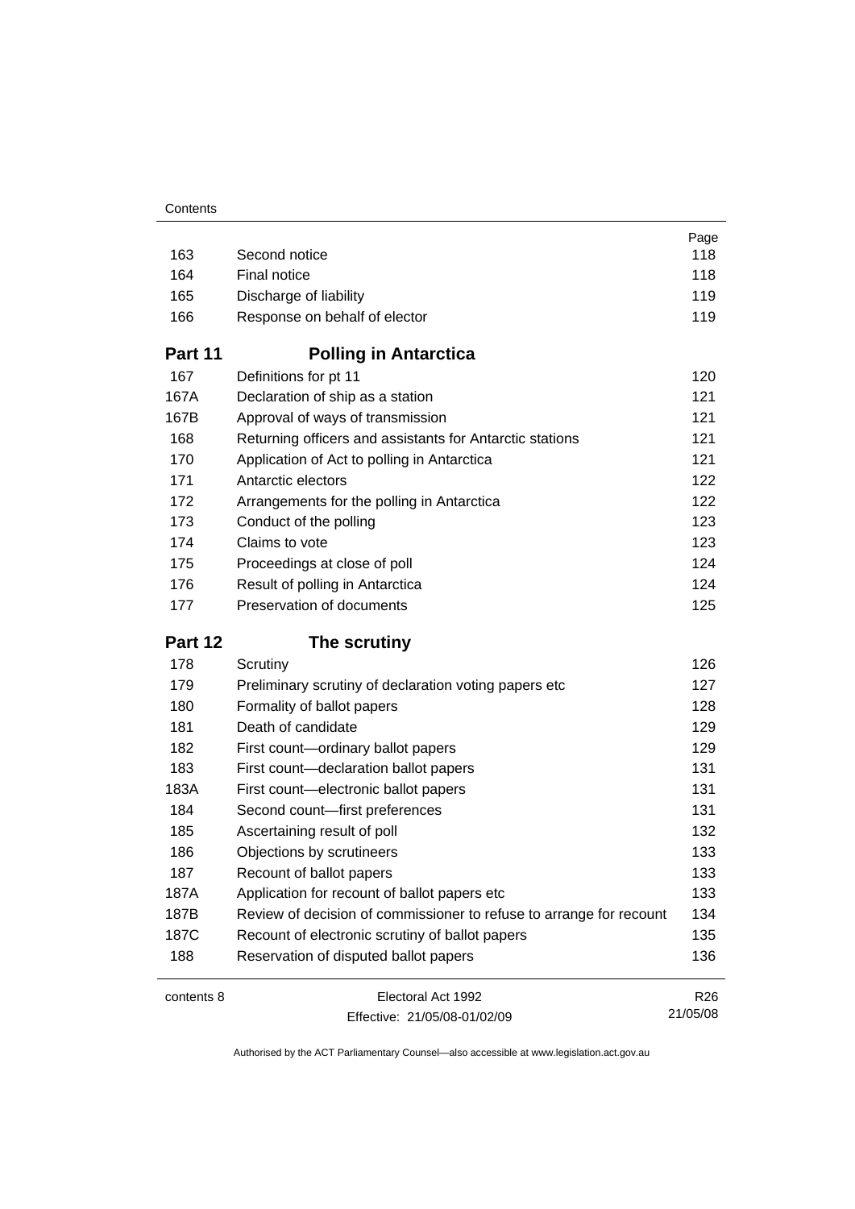| | | Page |
|---|---|---|
| 163 | Second notice | 118 |
| 164 | Final notice | 118 |
| 165 | Discharge of liability | 119 |
| 166 | Response on behalf of elector | 119 |
| **Part 11** | **Polling in Antarctica** | |
| 167 | Definitions for pt 11 | 120 |
| 167A | Declaration of ship as a station | 121 |
| 167B | Approval of ways of transmission | 121 |
| 168 | Returning officers and assistants for Antarctic stations | 121 |
| 170 | Application of Act to polling in Antarctica | 121 |
| 171 | Antarctic electors | 122 |
| 172 | Arrangements for the polling in Antarctica | 122 |
| 173 | Conduct of the polling | 123 |
| 174 | Claims to vote | 123 |
| 175 | Proceedings at close of poll | 124 |
| 176 | Result of polling in Antarctica | 124 |
| 177 | Preservation of documents | 125 |
| **Part 12** | **The scrutiny** | |
| 178 | Scrutiny | 126 |
| 179 | Preliminary scrutiny of declaration voting papers etc | 127 |
| 180 | Formality of ballot papers | 128 |
| 181 | Death of candidate | 129 |
| 182 | First count—ordinary ballot papers | 129 |
| 183 | First count—declaration ballot papers | 131 |
| 183A | First count—electronic ballot papers | 131 |
| 184 | Second count—first preferences | 131 |
| 185 | Ascertaining result of poll | 132 |
| 186 | Objections by scrutineers | 133 |
| 187 | Recount of ballot papers | 133 |
| 187A | Application for recount of ballot papers etc | 133 |
| 187B | Review of decision of commissioner to refuse to arrange for recount | 134 |
| 187C | Recount of electronic scrutiny of ballot papers | 135 |
| 188 | Reservation of disputed ballot papers | 136 |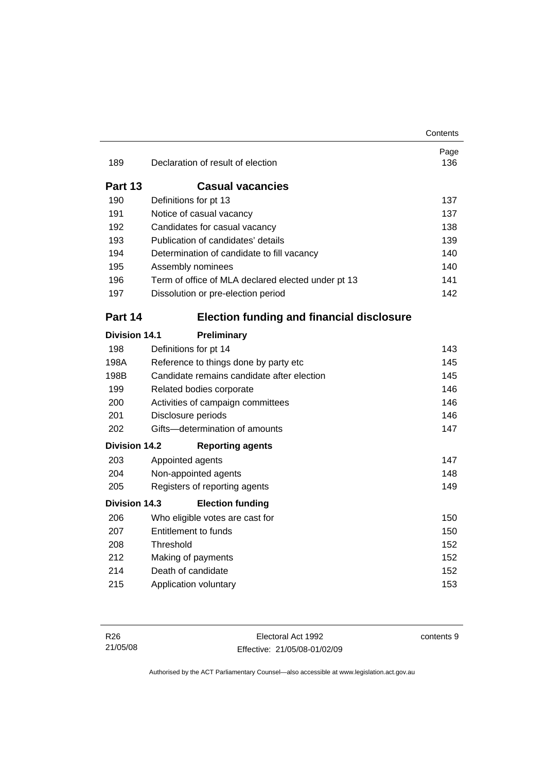| | | Page |
|---|---|---|
| 189 | Declaration of result of election | 136 |
| **Part 13** | **Casual vacancies** | |
| 190 | Definitions for pt 13 | 137 |
| 191 | Notice of casual vacancy | 137 |
| 192 | Candidates for casual vacancy | 138 |
| 193 | Publication of candidates' details | 139 |
| 194 | Determination of candidate to fill vacancy | 140 |
| 195 | Assembly nominees | 140 |
| 196 | Term of office of MLA declared elected under pt 13 | 141 |
| 197 | Dissolution or pre-election period | 142 |
| **Part 14** | **Election funding and financial disclosure** | |
| **Division 14.1** | **Preliminary** | |
| 198 | Definitions for pt 14 | 143 |
| 198A | Reference to things done by party etc | 145 |
| 198B | Candidate remains candidate after election | 145 |
| 199 | Related bodies corporate | 146 |
| 200 | Activities of campaign committees | 146 |
| 201 | Disclosure periods | 146 |
| 202 | Gifts—determination of amounts | 147 |
| **Division 14.2** | **Reporting agents** | |
| 203 | Appointed agents | 147 |
| 204 | Non-appointed agents | 148 |
| 205 | Registers of reporting agents | 149 |
| **Division 14.3** | **Election funding** | |
| 206 | Who eligible votes are cast for | 150 |
| 207 | Entitlement to funds | 150 |
| 208 | Threshold | 152 |
| 212 | Making of payments | 152 |
| 214 | Death of candidate | 152 |
| 215 | Application voluntary | 153 |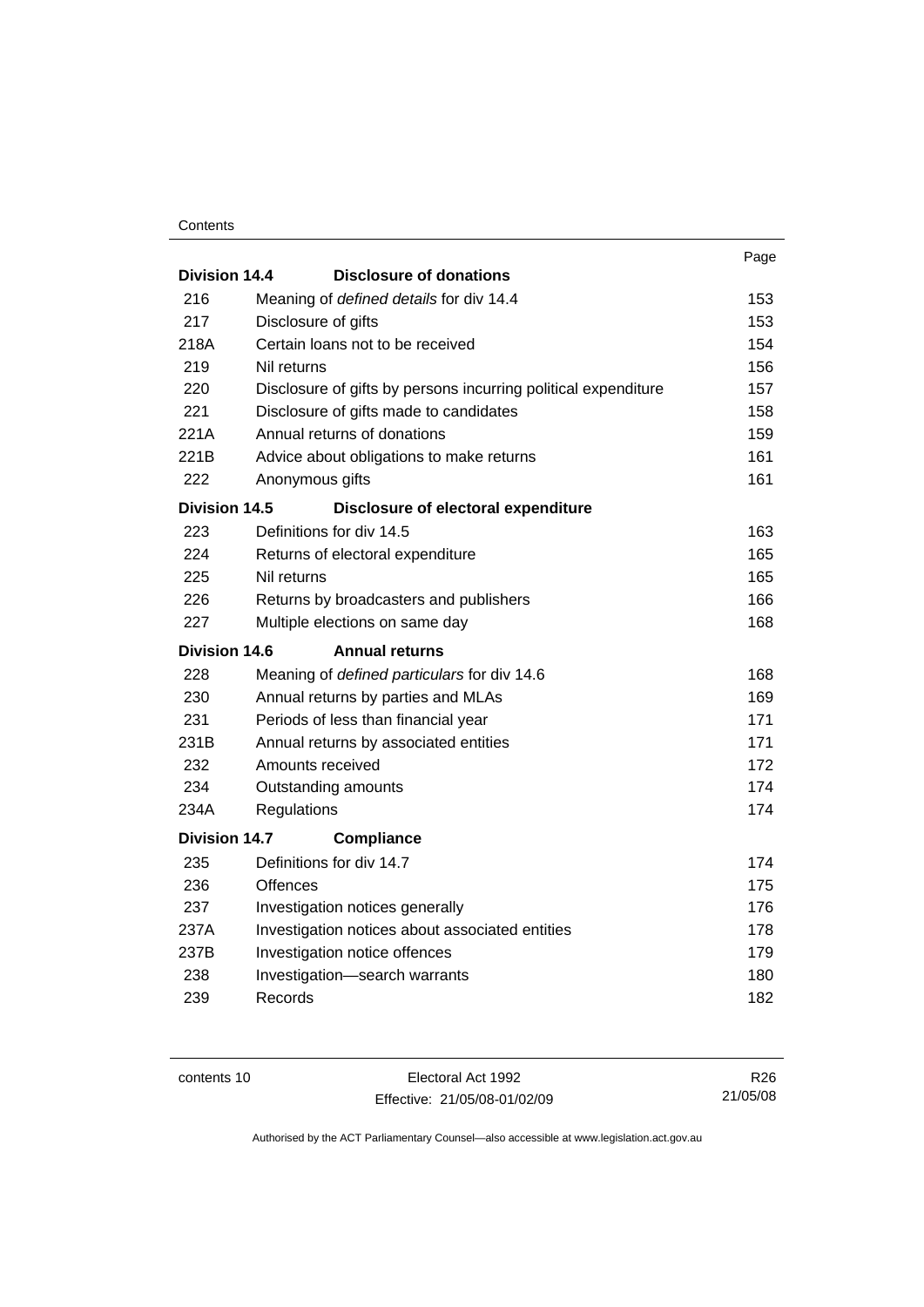| | | Page |
|---|---|---|
| **Division 14.4** | **Disclosure of donations** | |
| 216 | Meaning of *defined details* for div 14.4 | 153 |
| 217 | Disclosure of gifts | 153 |
| 218A | Certain loans not to be received | 154 |
| 219 | Nil returns | 156 |
| 220 | Disclosure of gifts by persons incurring political expenditure | 157 |
| 221 | Disclosure of gifts made to candidates | 158 |
| 221A | Annual returns of donations | 159 |
| 221B | Advice about obligations to make returns | 161 |
| 222 | Anonymous gifts | 161 |
| **Division 14.5** | **Disclosure of electoral expenditure** | |
| 223 | Definitions for div 14.5 | 163 |
| 224 | Returns of electoral expenditure | 165 |
| 225 | Nil returns | 165 |
| 226 | Returns by broadcasters and publishers | 166 |
| 227 | Multiple elections on same day | 168 |
| **Division 14.6** | **Annual returns** | |
| 228 | Meaning of *defined particulars* for div 14.6 | 168 |
| 230 | Annual returns by parties and MLAs | 169 |
| 231 | Periods of less than financial year | 171 |
| 231B | Annual returns by associated entities | 171 |
| 232 | Amounts received | 172 |
| 234 | Outstanding amounts | 174 |
| 234A | Regulations | 174 |
| **Division 14.7** | **Compliance** | |
| 235 | Definitions for div 14.7 | 174 |
| 236 | Offences | 175 |
| 237 | Investigation notices generally | 176 |
| 237A | Investigation notices about associated entities | 178 |
| 237B | Investigation notice offences | 179 |
| 238 | Investigation—search warrants | 180 |
| 239 | Records | 182 |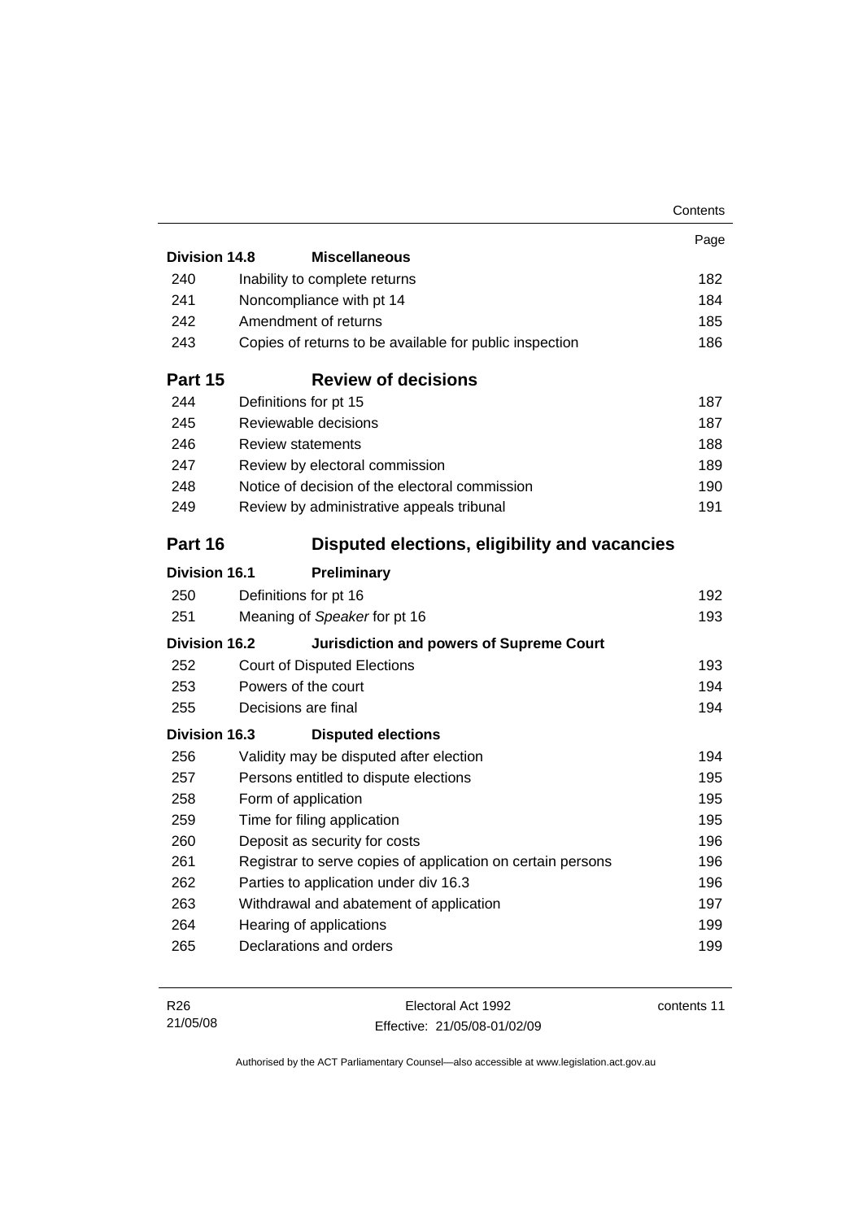| | | Page |
|---|---|---|
| **Division 14.8** | **Miscellaneous** | |
| 240 | Inability to complete returns | 182 |
| 241 | Noncompliance with pt 14 | 184 |
| 242 | Amendment of returns | 185 |
| 243 | Copies of returns to be available for public inspection | 186 |
| **Part 15** | **Review of decisions** | |
| 244 | Definitions for pt 15 | 187 |
| 245 | Reviewable decisions | 187 |
| 246 | Review statements | 188 |
| 247 | Review by electoral commission | 189 |
| 248 | Notice of decision of the electoral commission | 190 |
| 249 | Review by administrative appeals tribunal | 191 |
| **Part 16** | **Disputed elections, eligibility and vacancies** | |
| **Division 16.1** | **Preliminary** | |
| 250 | Definitions for pt 16 | 192 |
| 251 | Meaning of *Speaker* for pt 16 | 193 |
| **Division 16.2** | **Jurisdiction and powers of Supreme Court** | |
| 252 | Court of Disputed Elections | 193 |
| 253 | Powers of the court | 194 |
| 255 | Decisions are final | 194 |
| **Division 16.3** | **Disputed elections** | |
| 256 | Validity may be disputed after election | 194 |
| 257 | Persons entitled to dispute elections | 195 |
| 258 | Form of application | 195 |
| 259 | Time for filing application | 195 |
| 260 | Deposit as security for costs | 196 |
| 261 | Registrar to serve copies of application on certain persons | 196 |
| 262 | Parties to application under div 16.3 | 196 |
| 263 | Withdrawal and abatement of application | 197 |
| 264 | Hearing of applications | 199 |
| 265 | Declarations and orders | 199 |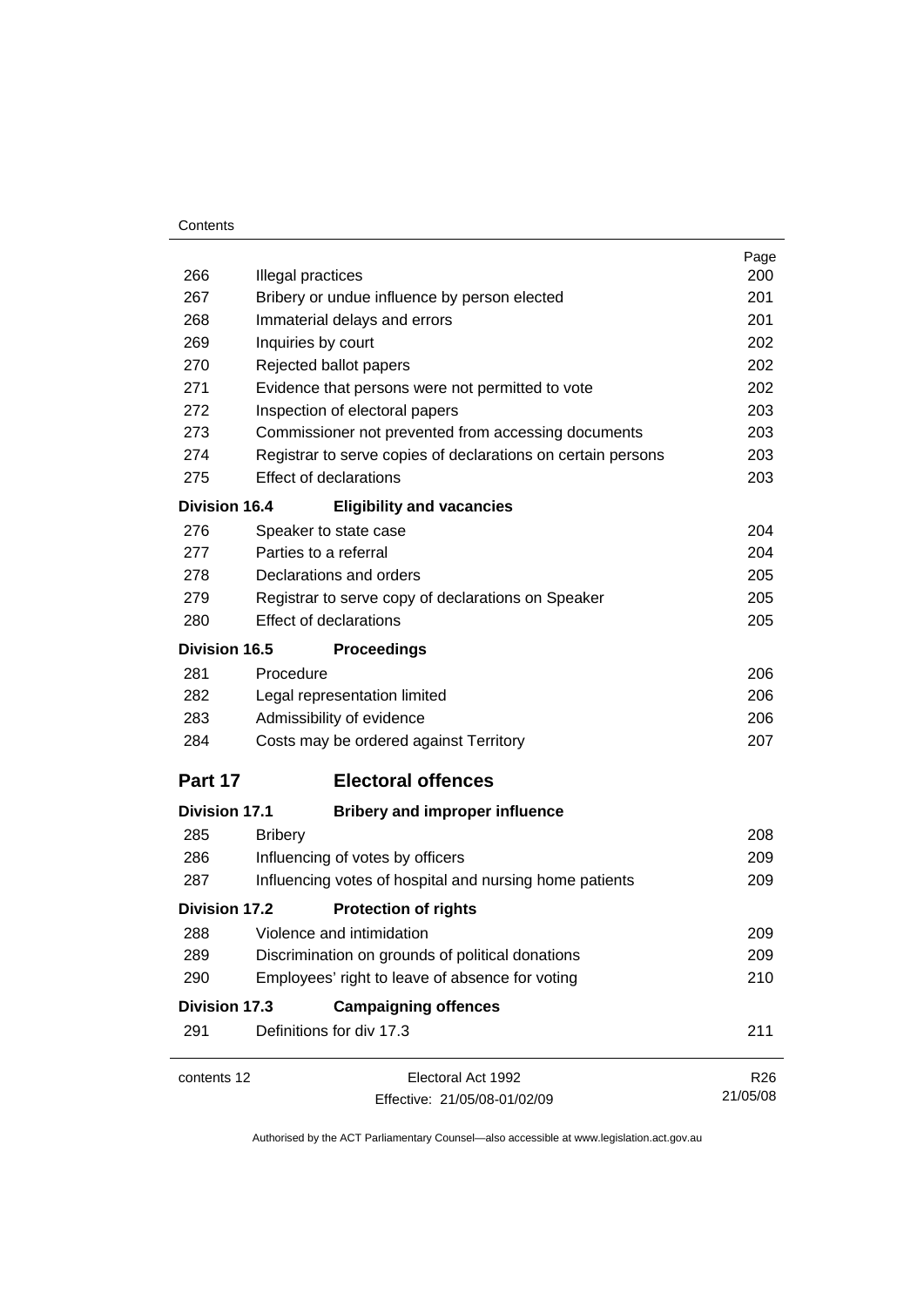| | | Page |
|---|---|---|
| 266 | Illegal practices | 200 |
| 267 | Bribery or undue influence by person elected | 201 |
| 268 | Immaterial delays and errors | 201 |
| 269 | Inquiries by court | 202 |
| 270 | Rejected ballot papers | 202 |
| 271 | Evidence that persons were not permitted to vote | 202 |
| 272 | Inspection of electoral papers | 203 |
| 273 | Commissioner not prevented from accessing documents | 203 |
| 274 | Registrar to serve copies of declarations on certain persons | 203 |
| 275 | Effect of declarations | 203 |

**Division 16.4 Eligibility and vacancies**

| | | |
|---|---|---|
| 276 | Speaker to state case | 204 |
| 277 | Parties to a referral | 204 |
| 278 | Declarations and orders | 205 |
| 279 | Registrar to serve copy of declarations on Speaker | 205 |
| 280 | Effect of declarations | 205 |

**Division 16.5 Proceedings**

| | | |
|---|---|---|
| 281 | Procedure | 206 |
| 282 | Legal representation limited | 206 |
| 283 | Admissibility of evidence | 206 |
| 284 | Costs may be ordered against Territory | 207 |

## Part 17 Electoral offences

**Division 17.1 Bribery and improper influence**

| | | |
|---|---|---|
| 285 | Bribery | 208 |
| 286 | Influencing of votes by officers | 209 |
| 287 | Influencing votes of hospital and nursing home patients | 209 |

**Division 17.2 Protection of rights**

| | | |
|---|---|---|
| 288 | Violence and intimidation | 209 |
| 289 | Discrimination on grounds of political donations | 209 |
| 290 | Employees' right to leave of absence for voting | 210 |

**Division 17.3 Campaigning offences**

| | | |
|---|---|---|
| 291 | Definitions for div 17.3 | 211 |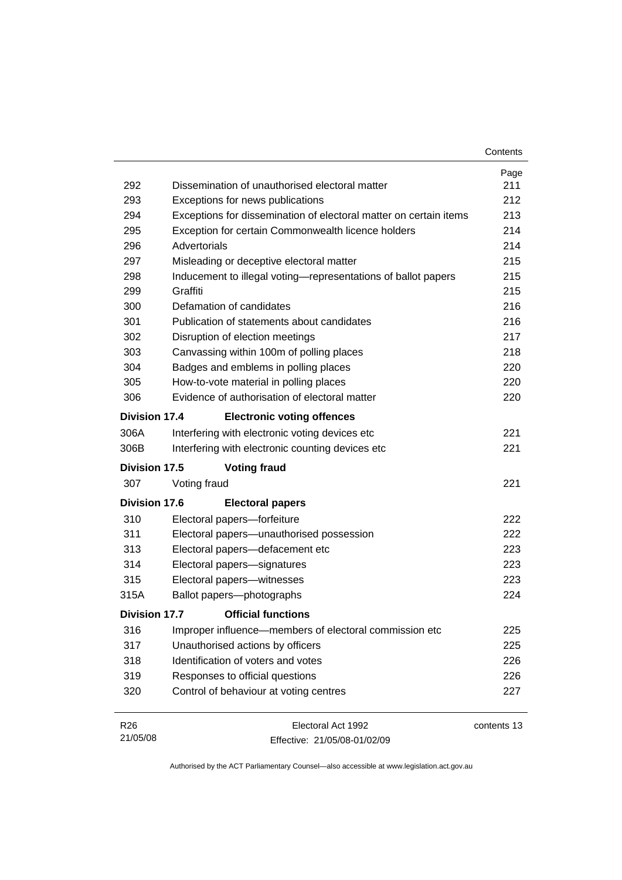| | | Page |
|---|---|---|
| 292 | Dissemination of unauthorised electoral matter | 211 |
| 293 | Exceptions for news publications | 212 |
| 294 | Exceptions for dissemination of electoral matter on certain items | 213 |
| 295 | Exception for certain Commonwealth licence holders | 214 |
| 296 | Advertorials | 214 |
| 297 | Misleading or deceptive electoral matter | 215 |
| 298 | Inducement to illegal voting—representations of ballot papers | 215 |
| 299 | Graffiti | 215 |
| 300 | Defamation of candidates | 216 |
| 301 | Publication of statements about candidates | 216 |
| 302 | Disruption of election meetings | 217 |
| 303 | Canvassing within 100m of polling places | 218 |
| 304 | Badges and emblems in polling places | 220 |
| 305 | How-to-vote material in polling places | 220 |
| 306 | Evidence of authorisation of electoral matter | 220 |
| **Division 17.4** | **Electronic voting offences** | |
| 306A | Interfering with electronic voting devices etc | 221 |
| 306B | Interfering with electronic counting devices etc | 221 |
| **Division 17.5** | **Voting fraud** | |
| 307 | Voting fraud | 221 |
| **Division 17.6** | **Electoral papers** | |
| 310 | Electoral papers—forfeiture | 222 |
| 311 | Electoral papers—unauthorised possession | 222 |
| 313 | Electoral papers—defacement etc | 223 |
| 314 | Electoral papers—signatures | 223 |
| 315 | Electoral papers—witnesses | 223 |
| 315A | Ballot papers—photographs | 224 |
| **Division 17.7** | **Official functions** | |
| 316 | Improper influence—members of electoral commission etc | 225 |
| 317 | Unauthorised actions by officers | 225 |
| 318 | Identification of voters and votes | 226 |
| 319 | Responses to official questions | 226 |
| 320 | Control of behaviour at voting centres | 227 |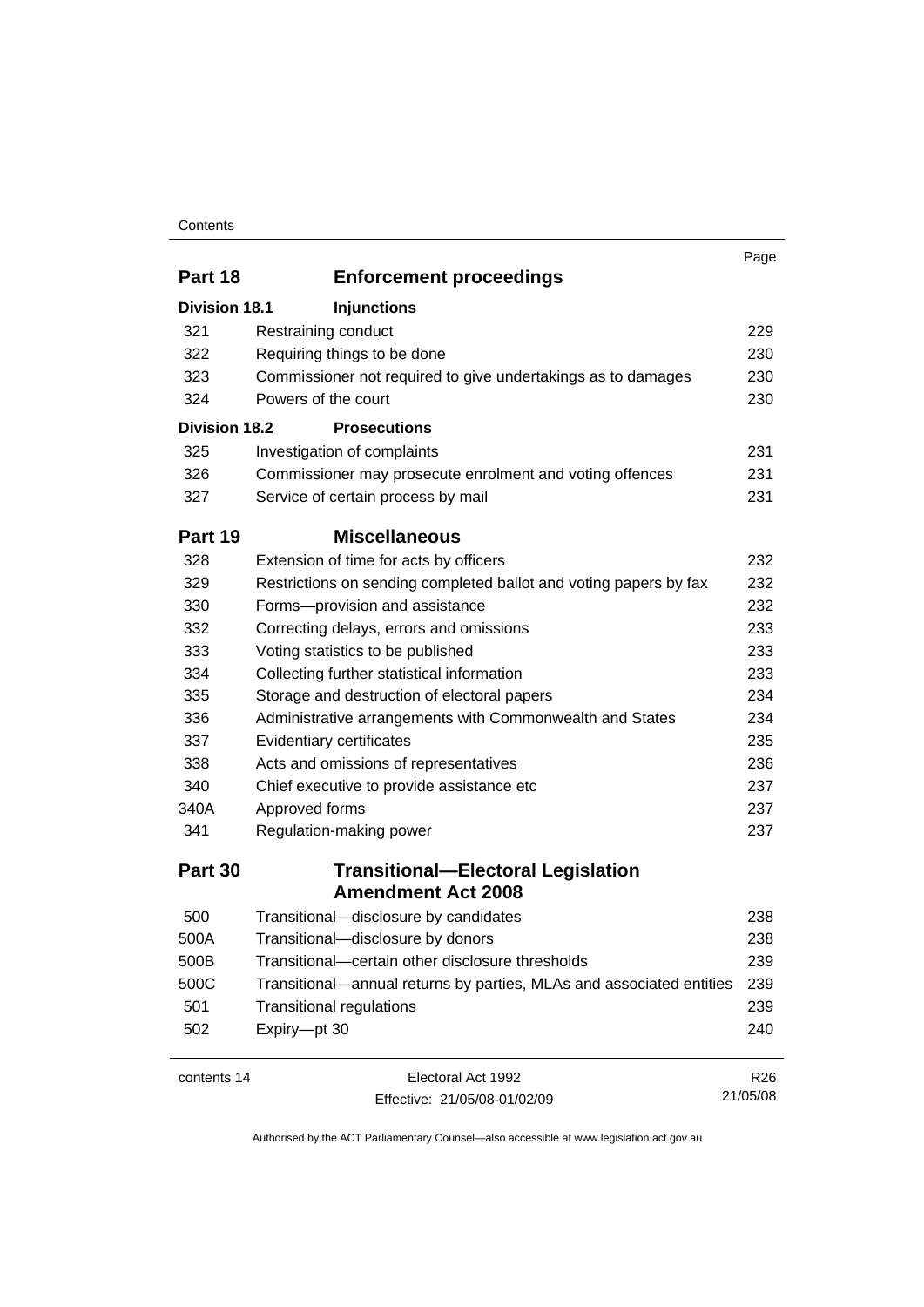| | | Page |
|---|---|---|
| **Part 18** | **Enforcement proceedings** | |
| **Division 18.1** | **Injunctions** | |
| 321 | Restraining conduct | 229 |
| 322 | Requiring things to be done | 230 |
| 323 | Commissioner not required to give undertakings as to damages | 230 |
| 324 | Powers of the court | 230 |
| **Division 18.2** | **Prosecutions** | |
| 325 | Investigation of complaints | 231 |
| 326 | Commissioner may prosecute enrolment and voting offences | 231 |
| 327 | Service of certain process by mail | 231 |
| **Part 19** | **Miscellaneous** | |
| 328 | Extension of time for acts by officers | 232 |
| 329 | Restrictions on sending completed ballot and voting papers by fax | 232 |
| 330 | Forms—provision and assistance | 232 |
| 332 | Correcting delays, errors and omissions | 233 |
| 333 | Voting statistics to be published | 233 |
| 334 | Collecting further statistical information | 233 |
| 335 | Storage and destruction of electoral papers | 234 |
| 336 | Administrative arrangements with Commonwealth and States | 234 |
| 337 | Evidentiary certificates | 235 |
| 338 | Acts and omissions of representatives | 236 |
| 340 | Chief executive to provide assistance etc | 237 |
| 340A | Approved forms | 237 |
| 341 | Regulation-making power | 237 |
| **Part 30** | **Transitional—Electoral Legislation Amendment Act 2008** | |
| 500 | Transitional—disclosure by candidates | 238 |
| 500A | Transitional—disclosure by donors | 238 |
| 500B | Transitional—certain other disclosure thresholds | 239 |
| 500C | Transitional—annual returns by parties, MLAs and associated entities | 239 |
| 501 | Transitional regulations | 239 |
| 502 | Expiry—pt 30 | 240 |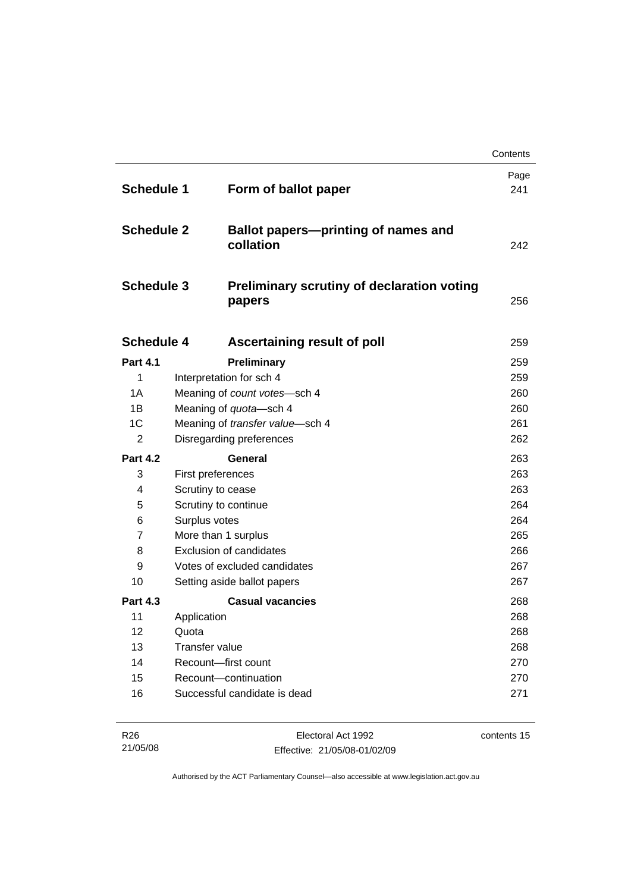| | | Page |
|---|---|---|
| **Schedule 1** | **Form of ballot paper** | 241 |
| **Schedule 2** | **Ballot papers—printing of names and collation** | 242 |
| **Schedule 3** | **Preliminary scrutiny of declaration voting papers** | 256 |
| **Schedule 4** | **Ascertaining result of poll** | 259 |
| **Part 4.1** | **Preliminary** | 259 |
| 1 | Interpretation for sch 4 | 259 |
| 1A | Meaning of *count votes*—sch 4 | 260 |
| 1B | Meaning of *quota*—sch 4 | 260 |
| 1C | Meaning of *transfer value*—sch 4 | 261 |
| 2 | Disregarding preferences | 262 |
| **Part 4.2** | **General** | 263 |
| 3 | First preferences | 263 |
| 4 | Scrutiny to cease | 263 |
| 5 | Scrutiny to continue | 264 |
| 6 | Surplus votes | 264 |
| 7 | More than 1 surplus | 265 |
| 8 | Exclusion of candidates | 266 |
| 9 | Votes of excluded candidates | 267 |
| 10 | Setting aside ballot papers | 267 |
| **Part 4.3** | **Casual vacancies** | 268 |
| 11 | Application | 268 |
| 12 | Quota | 268 |
| 13 | Transfer value | 268 |
| 14 | Recount—first count | 270 |
| 15 | Recount—continuation | 270 |
| 16 | Successful candidate is dead | 271 |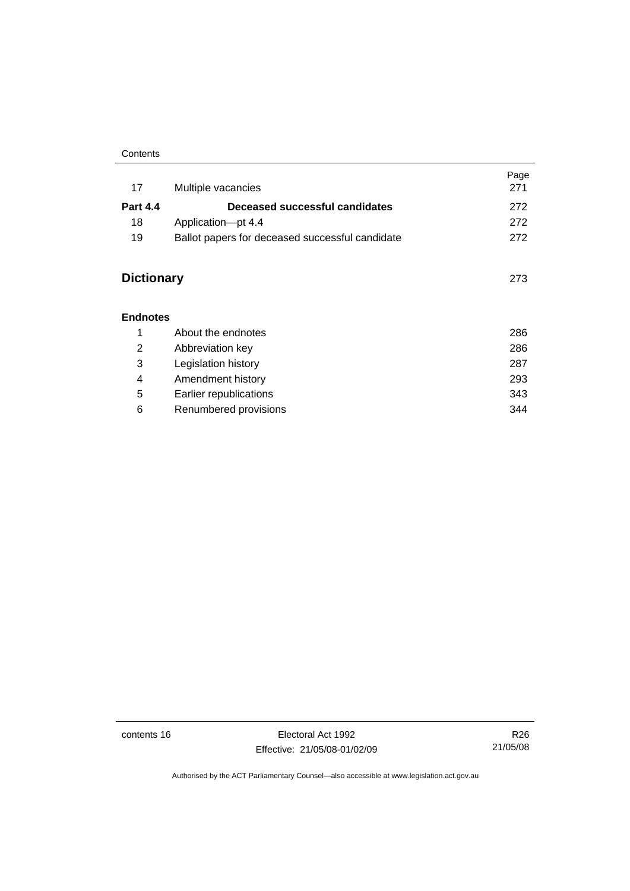| | | Page |
|---|---|---|
| 17 | Multiple vacancies | 271 |
| **Part 4.4** | **Deceased successful candidates** | 272 |
| 18 | Application—pt 4.4 | 272 |
| 19 | Ballot papers for deceased successful candidate | 272 |

## Dictionary 273

**Endnotes**

| | | |
|---|---|---|
| 1 | About the endnotes | 286 |
| 2 | Abbreviation key | 286 |
| 3 | Legislation history | 287 |
| 4 | Amendment history | 293 |
| 5 | Earlier republications | 343 |
| 6 | Renumbered provisions | 344 |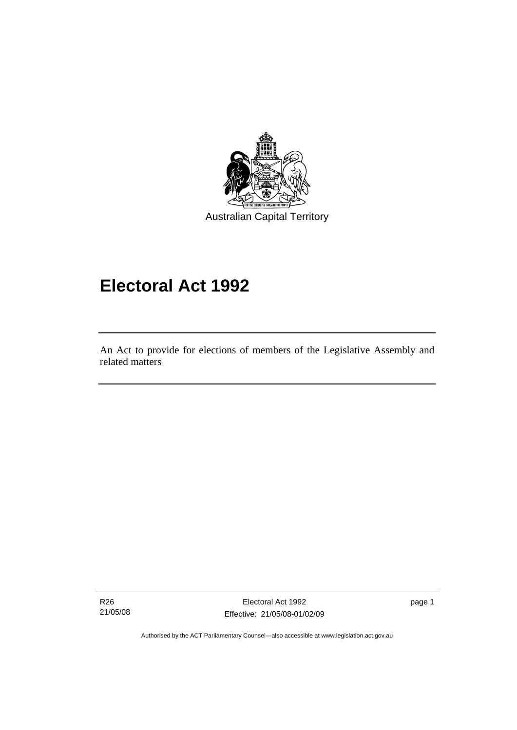Australian Capital Territory

# Electoral Act 1992

An Act to provide for elections of members of the Legislative Assembly and related matters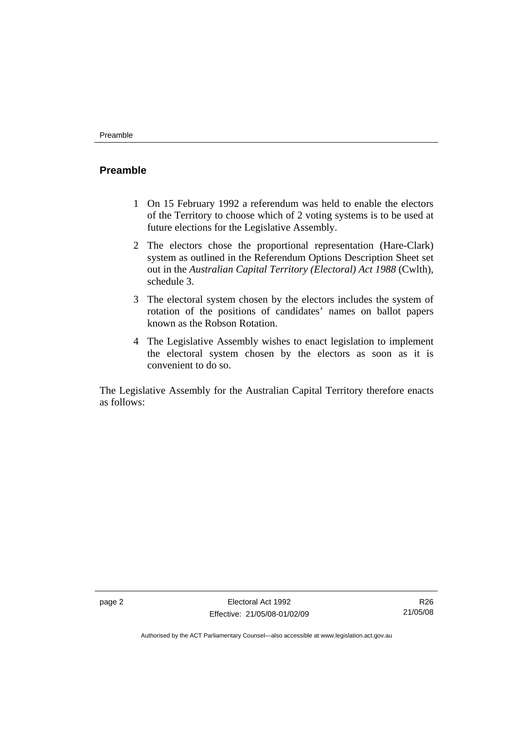## Preamble

1 On 15 February 1992 a referendum was held to enable the electors of the Territory to choose which of 2 voting systems is to be used at future elections for the Legislative Assembly.

2 The electors chose the proportional representation (Hare-Clark) system as outlined in the Referendum Options Description Sheet set out in the *Australian Capital Territory (Electoral) Act 1988* (Cwlth), schedule 3.

3 The electoral system chosen by the electors includes the system of rotation of the positions of candidates' names on ballot papers known as the Robson Rotation.

4 The Legislative Assembly wishes to enact legislation to implement the electoral system chosen by the electors as soon as it is convenient to do so.

The Legislative Assembly for the Australian Capital Territory therefore enacts as follows: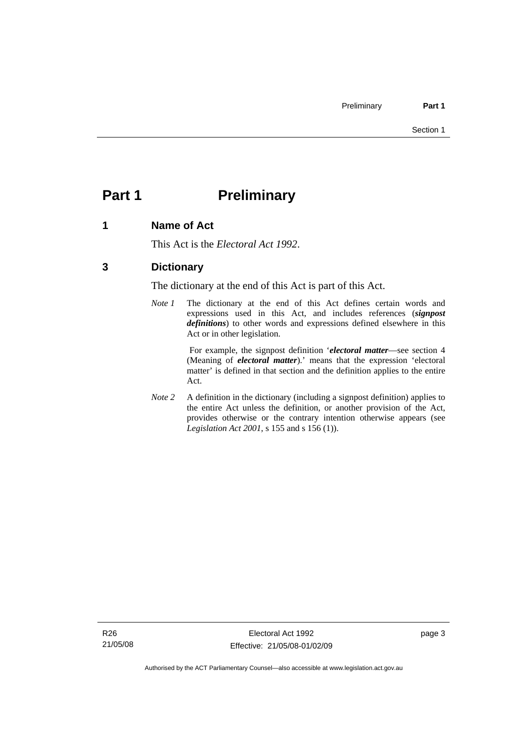# Part 1 Preliminary

## 1 Name of Act

This Act is the *Electoral Act 1992*.

## 3 Dictionary

The dictionary at the end of this Act is part of this Act.

*Note 1* The dictionary at the end of this Act defines certain words and expressions used in this Act, and includes references (***signpost definitions***) to other words and expressions defined elsewhere in this Act or in other legislation.

For example, the signpost definition '***electoral matter***—see section 4 (Meaning of ***electoral matter***).' means that the expression 'electoral matter' is defined in that section and the definition applies to the entire Act.

*Note 2* A definition in the dictionary (including a signpost definition) applies to the entire Act unless the definition, or another provision of the Act, provides otherwise or the contrary intention otherwise appears (see *Legislation Act 2001*, s 155 and s 156 (1)).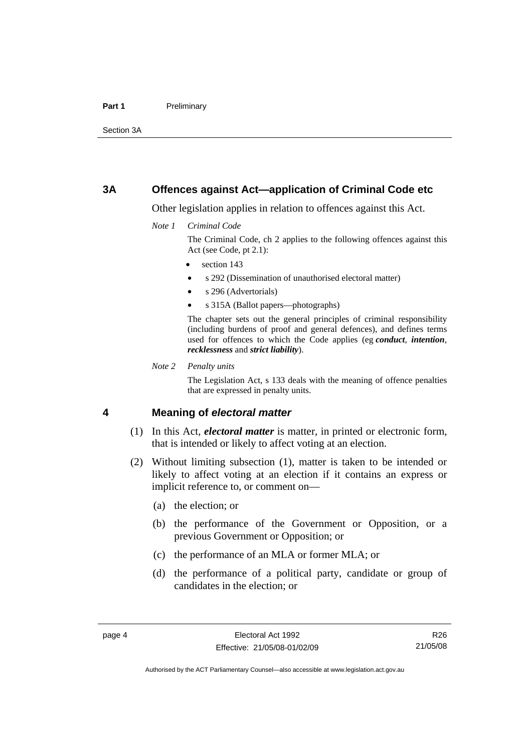## 3A Offences against Act—application of Criminal Code etc

Other legislation applies in relation to offences against this Act.

*Note 1 Criminal Code*

The Criminal Code, ch 2 applies to the following offences against this Act (see Code, pt 2.1):

- section 143
- s 292 (Dissemination of unauthorised electoral matter)
- s 296 (Advertorials)
- s 315A (Ballot papers—photographs)

The chapter sets out the general principles of criminal responsibility (including burdens of proof and general defences), and defines terms used for offences to which the Code applies (eg ***conduct***, ***intention***, ***recklessness*** and ***strict liability***).

*Note 2 Penalty units*

The Legislation Act, s 133 deals with the meaning of offence penalties that are expressed in penalty units.

## 4 Meaning of *electoral matter*

(1) In this Act, ***electoral matter*** is matter, in printed or electronic form, that is intended or likely to affect voting at an election.

(2) Without limiting subsection (1), matter is taken to be intended or likely to affect voting at an election if it contains an express or implicit reference to, or comment on—

(a) the election; or

(b) the performance of the Government or Opposition, or a previous Government or Opposition; or

(c) the performance of an MLA or former MLA; or

(d) the performance of a political party, candidate or group of candidates in the election; or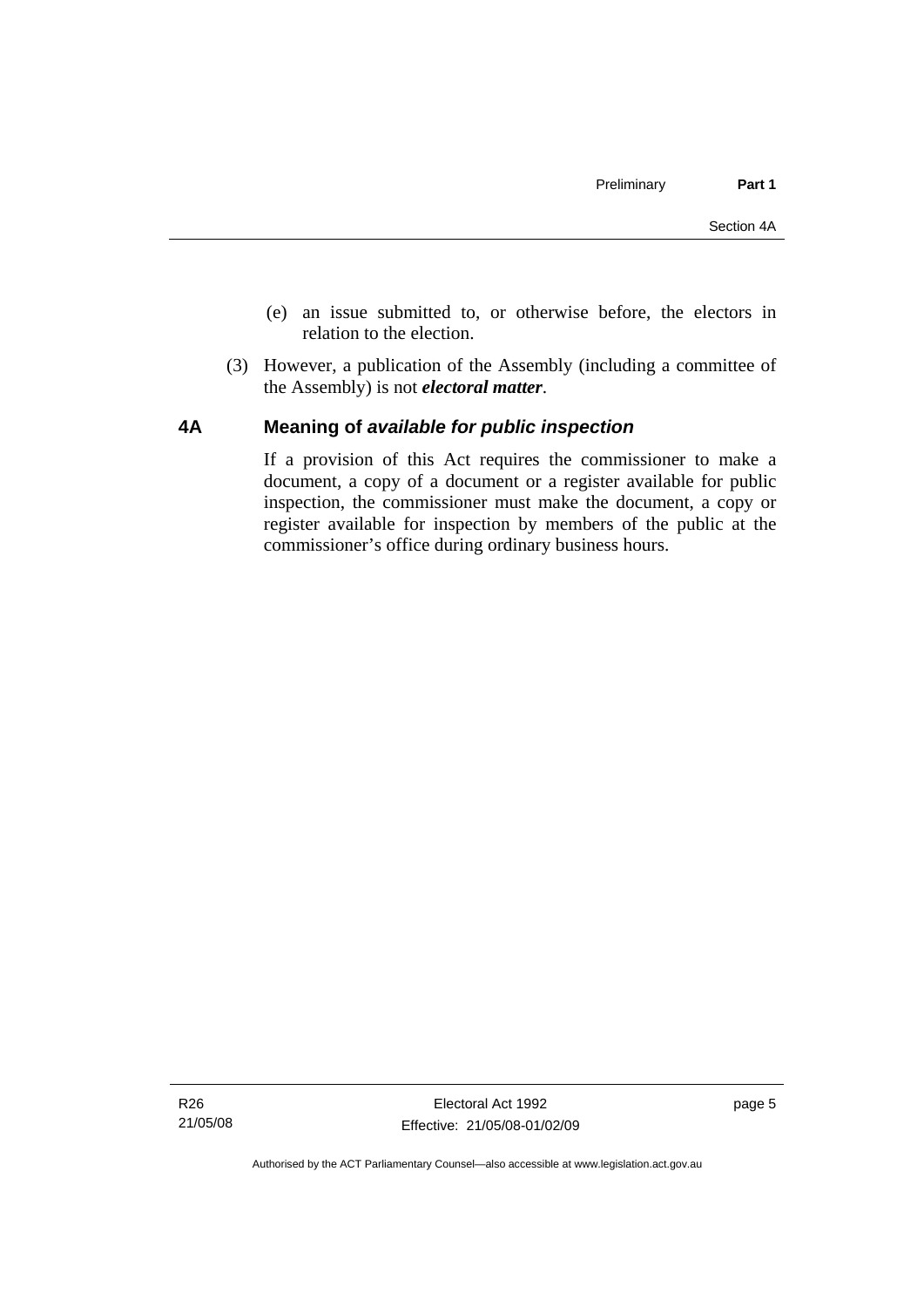(e) an issue submitted to, or otherwise before, the electors in relation to the election.

(3) However, a publication of the Assembly (including a committee of the Assembly) is not ***electoral matter***.

## 4A Meaning of *available for public inspection*

If a provision of this Act requires the commissioner to make a document, a copy of a document or a register available for public inspection, the commissioner must make the document, a copy or register available for inspection by members of the public at the commissioner's office during ordinary business hours.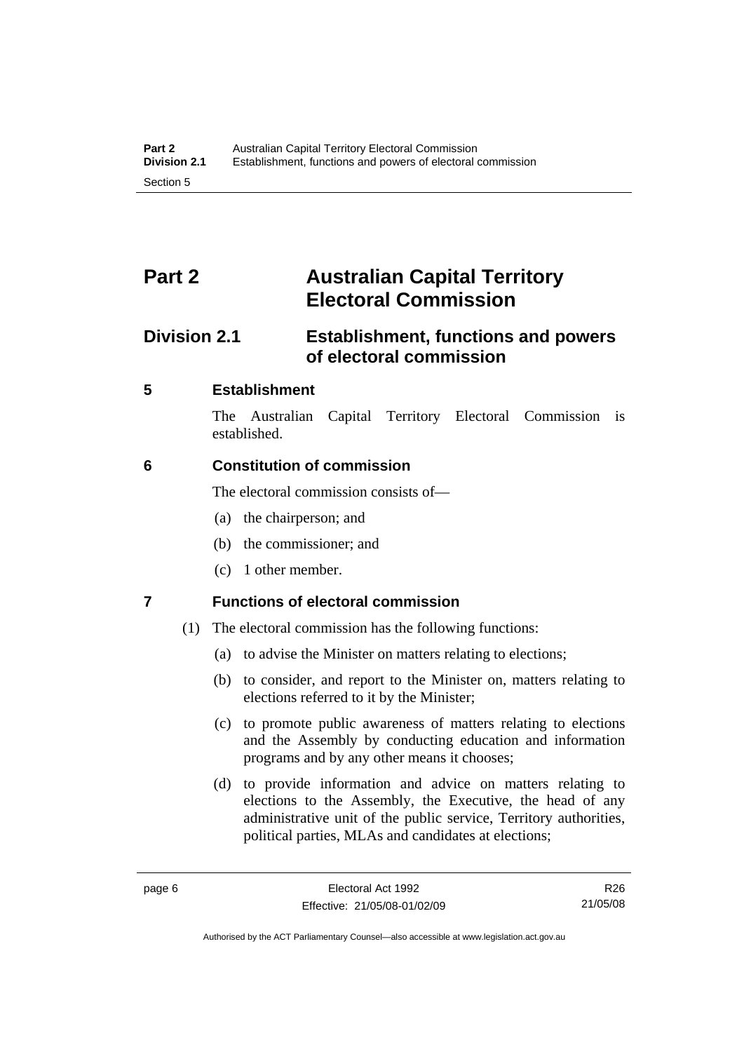# Part 2 Australian Capital Territory Electoral Commission

## Division 2.1 Establishment, functions and powers of electoral commission

### 5 Establishment

The Australian Capital Territory Electoral Commission is established.

### 6 Constitution of commission

The electoral commission consists of—

(a) the chairperson; and

(b) the commissioner; and

(c) 1 other member.

### 7 Functions of electoral commission

(1) The electoral commission has the following functions:

(a) to advise the Minister on matters relating to elections;

(b) to consider, and report to the Minister on, matters relating to elections referred to it by the Minister;

(c) to promote public awareness of matters relating to elections and the Assembly by conducting education and information programs and by any other means it chooses;

(d) to provide information and advice on matters relating to elections to the Assembly, the Executive, the head of any administrative unit of the public service, Territory authorities, political parties, MLAs and candidates at elections;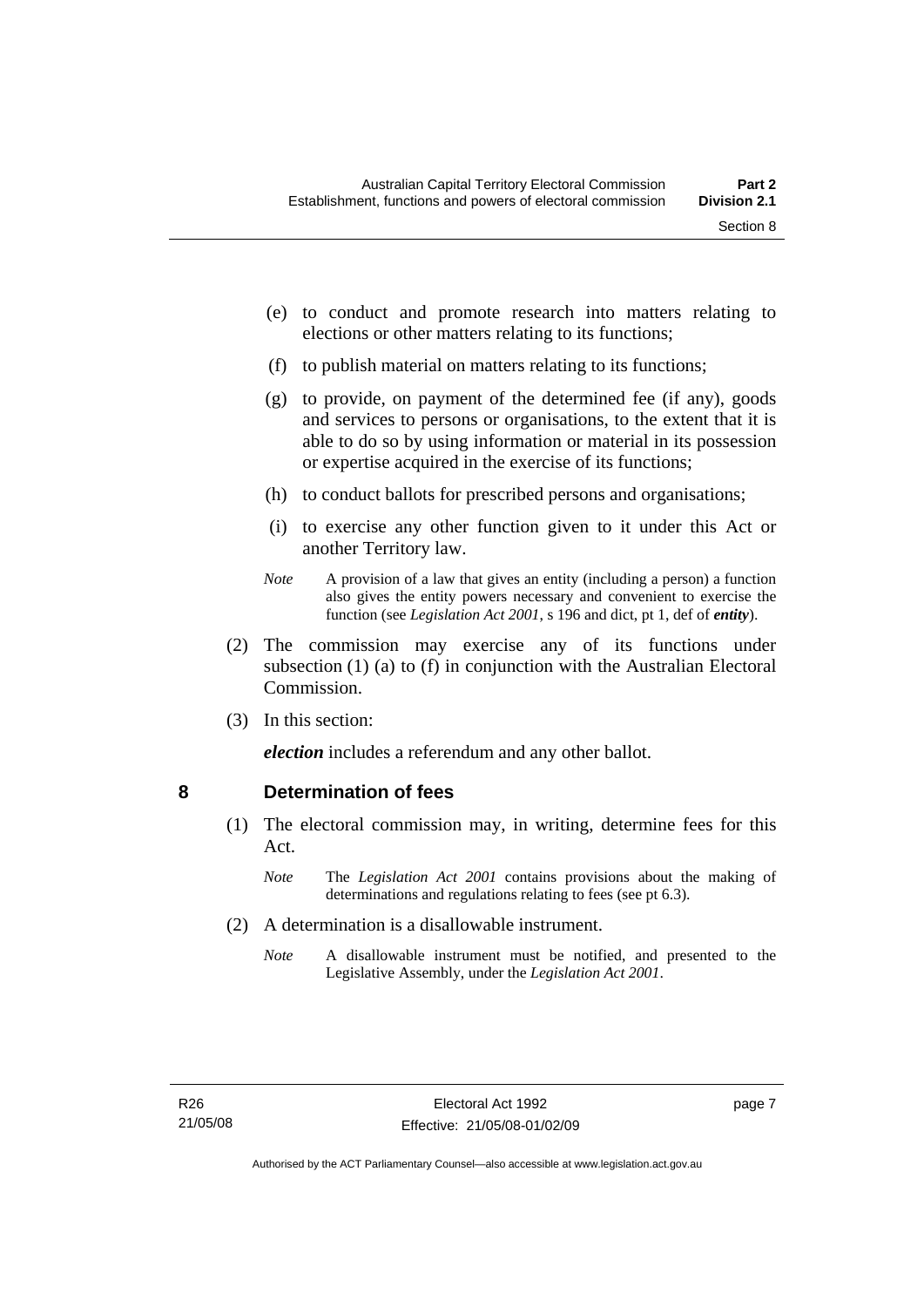(e) to conduct and promote research into matters relating to elections or other matters relating to its functions;

(f) to publish material on matters relating to its functions;

(g) to provide, on payment of the determined fee (if any), goods and services to persons or organisations, to the extent that it is able to do so by using information or material in its possession or expertise acquired in the exercise of its functions;

(h) to conduct ballots for prescribed persons and organisations;

(i) to exercise any other function given to it under this Act or another Territory law.

*Note* A provision of a law that gives an entity (including a person) a function also gives the entity powers necessary and convenient to exercise the function (see *Legislation Act 2001*, s 196 and dict, pt 1, def of ***entity***).

(2) The commission may exercise any of its functions under subsection (1) (a) to (f) in conjunction with the Australian Electoral Commission.

(3) In this section:

***election*** includes a referendum and any other ballot.

## 8 Determination of fees

(1) The electoral commission may, in writing, determine fees for this Act.

*Note* The *Legislation Act 2001* contains provisions about the making of determinations and regulations relating to fees (see pt 6.3).

(2) A determination is a disallowable instrument.

*Note* A disallowable instrument must be notified, and presented to the Legislative Assembly, under the *Legislation Act 2001*.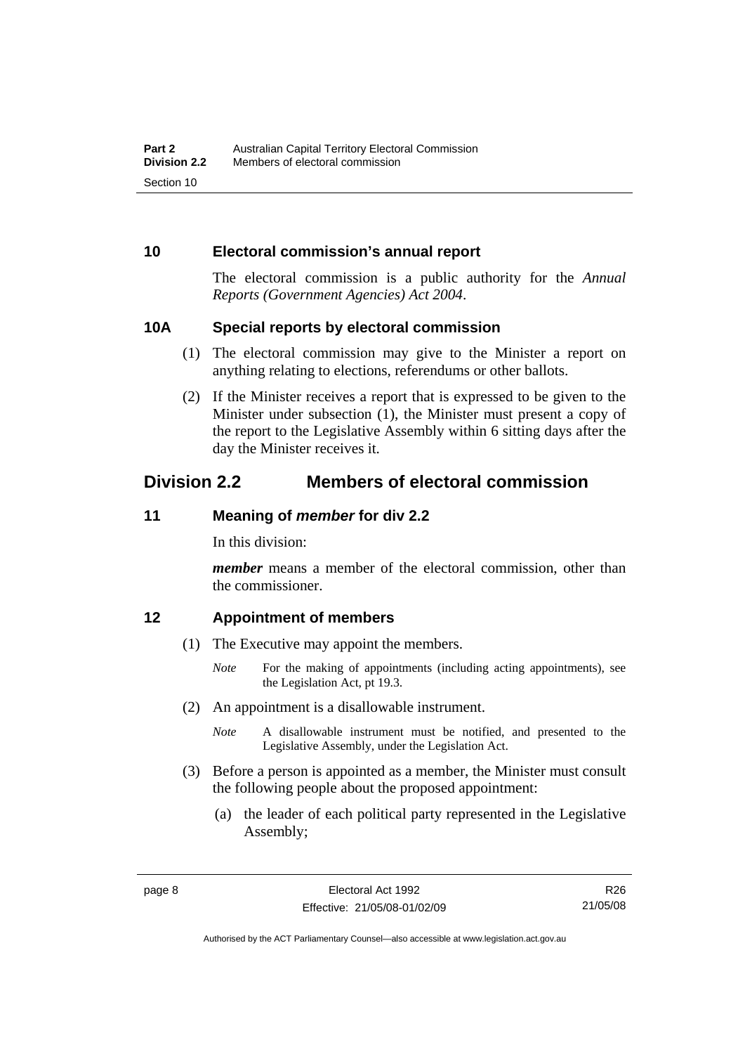## 10 Electoral commission's annual report

The electoral commission is a public authority for the *Annual Reports (Government Agencies) Act 2004*.

## 10A Special reports by electoral commission

(1) The electoral commission may give to the Minister a report on anything relating to elections, referendums or other ballots.

(2) If the Minister receives a report that is expressed to be given to the Minister under subsection (1), the Minister must present a copy of the report to the Legislative Assembly within 6 sitting days after the day the Minister receives it.

# Division 2.2 Members of electoral commission

## 11 Meaning of *member* for div 2.2

In this division:

***member*** means a member of the electoral commission, other than the commissioner.

## 12 Appointment of members

(1) The Executive may appoint the members.

*Note* For the making of appointments (including acting appointments), see the Legislation Act, pt 19.3.

(2) An appointment is a disallowable instrument.

*Note* A disallowable instrument must be notified, and presented to the Legislative Assembly, under the Legislation Act.

(3) Before a person is appointed as a member, the Minister must consult the following people about the proposed appointment:

(a) the leader of each political party represented in the Legislative Assembly;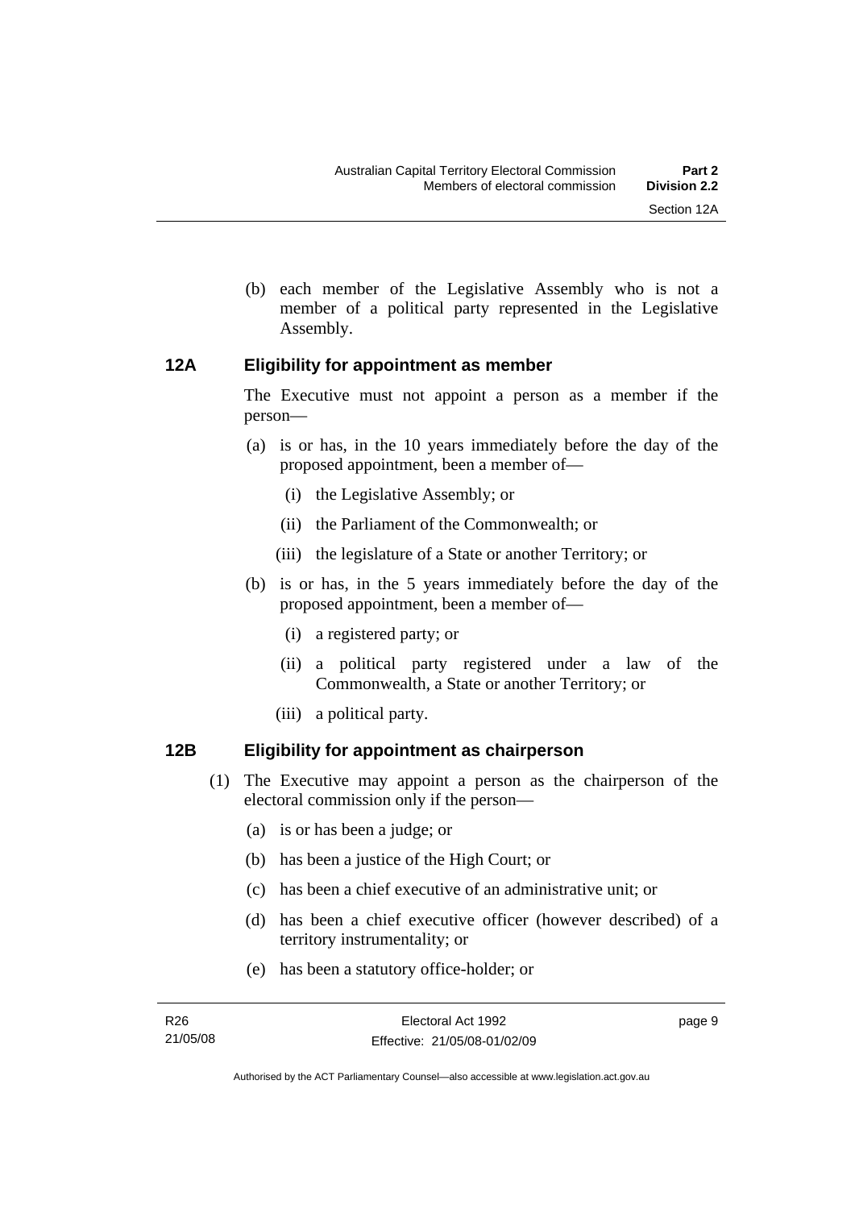(b) each member of the Legislative Assembly who is not a member of a political party represented in the Legislative Assembly.

### 12A Eligibility for appointment as member

The Executive must not appoint a person as a member if the person—

(a) is or has, in the 10 years immediately before the day of the proposed appointment, been a member of—

  (i) the Legislative Assembly; or

  (ii) the Parliament of the Commonwealth; or

  (iii) the legislature of a State or another Territory; or

(b) is or has, in the 5 years immediately before the day of the proposed appointment, been a member of—

  (i) a registered party; or

  (ii) a political party registered under a law of the Commonwealth, a State or another Territory; or

  (iii) a political party.

### 12B Eligibility for appointment as chairperson

(1) The Executive may appoint a person as the chairperson of the electoral commission only if the person—

  (a) is or has been a judge; or

  (b) has been a justice of the High Court; or

  (c) has been a chief executive of an administrative unit; or

  (d) has been a chief executive officer (however described) of a territory instrumentality; or

  (e) has been a statutory office-holder; or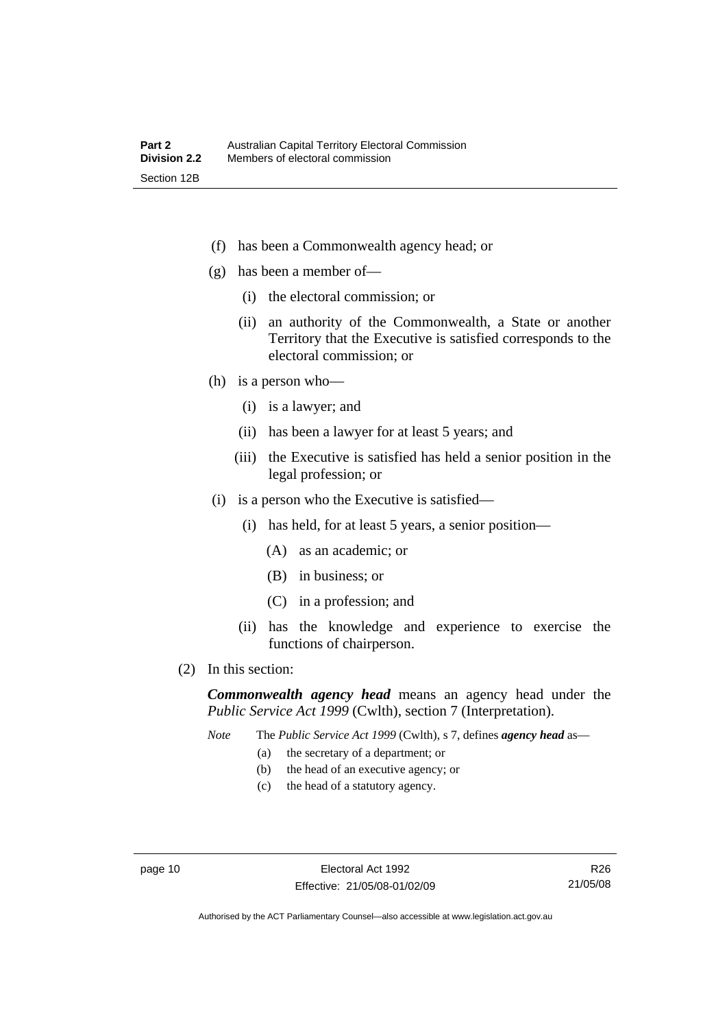(f) has been a Commonwealth agency head; or

(g) has been a member of—

  (i) the electoral commission; or

  (ii) an authority of the Commonwealth, a State or another Territory that the Executive is satisfied corresponds to the electoral commission; or

(h) is a person who—

  (i) is a lawyer; and

  (ii) has been a lawyer for at least 5 years; and

  (iii) the Executive is satisfied has held a senior position in the legal profession; or

(i) is a person who the Executive is satisfied—

  (i) has held, for at least 5 years, a senior position—

    (A) as an academic; or

    (B) in business; or

    (C) in a profession; and

  (ii) has the knowledge and experience to exercise the functions of chairperson.

(2) In this section:

***Commonwealth agency head*** means an agency head under the *Public Service Act 1999* (Cwlth), section 7 (Interpretation).

*Note* The *Public Service Act 1999* (Cwlth), s 7, defines ***agency head*** as—

(a) the secretary of a department; or

(b) the head of an executive agency; or

(c) the head of a statutory agency.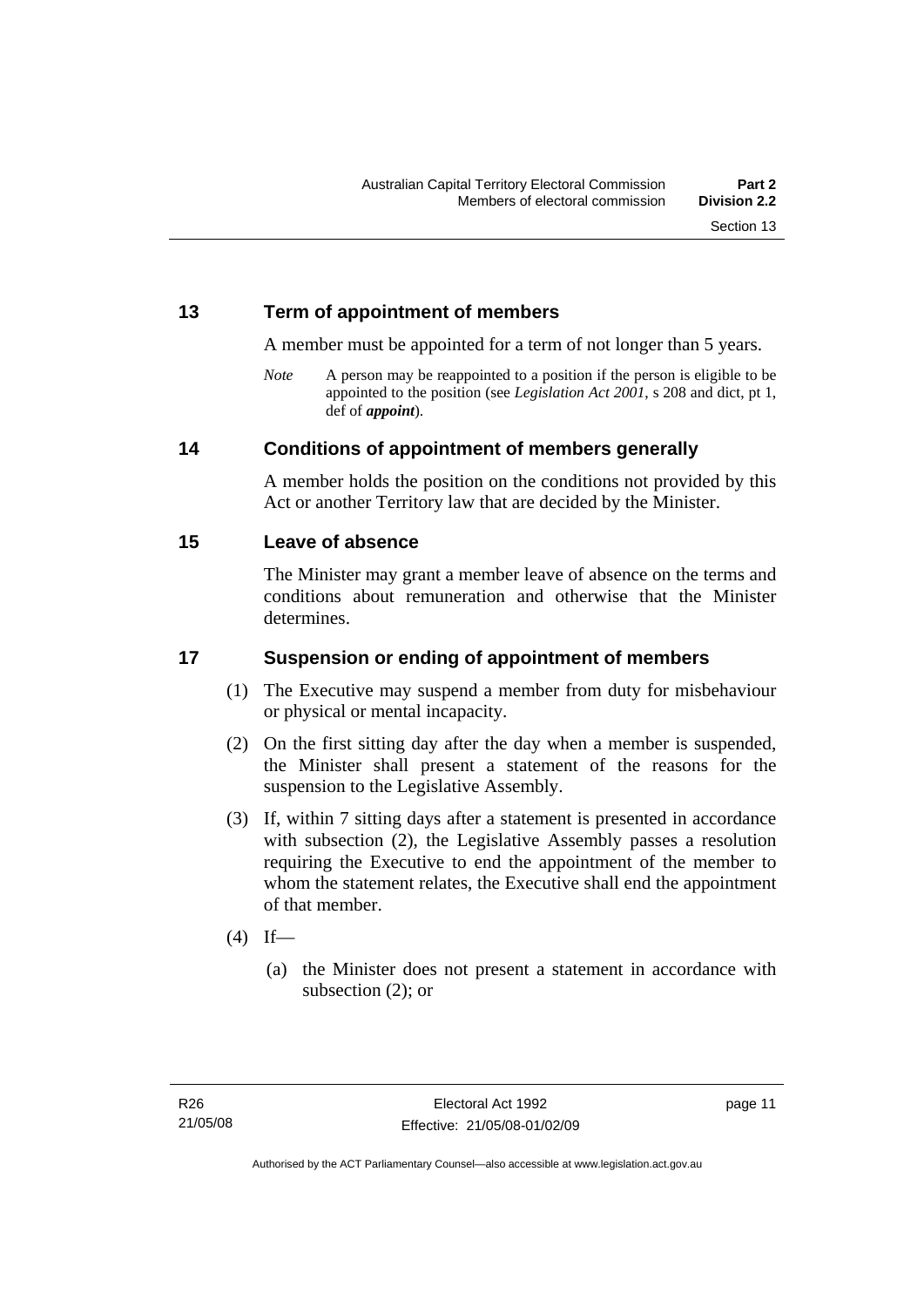## 13 Term of appointment of members

A member must be appointed for a term of not longer than 5 years.

*Note* A person may be reappointed to a position if the person is eligible to be appointed to the position (see *Legislation Act 2001*, s 208 and dict, pt 1, def of ***appoint***).

## 14 Conditions of appointment of members generally

A member holds the position on the conditions not provided by this Act or another Territory law that are decided by the Minister.

## 15 Leave of absence

The Minister may grant a member leave of absence on the terms and conditions about remuneration and otherwise that the Minister determines.

## 17 Suspension or ending of appointment of members

(1) The Executive may suspend a member from duty for misbehaviour or physical or mental incapacity.

(2) On the first sitting day after the day when a member is suspended, the Minister shall present a statement of the reasons for the suspension to the Legislative Assembly.

(3) If, within 7 sitting days after a statement is presented in accordance with subsection (2), the Legislative Assembly passes a resolution requiring the Executive to end the appointment of the member to whom the statement relates, the Executive shall end the appointment of that member.

(4) If—

(a) the Minister does not present a statement in accordance with subsection (2); or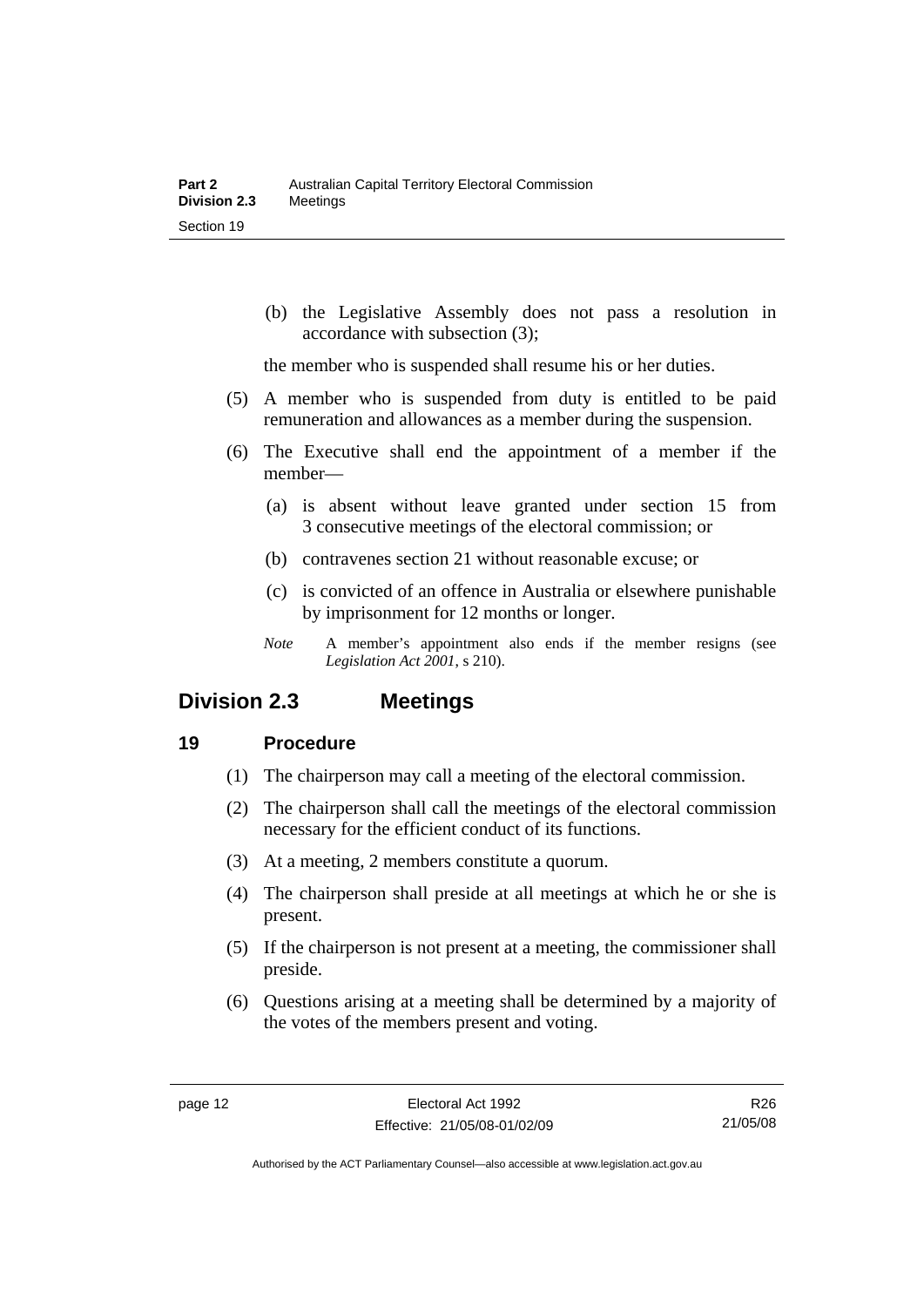(b) the Legislative Assembly does not pass a resolution in accordance with subsection (3);

the member who is suspended shall resume his or her duties.

(5) A member who is suspended from duty is entitled to be paid remuneration and allowances as a member during the suspension.

(6) The Executive shall end the appointment of a member if the member—

(a) is absent without leave granted under section 15 from 3 consecutive meetings of the electoral commission; or

(b) contravenes section 21 without reasonable excuse; or

(c) is convicted of an offence in Australia or elsewhere punishable by imprisonment for 12 months or longer.

*Note* A member's appointment also ends if the member resigns (see *Legislation Act 2001*, s 210).

## Division 2.3 Meetings

### 19 Procedure

(1) The chairperson may call a meeting of the electoral commission.

(2) The chairperson shall call the meetings of the electoral commission necessary for the efficient conduct of its functions.

(3) At a meeting, 2 members constitute a quorum.

(4) The chairperson shall preside at all meetings at which he or she is present.

(5) If the chairperson is not present at a meeting, the commissioner shall preside.

(6) Questions arising at a meeting shall be determined by a majority of the votes of the members present and voting.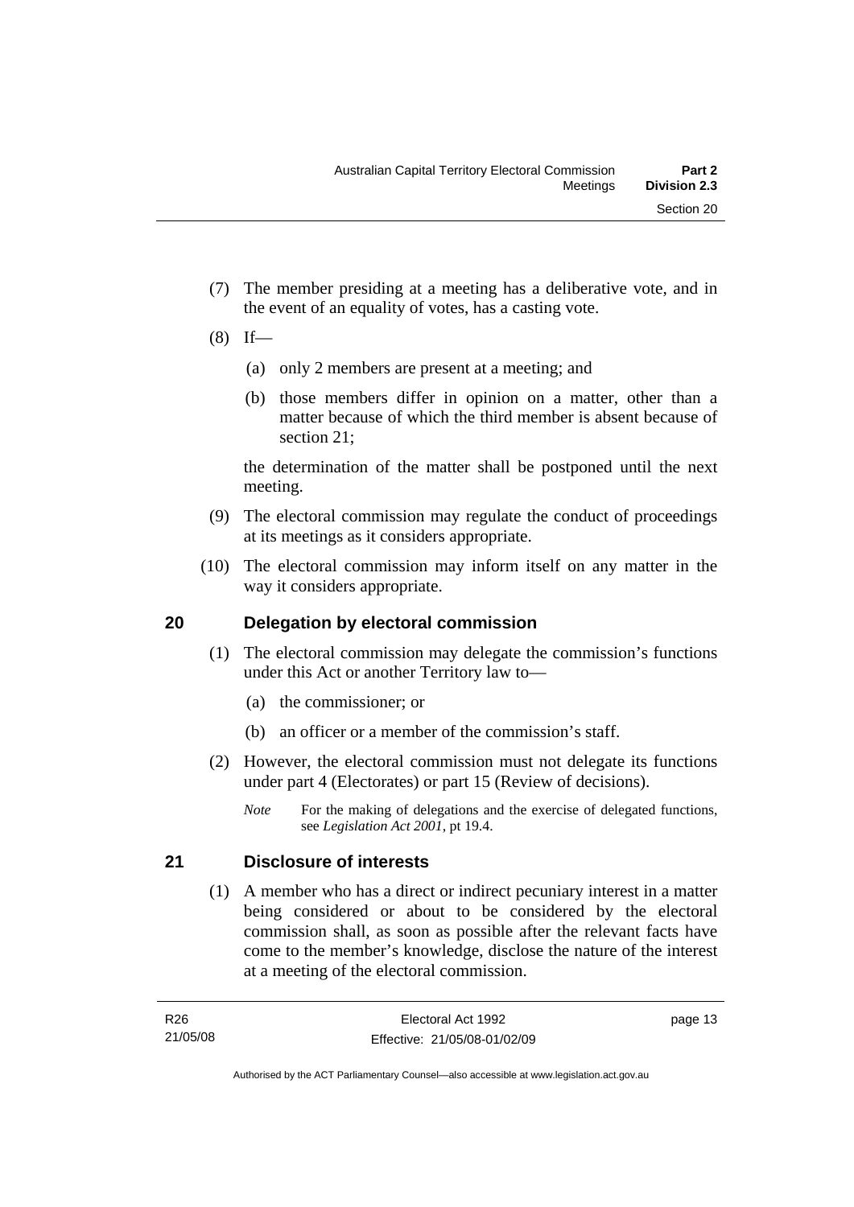(7) The member presiding at a meeting has a deliberative vote, and in the event of an equality of votes, has a casting vote.

(8) If—

(a) only 2 members are present at a meeting; and

(b) those members differ in opinion on a matter, other than a matter because of which the third member is absent because of section 21;

the determination of the matter shall be postponed until the next meeting.

(9) The electoral commission may regulate the conduct of proceedings at its meetings as it considers appropriate.

(10) The electoral commission may inform itself on any matter in the way it considers appropriate.

## 20 Delegation by electoral commission

(1) The electoral commission may delegate the commission's functions under this Act or another Territory law to—

(a) the commissioner; or

(b) an officer or a member of the commission's staff.

(2) However, the electoral commission must not delegate its functions under part 4 (Electorates) or part 15 (Review of decisions).

*Note* For the making of delegations and the exercise of delegated functions, see *Legislation Act 2001*, pt 19.4.

## 21 Disclosure of interests

(1) A member who has a direct or indirect pecuniary interest in a matter being considered or about to be considered by the electoral commission shall, as soon as possible after the relevant facts have come to the member's knowledge, disclose the nature of the interest at a meeting of the electoral commission.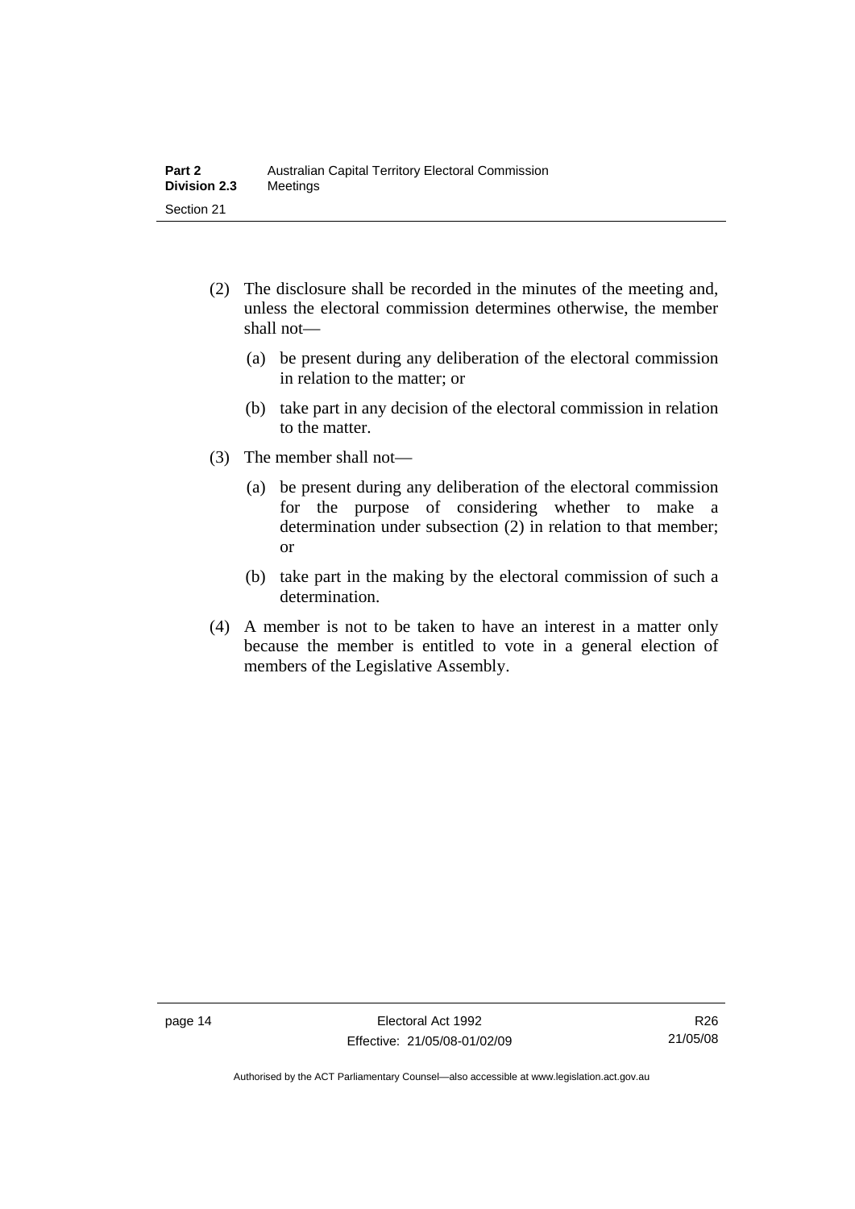(2) The disclosure shall be recorded in the minutes of the meeting and, unless the electoral commission determines otherwise, the member shall not—

(a) be present during any deliberation of the electoral commission in relation to the matter; or

(b) take part in any decision of the electoral commission in relation to the matter.

(3) The member shall not—

(a) be present during any deliberation of the electoral commission for the purpose of considering whether to make a determination under subsection (2) in relation to that member; or

(b) take part in the making by the electoral commission of such a determination.

(4) A member is not to be taken to have an interest in a matter only because the member is entitled to vote in a general election of members of the Legislative Assembly.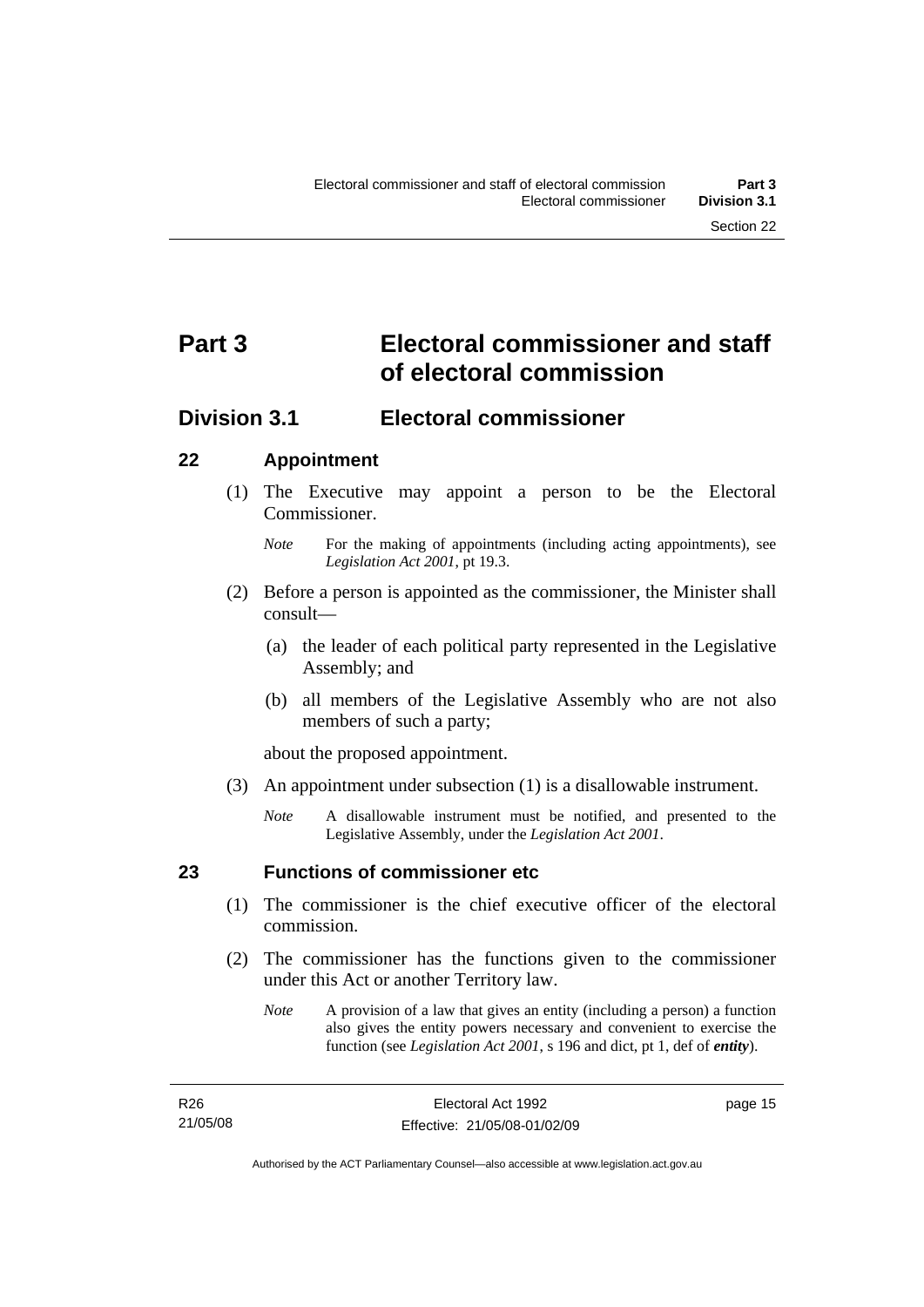# Part 3 Electoral commissioner and staff of electoral commission

## Division 3.1 Electoral commissioner

### 22 Appointment

(1) The Executive may appoint a person to be the Electoral Commissioner.

*Note* For the making of appointments (including acting appointments), see *Legislation Act 2001*, pt 19.3.

(2) Before a person is appointed as the commissioner, the Minister shall consult—

(a) the leader of each political party represented in the Legislative Assembly; and

(b) all members of the Legislative Assembly who are not also members of such a party;

about the proposed appointment.

(3) An appointment under subsection (1) is a disallowable instrument.

*Note* A disallowable instrument must be notified, and presented to the Legislative Assembly, under the *Legislation Act 2001*.

### 23 Functions of commissioner etc

(1) The commissioner is the chief executive officer of the electoral commission.

(2) The commissioner has the functions given to the commissioner under this Act or another Territory law.

*Note* A provision of a law that gives an entity (including a person) a function also gives the entity powers necessary and convenient to exercise the function (see *Legislation Act 2001*, s 196 and dict, pt 1, def of ***entity***).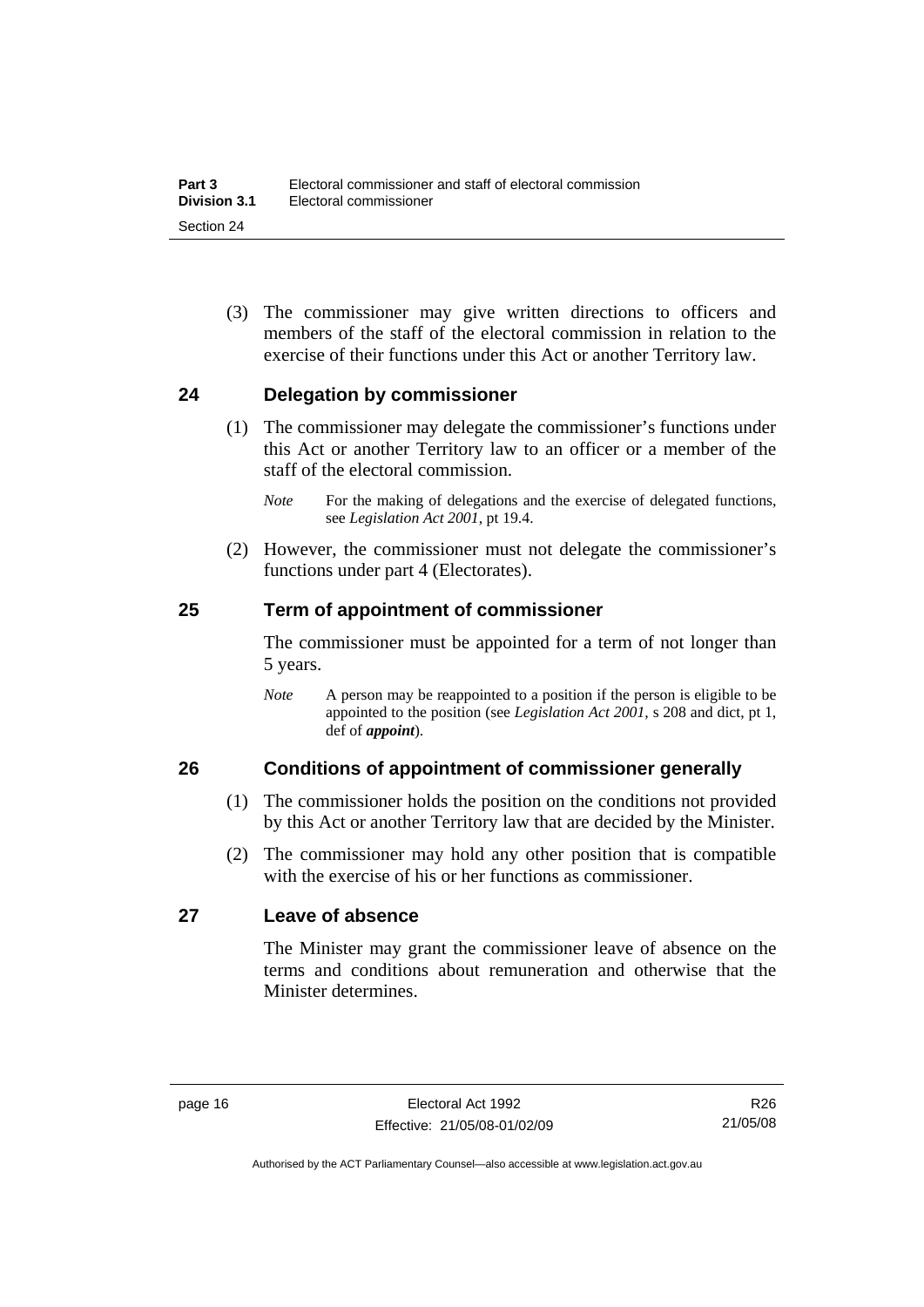(3) The commissioner may give written directions to officers and members of the staff of the electoral commission in relation to the exercise of their functions under this Act or another Territory law.

## 24 Delegation by commissioner

(1) The commissioner may delegate the commissioner's functions under this Act or another Territory law to an officer or a member of the staff of the electoral commission.

*Note* For the making of delegations and the exercise of delegated functions, see *Legislation Act 2001*, pt 19.4.

(2) However, the commissioner must not delegate the commissioner's functions under part 4 (Electorates).

## 25 Term of appointment of commissioner

The commissioner must be appointed for a term of not longer than 5 years.

*Note* A person may be reappointed to a position if the person is eligible to be appointed to the position (see *Legislation Act 2001*, s 208 and dict, pt 1, def of ***appoint***).

## 26 Conditions of appointment of commissioner generally

(1) The commissioner holds the position on the conditions not provided by this Act or another Territory law that are decided by the Minister.

(2) The commissioner may hold any other position that is compatible with the exercise of his or her functions as commissioner.

## 27 Leave of absence

The Minister may grant the commissioner leave of absence on the terms and conditions about remuneration and otherwise that the Minister determines.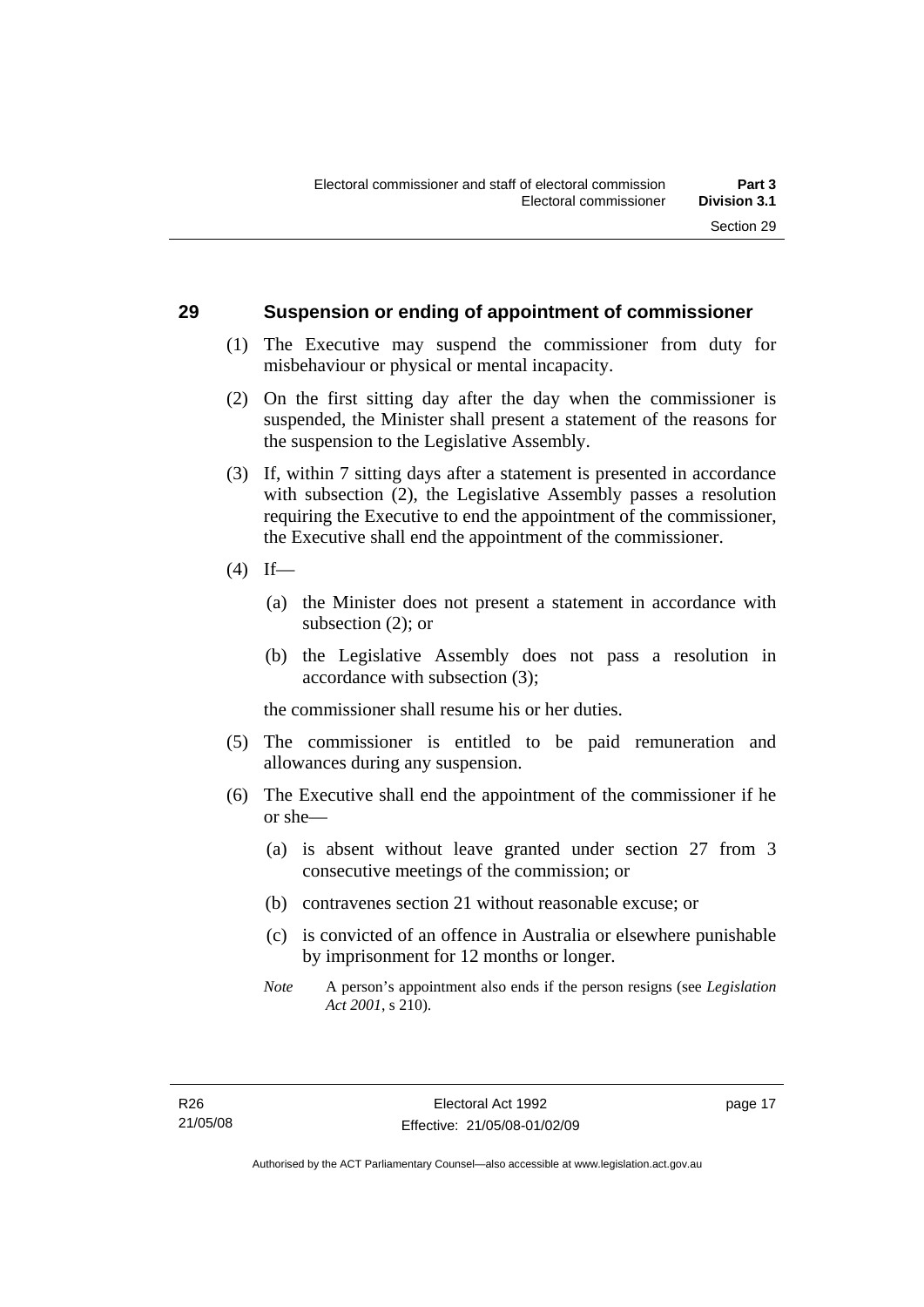## 29 Suspension or ending of appointment of commissioner

(1) The Executive may suspend the commissioner from duty for misbehaviour or physical or mental incapacity.

(2) On the first sitting day after the day when the commissioner is suspended, the Minister shall present a statement of the reasons for the suspension to the Legislative Assembly.

(3) If, within 7 sitting days after a statement is presented in accordance with subsection (2), the Legislative Assembly passes a resolution requiring the Executive to end the appointment of the commissioner, the Executive shall end the appointment of the commissioner.

(4) If—

(a) the Minister does not present a statement in accordance with subsection (2); or

(b) the Legislative Assembly does not pass a resolution in accordance with subsection (3);

the commissioner shall resume his or her duties.

(5) The commissioner is entitled to be paid remuneration and allowances during any suspension.

(6) The Executive shall end the appointment of the commissioner if he or she—

(a) is absent without leave granted under section 27 from 3 consecutive meetings of the commission; or

(b) contravenes section 21 without reasonable excuse; or

(c) is convicted of an offence in Australia or elsewhere punishable by imprisonment for 12 months or longer.

*Note* A person's appointment also ends if the person resigns (see *Legislation Act 2001*, s 210).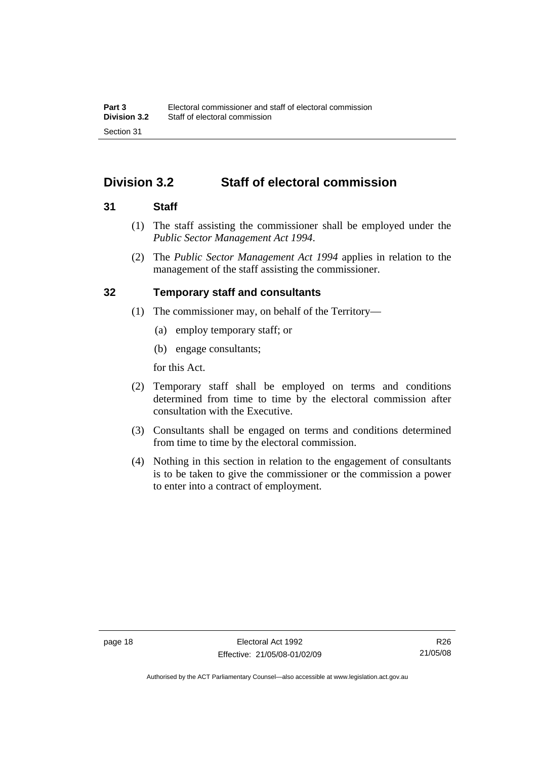## Division 3.2 Staff of electoral commission

### 31 Staff

(1) The staff assisting the commissioner shall be employed under the *Public Sector Management Act 1994*.

(2) The *Public Sector Management Act 1994* applies in relation to the management of the staff assisting the commissioner.

### 32 Temporary staff and consultants

(1) The commissioner may, on behalf of the Territory—

(a) employ temporary staff; or

(b) engage consultants;

for this Act.

(2) Temporary staff shall be employed on terms and conditions determined from time to time by the electoral commission after consultation with the Executive.

(3) Consultants shall be engaged on terms and conditions determined from time to time by the electoral commission.

(4) Nothing in this section in relation to the engagement of consultants is to be taken to give the commissioner or the commission a power to enter into a contract of employment.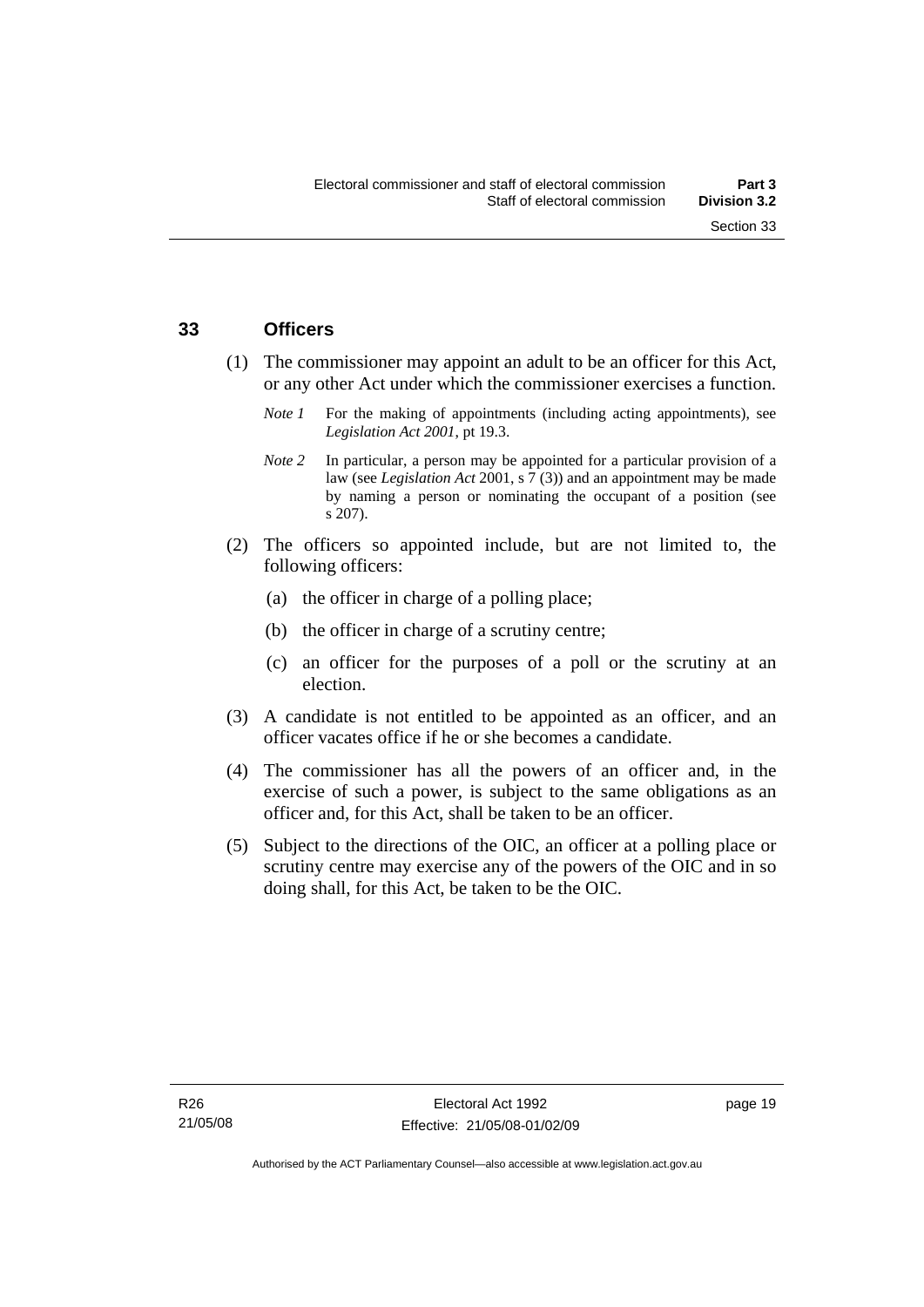## 33 Officers

(1) The commissioner may appoint an adult to be an officer for this Act, or any other Act under which the commissioner exercises a function.

*Note 1* For the making of appointments (including acting appointments), see *Legislation Act 2001*, pt 19.3.

*Note 2* In particular, a person may be appointed for a particular provision of a law (see *Legislation Act* 2001, s 7 (3)) and an appointment may be made by naming a person or nominating the occupant of a position (see s 207).

(2) The officers so appointed include, but are not limited to, the following officers:

(a) the officer in charge of a polling place;

(b) the officer in charge of a scrutiny centre;

(c) an officer for the purposes of a poll or the scrutiny at an election.

(3) A candidate is not entitled to be appointed as an officer, and an officer vacates office if he or she becomes a candidate.

(4) The commissioner has all the powers of an officer and, in the exercise of such a power, is subject to the same obligations as an officer and, for this Act, shall be taken to be an officer.

(5) Subject to the directions of the OIC, an officer at a polling place or scrutiny centre may exercise any of the powers of the OIC and in so doing shall, for this Act, be taken to be the OIC.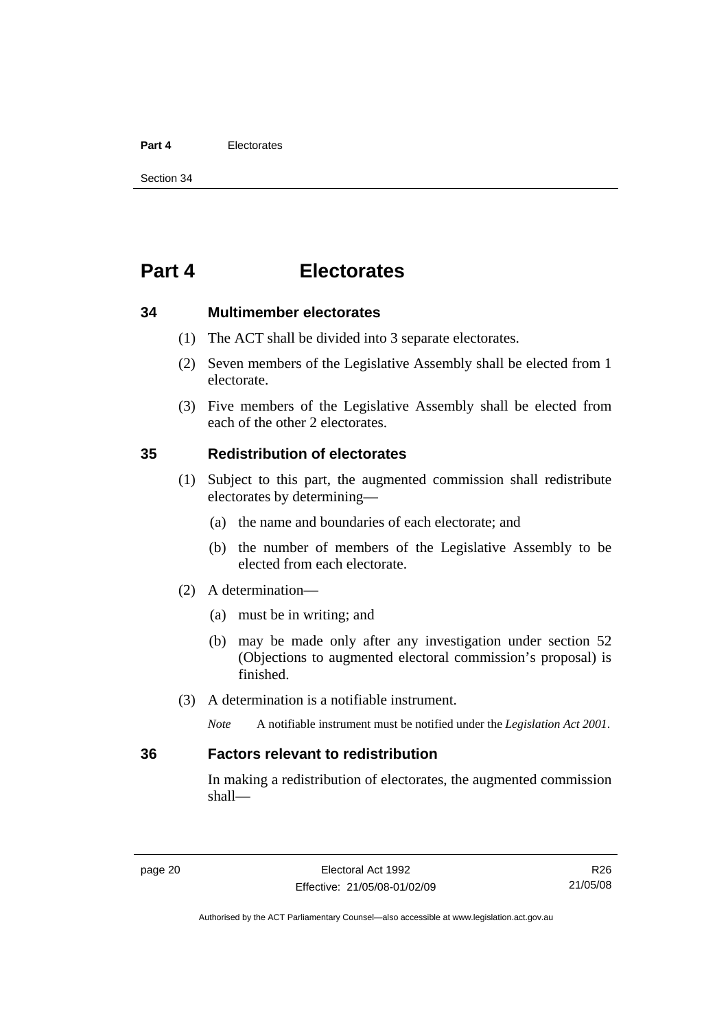# Part 4 Electorates

## 34 Multimember electorates

(1) The ACT shall be divided into 3 separate electorates.

(2) Seven members of the Legislative Assembly shall be elected from 1 electorate.

(3) Five members of the Legislative Assembly shall be elected from each of the other 2 electorates.

## 35 Redistribution of electorates

(1) Subject to this part, the augmented commission shall redistribute electorates by determining—

(a) the name and boundaries of each electorate; and

(b) the number of members of the Legislative Assembly to be elected from each electorate.

(2) A determination—

(a) must be in writing; and

(b) may be made only after any investigation under section 52 (Objections to augmented electoral commission's proposal) is finished.

(3) A determination is a notifiable instrument.

*Note* A notifiable instrument must be notified under the *Legislation Act 2001*.

## 36 Factors relevant to redistribution

In making a redistribution of electorates, the augmented commission shall—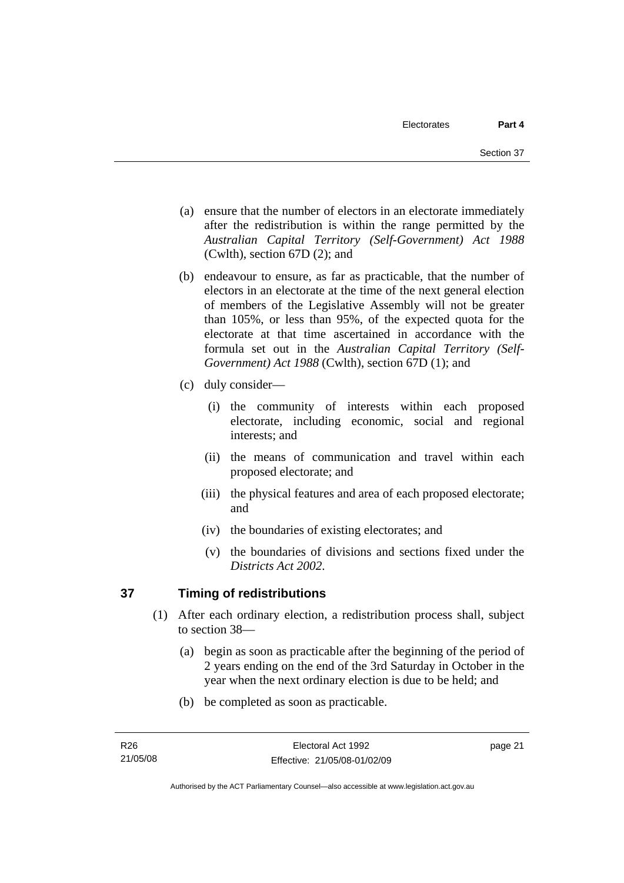(a) ensure that the number of electors in an electorate immediately after the redistribution is within the range permitted by the *Australian Capital Territory (Self-Government) Act 1988* (Cwlth), section 67D (2); and

(b) endeavour to ensure, as far as practicable, that the number of electors in an electorate at the time of the next general election of members of the Legislative Assembly will not be greater than 105%, or less than 95%, of the expected quota for the electorate at that time ascertained in accordance with the formula set out in the *Australian Capital Territory (Self-Government) Act 1988* (Cwlth), section 67D (1); and

(c) duly consider—

   (i) the community of interests within each proposed electorate, including economic, social and regional interests; and

   (ii) the means of communication and travel within each proposed electorate; and

   (iii) the physical features and area of each proposed electorate; and

   (iv) the boundaries of existing electorates; and

   (v) the boundaries of divisions and sections fixed under the *Districts Act 2002*.

## 37 Timing of redistributions

(1) After each ordinary election, a redistribution process shall, subject to section 38—

   (a) begin as soon as practicable after the beginning of the period of 2 years ending on the end of the 3rd Saturday in October in the year when the next ordinary election is due to be held; and

   (b) be completed as soon as practicable.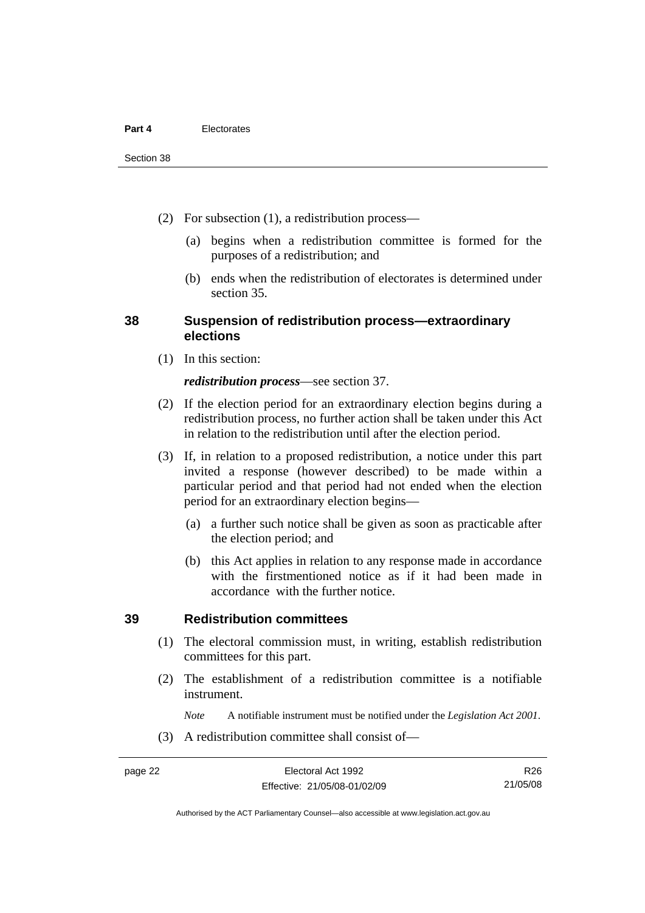(2) For subsection (1), a redistribution process—

(a) begins when a redistribution committee is formed for the purposes of a redistribution; and

(b) ends when the redistribution of electorates is determined under section 35.

## 38 Suspension of redistribution process—extraordinary elections

(1) In this section:

***redistribution process***—see section 37.

(2) If the election period for an extraordinary election begins during a redistribution process, no further action shall be taken under this Act in relation to the redistribution until after the election period.

(3) If, in relation to a proposed redistribution, a notice under this part invited a response (however described) to be made within a particular period and that period had not ended when the election period for an extraordinary election begins—

(a) a further such notice shall be given as soon as practicable after the election period; and

(b) this Act applies in relation to any response made in accordance with the firstmentioned notice as if it had been made in accordance with the further notice.

## 39 Redistribution committees

(1) The electoral commission must, in writing, establish redistribution committees for this part.

(2) The establishment of a redistribution committee is a notifiable instrument.

*Note* A notifiable instrument must be notified under the *Legislation Act 2001*.

(3) A redistribution committee shall consist of—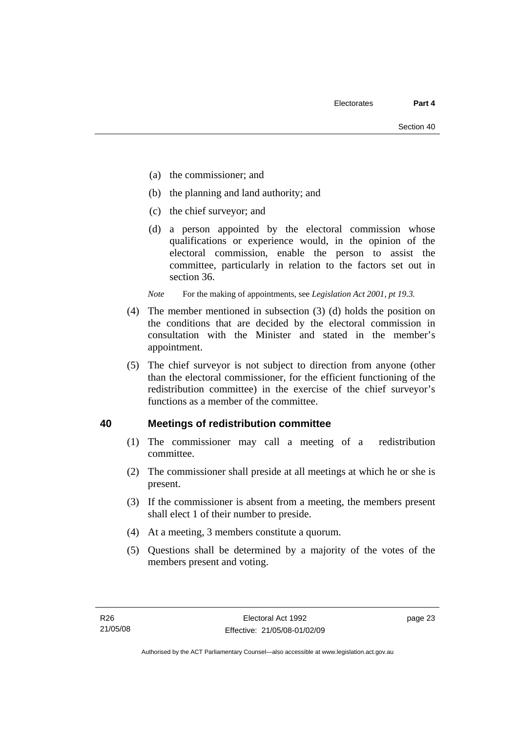(a) the commissioner; and

(b) the planning and land authority; and

(c) the chief surveyor; and

(d) a person appointed by the electoral commission whose qualifications or experience would, in the opinion of the electoral commission, enable the person to assist the committee, particularly in relation to the factors set out in section 36.

*Note* For the making of appointments, see *Legislation Act 2001, pt 19.3.*

(4) The member mentioned in subsection (3) (d) holds the position on the conditions that are decided by the electoral commission in consultation with the Minister and stated in the member's appointment.

(5) The chief surveyor is not subject to direction from anyone (other than the electoral commissioner, for the efficient functioning of the redistribution committee) in the exercise of the chief surveyor's functions as a member of the committee.

## 40 Meetings of redistribution committee

(1) The commissioner may call a meeting of a redistribution committee.

(2) The commissioner shall preside at all meetings at which he or she is present.

(3) If the commissioner is absent from a meeting, the members present shall elect 1 of their number to preside.

(4) At a meeting, 3 members constitute a quorum.

(5) Questions shall be determined by a majority of the votes of the members present and voting.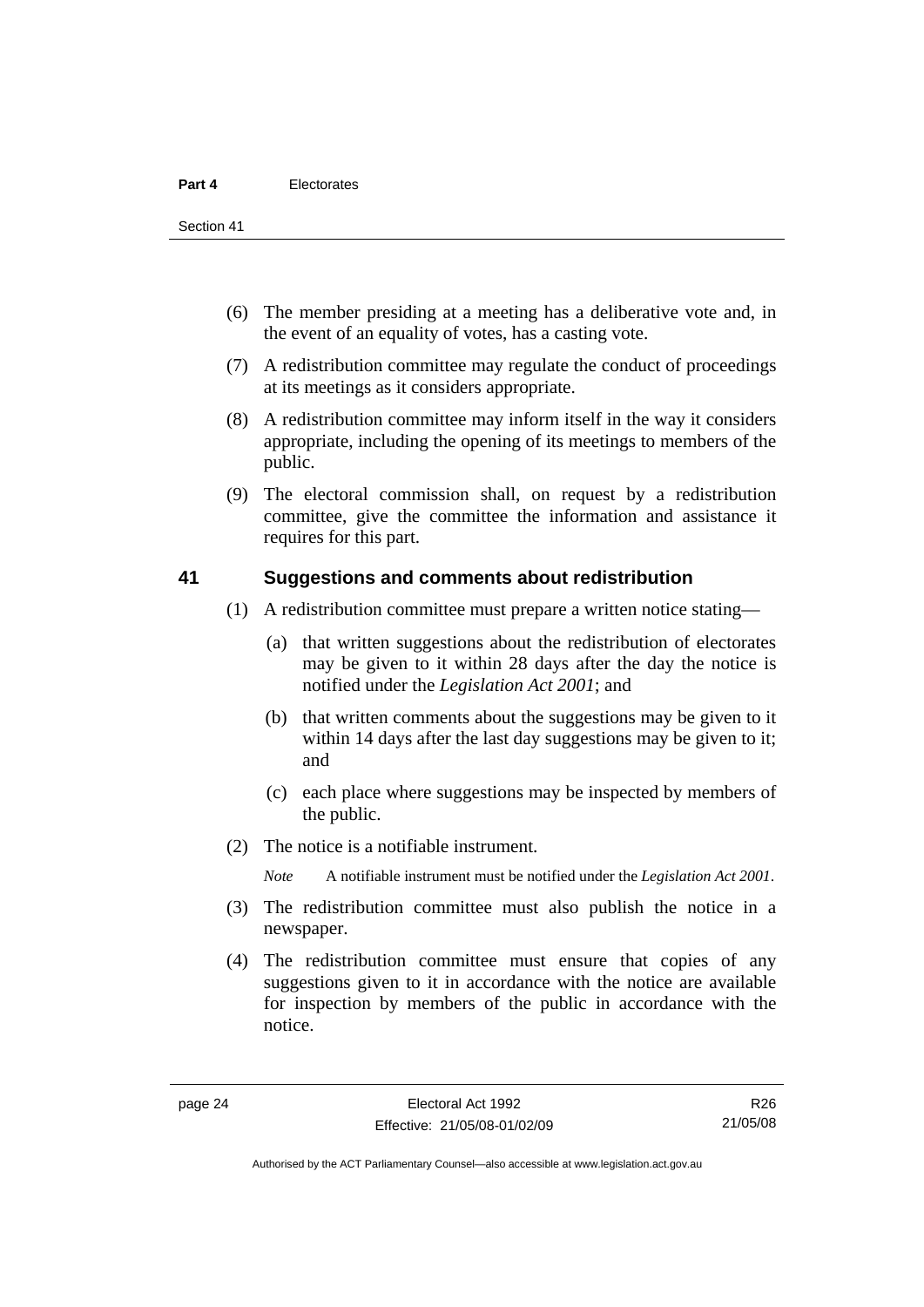(6) The member presiding at a meeting has a deliberative vote and, in the event of an equality of votes, has a casting vote.

(7) A redistribution committee may regulate the conduct of proceedings at its meetings as it considers appropriate.

(8) A redistribution committee may inform itself in the way it considers appropriate, including the opening of its meetings to members of the public.

(9) The electoral commission shall, on request by a redistribution committee, give the committee the information and assistance it requires for this part.

## 41 Suggestions and comments about redistribution

(1) A redistribution committee must prepare a written notice stating—

(a) that written suggestions about the redistribution of electorates may be given to it within 28 days after the day the notice is notified under the *Legislation Act 2001*; and

(b) that written comments about the suggestions may be given to it within 14 days after the last day suggestions may be given to it; and

(c) each place where suggestions may be inspected by members of the public.

(2) The notice is a notifiable instrument.

*Note* A notifiable instrument must be notified under the *Legislation Act 2001*.

(3) The redistribution committee must also publish the notice in a newspaper.

(4) The redistribution committee must ensure that copies of any suggestions given to it in accordance with the notice are available for inspection by members of the public in accordance with the notice.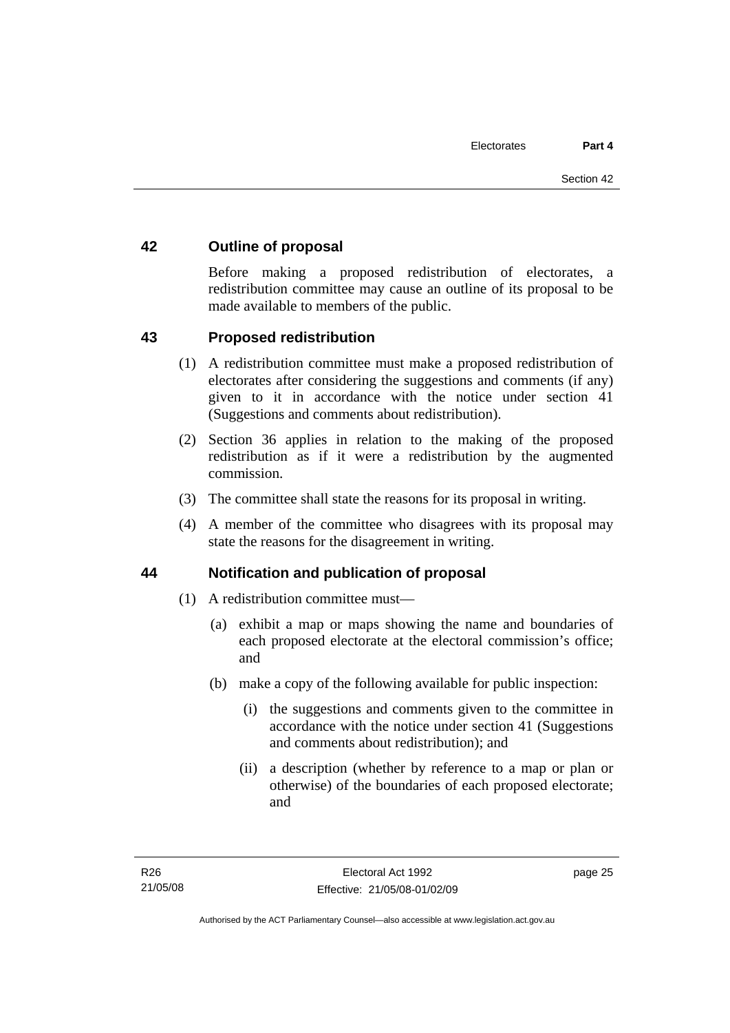## 42 Outline of proposal

Before making a proposed redistribution of electorates, a redistribution committee may cause an outline of its proposal to be made available to members of the public.

## 43 Proposed redistribution

(1) A redistribution committee must make a proposed redistribution of electorates after considering the suggestions and comments (if any) given to it in accordance with the notice under section 41 (Suggestions and comments about redistribution).

(2) Section 36 applies in relation to the making of the proposed redistribution as if it were a redistribution by the augmented commission.

(3) The committee shall state the reasons for its proposal in writing.

(4) A member of the committee who disagrees with its proposal may state the reasons for the disagreement in writing.

## 44 Notification and publication of proposal

(1) A redistribution committee must—

(a) exhibit a map or maps showing the name and boundaries of each proposed electorate at the electoral commission's office; and

(b) make a copy of the following available for public inspection:

(i) the suggestions and comments given to the committee in accordance with the notice under section 41 (Suggestions and comments about redistribution); and

(ii) a description (whether by reference to a map or plan or otherwise) of the boundaries of each proposed electorate; and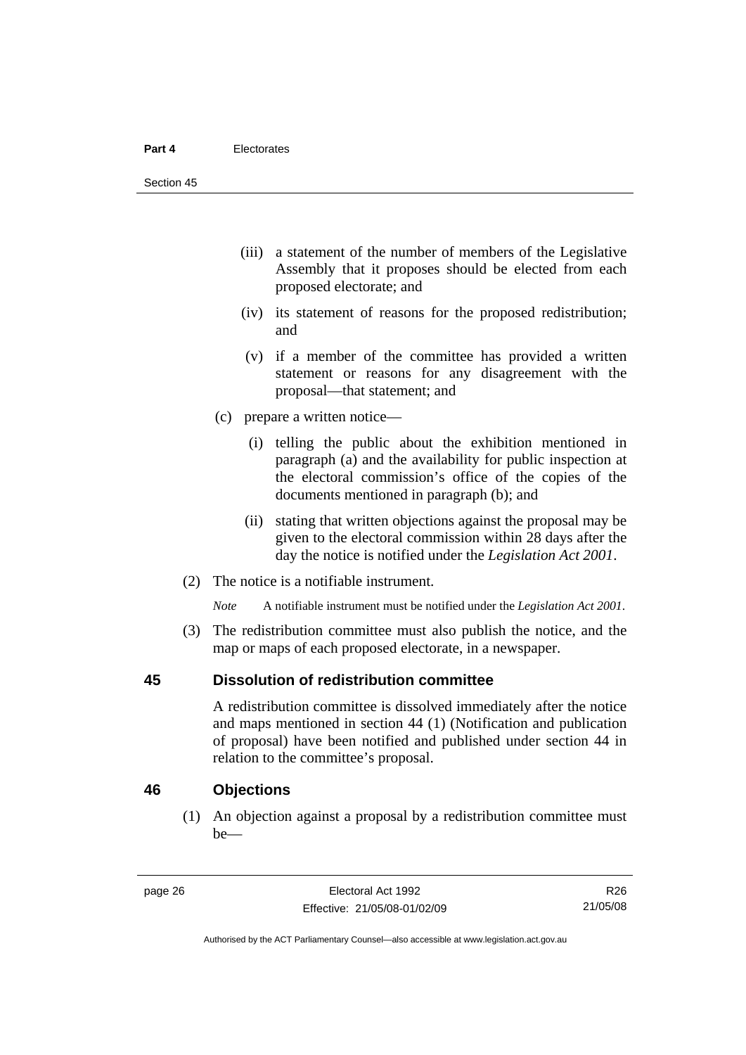(iii) a statement of the number of members of the Legislative Assembly that it proposes should be elected from each proposed electorate; and

(iv) its statement of reasons for the proposed redistribution; and

(v) if a member of the committee has provided a written statement or reasons for any disagreement with the proposal—that statement; and

(c) prepare a written notice—

(i) telling the public about the exhibition mentioned in paragraph (a) and the availability for public inspection at the electoral commission's office of the copies of the documents mentioned in paragraph (b); and

(ii) stating that written objections against the proposal may be given to the electoral commission within 28 days after the day the notice is notified under the *Legislation Act 2001*.

(2) The notice is a notifiable instrument.

*Note* A notifiable instrument must be notified under the *Legislation Act 2001*.

(3) The redistribution committee must also publish the notice, and the map or maps of each proposed electorate, in a newspaper.

## 45 Dissolution of redistribution committee

A redistribution committee is dissolved immediately after the notice and maps mentioned in section 44 (1) (Notification and publication of proposal) have been notified and published under section 44 in relation to the committee's proposal.

## 46 Objections

(1) An objection against a proposal by a redistribution committee must be—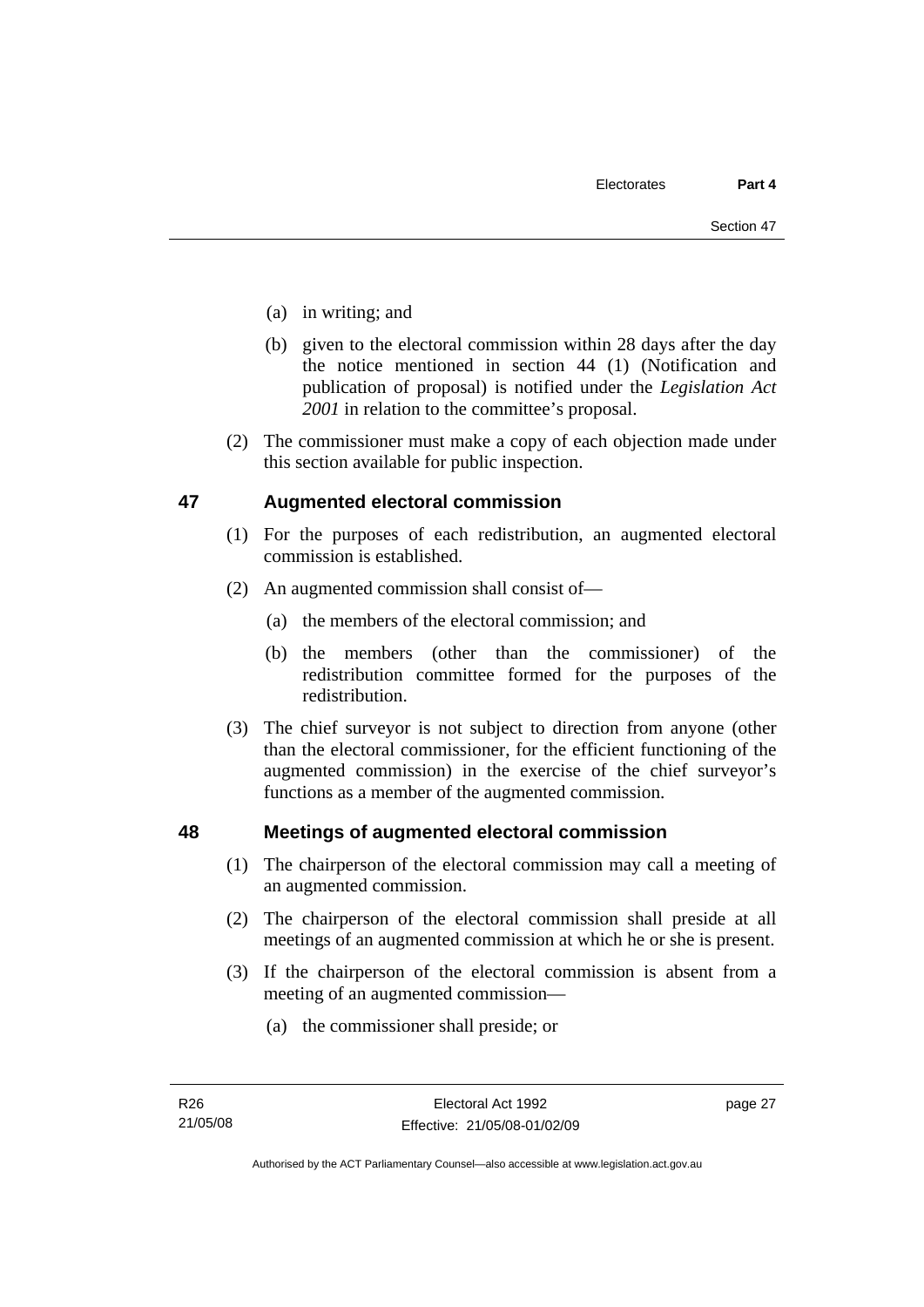(a) in writing; and

(b) given to the electoral commission within 28 days after the day the notice mentioned in section 44 (1) (Notification and publication of proposal) is notified under the *Legislation Act 2001* in relation to the committee's proposal.

(2) The commissioner must make a copy of each objection made under this section available for public inspection.

## 47 Augmented electoral commission

(1) For the purposes of each redistribution, an augmented electoral commission is established.

(2) An augmented commission shall consist of—

(a) the members of the electoral commission; and

(b) the members (other than the commissioner) of the redistribution committee formed for the purposes of the redistribution.

(3) The chief surveyor is not subject to direction from anyone (other than the electoral commissioner, for the efficient functioning of the augmented commission) in the exercise of the chief surveyor's functions as a member of the augmented commission.

## 48 Meetings of augmented electoral commission

(1) The chairperson of the electoral commission may call a meeting of an augmented commission.

(2) The chairperson of the electoral commission shall preside at all meetings of an augmented commission at which he or she is present.

(3) If the chairperson of the electoral commission is absent from a meeting of an augmented commission—

(a) the commissioner shall preside; or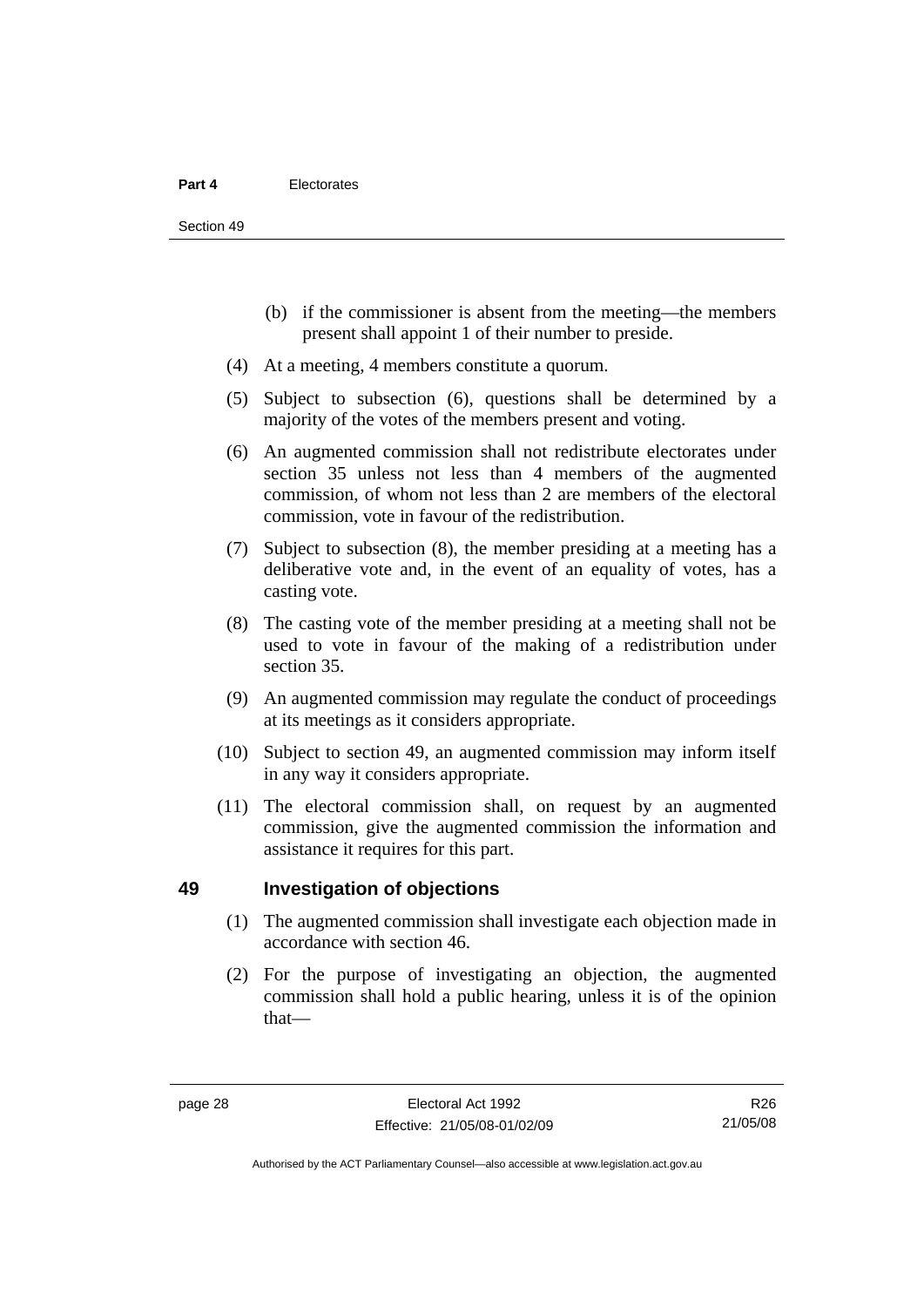(b) if the commissioner is absent from the meeting—the members present shall appoint 1 of their number to preside.

(4) At a meeting, 4 members constitute a quorum.

(5) Subject to subsection (6), questions shall be determined by a majority of the votes of the members present and voting.

(6) An augmented commission shall not redistribute electorates under section 35 unless not less than 4 members of the augmented commission, of whom not less than 2 are members of the electoral commission, vote in favour of the redistribution.

(7) Subject to subsection (8), the member presiding at a meeting has a deliberative vote and, in the event of an equality of votes, has a casting vote.

(8) The casting vote of the member presiding at a meeting shall not be used to vote in favour of the making of a redistribution under section 35.

(9) An augmented commission may regulate the conduct of proceedings at its meetings as it considers appropriate.

(10) Subject to section 49, an augmented commission may inform itself in any way it considers appropriate.

(11) The electoral commission shall, on request by an augmented commission, give the augmented commission the information and assistance it requires for this part.

## 49 Investigation of objections

(1) The augmented commission shall investigate each objection made in accordance with section 46.

(2) For the purpose of investigating an objection, the augmented commission shall hold a public hearing, unless it is of the opinion that—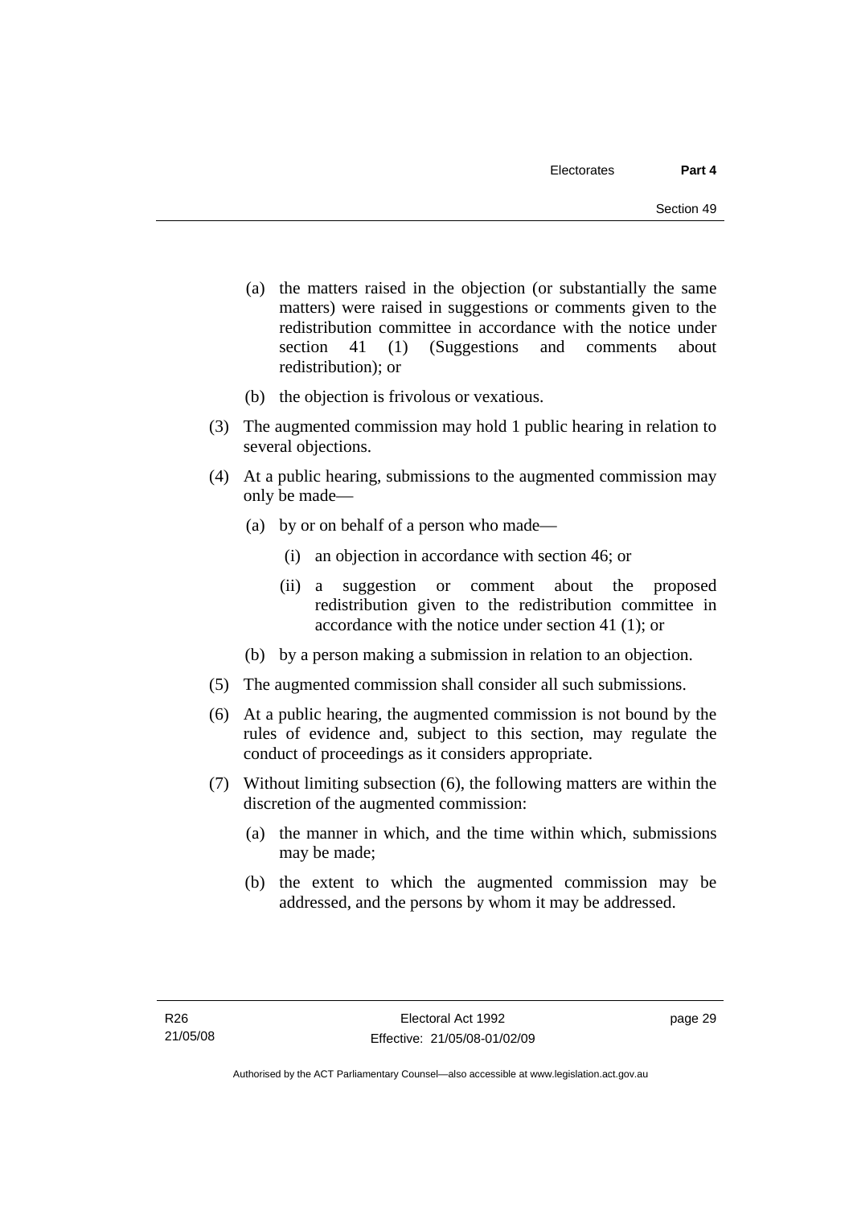(a) the matters raised in the objection (or substantially the same matters) were raised in suggestions or comments given to the redistribution committee in accordance with the notice under section 41 (1) (Suggestions and comments about redistribution); or

(b) the objection is frivolous or vexatious.

(3) The augmented commission may hold 1 public hearing in relation to several objections.

(4) At a public hearing, submissions to the augmented commission may only be made—

(a) by or on behalf of a person who made—

(i) an objection in accordance with section 46; or

(ii) a suggestion or comment about the proposed redistribution given to the redistribution committee in accordance with the notice under section 41 (1); or

(b) by a person making a submission in relation to an objection.

(5) The augmented commission shall consider all such submissions.

(6) At a public hearing, the augmented commission is not bound by the rules of evidence and, subject to this section, may regulate the conduct of proceedings as it considers appropriate.

(7) Without limiting subsection (6), the following matters are within the discretion of the augmented commission:

(a) the manner in which, and the time within which, submissions may be made;

(b) the extent to which the augmented commission may be addressed, and the persons by whom it may be addressed.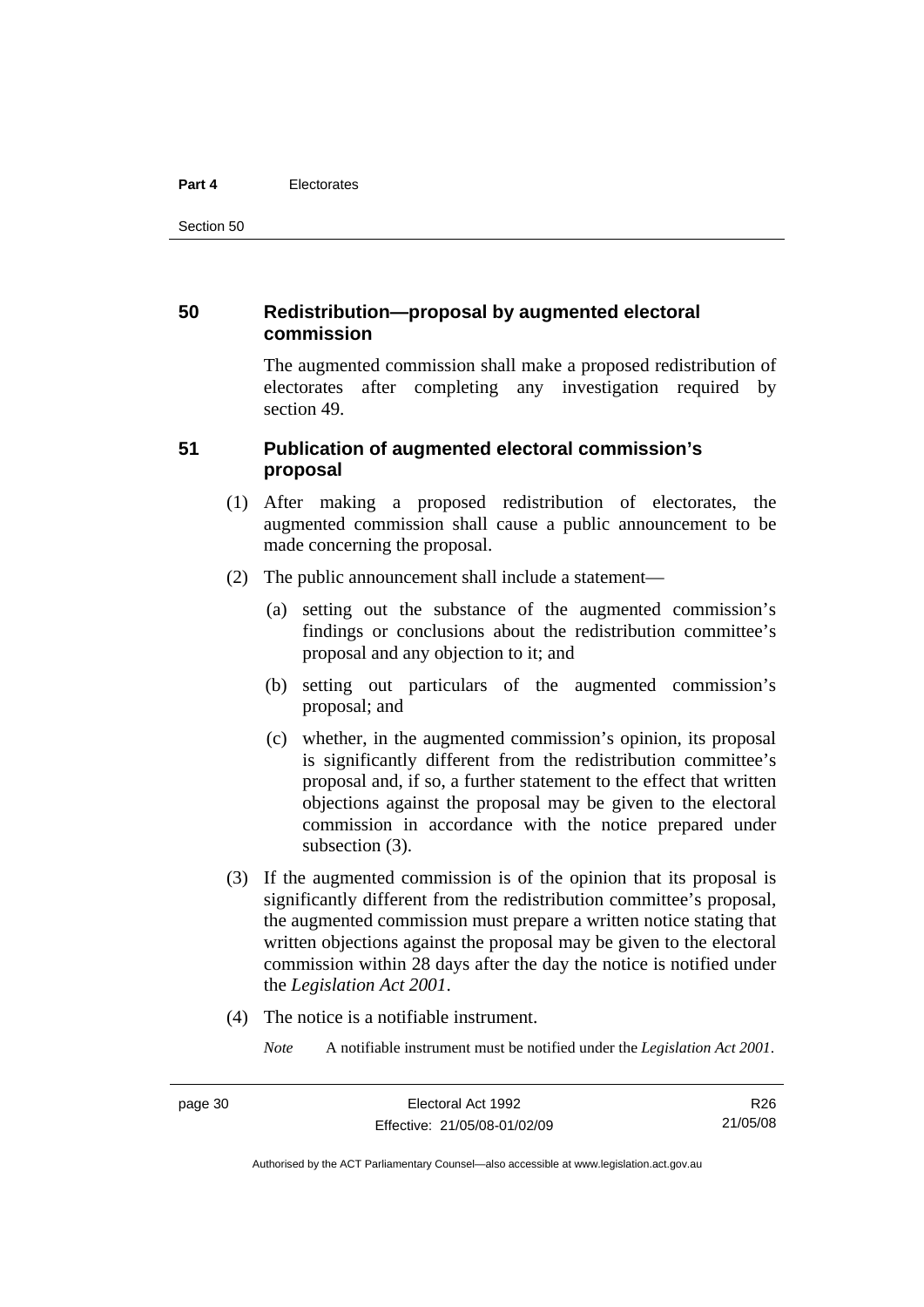## 50 Redistribution—proposal by augmented electoral commission

The augmented commission shall make a proposed redistribution of electorates after completing any investigation required by section 49.

## 51 Publication of augmented electoral commission's proposal

(1) After making a proposed redistribution of electorates, the augmented commission shall cause a public announcement to be made concerning the proposal.

(2) The public announcement shall include a statement—

(a) setting out the substance of the augmented commission's findings or conclusions about the redistribution committee's proposal and any objection to it; and

(b) setting out particulars of the augmented commission's proposal; and

(c) whether, in the augmented commission's opinion, its proposal is significantly different from the redistribution committee's proposal and, if so, a further statement to the effect that written objections against the proposal may be given to the electoral commission in accordance with the notice prepared under subsection (3).

(3) If the augmented commission is of the opinion that its proposal is significantly different from the redistribution committee's proposal, the augmented commission must prepare a written notice stating that written objections against the proposal may be given to the electoral commission within 28 days after the day the notice is notified under the *Legislation Act 2001*.

(4) The notice is a notifiable instrument.

*Note* A notifiable instrument must be notified under the *Legislation Act 2001*.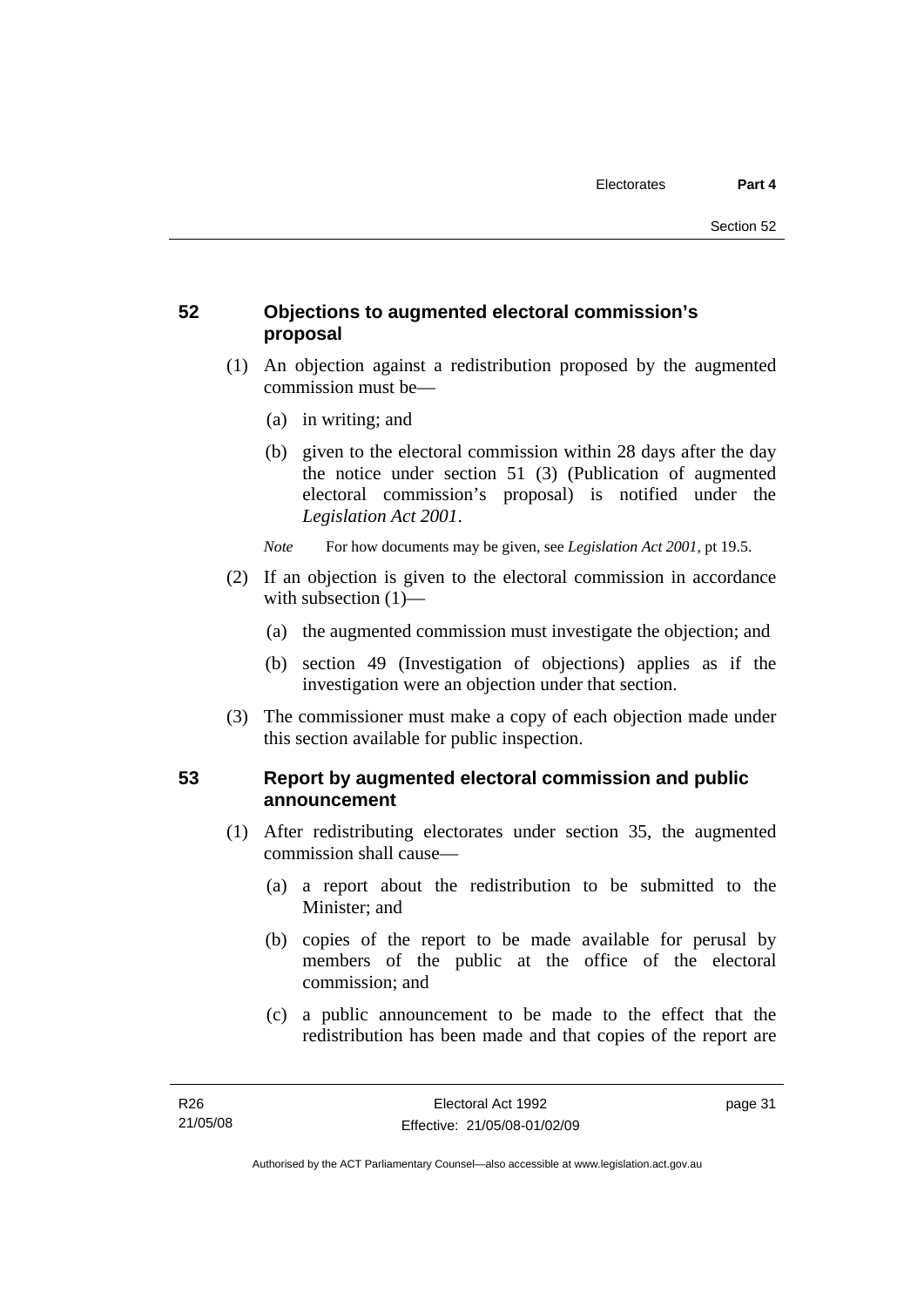### 52 Objections to augmented electoral commission's proposal

(1) An objection against a redistribution proposed by the augmented commission must be—

(a) in writing; and

(b) given to the electoral commission within 28 days after the day the notice under section 51 (3) (Publication of augmented electoral commission's proposal) is notified under the *Legislation Act 2001*.

*Note* For how documents may be given, see *Legislation Act 2001*, pt 19.5.

(2) If an objection is given to the electoral commission in accordance with subsection (1)—

(a) the augmented commission must investigate the objection; and

(b) section 49 (Investigation of objections) applies as if the investigation were an objection under that section.

(3) The commissioner must make a copy of each objection made under this section available for public inspection.

### 53 Report by augmented electoral commission and public announcement

(1) After redistributing electorates under section 35, the augmented commission shall cause—

(a) a report about the redistribution to be submitted to the Minister; and

(b) copies of the report to be made available for perusal by members of the public at the office of the electoral commission; and

(c) a public announcement to be made to the effect that the redistribution has been made and that copies of the report are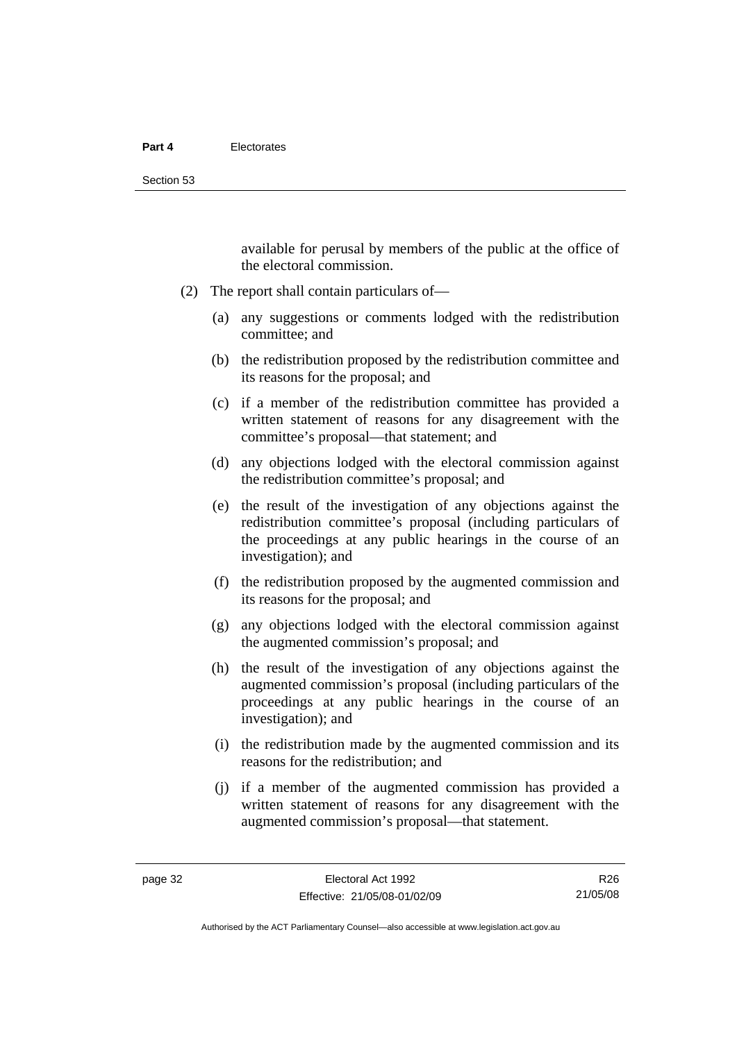available for perusal by members of the public at the office of the electoral commission.

(2) The report shall contain particulars of—

(a) any suggestions or comments lodged with the redistribution committee; and

(b) the redistribution proposed by the redistribution committee and its reasons for the proposal; and

(c) if a member of the redistribution committee has provided a written statement of reasons for any disagreement with the committee's proposal—that statement; and

(d) any objections lodged with the electoral commission against the redistribution committee's proposal; and

(e) the result of the investigation of any objections against the redistribution committee's proposal (including particulars of the proceedings at any public hearings in the course of an investigation); and

(f) the redistribution proposed by the augmented commission and its reasons for the proposal; and

(g) any objections lodged with the electoral commission against the augmented commission's proposal; and

(h) the result of the investigation of any objections against the augmented commission's proposal (including particulars of the proceedings at any public hearings in the course of an investigation); and

(i) the redistribution made by the augmented commission and its reasons for the redistribution; and

(j) if a member of the augmented commission has provided a written statement of reasons for any disagreement with the augmented commission's proposal—that statement.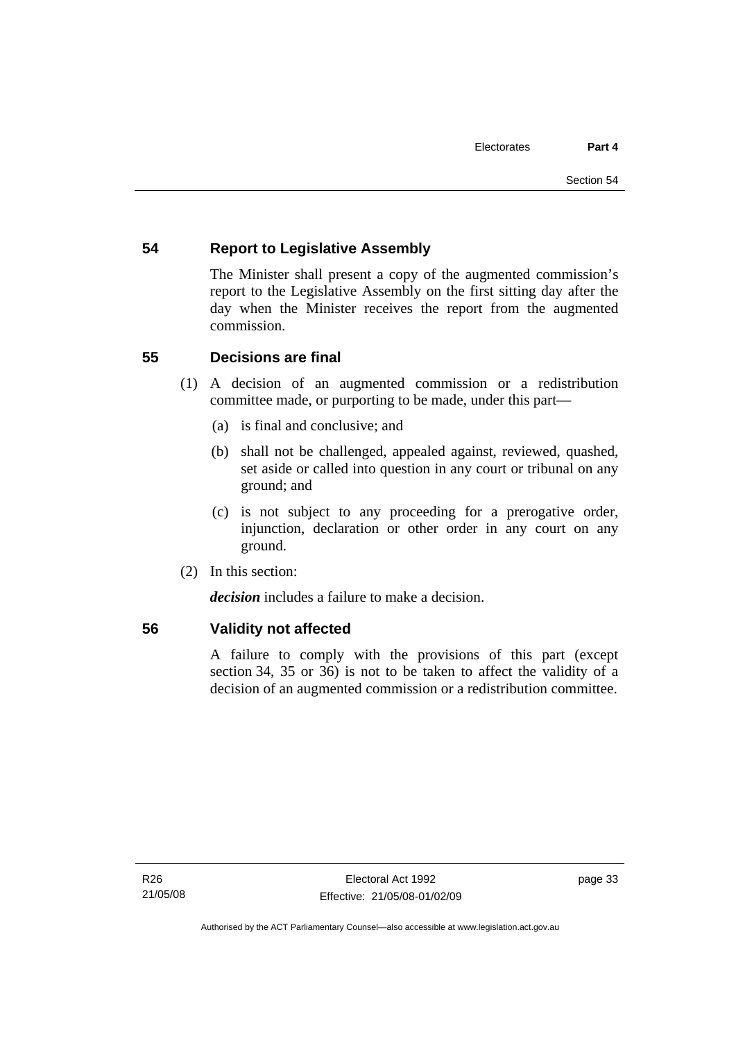## 54 Report to Legislative Assembly

The Minister shall present a copy of the augmented commission's report to the Legislative Assembly on the first sitting day after the day when the Minister receives the report from the augmented commission.

## 55 Decisions are final

(1) A decision of an augmented commission or a redistribution committee made, or purporting to be made, under this part—

(a) is final and conclusive; and

(b) shall not be challenged, appealed against, reviewed, quashed, set aside or called into question in any court or tribunal on any ground; and

(c) is not subject to any proceeding for a prerogative order, injunction, declaration or other order in any court on any ground.

(2) In this section:

***decision*** includes a failure to make a decision.

## 56 Validity not affected

A failure to comply with the provisions of this part (except section 34, 35 or 36) is not to be taken to affect the validity of a decision of an augmented commission or a redistribution committee.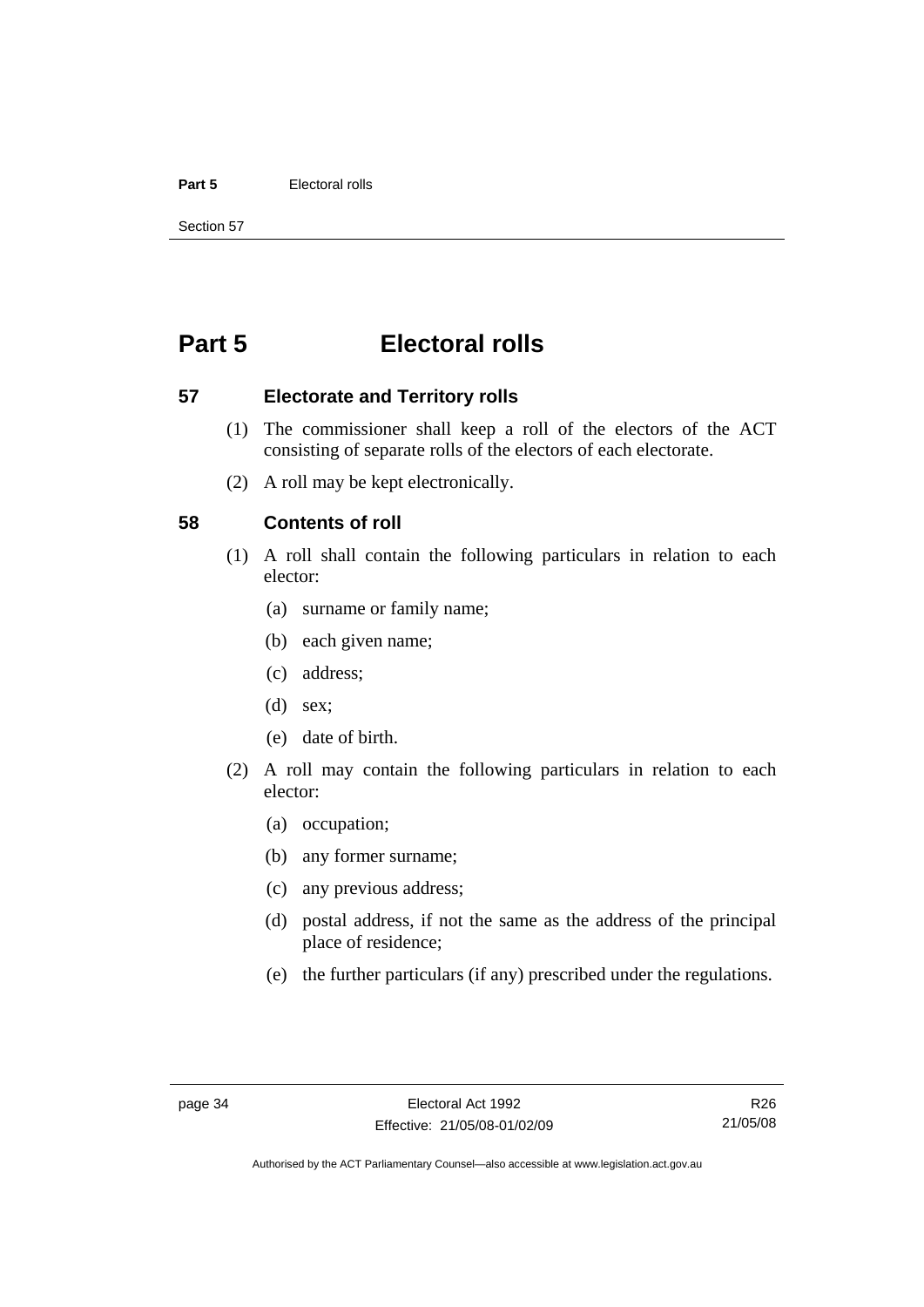# Part 5 Electoral rolls

## 57 Electorate and Territory rolls

(1) The commissioner shall keep a roll of the electors of the ACT consisting of separate rolls of the electors of each electorate.

(2) A roll may be kept electronically.

## 58 Contents of roll

(1) A roll shall contain the following particulars in relation to each elector:

- (a) surname or family name;
- (b) each given name;
- (c) address;
- (d) sex;
- (e) date of birth.

(2) A roll may contain the following particulars in relation to each elector:

- (a) occupation;
- (b) any former surname;
- (c) any previous address;
- (d) postal address, if not the same as the address of the principal place of residence;
- (e) the further particulars (if any) prescribed under the regulations.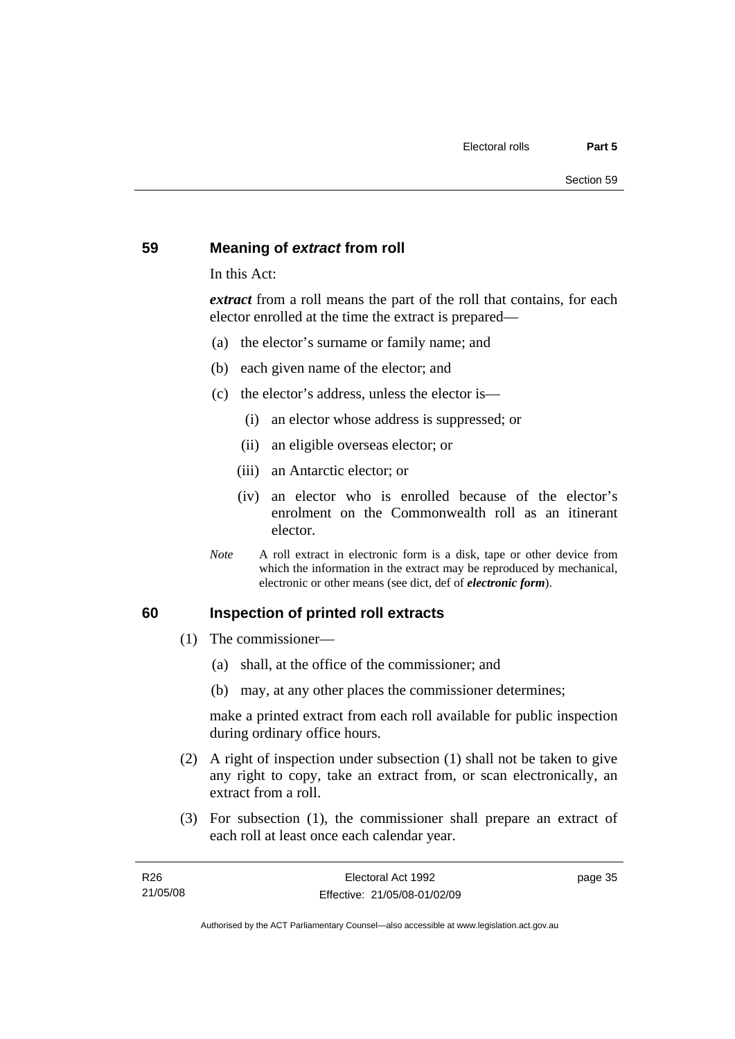## 59 Meaning of *extract* from roll

In this Act:

***extract*** from a roll means the part of the roll that contains, for each elector enrolled at the time the extract is prepared—

(a) the elector's surname or family name; and

(b) each given name of the elector; and

(c) the elector's address, unless the elector is—

(i) an elector whose address is suppressed; or

(ii) an eligible overseas elector; or

(iii) an Antarctic elector; or

(iv) an elector who is enrolled because of the elector's enrolment on the Commonwealth roll as an itinerant elector.

*Note* A roll extract in electronic form is a disk, tape or other device from which the information in the extract may be reproduced by mechanical, electronic or other means (see dict, def of ***electronic form***).

## 60 Inspection of printed roll extracts

(1) The commissioner—

(a) shall, at the office of the commissioner; and

(b) may, at any other places the commissioner determines;

make a printed extract from each roll available for public inspection during ordinary office hours.

(2) A right of inspection under subsection (1) shall not be taken to give any right to copy, take an extract from, or scan electronically, an extract from a roll.

(3) For subsection (1), the commissioner shall prepare an extract of each roll at least once each calendar year.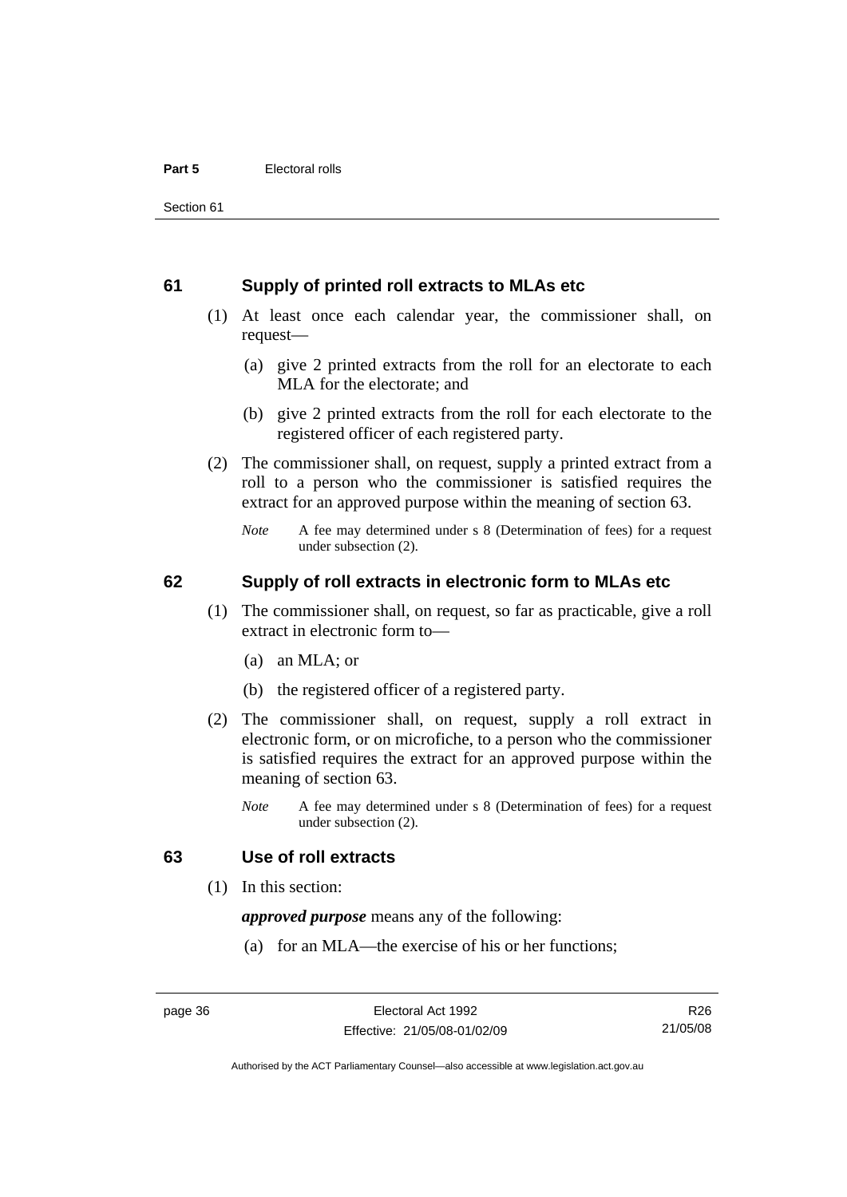## 61 Supply of printed roll extracts to MLAs etc

(1) At least once each calendar year, the commissioner shall, on request—

(a) give 2 printed extracts from the roll for an electorate to each MLA for the electorate; and

(b) give 2 printed extracts from the roll for each electorate to the registered officer of each registered party.

(2) The commissioner shall, on request, supply a printed extract from a roll to a person who the commissioner is satisfied requires the extract for an approved purpose within the meaning of section 63.

*Note* A fee may determined under s 8 (Determination of fees) for a request under subsection (2).

## 62 Supply of roll extracts in electronic form to MLAs etc

(1) The commissioner shall, on request, so far as practicable, give a roll extract in electronic form to—

(a) an MLA; or

(b) the registered officer of a registered party.

(2) The commissioner shall, on request, supply a roll extract in electronic form, or on microfiche, to a person who the commissioner is satisfied requires the extract for an approved purpose within the meaning of section 63.

*Note* A fee may determined under s 8 (Determination of fees) for a request under subsection (2).

## 63 Use of roll extracts

(1) In this section:

***approved purpose*** means any of the following:

(a) for an MLA—the exercise of his or her functions;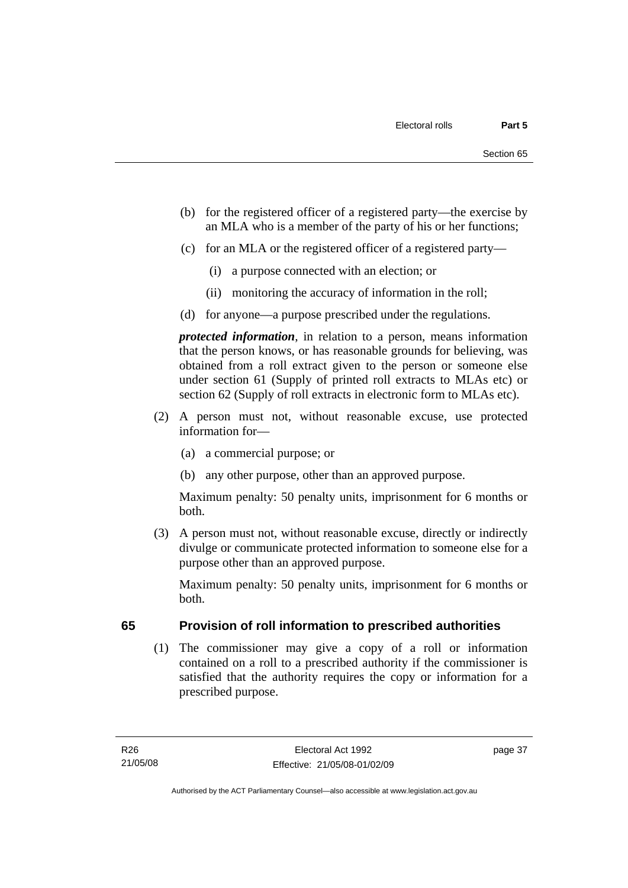(b) for the registered officer of a registered party—the exercise by an MLA who is a member of the party of his or her functions;

(c) for an MLA or the registered officer of a registered party—

   (i) a purpose connected with an election; or

   (ii) monitoring the accuracy of information in the roll;

(d) for anyone—a purpose prescribed under the regulations.

***protected information***, in relation to a person, means information that the person knows, or has reasonable grounds for believing, was obtained from a roll extract given to the person or someone else under section 61 (Supply of printed roll extracts to MLAs etc) or section 62 (Supply of roll extracts in electronic form to MLAs etc).

(2) A person must not, without reasonable excuse, use protected information for—

   (a) a commercial purpose; or

   (b) any other purpose, other than an approved purpose.

   Maximum penalty: 50 penalty units, imprisonment for 6 months or both.

(3) A person must not, without reasonable excuse, directly or indirectly divulge or communicate protected information to someone else for a purpose other than an approved purpose.

   Maximum penalty: 50 penalty units, imprisonment for 6 months or both.

## 65 Provision of roll information to prescribed authorities

(1) The commissioner may give a copy of a roll or information contained on a roll to a prescribed authority if the commissioner is satisfied that the authority requires the copy or information for a prescribed purpose.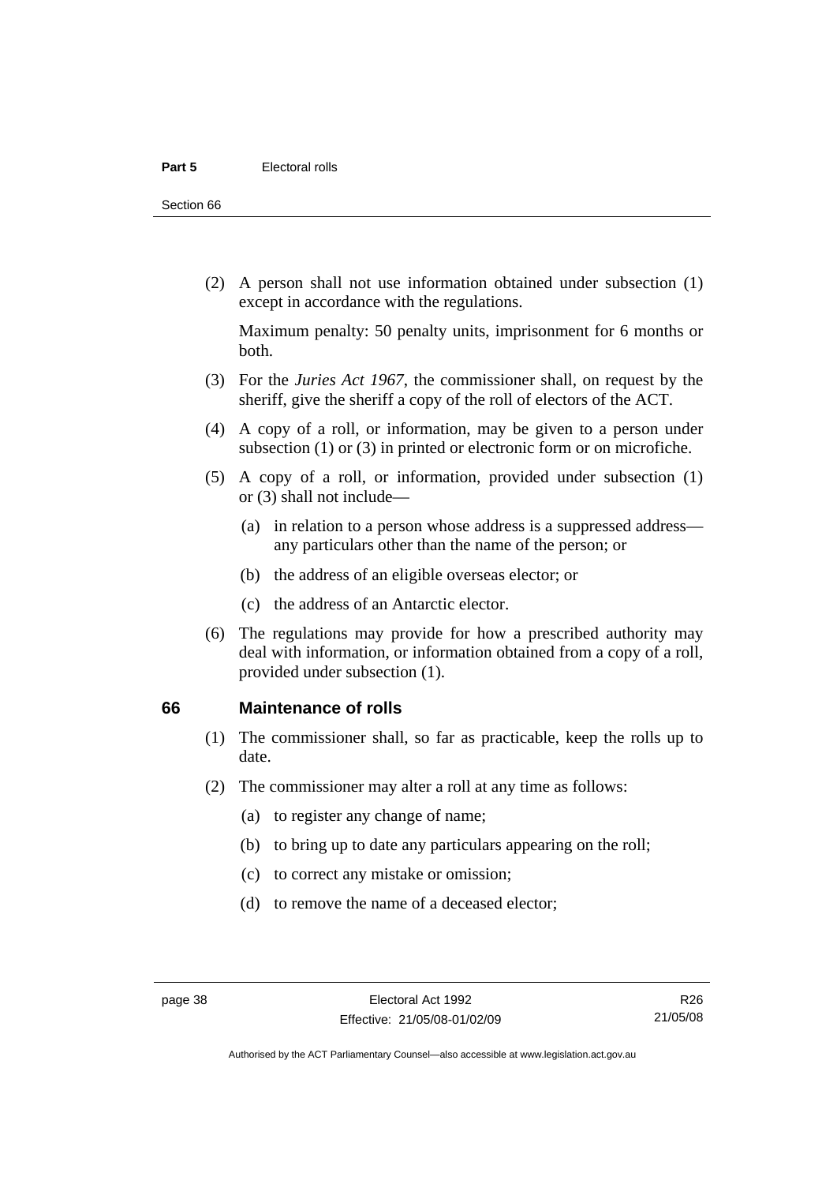(2) A person shall not use information obtained under subsection (1) except in accordance with the regulations.

Maximum penalty: 50 penalty units, imprisonment for 6 months or both.

(3) For the *Juries Act 1967*, the commissioner shall, on request by the sheriff, give the sheriff a copy of the roll of electors of the ACT.

(4) A copy of a roll, or information, may be given to a person under subsection (1) or (3) in printed or electronic form or on microfiche.

(5) A copy of a roll, or information, provided under subsection (1) or (3) shall not include—

(a) in relation to a person whose address is a suppressed address—any particulars other than the name of the person; or

(b) the address of an eligible overseas elector; or

(c) the address of an Antarctic elector.

(6) The regulations may provide for how a prescribed authority may deal with information, or information obtained from a copy of a roll, provided under subsection (1).

## 66 Maintenance of rolls

(1) The commissioner shall, so far as practicable, keep the rolls up to date.

(2) The commissioner may alter a roll at any time as follows:

(a) to register any change of name;

(b) to bring up to date any particulars appearing on the roll;

(c) to correct any mistake or omission;

(d) to remove the name of a deceased elector;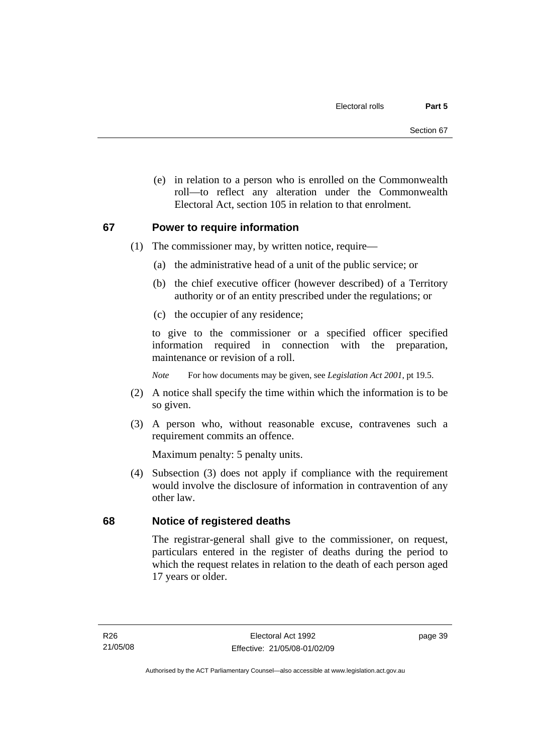(e) in relation to a person who is enrolled on the Commonwealth roll—to reflect any alteration under the Commonwealth Electoral Act, section 105 in relation to that enrolment.

## 67 Power to require information

(1) The commissioner may, by written notice, require—

(a) the administrative head of a unit of the public service; or

(b) the chief executive officer (however described) of a Territory authority or of an entity prescribed under the regulations; or

(c) the occupier of any residence;

to give to the commissioner or a specified officer specified information required in connection with the preparation, maintenance or revision of a roll.

*Note* For how documents may be given, see *Legislation Act 2001*, pt 19.5.

(2) A notice shall specify the time within which the information is to be so given.

(3) A person who, without reasonable excuse, contravenes such a requirement commits an offence.

Maximum penalty: 5 penalty units.

(4) Subsection (3) does not apply if compliance with the requirement would involve the disclosure of information in contravention of any other law.

## 68 Notice of registered deaths

The registrar-general shall give to the commissioner, on request, particulars entered in the register of deaths during the period to which the request relates in relation to the death of each person aged 17 years or older.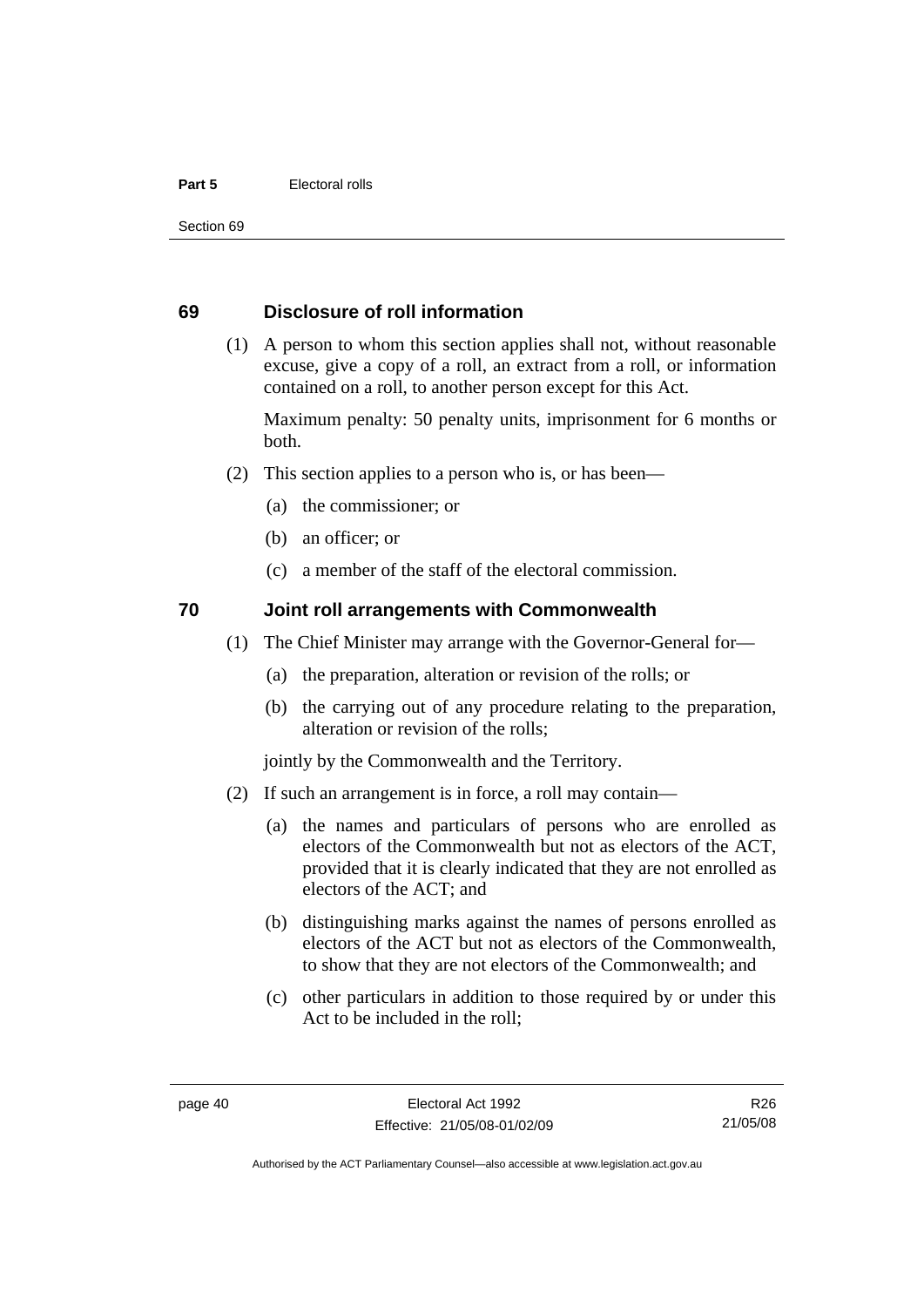## 69 Disclosure of roll information

(1) A person to whom this section applies shall not, without reasonable excuse, give a copy of a roll, an extract from a roll, or information contained on a roll, to another person except for this Act.

Maximum penalty: 50 penalty units, imprisonment for 6 months or both.

(2) This section applies to a person who is, or has been—

(a) the commissioner; or

(b) an officer; or

(c) a member of the staff of the electoral commission.

## 70 Joint roll arrangements with Commonwealth

(1) The Chief Minister may arrange with the Governor-General for—

(a) the preparation, alteration or revision of the rolls; or

(b) the carrying out of any procedure relating to the preparation, alteration or revision of the rolls;

jointly by the Commonwealth and the Territory.

(2) If such an arrangement is in force, a roll may contain—

(a) the names and particulars of persons who are enrolled as electors of the Commonwealth but not as electors of the ACT, provided that it is clearly indicated that they are not enrolled as electors of the ACT; and

(b) distinguishing marks against the names of persons enrolled as electors of the ACT but not as electors of the Commonwealth, to show that they are not electors of the Commonwealth; and

(c) other particulars in addition to those required by or under this Act to be included in the roll;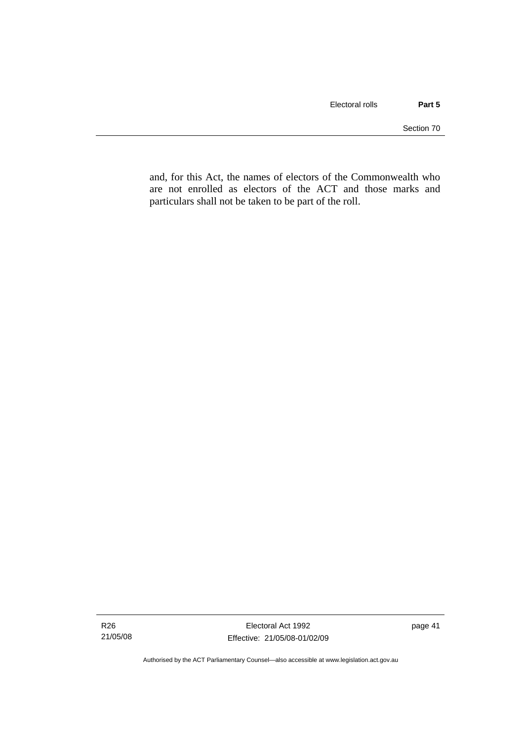and, for this Act, the names of electors of the Commonwealth who are not enrolled as electors of the ACT and those marks and particulars shall not be taken to be part of the roll.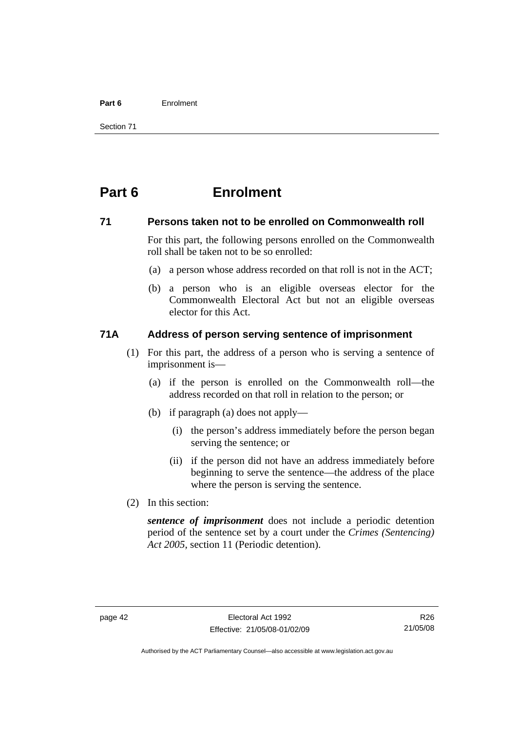# Part 6 Enrolment

## 71 Persons taken not to be enrolled on Commonwealth roll

For this part, the following persons enrolled on the Commonwealth roll shall be taken not to be so enrolled:

(a) a person whose address recorded on that roll is not in the ACT;

(b) a person who is an eligible overseas elector for the Commonwealth Electoral Act but not an eligible overseas elector for this Act.

## 71A Address of person serving sentence of imprisonment

(1) For this part, the address of a person who is serving a sentence of imprisonment is—

(a) if the person is enrolled on the Commonwealth roll—the address recorded on that roll in relation to the person; or

(b) if paragraph (a) does not apply—

(i) the person's address immediately before the person began serving the sentence; or

(ii) if the person did not have an address immediately before beginning to serve the sentence—the address of the place where the person is serving the sentence.

(2) In this section:

***sentence of imprisonment*** does not include a periodic detention period of the sentence set by a court under the *Crimes (Sentencing) Act 2005*, section 11 (Periodic detention).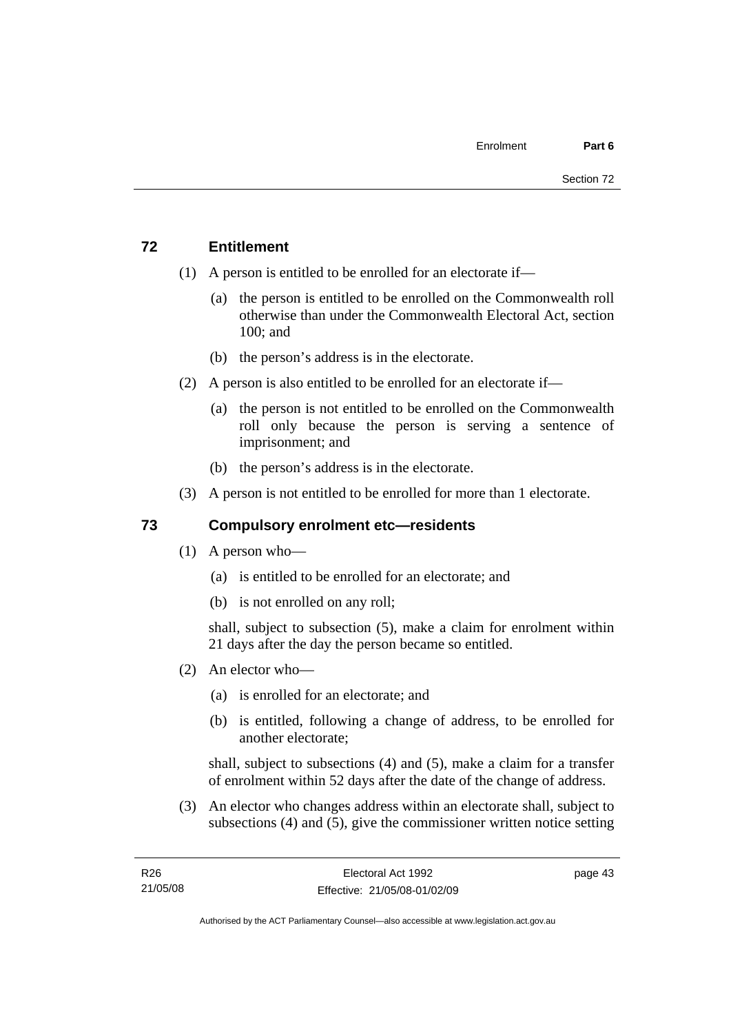## 72 Entitlement

(1) A person is entitled to be enrolled for an electorate if—

(a) the person is entitled to be enrolled on the Commonwealth roll otherwise than under the Commonwealth Electoral Act, section 100; and

(b) the person's address is in the electorate.

(2) A person is also entitled to be enrolled for an electorate if—

(a) the person is not entitled to be enrolled on the Commonwealth roll only because the person is serving a sentence of imprisonment; and

(b) the person's address is in the electorate.

(3) A person is not entitled to be enrolled for more than 1 electorate.

## 73 Compulsory enrolment etc—residents

(1) A person who—

(a) is entitled to be enrolled for an electorate; and

(b) is not enrolled on any roll;

shall, subject to subsection (5), make a claim for enrolment within 21 days after the day the person became so entitled.

(2) An elector who—

(a) is enrolled for an electorate; and

(b) is entitled, following a change of address, to be enrolled for another electorate;

shall, subject to subsections (4) and (5), make a claim for a transfer of enrolment within 52 days after the date of the change of address.

(3) An elector who changes address within an electorate shall, subject to subsections (4) and (5), give the commissioner written notice setting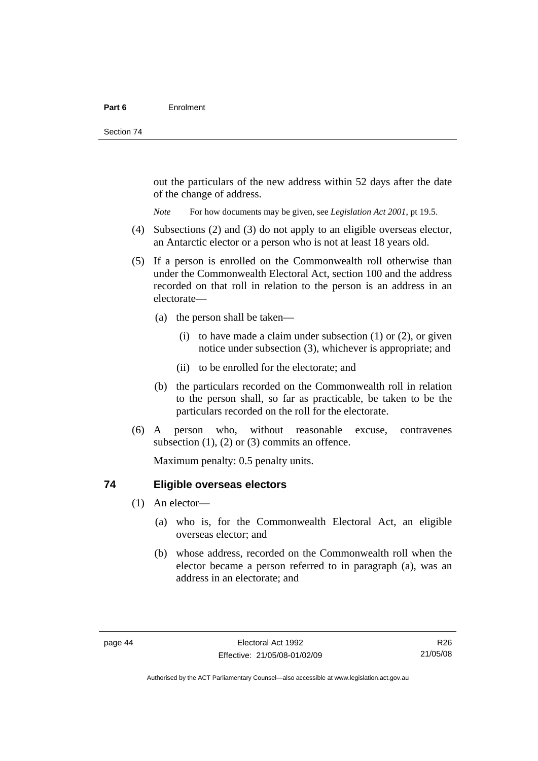out the particulars of the new address within 52 days after the date of the change of address.

*Note* For how documents may be given, see *Legislation Act 2001*, pt 19.5.

(4) Subsections (2) and (3) do not apply to an eligible overseas elector, an Antarctic elector or a person who is not at least 18 years old.

(5) If a person is enrolled on the Commonwealth roll otherwise than under the Commonwealth Electoral Act, section 100 and the address recorded on that roll in relation to the person is an address in an electorate—

(a) the person shall be taken—

(i) to have made a claim under subsection (1) or (2), or given notice under subsection (3), whichever is appropriate; and

(ii) to be enrolled for the electorate; and

(b) the particulars recorded on the Commonwealth roll in relation to the person shall, so far as practicable, be taken to be the particulars recorded on the roll for the electorate.

(6) A person who, without reasonable excuse, contravenes subsection (1), (2) or (3) commits an offence.

Maximum penalty: 0.5 penalty units.

## 74 Eligible overseas electors

(1) An elector—

(a) who is, for the Commonwealth Electoral Act, an eligible overseas elector; and

(b) whose address, recorded on the Commonwealth roll when the elector became a person referred to in paragraph (a), was an address in an electorate; and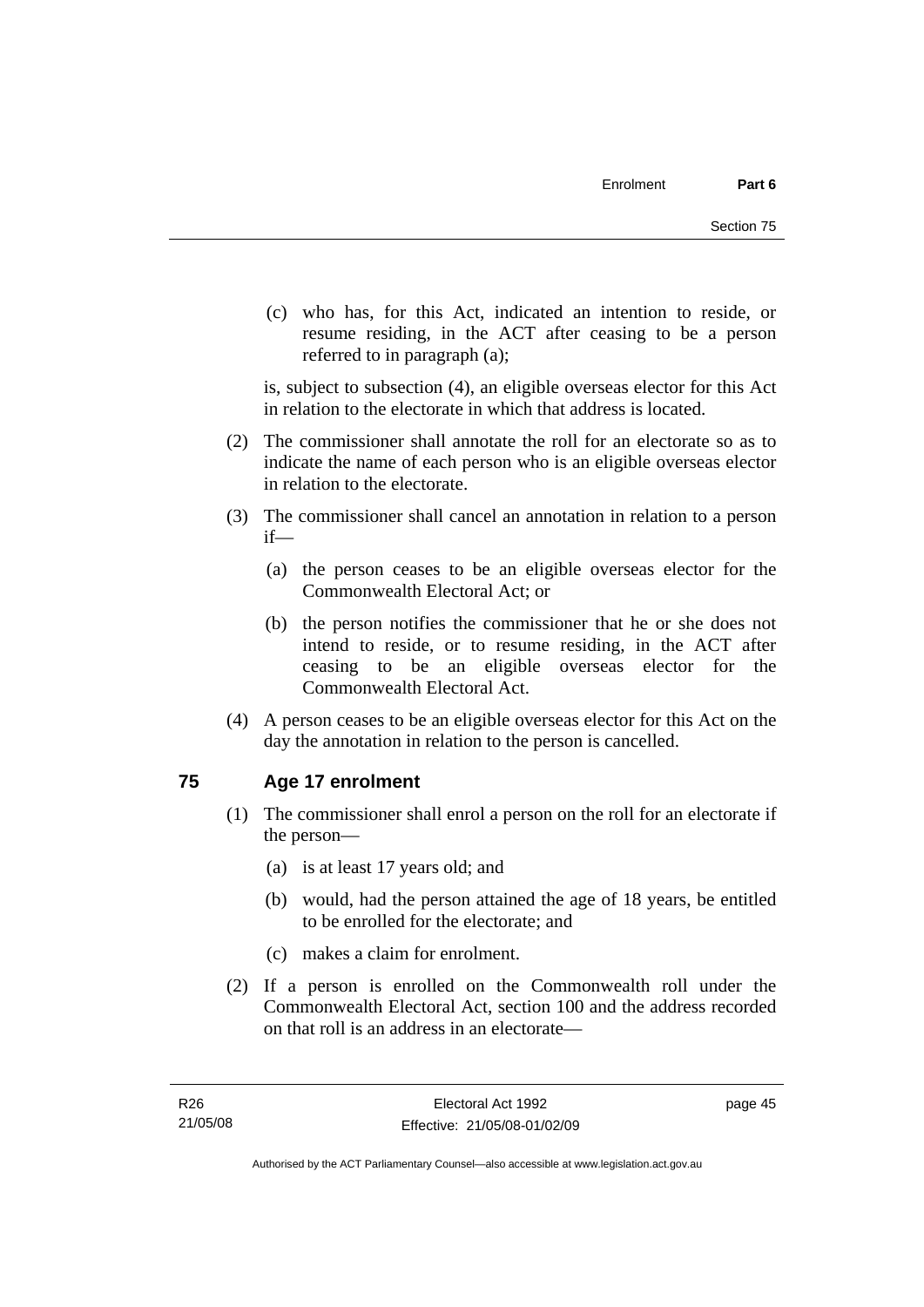(c) who has, for this Act, indicated an intention to reside, or resume residing, in the ACT after ceasing to be a person referred to in paragraph (a);

is, subject to subsection (4), an eligible overseas elector for this Act in relation to the electorate in which that address is located.

(2) The commissioner shall annotate the roll for an electorate so as to indicate the name of each person who is an eligible overseas elector in relation to the electorate.

(3) The commissioner shall cancel an annotation in relation to a person if—

(a) the person ceases to be an eligible overseas elector for the Commonwealth Electoral Act; or

(b) the person notifies the commissioner that he or she does not intend to reside, or to resume residing, in the ACT after ceasing to be an eligible overseas elector for the Commonwealth Electoral Act.

(4) A person ceases to be an eligible overseas elector for this Act on the day the annotation in relation to the person is cancelled.

## 75 Age 17 enrolment

(1) The commissioner shall enrol a person on the roll for an electorate if the person—

(a) is at least 17 years old; and

(b) would, had the person attained the age of 18 years, be entitled to be enrolled for the electorate; and

(c) makes a claim for enrolment.

(2) If a person is enrolled on the Commonwealth roll under the Commonwealth Electoral Act, section 100 and the address recorded on that roll is an address in an electorate—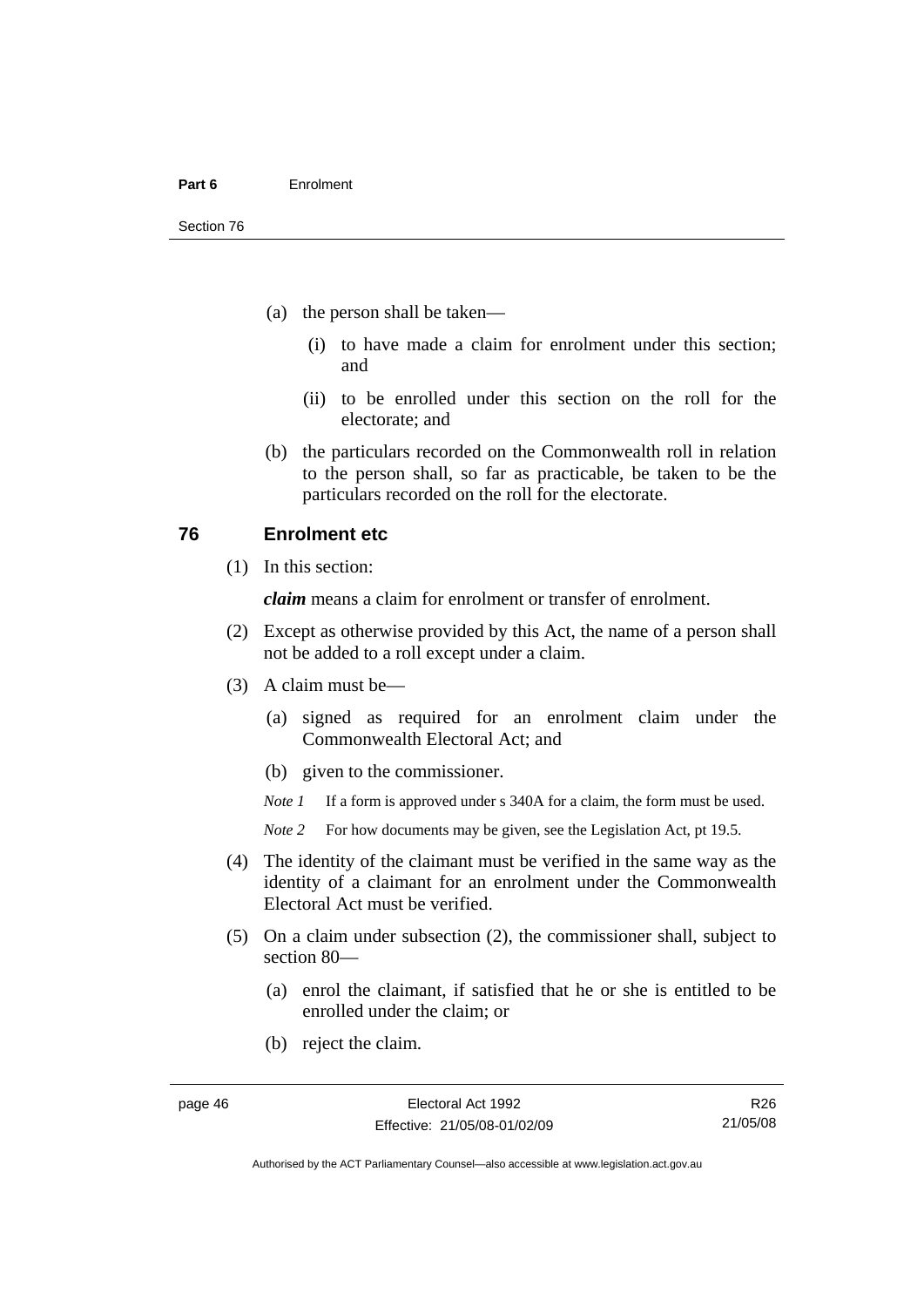(a) the person shall be taken—

  (i) to have made a claim for enrolment under this section; and

  (ii) to be enrolled under this section on the roll for the electorate; and

(b) the particulars recorded on the Commonwealth roll in relation to the person shall, so far as practicable, be taken to be the particulars recorded on the roll for the electorate.

## 76 Enrolment etc

(1) In this section:

***claim*** means a claim for enrolment or transfer of enrolment.

(2) Except as otherwise provided by this Act, the name of a person shall not be added to a roll except under a claim.

(3) A claim must be—

  (a) signed as required for an enrolment claim under the Commonwealth Electoral Act; and

  (b) given to the commissioner.

  *Note 1* If a form is approved under s 340A for a claim, the form must be used.

  *Note 2* For how documents may be given, see the Legislation Act, pt 19.5.

(4) The identity of the claimant must be verified in the same way as the identity of a claimant for an enrolment under the Commonwealth Electoral Act must be verified.

(5) On a claim under subsection (2), the commissioner shall, subject to section 80—

  (a) enrol the claimant, if satisfied that he or she is entitled to be enrolled under the claim; or

  (b) reject the claim.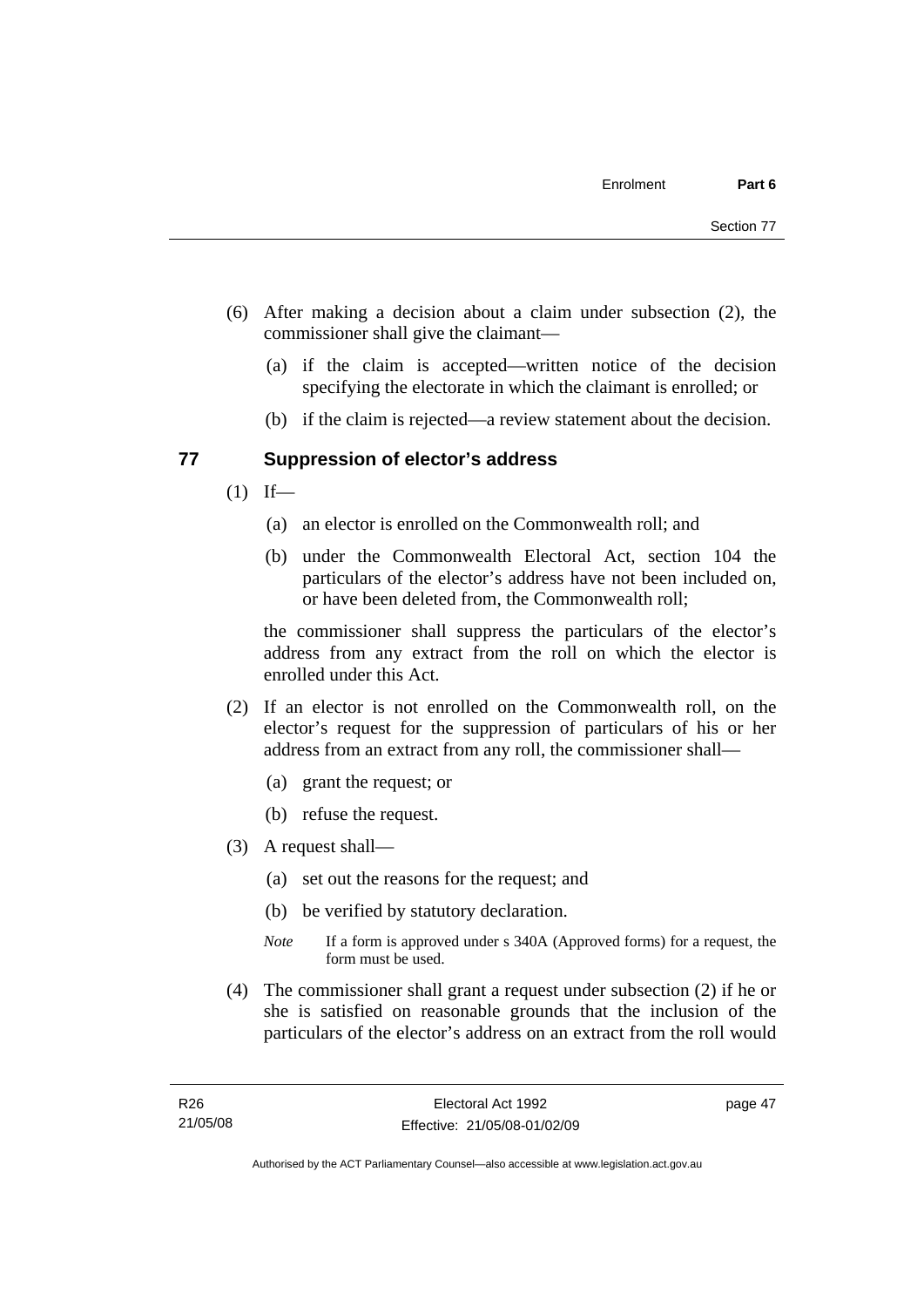(6) After making a decision about a claim under subsection (2), the commissioner shall give the claimant—

 (a) if the claim is accepted—written notice of the decision specifying the electorate in which the claimant is enrolled; or

 (b) if the claim is rejected—a review statement about the decision.

## 77 Suppression of elector's address

(1) If—

 (a) an elector is enrolled on the Commonwealth roll; and

 (b) under the Commonwealth Electoral Act, section 104 the particulars of the elector's address have not been included on, or have been deleted from, the Commonwealth roll;

 the commissioner shall suppress the particulars of the elector's address from any extract from the roll on which the elector is enrolled under this Act.

(2) If an elector is not enrolled on the Commonwealth roll, on the elector's request for the suppression of particulars of his or her address from an extract from any roll, the commissioner shall—

 (a) grant the request; or

 (b) refuse the request.

(3) A request shall—

 (a) set out the reasons for the request; and

 (b) be verified by statutory declaration.

 *Note* If a form is approved under s 340A (Approved forms) for a request, the form must be used.

(4) The commissioner shall grant a request under subsection (2) if he or she is satisfied on reasonable grounds that the inclusion of the particulars of the elector's address on an extract from the roll would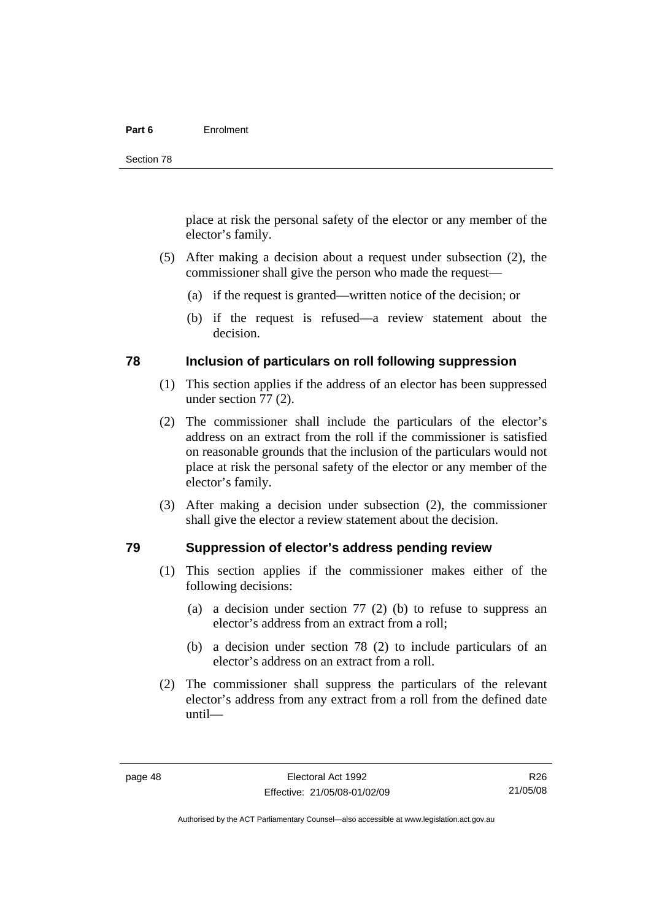place at risk the personal safety of the elector or any member of the elector's family.

(5) After making a decision about a request under subsection (2), the commissioner shall give the person who made the request—

(a) if the request is granted—written notice of the decision; or

(b) if the request is refused—a review statement about the decision.

## 78 Inclusion of particulars on roll following suppression

(1) This section applies if the address of an elector has been suppressed under section 77 (2).

(2) The commissioner shall include the particulars of the elector's address on an extract from the roll if the commissioner is satisfied on reasonable grounds that the inclusion of the particulars would not place at risk the personal safety of the elector or any member of the elector's family.

(3) After making a decision under subsection (2), the commissioner shall give the elector a review statement about the decision.

## 79 Suppression of elector's address pending review

(1) This section applies if the commissioner makes either of the following decisions:

(a) a decision under section 77 (2) (b) to refuse to suppress an elector's address from an extract from a roll;

(b) a decision under section 78 (2) to include particulars of an elector's address on an extract from a roll.

(2) The commissioner shall suppress the particulars of the relevant elector's address from any extract from a roll from the defined date until—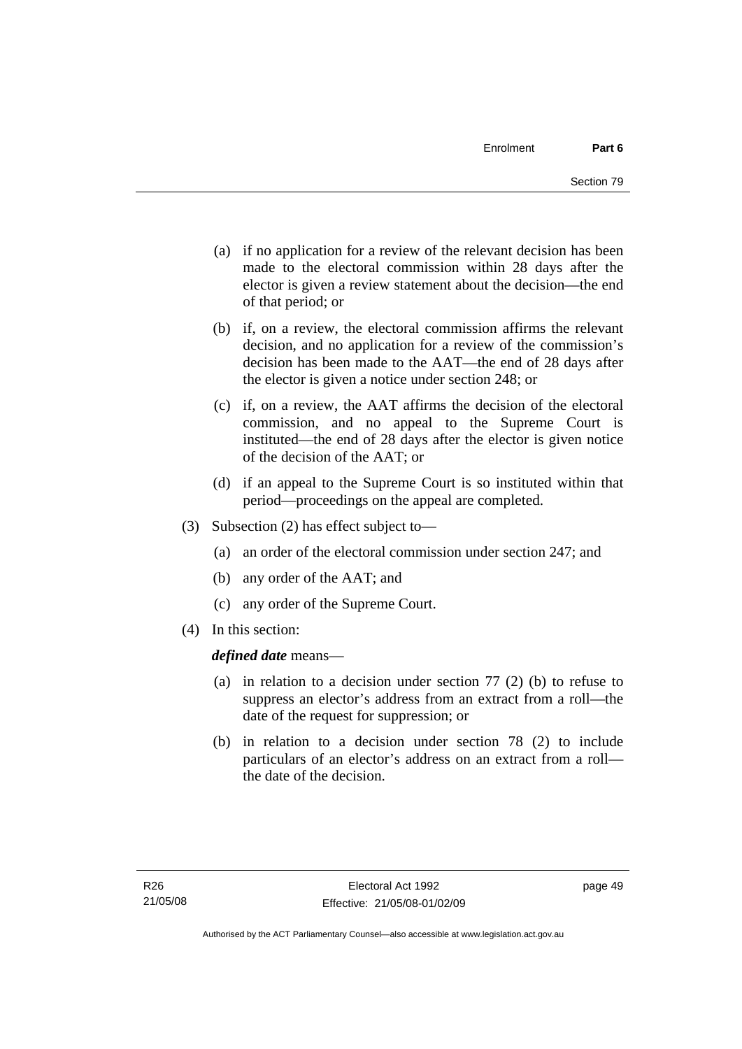(a) if no application for a review of the relevant decision has been made to the electoral commission within 28 days after the elector is given a review statement about the decision—the end of that period; or

(b) if, on a review, the electoral commission affirms the relevant decision, and no application for a review of the commission's decision has been made to the AAT—the end of 28 days after the elector is given a notice under section 248; or

(c) if, on a review, the AAT affirms the decision of the electoral commission, and no appeal to the Supreme Court is instituted—the end of 28 days after the elector is given notice of the decision of the AAT; or

(d) if an appeal to the Supreme Court is so instituted within that period—proceedings on the appeal are completed.

(3) Subsection (2) has effect subject to—

(a) an order of the electoral commission under section 247; and

(b) any order of the AAT; and

(c) any order of the Supreme Court.

(4) In this section:

***defined date*** means—

(a) in relation to a decision under section 77 (2) (b) to refuse to suppress an elector's address from an extract from a roll—the date of the request for suppression; or

(b) in relation to a decision under section 78 (2) to include particulars of an elector's address on an extract from a roll—the date of the decision.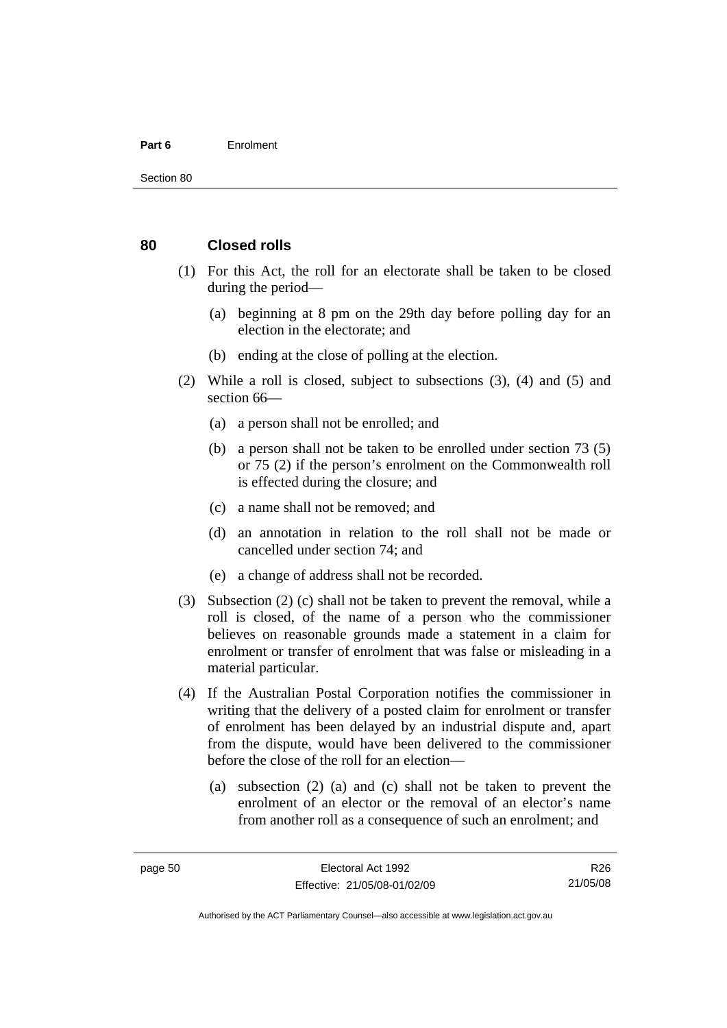## 80 Closed rolls

(1) For this Act, the roll for an electorate shall be taken to be closed during the period—

(a) beginning at 8 pm on the 29th day before polling day for an election in the electorate; and

(b) ending at the close of polling at the election.

(2) While a roll is closed, subject to subsections (3), (4) and (5) and section 66—

(a) a person shall not be enrolled; and

(b) a person shall not be taken to be enrolled under section 73 (5) or 75 (2) if the person's enrolment on the Commonwealth roll is effected during the closure; and

(c) a name shall not be removed; and

(d) an annotation in relation to the roll shall not be made or cancelled under section 74; and

(e) a change of address shall not be recorded.

(3) Subsection (2) (c) shall not be taken to prevent the removal, while a roll is closed, of the name of a person who the commissioner believes on reasonable grounds made a statement in a claim for enrolment or transfer of enrolment that was false or misleading in a material particular.

(4) If the Australian Postal Corporation notifies the commissioner in writing that the delivery of a posted claim for enrolment or transfer of enrolment has been delayed by an industrial dispute and, apart from the dispute, would have been delivered to the commissioner before the close of the roll for an election—

(a) subsection (2) (a) and (c) shall not be taken to prevent the enrolment of an elector or the removal of an elector's name from another roll as a consequence of such an enrolment; and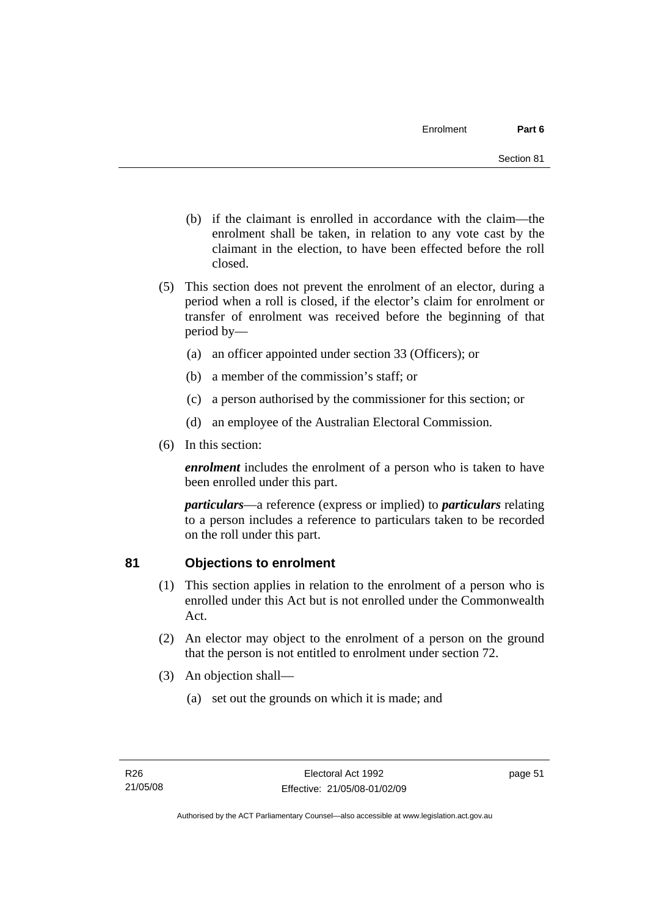(b) if the claimant is enrolled in accordance with the claim—the enrolment shall be taken, in relation to any vote cast by the claimant in the election, to have been effected before the roll closed.

(5) This section does not prevent the enrolment of an elector, during a period when a roll is closed, if the elector's claim for enrolment or transfer of enrolment was received before the beginning of that period by—

(a) an officer appointed under section 33 (Officers); or

(b) a member of the commission's staff; or

(c) a person authorised by the commissioner for this section; or

(d) an employee of the Australian Electoral Commission.

(6) In this section:

***enrolment*** includes the enrolment of a person who is taken to have been enrolled under this part.

***particulars***—a reference (express or implied) to ***particulars*** relating to a person includes a reference to particulars taken to be recorded on the roll under this part.

## 81 Objections to enrolment

(1) This section applies in relation to the enrolment of a person who is enrolled under this Act but is not enrolled under the Commonwealth Act.

(2) An elector may object to the enrolment of a person on the ground that the person is not entitled to enrolment under section 72.

(3) An objection shall—

(a) set out the grounds on which it is made; and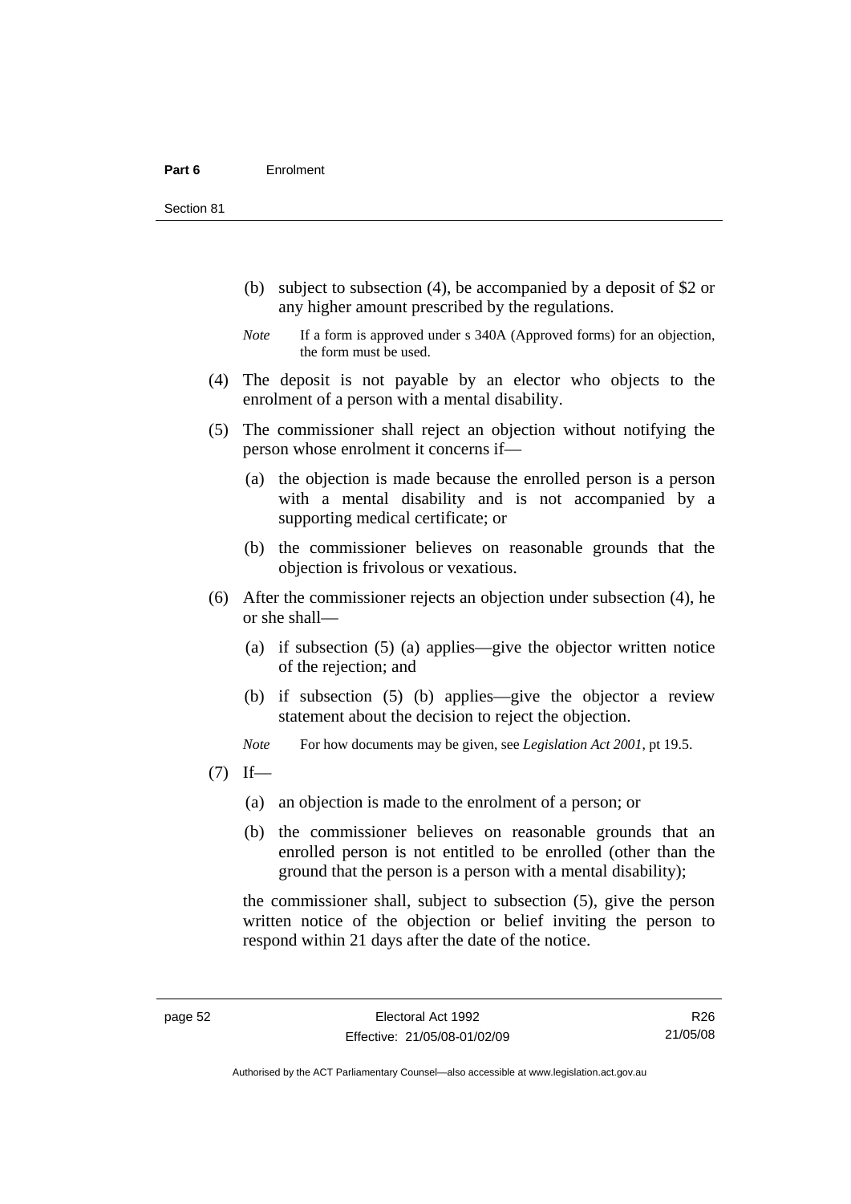(b) subject to subsection (4), be accompanied by a deposit of $2 or any higher amount prescribed by the regulations.

*Note* If a form is approved under s 340A (Approved forms) for an objection, the form must be used.

(4) The deposit is not payable by an elector who objects to the enrolment of a person with a mental disability.

(5) The commissioner shall reject an objection without notifying the person whose enrolment it concerns if—

(a) the objection is made because the enrolled person is a person with a mental disability and is not accompanied by a supporting medical certificate; or

(b) the commissioner believes on reasonable grounds that the objection is frivolous or vexatious.

(6) After the commissioner rejects an objection under subsection (4), he or she shall—

(a) if subsection (5) (a) applies—give the objector written notice of the rejection; and

(b) if subsection (5) (b) applies—give the objector a review statement about the decision to reject the objection.

*Note* For how documents may be given, see *Legislation Act 2001*, pt 19.5.

(7) If—

(a) an objection is made to the enrolment of a person; or

(b) the commissioner believes on reasonable grounds that an enrolled person is not entitled to be enrolled (other than the ground that the person is a person with a mental disability);

the commissioner shall, subject to subsection (5), give the person written notice of the objection or belief inviting the person to respond within 21 days after the date of the notice.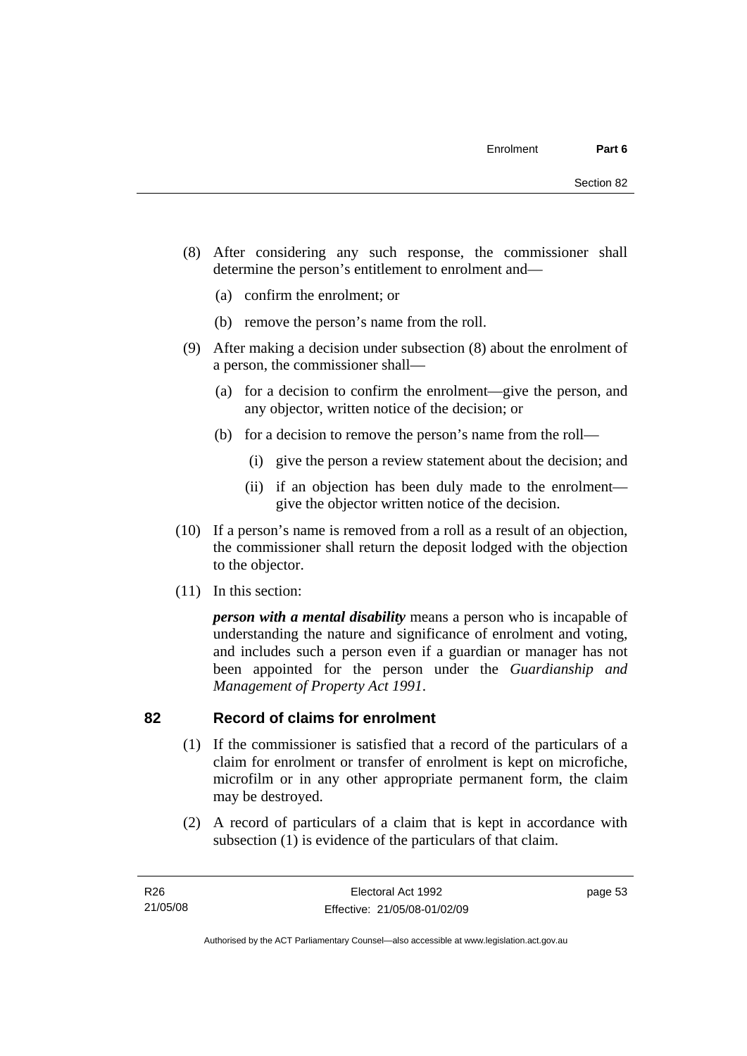(8) After considering any such response, the commissioner shall determine the person's entitlement to enrolment and—

(a) confirm the enrolment; or

(b) remove the person's name from the roll.

(9) After making a decision under subsection (8) about the enrolment of a person, the commissioner shall—

(a) for a decision to confirm the enrolment—give the person, and any objector, written notice of the decision; or

(b) for a decision to remove the person's name from the roll—

(i) give the person a review statement about the decision; and

(ii) if an objection has been duly made to the enrolment—give the objector written notice of the decision.

(10) If a person's name is removed from a roll as a result of an objection, the commissioner shall return the deposit lodged with the objection to the objector.

(11) In this section:

***person with a mental disability*** means a person who is incapable of understanding the nature and significance of enrolment and voting, and includes such a person even if a guardian or manager has not been appointed for the person under the *Guardianship and Management of Property Act 1991*.

## 82 Record of claims for enrolment

(1) If the commissioner is satisfied that a record of the particulars of a claim for enrolment or transfer of enrolment is kept on microfiche, microfilm or in any other appropriate permanent form, the claim may be destroyed.

(2) A record of particulars of a claim that is kept in accordance with subsection (1) is evidence of the particulars of that claim.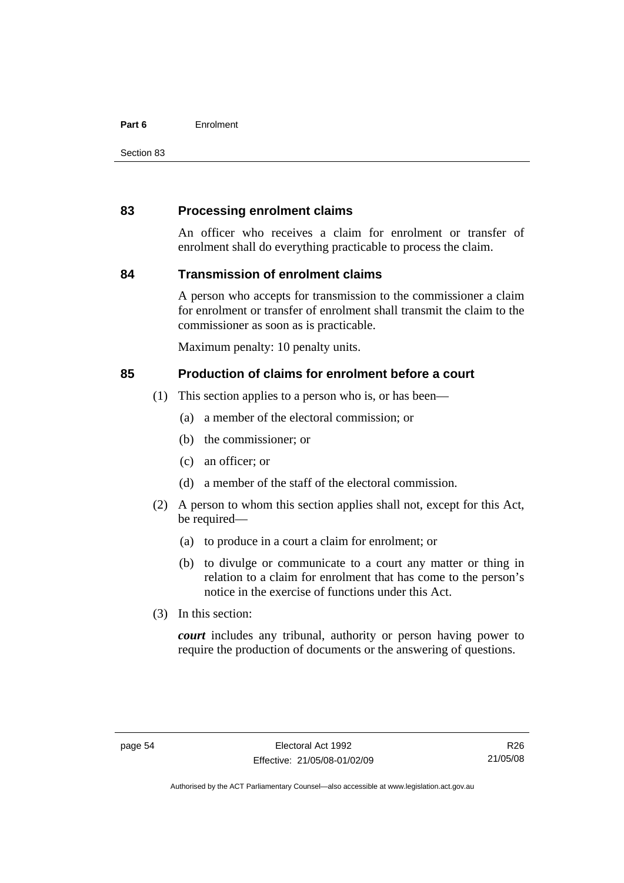## 83 Processing enrolment claims

An officer who receives a claim for enrolment or transfer of enrolment shall do everything practicable to process the claim.

## 84 Transmission of enrolment claims

A person who accepts for transmission to the commissioner a claim for enrolment or transfer of enrolment shall transmit the claim to the commissioner as soon as is practicable.

Maximum penalty: 10 penalty units.

## 85 Production of claims for enrolment before a court

(1) This section applies to a person who is, or has been—

- (a) a member of the electoral commission; or
- (b) the commissioner; or
- (c) an officer; or
- (d) a member of the staff of the electoral commission.

(2) A person to whom this section applies shall not, except for this Act, be required—

- (a) to produce in a court a claim for enrolment; or
- (b) to divulge or communicate to a court any matter or thing in relation to a claim for enrolment that has come to the person's notice in the exercise of functions under this Act.

(3) In this section:

***court*** includes any tribunal, authority or person having power to require the production of documents or the answering of questions.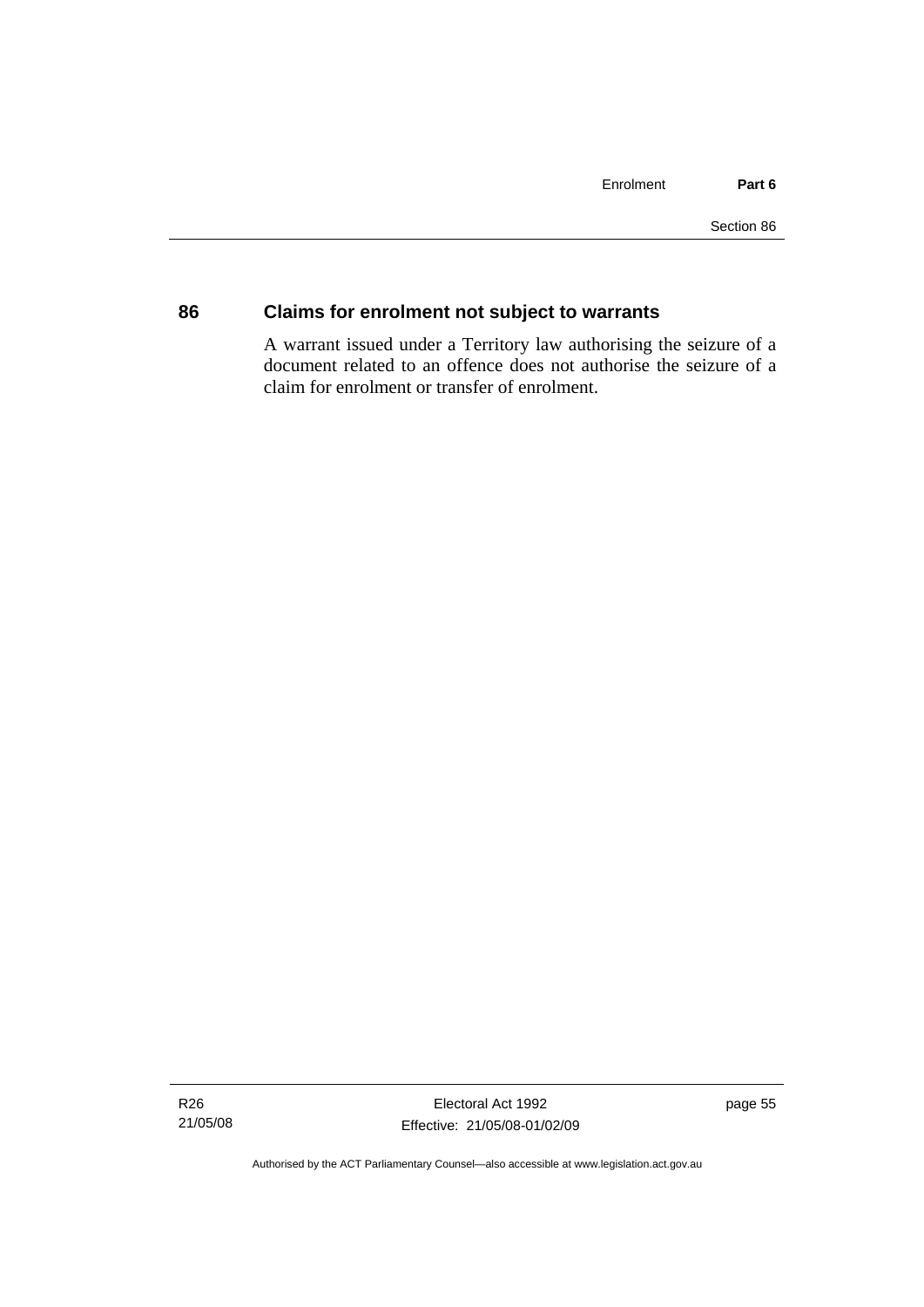## 86 Claims for enrolment not subject to warrants

A warrant issued under a Territory law authorising the seizure of a document related to an offence does not authorise the seizure of a claim for enrolment or transfer of enrolment.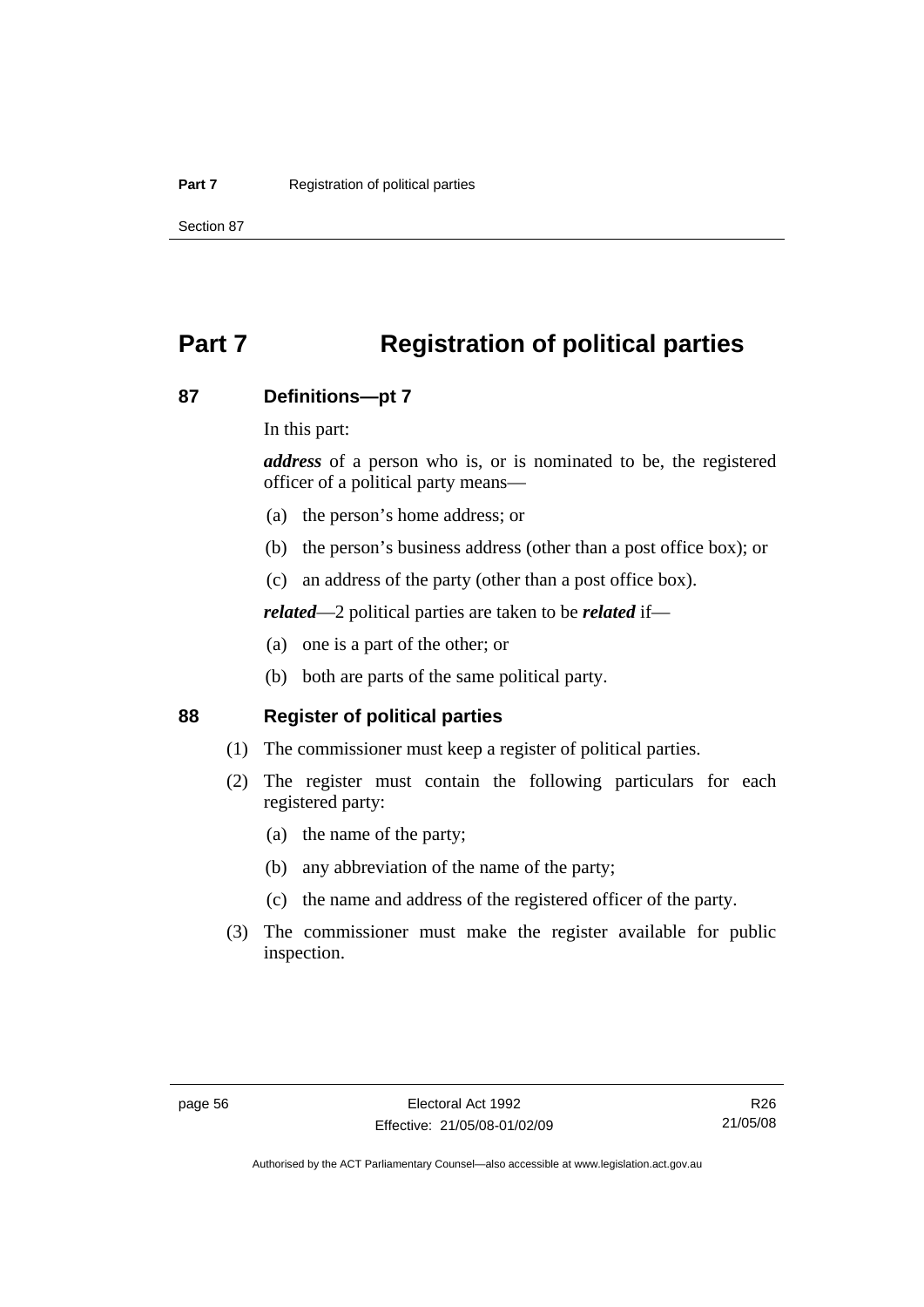# Part 7 Registration of political parties

## 87 Definitions—pt 7

In this part:

***address*** of a person who is, or is nominated to be, the registered officer of a political party means—

(a) the person's home address; or

(b) the person's business address (other than a post office box); or

(c) an address of the party (other than a post office box).

***related***—2 political parties are taken to be ***related*** if—

(a) one is a part of the other; or

(b) both are parts of the same political party.

## 88 Register of political parties

(1) The commissioner must keep a register of political parties.

(2) The register must contain the following particulars for each registered party:

(a) the name of the party;

(b) any abbreviation of the name of the party;

(c) the name and address of the registered officer of the party.

(3) The commissioner must make the register available for public inspection.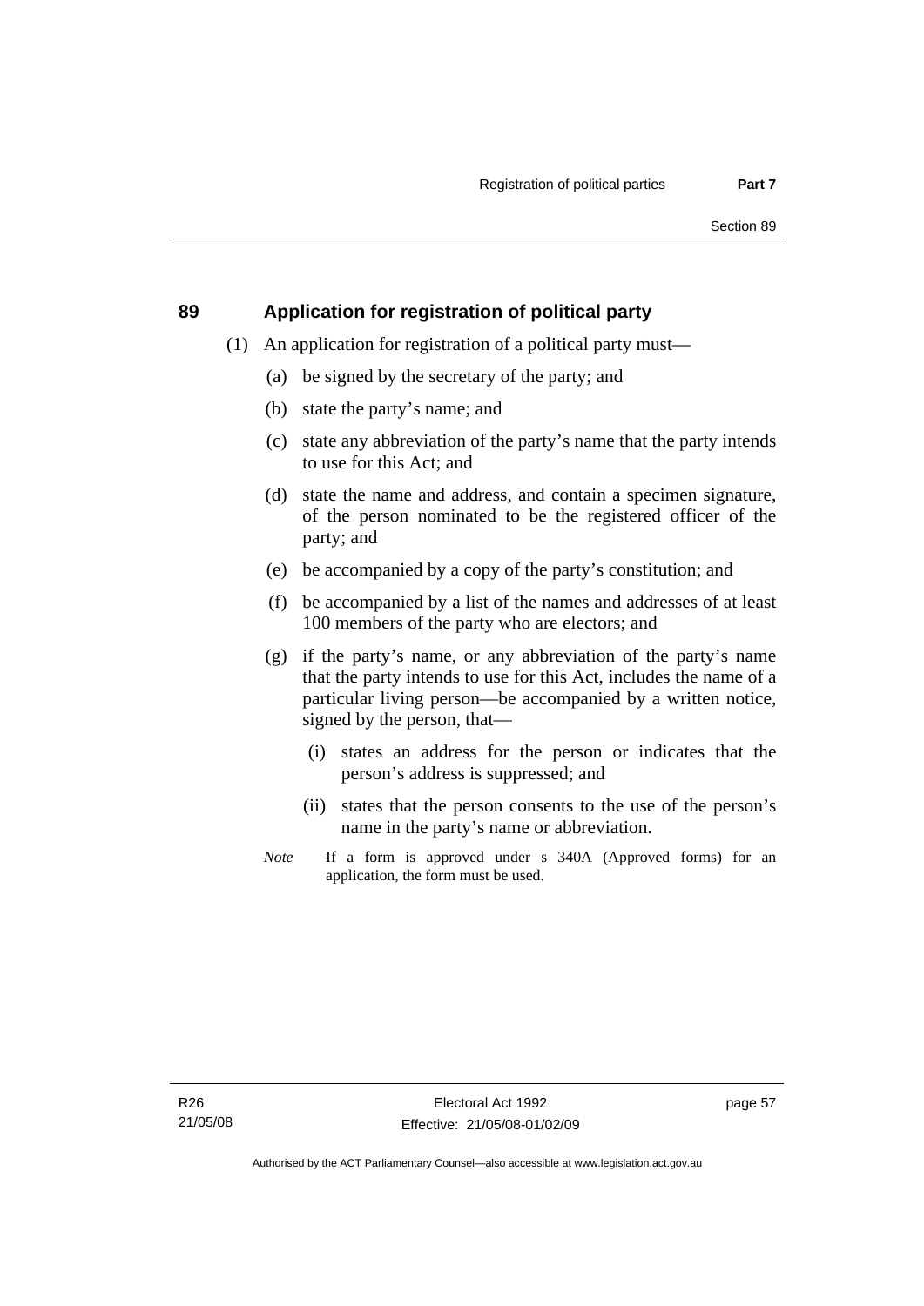## 89 Application for registration of political party

(1) An application for registration of a political party must—

(a) be signed by the secretary of the party; and

(b) state the party's name; and

(c) state any abbreviation of the party's name that the party intends to use for this Act; and

(d) state the name and address, and contain a specimen signature, of the person nominated to be the registered officer of the party; and

(e) be accompanied by a copy of the party's constitution; and

(f) be accompanied by a list of the names and addresses of at least 100 members of the party who are electors; and

(g) if the party's name, or any abbreviation of the party's name that the party intends to use for this Act, includes the name of a particular living person—be accompanied by a written notice, signed by the person, that—

(i) states an address for the person or indicates that the person's address is suppressed; and

(ii) states that the person consents to the use of the person's name in the party's name or abbreviation.

*Note* If a form is approved under s 340A (Approved forms) for an application, the form must be used.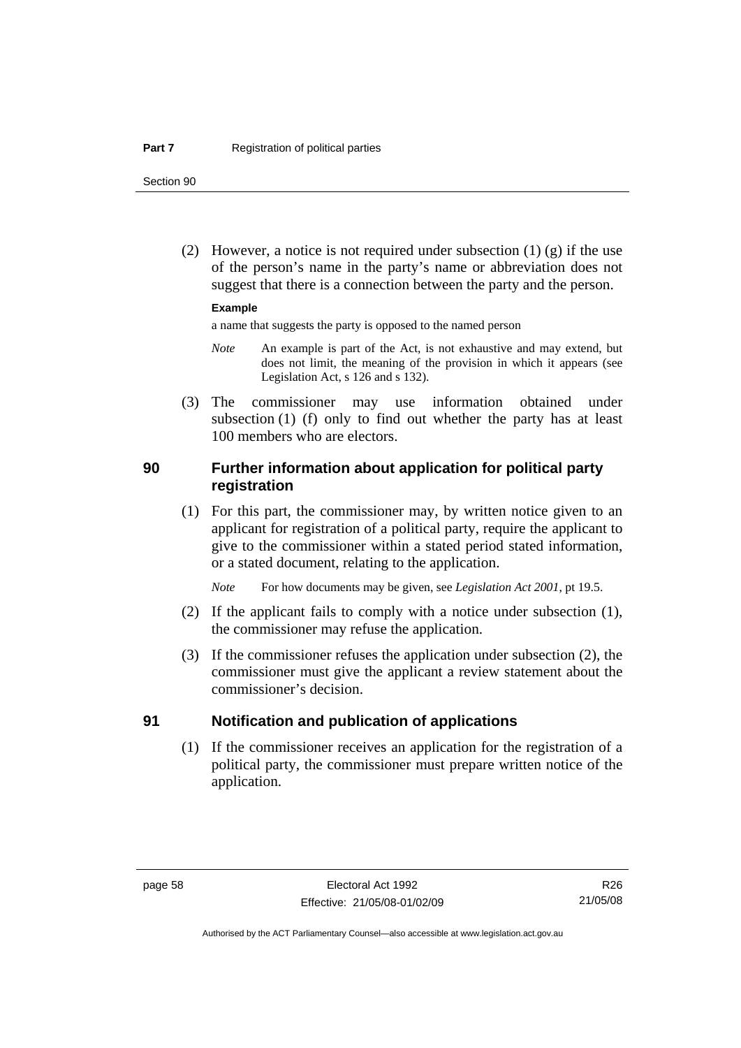(2) However, a notice is not required under subsection (1) (g) if the use of the person's name in the party's name or abbreviation does not suggest that there is a connection between the party and the person.

**Example**

a name that suggests the party is opposed to the named person

*Note* An example is part of the Act, is not exhaustive and may extend, but does not limit, the meaning of the provision in which it appears (see Legislation Act, s 126 and s 132).

(3) The commissioner may use information obtained under subsection (1) (f) only to find out whether the party has at least 100 members who are electors.

## 90 Further information about application for political party registration

(1) For this part, the commissioner may, by written notice given to an applicant for registration of a political party, require the applicant to give to the commissioner within a stated period stated information, or a stated document, relating to the application.

*Note* For how documents may be given, see *Legislation Act 2001*, pt 19.5.

(2) If the applicant fails to comply with a notice under subsection (1), the commissioner may refuse the application.

(3) If the commissioner refuses the application under subsection (2), the commissioner must give the applicant a review statement about the commissioner's decision.

## 91 Notification and publication of applications

(1) If the commissioner receives an application for the registration of a political party, the commissioner must prepare written notice of the application.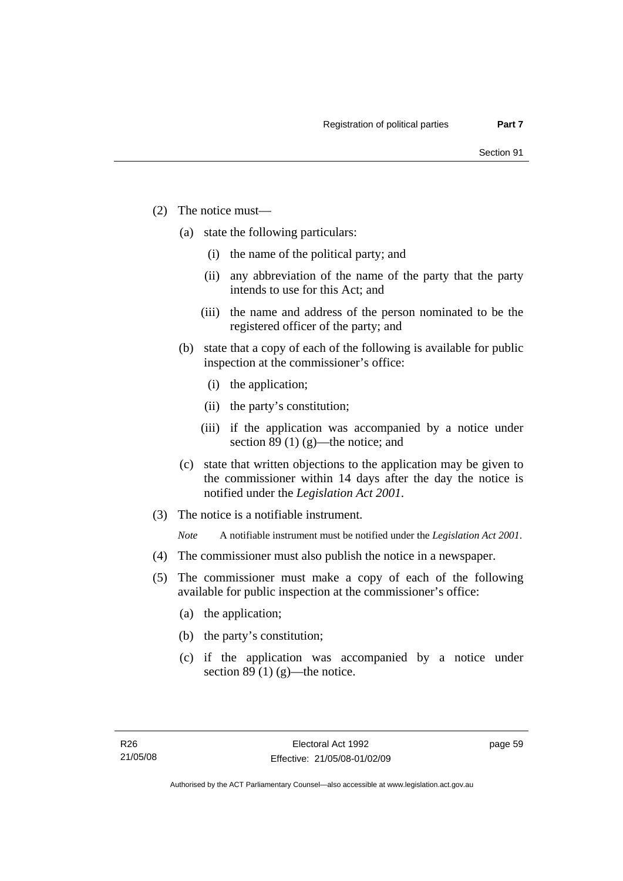(2) The notice must—

(a) state the following particulars:

(i) the name of the political party; and

(ii) any abbreviation of the name of the party that the party intends to use for this Act; and

(iii) the name and address of the person nominated to be the registered officer of the party; and

(b) state that a copy of each of the following is available for public inspection at the commissioner's office:

(i) the application;

(ii) the party's constitution;

(iii) if the application was accompanied by a notice under section 89 (1) (g)—the notice; and

(c) state that written objections to the application may be given to the commissioner within 14 days after the day the notice is notified under the *Legislation Act 2001*.

(3) The notice is a notifiable instrument.

*Note* A notifiable instrument must be notified under the *Legislation Act 2001*.

(4) The commissioner must also publish the notice in a newspaper.

(5) The commissioner must make a copy of each of the following available for public inspection at the commissioner's office:

(a) the application;

(b) the party's constitution;

(c) if the application was accompanied by a notice under section 89 (1) (g)—the notice.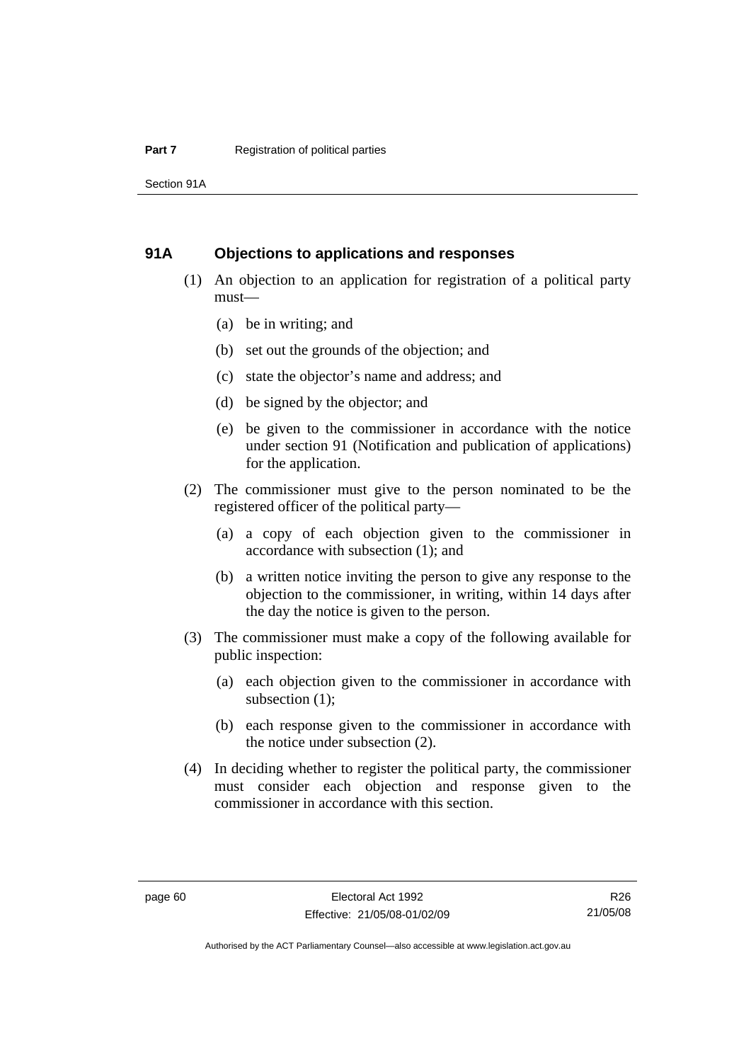## 91A Objections to applications and responses

(1) An objection to an application for registration of a political party must—

(a) be in writing; and

(b) set out the grounds of the objection; and

(c) state the objector's name and address; and

(d) be signed by the objector; and

(e) be given to the commissioner in accordance with the notice under section 91 (Notification and publication of applications) for the application.

(2) The commissioner must give to the person nominated to be the registered officer of the political party—

(a) a copy of each objection given to the commissioner in accordance with subsection (1); and

(b) a written notice inviting the person to give any response to the objection to the commissioner, in writing, within 14 days after the day the notice is given to the person.

(3) The commissioner must make a copy of the following available for public inspection:

(a) each objection given to the commissioner in accordance with subsection (1);

(b) each response given to the commissioner in accordance with the notice under subsection (2).

(4) In deciding whether to register the political party, the commissioner must consider each objection and response given to the commissioner in accordance with this section.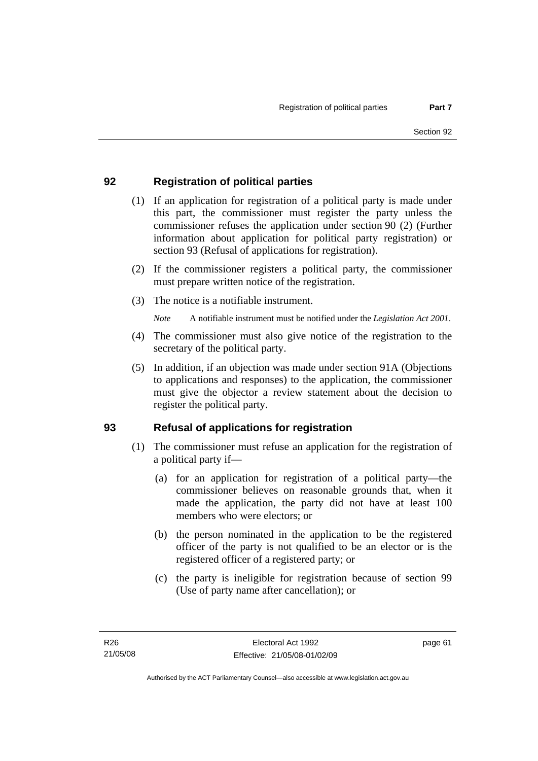## 92 Registration of political parties

(1) If an application for registration of a political party is made under this part, the commissioner must register the party unless the commissioner refuses the application under section 90 (2) (Further information about application for political party registration) or section 93 (Refusal of applications for registration).

(2) If the commissioner registers a political party, the commissioner must prepare written notice of the registration.

(3) The notice is a notifiable instrument.

*Note* A notifiable instrument must be notified under the *Legislation Act 2001*.

(4) The commissioner must also give notice of the registration to the secretary of the political party.

(5) In addition, if an objection was made under section 91A (Objections to applications and responses) to the application, the commissioner must give the objector a review statement about the decision to register the political party.

## 93 Refusal of applications for registration

(1) The commissioner must refuse an application for the registration of a political party if—

(a) for an application for registration of a political party—the commissioner believes on reasonable grounds that, when it made the application, the party did not have at least 100 members who were electors; or

(b) the person nominated in the application to be the registered officer of the party is not qualified to be an elector or is the registered officer of a registered party; or

(c) the party is ineligible for registration because of section 99 (Use of party name after cancellation); or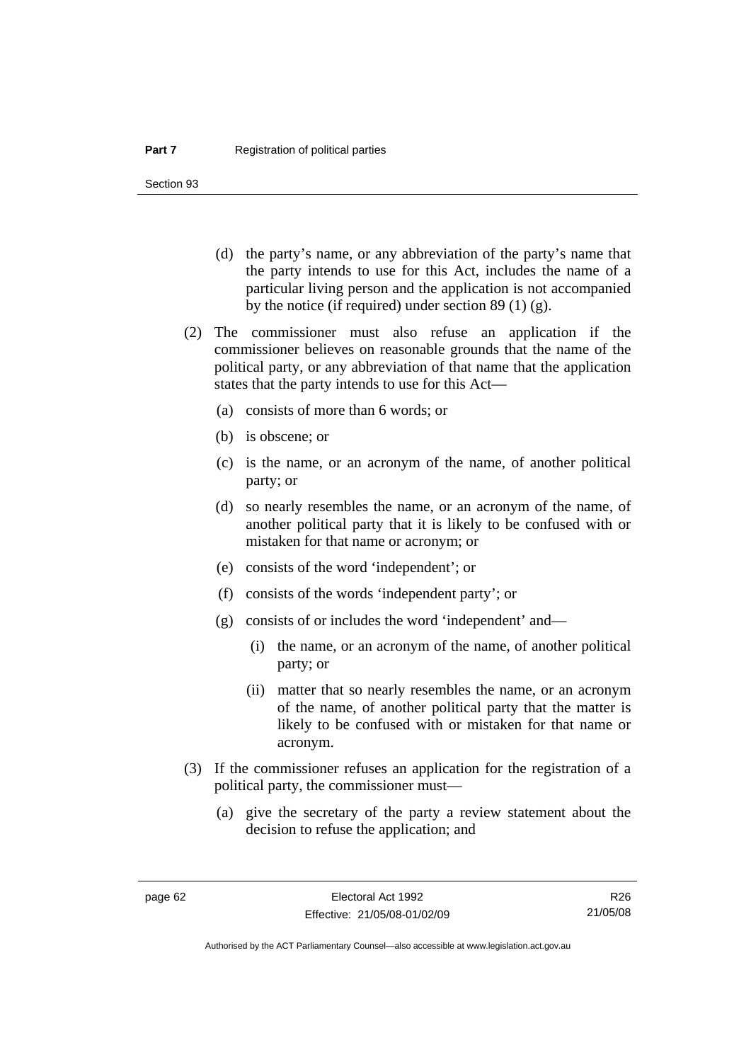(d) the party's name, or any abbreviation of the party's name that the party intends to use for this Act, includes the name of a particular living person and the application is not accompanied by the notice (if required) under section 89 (1) (g).

(2) The commissioner must also refuse an application if the commissioner believes on reasonable grounds that the name of the political party, or any abbreviation of that name that the application states that the party intends to use for this Act—

(a) consists of more than 6 words; or

(b) is obscene; or

(c) is the name, or an acronym of the name, of another political party; or

(d) so nearly resembles the name, or an acronym of the name, of another political party that it is likely to be confused with or mistaken for that name or acronym; or

(e) consists of the word 'independent'; or

(f) consists of the words 'independent party'; or

(g) consists of or includes the word 'independent' and—

(i) the name, or an acronym of the name, of another political party; or

(ii) matter that so nearly resembles the name, or an acronym of the name, of another political party that the matter is likely to be confused with or mistaken for that name or acronym.

(3) If the commissioner refuses an application for the registration of a political party, the commissioner must—

(a) give the secretary of the party a review statement about the decision to refuse the application; and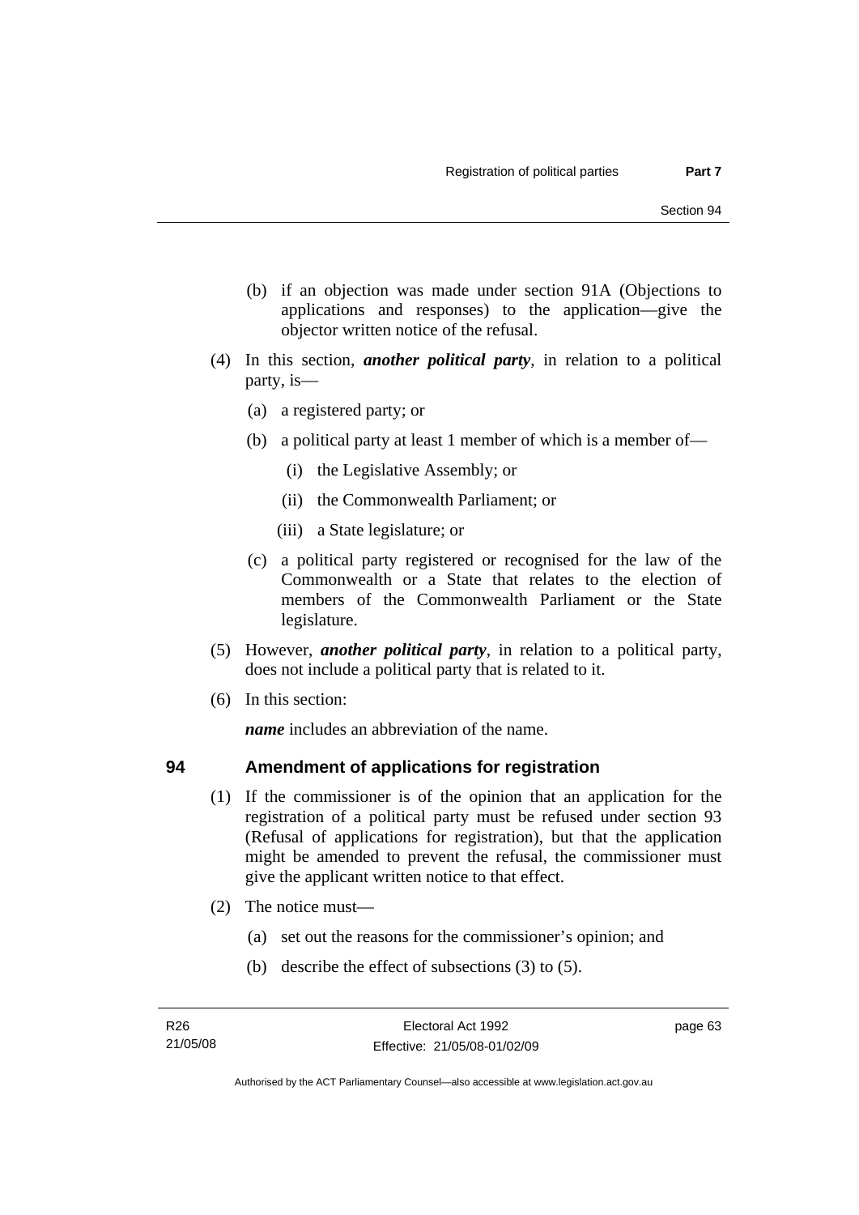(b) if an objection was made under section 91A (Objections to applications and responses) to the application—give the objector written notice of the refusal.

(4) In this section, ***another political party***, in relation to a political party, is—

(a) a registered party; or

(b) a political party at least 1 member of which is a member of—

(i) the Legislative Assembly; or

(ii) the Commonwealth Parliament; or

(iii) a State legislature; or

(c) a political party registered or recognised for the law of the Commonwealth or a State that relates to the election of members of the Commonwealth Parliament or the State legislature.

(5) However, ***another political party***, in relation to a political party, does not include a political party that is related to it.

(6) In this section:

***name*** includes an abbreviation of the name.

## 94 Amendment of applications for registration

(1) If the commissioner is of the opinion that an application for the registration of a political party must be refused under section 93 (Refusal of applications for registration), but that the application might be amended to prevent the refusal, the commissioner must give the applicant written notice to that effect.

(2) The notice must—

(a) set out the reasons for the commissioner's opinion; and

(b) describe the effect of subsections (3) to (5).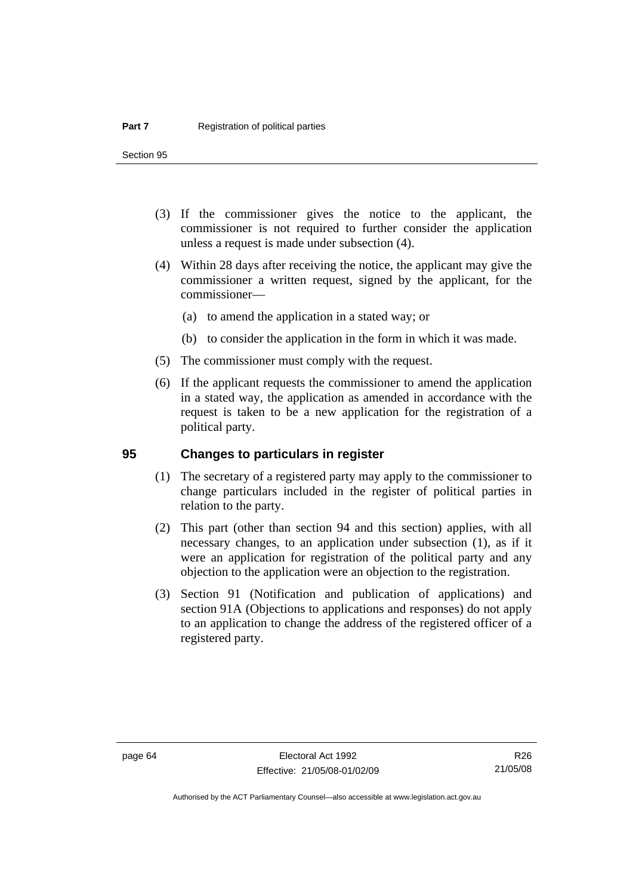(3) If the commissioner gives the notice to the applicant, the commissioner is not required to further consider the application unless a request is made under subsection (4).

(4) Within 28 days after receiving the notice, the applicant may give the commissioner a written request, signed by the applicant, for the commissioner—

(a) to amend the application in a stated way; or

(b) to consider the application in the form in which it was made.

(5) The commissioner must comply with the request.

(6) If the applicant requests the commissioner to amend the application in a stated way, the application as amended in accordance with the request is taken to be a new application for the registration of a political party.

## 95 Changes to particulars in register

(1) The secretary of a registered party may apply to the commissioner to change particulars included in the register of political parties in relation to the party.

(2) This part (other than section 94 and this section) applies, with all necessary changes, to an application under subsection (1), as if it were an application for registration of the political party and any objection to the application were an objection to the registration.

(3) Section 91 (Notification and publication of applications) and section 91A (Objections to applications and responses) do not apply to an application to change the address of the registered officer of a registered party.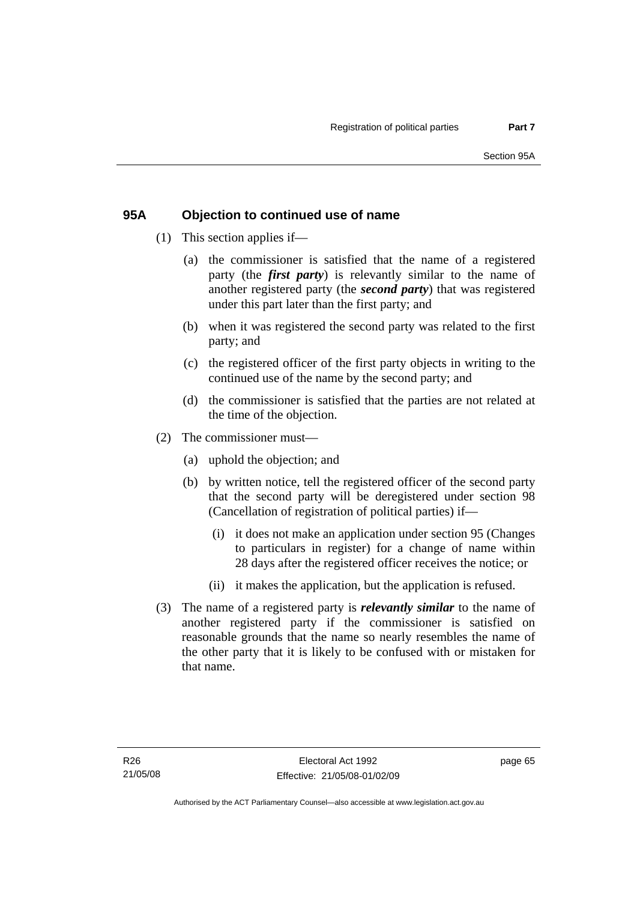## 95A Objection to continued use of name

(1) This section applies if—

(a) the commissioner is satisfied that the name of a registered party (the ***first party***) is relevantly similar to the name of another registered party (the ***second party***) that was registered under this part later than the first party; and

(b) when it was registered the second party was related to the first party; and

(c) the registered officer of the first party objects in writing to the continued use of the name by the second party; and

(d) the commissioner is satisfied that the parties are not related at the time of the objection.

(2) The commissioner must—

(a) uphold the objection; and

(b) by written notice, tell the registered officer of the second party that the second party will be deregistered under section 98 (Cancellation of registration of political parties) if—

(i) it does not make an application under section 95 (Changes to particulars in register) for a change of name within 28 days after the registered officer receives the notice; or

(ii) it makes the application, but the application is refused.

(3) The name of a registered party is ***relevantly similar*** to the name of another registered party if the commissioner is satisfied on reasonable grounds that the name so nearly resembles the name of the other party that it is likely to be confused with or mistaken for that name.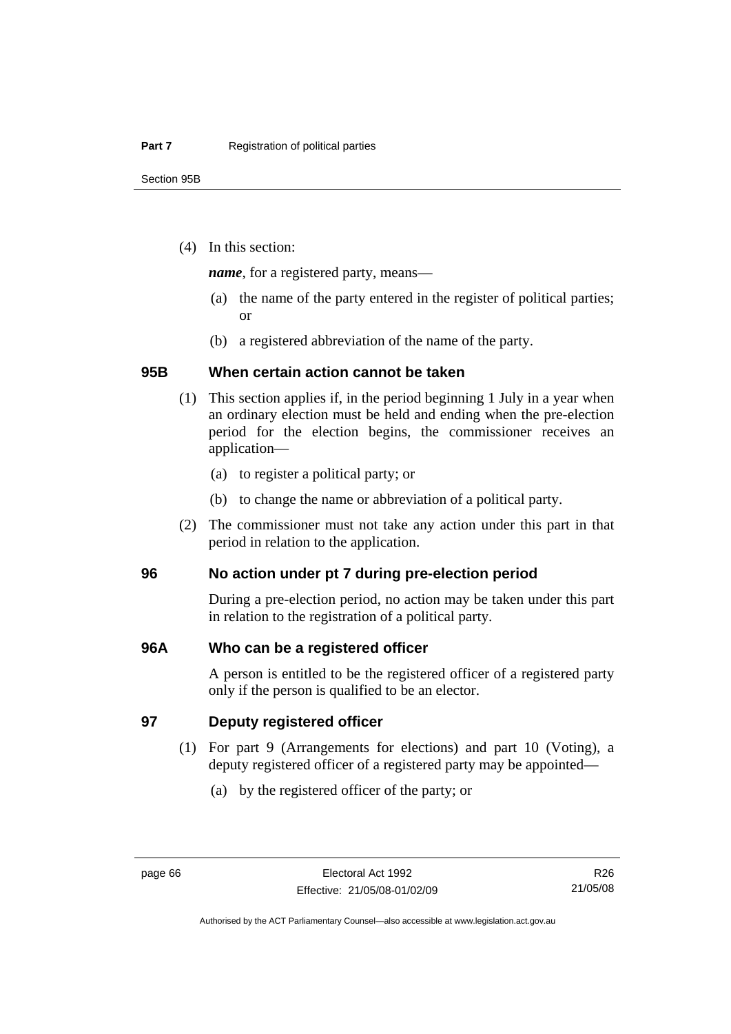(4) In this section:

***name***, for a registered party, means—

(a) the name of the party entered in the register of political parties; or

(b) a registered abbreviation of the name of the party.

### 95B When certain action cannot be taken

(1) This section applies if, in the period beginning 1 July in a year when an ordinary election must be held and ending when the pre-election period for the election begins, the commissioner receives an application—

(a) to register a political party; or

(b) to change the name or abbreviation of a political party.

(2) The commissioner must not take any action under this part in that period in relation to the application.

### 96 No action under pt 7 during pre-election period

During a pre-election period, no action may be taken under this part in relation to the registration of a political party.

### 96A Who can be a registered officer

A person is entitled to be the registered officer of a registered party only if the person is qualified to be an elector.

### 97 Deputy registered officer

(1) For part 9 (Arrangements for elections) and part 10 (Voting), a deputy registered officer of a registered party may be appointed—

(a) by the registered officer of the party; or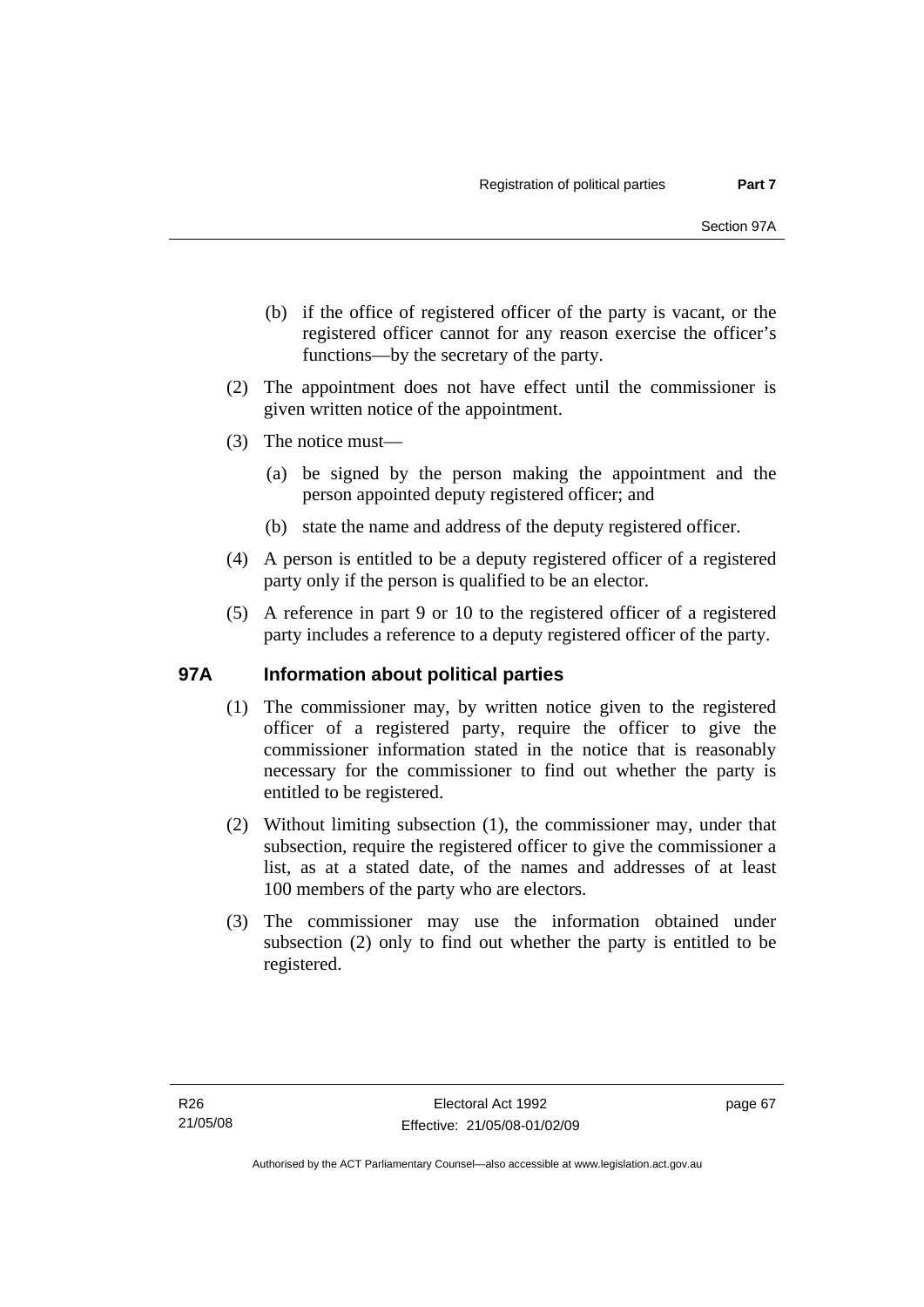(b) if the office of registered officer of the party is vacant, or the registered officer cannot for any reason exercise the officer's functions—by the secretary of the party.

(2) The appointment does not have effect until the commissioner is given written notice of the appointment.

(3) The notice must—

(a) be signed by the person making the appointment and the person appointed deputy registered officer; and

(b) state the name and address of the deputy registered officer.

(4) A person is entitled to be a deputy registered officer of a registered party only if the person is qualified to be an elector.

(5) A reference in part 9 or 10 to the registered officer of a registered party includes a reference to a deputy registered officer of the party.

## 97A Information about political parties

(1) The commissioner may, by written notice given to the registered officer of a registered party, require the officer to give the commissioner information stated in the notice that is reasonably necessary for the commissioner to find out whether the party is entitled to be registered.

(2) Without limiting subsection (1), the commissioner may, under that subsection, require the registered officer to give the commissioner a list, as at a stated date, of the names and addresses of at least 100 members of the party who are electors.

(3) The commissioner may use the information obtained under subsection (2) only to find out whether the party is entitled to be registered.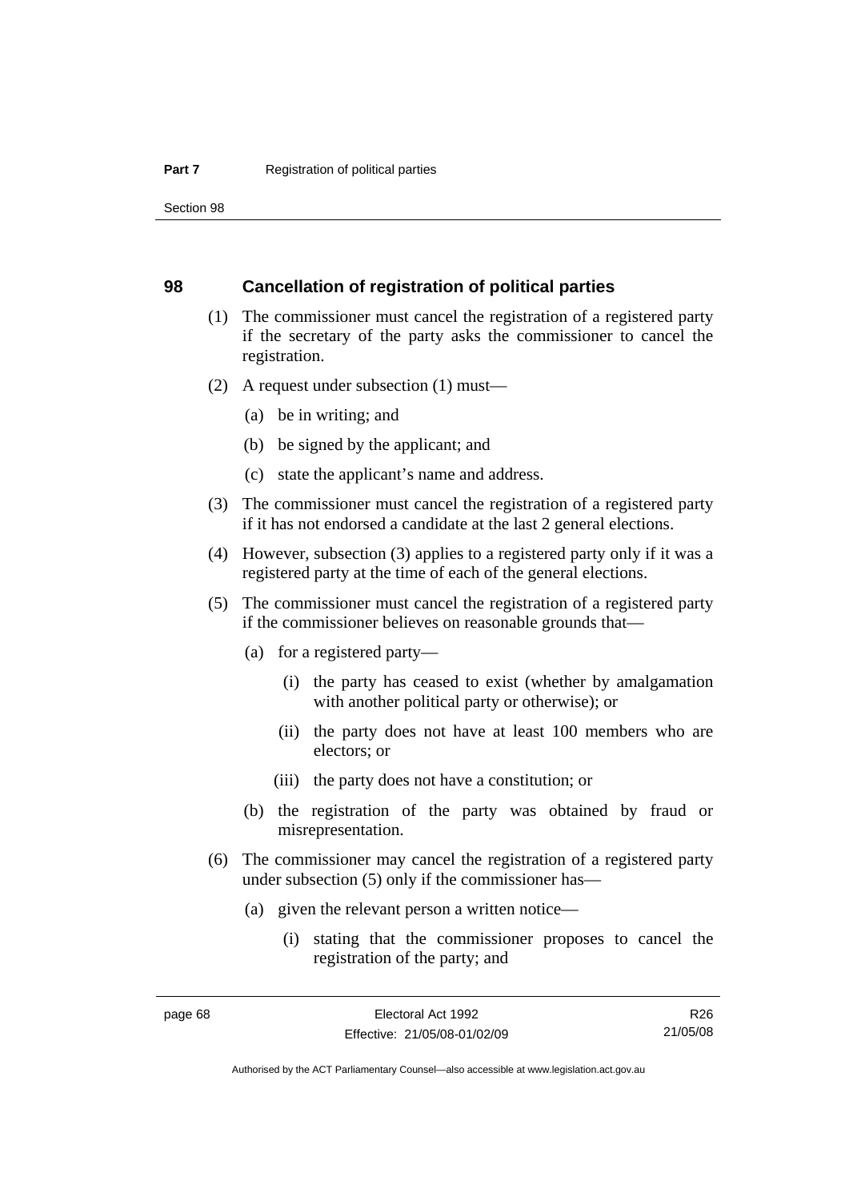## 98 Cancellation of registration of political parties

(1) The commissioner must cancel the registration of a registered party if the secretary of the party asks the commissioner to cancel the registration.

(2) A request under subsection (1) must—

(a) be in writing; and

(b) be signed by the applicant; and

(c) state the applicant's name and address.

(3) The commissioner must cancel the registration of a registered party if it has not endorsed a candidate at the last 2 general elections.

(4) However, subsection (3) applies to a registered party only if it was a registered party at the time of each of the general elections.

(5) The commissioner must cancel the registration of a registered party if the commissioner believes on reasonable grounds that—

(a) for a registered party—

(i) the party has ceased to exist (whether by amalgamation with another political party or otherwise); or

(ii) the party does not have at least 100 members who are electors; or

(iii) the party does not have a constitution; or

(b) the registration of the party was obtained by fraud or misrepresentation.

(6) The commissioner may cancel the registration of a registered party under subsection (5) only if the commissioner has—

(a) given the relevant person a written notice—

(i) stating that the commissioner proposes to cancel the registration of the party; and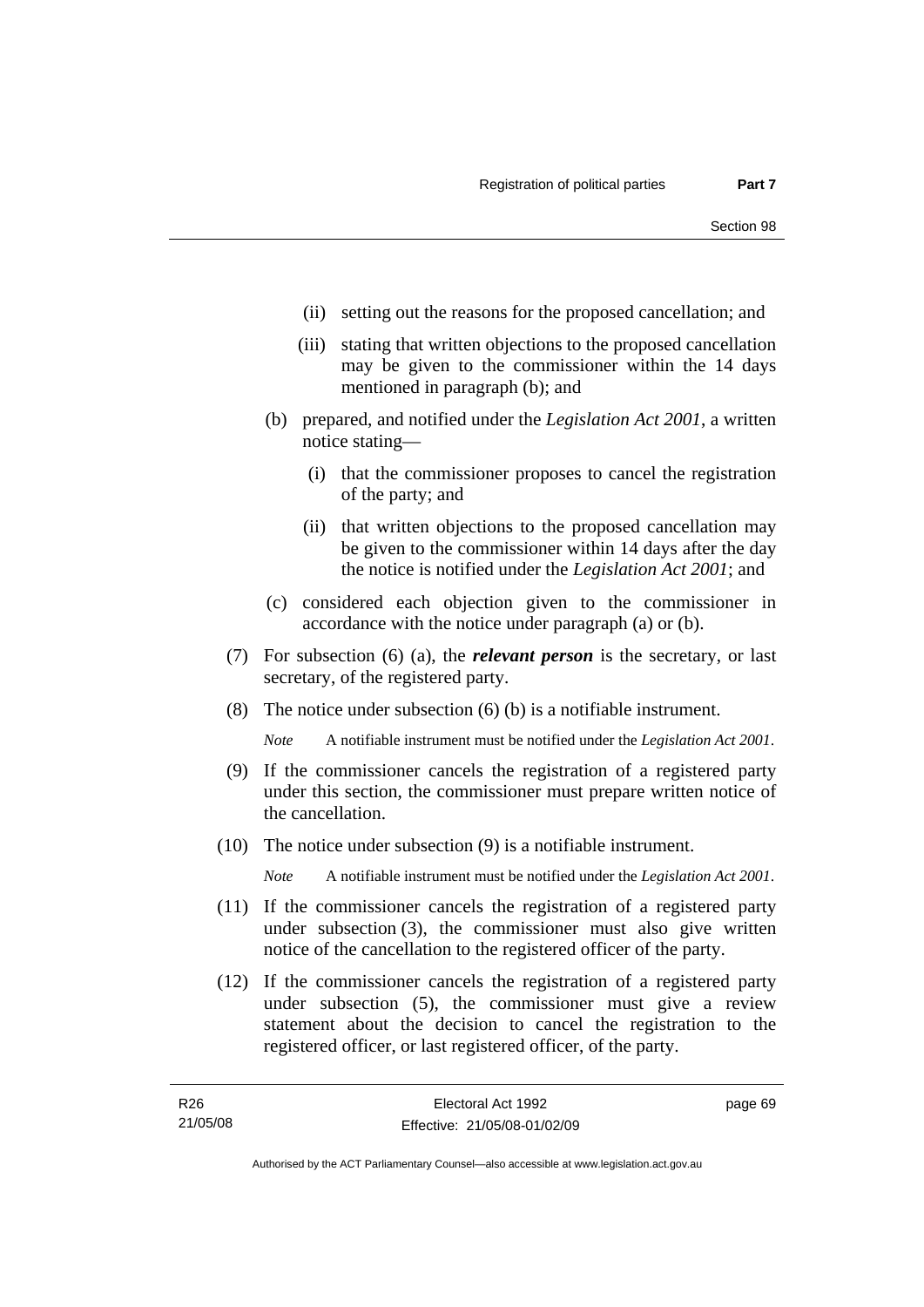(ii) setting out the reasons for the proposed cancellation; and

(iii) stating that written objections to the proposed cancellation may be given to the commissioner within the 14 days mentioned in paragraph (b); and

(b) prepared, and notified under the *Legislation Act 2001*, a written notice stating—

(i) that the commissioner proposes to cancel the registration of the party; and

(ii) that written objections to the proposed cancellation may be given to the commissioner within 14 days after the day the notice is notified under the *Legislation Act 2001*; and

(c) considered each objection given to the commissioner in accordance with the notice under paragraph (a) or (b).

(7) For subsection (6) (a), the ***relevant person*** is the secretary, or last secretary, of the registered party.

(8) The notice under subsection (6) (b) is a notifiable instrument.

*Note* A notifiable instrument must be notified under the *Legislation Act 2001*.

(9) If the commissioner cancels the registration of a registered party under this section, the commissioner must prepare written notice of the cancellation.

(10) The notice under subsection (9) is a notifiable instrument.

*Note* A notifiable instrument must be notified under the *Legislation Act 2001*.

(11) If the commissioner cancels the registration of a registered party under subsection (3), the commissioner must also give written notice of the cancellation to the registered officer of the party.

(12) If the commissioner cancels the registration of a registered party under subsection (5), the commissioner must give a review statement about the decision to cancel the registration to the registered officer, or last registered officer, of the party.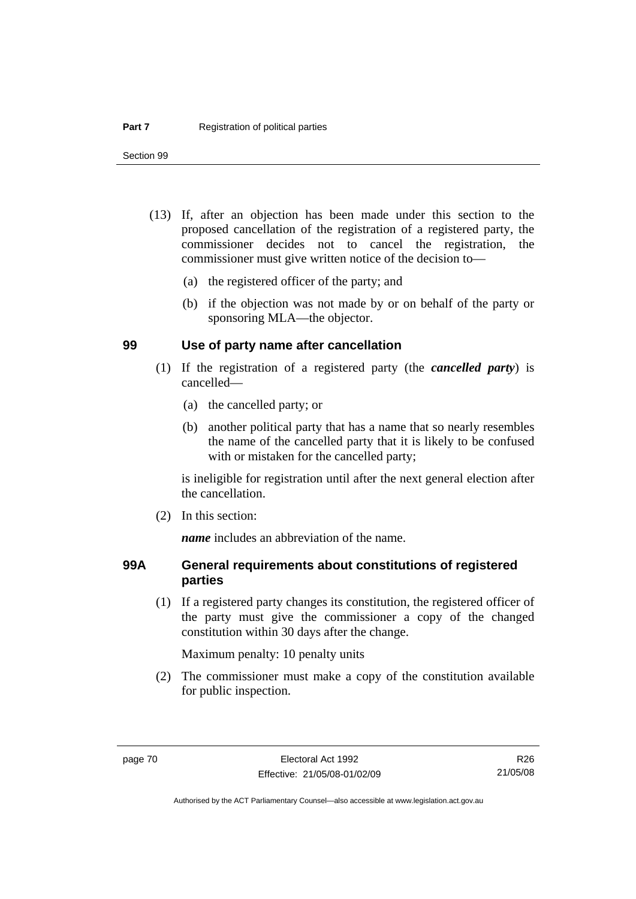(13) If, after an objection has been made under this section to the proposed cancellation of the registration of a registered party, the commissioner decides not to cancel the registration, the commissioner must give written notice of the decision to—

(a) the registered officer of the party; and

(b) if the objection was not made by or on behalf of the party or sponsoring MLA—the objector.

## 99 Use of party name after cancellation

(1) If the registration of a registered party (the ***cancelled party***) is cancelled—

(a) the cancelled party; or

(b) another political party that has a name that so nearly resembles the name of the cancelled party that it is likely to be confused with or mistaken for the cancelled party;

is ineligible for registration until after the next general election after the cancellation.

(2) In this section:

***name*** includes an abbreviation of the name.

## 99A General requirements about constitutions of registered parties

(1) If a registered party changes its constitution, the registered officer of the party must give the commissioner a copy of the changed constitution within 30 days after the change.

Maximum penalty: 10 penalty units

(2) The commissioner must make a copy of the constitution available for public inspection.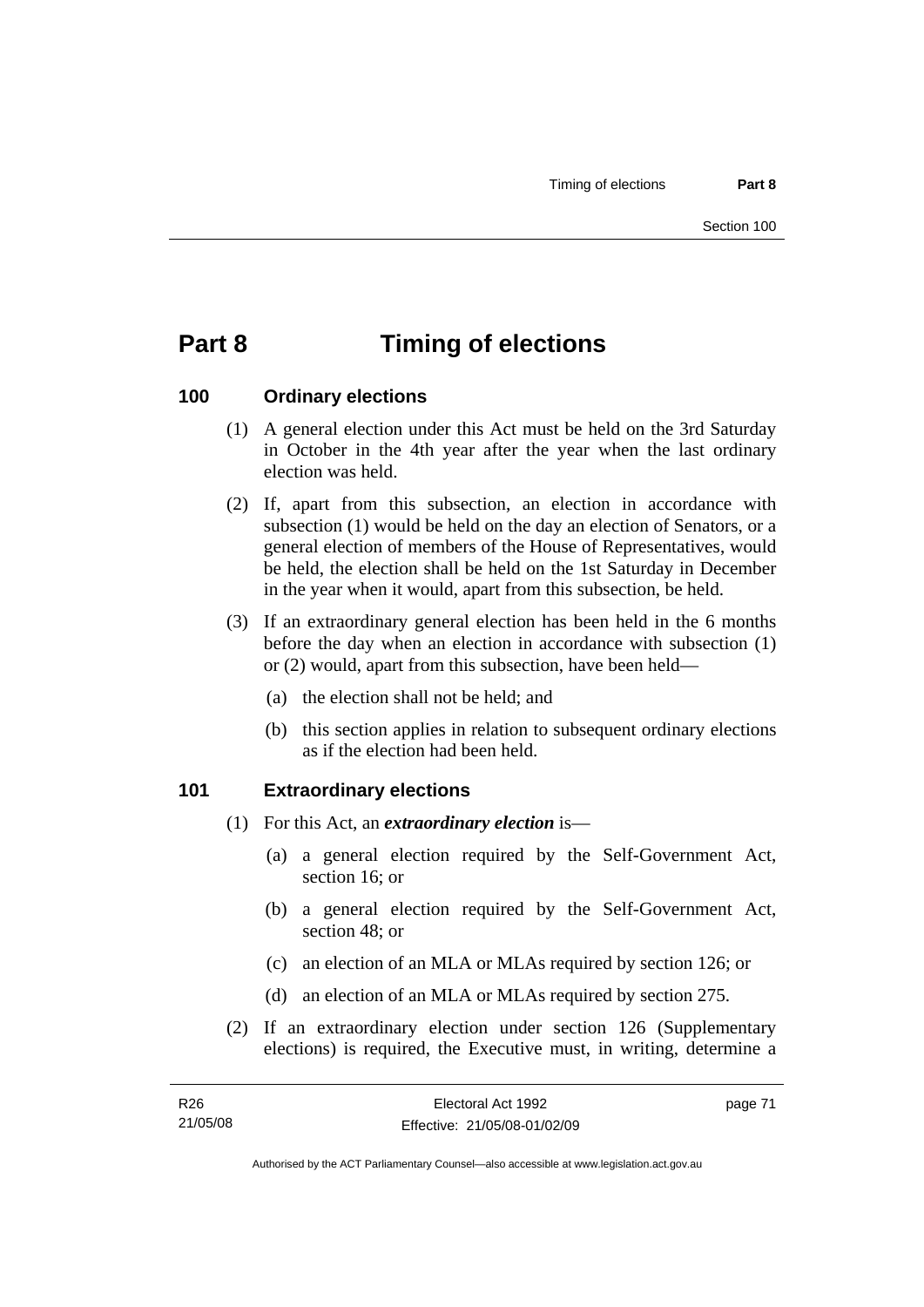# Part 8 Timing of elections

## 100 Ordinary elections

(1) A general election under this Act must be held on the 3rd Saturday in October in the 4th year after the year when the last ordinary election was held.

(2) If, apart from this subsection, an election in accordance with subsection (1) would be held on the day an election of Senators, or a general election of members of the House of Representatives, would be held, the election shall be held on the 1st Saturday in December in the year when it would, apart from this subsection, be held.

(3) If an extraordinary general election has been held in the 6 months before the day when an election in accordance with subsection (1) or (2) would, apart from this subsection, have been held—

(a) the election shall not be held; and

(b) this section applies in relation to subsequent ordinary elections as if the election had been held.

## 101 Extraordinary elections

(1) For this Act, an ***extraordinary election*** is—

(a) a general election required by the Self-Government Act, section 16; or

(b) a general election required by the Self-Government Act, section 48; or

(c) an election of an MLA or MLAs required by section 126; or

(d) an election of an MLA or MLAs required by section 275.

(2) If an extraordinary election under section 126 (Supplementary elections) is required, the Executive must, in writing, determine a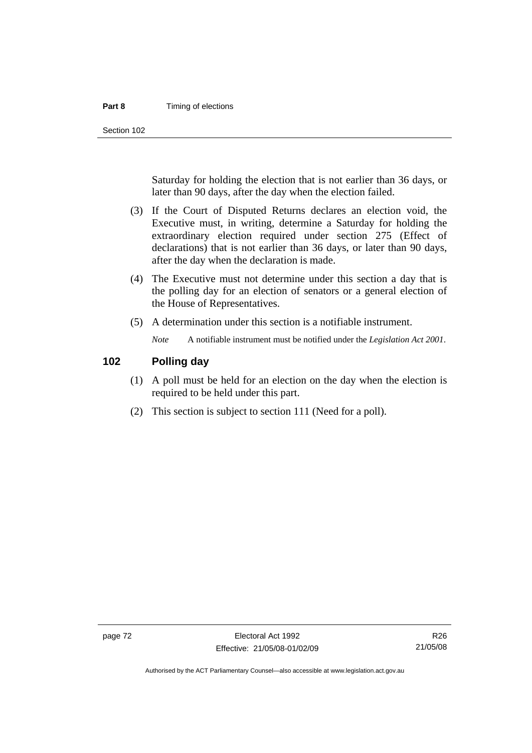Saturday for holding the election that is not earlier than 36 days, or later than 90 days, after the day when the election failed.

(3) If the Court of Disputed Returns declares an election void, the Executive must, in writing, determine a Saturday for holding the extraordinary election required under section 275 (Effect of declarations) that is not earlier than 36 days, or later than 90 days, after the day when the declaration is made.

(4) The Executive must not determine under this section a day that is the polling day for an election of senators or a general election of the House of Representatives.

(5) A determination under this section is a notifiable instrument.

*Note* A notifiable instrument must be notified under the *Legislation Act 2001*.

## 102 Polling day

(1) A poll must be held for an election on the day when the election is required to be held under this part.

(2) This section is subject to section 111 (Need for a poll).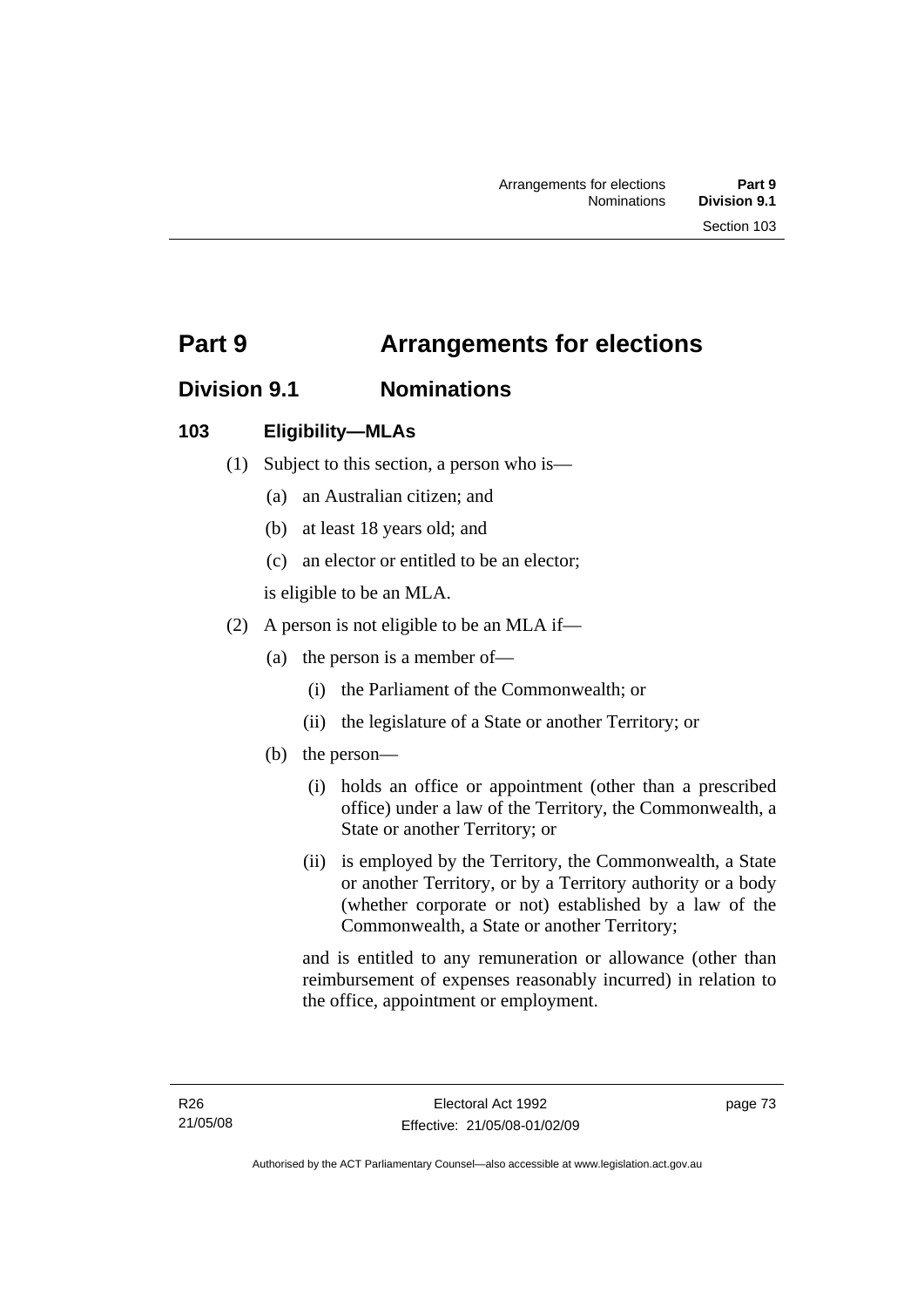# Part 9 Arrangements for elections

## Division 9.1 Nominations

### 103 Eligibility—MLAs

(1) Subject to this section, a person who is—

(a) an Australian citizen; and

(b) at least 18 years old; and

(c) an elector or entitled to be an elector;

is eligible to be an MLA.

(2) A person is not eligible to be an MLA if—

(a) the person is a member of—

(i) the Parliament of the Commonwealth; or

(ii) the legislature of a State or another Territory; or

(b) the person—

(i) holds an office or appointment (other than a prescribed office) under a law of the Territory, the Commonwealth, a State or another Territory; or

(ii) is employed by the Territory, the Commonwealth, a State or another Territory, or by a Territory authority or a body (whether corporate or not) established by a law of the Commonwealth, a State or another Territory;

and is entitled to any remuneration or allowance (other than reimbursement of expenses reasonably incurred) in relation to the office, appointment or employment.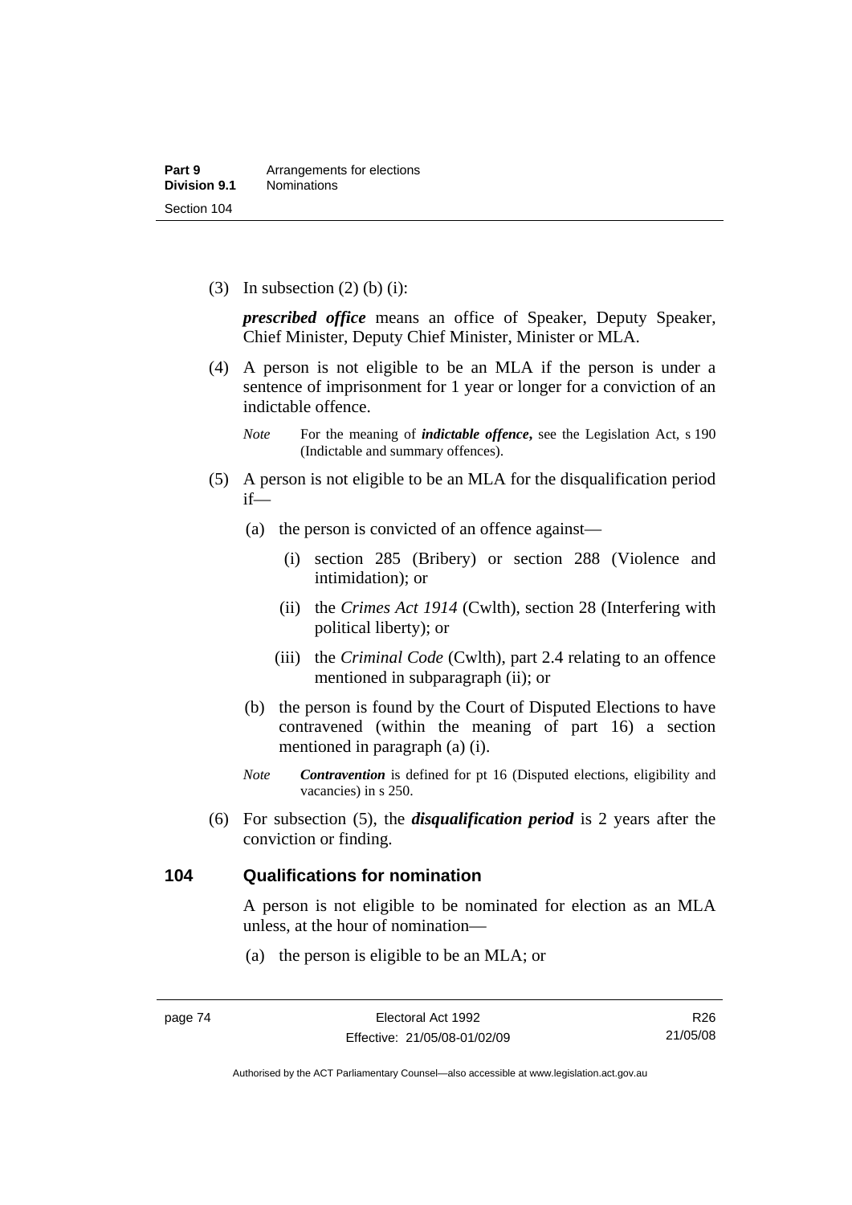(3) In subsection (2) (b) (i):

***prescribed office*** means an office of Speaker, Deputy Speaker, Chief Minister, Deputy Chief Minister, Minister or MLA.

(4) A person is not eligible to be an MLA if the person is under a sentence of imprisonment for 1 year or longer for a conviction of an indictable offence.

*Note* For the meaning of ***indictable offence***, see the Legislation Act, s 190 (Indictable and summary offences).

(5) A person is not eligible to be an MLA for the disqualification period if—

(a) the person is convicted of an offence against—

(i) section 285 (Bribery) or section 288 (Violence and intimidation); or

(ii) the *Crimes Act 1914* (Cwlth), section 28 (Interfering with political liberty); or

(iii) the *Criminal Code* (Cwlth), part 2.4 relating to an offence mentioned in subparagraph (ii); or

(b) the person is found by the Court of Disputed Elections to have contravened (within the meaning of part 16) a section mentioned in paragraph (a) (i).

*Note* ***Contravention*** is defined for pt 16 (Disputed elections, eligibility and vacancies) in s 250.

(6) For subsection (5), the ***disqualification period*** is 2 years after the conviction or finding.

### 104 Qualifications for nomination

A person is not eligible to be nominated for election as an MLA unless, at the hour of nomination—

(a) the person is eligible to be an MLA; or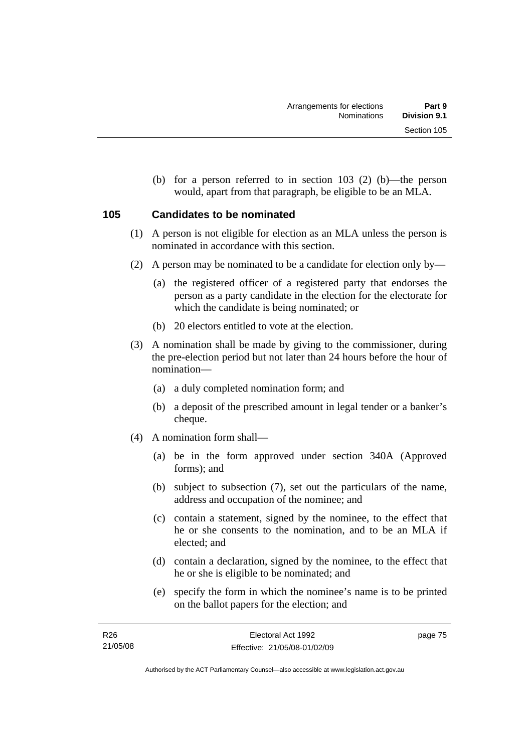(b) for a person referred to in section 103 (2) (b)—the person would, apart from that paragraph, be eligible to be an MLA.

## 105 Candidates to be nominated

(1) A person is not eligible for election as an MLA unless the person is nominated in accordance with this section.

(2) A person may be nominated to be a candidate for election only by—

(a) the registered officer of a registered party that endorses the person as a party candidate in the election for the electorate for which the candidate is being nominated; or

(b) 20 electors entitled to vote at the election.

(3) A nomination shall be made by giving to the commissioner, during the pre-election period but not later than 24 hours before the hour of nomination—

(a) a duly completed nomination form; and

(b) a deposit of the prescribed amount in legal tender or a banker's cheque.

(4) A nomination form shall—

(a) be in the form approved under section 340A (Approved forms); and

(b) subject to subsection (7), set out the particulars of the name, address and occupation of the nominee; and

(c) contain a statement, signed by the nominee, to the effect that he or she consents to the nomination, and to be an MLA if elected; and

(d) contain a declaration, signed by the nominee, to the effect that he or she is eligible to be nominated; and

(e) specify the form in which the nominee's name is to be printed on the ballot papers for the election; and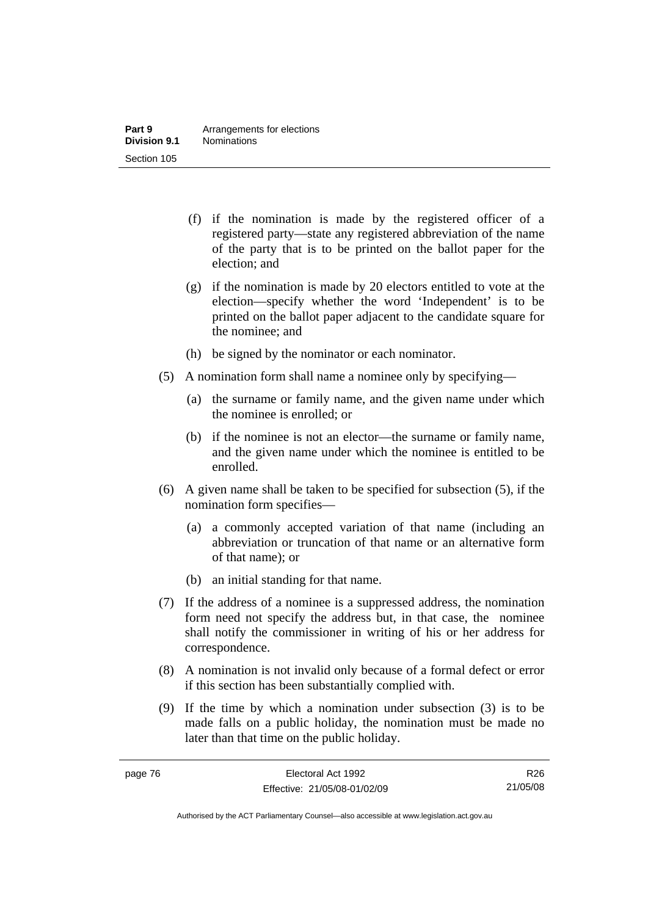(f) if the nomination is made by the registered officer of a registered party—state any registered abbreviation of the name of the party that is to be printed on the ballot paper for the election; and

(g) if the nomination is made by 20 electors entitled to vote at the election—specify whether the word 'Independent' is to be printed on the ballot paper adjacent to the candidate square for the nominee; and

(h) be signed by the nominator or each nominator.

(5) A nomination form shall name a nominee only by specifying—

(a) the surname or family name, and the given name under which the nominee is enrolled; or

(b) if the nominee is not an elector—the surname or family name, and the given name under which the nominee is entitled to be enrolled.

(6) A given name shall be taken to be specified for subsection (5), if the nomination form specifies—

(a) a commonly accepted variation of that name (including an abbreviation or truncation of that name or an alternative form of that name); or

(b) an initial standing for that name.

(7) If the address of a nominee is a suppressed address, the nomination form need not specify the address but, in that case, the nominee shall notify the commissioner in writing of his or her address for correspondence.

(8) A nomination is not invalid only because of a formal defect or error if this section has been substantially complied with.

(9) If the time by which a nomination under subsection (3) is to be made falls on a public holiday, the nomination must be made no later than that time on the public holiday.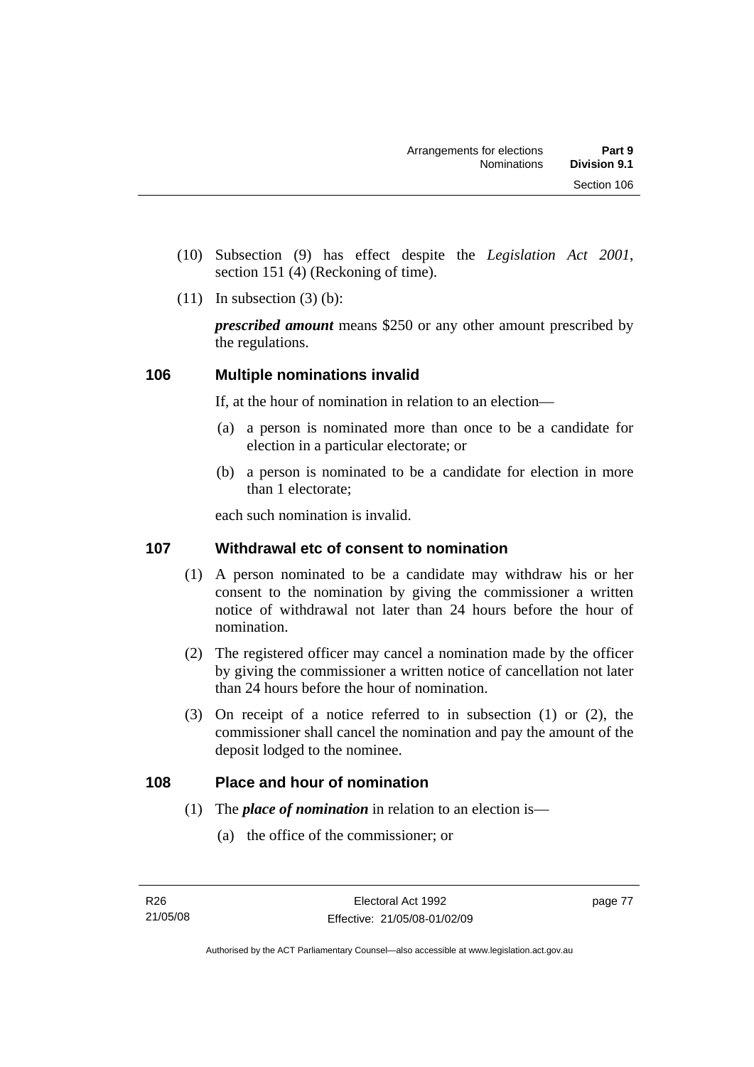(10) Subsection (9) has effect despite the *Legislation Act 2001*, section 151 (4) (Reckoning of time).

(11) In subsection (3) (b):

***prescribed amount*** means $250 or any other amount prescribed by the regulations.

## 106 Multiple nominations invalid

If, at the hour of nomination in relation to an election—

(a) a person is nominated more than once to be a candidate for election in a particular electorate; or

(b) a person is nominated to be a candidate for election in more than 1 electorate;

each such nomination is invalid.

## 107 Withdrawal etc of consent to nomination

(1) A person nominated to be a candidate may withdraw his or her consent to the nomination by giving the commissioner a written notice of withdrawal not later than 24 hours before the hour of nomination.

(2) The registered officer may cancel a nomination made by the officer by giving the commissioner a written notice of cancellation not later than 24 hours before the hour of nomination.

(3) On receipt of a notice referred to in subsection (1) or (2), the commissioner shall cancel the nomination and pay the amount of the deposit lodged to the nominee.

## 108 Place and hour of nomination

(1) The ***place of nomination*** in relation to an election is—

(a) the office of the commissioner; or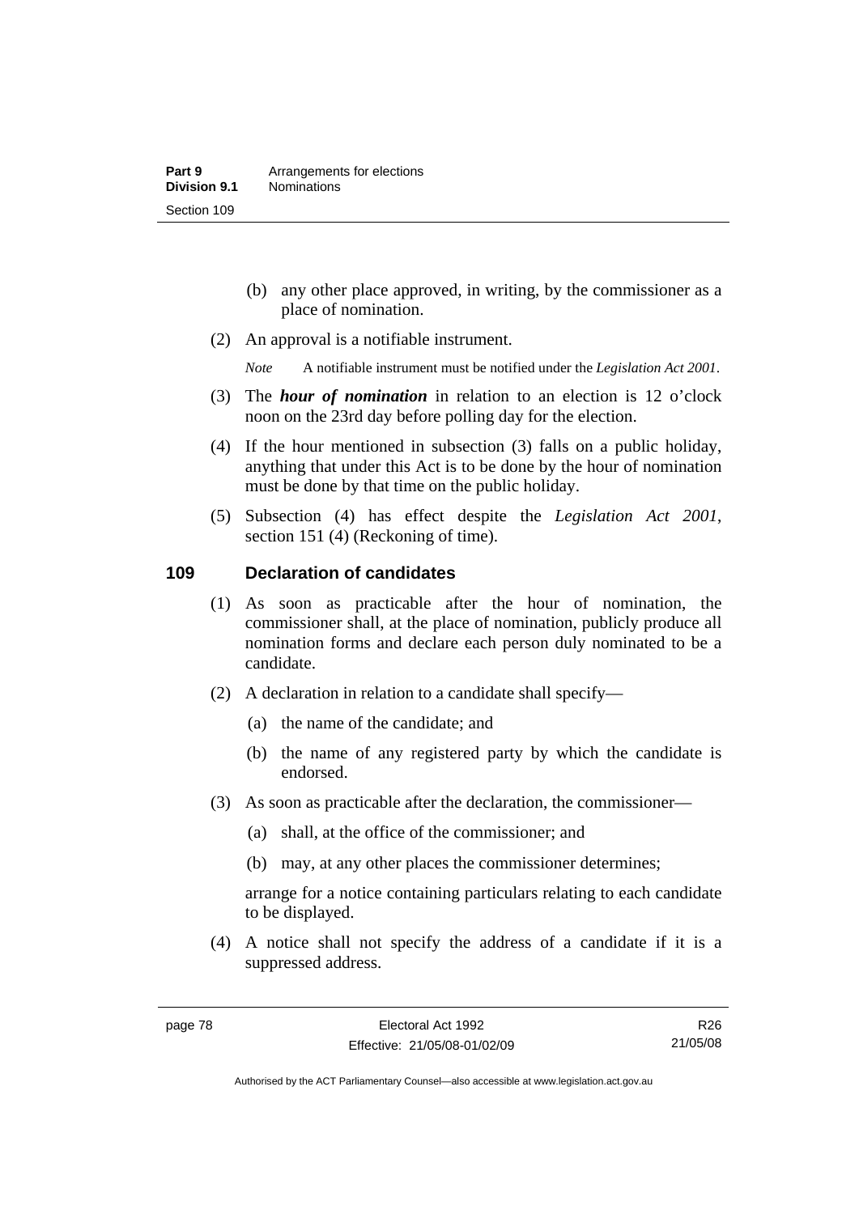(b) any other place approved, in writing, by the commissioner as a place of nomination.

(2) An approval is a notifiable instrument.

*Note* A notifiable instrument must be notified under the *Legislation Act 2001*.

(3) The ***hour of nomination*** in relation to an election is 12 o'clock noon on the 23rd day before polling day for the election.

(4) If the hour mentioned in subsection (3) falls on a public holiday, anything that under this Act is to be done by the hour of nomination must be done by that time on the public holiday.

(5) Subsection (4) has effect despite the *Legislation Act 2001*, section 151 (4) (Reckoning of time).

## 109 Declaration of candidates

(1) As soon as practicable after the hour of nomination, the commissioner shall, at the place of nomination, publicly produce all nomination forms and declare each person duly nominated to be a candidate.

(2) A declaration in relation to a candidate shall specify—

(a) the name of the candidate; and

(b) the name of any registered party by which the candidate is endorsed.

(3) As soon as practicable after the declaration, the commissioner—

(a) shall, at the office of the commissioner; and

(b) may, at any other places the commissioner determines;

arrange for a notice containing particulars relating to each candidate to be displayed.

(4) A notice shall not specify the address of a candidate if it is a suppressed address.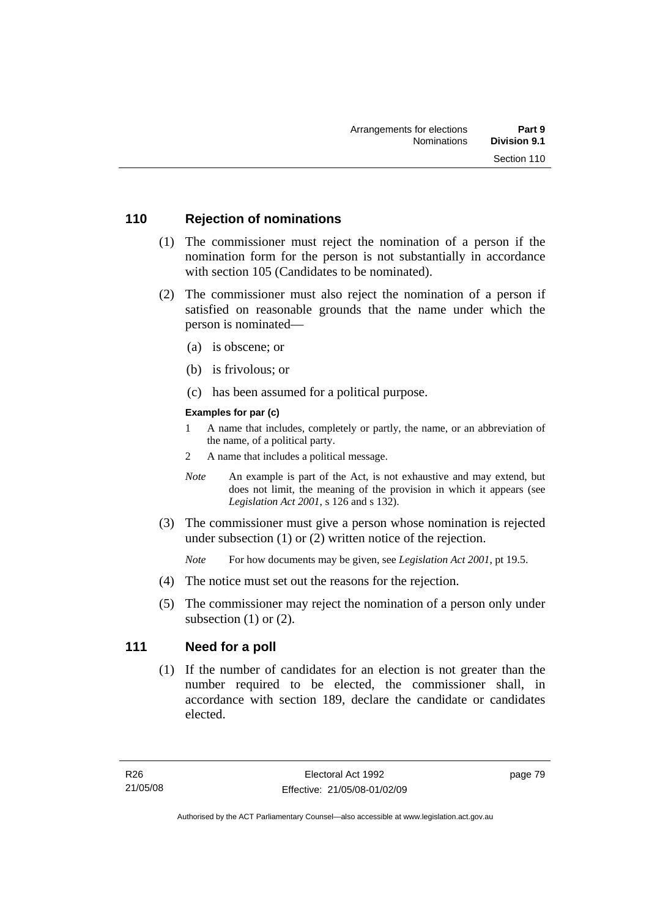## 110 Rejection of nominations

(1) The commissioner must reject the nomination of a person if the nomination form for the person is not substantially in accordance with section 105 (Candidates to be nominated).

(2) The commissioner must also reject the nomination of a person if satisfied on reasonable grounds that the name under which the person is nominated—

(a) is obscene; or

(b) is frivolous; or

(c) has been assumed for a political purpose.

**Examples for par (c)**

1 A name that includes, completely or partly, the name, or an abbreviation of the name, of a political party.

2 A name that includes a political message.

*Note* An example is part of the Act, is not exhaustive and may extend, but does not limit, the meaning of the provision in which it appears (see *Legislation Act 2001*, s 126 and s 132).

(3) The commissioner must give a person whose nomination is rejected under subsection (1) or (2) written notice of the rejection.

*Note* For how documents may be given, see *Legislation Act 2001*, pt 19.5.

(4) The notice must set out the reasons for the rejection.

(5) The commissioner may reject the nomination of a person only under subsection (1) or (2).

## 111 Need for a poll

(1) If the number of candidates for an election is not greater than the number required to be elected, the commissioner shall, in accordance with section 189, declare the candidate or candidates elected.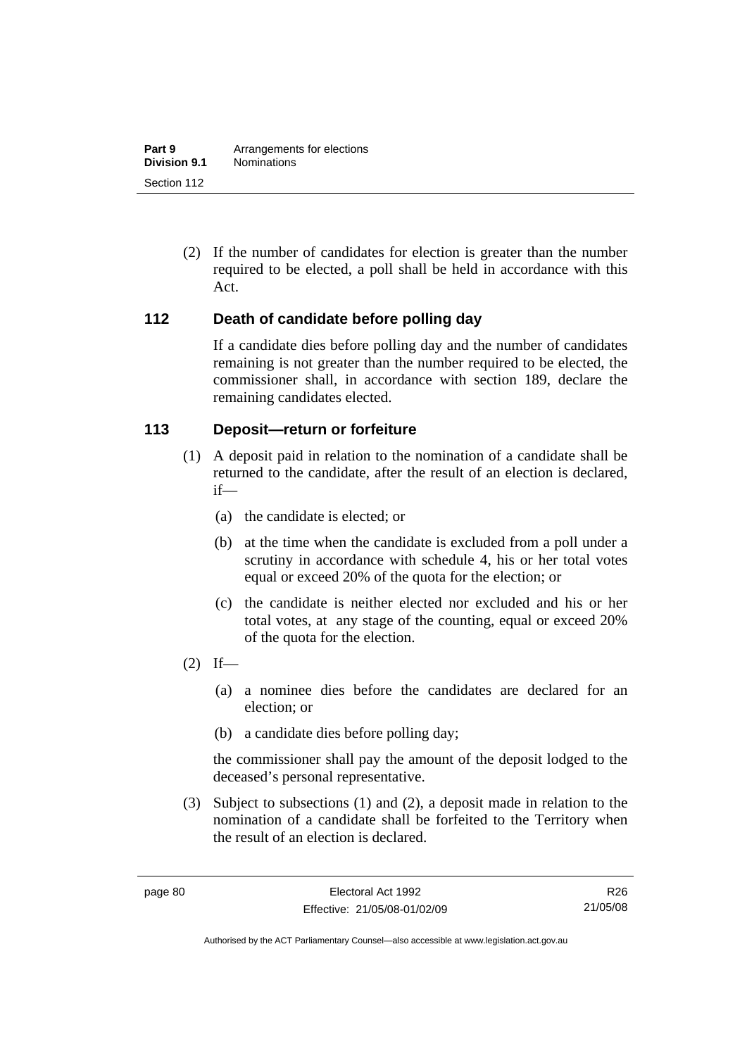(2) If the number of candidates for election is greater than the number required to be elected, a poll shall be held in accordance with this Act.

### 112 Death of candidate before polling day

If a candidate dies before polling day and the number of candidates remaining is not greater than the number required to be elected, the commissioner shall, in accordance with section 189, declare the remaining candidates elected.

### 113 Deposit—return or forfeiture

(1) A deposit paid in relation to the nomination of a candidate shall be returned to the candidate, after the result of an election is declared, if—

(a) the candidate is elected; or

(b) at the time when the candidate is excluded from a poll under a scrutiny in accordance with schedule 4, his or her total votes equal or exceed 20% of the quota for the election; or

(c) the candidate is neither elected nor excluded and his or her total votes, at any stage of the counting, equal or exceed 20% of the quota for the election.

(2) If—

(a) a nominee dies before the candidates are declared for an election; or

(b) a candidate dies before polling day;

the commissioner shall pay the amount of the deposit lodged to the deceased's personal representative.

(3) Subject to subsections (1) and (2), a deposit made in relation to the nomination of a candidate shall be forfeited to the Territory when the result of an election is declared.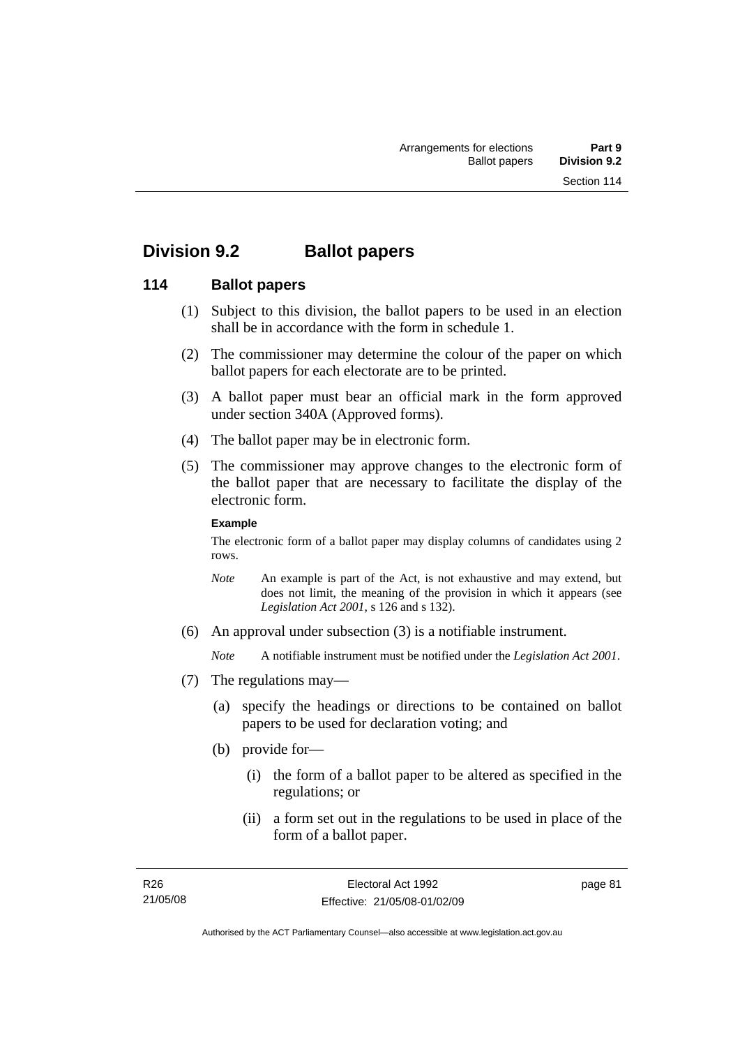## Division 9.2 Ballot papers

### 114 Ballot papers

(1) Subject to this division, the ballot papers to be used in an election shall be in accordance with the form in schedule 1.

(2) The commissioner may determine the colour of the paper on which ballot papers for each electorate are to be printed.

(3) A ballot paper must bear an official mark in the form approved under section 340A (Approved forms).

(4) The ballot paper may be in electronic form.

(5) The commissioner may approve changes to the electronic form of the ballot paper that are necessary to facilitate the display of the electronic form.

**Example**

The electronic form of a ballot paper may display columns of candidates using 2 rows.

*Note* An example is part of the Act, is not exhaustive and may extend, but does not limit, the meaning of the provision in which it appears (see *Legislation Act 2001*, s 126 and s 132).

(6) An approval under subsection (3) is a notifiable instrument.

*Note* A notifiable instrument must be notified under the *Legislation Act 2001*.

(7) The regulations may—

(a) specify the headings or directions to be contained on ballot papers to be used for declaration voting; and

(b) provide for—

(i) the form of a ballot paper to be altered as specified in the regulations; or

(ii) a form set out in the regulations to be used in place of the form of a ballot paper.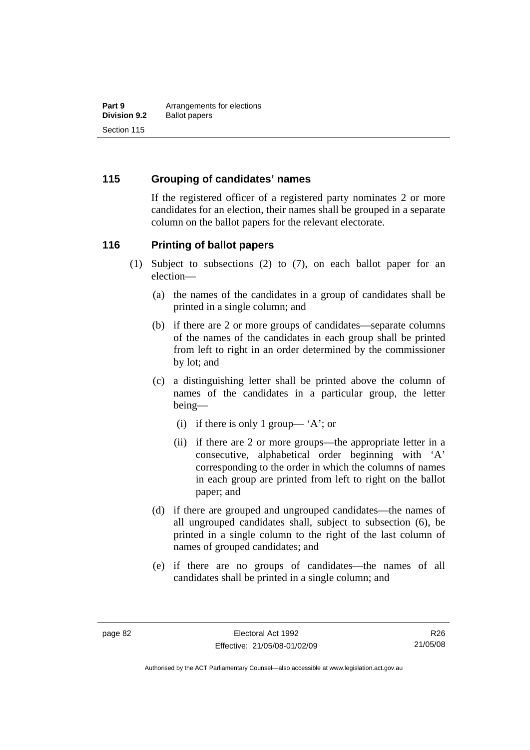## 115 Grouping of candidates' names

If the registered officer of a registered party nominates 2 or more candidates for an election, their names shall be grouped in a separate column on the ballot papers for the relevant electorate.

## 116 Printing of ballot papers

(1) Subject to subsections (2) to (7), on each ballot paper for an election—

(a) the names of the candidates in a group of candidates shall be printed in a single column; and

(b) if there are 2 or more groups of candidates—separate columns of the names of the candidates in each group shall be printed from left to right in an order determined by the commissioner by lot; and

(c) a distinguishing letter shall be printed above the column of names of the candidates in a particular group, the letter being—

(i) if there is only 1 group— 'A'; or

(ii) if there are 2 or more groups—the appropriate letter in a consecutive, alphabetical order beginning with 'A' corresponding to the order in which the columns of names in each group are printed from left to right on the ballot paper; and

(d) if there are grouped and ungrouped candidates—the names of all ungrouped candidates shall, subject to subsection (6), be printed in a single column to the right of the last column of names of grouped candidates; and

(e) if there are no groups of candidates—the names of all candidates shall be printed in a single column; and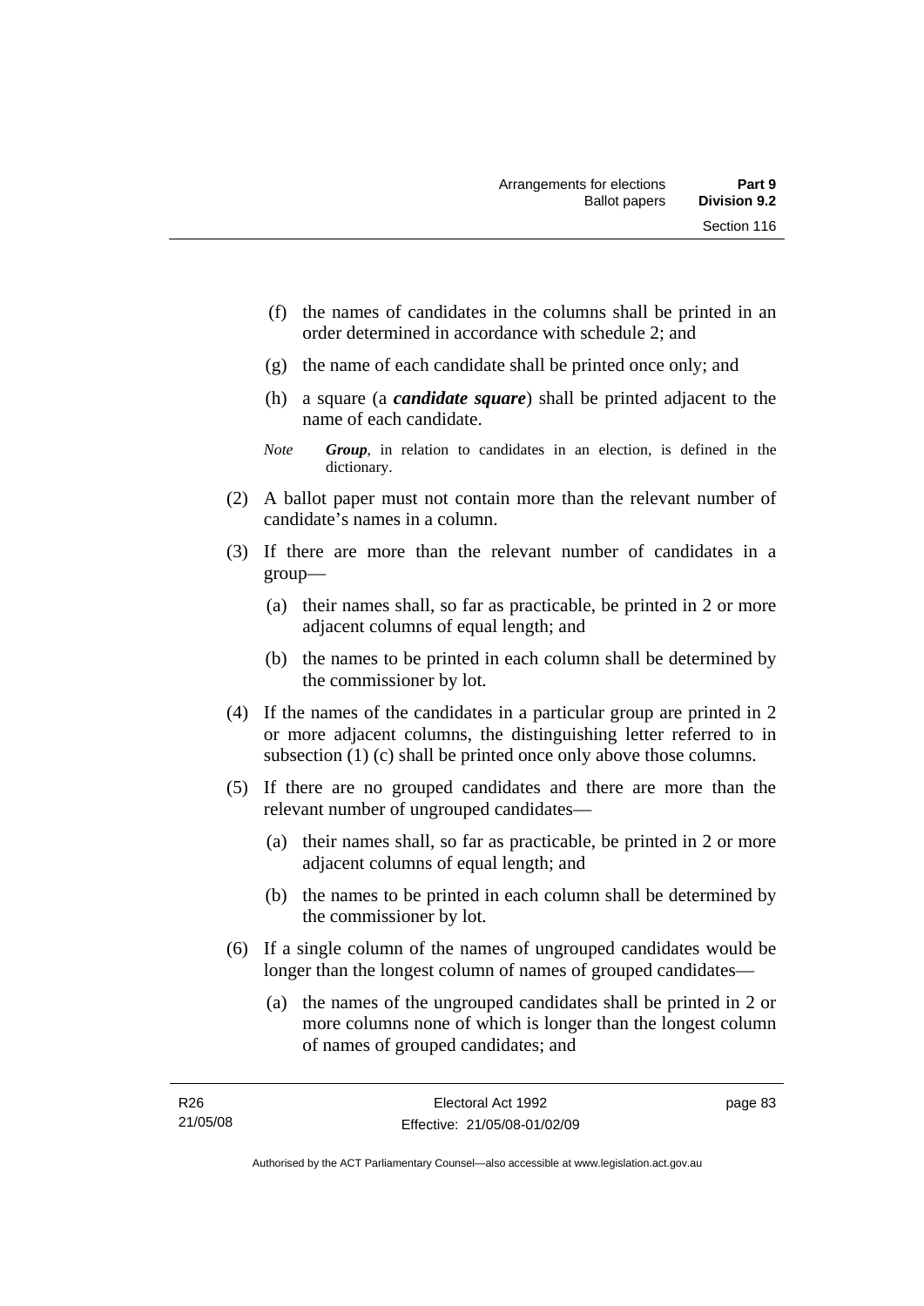(f) the names of candidates in the columns shall be printed in an order determined in accordance with schedule 2; and

(g) the name of each candidate shall be printed once only; and

(h) a square (a ***candidate square***) shall be printed adjacent to the name of each candidate.

*Note* ***Group***, in relation to candidates in an election, is defined in the dictionary.

(2) A ballot paper must not contain more than the relevant number of candidate's names in a column.

(3) If there are more than the relevant number of candidates in a group—

(a) their names shall, so far as practicable, be printed in 2 or more adjacent columns of equal length; and

(b) the names to be printed in each column shall be determined by the commissioner by lot.

(4) If the names of the candidates in a particular group are printed in 2 or more adjacent columns, the distinguishing letter referred to in subsection (1) (c) shall be printed once only above those columns.

(5) If there are no grouped candidates and there are more than the relevant number of ungrouped candidates—

(a) their names shall, so far as practicable, be printed in 2 or more adjacent columns of equal length; and

(b) the names to be printed in each column shall be determined by the commissioner by lot.

(6) If a single column of the names of ungrouped candidates would be longer than the longest column of names of grouped candidates—

(a) the names of the ungrouped candidates shall be printed in 2 or more columns none of which is longer than the longest column of names of grouped candidates; and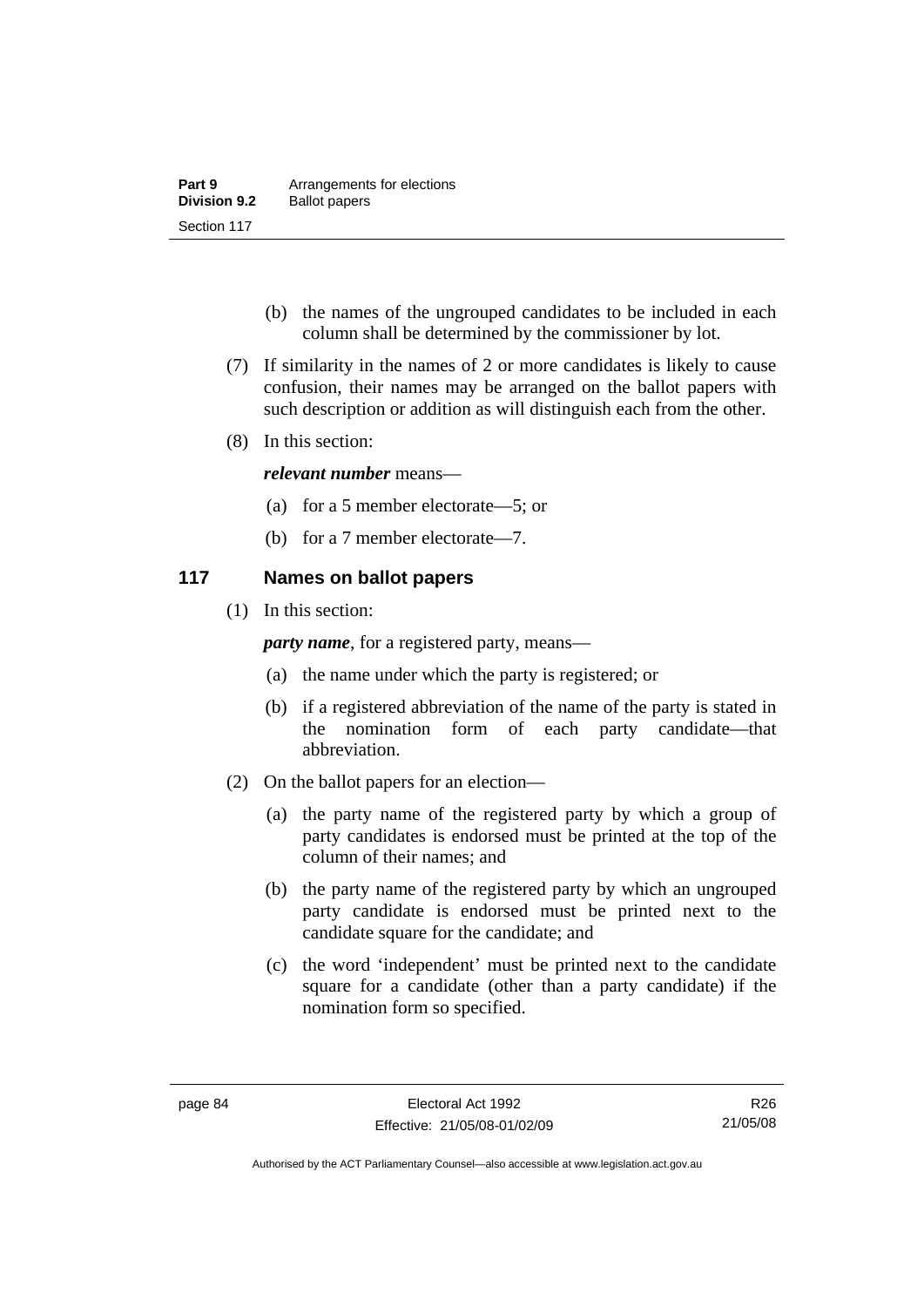(b) the names of the ungrouped candidates to be included in each column shall be determined by the commissioner by lot.

(7) If similarity in the names of 2 or more candidates is likely to cause confusion, their names may be arranged on the ballot papers with such description or addition as will distinguish each from the other.

(8) In this section:

***relevant number*** means—

(a) for a 5 member electorate—5; or

(b) for a 7 member electorate—7.

## 117 Names on ballot papers

(1) In this section:

***party name***, for a registered party, means—

(a) the name under which the party is registered; or

(b) if a registered abbreviation of the name of the party is stated in the nomination form of each party candidate—that abbreviation.

(2) On the ballot papers for an election—

(a) the party name of the registered party by which a group of party candidates is endorsed must be printed at the top of the column of their names; and

(b) the party name of the registered party by which an ungrouped party candidate is endorsed must be printed next to the candidate square for the candidate; and

(c) the word 'independent' must be printed next to the candidate square for a candidate (other than a party candidate) if the nomination form so specified.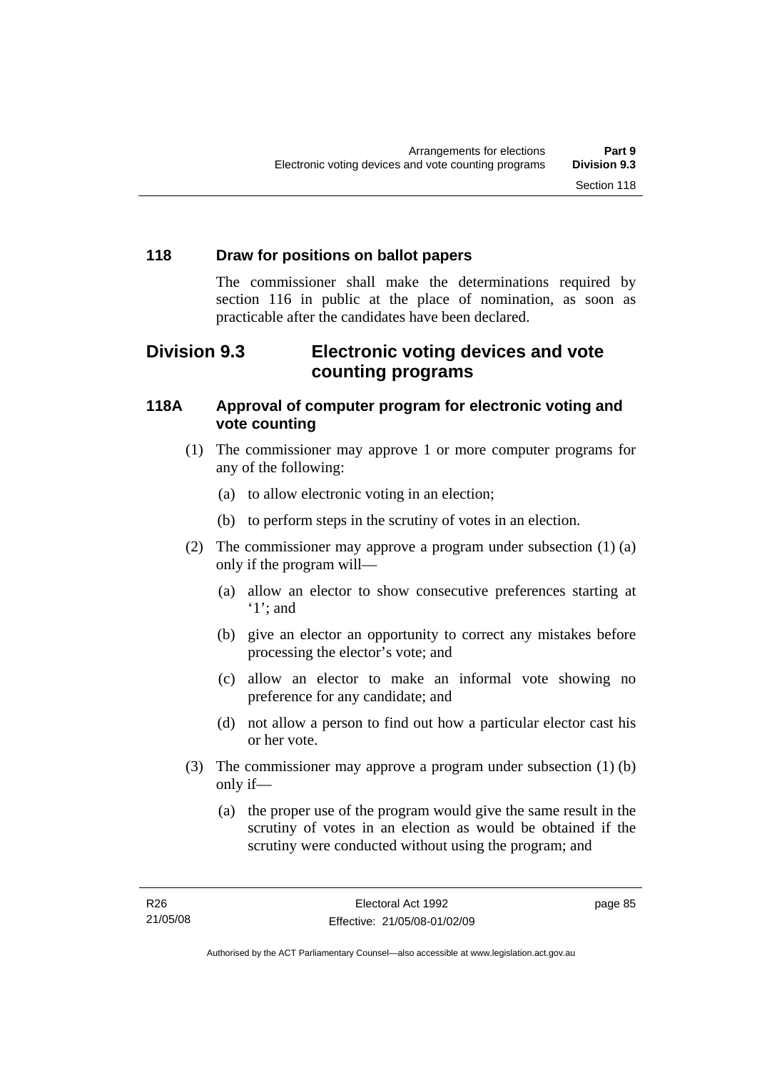## 118 Draw for positions on ballot papers

The commissioner shall make the determinations required by section 116 in public at the place of nomination, as soon as practicable after the candidates have been declared.

# Division 9.3 Electronic voting devices and vote counting programs

## 118A Approval of computer program for electronic voting and vote counting

(1) The commissioner may approve 1 or more computer programs for any of the following:

(a) to allow electronic voting in an election;

(b) to perform steps in the scrutiny of votes in an election.

(2) The commissioner may approve a program under subsection (1) (a) only if the program will—

(a) allow an elector to show consecutive preferences starting at '1'; and

(b) give an elector an opportunity to correct any mistakes before processing the elector's vote; and

(c) allow an elector to make an informal vote showing no preference for any candidate; and

(d) not allow a person to find out how a particular elector cast his or her vote.

(3) The commissioner may approve a program under subsection (1) (b) only if—

(a) the proper use of the program would give the same result in the scrutiny of votes in an election as would be obtained if the scrutiny were conducted without using the program; and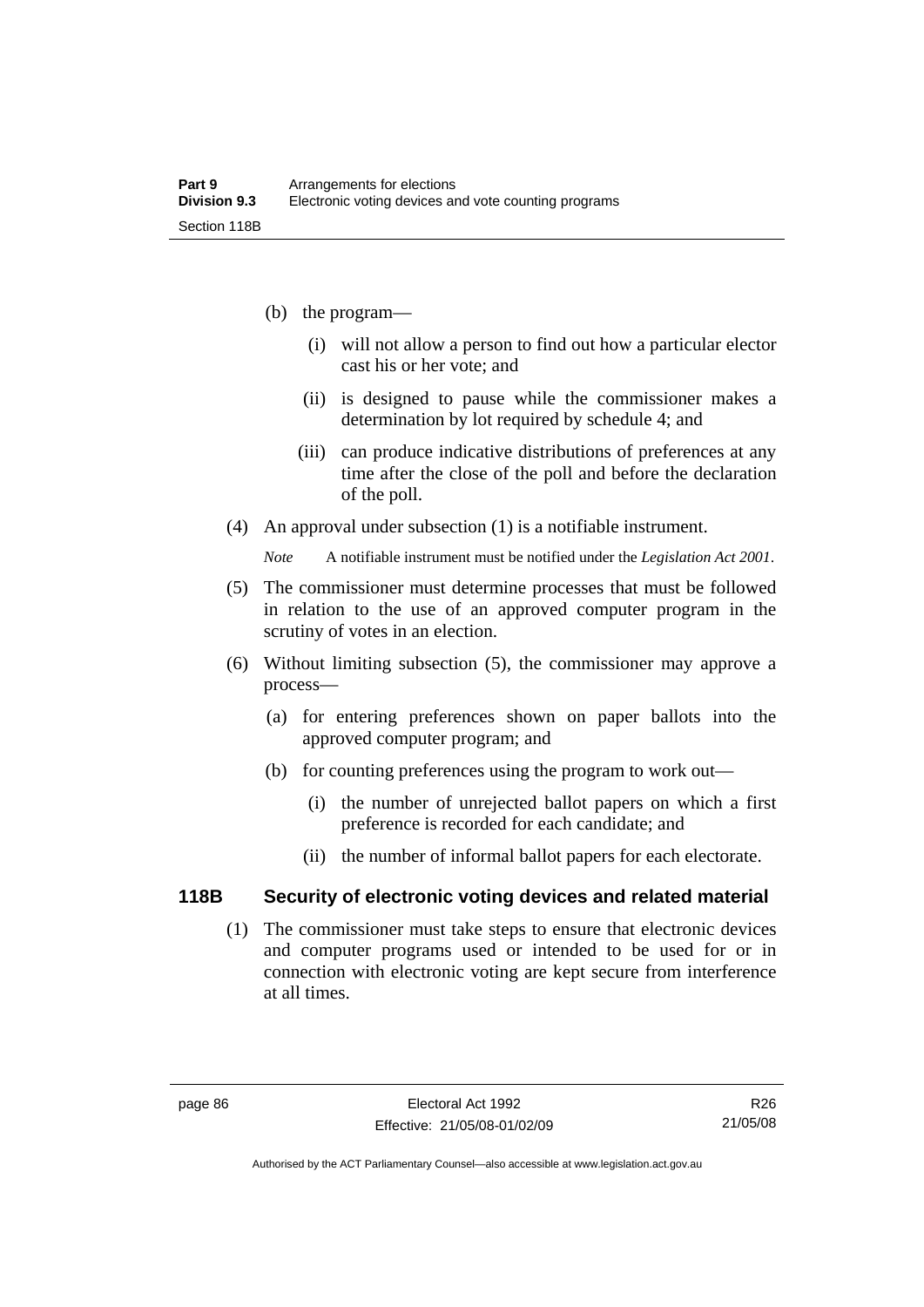(b) the program—

  (i) will not allow a person to find out how a particular elector cast his or her vote; and

  (ii) is designed to pause while the commissioner makes a determination by lot required by schedule 4; and

  (iii) can produce indicative distributions of preferences at any time after the close of the poll and before the declaration of the poll.

(4) An approval under subsection (1) is a notifiable instrument.

*Note* A notifiable instrument must be notified under the *Legislation Act 2001*.

(5) The commissioner must determine processes that must be followed in relation to the use of an approved computer program in the scrutiny of votes in an election.

(6) Without limiting subsection (5), the commissioner may approve a process—

  (a) for entering preferences shown on paper ballots into the approved computer program; and

  (b) for counting preferences using the program to work out—

    (i) the number of unrejected ballot papers on which a first preference is recorded for each candidate; and

    (ii) the number of informal ballot papers for each electorate.

### 118B Security of electronic voting devices and related material

(1) The commissioner must take steps to ensure that electronic devices and computer programs used or intended to be used for or in connection with electronic voting are kept secure from interference at all times.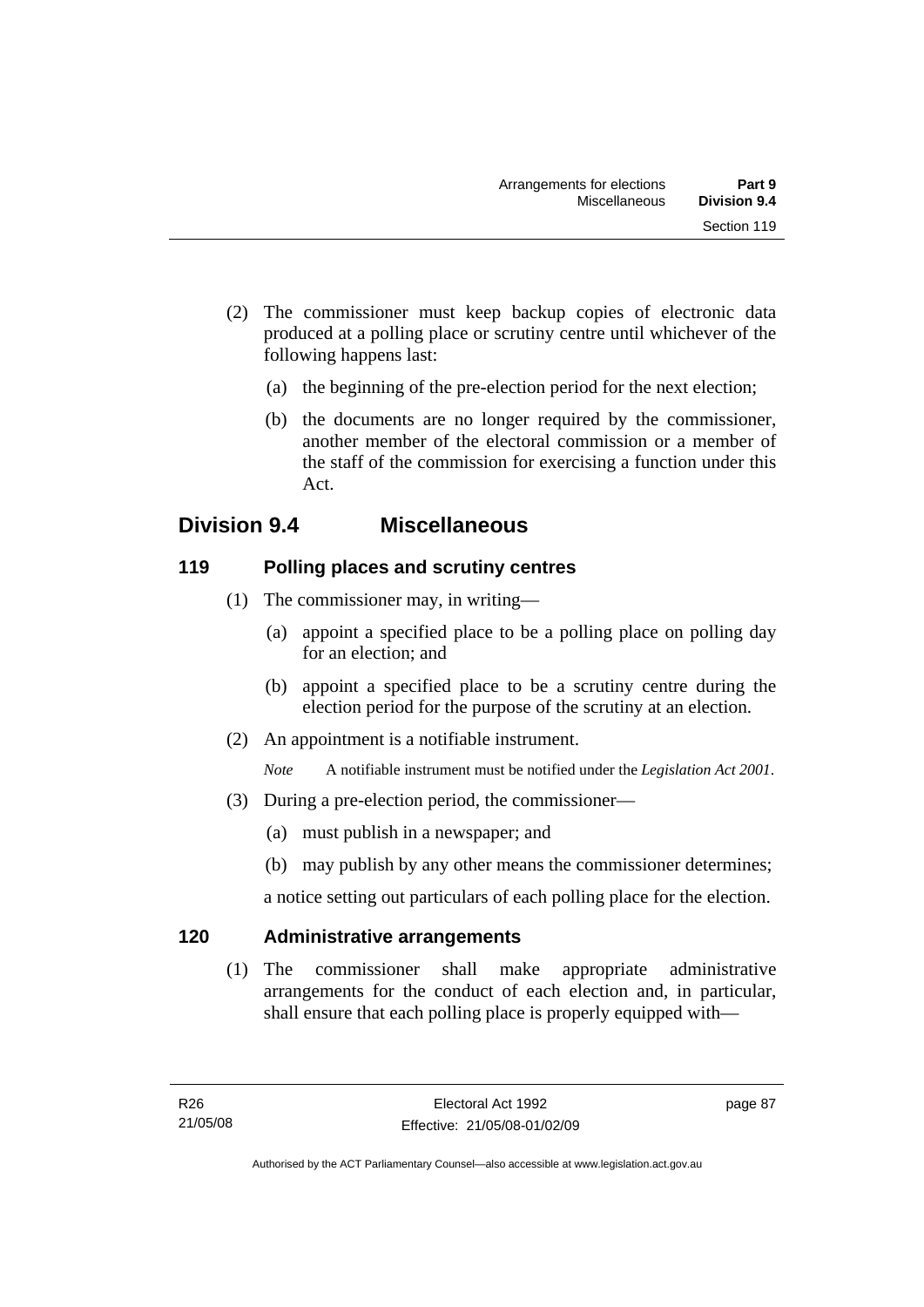(2) The commissioner must keep backup copies of electronic data produced at a polling place or scrutiny centre until whichever of the following happens last:

(a) the beginning of the pre-election period for the next election;

(b) the documents are no longer required by the commissioner, another member of the electoral commission or a member of the staff of the commission for exercising a function under this Act.

## Division 9.4 Miscellaneous

### 119 Polling places and scrutiny centres

(1) The commissioner may, in writing—

(a) appoint a specified place to be a polling place on polling day for an election; and

(b) appoint a specified place to be a scrutiny centre during the election period for the purpose of the scrutiny at an election.

(2) An appointment is a notifiable instrument.

*Note* A notifiable instrument must be notified under the *Legislation Act 2001*.

(3) During a pre-election period, the commissioner—

(a) must publish in a newspaper; and

(b) may publish by any other means the commissioner determines;

a notice setting out particulars of each polling place for the election.

### 120 Administrative arrangements

(1) The commissioner shall make appropriate administrative arrangements for the conduct of each election and, in particular, shall ensure that each polling place is properly equipped with—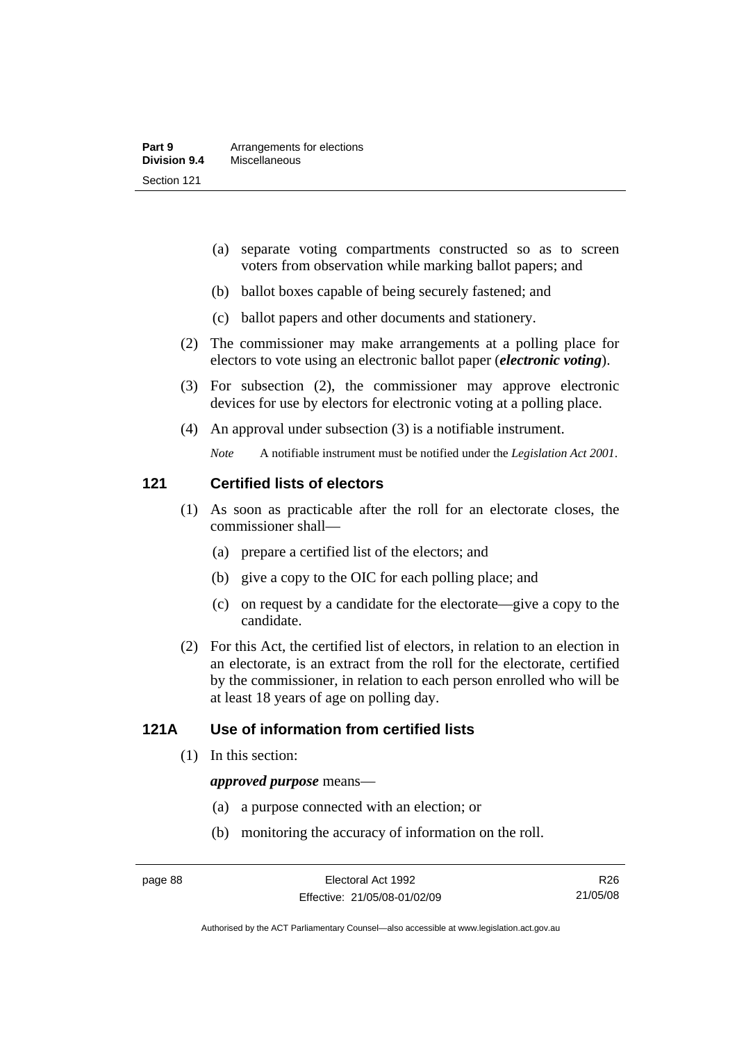(a) separate voting compartments constructed so as to screen voters from observation while marking ballot papers; and

(b) ballot boxes capable of being securely fastened; and

(c) ballot papers and other documents and stationery.

(2) The commissioner may make arrangements at a polling place for electors to vote using an electronic ballot paper (***electronic voting***).

(3) For subsection (2), the commissioner may approve electronic devices for use by electors for electronic voting at a polling place.

(4) An approval under subsection (3) is a notifiable instrument.

*Note* A notifiable instrument must be notified under the *Legislation Act 2001*.

## 121 Certified lists of electors

(1) As soon as practicable after the roll for an electorate closes, the commissioner shall—

(a) prepare a certified list of the electors; and

(b) give a copy to the OIC for each polling place; and

(c) on request by a candidate for the electorate—give a copy to the candidate.

(2) For this Act, the certified list of electors, in relation to an election in an electorate, is an extract from the roll for the electorate, certified by the commissioner, in relation to each person enrolled who will be at least 18 years of age on polling day.

## 121A Use of information from certified lists

(1) In this section:

***approved purpose*** means—

(a) a purpose connected with an election; or

(b) monitoring the accuracy of information on the roll.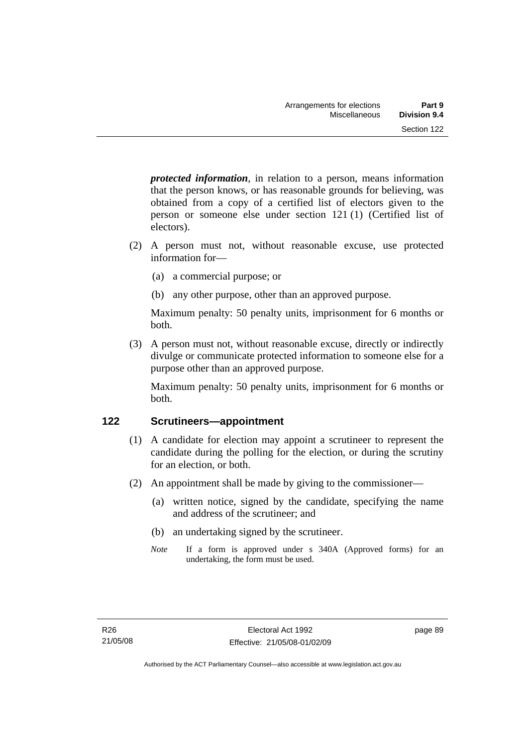***protected information***, in relation to a person, means information that the person knows, or has reasonable grounds for believing, was obtained from a copy of a certified list of electors given to the person or someone else under section 121 (1) (Certified list of electors).

(2) A person must not, without reasonable excuse, use protected information for—

(a) a commercial purpose; or

(b) any other purpose, other than an approved purpose.

Maximum penalty: 50 penalty units, imprisonment for 6 months or both.

(3) A person must not, without reasonable excuse, directly or indirectly divulge or communicate protected information to someone else for a purpose other than an approved purpose.

Maximum penalty: 50 penalty units, imprisonment for 6 months or both.

## 122 Scrutineers—appointment

(1) A candidate for election may appoint a scrutineer to represent the candidate during the polling for the election, or during the scrutiny for an election, or both.

(2) An appointment shall be made by giving to the commissioner—

(a) written notice, signed by the candidate, specifying the name and address of the scrutineer; and

(b) an undertaking signed by the scrutineer.

*Note* If a form is approved under s 340A (Approved forms) for an undertaking, the form must be used.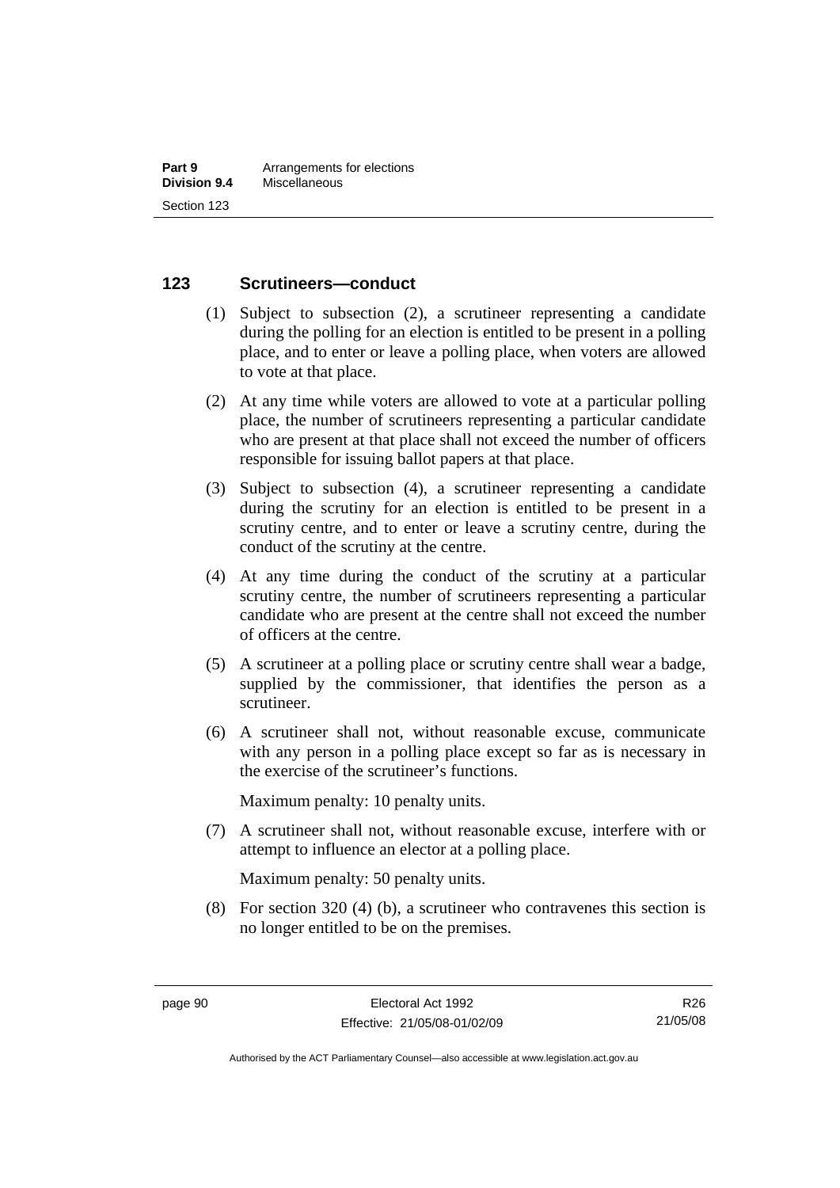## 123 Scrutineers—conduct

(1) Subject to subsection (2), a scrutineer representing a candidate during the polling for an election is entitled to be present in a polling place, and to enter or leave a polling place, when voters are allowed to vote at that place.

(2) At any time while voters are allowed to vote at a particular polling place, the number of scrutineers representing a particular candidate who are present at that place shall not exceed the number of officers responsible for issuing ballot papers at that place.

(3) Subject to subsection (4), a scrutineer representing a candidate during the scrutiny for an election is entitled to be present in a scrutiny centre, and to enter or leave a scrutiny centre, during the conduct of the scrutiny at the centre.

(4) At any time during the conduct of the scrutiny at a particular scrutiny centre, the number of scrutineers representing a particular candidate who are present at the centre shall not exceed the number of officers at the centre.

(5) A scrutineer at a polling place or scrutiny centre shall wear a badge, supplied by the commissioner, that identifies the person as a scrutineer.

(6) A scrutineer shall not, without reasonable excuse, communicate with any person in a polling place except so far as is necessary in the exercise of the scrutineer's functions.

Maximum penalty: 10 penalty units.

(7) A scrutineer shall not, without reasonable excuse, interfere with or attempt to influence an elector at a polling place.

Maximum penalty: 50 penalty units.

(8) For section 320 (4) (b), a scrutineer who contravenes this section is no longer entitled to be on the premises.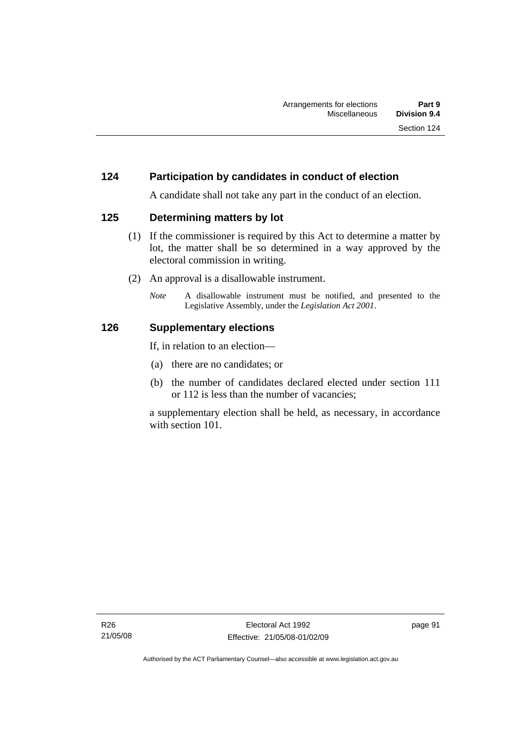## 124 Participation by candidates in conduct of election

A candidate shall not take any part in the conduct of an election.

## 125 Determining matters by lot

(1) If the commissioner is required by this Act to determine a matter by lot, the matter shall be so determined in a way approved by the electoral commission in writing.

(2) An approval is a disallowable instrument.

*Note* A disallowable instrument must be notified, and presented to the Legislative Assembly, under the *Legislation Act 2001*.

## 126 Supplementary elections

If, in relation to an election—

(a) there are no candidates; or

(b) the number of candidates declared elected under section 111 or 112 is less than the number of vacancies;

a supplementary election shall be held, as necessary, in accordance with section 101.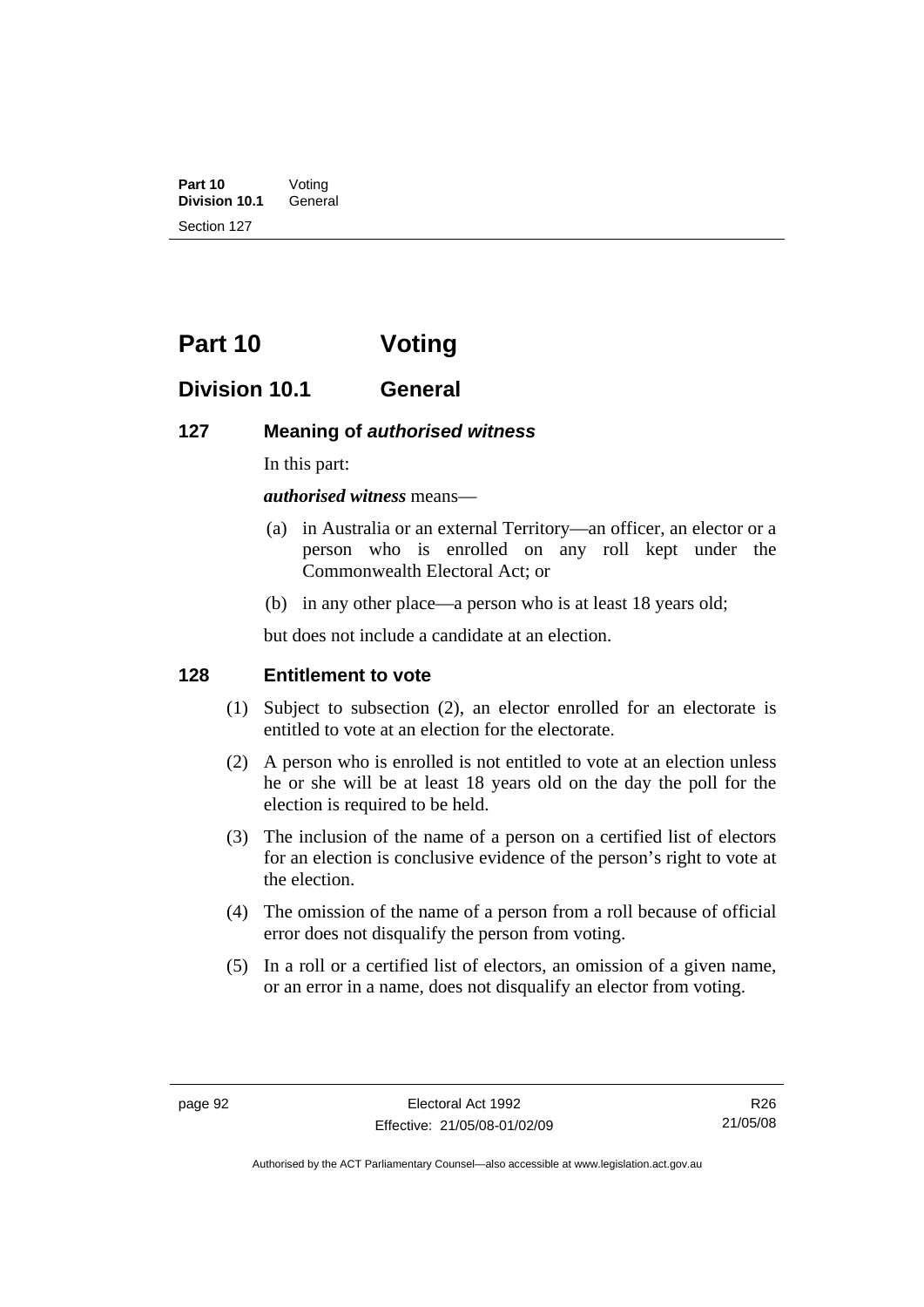# Part 10 Voting

## Division 10.1 General

### 127 Meaning of *authorised witness*

In this part:

***authorised witness*** means—

(a) in Australia or an external Territory—an officer, an elector or a person who is enrolled on any roll kept under the Commonwealth Electoral Act; or

(b) in any other place—a person who is at least 18 years old;

but does not include a candidate at an election.

### 128 Entitlement to vote

(1) Subject to subsection (2), an elector enrolled for an electorate is entitled to vote at an election for the electorate.

(2) A person who is enrolled is not entitled to vote at an election unless he or she will be at least 18 years old on the day the poll for the election is required to be held.

(3) The inclusion of the name of a person on a certified list of electors for an election is conclusive evidence of the person's right to vote at the election.

(4) The omission of the name of a person from a roll because of official error does not disqualify the person from voting.

(5) In a roll or a certified list of electors, an omission of a given name, or an error in a name, does not disqualify an elector from voting.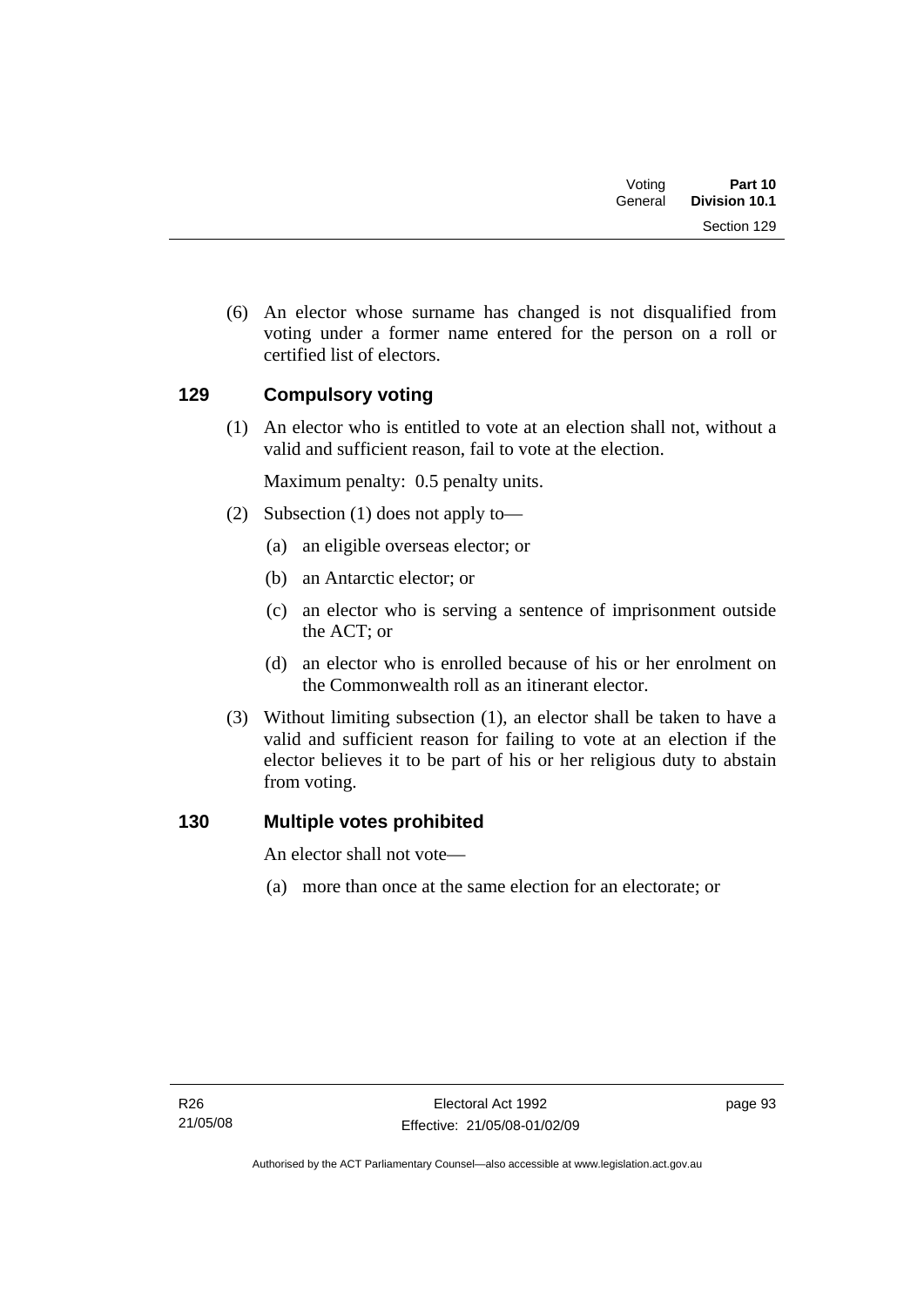(6) An elector whose surname has changed is not disqualified from voting under a former name entered for the person on a roll or certified list of electors.

## 129 Compulsory voting

(1) An elector who is entitled to vote at an election shall not, without a valid and sufficient reason, fail to vote at the election.

Maximum penalty: 0.5 penalty units.

(2) Subsection (1) does not apply to—

(a) an eligible overseas elector; or

(b) an Antarctic elector; or

(c) an elector who is serving a sentence of imprisonment outside the ACT; or

(d) an elector who is enrolled because of his or her enrolment on the Commonwealth roll as an itinerant elector.

(3) Without limiting subsection (1), an elector shall be taken to have a valid and sufficient reason for failing to vote at an election if the elector believes it to be part of his or her religious duty to abstain from voting.

## 130 Multiple votes prohibited

An elector shall not vote—

(a) more than once at the same election for an electorate; or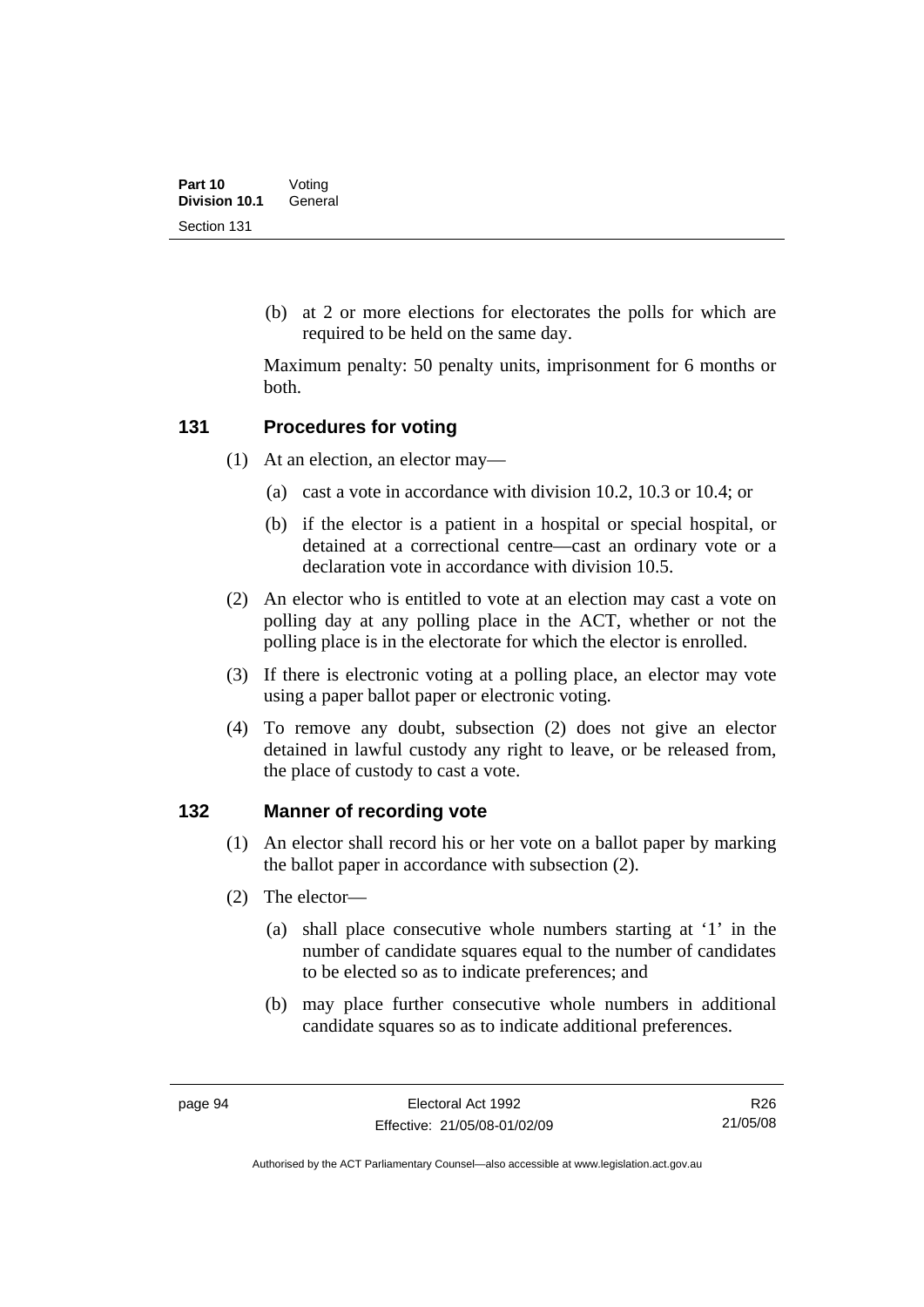(b) at 2 or more elections for electorates the polls for which are required to be held on the same day.

Maximum penalty: 50 penalty units, imprisonment for 6 months or both.

## 131 Procedures for voting

(1) At an election, an elector may—

(a) cast a vote in accordance with division 10.2, 10.3 or 10.4; or

(b) if the elector is a patient in a hospital or special hospital, or detained at a correctional centre—cast an ordinary vote or a declaration vote in accordance with division 10.5.

(2) An elector who is entitled to vote at an election may cast a vote on polling day at any polling place in the ACT, whether or not the polling place is in the electorate for which the elector is enrolled.

(3) If there is electronic voting at a polling place, an elector may vote using a paper ballot paper or electronic voting.

(4) To remove any doubt, subsection (2) does not give an elector detained in lawful custody any right to leave, or be released from, the place of custody to cast a vote.

## 132 Manner of recording vote

(1) An elector shall record his or her vote on a ballot paper by marking the ballot paper in accordance with subsection (2).

(2) The elector—

(a) shall place consecutive whole numbers starting at '1' in the number of candidate squares equal to the number of candidates to be elected so as to indicate preferences; and

(b) may place further consecutive whole numbers in additional candidate squares so as to indicate additional preferences.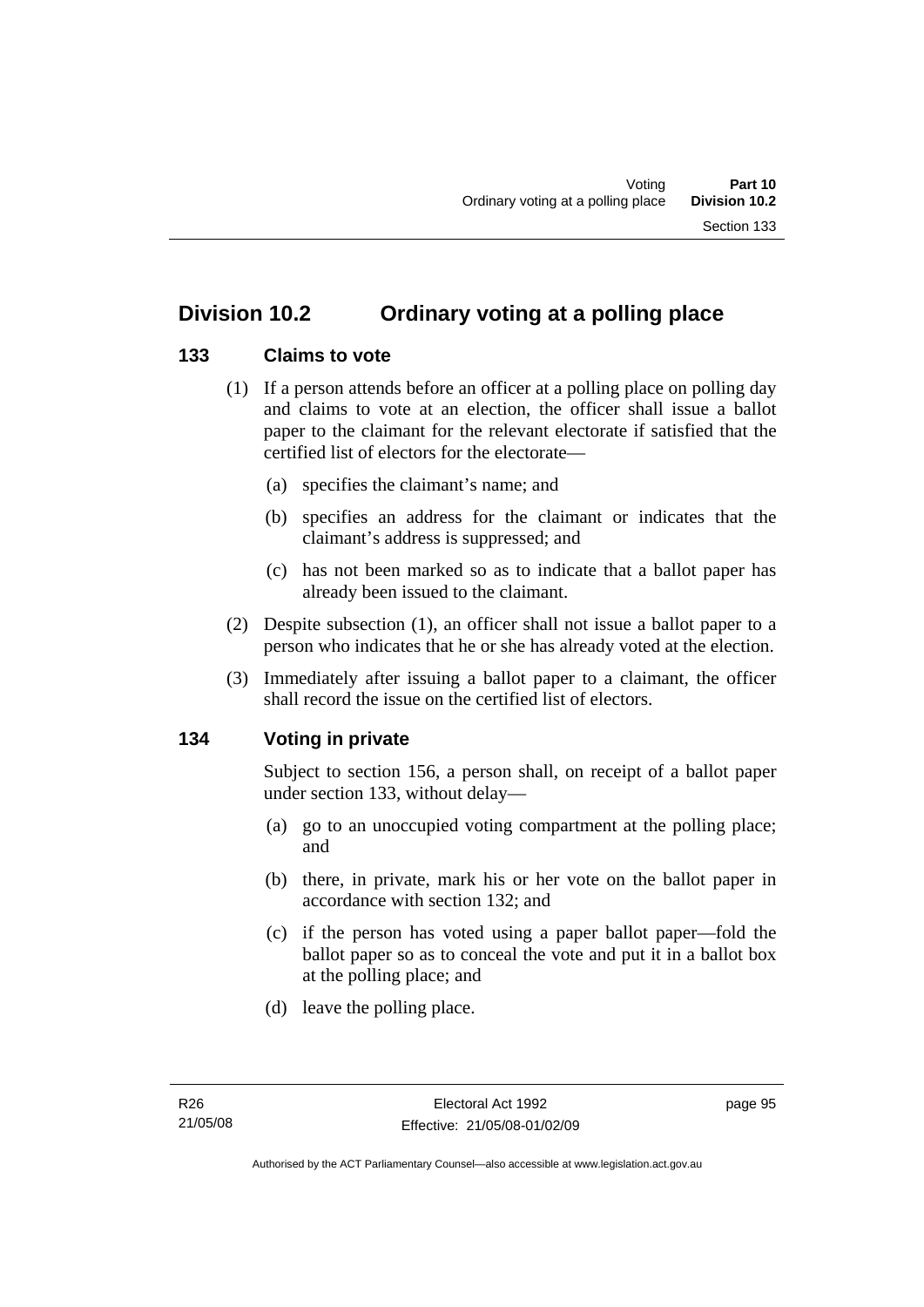## Division 10.2 Ordinary voting at a polling place

### 133 Claims to vote

(1) If a person attends before an officer at a polling place on polling day and claims to vote at an election, the officer shall issue a ballot paper to the claimant for the relevant electorate if satisfied that the certified list of electors for the electorate—

(a) specifies the claimant's name; and

(b) specifies an address for the claimant or indicates that the claimant's address is suppressed; and

(c) has not been marked so as to indicate that a ballot paper has already been issued to the claimant.

(2) Despite subsection (1), an officer shall not issue a ballot paper to a person who indicates that he or she has already voted at the election.

(3) Immediately after issuing a ballot paper to a claimant, the officer shall record the issue on the certified list of electors.

### 134 Voting in private

Subject to section 156, a person shall, on receipt of a ballot paper under section 133, without delay—

(a) go to an unoccupied voting compartment at the polling place; and

(b) there, in private, mark his or her vote on the ballot paper in accordance with section 132; and

(c) if the person has voted using a paper ballot paper—fold the ballot paper so as to conceal the vote and put it in a ballot box at the polling place; and

(d) leave the polling place.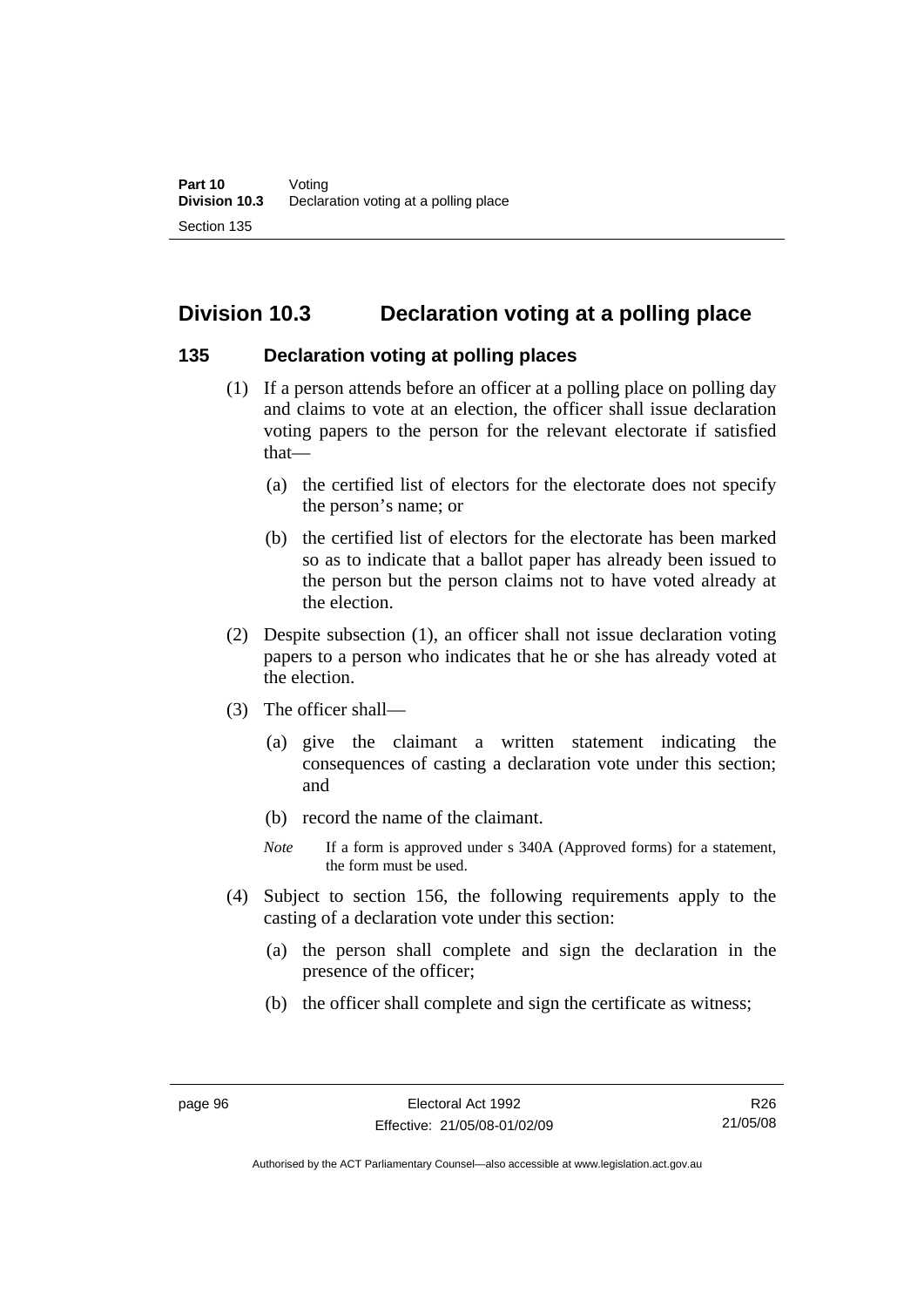## Division 10.3 Declaration voting at a polling place

### 135 Declaration voting at polling places

(1) If a person attends before an officer at a polling place on polling day and claims to vote at an election, the officer shall issue declaration voting papers to the person for the relevant electorate if satisfied that—

(a) the certified list of electors for the electorate does not specify the person's name; or

(b) the certified list of electors for the electorate has been marked so as to indicate that a ballot paper has already been issued to the person but the person claims not to have voted already at the election.

(2) Despite subsection (1), an officer shall not issue declaration voting papers to a person who indicates that he or she has already voted at the election.

(3) The officer shall—

(a) give the claimant a written statement indicating the consequences of casting a declaration vote under this section; and

(b) record the name of the claimant.

*Note* If a form is approved under s 340A (Approved forms) for a statement, the form must be used.

(4) Subject to section 156, the following requirements apply to the casting of a declaration vote under this section:

(a) the person shall complete and sign the declaration in the presence of the officer;

(b) the officer shall complete and sign the certificate as witness;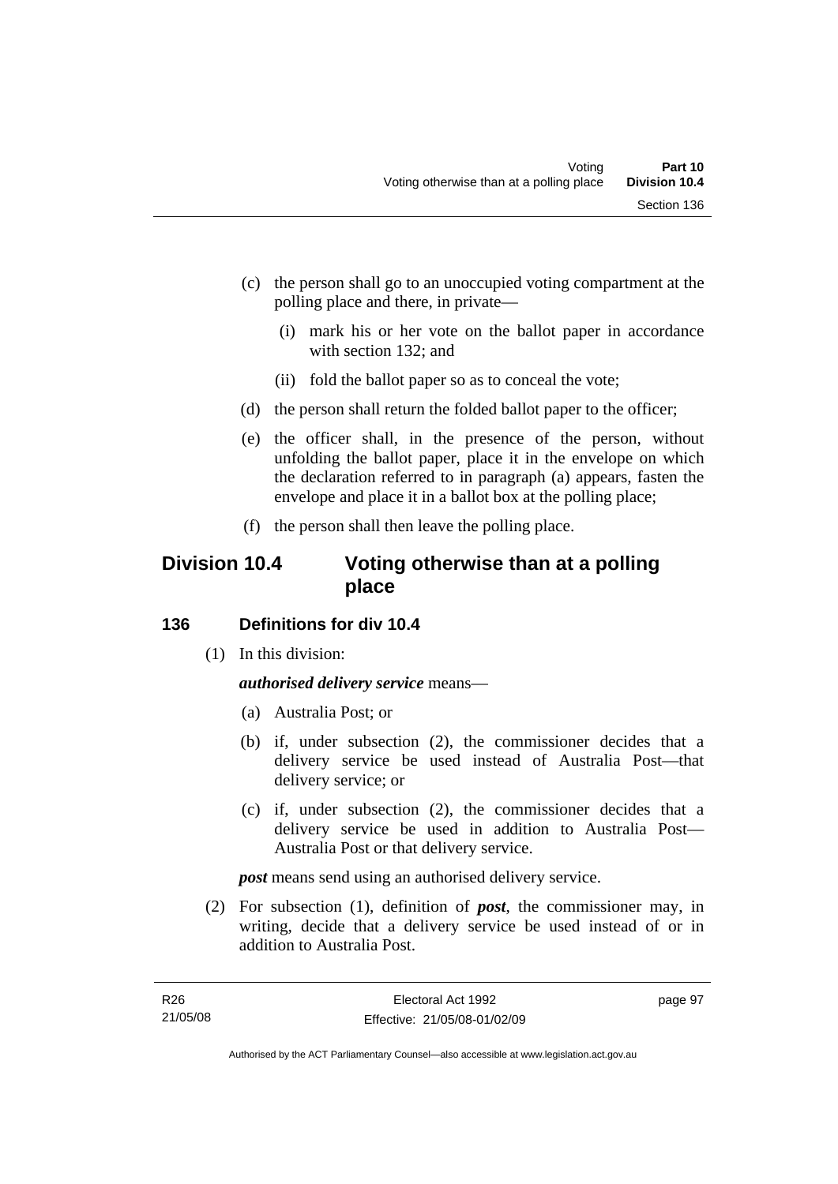(c) the person shall go to an unoccupied voting compartment at the polling place and there, in private—

  (i) mark his or her vote on the ballot paper in accordance with section 132; and

  (ii) fold the ballot paper so as to conceal the vote;

(d) the person shall return the folded ballot paper to the officer;

(e) the officer shall, in the presence of the person, without unfolding the ballot paper, place it in the envelope on which the declaration referred to in paragraph (a) appears, fasten the envelope and place it in a ballot box at the polling place;

(f) the person shall then leave the polling place.

## Division 10.4 Voting otherwise than at a polling place

### 136 Definitions for div 10.4

(1) In this division:

***authorised delivery service*** means—

(a) Australia Post; or

(b) if, under subsection (2), the commissioner decides that a delivery service be used instead of Australia Post—that delivery service; or

(c) if, under subsection (2), the commissioner decides that a delivery service be used in addition to Australia Post—Australia Post or that delivery service.

***post*** means send using an authorised delivery service.

(2) For subsection (1), definition of ***post***, the commissioner may, in writing, decide that a delivery service be used instead of or in addition to Australia Post.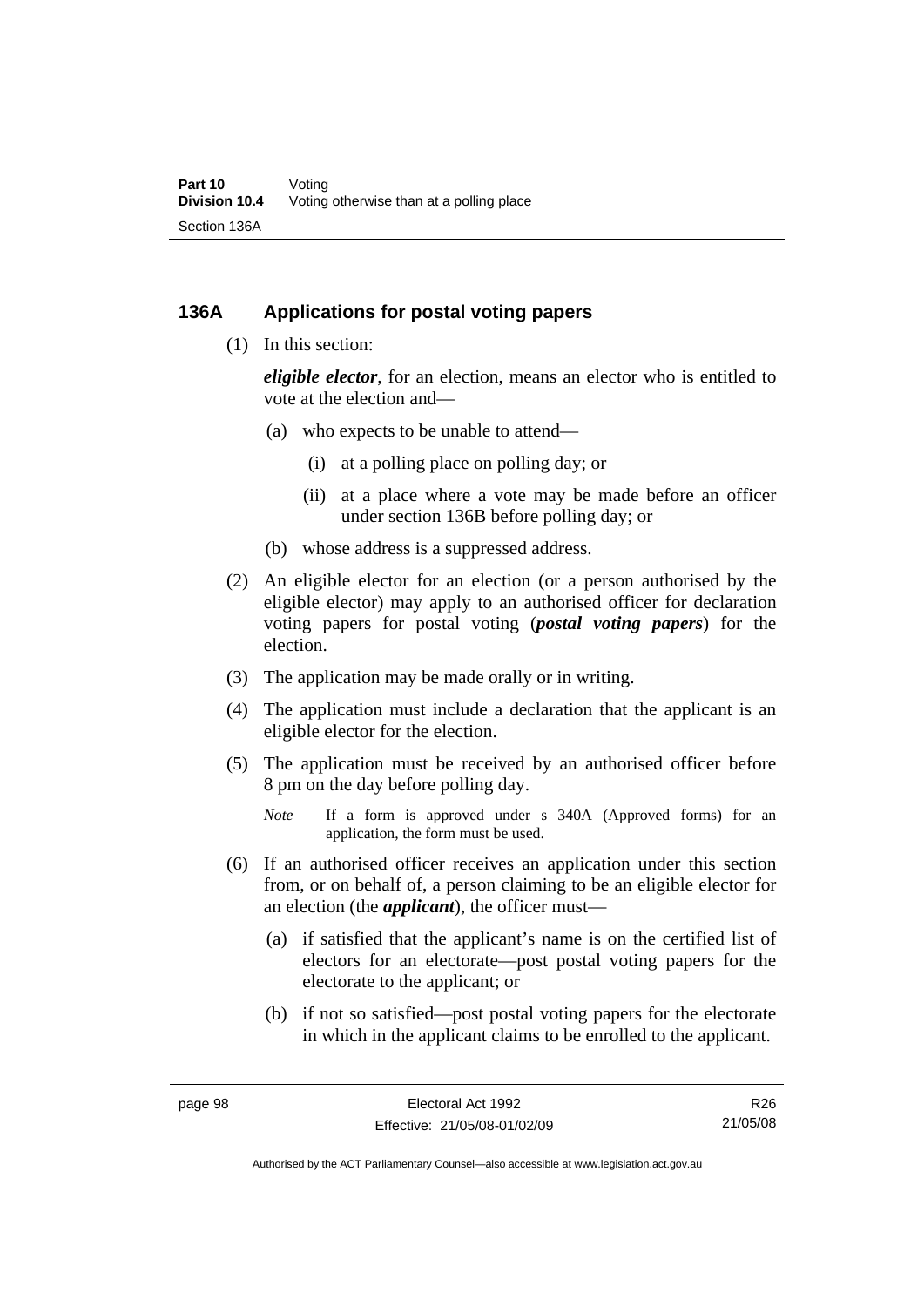### 136A Applications for postal voting papers

(1) In this section:

***eligible elector***, for an election, means an elector who is entitled to vote at the election and—

- (a) who expects to be unable to attend—
  - (i) at a polling place on polling day; or
  - (ii) at a place where a vote may be made before an officer under section 136B before polling day; or
- (b) whose address is a suppressed address.

(2) An eligible elector for an election (or a person authorised by the eligible elector) may apply to an authorised officer for declaration voting papers for postal voting (***postal voting papers***) for the election.

(3) The application may be made orally or in writing.

(4) The application must include a declaration that the applicant is an eligible elector for the election.

(5) The application must be received by an authorised officer before 8 pm on the day before polling day.

*Note* If a form is approved under s 340A (Approved forms) for an application, the form must be used.

(6) If an authorised officer receives an application under this section from, or on behalf of, a person claiming to be an eligible elector for an election (the ***applicant***), the officer must—

- (a) if satisfied that the applicant's name is on the certified list of electors for an electorate—post postal voting papers for the electorate to the applicant; or
- (b) if not so satisfied—post postal voting papers for the electorate in which in the applicant claims to be enrolled to the applicant.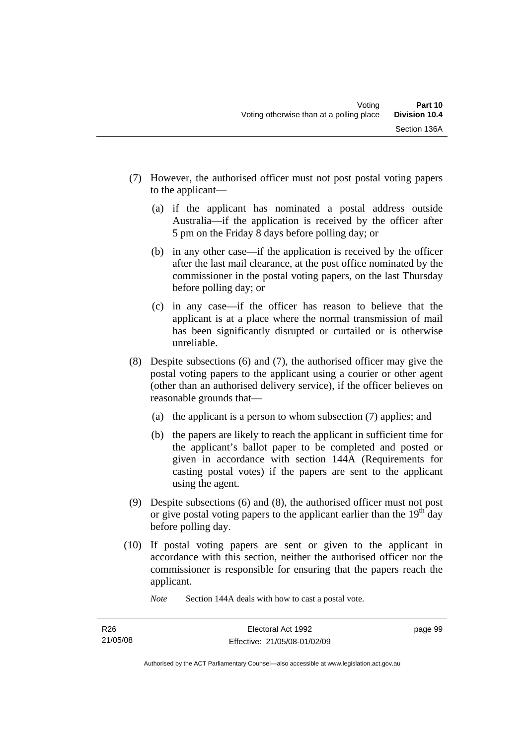(7) However, the authorised officer must not post postal voting papers to the applicant—

  (a) if the applicant has nominated a postal address outside Australia—if the application is received by the officer after 5 pm on the Friday 8 days before polling day; or

  (b) in any other case—if the application is received by the officer after the last mail clearance, at the post office nominated by the commissioner in the postal voting papers, on the last Thursday before polling day; or

  (c) in any case—if the officer has reason to believe that the applicant is at a place where the normal transmission of mail has been significantly disrupted or curtailed or is otherwise unreliable.

(8) Despite subsections (6) and (7), the authorised officer may give the postal voting papers to the applicant using a courier or other agent (other than an authorised delivery service), if the officer believes on reasonable grounds that—

  (a) the applicant is a person to whom subsection (7) applies; and

  (b) the papers are likely to reach the applicant in sufficient time for the applicant's ballot paper to be completed and posted or given in accordance with section 144A (Requirements for casting postal votes) if the papers are sent to the applicant using the agent.

(9) Despite subsections (6) and (8), the authorised officer must not post or give postal voting papers to the applicant earlier than the 19th day before polling day.

(10) If postal voting papers are sent or given to the applicant in accordance with this section, neither the authorised officer nor the commissioner is responsible for ensuring that the papers reach the applicant.

*Note* Section 144A deals with how to cast a postal vote.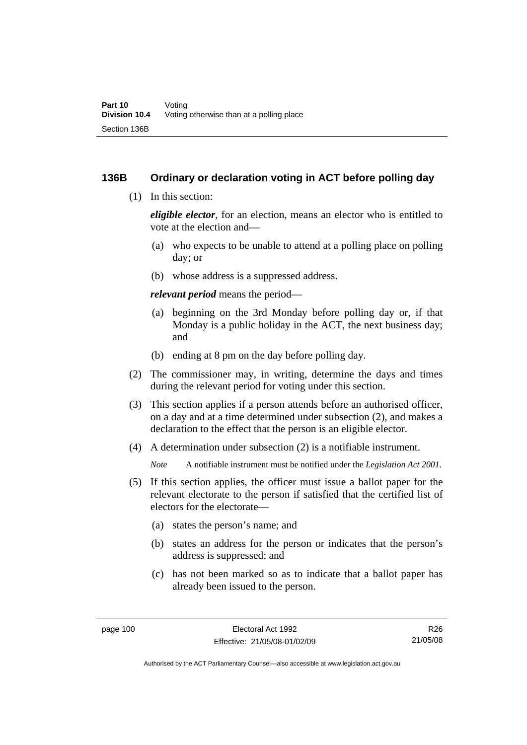### 136B Ordinary or declaration voting in ACT before polling day

(1) In this section:

***eligible elector***, for an election, means an elector who is entitled to vote at the election and—

(a) who expects to be unable to attend at a polling place on polling day; or

(b) whose address is a suppressed address.

***relevant period*** means the period—

(a) beginning on the 3rd Monday before polling day or, if that Monday is a public holiday in the ACT, the next business day; and

(b) ending at 8 pm on the day before polling day.

(2) The commissioner may, in writing, determine the days and times during the relevant period for voting under this section.

(3) This section applies if a person attends before an authorised officer, on a day and at a time determined under subsection (2), and makes a declaration to the effect that the person is an eligible elector.

(4) A determination under subsection (2) is a notifiable instrument.

*Note* A notifiable instrument must be notified under the *Legislation Act 2001*.

(5) If this section applies, the officer must issue a ballot paper for the relevant electorate to the person if satisfied that the certified list of electors for the electorate—

(a) states the person's name; and

(b) states an address for the person or indicates that the person's address is suppressed; and

(c) has not been marked so as to indicate that a ballot paper has already been issued to the person.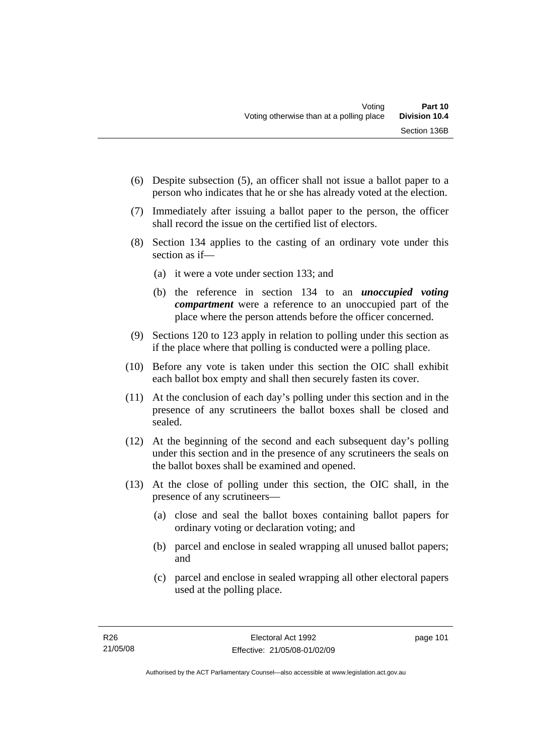(6) Despite subsection (5), an officer shall not issue a ballot paper to a person who indicates that he or she has already voted at the election.

(7) Immediately after issuing a ballot paper to the person, the officer shall record the issue on the certified list of electors.

(8) Section 134 applies to the casting of an ordinary vote under this section as if—

(a) it were a vote under section 133; and

(b) the reference in section 134 to an ***unoccupied voting compartment*** were a reference to an unoccupied part of the place where the person attends before the officer concerned.

(9) Sections 120 to 123 apply in relation to polling under this section as if the place where that polling is conducted were a polling place.

(10) Before any vote is taken under this section the OIC shall exhibit each ballot box empty and shall then securely fasten its cover.

(11) At the conclusion of each day's polling under this section and in the presence of any scrutineers the ballot boxes shall be closed and sealed.

(12) At the beginning of the second and each subsequent day's polling under this section and in the presence of any scrutineers the seals on the ballot boxes shall be examined and opened.

(13) At the close of polling under this section, the OIC shall, in the presence of any scrutineers—

(a) close and seal the ballot boxes containing ballot papers for ordinary voting or declaration voting; and

(b) parcel and enclose in sealed wrapping all unused ballot papers; and

(c) parcel and enclose in sealed wrapping all other electoral papers used at the polling place.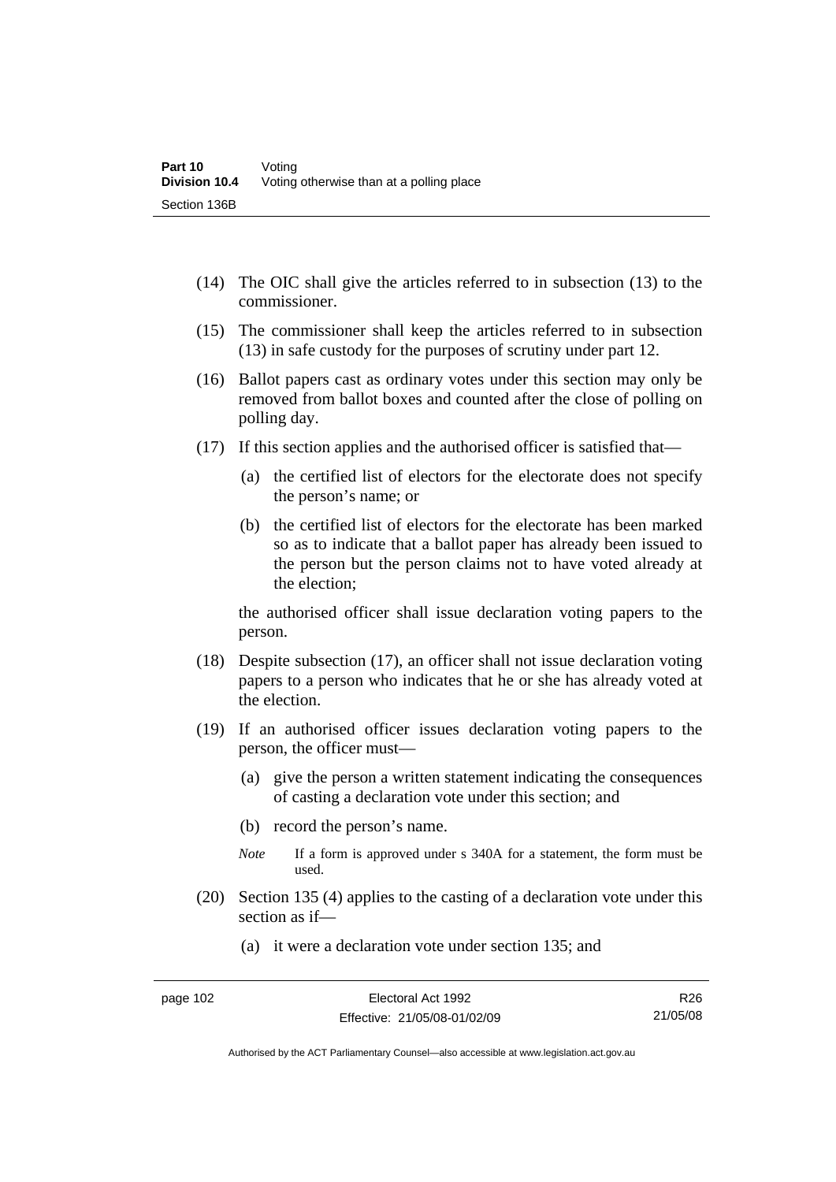(14) The OIC shall give the articles referred to in subsection (13) to the commissioner.

(15) The commissioner shall keep the articles referred to in subsection (13) in safe custody for the purposes of scrutiny under part 12.

(16) Ballot papers cast as ordinary votes under this section may only be removed from ballot boxes and counted after the close of polling on polling day.

(17) If this section applies and the authorised officer is satisfied that—

(a) the certified list of electors for the electorate does not specify the person's name; or

(b) the certified list of electors for the electorate has been marked so as to indicate that a ballot paper has already been issued to the person but the person claims not to have voted already at the election;

the authorised officer shall issue declaration voting papers to the person.

(18) Despite subsection (17), an officer shall not issue declaration voting papers to a person who indicates that he or she has already voted at the election.

(19) If an authorised officer issues declaration voting papers to the person, the officer must—

(a) give the person a written statement indicating the consequences of casting a declaration vote under this section; and

(b) record the person's name.

*Note* If a form is approved under s 340A for a statement, the form must be used.

(20) Section 135 (4) applies to the casting of a declaration vote under this section as if—

(a) it were a declaration vote under section 135; and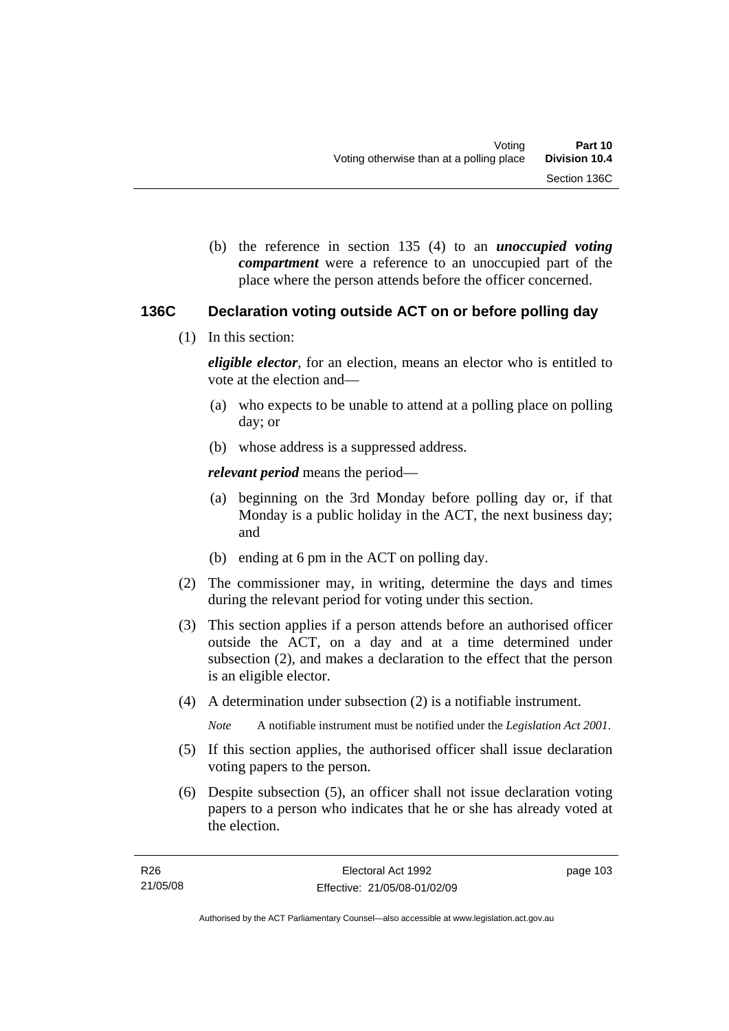(b) the reference in section 135 (4) to an ***unoccupied voting compartment*** were a reference to an unoccupied part of the place where the person attends before the officer concerned.

### 136C Declaration voting outside ACT on or before polling day

(1) In this section:

***eligible elector***, for an election, means an elector who is entitled to vote at the election and—

(a) who expects to be unable to attend at a polling place on polling day; or

(b) whose address is a suppressed address.

***relevant period*** means the period—

(a) beginning on the 3rd Monday before polling day or, if that Monday is a public holiday in the ACT, the next business day; and

(b) ending at 6 pm in the ACT on polling day.

(2) The commissioner may, in writing, determine the days and times during the relevant period for voting under this section.

(3) This section applies if a person attends before an authorised officer outside the ACT, on a day and at a time determined under subsection (2), and makes a declaration to the effect that the person is an eligible elector.

(4) A determination under subsection (2) is a notifiable instrument.

*Note* A notifiable instrument must be notified under the *Legislation Act 2001*.

(5) If this section applies, the authorised officer shall issue declaration voting papers to the person.

(6) Despite subsection (5), an officer shall not issue declaration voting papers to a person who indicates that he or she has already voted at the election.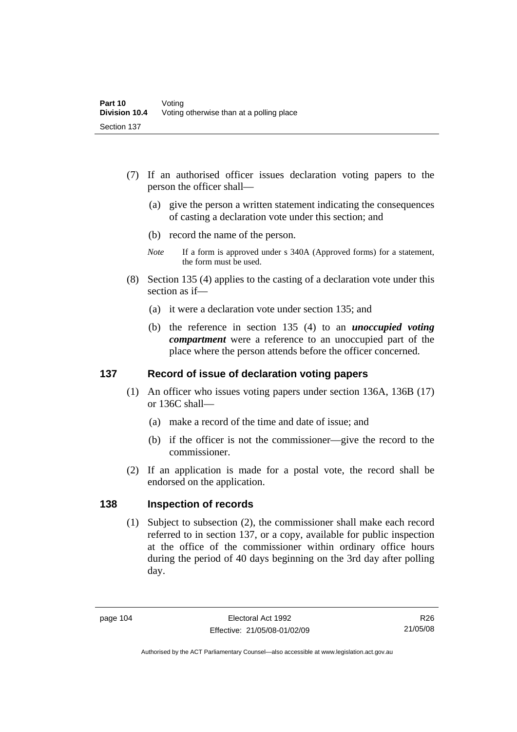(7) If an authorised officer issues declaration voting papers to the person the officer shall—

(a) give the person a written statement indicating the consequences of casting a declaration vote under this section; and

(b) record the name of the person.

*Note* If a form is approved under s 340A (Approved forms) for a statement, the form must be used.

(8) Section 135 (4) applies to the casting of a declaration vote under this section as if—

(a) it were a declaration vote under section 135; and

(b) the reference in section 135 (4) to an ***unoccupied voting compartment*** were a reference to an unoccupied part of the place where the person attends before the officer concerned.

## 137 Record of issue of declaration voting papers

(1) An officer who issues voting papers under section 136A, 136B (17) or 136C shall—

(a) make a record of the time and date of issue; and

(b) if the officer is not the commissioner—give the record to the commissioner.

(2) If an application is made for a postal vote, the record shall be endorsed on the application.

## 138 Inspection of records

(1) Subject to subsection (2), the commissioner shall make each record referred to in section 137, or a copy, available for public inspection at the office of the commissioner within ordinary office hours during the period of 40 days beginning on the 3rd day after polling day.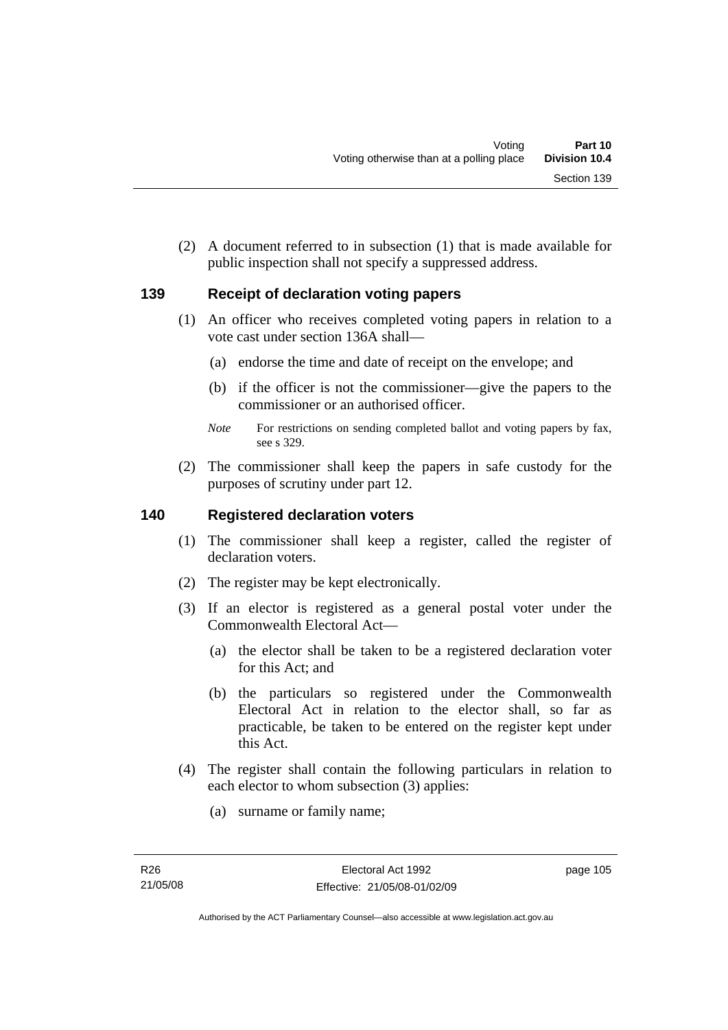(2) A document referred to in subsection (1) that is made available for public inspection shall not specify a suppressed address.

## 139 Receipt of declaration voting papers

(1) An officer who receives completed voting papers in relation to a vote cast under section 136A shall—

(a) endorse the time and date of receipt on the envelope; and

(b) if the officer is not the commissioner—give the papers to the commissioner or an authorised officer.

*Note* For restrictions on sending completed ballot and voting papers by fax, see s 329.

(2) The commissioner shall keep the papers in safe custody for the purposes of scrutiny under part 12.

## 140 Registered declaration voters

(1) The commissioner shall keep a register, called the register of declaration voters.

(2) The register may be kept electronically.

(3) If an elector is registered as a general postal voter under the Commonwealth Electoral Act—

(a) the elector shall be taken to be a registered declaration voter for this Act; and

(b) the particulars so registered under the Commonwealth Electoral Act in relation to the elector shall, so far as practicable, be taken to be entered on the register kept under this Act.

(4) The register shall contain the following particulars in relation to each elector to whom subsection (3) applies:

(a) surname or family name;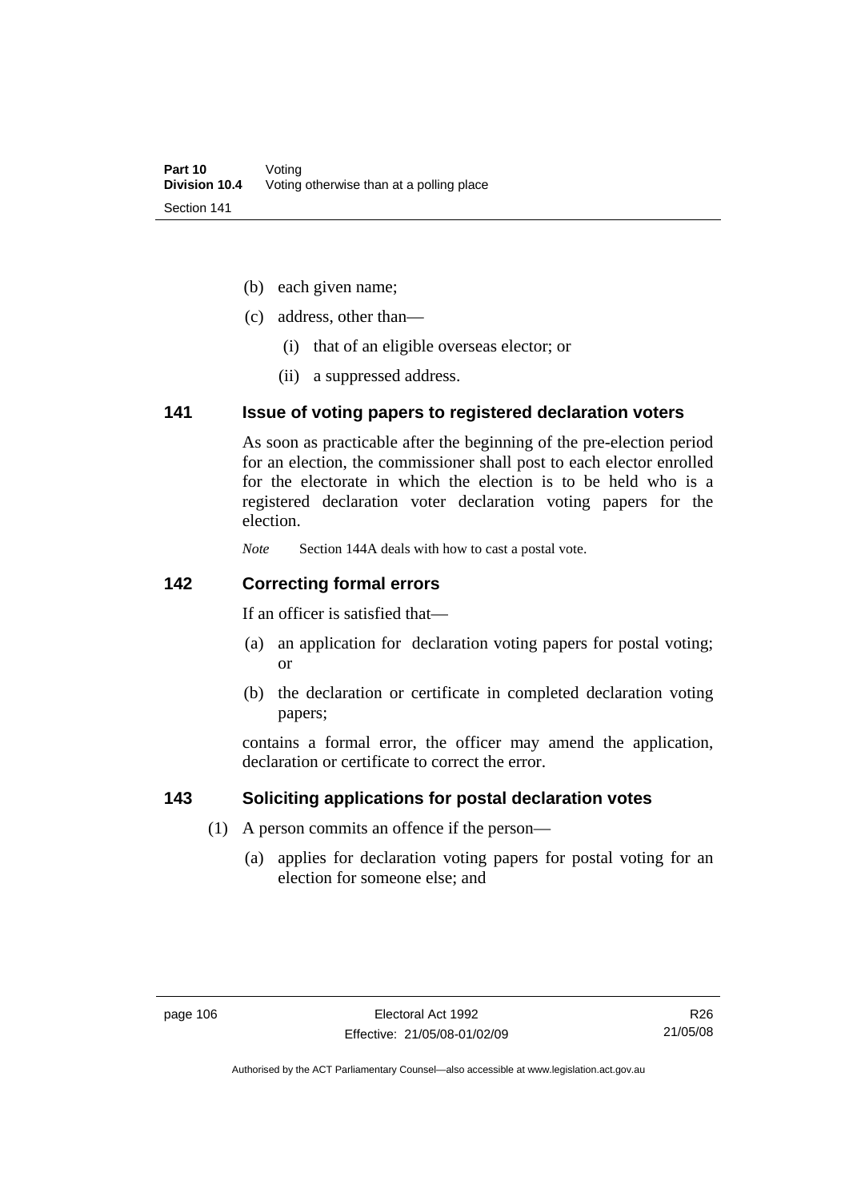- (b) each given name;
- (c) address, other than—
  - (i) that of an eligible overseas elector; or
  - (ii) a suppressed address.

## 141 Issue of voting papers to registered declaration voters

As soon as practicable after the beginning of the pre-election period for an election, the commissioner shall post to each elector enrolled for the electorate in which the election is to be held who is a registered declaration voter declaration voting papers for the election.

*Note* Section 144A deals with how to cast a postal vote.

## 142 Correcting formal errors

If an officer is satisfied that—

- (a) an application for declaration voting papers for postal voting; or
- (b) the declaration or certificate in completed declaration voting papers;

contains a formal error, the officer may amend the application, declaration or certificate to correct the error.

## 143 Soliciting applications for postal declaration votes

(1) A person commits an offence if the person—

- (a) applies for declaration voting papers for postal voting for an election for someone else; and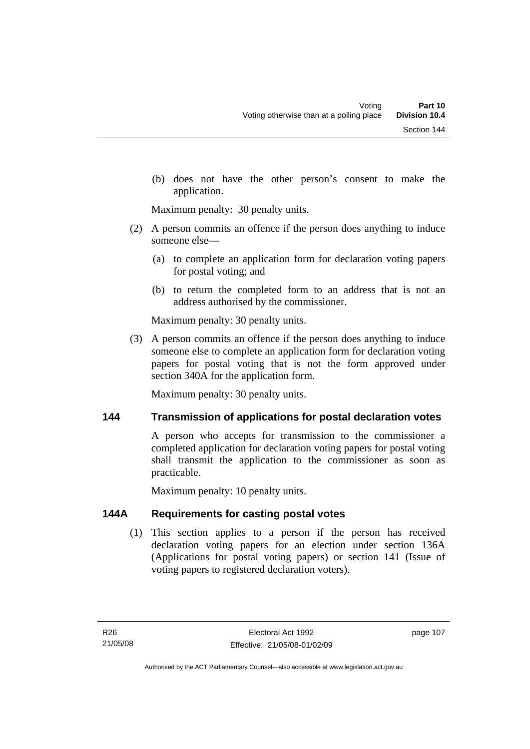(b) does not have the other person's consent to make the application.

Maximum penalty: 30 penalty units.

(2) A person commits an offence if the person does anything to induce someone else—

(a) to complete an application form for declaration voting papers for postal voting; and

(b) to return the completed form to an address that is not an address authorised by the commissioner.

Maximum penalty: 30 penalty units.

(3) A person commits an offence if the person does anything to induce someone else to complete an application form for declaration voting papers for postal voting that is not the form approved under section 340A for the application form.

Maximum penalty: 30 penalty units.

## 144 Transmission of applications for postal declaration votes

A person who accepts for transmission to the commissioner a completed application for declaration voting papers for postal voting shall transmit the application to the commissioner as soon as practicable.

Maximum penalty: 10 penalty units.

## 144A Requirements for casting postal votes

(1) This section applies to a person if the person has received declaration voting papers for an election under section 136A (Applications for postal voting papers) or section 141 (Issue of voting papers to registered declaration voters).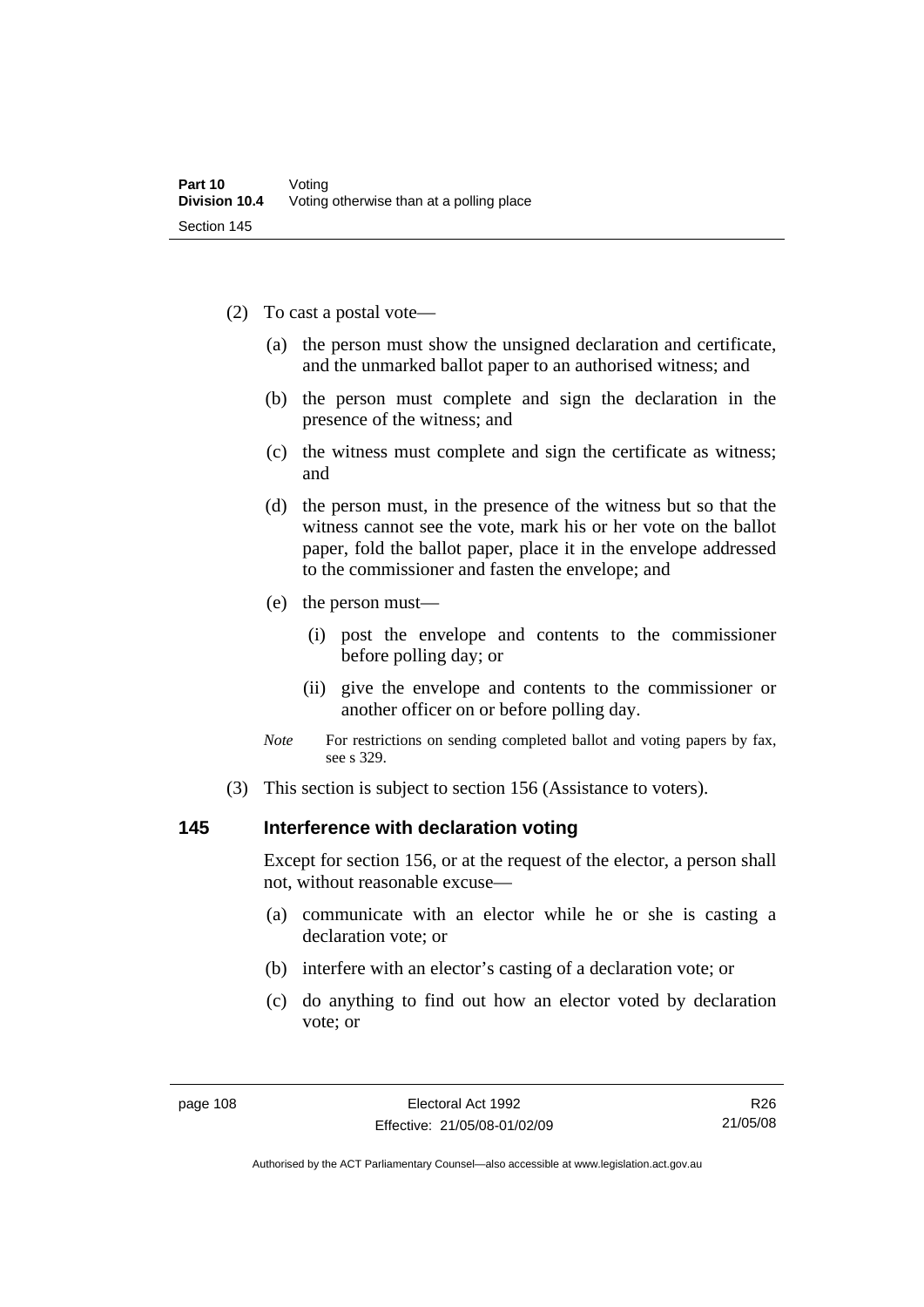(2) To cast a postal vote—

(a) the person must show the unsigned declaration and certificate, and the unmarked ballot paper to an authorised witness; and

(b) the person must complete and sign the declaration in the presence of the witness; and

(c) the witness must complete and sign the certificate as witness; and

(d) the person must, in the presence of the witness but so that the witness cannot see the vote, mark his or her vote on the ballot paper, fold the ballot paper, place it in the envelope addressed to the commissioner and fasten the envelope; and

(e) the person must—

(i) post the envelope and contents to the commissioner before polling day; or

(ii) give the envelope and contents to the commissioner or another officer on or before polling day.

*Note* For restrictions on sending completed ballot and voting papers by fax, see s 329.

(3) This section is subject to section 156 (Assistance to voters).

## 145 Interference with declaration voting

Except for section 156, or at the request of the elector, a person shall not, without reasonable excuse—

(a) communicate with an elector while he or she is casting a declaration vote; or

(b) interfere with an elector's casting of a declaration vote; or

(c) do anything to find out how an elector voted by declaration vote; or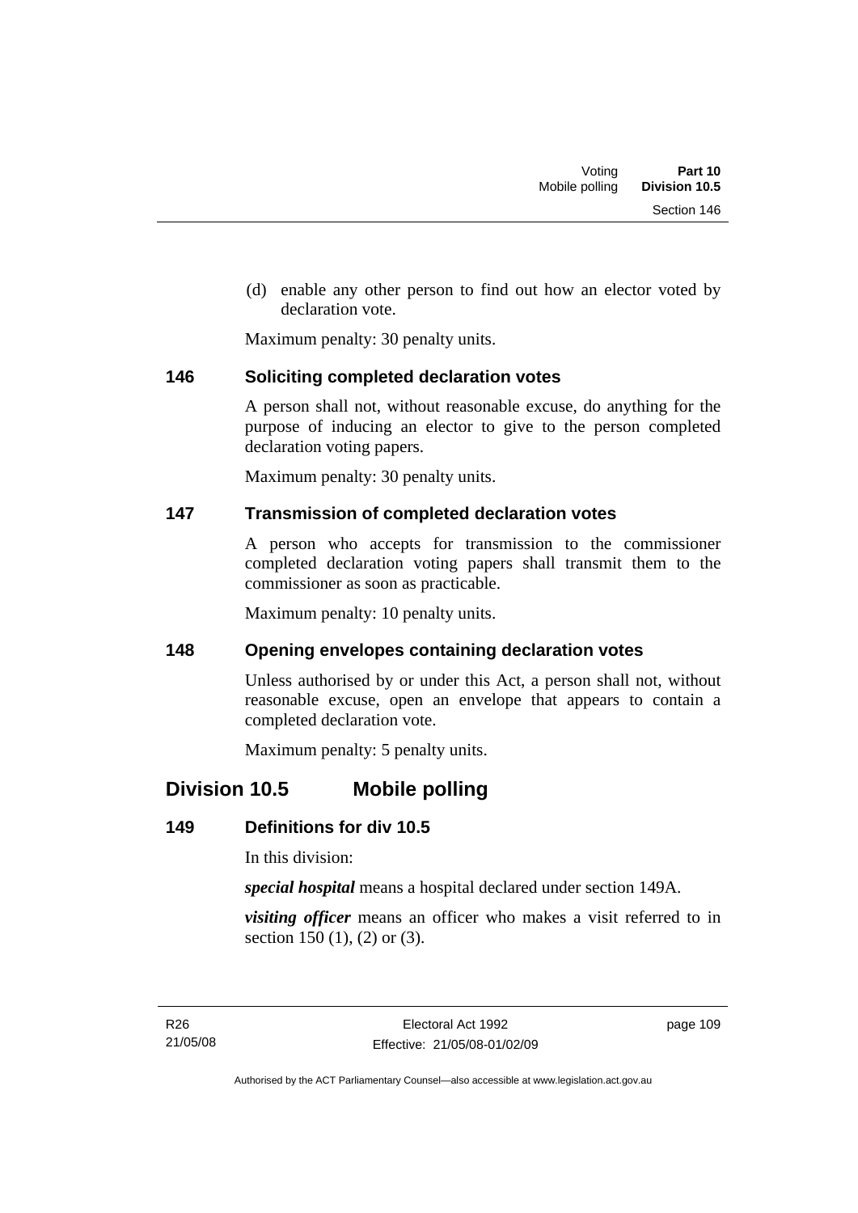(d) enable any other person to find out how an elector voted by declaration vote.

Maximum penalty: 30 penalty units.

### 146 Soliciting completed declaration votes

A person shall not, without reasonable excuse, do anything for the purpose of inducing an elector to give to the person completed declaration voting papers.

Maximum penalty: 30 penalty units.

### 147 Transmission of completed declaration votes

A person who accepts for transmission to the commissioner completed declaration voting papers shall transmit them to the commissioner as soon as practicable.

Maximum penalty: 10 penalty units.

### 148 Opening envelopes containing declaration votes

Unless authorised by or under this Act, a person shall not, without reasonable excuse, open an envelope that appears to contain a completed declaration vote.

Maximum penalty: 5 penalty units.

## Division 10.5 Mobile polling

### 149 Definitions for div 10.5

In this division:

***special hospital*** means a hospital declared under section 149A.

***visiting officer*** means an officer who makes a visit referred to in section 150 (1), (2) or (3).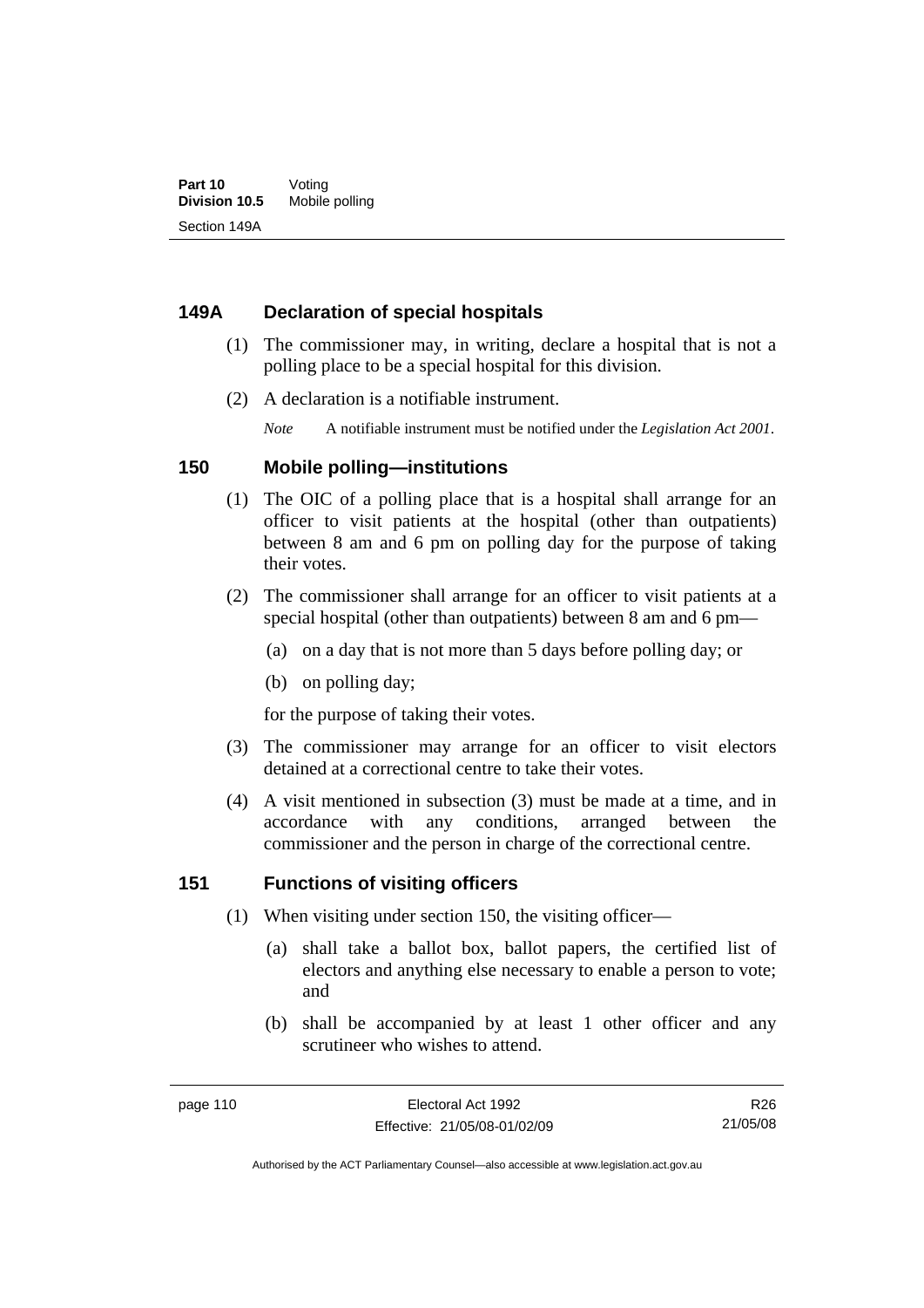### 149A Declaration of special hospitals

(1) The commissioner may, in writing, declare a hospital that is not a polling place to be a special hospital for this division.

(2) A declaration is a notifiable instrument.

*Note* A notifiable instrument must be notified under the *Legislation Act 2001*.

### 150 Mobile polling—institutions

(1) The OIC of a polling place that is a hospital shall arrange for an officer to visit patients at the hospital (other than outpatients) between 8 am and 6 pm on polling day for the purpose of taking their votes.

(2) The commissioner shall arrange for an officer to visit patients at a special hospital (other than outpatients) between 8 am and 6 pm—

(a) on a day that is not more than 5 days before polling day; or

(b) on polling day;

for the purpose of taking their votes.

(3) The commissioner may arrange for an officer to visit electors detained at a correctional centre to take their votes.

(4) A visit mentioned in subsection (3) must be made at a time, and in accordance with any conditions, arranged between the commissioner and the person in charge of the correctional centre.

### 151 Functions of visiting officers

(1) When visiting under section 150, the visiting officer—

(a) shall take a ballot box, ballot papers, the certified list of electors and anything else necessary to enable a person to vote; and

(b) shall be accompanied by at least 1 other officer and any scrutineer who wishes to attend.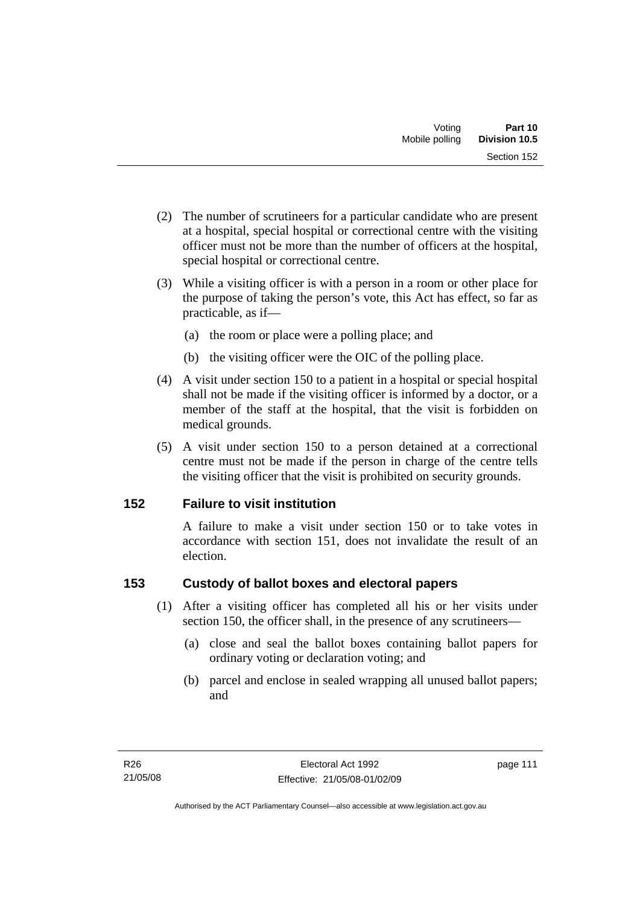(2) The number of scrutineers for a particular candidate who are present at a hospital, special hospital or correctional centre with the visiting officer must not be more than the number of officers at the hospital, special hospital or correctional centre.

(3) While a visiting officer is with a person in a room or other place for the purpose of taking the person's vote, this Act has effect, so far as practicable, as if—

(a) the room or place were a polling place; and

(b) the visiting officer were the OIC of the polling place.

(4) A visit under section 150 to a patient in a hospital or special hospital shall not be made if the visiting officer is informed by a doctor, or a member of the staff at the hospital, that the visit is forbidden on medical grounds.

(5) A visit under section 150 to a person detained at a correctional centre must not be made if the person in charge of the centre tells the visiting officer that the visit is prohibited on security grounds.

## 152 Failure to visit institution

A failure to make a visit under section 150 or to take votes in accordance with section 151, does not invalidate the result of an election.

## 153 Custody of ballot boxes and electoral papers

(1) After a visiting officer has completed all his or her visits under section 150, the officer shall, in the presence of any scrutineers—

(a) close and seal the ballot boxes containing ballot papers for ordinary voting or declaration voting; and

(b) parcel and enclose in sealed wrapping all unused ballot papers; and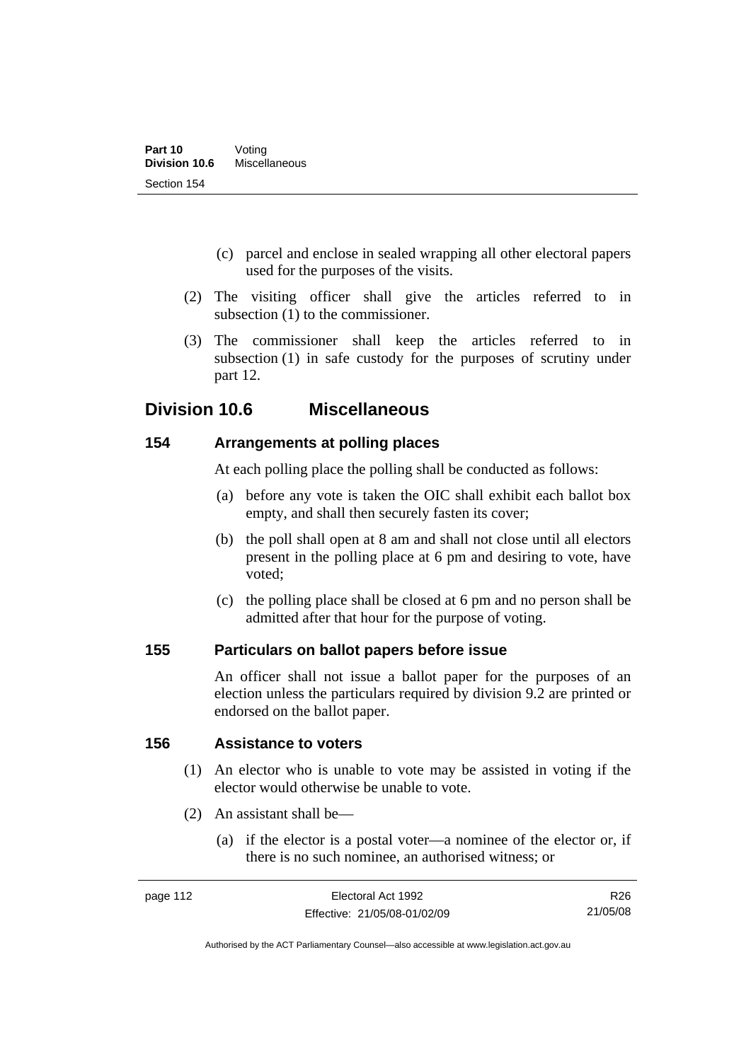(c) parcel and enclose in sealed wrapping all other electoral papers used for the purposes of the visits.

(2) The visiting officer shall give the articles referred to in subsection (1) to the commissioner.

(3) The commissioner shall keep the articles referred to in subsection (1) in safe custody for the purposes of scrutiny under part 12.

## Division 10.6 Miscellaneous

### 154 Arrangements at polling places

At each polling place the polling shall be conducted as follows:

(a) before any vote is taken the OIC shall exhibit each ballot box empty, and shall then securely fasten its cover;

(b) the poll shall open at 8 am and shall not close until all electors present in the polling place at 6 pm and desiring to vote, have voted;

(c) the polling place shall be closed at 6 pm and no person shall be admitted after that hour for the purpose of voting.

### 155 Particulars on ballot papers before issue

An officer shall not issue a ballot paper for the purposes of an election unless the particulars required by division 9.2 are printed or endorsed on the ballot paper.

### 156 Assistance to voters

(1) An elector who is unable to vote may be assisted in voting if the elector would otherwise be unable to vote.

(2) An assistant shall be—

(a) if the elector is a postal voter—a nominee of the elector or, if there is no such nominee, an authorised witness; or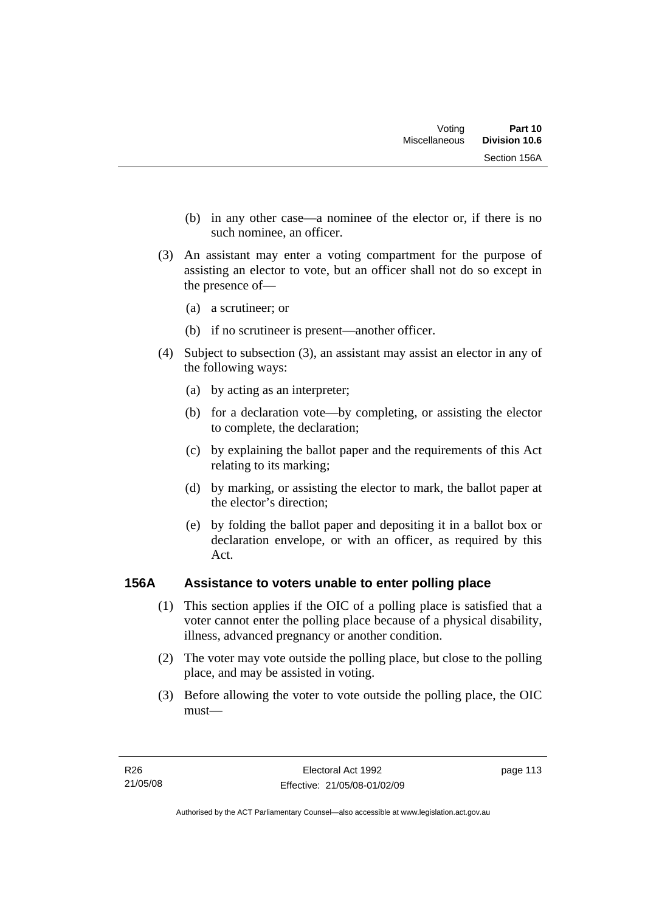(b) in any other case—a nominee of the elector or, if there is no such nominee, an officer.

(3) An assistant may enter a voting compartment for the purpose of assisting an elector to vote, but an officer shall not do so except in the presence of—

(a) a scrutineer; or

(b) if no scrutineer is present—another officer.

(4) Subject to subsection (3), an assistant may assist an elector in any of the following ways:

(a) by acting as an interpreter;

(b) for a declaration vote—by completing, or assisting the elector to complete, the declaration;

(c) by explaining the ballot paper and the requirements of this Act relating to its marking;

(d) by marking, or assisting the elector to mark, the ballot paper at the elector's direction;

(e) by folding the ballot paper and depositing it in a ballot box or declaration envelope, or with an officer, as required by this Act.

### 156A Assistance to voters unable to enter polling place

(1) This section applies if the OIC of a polling place is satisfied that a voter cannot enter the polling place because of a physical disability, illness, advanced pregnancy or another condition.

(2) The voter may vote outside the polling place, but close to the polling place, and may be assisted in voting.

(3) Before allowing the voter to vote outside the polling place, the OIC must—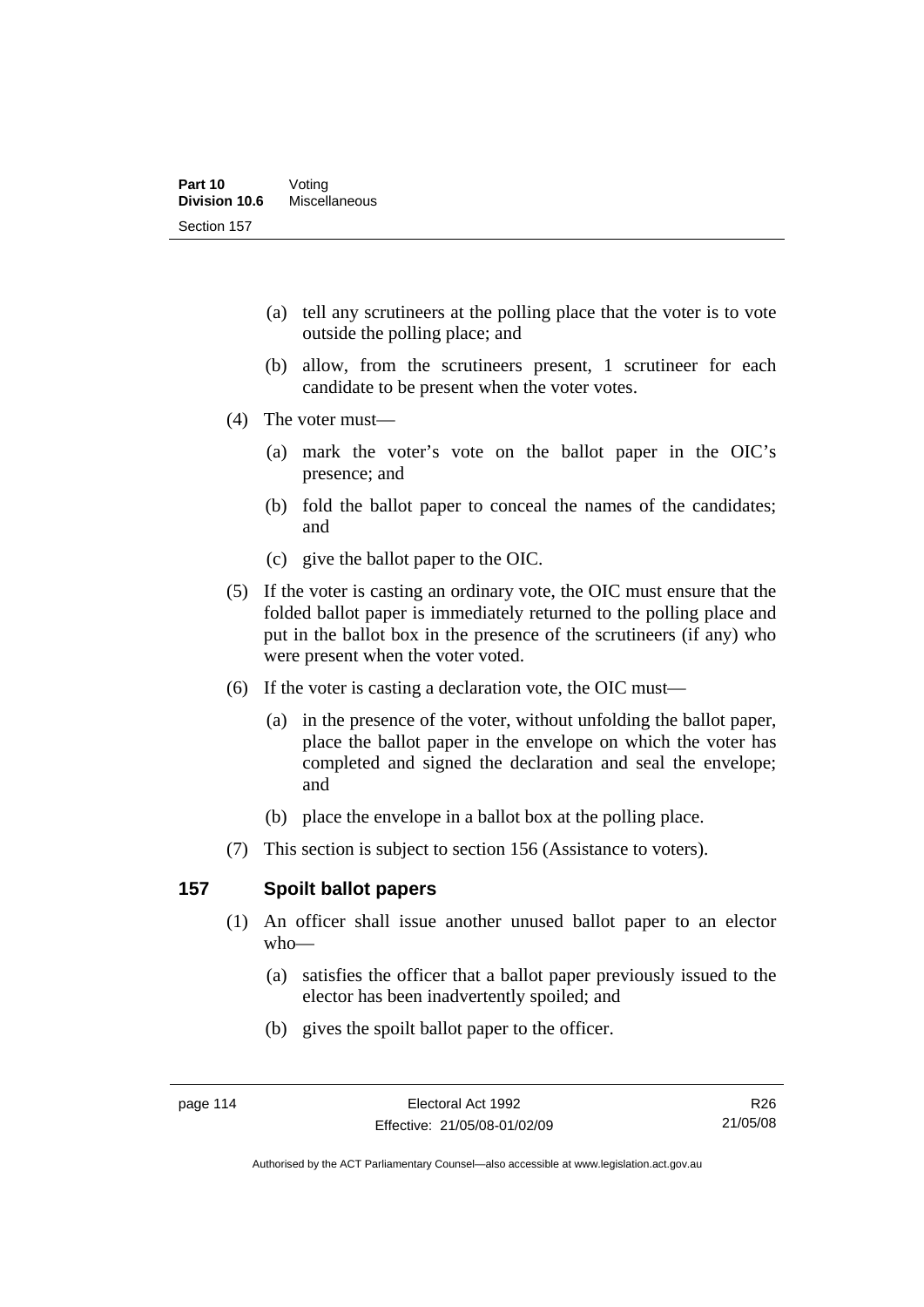(a) tell any scrutineers at the polling place that the voter is to vote outside the polling place; and

(b) allow, from the scrutineers present, 1 scrutineer for each candidate to be present when the voter votes.

(4) The voter must—

(a) mark the voter's vote on the ballot paper in the OIC's presence; and

(b) fold the ballot paper to conceal the names of the candidates; and

(c) give the ballot paper to the OIC.

(5) If the voter is casting an ordinary vote, the OIC must ensure that the folded ballot paper is immediately returned to the polling place and put in the ballot box in the presence of the scrutineers (if any) who were present when the voter voted.

(6) If the voter is casting a declaration vote, the OIC must—

(a) in the presence of the voter, without unfolding the ballot paper, place the ballot paper in the envelope on which the voter has completed and signed the declaration and seal the envelope; and

(b) place the envelope in a ballot box at the polling place.

(7) This section is subject to section 156 (Assistance to voters).

## 157 Spoilt ballot papers

(1) An officer shall issue another unused ballot paper to an elector who—

(a) satisfies the officer that a ballot paper previously issued to the elector has been inadvertently spoiled; and

(b) gives the spoilt ballot paper to the officer.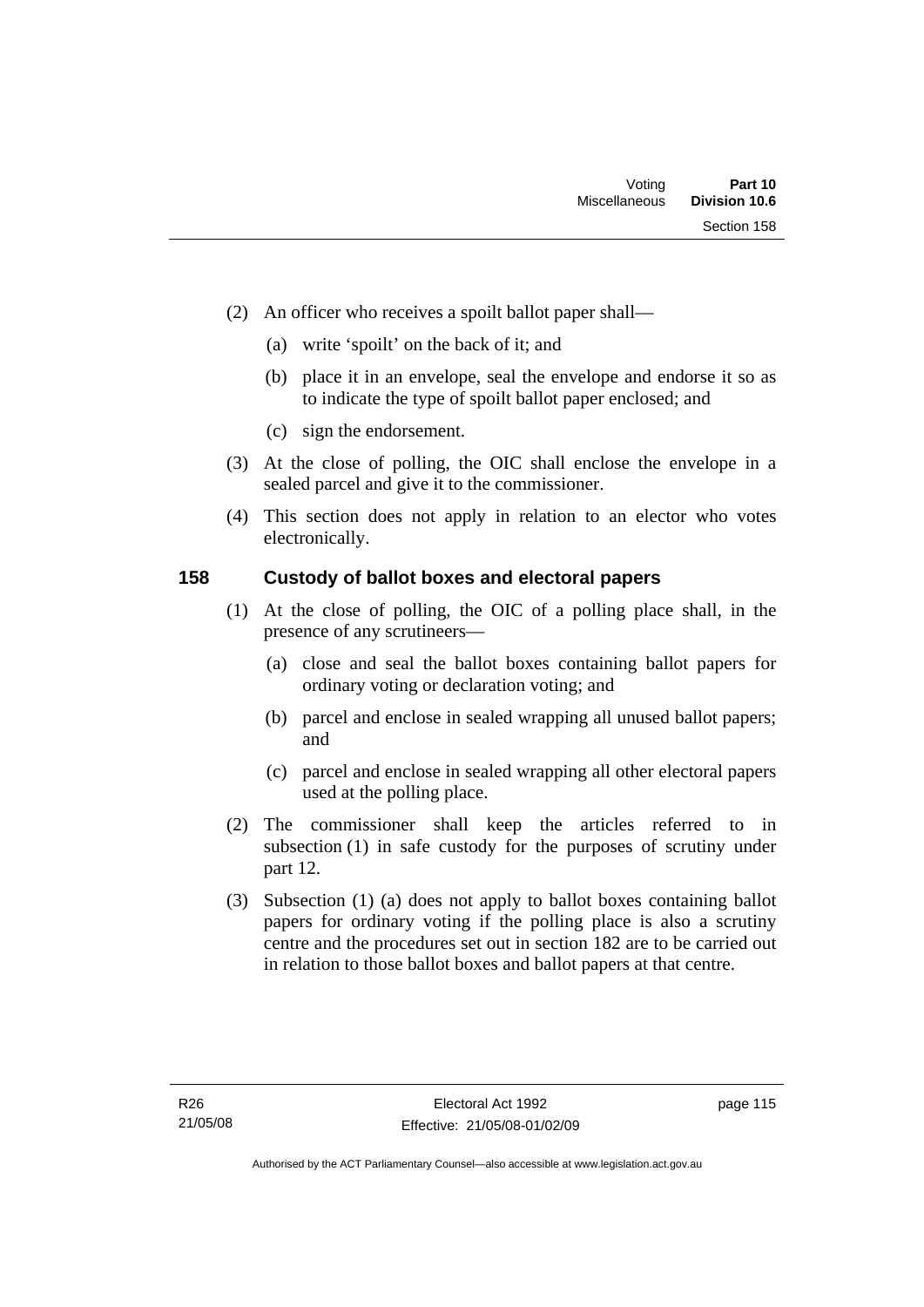(2) An officer who receives a spoilt ballot paper shall—

(a) write 'spoilt' on the back of it; and

(b) place it in an envelope, seal the envelope and endorse it so as to indicate the type of spoilt ballot paper enclosed; and

(c) sign the endorsement.

(3) At the close of polling, the OIC shall enclose the envelope in a sealed parcel and give it to the commissioner.

(4) This section does not apply in relation to an elector who votes electronically.

## 158 Custody of ballot boxes and electoral papers

(1) At the close of polling, the OIC of a polling place shall, in the presence of any scrutineers—

(a) close and seal the ballot boxes containing ballot papers for ordinary voting or declaration voting; and

(b) parcel and enclose in sealed wrapping all unused ballot papers; and

(c) parcel and enclose in sealed wrapping all other electoral papers used at the polling place.

(2) The commissioner shall keep the articles referred to in subsection (1) in safe custody for the purposes of scrutiny under part 12.

(3) Subsection (1) (a) does not apply to ballot boxes containing ballot papers for ordinary voting if the polling place is also a scrutiny centre and the procedures set out in section 182 are to be carried out in relation to those ballot boxes and ballot papers at that centre.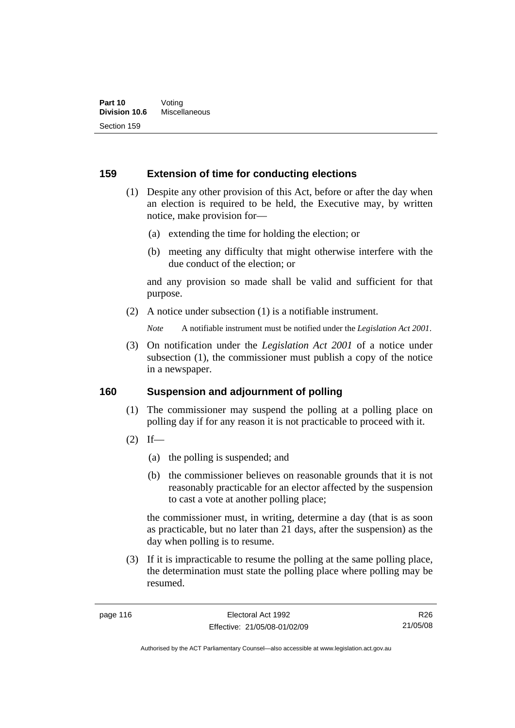## 159 Extension of time for conducting elections

(1) Despite any other provision of this Act, before or after the day when an election is required to be held, the Executive may, by written notice, make provision for—

(a) extending the time for holding the election; or

(b) meeting any difficulty that might otherwise interfere with the due conduct of the election; or

and any provision so made shall be valid and sufficient for that purpose.

(2) A notice under subsection (1) is a notifiable instrument.

*Note* A notifiable instrument must be notified under the *Legislation Act 2001*.

(3) On notification under the *Legislation Act 2001* of a notice under subsection (1), the commissioner must publish a copy of the notice in a newspaper.

## 160 Suspension and adjournment of polling

(1) The commissioner may suspend the polling at a polling place on polling day if for any reason it is not practicable to proceed with it.

(2) If—

(a) the polling is suspended; and

(b) the commissioner believes on reasonable grounds that it is not reasonably practicable for an elector affected by the suspension to cast a vote at another polling place;

the commissioner must, in writing, determine a day (that is as soon as practicable, but no later than 21 days, after the suspension) as the day when polling is to resume.

(3) If it is impracticable to resume the polling at the same polling place, the determination must state the polling place where polling may be resumed.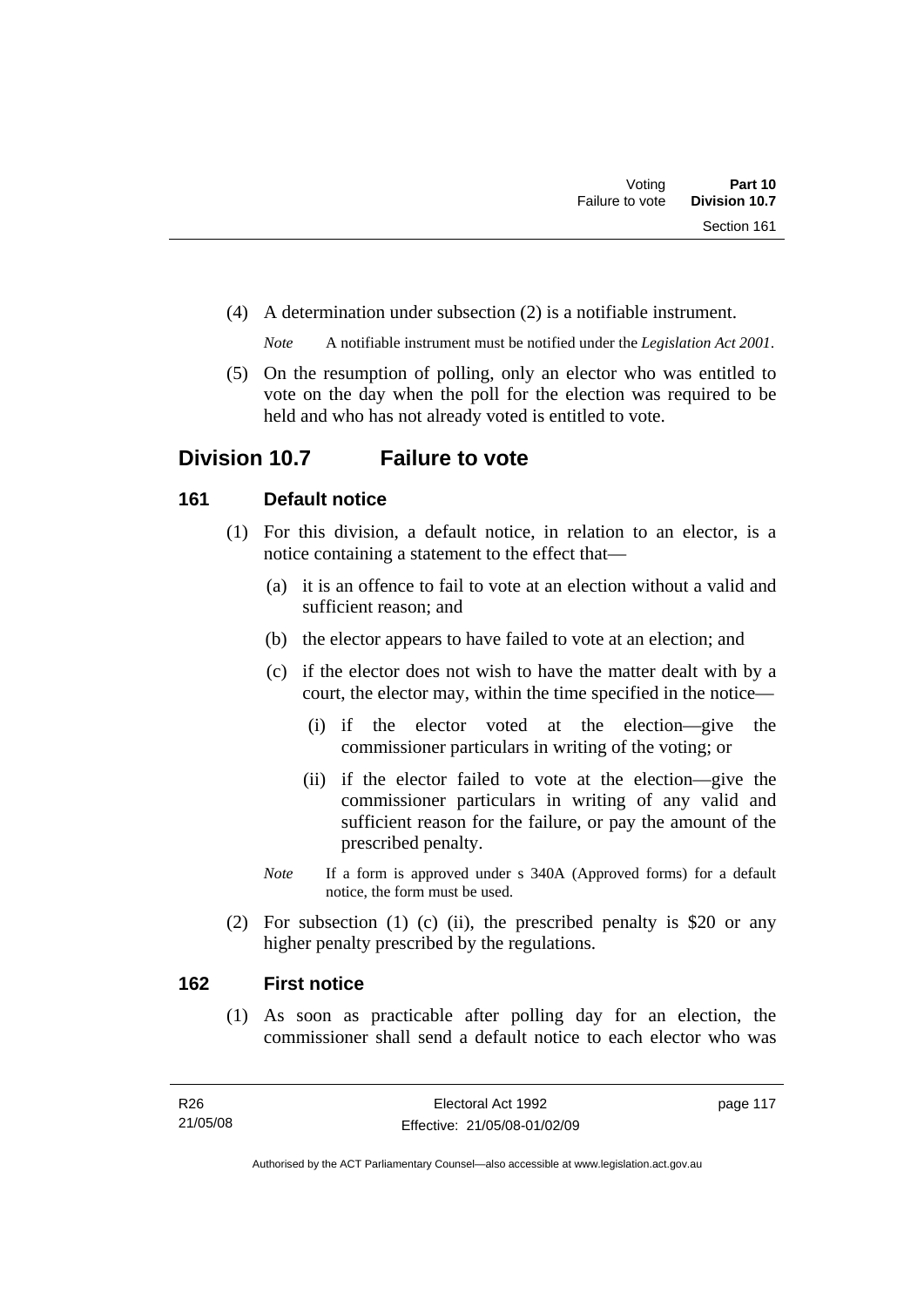(4) A determination under subsection (2) is a notifiable instrument.

*Note* A notifiable instrument must be notified under the *Legislation Act 2001*.

(5) On the resumption of polling, only an elector who was entitled to vote on the day when the poll for the election was required to be held and who has not already voted is entitled to vote.

## Division 10.7 Failure to vote

### 161 Default notice

(1) For this division, a default notice, in relation to an elector, is a notice containing a statement to the effect that—

(a) it is an offence to fail to vote at an election without a valid and sufficient reason; and

(b) the elector appears to have failed to vote at an election; and

(c) if the elector does not wish to have the matter dealt with by a court, the elector may, within the time specified in the notice—

(i) if the elector voted at the election—give the commissioner particulars in writing of the voting; or

(ii) if the elector failed to vote at the election—give the commissioner particulars in writing of any valid and sufficient reason for the failure, or pay the amount of the prescribed penalty.

*Note* If a form is approved under s 340A (Approved forms) for a default notice, the form must be used.

(2) For subsection (1) (c) (ii), the prescribed penalty is $20 or any higher penalty prescribed by the regulations.

### 162 First notice

(1) As soon as practicable after polling day for an election, the commissioner shall send a default notice to each elector who was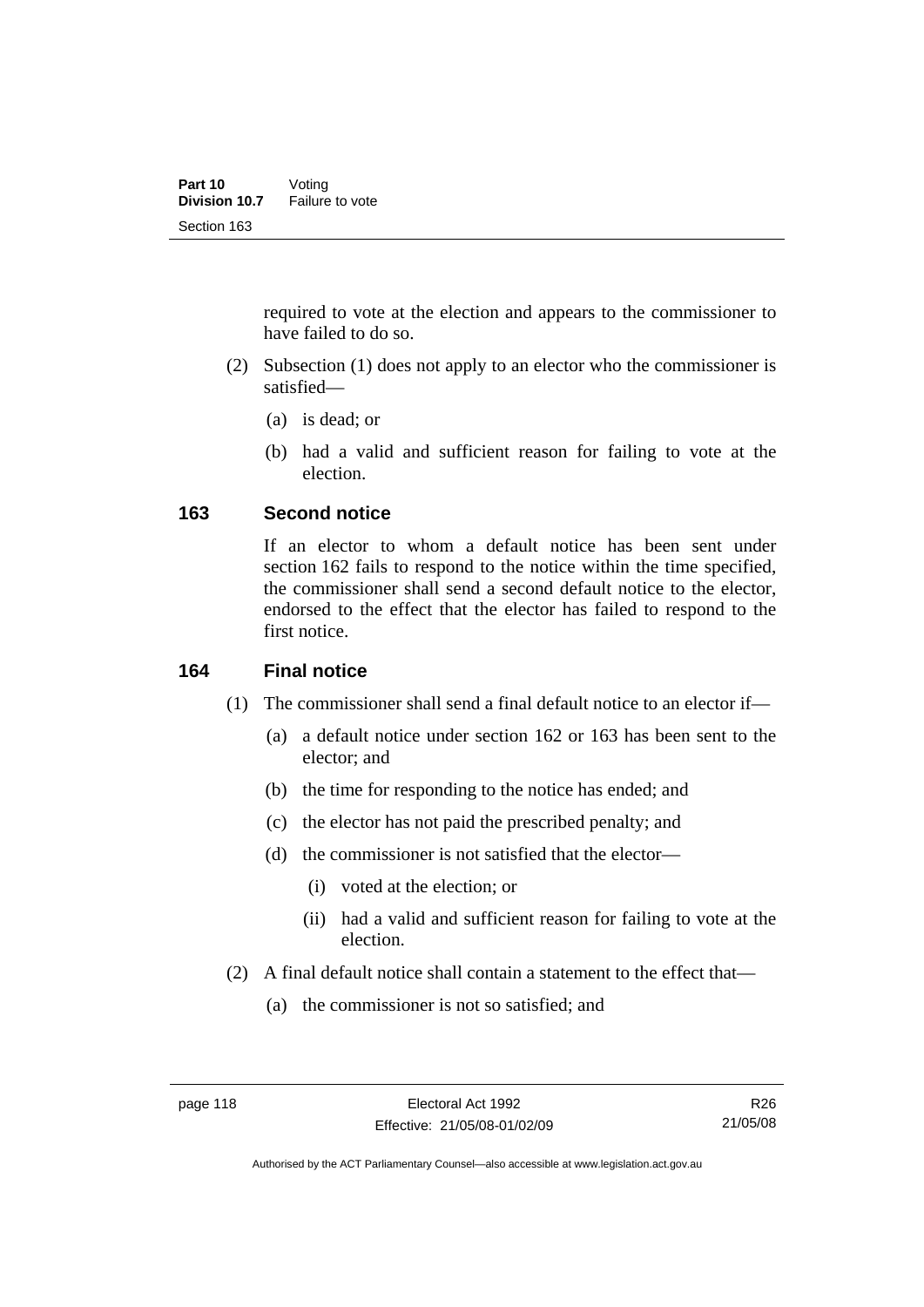required to vote at the election and appears to the commissioner to have failed to do so.

(2) Subsection (1) does not apply to an elector who the commissioner is satisfied—

(a) is dead; or

(b) had a valid and sufficient reason for failing to vote at the election.

### 163 Second notice

If an elector to whom a default notice has been sent under section 162 fails to respond to the notice within the time specified, the commissioner shall send a second default notice to the elector, endorsed to the effect that the elector has failed to respond to the first notice.

### 164 Final notice

(1) The commissioner shall send a final default notice to an elector if—

(a) a default notice under section 162 or 163 has been sent to the elector; and

(b) the time for responding to the notice has ended; and

(c) the elector has not paid the prescribed penalty; and

(d) the commissioner is not satisfied that the elector—

(i) voted at the election; or

(ii) had a valid and sufficient reason for failing to vote at the election.

(2) A final default notice shall contain a statement to the effect that—

(a) the commissioner is not so satisfied; and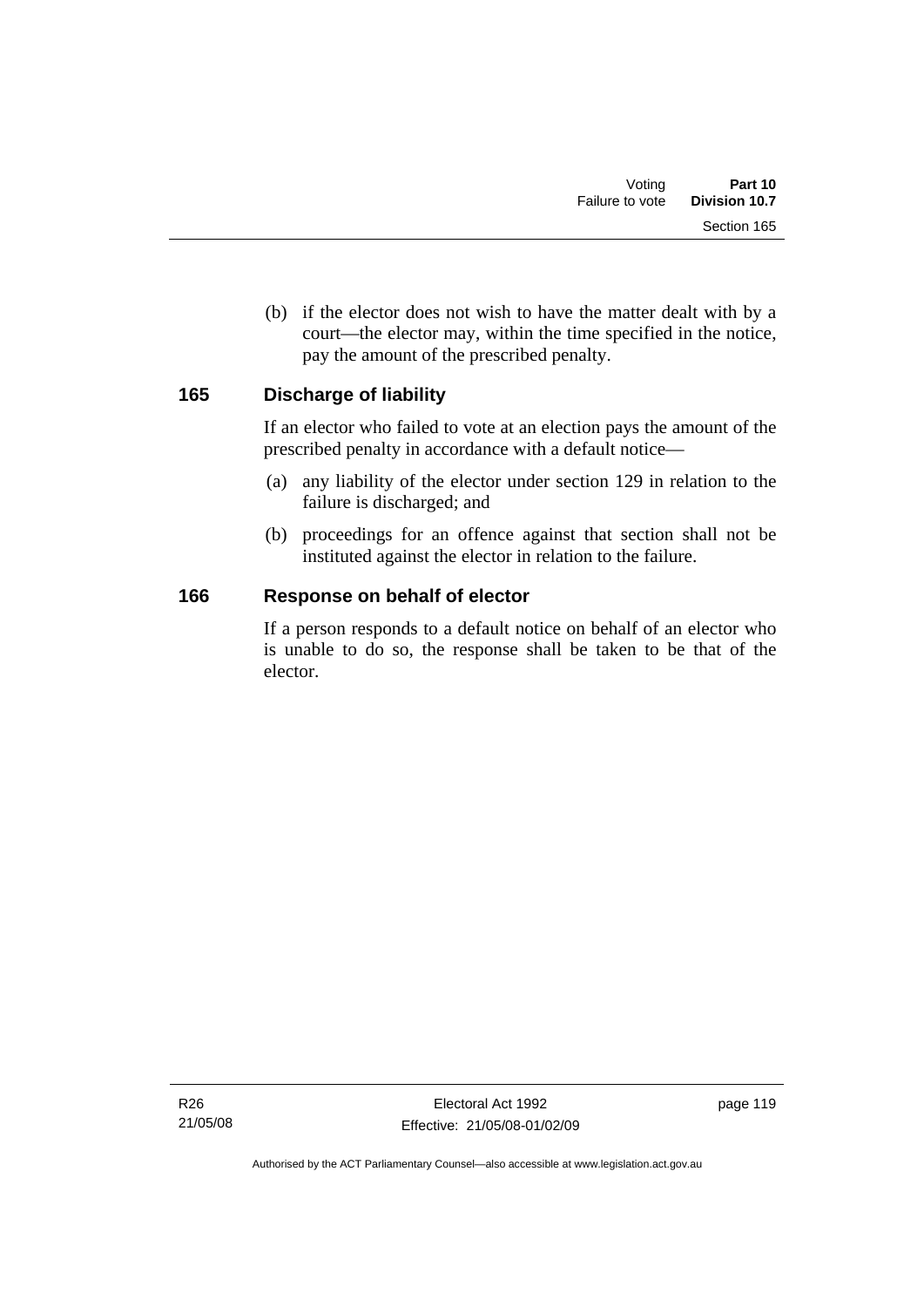(b) if the elector does not wish to have the matter dealt with by a court—the elector may, within the time specified in the notice, pay the amount of the prescribed penalty.

## 165 Discharge of liability

If an elector who failed to vote at an election pays the amount of the prescribed penalty in accordance with a default notice—

(a) any liability of the elector under section 129 in relation to the failure is discharged; and

(b) proceedings for an offence against that section shall not be instituted against the elector in relation to the failure.

## 166 Response on behalf of elector

If a person responds to a default notice on behalf of an elector who is unable to do so, the response shall be taken to be that of the elector.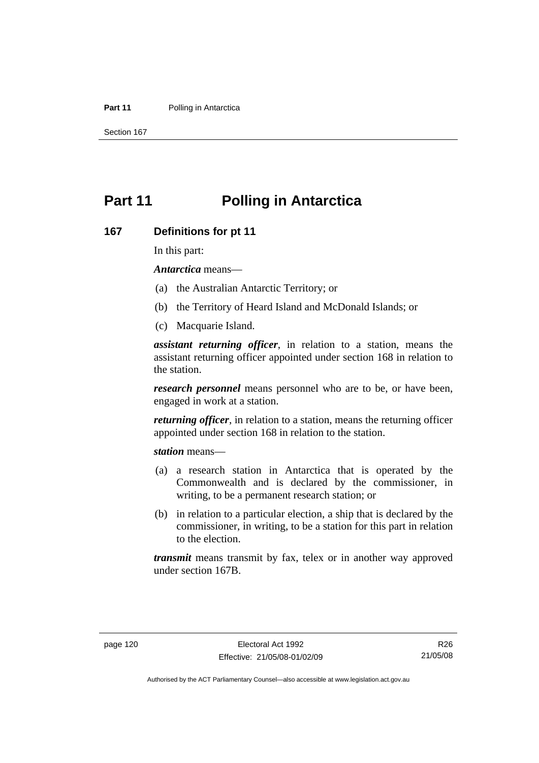# Part 11 Polling in Antarctica

## 167 Definitions for pt 11

In this part:

***Antarctica*** means—

(a) the Australian Antarctic Territory; or

(b) the Territory of Heard Island and McDonald Islands; or

(c) Macquarie Island.

***assistant returning officer***, in relation to a station, means the assistant returning officer appointed under section 168 in relation to the station.

***research personnel*** means personnel who are to be, or have been, engaged in work at a station.

***returning officer***, in relation to a station, means the returning officer appointed under section 168 in relation to the station.

***station*** means—

(a) a research station in Antarctica that is operated by the Commonwealth and is declared by the commissioner, in writing, to be a permanent research station; or

(b) in relation to a particular election, a ship that is declared by the commissioner, in writing, to be a station for this part in relation to the election.

***transmit*** means transmit by fax, telex or in another way approved under section 167B.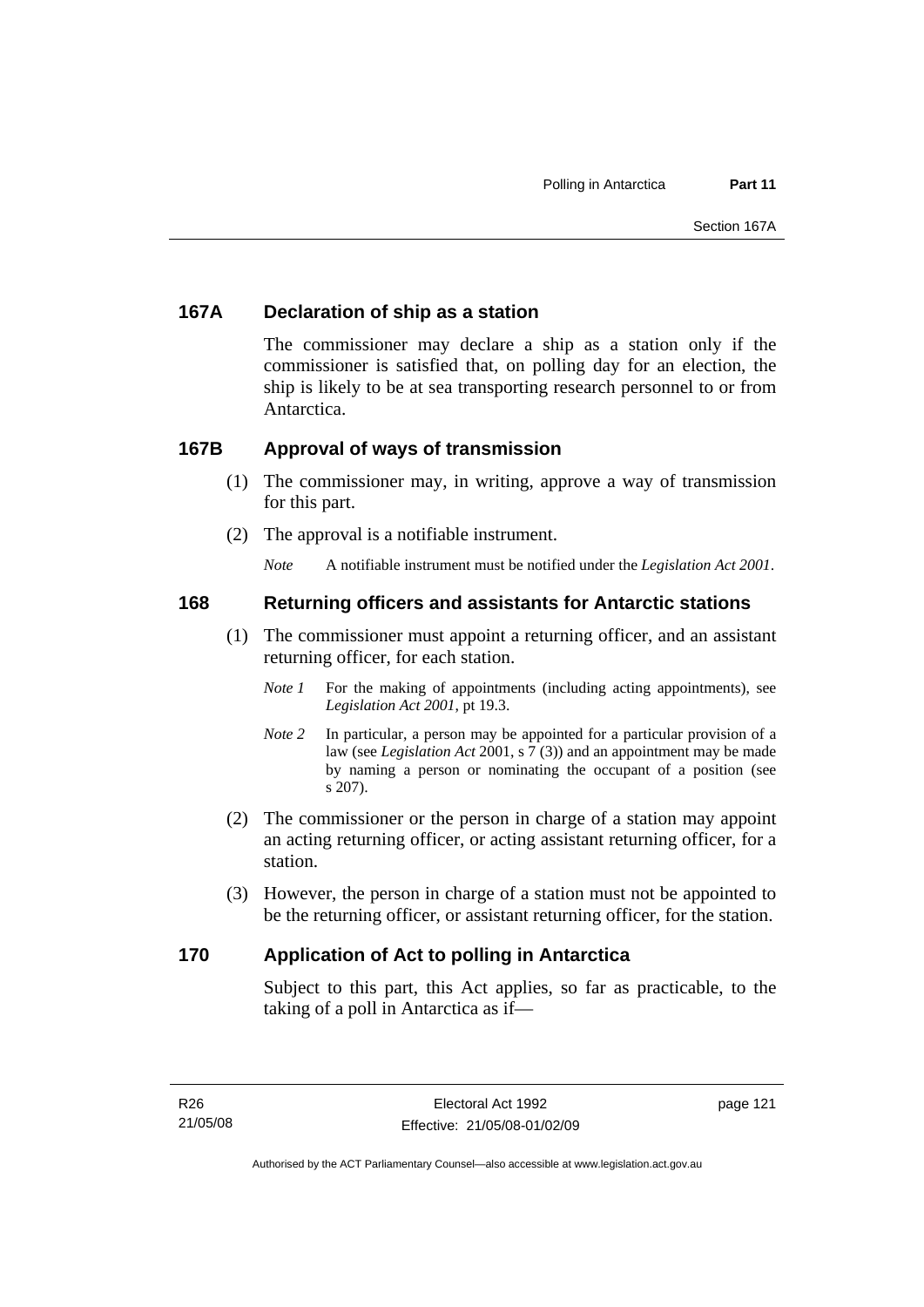### 167A Declaration of ship as a station

The commissioner may declare a ship as a station only if the commissioner is satisfied that, on polling day for an election, the ship is likely to be at sea transporting research personnel to or from Antarctica.

### 167B Approval of ways of transmission

(1) The commissioner may, in writing, approve a way of transmission for this part.

(2) The approval is a notifiable instrument.

*Note* A notifiable instrument must be notified under the *Legislation Act 2001*.

### 168 Returning officers and assistants for Antarctic stations

(1) The commissioner must appoint a returning officer, and an assistant returning officer, for each station.

*Note 1* For the making of appointments (including acting appointments), see *Legislation Act 2001*, pt 19.3.

*Note 2* In particular, a person may be appointed for a particular provision of a law (see *Legislation Act* 2001, s 7 (3)) and an appointment may be made by naming a person or nominating the occupant of a position (see s 207).

(2) The commissioner or the person in charge of a station may appoint an acting returning officer, or acting assistant returning officer, for a station.

(3) However, the person in charge of a station must not be appointed to be the returning officer, or assistant returning officer, for the station.

### 170 Application of Act to polling in Antarctica

Subject to this part, this Act applies, so far as practicable, to the taking of a poll in Antarctica as if—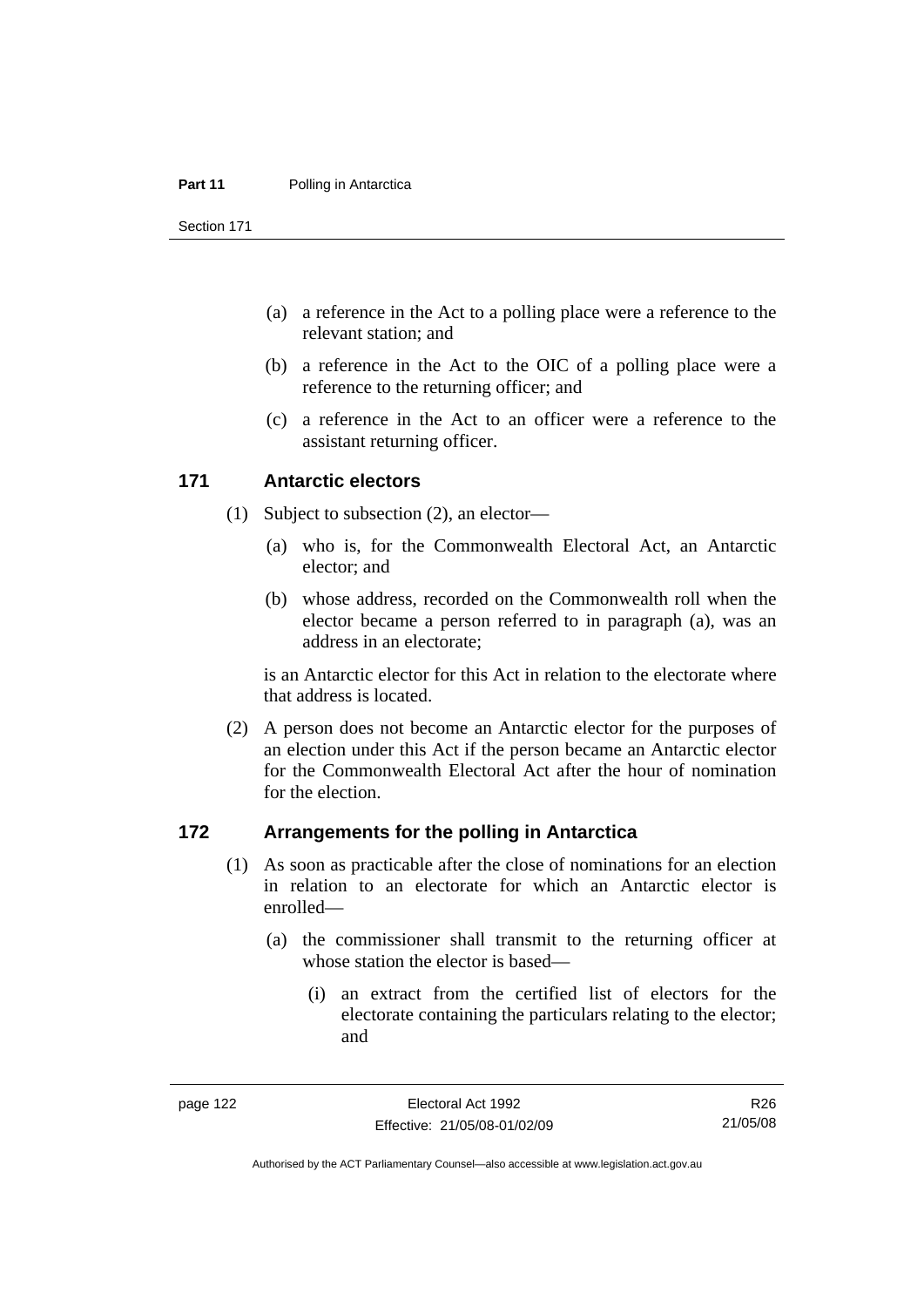(a) a reference in the Act to a polling place were a reference to the relevant station; and

(b) a reference in the Act to the OIC of a polling place were a reference to the returning officer; and

(c) a reference in the Act to an officer were a reference to the assistant returning officer.

## 171 Antarctic electors

(1) Subject to subsection (2), an elector—

(a) who is, for the Commonwealth Electoral Act, an Antarctic elector; and

(b) whose address, recorded on the Commonwealth roll when the elector became a person referred to in paragraph (a), was an address in an electorate;

is an Antarctic elector for this Act in relation to the electorate where that address is located.

(2) A person does not become an Antarctic elector for the purposes of an election under this Act if the person became an Antarctic elector for the Commonwealth Electoral Act after the hour of nomination for the election.

## 172 Arrangements for the polling in Antarctica

(1) As soon as practicable after the close of nominations for an election in relation to an electorate for which an Antarctic elector is enrolled—

(a) the commissioner shall transmit to the returning officer at whose station the elector is based—

(i) an extract from the certified list of electors for the electorate containing the particulars relating to the elector; and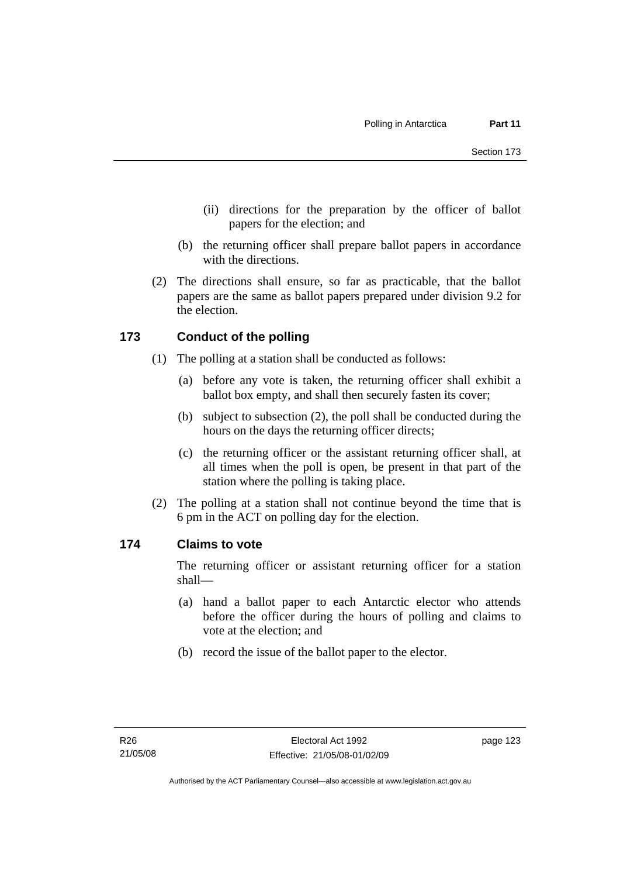(ii) directions for the preparation by the officer of ballot papers for the election; and

(b) the returning officer shall prepare ballot papers in accordance with the directions.

(2) The directions shall ensure, so far as practicable, that the ballot papers are the same as ballot papers prepared under division 9.2 for the election.

### 173 Conduct of the polling

(1) The polling at a station shall be conducted as follows:

(a) before any vote is taken, the returning officer shall exhibit a ballot box empty, and shall then securely fasten its cover;

(b) subject to subsection (2), the poll shall be conducted during the hours on the days the returning officer directs;

(c) the returning officer or the assistant returning officer shall, at all times when the poll is open, be present in that part of the station where the polling is taking place.

(2) The polling at a station shall not continue beyond the time that is 6 pm in the ACT on polling day for the election.

### 174 Claims to vote

The returning officer or assistant returning officer for a station shall—

(a) hand a ballot paper to each Antarctic elector who attends before the officer during the hours of polling and claims to vote at the election; and

(b) record the issue of the ballot paper to the elector.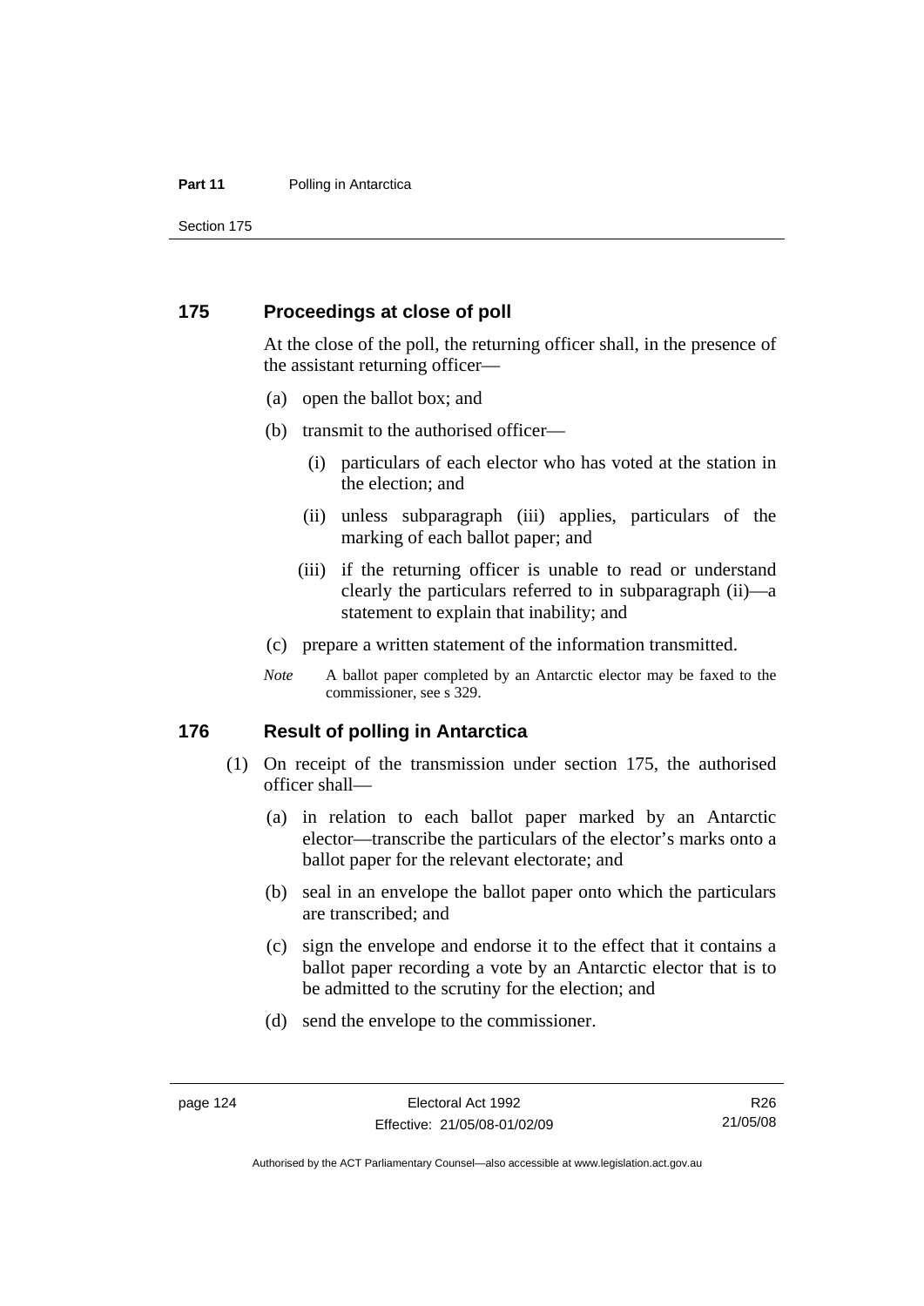## 175 Proceedings at close of poll

At the close of the poll, the returning officer shall, in the presence of the assistant returning officer—

(a) open the ballot box; and

(b) transmit to the authorised officer—

  (i) particulars of each elector who has voted at the station in the election; and

  (ii) unless subparagraph (iii) applies, particulars of the marking of each ballot paper; and

  (iii) if the returning officer is unable to read or understand clearly the particulars referred to in subparagraph (ii)—a statement to explain that inability; and

(c) prepare a written statement of the information transmitted.

*Note* A ballot paper completed by an Antarctic elector may be faxed to the commissioner, see s 329.

## 176 Result of polling in Antarctica

(1) On receipt of the transmission under section 175, the authorised officer shall—

  (a) in relation to each ballot paper marked by an Antarctic elector—transcribe the particulars of the elector's marks onto a ballot paper for the relevant electorate; and

  (b) seal in an envelope the ballot paper onto which the particulars are transcribed; and

  (c) sign the envelope and endorse it to the effect that it contains a ballot paper recording a vote by an Antarctic elector that is to be admitted to the scrutiny for the election; and

  (d) send the envelope to the commissioner.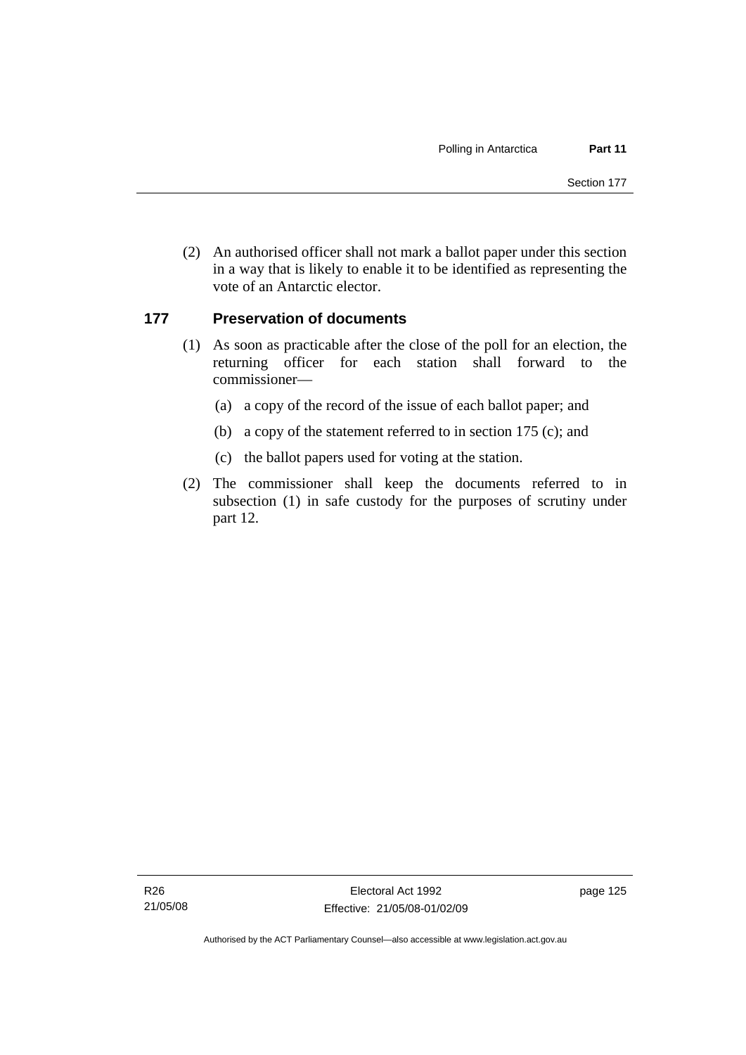(2) An authorised officer shall not mark a ballot paper under this section in a way that is likely to enable it to be identified as representing the vote of an Antarctic elector.

## 177 Preservation of documents

(1) As soon as practicable after the close of the poll for an election, the returning officer for each station shall forward to the commissioner—

(a) a copy of the record of the issue of each ballot paper; and

(b) a copy of the statement referred to in section 175 (c); and

(c) the ballot papers used for voting at the station.

(2) The commissioner shall keep the documents referred to in subsection (1) in safe custody for the purposes of scrutiny under part 12.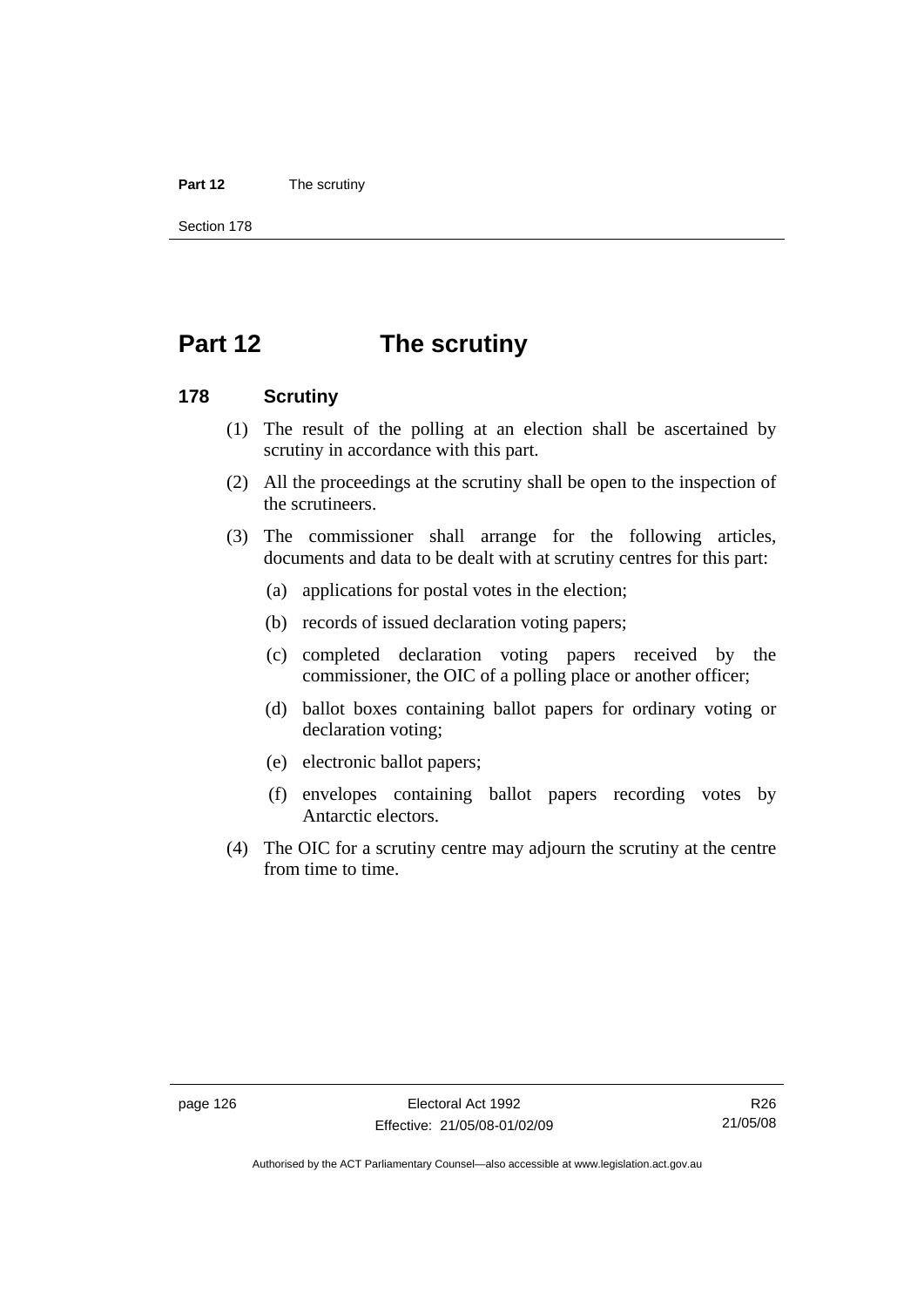# Part 12 The scrutiny

## 178 Scrutiny

(1) The result of the polling at an election shall be ascertained by scrutiny in accordance with this part.

(2) All the proceedings at the scrutiny shall be open to the inspection of the scrutineers.

(3) The commissioner shall arrange for the following articles, documents and data to be dealt with at scrutiny centres for this part:

(a) applications for postal votes in the election;

(b) records of issued declaration voting papers;

(c) completed declaration voting papers received by the commissioner, the OIC of a polling place or another officer;

(d) ballot boxes containing ballot papers for ordinary voting or declaration voting;

(e) electronic ballot papers;

(f) envelopes containing ballot papers recording votes by Antarctic electors.

(4) The OIC for a scrutiny centre may adjourn the scrutiny at the centre from time to time.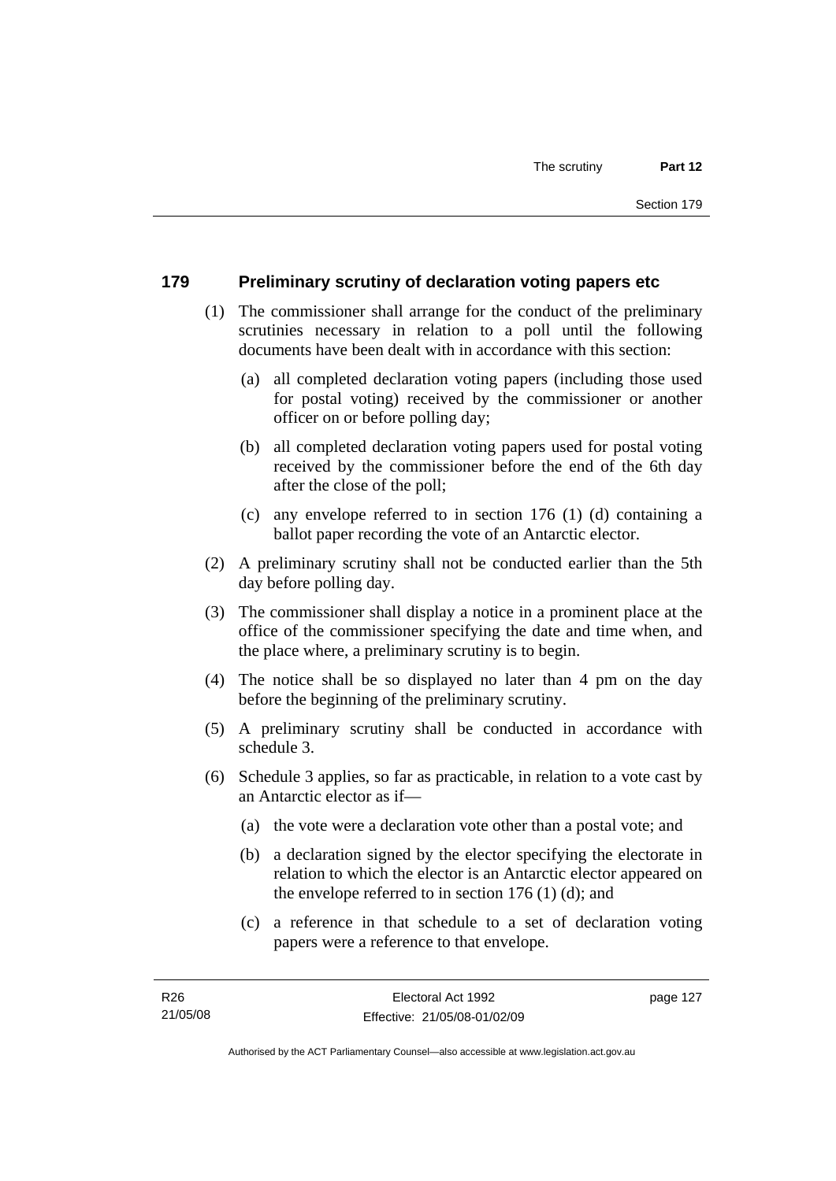## 179 Preliminary scrutiny of declaration voting papers etc

(1) The commissioner shall arrange for the conduct of the preliminary scrutinies necessary in relation to a poll until the following documents have been dealt with in accordance with this section:

(a) all completed declaration voting papers (including those used for postal voting) received by the commissioner or another officer on or before polling day;

(b) all completed declaration voting papers used for postal voting received by the commissioner before the end of the 6th day after the close of the poll;

(c) any envelope referred to in section 176 (1) (d) containing a ballot paper recording the vote of an Antarctic elector.

(2) A preliminary scrutiny shall not be conducted earlier than the 5th day before polling day.

(3) The commissioner shall display a notice in a prominent place at the office of the commissioner specifying the date and time when, and the place where, a preliminary scrutiny is to begin.

(4) The notice shall be so displayed no later than 4 pm on the day before the beginning of the preliminary scrutiny.

(5) A preliminary scrutiny shall be conducted in accordance with schedule 3.

(6) Schedule 3 applies, so far as practicable, in relation to a vote cast by an Antarctic elector as if—

(a) the vote were a declaration vote other than a postal vote; and

(b) a declaration signed by the elector specifying the electorate in relation to which the elector is an Antarctic elector appeared on the envelope referred to in section 176 (1) (d); and

(c) a reference in that schedule to a set of declaration voting papers were a reference to that envelope.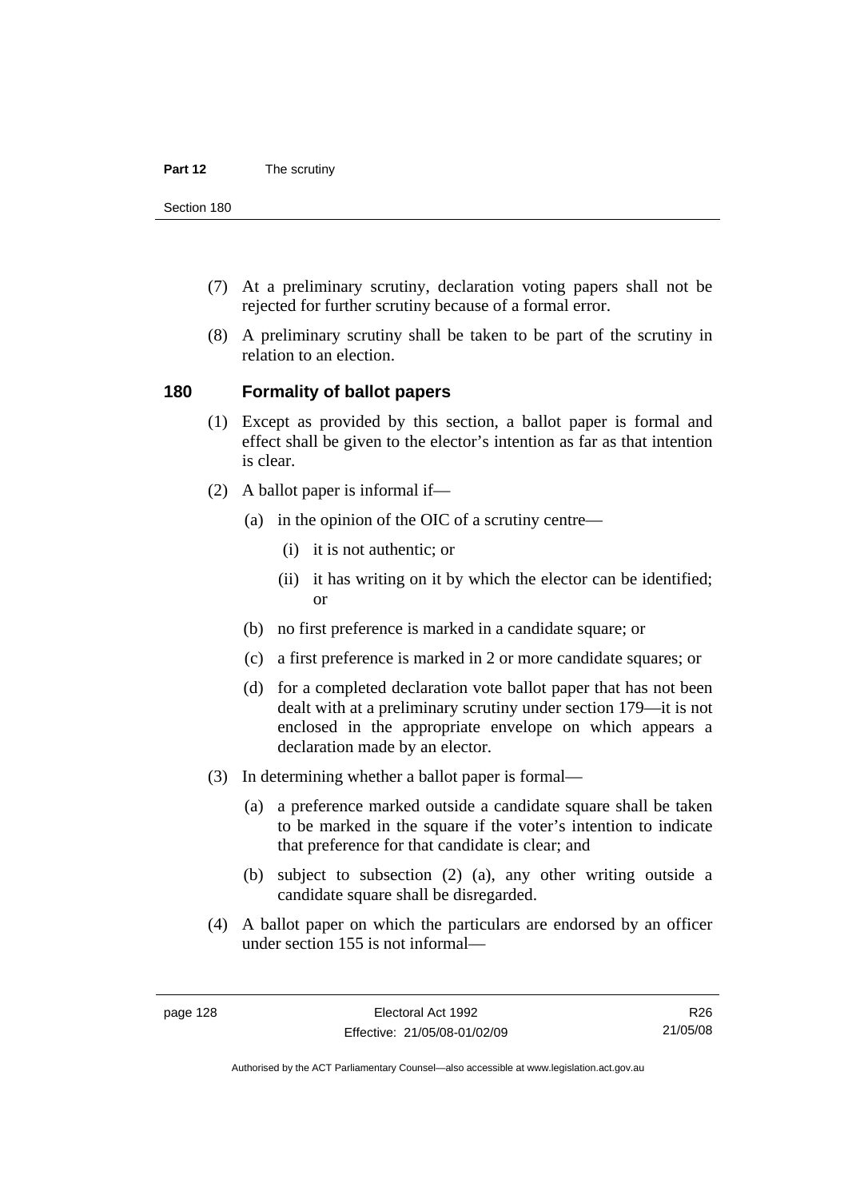(7) At a preliminary scrutiny, declaration voting papers shall not be rejected for further scrutiny because of a formal error.

(8) A preliminary scrutiny shall be taken to be part of the scrutiny in relation to an election.

### 180 Formality of ballot papers

(1) Except as provided by this section, a ballot paper is formal and effect shall be given to the elector's intention as far as that intention is clear.

(2) A ballot paper is informal if—

(a) in the opinion of the OIC of a scrutiny centre—

(i) it is not authentic; or

(ii) it has writing on it by which the elector can be identified; or

(b) no first preference is marked in a candidate square; or

(c) a first preference is marked in 2 or more candidate squares; or

(d) for a completed declaration vote ballot paper that has not been dealt with at a preliminary scrutiny under section 179—it is not enclosed in the appropriate envelope on which appears a declaration made by an elector.

(3) In determining whether a ballot paper is formal—

(a) a preference marked outside a candidate square shall be taken to be marked in the square if the voter's intention to indicate that preference for that candidate is clear; and

(b) subject to subsection (2) (a), any other writing outside a candidate square shall be disregarded.

(4) A ballot paper on which the particulars are endorsed by an officer under section 155 is not informal—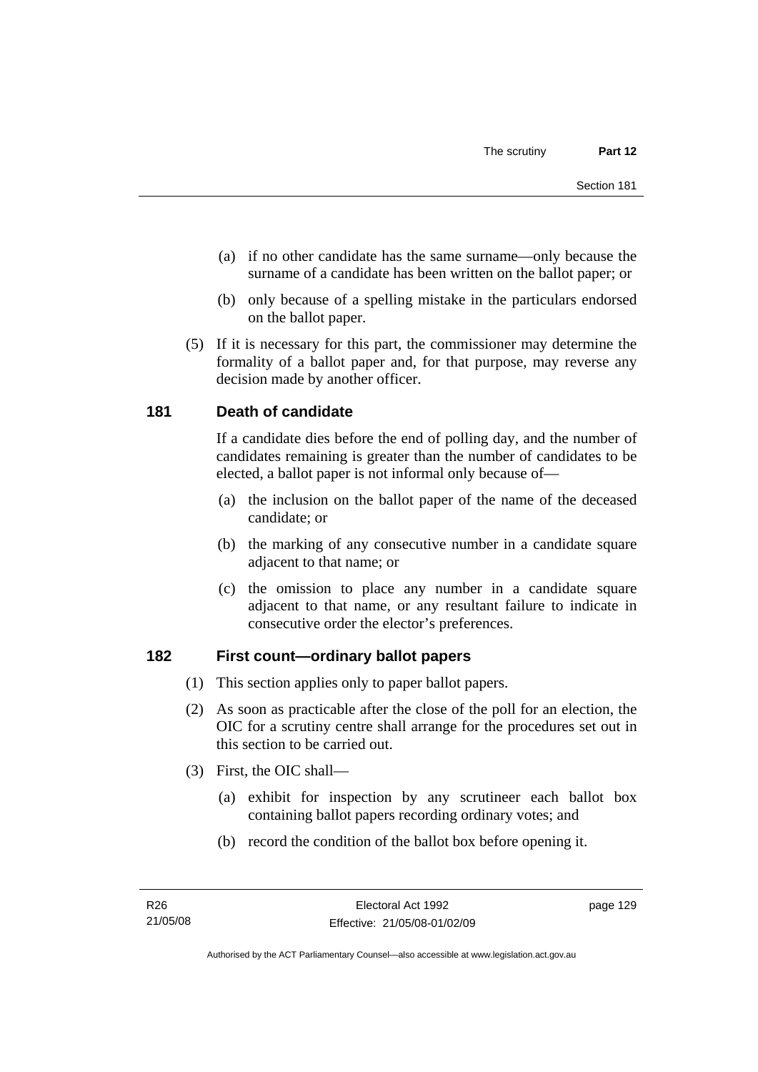(a) if no other candidate has the same surname—only because the surname of a candidate has been written on the ballot paper; or

(b) only because of a spelling mistake in the particulars endorsed on the ballot paper.

(5) If it is necessary for this part, the commissioner may determine the formality of a ballot paper and, for that purpose, may reverse any decision made by another officer.

## 181 Death of candidate

If a candidate dies before the end of polling day, and the number of candidates remaining is greater than the number of candidates to be elected, a ballot paper is not informal only because of—

(a) the inclusion on the ballot paper of the name of the deceased candidate; or

(b) the marking of any consecutive number in a candidate square adjacent to that name; or

(c) the omission to place any number in a candidate square adjacent to that name, or any resultant failure to indicate in consecutive order the elector's preferences.

## 182 First count—ordinary ballot papers

(1) This section applies only to paper ballot papers.

(2) As soon as practicable after the close of the poll for an election, the OIC for a scrutiny centre shall arrange for the procedures set out in this section to be carried out.

(3) First, the OIC shall—

(a) exhibit for inspection by any scrutineer each ballot box containing ballot papers recording ordinary votes; and

(b) record the condition of the ballot box before opening it.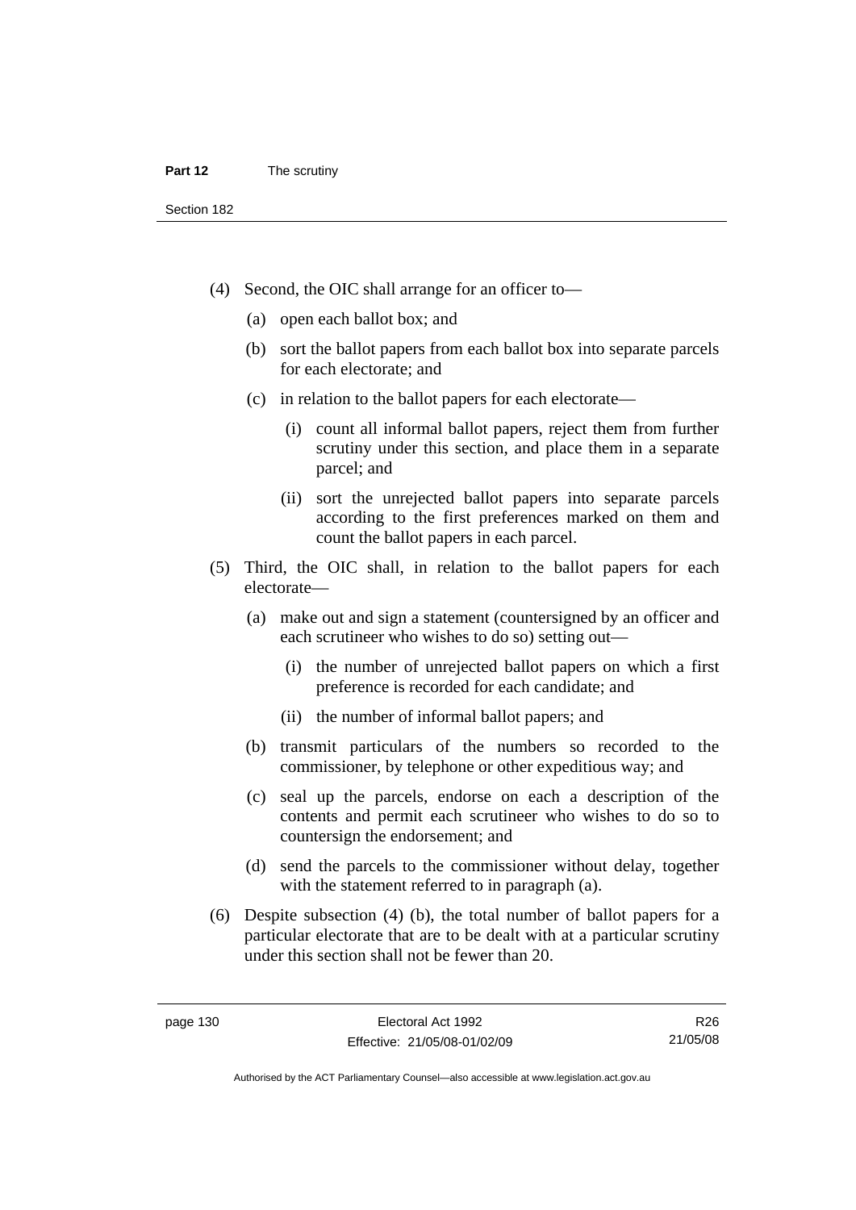(4) Second, the OIC shall arrange for an officer to—

(a) open each ballot box; and

(b) sort the ballot papers from each ballot box into separate parcels for each electorate; and

(c) in relation to the ballot papers for each electorate—

(i) count all informal ballot papers, reject them from further scrutiny under this section, and place them in a separate parcel; and

(ii) sort the unrejected ballot papers into separate parcels according to the first preferences marked on them and count the ballot papers in each parcel.

(5) Third, the OIC shall, in relation to the ballot papers for each electorate—

(a) make out and sign a statement (countersigned by an officer and each scrutineer who wishes to do so) setting out—

(i) the number of unrejected ballot papers on which a first preference is recorded for each candidate; and

(ii) the number of informal ballot papers; and

(b) transmit particulars of the numbers so recorded to the commissioner, by telephone or other expeditious way; and

(c) seal up the parcels, endorse on each a description of the contents and permit each scrutineer who wishes to do so to countersign the endorsement; and

(d) send the parcels to the commissioner without delay, together with the statement referred to in paragraph (a).

(6) Despite subsection (4) (b), the total number of ballot papers for a particular electorate that are to be dealt with at a particular scrutiny under this section shall not be fewer than 20.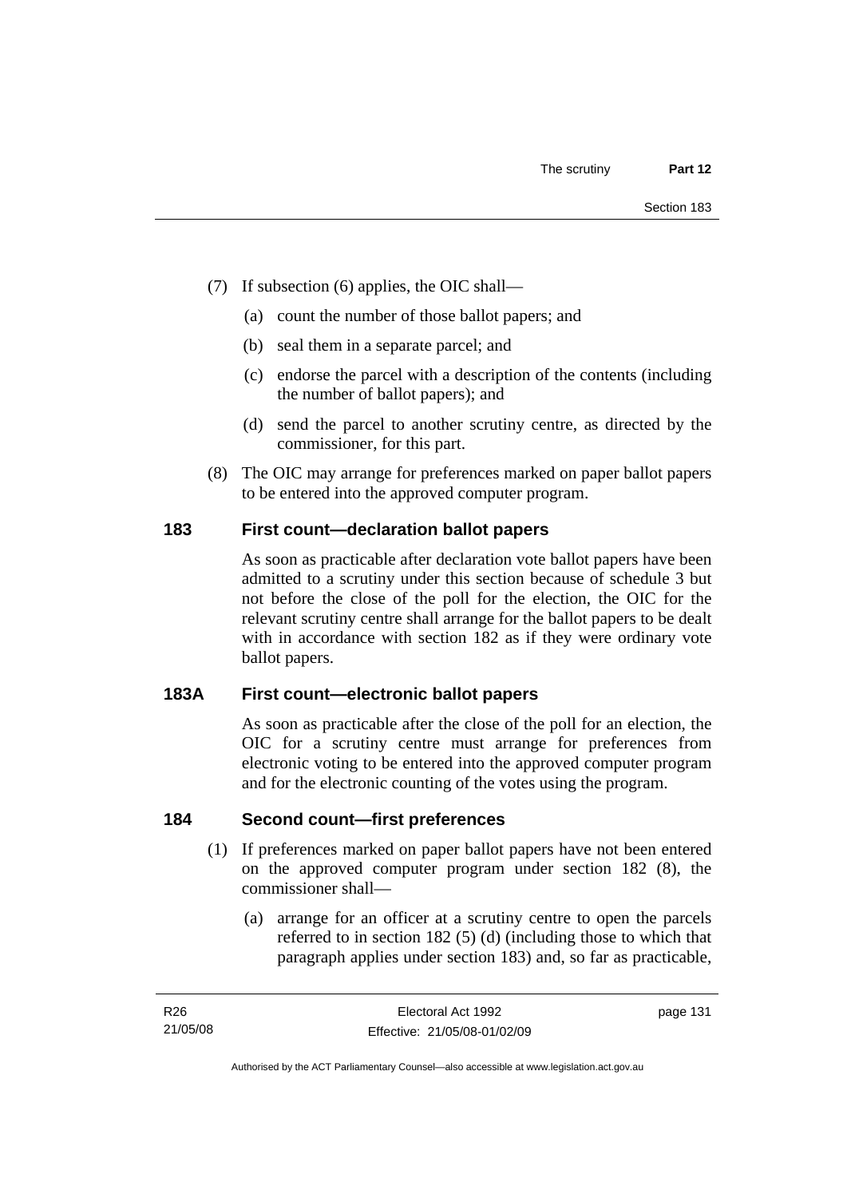(7) If subsection (6) applies, the OIC shall—

(a) count the number of those ballot papers; and

(b) seal them in a separate parcel; and

(c) endorse the parcel with a description of the contents (including the number of ballot papers); and

(d) send the parcel to another scrutiny centre, as directed by the commissioner, for this part.

(8) The OIC may arrange for preferences marked on paper ballot papers to be entered into the approved computer program.

## 183 First count—declaration ballot papers

As soon as practicable after declaration vote ballot papers have been admitted to a scrutiny under this section because of schedule 3 but not before the close of the poll for the election, the OIC for the relevant scrutiny centre shall arrange for the ballot papers to be dealt with in accordance with section 182 as if they were ordinary vote ballot papers.

## 183A First count—electronic ballot papers

As soon as practicable after the close of the poll for an election, the OIC for a scrutiny centre must arrange for preferences from electronic voting to be entered into the approved computer program and for the electronic counting of the votes using the program.

## 184 Second count—first preferences

(1) If preferences marked on paper ballot papers have not been entered on the approved computer program under section 182 (8), the commissioner shall—

(a) arrange for an officer at a scrutiny centre to open the parcels referred to in section 182 (5) (d) (including those to which that paragraph applies under section 183) and, so far as practicable,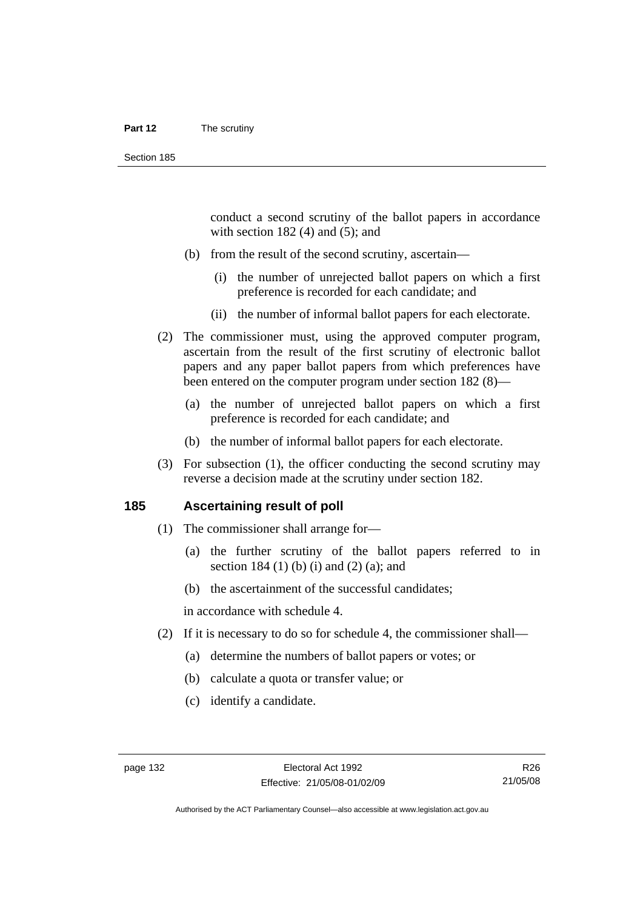conduct a second scrutiny of the ballot papers in accordance with section 182 (4) and (5); and

(b) from the result of the second scrutiny, ascertain—

(i) the number of unrejected ballot papers on which a first preference is recorded for each candidate; and

(ii) the number of informal ballot papers for each electorate.

(2) The commissioner must, using the approved computer program, ascertain from the result of the first scrutiny of electronic ballot papers and any paper ballot papers from which preferences have been entered on the computer program under section 182 (8)—

(a) the number of unrejected ballot papers on which a first preference is recorded for each candidate; and

(b) the number of informal ballot papers for each electorate.

(3) For subsection (1), the officer conducting the second scrutiny may reverse a decision made at the scrutiny under section 182.

## 185 Ascertaining result of poll

(1) The commissioner shall arrange for—

(a) the further scrutiny of the ballot papers referred to in section 184 (1) (b) (i) and (2) (a); and

(b) the ascertainment of the successful candidates;

in accordance with schedule 4.

(2) If it is necessary to do so for schedule 4, the commissioner shall—

(a) determine the numbers of ballot papers or votes; or

(b) calculate a quota or transfer value; or

(c) identify a candidate.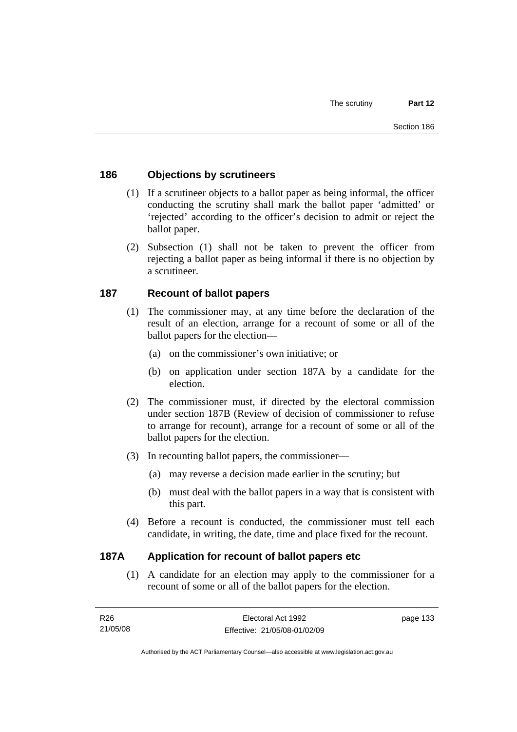### 186 Objections by scrutineers

(1) If a scrutineer objects to a ballot paper as being informal, the officer conducting the scrutiny shall mark the ballot paper 'admitted' or 'rejected' according to the officer's decision to admit or reject the ballot paper.

(2) Subsection (1) shall not be taken to prevent the officer from rejecting a ballot paper as being informal if there is no objection by a scrutineer.

### 187 Recount of ballot papers

(1) The commissioner may, at any time before the declaration of the result of an election, arrange for a recount of some or all of the ballot papers for the election—

(a) on the commissioner's own initiative; or

(b) on application under section 187A by a candidate for the election.

(2) The commissioner must, if directed by the electoral commission under section 187B (Review of decision of commissioner to refuse to arrange for recount), arrange for a recount of some or all of the ballot papers for the election.

(3) In recounting ballot papers, the commissioner—

(a) may reverse a decision made earlier in the scrutiny; but

(b) must deal with the ballot papers in a way that is consistent with this part.

(4) Before a recount is conducted, the commissioner must tell each candidate, in writing, the date, time and place fixed for the recount.

### 187A Application for recount of ballot papers etc

(1) A candidate for an election may apply to the commissioner for a recount of some or all of the ballot papers for the election.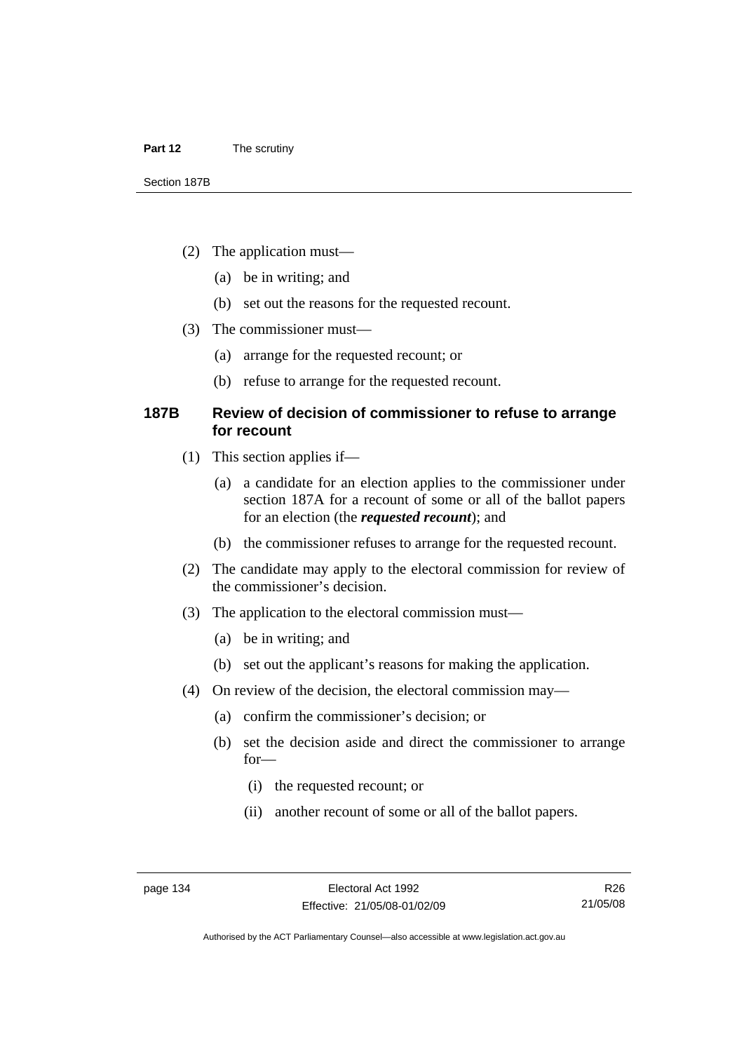(2) The application must—

(a) be in writing; and

(b) set out the reasons for the requested recount.

(3) The commissioner must—

(a) arrange for the requested recount; or

(b) refuse to arrange for the requested recount.

### 187B Review of decision of commissioner to refuse to arrange for recount

(1) This section applies if—

(a) a candidate for an election applies to the commissioner under section 187A for a recount of some or all of the ballot papers for an election (the ***requested recount***); and

(b) the commissioner refuses to arrange for the requested recount.

(2) The candidate may apply to the electoral commission for review of the commissioner's decision.

(3) The application to the electoral commission must—

(a) be in writing; and

(b) set out the applicant's reasons for making the application.

(4) On review of the decision, the electoral commission may—

(a) confirm the commissioner's decision; or

(b) set the decision aside and direct the commissioner to arrange for—

(i) the requested recount; or

(ii) another recount of some or all of the ballot papers.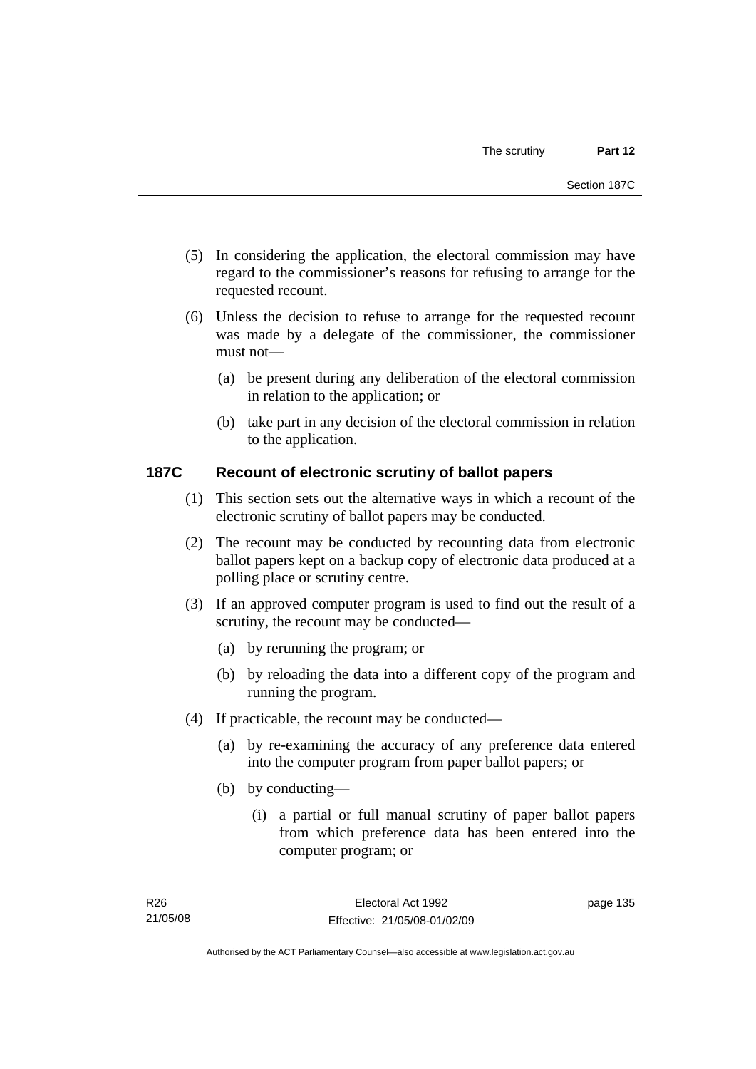(5) In considering the application, the electoral commission may have regard to the commissioner's reasons for refusing to arrange for the requested recount.

(6) Unless the decision to refuse to arrange for the requested recount was made by a delegate of the commissioner, the commissioner must not—

   (a) be present during any deliberation of the electoral commission in relation to the application; or

   (b) take part in any decision of the electoral commission in relation to the application.

### 187C Recount of electronic scrutiny of ballot papers

(1) This section sets out the alternative ways in which a recount of the electronic scrutiny of ballot papers may be conducted.

(2) The recount may be conducted by recounting data from electronic ballot papers kept on a backup copy of electronic data produced at a polling place or scrutiny centre.

(3) If an approved computer program is used to find out the result of a scrutiny, the recount may be conducted—

   (a) by rerunning the program; or

   (b) by reloading the data into a different copy of the program and running the program.

(4) If practicable, the recount may be conducted—

   (a) by re-examining the accuracy of any preference data entered into the computer program from paper ballot papers; or

   (b) by conducting—

      (i) a partial or full manual scrutiny of paper ballot papers from which preference data has been entered into the computer program; or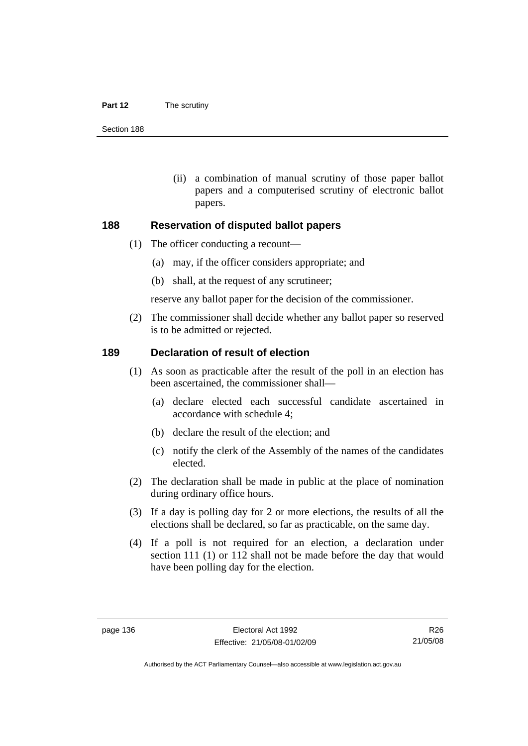(ii) a combination of manual scrutiny of those paper ballot papers and a computerised scrutiny of electronic ballot papers.

## 188 Reservation of disputed ballot papers

(1) The officer conducting a recount—

(a) may, if the officer considers appropriate; and

(b) shall, at the request of any scrutineer;

reserve any ballot paper for the decision of the commissioner.

(2) The commissioner shall decide whether any ballot paper so reserved is to be admitted or rejected.

## 189 Declaration of result of election

(1) As soon as practicable after the result of the poll in an election has been ascertained, the commissioner shall—

(a) declare elected each successful candidate ascertained in accordance with schedule 4;

(b) declare the result of the election; and

(c) notify the clerk of the Assembly of the names of the candidates elected.

(2) The declaration shall be made in public at the place of nomination during ordinary office hours.

(3) If a day is polling day for 2 or more elections, the results of all the elections shall be declared, so far as practicable, on the same day.

(4) If a poll is not required for an election, a declaration under section 111 (1) or 112 shall not be made before the day that would have been polling day for the election.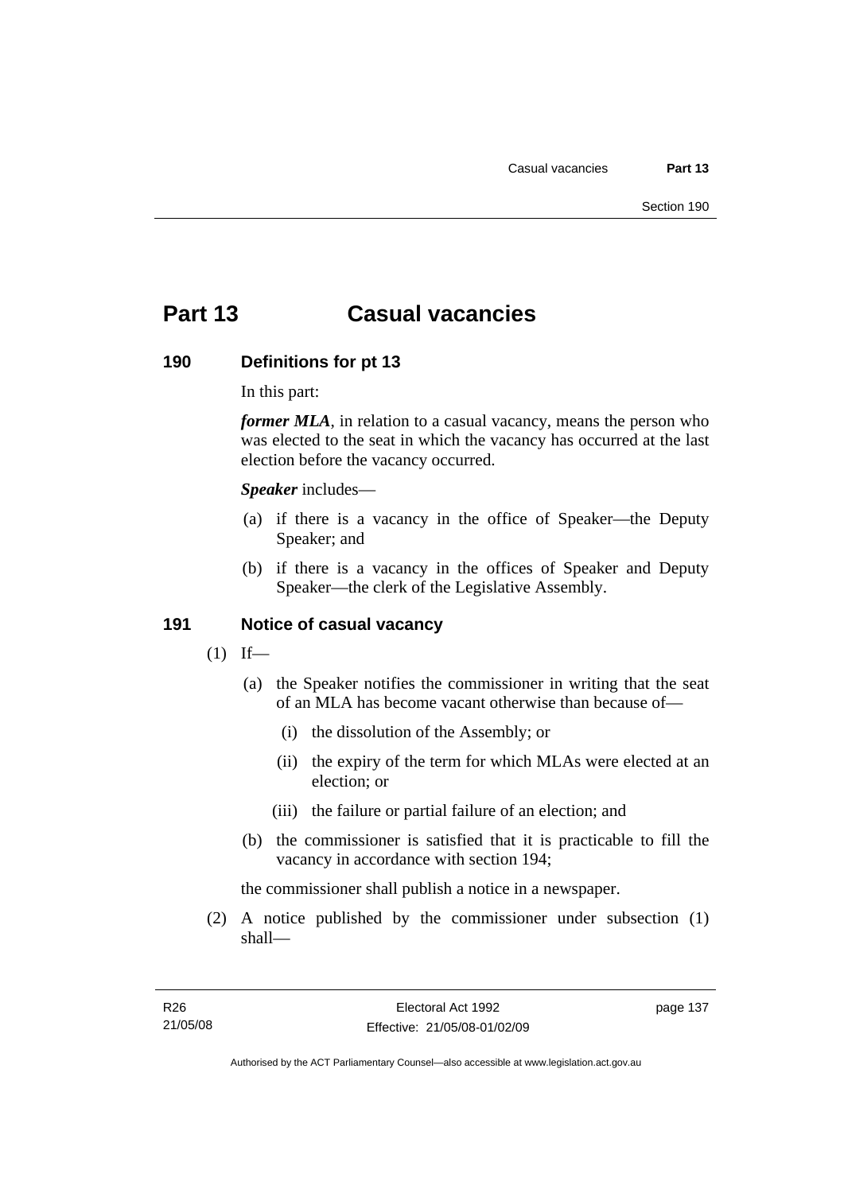# Part 13 Casual vacancies

## 190 Definitions for pt 13

In this part:

***former MLA***, in relation to a casual vacancy, means the person who was elected to the seat in which the vacancy has occurred at the last election before the vacancy occurred.

***Speaker*** includes—

(a) if there is a vacancy in the office of Speaker—the Deputy Speaker; and

(b) if there is a vacancy in the offices of Speaker and Deputy Speaker—the clerk of the Legislative Assembly.

## 191 Notice of casual vacancy

(1) If—

(a) the Speaker notifies the commissioner in writing that the seat of an MLA has become vacant otherwise than because of—

(i) the dissolution of the Assembly; or

(ii) the expiry of the term for which MLAs were elected at an election; or

(iii) the failure or partial failure of an election; and

(b) the commissioner is satisfied that it is practicable to fill the vacancy in accordance with section 194;

the commissioner shall publish a notice in a newspaper.

(2) A notice published by the commissioner under subsection (1) shall—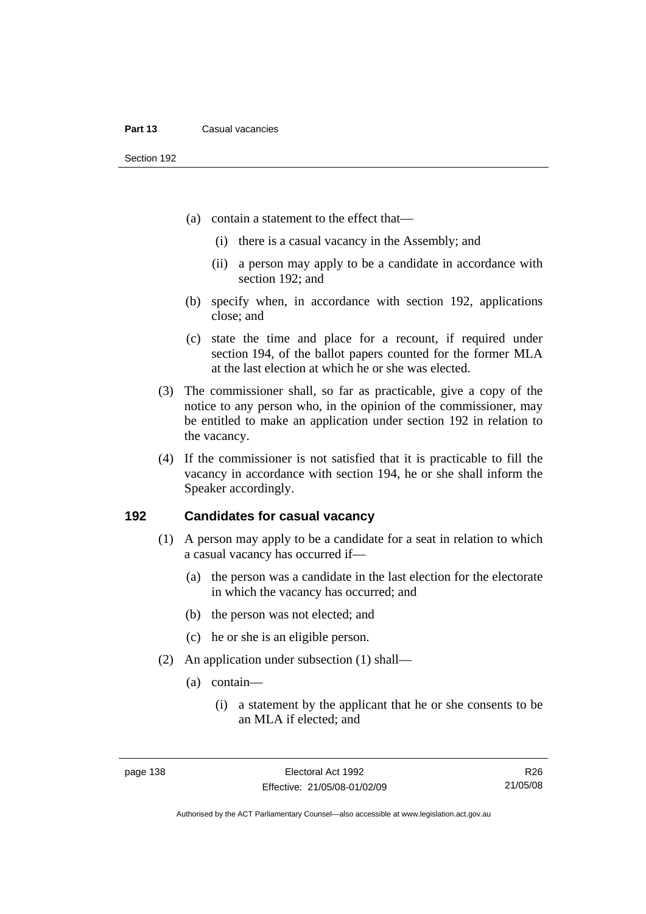(a) contain a statement to the effect that—

(i) there is a casual vacancy in the Assembly; and

(ii) a person may apply to be a candidate in accordance with section 192; and

(b) specify when, in accordance with section 192, applications close; and

(c) state the time and place for a recount, if required under section 194, of the ballot papers counted for the former MLA at the last election at which he or she was elected.

(3) The commissioner shall, so far as practicable, give a copy of the notice to any person who, in the opinion of the commissioner, may be entitled to make an application under section 192 in relation to the vacancy.

(4) If the commissioner is not satisfied that it is practicable to fill the vacancy in accordance with section 194, he or she shall inform the Speaker accordingly.

## 192 Candidates for casual vacancy

(1) A person may apply to be a candidate for a seat in relation to which a casual vacancy has occurred if—

(a) the person was a candidate in the last election for the electorate in which the vacancy has occurred; and

(b) the person was not elected; and

(c) he or she is an eligible person.

(2) An application under subsection (1) shall—

(a) contain—

(i) a statement by the applicant that he or she consents to be an MLA if elected; and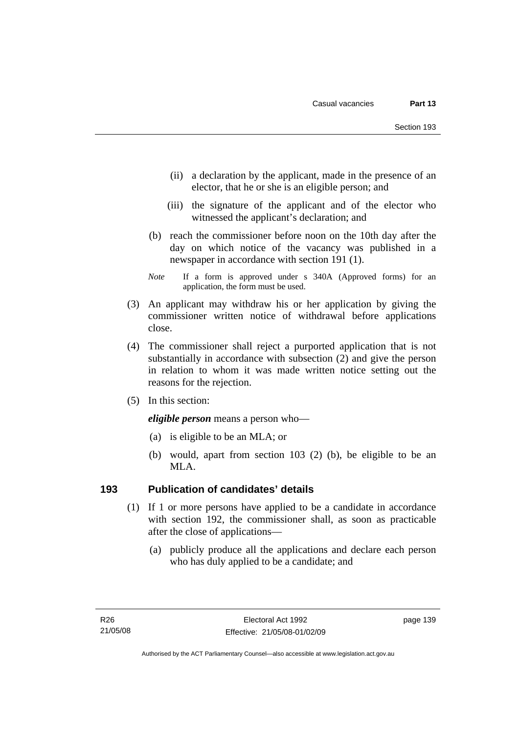(ii) a declaration by the applicant, made in the presence of an elector, that he or she is an eligible person; and

(iii) the signature of the applicant and of the elector who witnessed the applicant's declaration; and

(b) reach the commissioner before noon on the 10th day after the day on which notice of the vacancy was published in a newspaper in accordance with section 191 (1).

*Note* If a form is approved under s 340A (Approved forms) for an application, the form must be used.

(3) An applicant may withdraw his or her application by giving the commissioner written notice of withdrawal before applications close.

(4) The commissioner shall reject a purported application that is not substantially in accordance with subsection (2) and give the person in relation to whom it was made written notice setting out the reasons for the rejection.

(5) In this section:

***eligible person*** means a person who—

(a) is eligible to be an MLA; or

(b) would, apart from section 103 (2) (b), be eligible to be an MLA.

### 193 Publication of candidates' details

(1) If 1 or more persons have applied to be a candidate in accordance with section 192, the commissioner shall, as soon as practicable after the close of applications—

(a) publicly produce all the applications and declare each person who has duly applied to be a candidate; and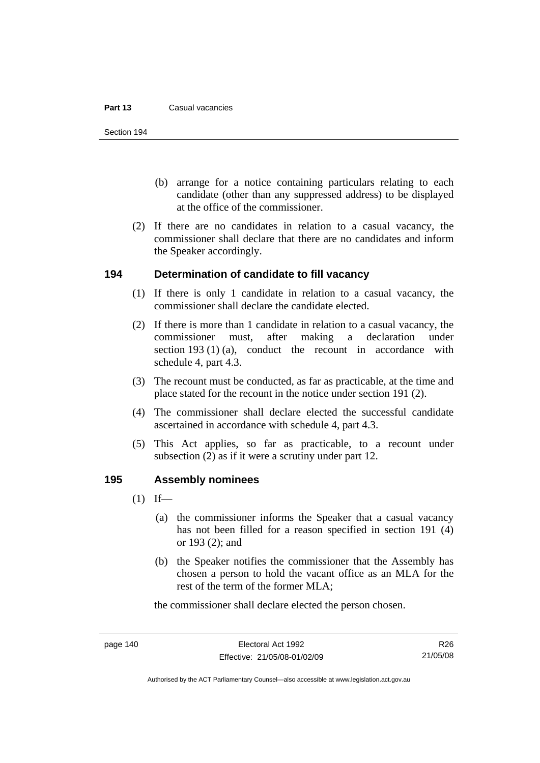(b) arrange for a notice containing particulars relating to each candidate (other than any suppressed address) to be displayed at the office of the commissioner.

(2) If there are no candidates in relation to a casual vacancy, the commissioner shall declare that there are no candidates and inform the Speaker accordingly.

## 194 Determination of candidate to fill vacancy

(1) If there is only 1 candidate in relation to a casual vacancy, the commissioner shall declare the candidate elected.

(2) If there is more than 1 candidate in relation to a casual vacancy, the commissioner must, after making a declaration under section 193 (1) (a), conduct the recount in accordance with schedule 4, part 4.3.

(3) The recount must be conducted, as far as practicable, at the time and place stated for the recount in the notice under section 191 (2).

(4) The commissioner shall declare elected the successful candidate ascertained in accordance with schedule 4, part 4.3.

(5) This Act applies, so far as practicable, to a recount under subsection (2) as if it were a scrutiny under part 12.

## 195 Assembly nominees

(1) If—

(a) the commissioner informs the Speaker that a casual vacancy has not been filled for a reason specified in section 191 (4) or 193 (2); and

(b) the Speaker notifies the commissioner that the Assembly has chosen a person to hold the vacant office as an MLA for the rest of the term of the former MLA;

the commissioner shall declare elected the person chosen.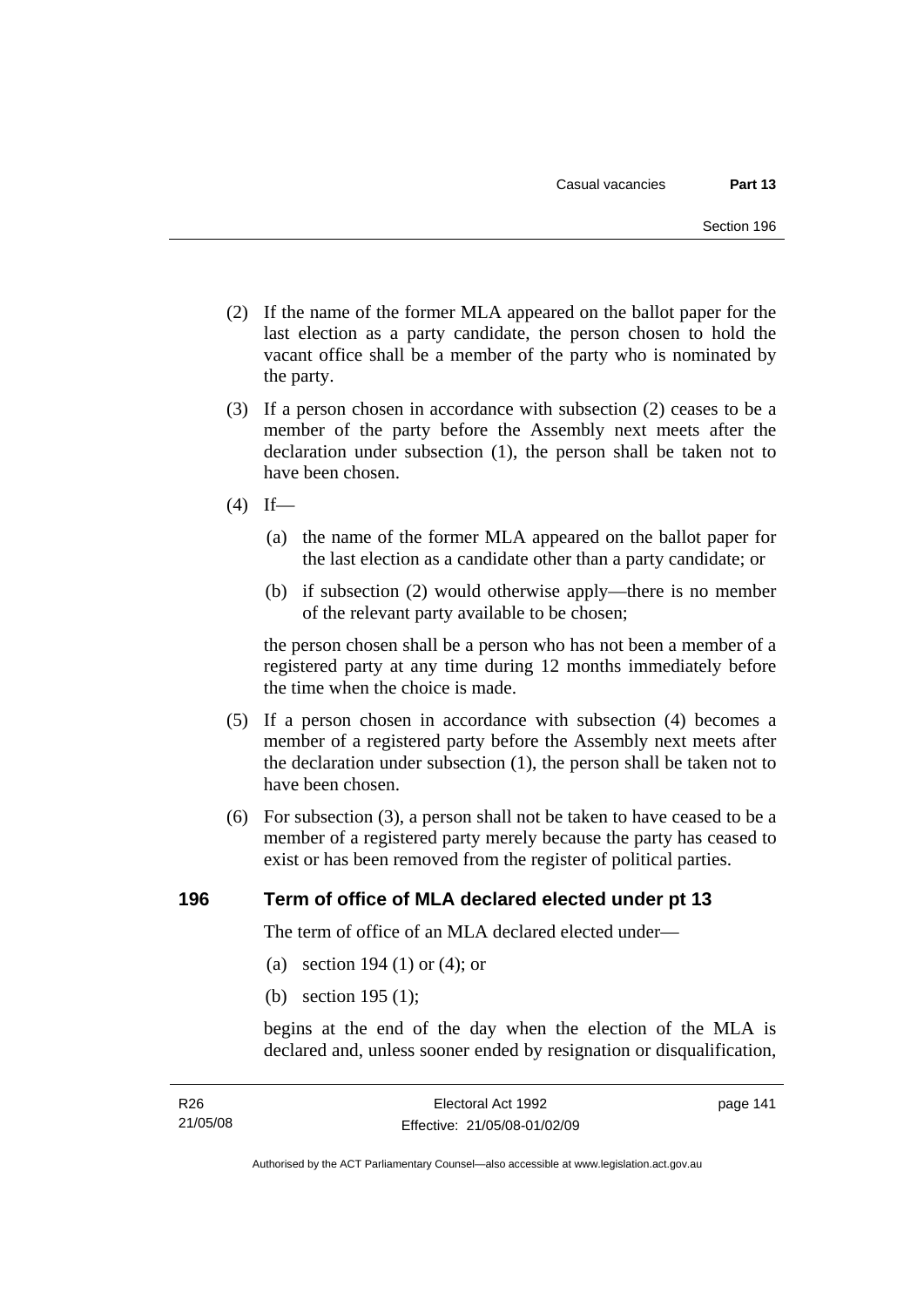(2) If the name of the former MLA appeared on the ballot paper for the last election as a party candidate, the person chosen to hold the vacant office shall be a member of the party who is nominated by the party.

(3) If a person chosen in accordance with subsection (2) ceases to be a member of the party before the Assembly next meets after the declaration under subsection (1), the person shall be taken not to have been chosen.

(4) If—

(a) the name of the former MLA appeared on the ballot paper for the last election as a candidate other than a party candidate; or

(b) if subsection (2) would otherwise apply—there is no member of the relevant party available to be chosen;

the person chosen shall be a person who has not been a member of a registered party at any time during 12 months immediately before the time when the choice is made.

(5) If a person chosen in accordance with subsection (4) becomes a member of a registered party before the Assembly next meets after the declaration under subsection (1), the person shall be taken not to have been chosen.

(6) For subsection (3), a person shall not be taken to have ceased to be a member of a registered party merely because the party has ceased to exist or has been removed from the register of political parties.

## 196 Term of office of MLA declared elected under pt 13

The term of office of an MLA declared elected under—

(a) section 194 (1) or (4); or

(b) section 195 (1);

begins at the end of the day when the election of the MLA is declared and, unless sooner ended by resignation or disqualification,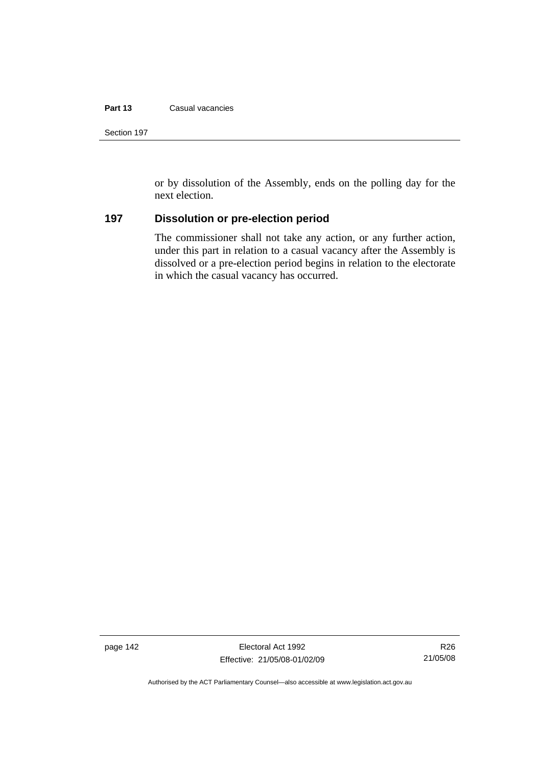or by dissolution of the Assembly, ends on the polling day for the next election.

## 197 Dissolution or pre-election period

The commissioner shall not take any action, or any further action, under this part in relation to a casual vacancy after the Assembly is dissolved or a pre-election period begins in relation to the electorate in which the casual vacancy has occurred.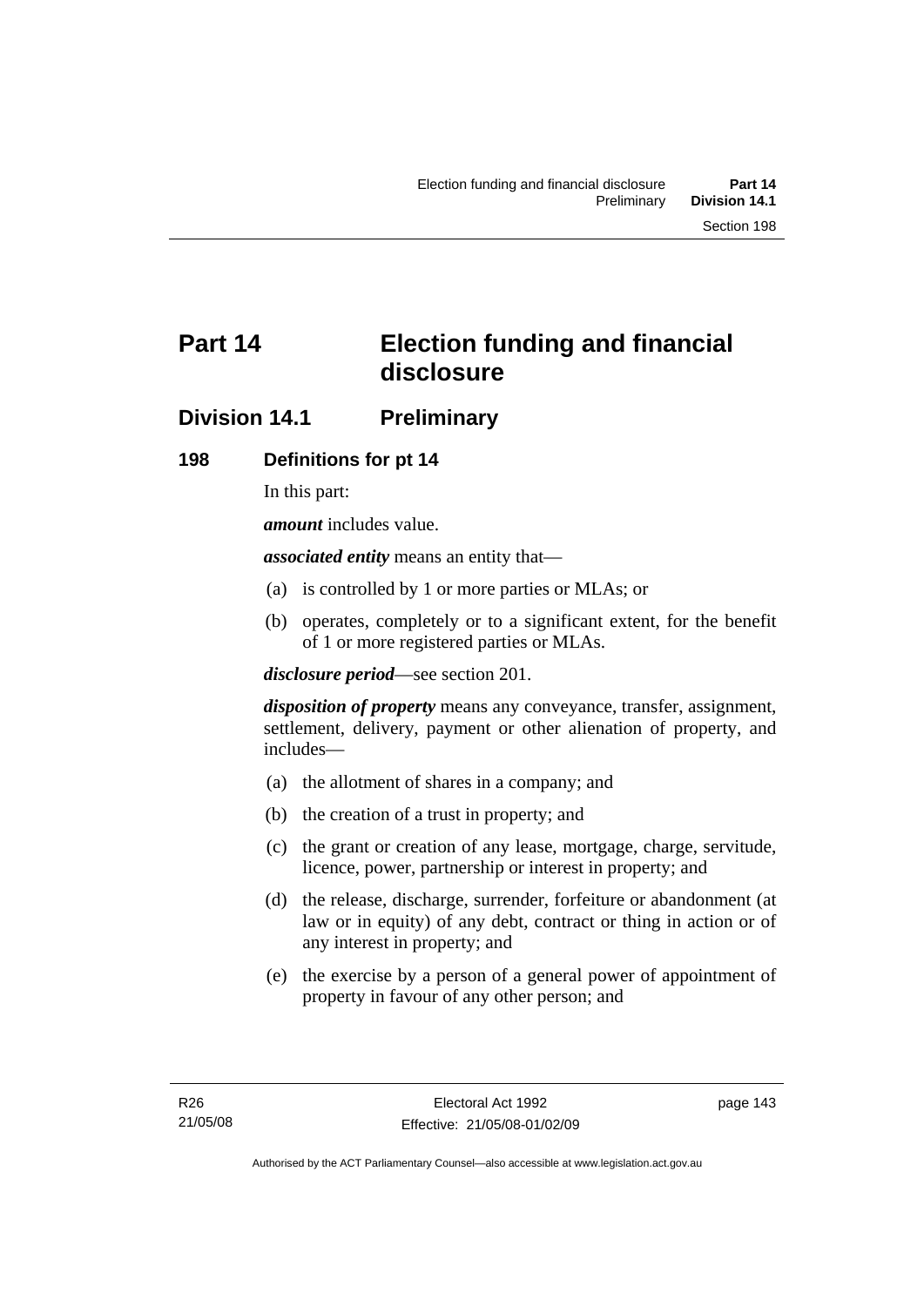# Part 14 Election funding and financial disclosure

## Division 14.1 Preliminary

### 198 Definitions for pt 14

In this part:

***amount*** includes value.

***associated entity*** means an entity that—

- (a) is controlled by 1 or more parties or MLAs; or
- (b) operates, completely or to a significant extent, for the benefit of 1 or more registered parties or MLAs.

***disclosure period***—see section 201.

***disposition of property*** means any conveyance, transfer, assignment, settlement, delivery, payment or other alienation of property, and includes—

- (a) the allotment of shares in a company; and
- (b) the creation of a trust in property; and
- (c) the grant or creation of any lease, mortgage, charge, servitude, licence, power, partnership or interest in property; and
- (d) the release, discharge, surrender, forfeiture or abandonment (at law or in equity) of any debt, contract or thing in action or of any interest in property; and
- (e) the exercise by a person of a general power of appointment of property in favour of any other person; and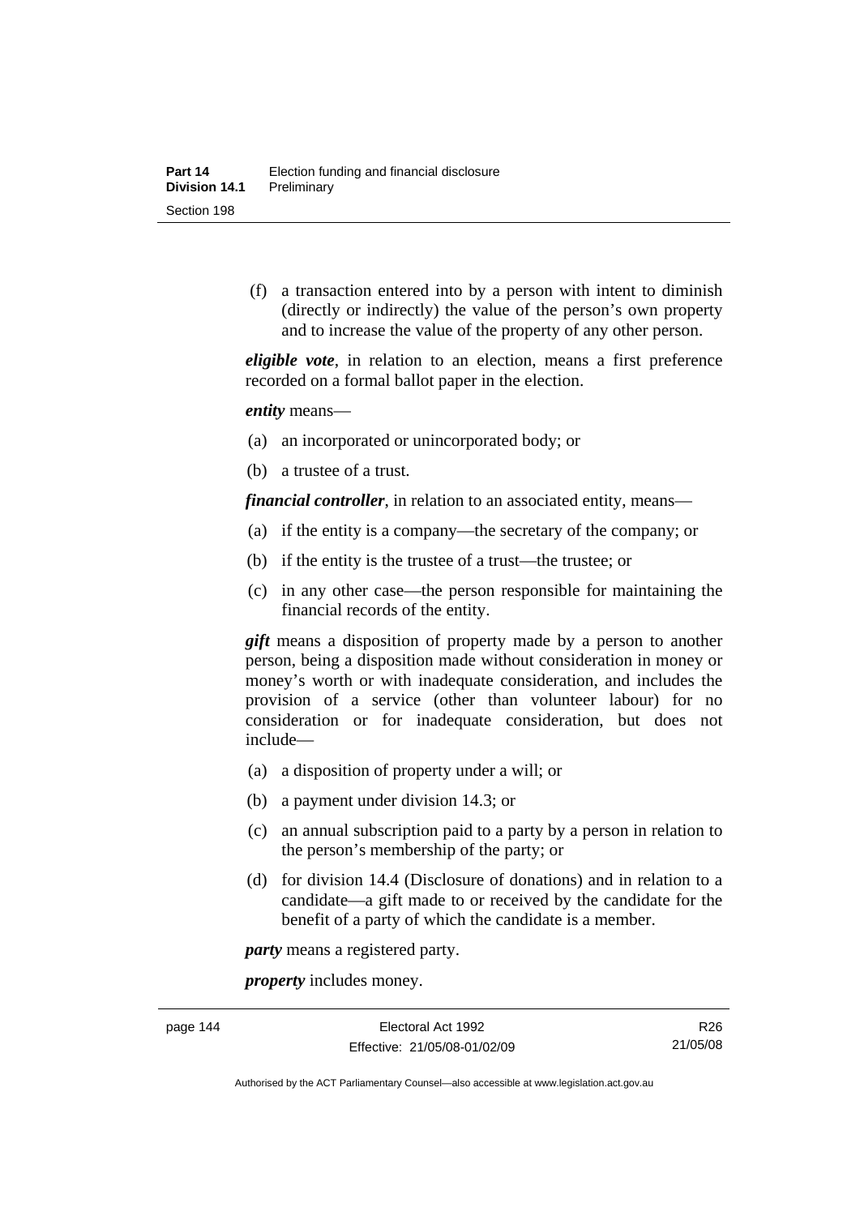(f) a transaction entered into by a person with intent to diminish (directly or indirectly) the value of the person's own property and to increase the value of the property of any other person.

***eligible vote***, in relation to an election, means a first preference recorded on a formal ballot paper in the election.

***entity*** means—

(a) an incorporated or unincorporated body; or

(b) a trustee of a trust.

***financial controller***, in relation to an associated entity, means—

(a) if the entity is a company—the secretary of the company; or

(b) if the entity is the trustee of a trust—the trustee; or

(c) in any other case—the person responsible for maintaining the financial records of the entity.

***gift*** means a disposition of property made by a person to another person, being a disposition made without consideration in money or money's worth or with inadequate consideration, and includes the provision of a service (other than volunteer labour) for no consideration or for inadequate consideration, but does not include—

(a) a disposition of property under a will; or

(b) a payment under division 14.3; or

(c) an annual subscription paid to a party by a person in relation to the person's membership of the party; or

(d) for division 14.4 (Disclosure of donations) and in relation to a candidate—a gift made to or received by the candidate for the benefit of a party of which the candidate is a member.

***party*** means a registered party.

***property*** includes money.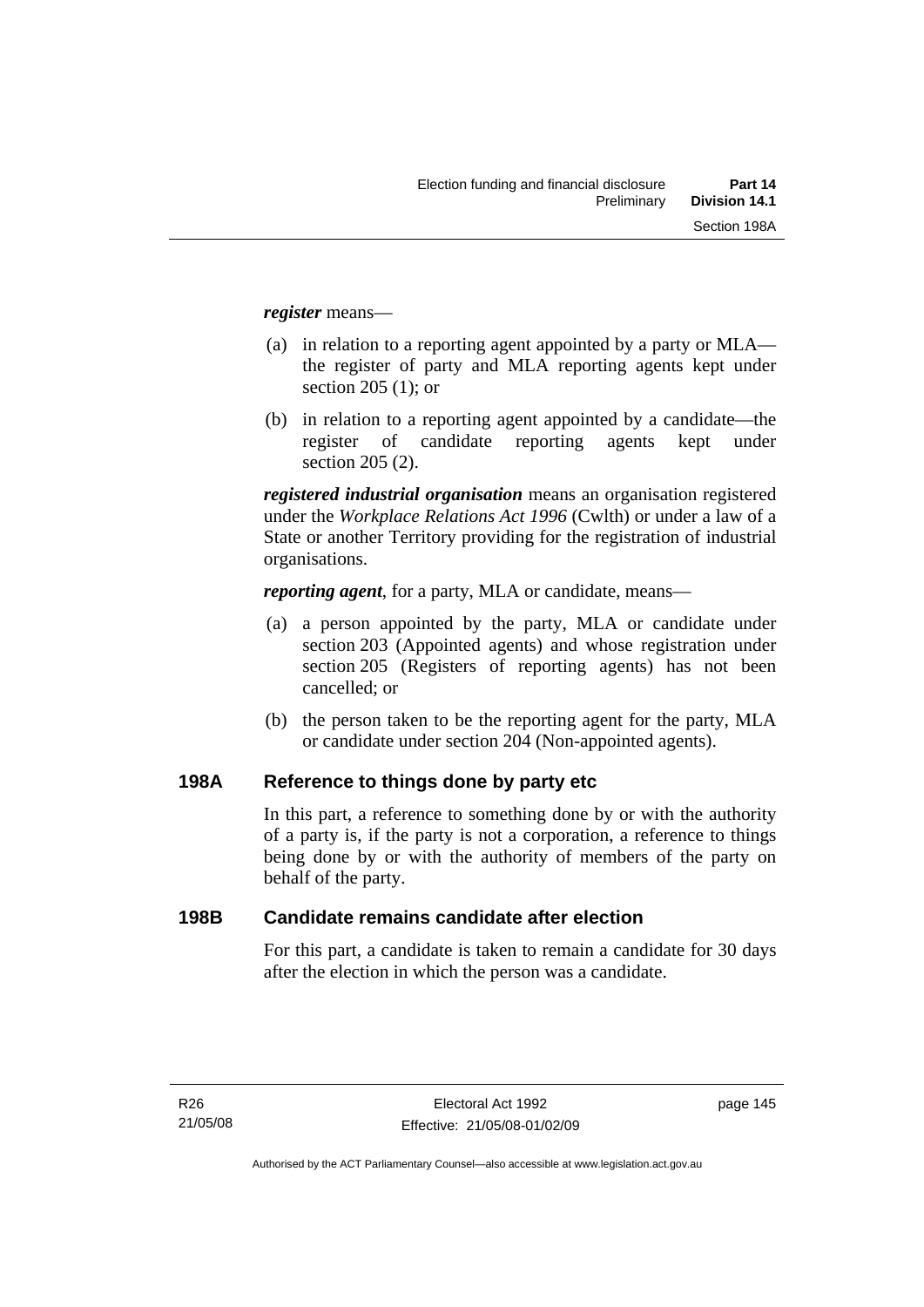***register*** means—

(a) in relation to a reporting agent appointed by a party or MLA—the register of party and MLA reporting agents kept under section 205 (1); or

(b) in relation to a reporting agent appointed by a candidate—the register of candidate reporting agents kept under section 205 (2).

***registered industrial organisation*** means an organisation registered under the *Workplace Relations Act 1996* (Cwlth) or under a law of a State or another Territory providing for the registration of industrial organisations.

***reporting agent***, for a party, MLA or candidate, means—

(a) a person appointed by the party, MLA or candidate under section 203 (Appointed agents) and whose registration under section 205 (Registers of reporting agents) has not been cancelled; or

(b) the person taken to be the reporting agent for the party, MLA or candidate under section 204 (Non-appointed agents).

## 198A Reference to things done by party etc

In this part, a reference to something done by or with the authority of a party is, if the party is not a corporation, a reference to things being done by or with the authority of members of the party on behalf of the party.

## 198B Candidate remains candidate after election

For this part, a candidate is taken to remain a candidate for 30 days after the election in which the person was a candidate.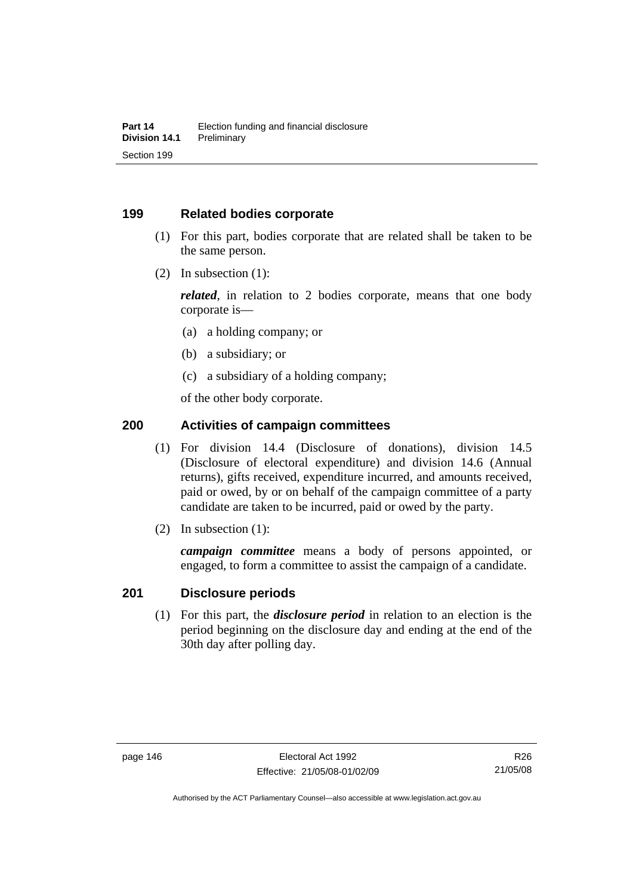## 199 Related bodies corporate

(1) For this part, bodies corporate that are related shall be taken to be the same person.

(2) In subsection (1):

***related***, in relation to 2 bodies corporate, means that one body corporate is—

(a) a holding company; or

(b) a subsidiary; or

(c) a subsidiary of a holding company;

of the other body corporate.

## 200 Activities of campaign committees

(1) For division 14.4 (Disclosure of donations), division 14.5 (Disclosure of electoral expenditure) and division 14.6 (Annual returns), gifts received, expenditure incurred, and amounts received, paid or owed, by or on behalf of the campaign committee of a party candidate are taken to be incurred, paid or owed by the party.

(2) In subsection (1):

***campaign committee*** means a body of persons appointed, or engaged, to form a committee to assist the campaign of a candidate.

## 201 Disclosure periods

(1) For this part, the ***disclosure period*** in relation to an election is the period beginning on the disclosure day and ending at the end of the 30th day after polling day.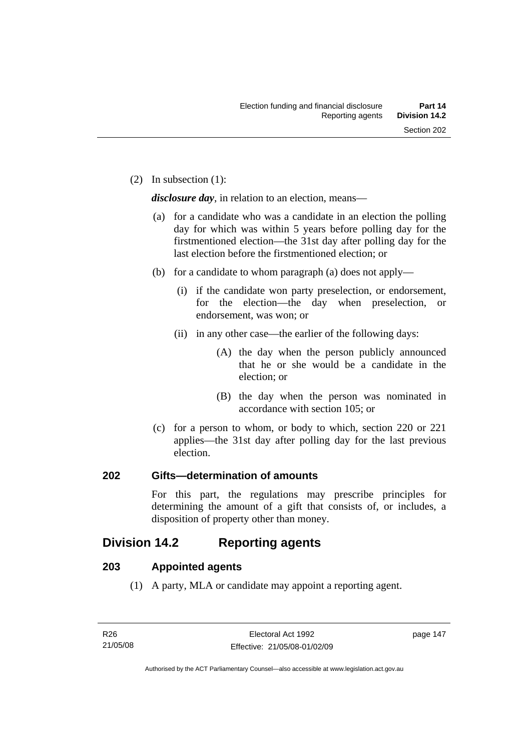(2) In subsection (1):

***disclosure day***, in relation to an election, means—

(a) for a candidate who was a candidate in an election the polling day for which was within 5 years before polling day for the firstmentioned election—the 31st day after polling day for the last election before the firstmentioned election; or

(b) for a candidate to whom paragraph (a) does not apply—

(i) if the candidate won party preselection, or endorsement, for the election—the day when preselection, or endorsement, was won; or

(ii) in any other case—the earlier of the following days:

(A) the day when the person publicly announced that he or she would be a candidate in the election; or

(B) the day when the person was nominated in accordance with section 105; or

(c) for a person to whom, or body to which, section 220 or 221 applies—the 31st day after polling day for the last previous election.

### 202 Gifts—determination of amounts

For this part, the regulations may prescribe principles for determining the amount of a gift that consists of, or includes, a disposition of property other than money.

## Division 14.2 Reporting agents

### 203 Appointed agents

(1) A party, MLA or candidate may appoint a reporting agent.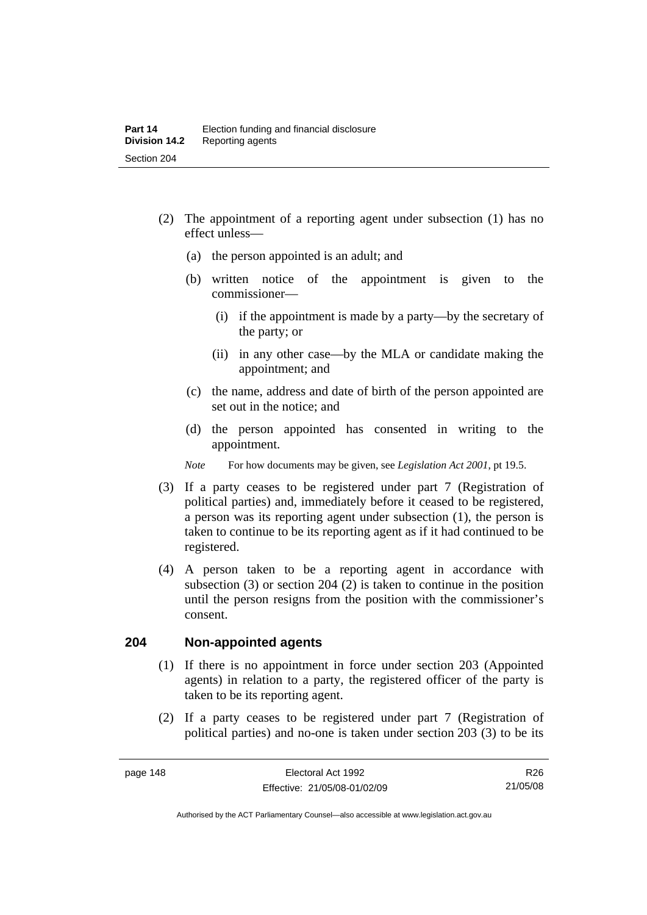(2) The appointment of a reporting agent under subsection (1) has no effect unless—

(a) the person appointed is an adult; and

(b) written notice of the appointment is given to the commissioner—

(i) if the appointment is made by a party—by the secretary of the party; or

(ii) in any other case—by the MLA or candidate making the appointment; and

(c) the name, address and date of birth of the person appointed are set out in the notice; and

(d) the person appointed has consented in writing to the appointment.

*Note* For how documents may be given, see *Legislation Act 2001*, pt 19.5.

(3) If a party ceases to be registered under part 7 (Registration of political parties) and, immediately before it ceased to be registered, a person was its reporting agent under subsection (1), the person is taken to continue to be its reporting agent as if it had continued to be registered.

(4) A person taken to be a reporting agent in accordance with subsection (3) or section 204 (2) is taken to continue in the position until the person resigns from the position with the commissioner's consent.

## 204 Non-appointed agents

(1) If there is no appointment in force under section 203 (Appointed agents) in relation to a party, the registered officer of the party is taken to be its reporting agent.

(2) If a party ceases to be registered under part 7 (Registration of political parties) and no-one is taken under section 203 (3) to be its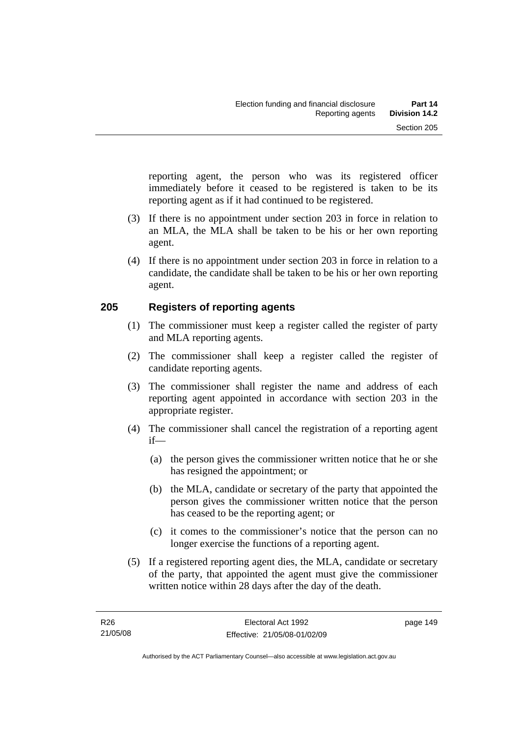reporting agent, the person who was its registered officer immediately before it ceased to be registered is taken to be its reporting agent as if it had continued to be registered.

(3) If there is no appointment under section 203 in force in relation to an MLA, the MLA shall be taken to be his or her own reporting agent.

(4) If there is no appointment under section 203 in force in relation to a candidate, the candidate shall be taken to be his or her own reporting agent.

## 205 Registers of reporting agents

(1) The commissioner must keep a register called the register of party and MLA reporting agents.

(2) The commissioner shall keep a register called the register of candidate reporting agents.

(3) The commissioner shall register the name and address of each reporting agent appointed in accordance with section 203 in the appropriate register.

(4) The commissioner shall cancel the registration of a reporting agent if—

(a) the person gives the commissioner written notice that he or she has resigned the appointment; or

(b) the MLA, candidate or secretary of the party that appointed the person gives the commissioner written notice that the person has ceased to be the reporting agent; or

(c) it comes to the commissioner's notice that the person can no longer exercise the functions of a reporting agent.

(5) If a registered reporting agent dies, the MLA, candidate or secretary of the party, that appointed the agent must give the commissioner written notice within 28 days after the day of the death.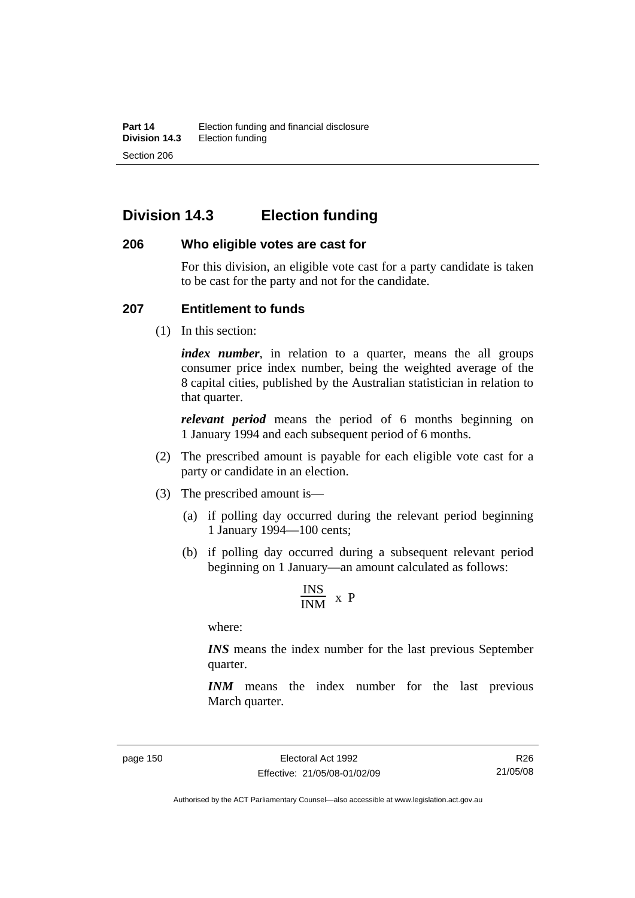## Division 14.3 Election funding

### 206 Who eligible votes are cast for

For this division, an eligible vote cast for a party candidate is taken to be cast for the party and not for the candidate.

### 207 Entitlement to funds

(1) In this section:

***index number***, in relation to a quarter, means the all groups consumer price index number, being the weighted average of the 8 capital cities, published by the Australian statistician in relation to that quarter.

***relevant period*** means the period of 6 months beginning on 1 January 1994 and each subsequent period of 6 months.

(2) The prescribed amount is payable for each eligible vote cast for a party or candidate in an election.

(3) The prescribed amount is—

(a) if polling day occurred during the relevant period beginning 1 January 1994—100 cents;

(b) if polling day occurred during a subsequent relevant period beginning on 1 January—an amount calculated as follows:

$$\frac{INS}{INM} \times P$$

where:

***INS*** means the index number for the last previous September quarter.

***INM*** means the index number for the last previous March quarter.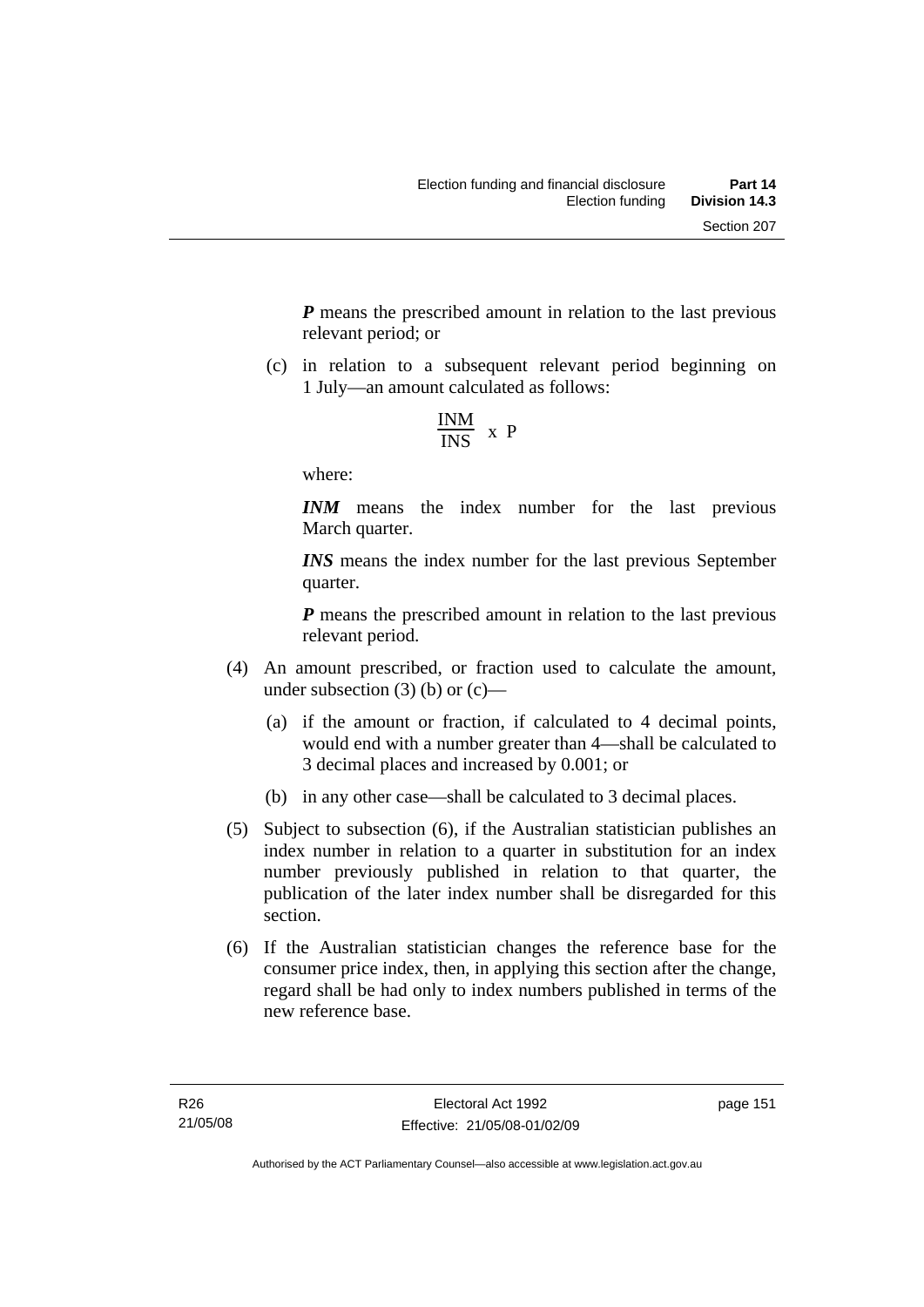***P*** means the prescribed amount in relation to the last previous relevant period; or

(c) in relation to a subsequent relevant period beginning on 1 July—an amount calculated as follows:

$$\frac{INM}{INS} \times P$$

where:

***INM*** means the index number for the last previous March quarter.

***INS*** means the index number for the last previous September quarter.

***P*** means the prescribed amount in relation to the last previous relevant period.

(4) An amount prescribed, or fraction used to calculate the amount, under subsection (3) (b) or (c)—

(a) if the amount or fraction, if calculated to 4 decimal points, would end with a number greater than 4—shall be calculated to 3 decimal places and increased by 0.001; or

(b) in any other case—shall be calculated to 3 decimal places.

(5) Subject to subsection (6), if the Australian statistician publishes an index number in relation to a quarter in substitution for an index number previously published in relation to that quarter, the publication of the later index number shall be disregarded for this section.

(6) If the Australian statistician changes the reference base for the consumer price index, then, in applying this section after the change, regard shall be had only to index numbers published in terms of the new reference base.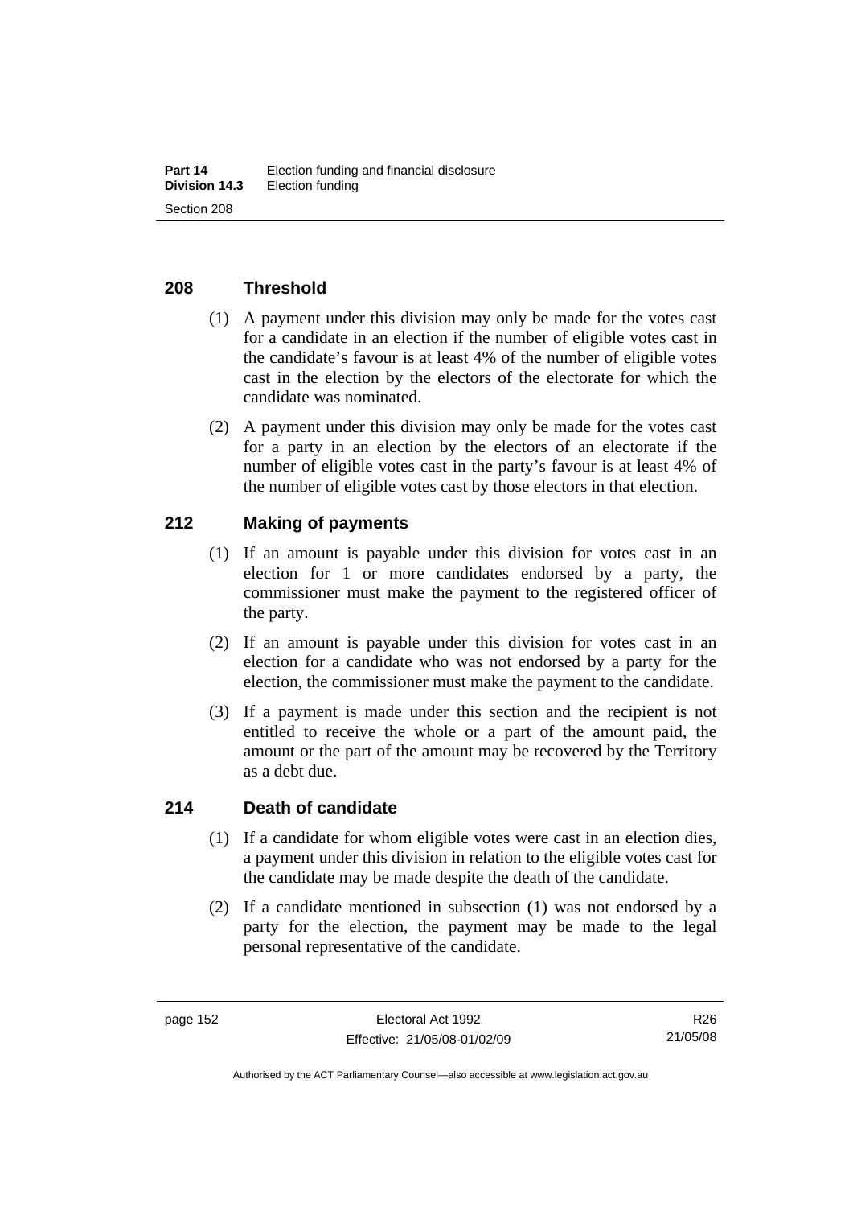## 208 Threshold

(1) A payment under this division may only be made for the votes cast for a candidate in an election if the number of eligible votes cast in the candidate's favour is at least 4% of the number of eligible votes cast in the election by the electors of the electorate for which the candidate was nominated.

(2) A payment under this division may only be made for the votes cast for a party in an election by the electors of an electorate if the number of eligible votes cast in the party's favour is at least 4% of the number of eligible votes cast by those electors in that election.

## 212 Making of payments

(1) If an amount is payable under this division for votes cast in an election for 1 or more candidates endorsed by a party, the commissioner must make the payment to the registered officer of the party.

(2) If an amount is payable under this division for votes cast in an election for a candidate who was not endorsed by a party for the election, the commissioner must make the payment to the candidate.

(3) If a payment is made under this section and the recipient is not entitled to receive the whole or a part of the amount paid, the amount or the part of the amount may be recovered by the Territory as a debt due.

## 214 Death of candidate

(1) If a candidate for whom eligible votes were cast in an election dies, a payment under this division in relation to the eligible votes cast for the candidate may be made despite the death of the candidate.

(2) If a candidate mentioned in subsection (1) was not endorsed by a party for the election, the payment may be made to the legal personal representative of the candidate.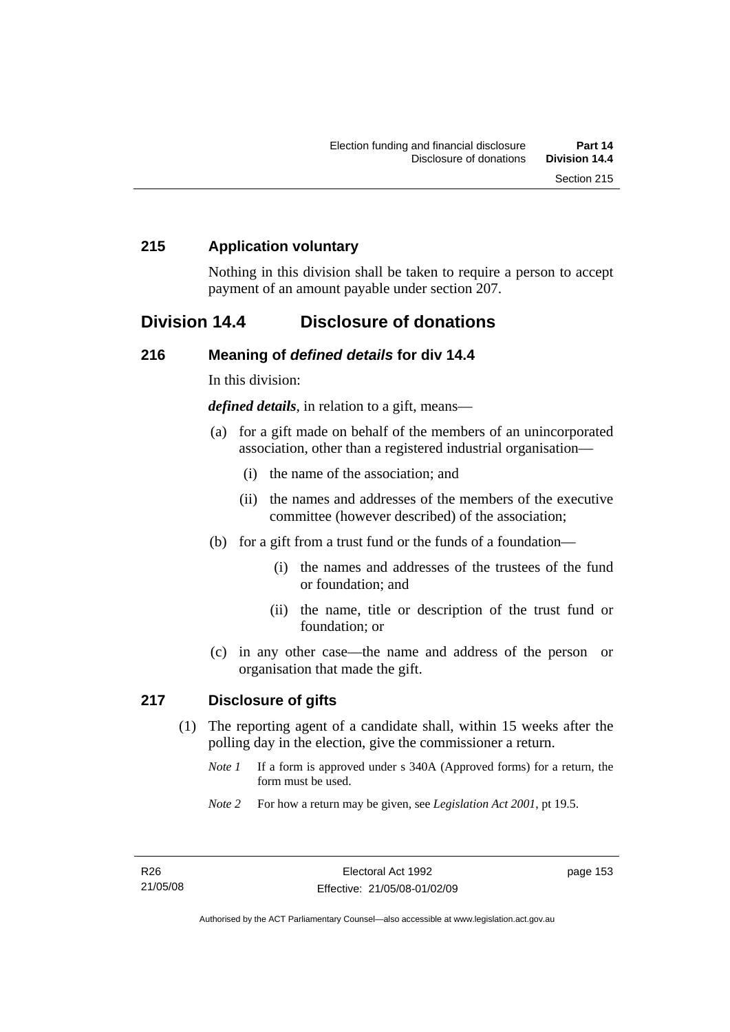## 215 Application voluntary

Nothing in this division shall be taken to require a person to accept payment of an amount payable under section 207.

# Division 14.4 Disclosure of donations

## 216 Meaning of *defined details* for div 14.4

In this division:

***defined details***, in relation to a gift, means—

(a) for a gift made on behalf of the members of an unincorporated association, other than a registered industrial organisation—

  (i) the name of the association; and

  (ii) the names and addresses of the members of the executive committee (however described) of the association;

(b) for a gift from a trust fund or the funds of a foundation—

  (i) the names and addresses of the trustees of the fund or foundation; and

  (ii) the name, title or description of the trust fund or foundation; or

(c) in any other case—the name and address of the person or organisation that made the gift.

## 217 Disclosure of gifts

(1) The reporting agent of a candidate shall, within 15 weeks after the polling day in the election, give the commissioner a return.

*Note 1* If a form is approved under s 340A (Approved forms) for a return, the form must be used.

*Note 2* For how a return may be given, see *Legislation Act 2001*, pt 19.5.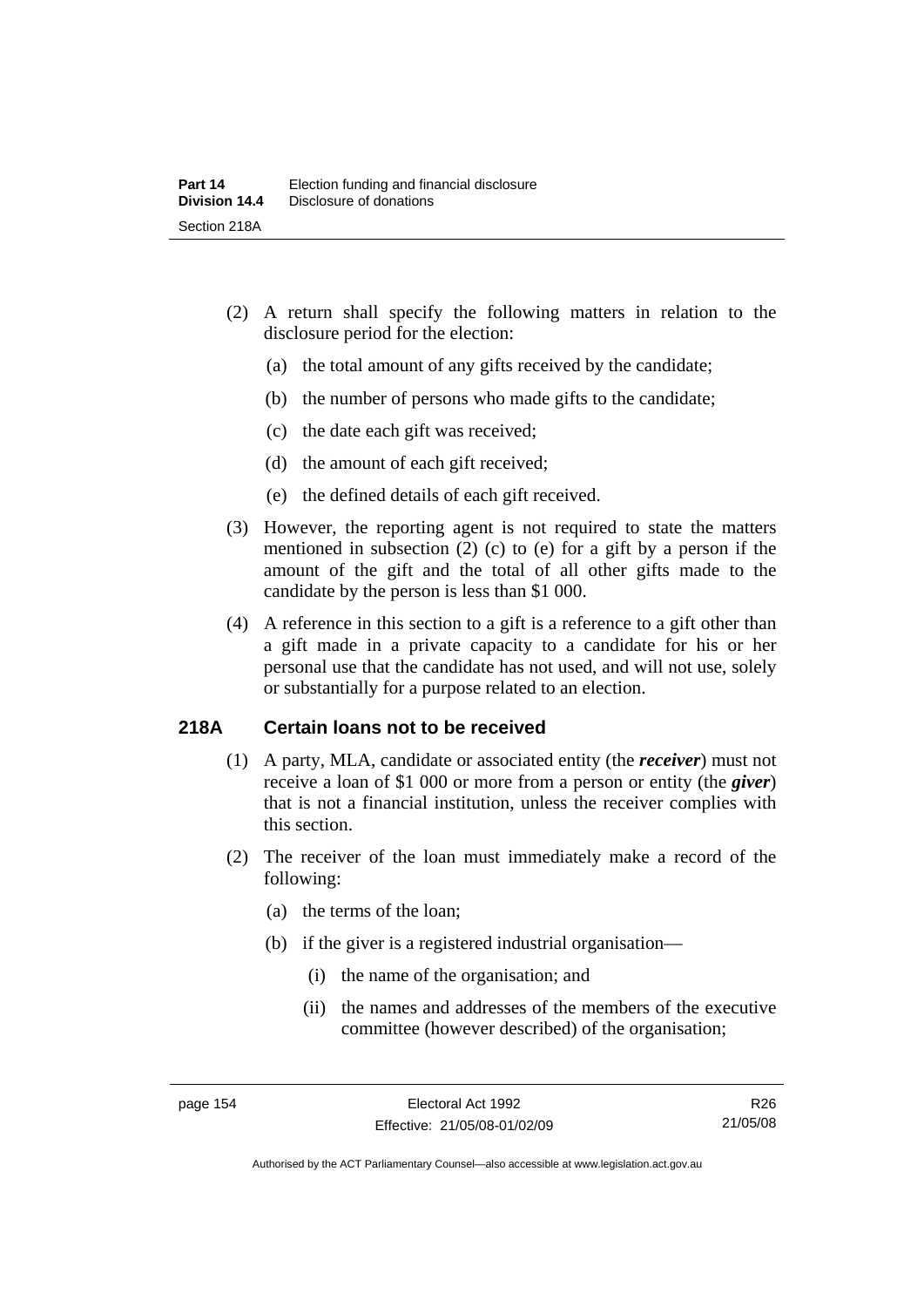(2) A return shall specify the following matters in relation to the disclosure period for the election:

(a) the total amount of any gifts received by the candidate;

(b) the number of persons who made gifts to the candidate;

(c) the date each gift was received;

(d) the amount of each gift received;

(e) the defined details of each gift received.

(3) However, the reporting agent is not required to state the matters mentioned in subsection (2) (c) to (e) for a gift by a person if the amount of the gift and the total of all other gifts made to the candidate by the person is less than $1 000.

(4) A reference in this section to a gift is a reference to a gift other than a gift made in a private capacity to a candidate for his or her personal use that the candidate has not used, and will not use, solely or substantially for a purpose related to an election.

## 218A Certain loans not to be received

(1) A party, MLA, candidate or associated entity (the ***receiver***) must not receive a loan of $1 000 or more from a person or entity (the ***giver***) that is not a financial institution, unless the receiver complies with this section.

(2) The receiver of the loan must immediately make a record of the following:

(a) the terms of the loan;

(b) if the giver is a registered industrial organisation—

(i) the name of the organisation; and

(ii) the names and addresses of the members of the executive committee (however described) of the organisation;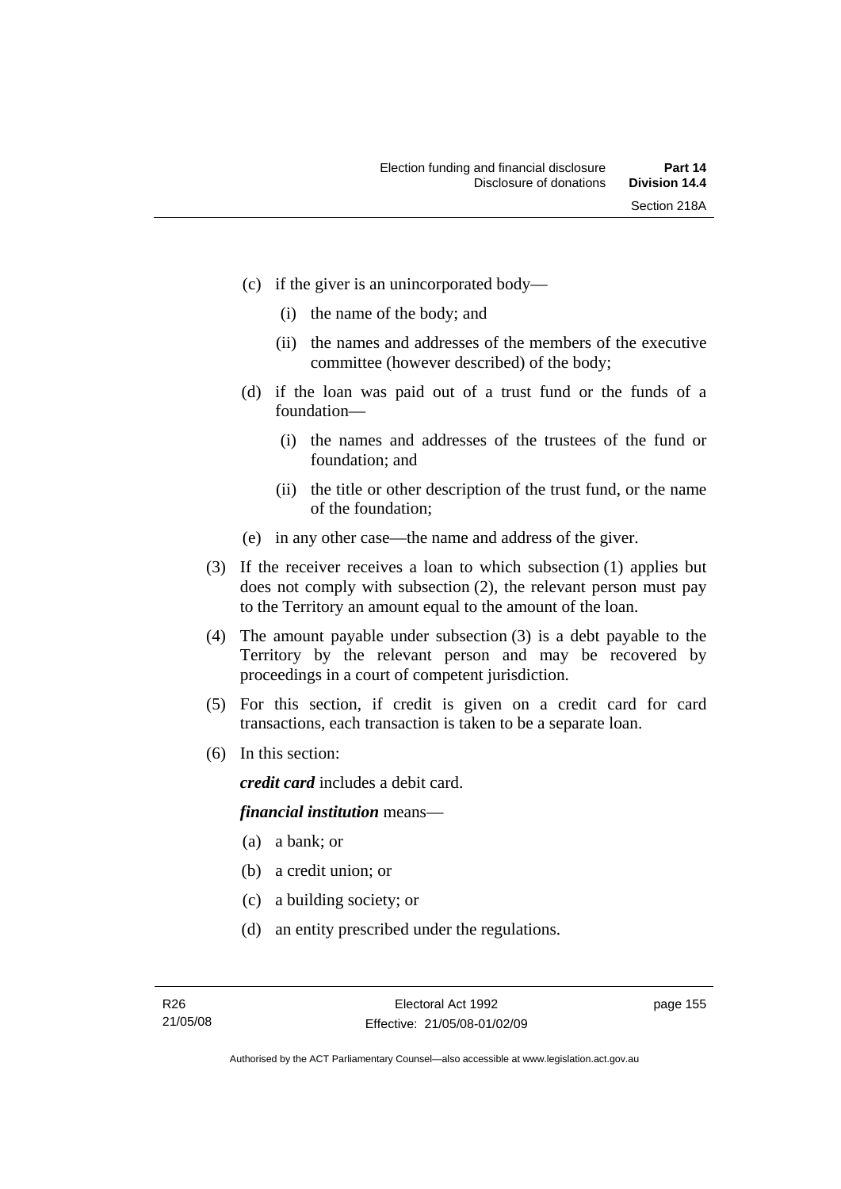(c) if the giver is an unincorporated body—

(i) the name of the body; and

(ii) the names and addresses of the members of the executive committee (however described) of the body;

(d) if the loan was paid out of a trust fund or the funds of a foundation—

(i) the names and addresses of the trustees of the fund or foundation; and

(ii) the title or other description of the trust fund, or the name of the foundation;

(e) in any other case—the name and address of the giver.

(3) If the receiver receives a loan to which subsection (1) applies but does not comply with subsection (2), the relevant person must pay to the Territory an amount equal to the amount of the loan.

(4) The amount payable under subsection (3) is a debt payable to the Territory by the relevant person and may be recovered by proceedings in a court of competent jurisdiction.

(5) For this section, if credit is given on a credit card for card transactions, each transaction is taken to be a separate loan.

(6) In this section:

***credit card*** includes a debit card.

***financial institution*** means—

(a) a bank; or

(b) a credit union; or

(c) a building society; or

(d) an entity prescribed under the regulations.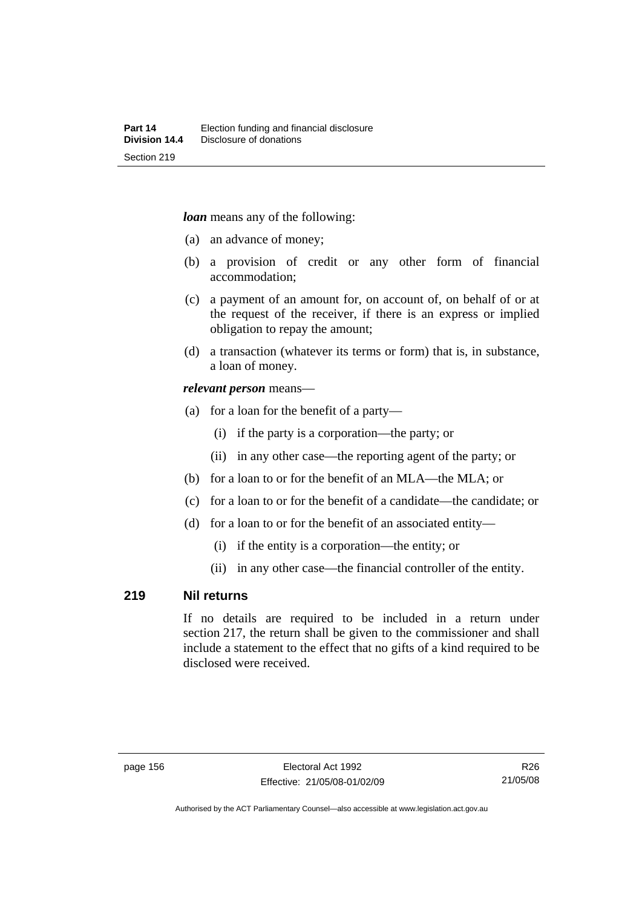***loan*** means any of the following:

(a) an advance of money;

(b) a provision of credit or any other form of financial accommodation;

(c) a payment of an amount for, on account of, on behalf of or at the request of the receiver, if there is an express or implied obligation to repay the amount;

(d) a transaction (whatever its terms or form) that is, in substance, a loan of money.

***relevant person*** means—

(a) for a loan for the benefit of a party—

  (i) if the party is a corporation—the party; or

  (ii) in any other case—the reporting agent of the party; or

(b) for a loan to or for the benefit of an MLA—the MLA; or

(c) for a loan to or for the benefit of a candidate—the candidate; or

(d) for a loan to or for the benefit of an associated entity—

  (i) if the entity is a corporation—the entity; or

  (ii) in any other case—the financial controller of the entity.

## 219 Nil returns

If no details are required to be included in a return under section 217, the return shall be given to the commissioner and shall include a statement to the effect that no gifts of a kind required to be disclosed were received.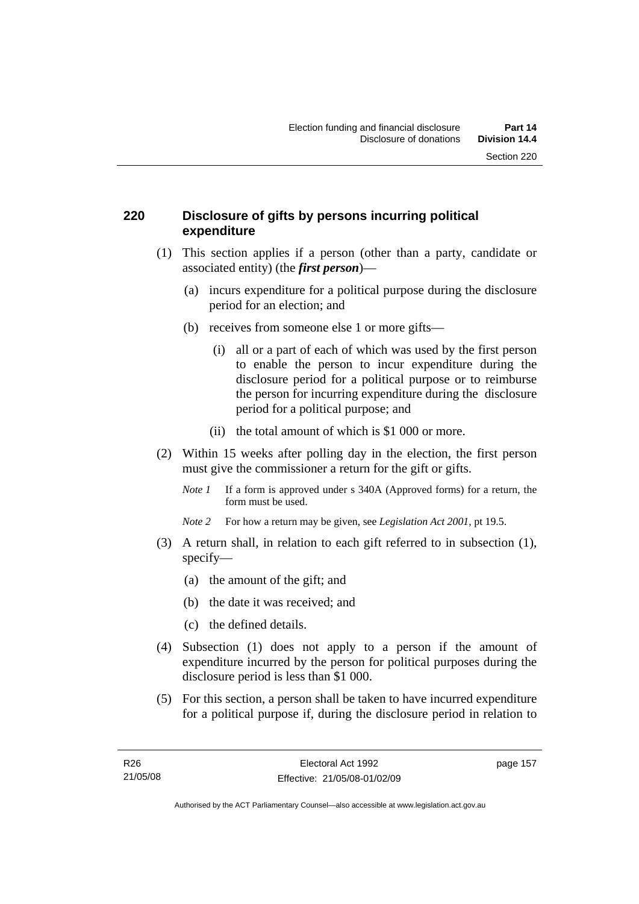## 220 Disclosure of gifts by persons incurring political expenditure

(1) This section applies if a person (other than a party, candidate or associated entity) (the ***first person***)—

(a) incurs expenditure for a political purpose during the disclosure period for an election; and

(b) receives from someone else 1 or more gifts—

(i) all or a part of each of which was used by the first person to enable the person to incur expenditure during the disclosure period for a political purpose or to reimburse the person for incurring expenditure during the disclosure period for a political purpose; and

(ii) the total amount of which is $1 000 or more.

(2) Within 15 weeks after polling day in the election, the first person must give the commissioner a return for the gift or gifts.

*Note 1* If a form is approved under s 340A (Approved forms) for a return, the form must be used.

*Note 2* For how a return may be given, see *Legislation Act 2001*, pt 19.5.

(3) A return shall, in relation to each gift referred to in subsection (1), specify—

(a) the amount of the gift; and

(b) the date it was received; and

(c) the defined details.

(4) Subsection (1) does not apply to a person if the amount of expenditure incurred by the person for political purposes during the disclosure period is less than $1 000.

(5) For this section, a person shall be taken to have incurred expenditure for a political purpose if, during the disclosure period in relation to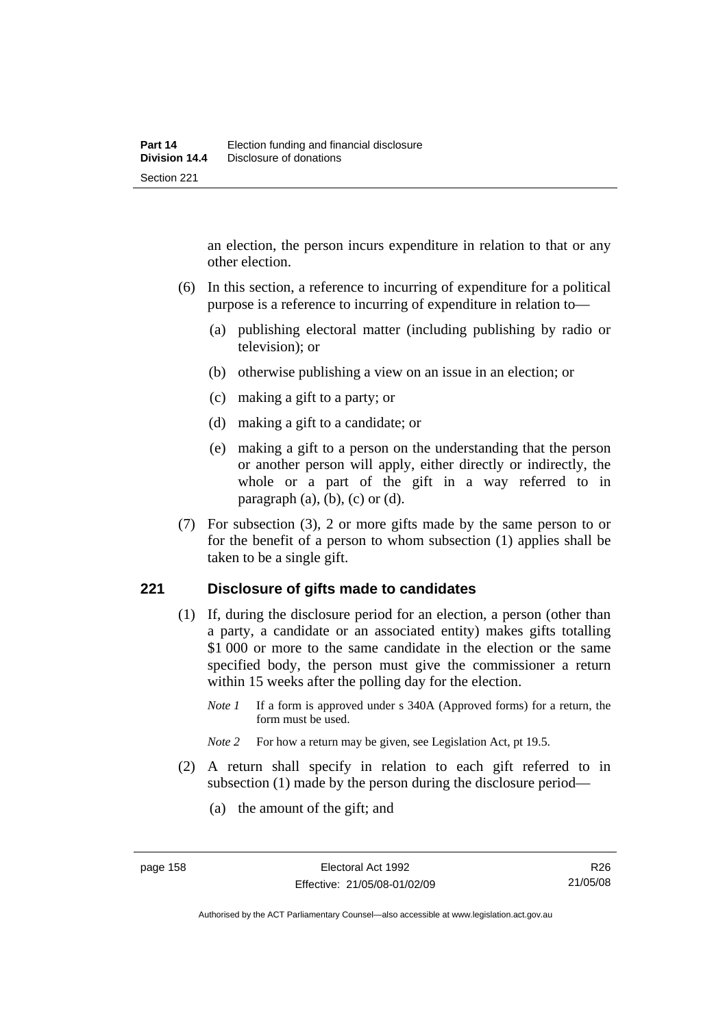an election, the person incurs expenditure in relation to that or any other election.

(6) In this section, a reference to incurring of expenditure for a political purpose is a reference to incurring of expenditure in relation to—

(a) publishing electoral matter (including publishing by radio or television); or

(b) otherwise publishing a view on an issue in an election; or

(c) making a gift to a party; or

(d) making a gift to a candidate; or

(e) making a gift to a person on the understanding that the person or another person will apply, either directly or indirectly, the whole or a part of the gift in a way referred to in paragraph (a), (b), (c) or (d).

(7) For subsection (3), 2 or more gifts made by the same person to or for the benefit of a person to whom subsection (1) applies shall be taken to be a single gift.

## 221 Disclosure of gifts made to candidates

(1) If, during the disclosure period for an election, a person (other than a party, a candidate or an associated entity) makes gifts totalling $1 000 or more to the same candidate in the election or the same specified body, the person must give the commissioner a return within 15 weeks after the polling day for the election.

*Note 1* If a form is approved under s 340A (Approved forms) for a return, the form must be used.

*Note 2* For how a return may be given, see Legislation Act, pt 19.5.

(2) A return shall specify in relation to each gift referred to in subsection (1) made by the person during the disclosure period—

(a) the amount of the gift; and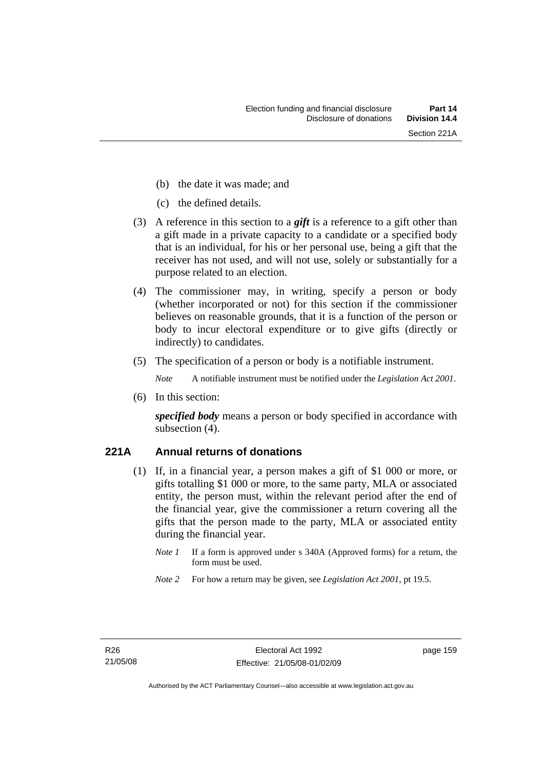(b) the date it was made; and

(c) the defined details.

(3) A reference in this section to a ***gift*** is a reference to a gift other than a gift made in a private capacity to a candidate or a specified body that is an individual, for his or her personal use, being a gift that the receiver has not used, and will not use, solely or substantially for a purpose related to an election.

(4) The commissioner may, in writing, specify a person or body (whether incorporated or not) for this section if the commissioner believes on reasonable grounds, that it is a function of the person or body to incur electoral expenditure or to give gifts (directly or indirectly) to candidates.

(5) The specification of a person or body is a notifiable instrument.

*Note* A notifiable instrument must be notified under the *Legislation Act 2001*.

(6) In this section:

***specified body*** means a person or body specified in accordance with subsection (4).

## 221A Annual returns of donations

(1) If, in a financial year, a person makes a gift of \$1 000 or more, or gifts totalling \$1 000 or more, to the same party, MLA or associated entity, the person must, within the relevant period after the end of the financial year, give the commissioner a return covering all the gifts that the person made to the party, MLA or associated entity during the financial year.

*Note 1* If a form is approved under s 340A (Approved forms) for a return, the form must be used.

*Note 2* For how a return may be given, see *Legislation Act 2001*, pt 19.5.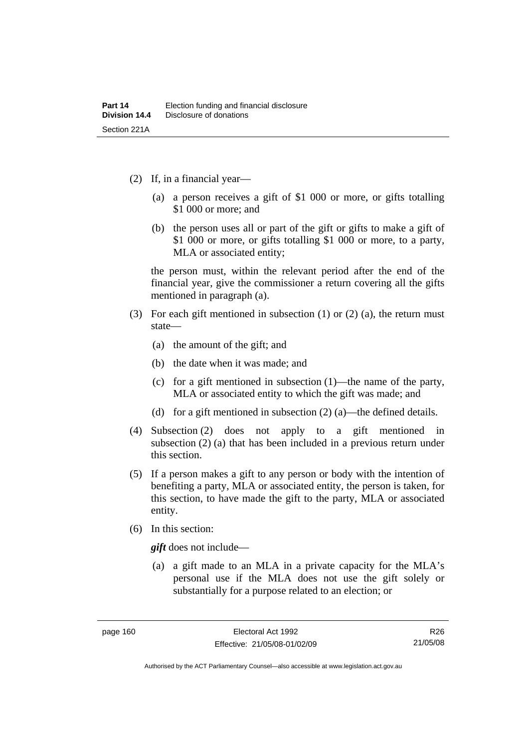(2) If, in a financial year—

 (a) a person receives a gift of $1 000 or more, or gifts totalling $1 000 or more; and

 (b) the person uses all or part of the gift or gifts to make a gift of $1 000 or more, or gifts totalling $1 000 or more, to a party, MLA or associated entity;

 the person must, within the relevant period after the end of the financial year, give the commissioner a return covering all the gifts mentioned in paragraph (a).

(3) For each gift mentioned in subsection (1) or (2) (a), the return must state—

 (a) the amount of the gift; and

 (b) the date when it was made; and

 (c) for a gift mentioned in subsection (1)—the name of the party, MLA or associated entity to which the gift was made; and

 (d) for a gift mentioned in subsection (2) (a)—the defined details.

(4) Subsection (2) does not apply to a gift mentioned in subsection (2) (a) that has been included in a previous return under this section.

(5) If a person makes a gift to any person or body with the intention of benefiting a party, MLA or associated entity, the person is taken, for this section, to have made the gift to the party, MLA or associated entity.

(6) In this section:

 ***gift*** does not include—

 (a) a gift made to an MLA in a private capacity for the MLA's personal use if the MLA does not use the gift solely or substantially for a purpose related to an election; or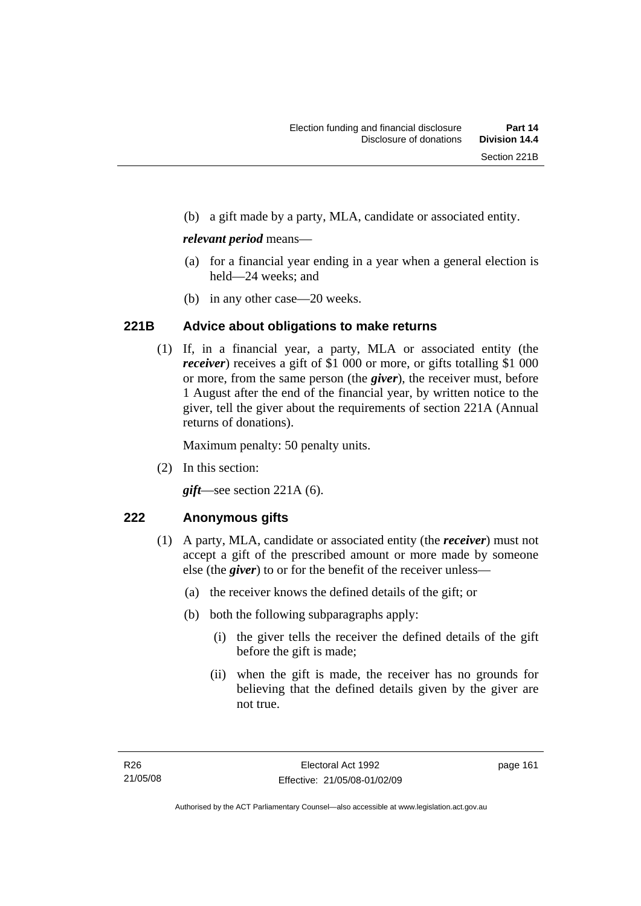(b) a gift made by a party, MLA, candidate or associated entity.

***relevant period*** means—

(a) for a financial year ending in a year when a general election is held—24 weeks; and

(b) in any other case—20 weeks.

## 221B Advice about obligations to make returns

(1) If, in a financial year, a party, MLA or associated entity (the ***receiver***) receives a gift of $1 000 or more, or gifts totalling $1 000 or more, from the same person (the ***giver***), the receiver must, before 1 August after the end of the financial year, by written notice to the giver, tell the giver about the requirements of section 221A (Annual returns of donations).

Maximum penalty: 50 penalty units.

(2) In this section:

***gift***—see section 221A (6).

## 222 Anonymous gifts

(1) A party, MLA, candidate or associated entity (the ***receiver***) must not accept a gift of the prescribed amount or more made by someone else (the ***giver***) to or for the benefit of the receiver unless—

(a) the receiver knows the defined details of the gift; or

(b) both the following subparagraphs apply:

(i) the giver tells the receiver the defined details of the gift before the gift is made;

(ii) when the gift is made, the receiver has no grounds for believing that the defined details given by the giver are not true.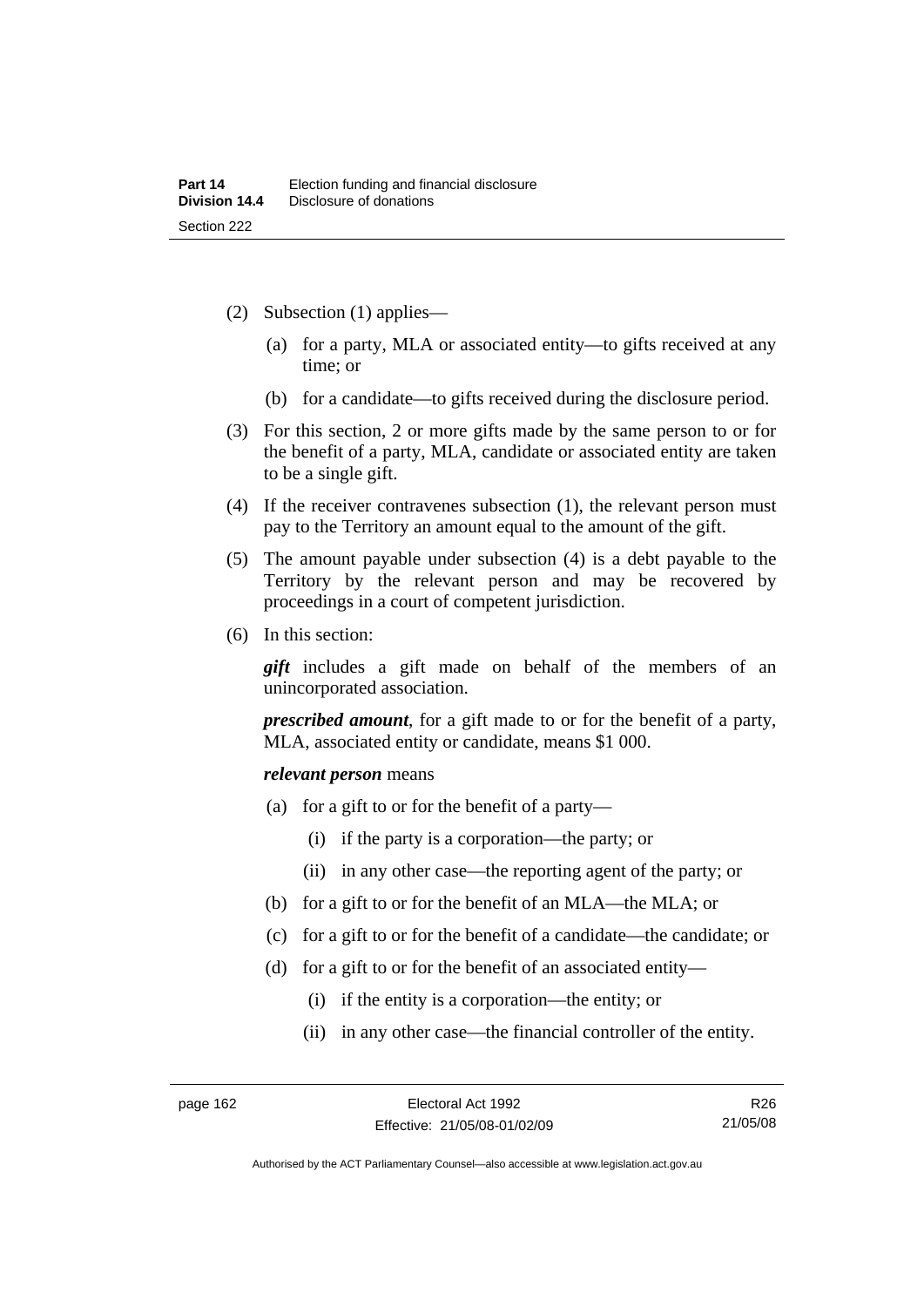(2) Subsection (1) applies—

(a) for a party, MLA or associated entity—to gifts received at any time; or

(b) for a candidate—to gifts received during the disclosure period.

(3) For this section, 2 or more gifts made by the same person to or for the benefit of a party, MLA, candidate or associated entity are taken to be a single gift.

(4) If the receiver contravenes subsection (1), the relevant person must pay to the Territory an amount equal to the amount of the gift.

(5) The amount payable under subsection (4) is a debt payable to the Territory by the relevant person and may be recovered by proceedings in a court of competent jurisdiction.

(6) In this section:

***gift*** includes a gift made on behalf of the members of an unincorporated association.

***prescribed amount***, for a gift made to or for the benefit of a party, MLA, associated entity or candidate, means $1 000.

***relevant person*** means

(a) for a gift to or for the benefit of a party—

(i) if the party is a corporation—the party; or

(ii) in any other case—the reporting agent of the party; or

(b) for a gift to or for the benefit of an MLA—the MLA; or

(c) for a gift to or for the benefit of a candidate—the candidate; or

(d) for a gift to or for the benefit of an associated entity—

(i) if the entity is a corporation—the entity; or

(ii) in any other case—the financial controller of the entity.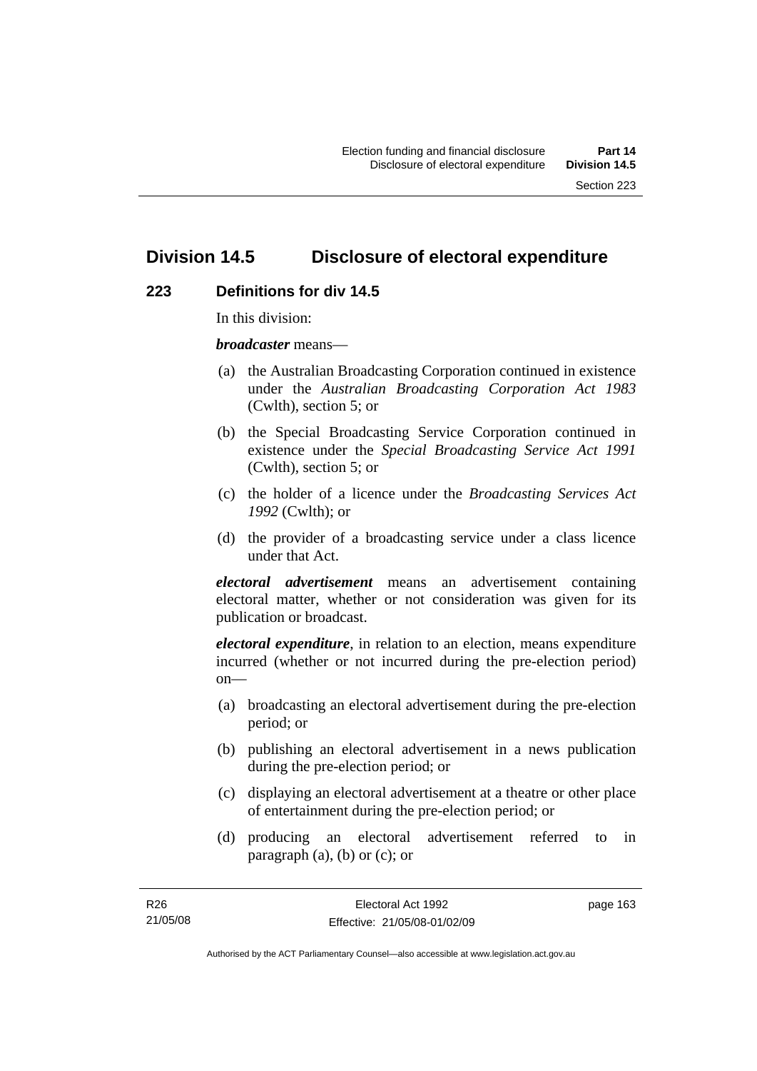## Division 14.5 Disclosure of electoral expenditure

### 223 Definitions for div 14.5

In this division:

***broadcaster*** means—

(a) the Australian Broadcasting Corporation continued in existence under the *Australian Broadcasting Corporation Act 1983* (Cwlth), section 5; or

(b) the Special Broadcasting Service Corporation continued in existence under the *Special Broadcasting Service Act 1991* (Cwlth), section 5; or

(c) the holder of a licence under the *Broadcasting Services Act 1992* (Cwlth); or

(d) the provider of a broadcasting service under a class licence under that Act.

***electoral advertisement*** means an advertisement containing electoral matter, whether or not consideration was given for its publication or broadcast.

***electoral expenditure***, in relation to an election, means expenditure incurred (whether or not incurred during the pre-election period) on—

(a) broadcasting an electoral advertisement during the pre-election period; or

(b) publishing an electoral advertisement in a news publication during the pre-election period; or

(c) displaying an electoral advertisement at a theatre or other place of entertainment during the pre-election period; or

(d) producing an electoral advertisement referred to in paragraph (a), (b) or (c); or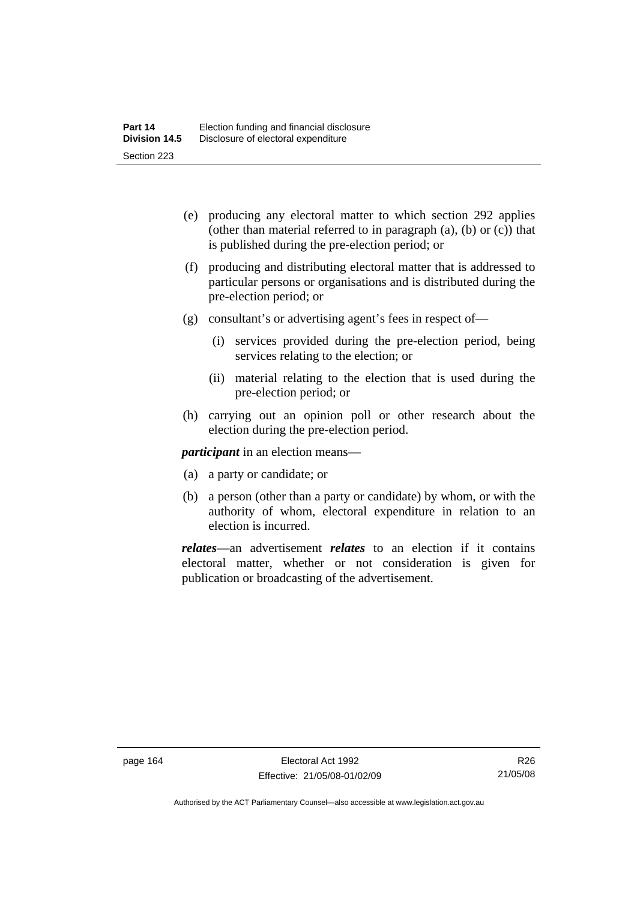(e) producing any electoral matter to which section 292 applies (other than material referred to in paragraph (a), (b) or (c)) that is published during the pre-election period; or

(f) producing and distributing electoral matter that is addressed to particular persons or organisations and is distributed during the pre-election period; or

(g) consultant's or advertising agent's fees in respect of—

(i) services provided during the pre-election period, being services relating to the election; or

(ii) material relating to the election that is used during the pre-election period; or

(h) carrying out an opinion poll or other research about the election during the pre-election period.

***participant*** in an election means—

(a) a party or candidate; or

(b) a person (other than a party or candidate) by whom, or with the authority of whom, electoral expenditure in relation to an election is incurred.

***relates***—an advertisement ***relates*** to an election if it contains electoral matter, whether or not consideration is given for publication or broadcasting of the advertisement.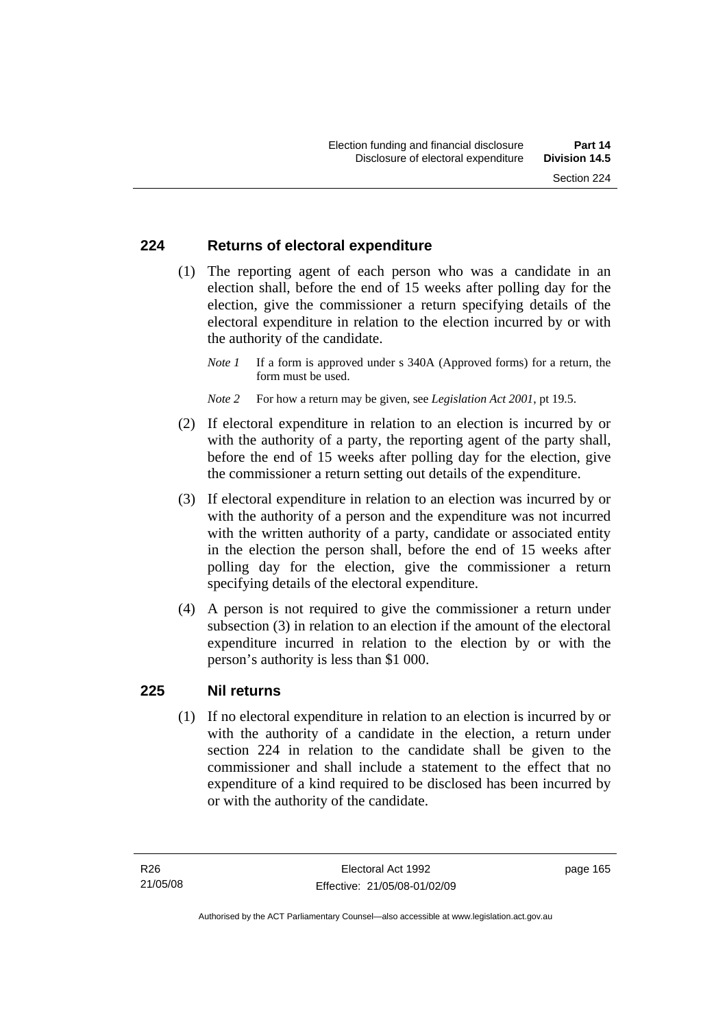## 224 Returns of electoral expenditure

(1) The reporting agent of each person who was a candidate in an election shall, before the end of 15 weeks after polling day for the election, give the commissioner a return specifying details of the electoral expenditure in relation to the election incurred by or with the authority of the candidate.

*Note 1* If a form is approved under s 340A (Approved forms) for a return, the form must be used.

*Note 2* For how a return may be given, see *Legislation Act 2001*, pt 19.5.

(2) If electoral expenditure in relation to an election is incurred by or with the authority of a party, the reporting agent of the party shall, before the end of 15 weeks after polling day for the election, give the commissioner a return setting out details of the expenditure.

(3) If electoral expenditure in relation to an election was incurred by or with the authority of a person and the expenditure was not incurred with the written authority of a party, candidate or associated entity in the election the person shall, before the end of 15 weeks after polling day for the election, give the commissioner a return specifying details of the electoral expenditure.

(4) A person is not required to give the commissioner a return under subsection (3) in relation to an election if the amount of the electoral expenditure incurred in relation to the election by or with the person's authority is less than $1 000.

## 225 Nil returns

(1) If no electoral expenditure in relation to an election is incurred by or with the authority of a candidate in the election, a return under section 224 in relation to the candidate shall be given to the commissioner and shall include a statement to the effect that no expenditure of a kind required to be disclosed has been incurred by or with the authority of the candidate.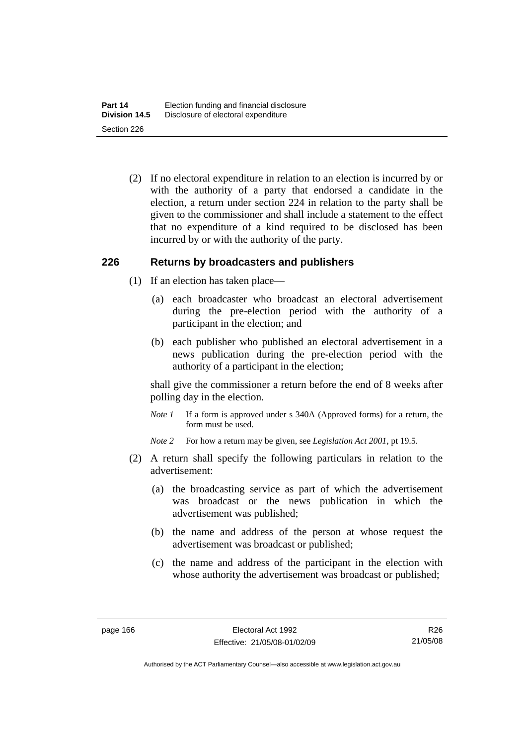(2) If no electoral expenditure in relation to an election is incurred by or with the authority of a party that endorsed a candidate in the election, a return under section 224 in relation to the party shall be given to the commissioner and shall include a statement to the effect that no expenditure of a kind required to be disclosed has been incurred by or with the authority of the party.

### 226 Returns by broadcasters and publishers

(1) If an election has taken place—

(a) each broadcaster who broadcast an electoral advertisement during the pre-election period with the authority of a participant in the election; and

(b) each publisher who published an electoral advertisement in a news publication during the pre-election period with the authority of a participant in the election;

shall give the commissioner a return before the end of 8 weeks after polling day in the election.

*Note 1* If a form is approved under s 340A (Approved forms) for a return, the form must be used.

*Note 2* For how a return may be given, see *Legislation Act 2001*, pt 19.5.

(2) A return shall specify the following particulars in relation to the advertisement:

(a) the broadcasting service as part of which the advertisement was broadcast or the news publication in which the advertisement was published;

(b) the name and address of the person at whose request the advertisement was broadcast or published;

(c) the name and address of the participant in the election with whose authority the advertisement was broadcast or published;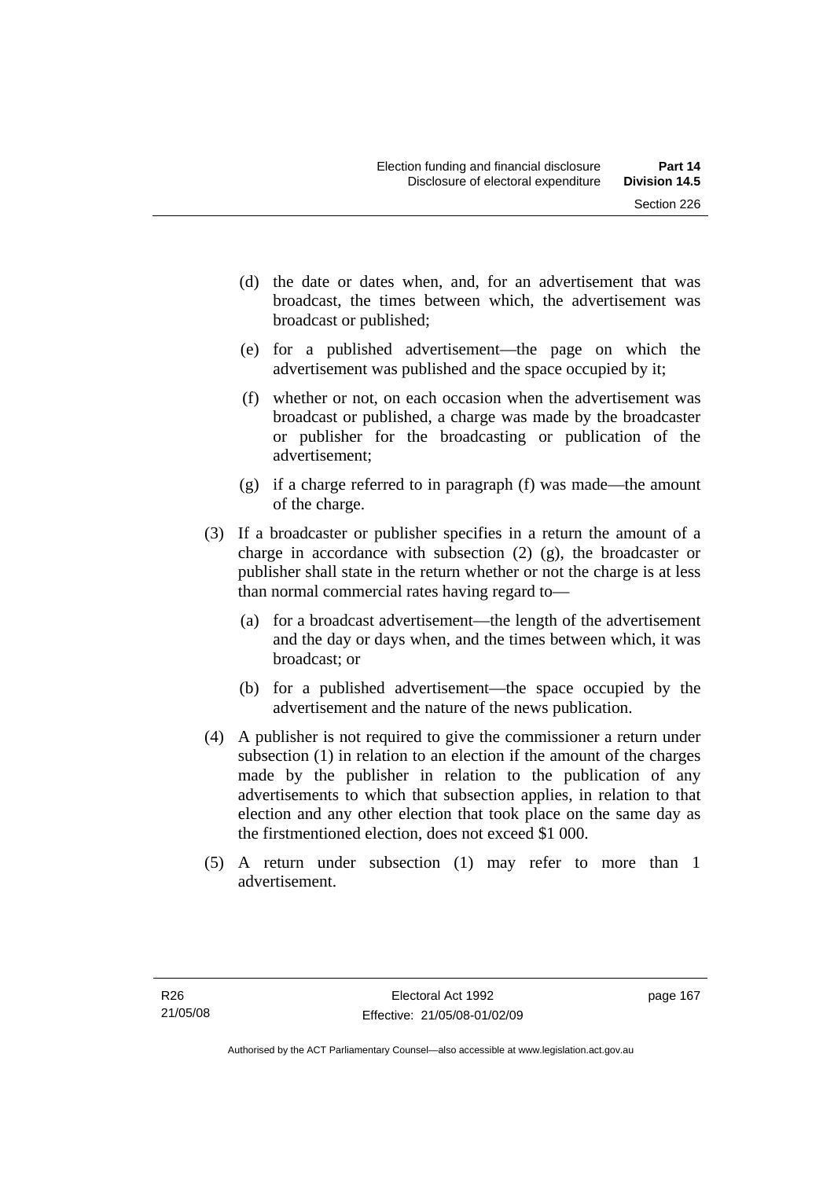(d) the date or dates when, and, for an advertisement that was broadcast, the times between which, the advertisement was broadcast or published;

(e) for a published advertisement—the page on which the advertisement was published and the space occupied by it;

(f) whether or not, on each occasion when the advertisement was broadcast or published, a charge was made by the broadcaster or publisher for the broadcasting or publication of the advertisement;

(g) if a charge referred to in paragraph (f) was made—the amount of the charge.

(3) If a broadcaster or publisher specifies in a return the amount of a charge in accordance with subsection (2) (g), the broadcaster or publisher shall state in the return whether or not the charge is at less than normal commercial rates having regard to—

(a) for a broadcast advertisement—the length of the advertisement and the day or days when, and the times between which, it was broadcast; or

(b) for a published advertisement—the space occupied by the advertisement and the nature of the news publication.

(4) A publisher is not required to give the commissioner a return under subsection (1) in relation to an election if the amount of the charges made by the publisher in relation to the publication of any advertisements to which that subsection applies, in relation to that election and any other election that took place on the same day as the firstmentioned election, does not exceed $1 000.

(5) A return under subsection (1) may refer to more than 1 advertisement.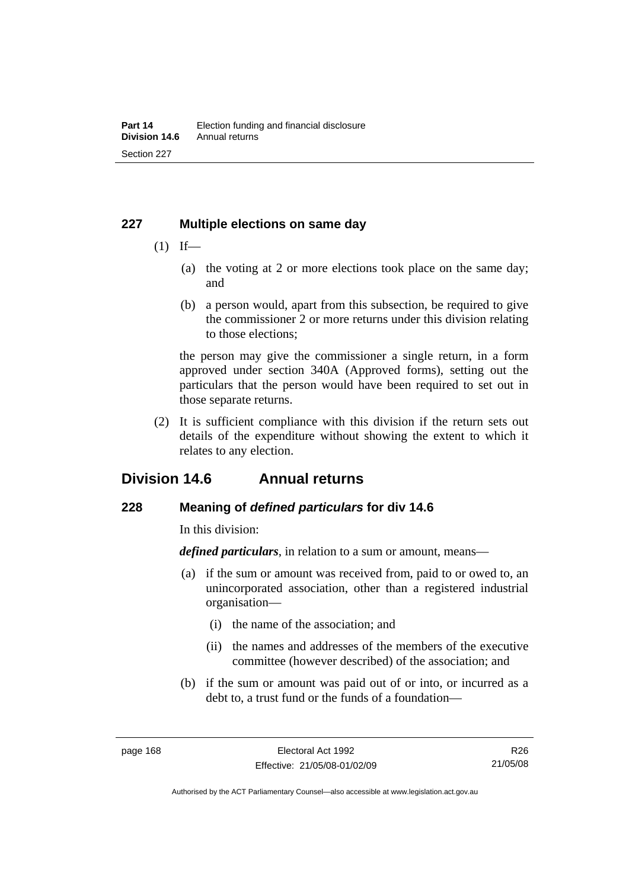### 227 Multiple elections on same day

(1) If—

   (a) the voting at 2 or more elections took place on the same day; and

   (b) a person would, apart from this subsection, be required to give the commissioner 2 or more returns under this division relating to those elections;

   the person may give the commissioner a single return, in a form approved under section 340A (Approved forms), setting out the particulars that the person would have been required to set out in those separate returns.

(2) It is sufficient compliance with this division if the return sets out details of the expenditure without showing the extent to which it relates to any election.

## Division 14.6 Annual returns

### 228 Meaning of *defined particulars* for div 14.6

In this division:

***defined particulars***, in relation to a sum or amount, means—

   (a) if the sum or amount was received from, paid to or owed to, an unincorporated association, other than a registered industrial organisation—

      (i) the name of the association; and

      (ii) the names and addresses of the members of the executive committee (however described) of the association; and

   (b) if the sum or amount was paid out of or into, or incurred as a debt to, a trust fund or the funds of a foundation—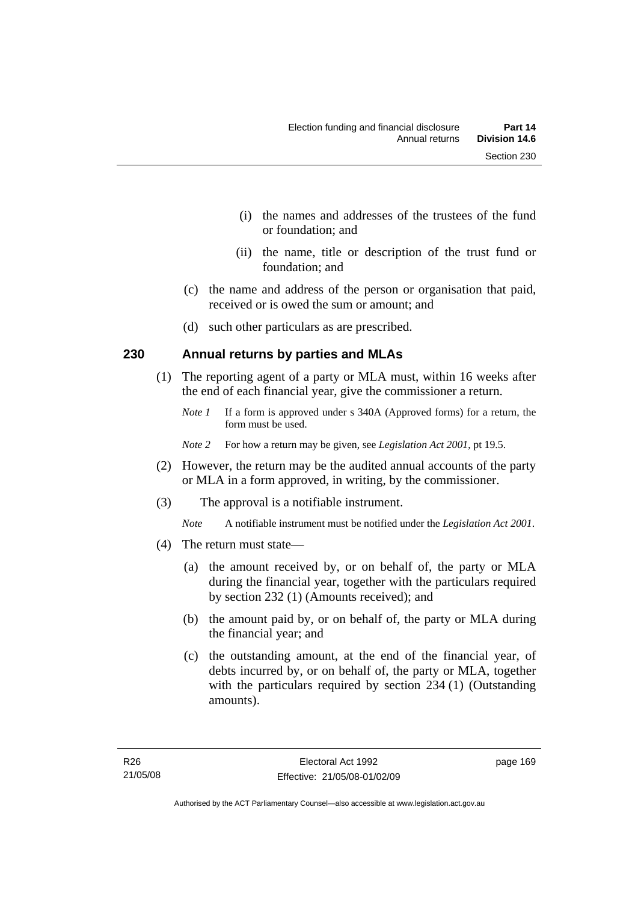(i) the names and addresses of the trustees of the fund or foundation; and

(ii) the name, title or description of the trust fund or foundation; and

(c) the name and address of the person or organisation that paid, received or is owed the sum or amount; and

(d) such other particulars as are prescribed.

## 230 Annual returns by parties and MLAs

(1) The reporting agent of a party or MLA must, within 16 weeks after the end of each financial year, give the commissioner a return.

*Note 1* If a form is approved under s 340A (Approved forms) for a return, the form must be used.

*Note 2* For how a return may be given, see *Legislation Act 2001*, pt 19.5.

(2) However, the return may be the audited annual accounts of the party or MLA in a form approved, in writing, by the commissioner.

(3) The approval is a notifiable instrument.

*Note* A notifiable instrument must be notified under the *Legislation Act 2001*.

(4) The return must state—

(a) the amount received by, or on behalf of, the party or MLA during the financial year, together with the particulars required by section 232 (1) (Amounts received); and

(b) the amount paid by, or on behalf of, the party or MLA during the financial year; and

(c) the outstanding amount, at the end of the financial year, of debts incurred by, or on behalf of, the party or MLA, together with the particulars required by section 234 (1) (Outstanding amounts).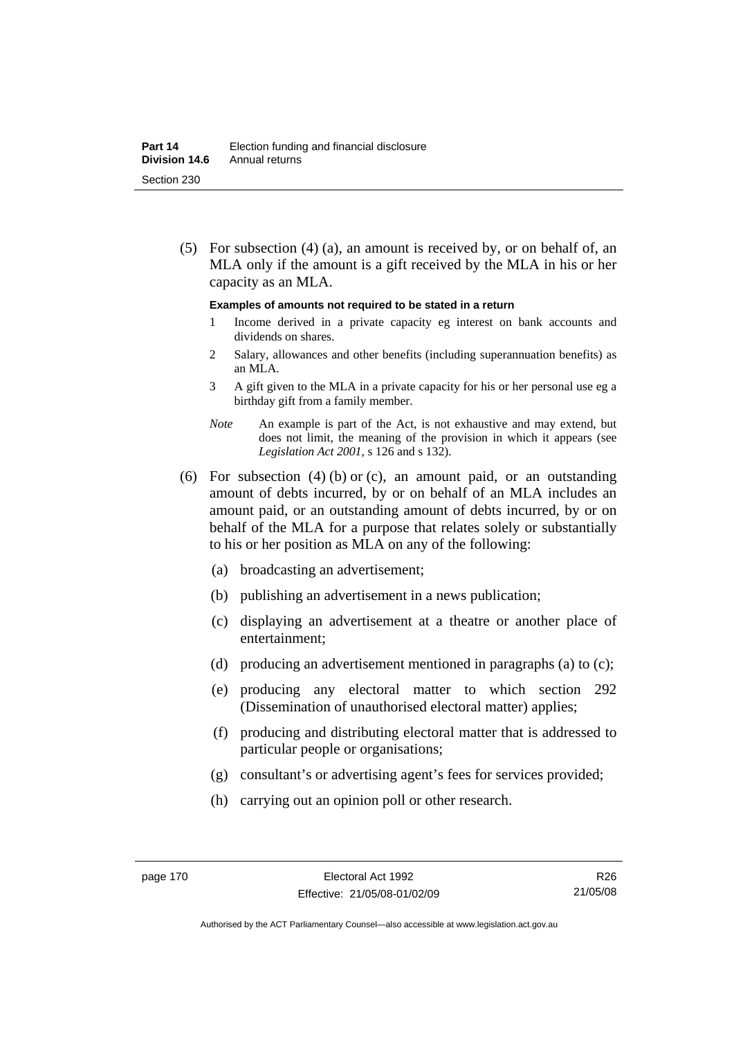(5) For subsection (4) (a), an amount is received by, or on behalf of, an MLA only if the amount is a gift received by the MLA in his or her capacity as an MLA.

**Examples of amounts not required to be stated in a return**

1 Income derived in a private capacity eg interest on bank accounts and dividends on shares.

2 Salary, allowances and other benefits (including superannuation benefits) as an MLA.

3 A gift given to the MLA in a private capacity for his or her personal use eg a birthday gift from a family member.

*Note* An example is part of the Act, is not exhaustive and may extend, but does not limit, the meaning of the provision in which it appears (see *Legislation Act 2001*, s 126 and s 132).

(6) For subsection (4) (b) or (c), an amount paid, or an outstanding amount of debts incurred, by or on behalf of an MLA includes an amount paid, or an outstanding amount of debts incurred, by or on behalf of the MLA for a purpose that relates solely or substantially to his or her position as MLA on any of the following:

(a) broadcasting an advertisement;

(b) publishing an advertisement in a news publication;

(c) displaying an advertisement at a theatre or another place of entertainment;

(d) producing an advertisement mentioned in paragraphs (a) to (c);

(e) producing any electoral matter to which section 292 (Dissemination of unauthorised electoral matter) applies;

(f) producing and distributing electoral matter that is addressed to particular people or organisations;

(g) consultant's or advertising agent's fees for services provided;

(h) carrying out an opinion poll or other research.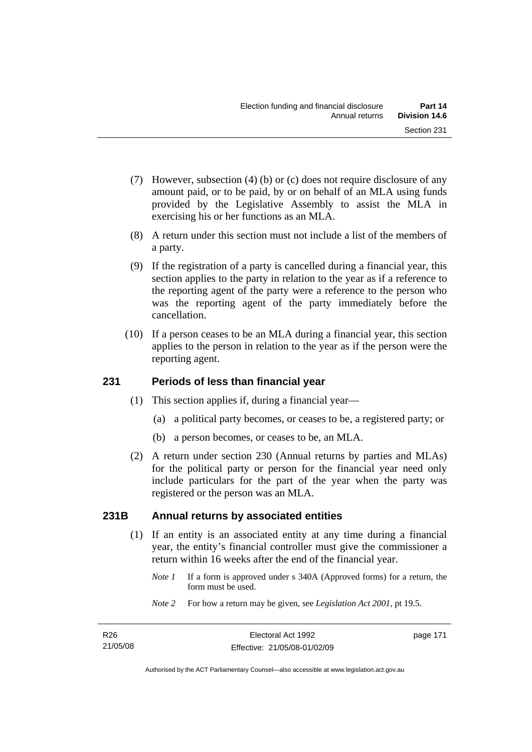(7) However, subsection (4) (b) or (c) does not require disclosure of any amount paid, or to be paid, by or on behalf of an MLA using funds provided by the Legislative Assembly to assist the MLA in exercising his or her functions as an MLA.

(8) A return under this section must not include a list of the members of a party.

(9) If the registration of a party is cancelled during a financial year, this section applies to the party in relation to the year as if a reference to the reporting agent of the party were a reference to the person who was the reporting agent of the party immediately before the cancellation.

(10) If a person ceases to be an MLA during a financial year, this section applies to the person in relation to the year as if the person were the reporting agent.

### 231 Periods of less than financial year

(1) This section applies if, during a financial year—

(a) a political party becomes, or ceases to be, a registered party; or

(b) a person becomes, or ceases to be, an MLA.

(2) A return under section 230 (Annual returns by parties and MLAs) for the political party or person for the financial year need only include particulars for the part of the year when the party was registered or the person was an MLA.

### 231B Annual returns by associated entities

(1) If an entity is an associated entity at any time during a financial year, the entity's financial controller must give the commissioner a return within 16 weeks after the end of the financial year.

*Note 1* If a form is approved under s 340A (Approved forms) for a return, the form must be used.

*Note 2* For how a return may be given, see *Legislation Act 2001*, pt 19.5.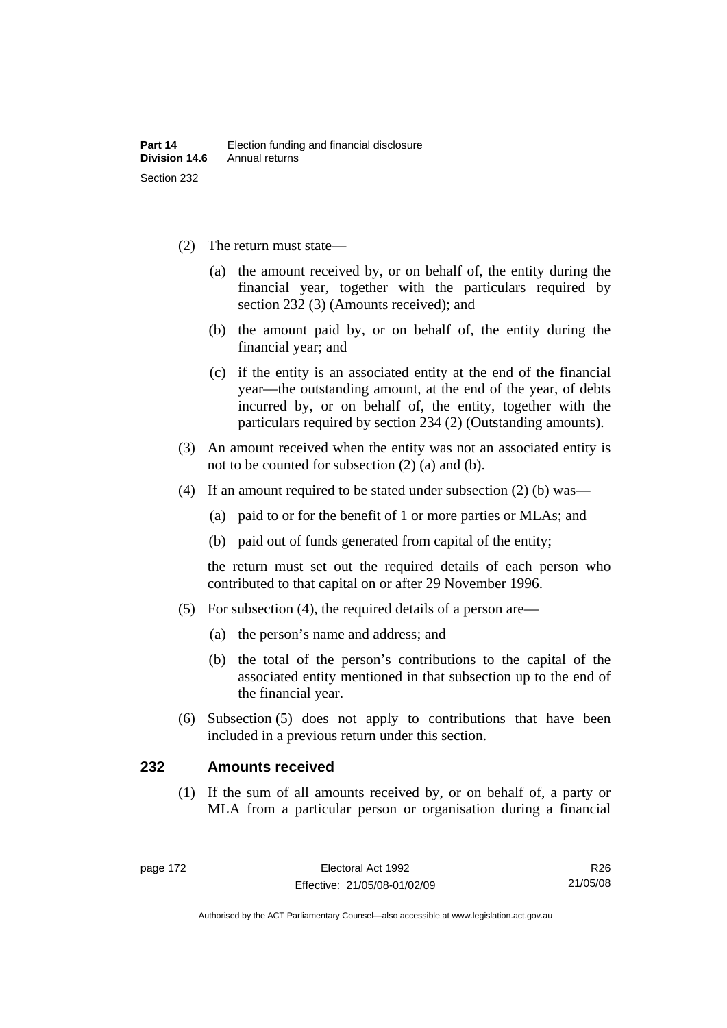(2) The return must state—

(a) the amount received by, or on behalf of, the entity during the financial year, together with the particulars required by section 232 (3) (Amounts received); and

(b) the amount paid by, or on behalf of, the entity during the financial year; and

(c) if the entity is an associated entity at the end of the financial year—the outstanding amount, at the end of the year, of debts incurred by, or on behalf of, the entity, together with the particulars required by section 234 (2) (Outstanding amounts).

(3) An amount received when the entity was not an associated entity is not to be counted for subsection (2) (a) and (b).

(4) If an amount required to be stated under subsection (2) (b) was—

(a) paid to or for the benefit of 1 or more parties or MLAs; and

(b) paid out of funds generated from capital of the entity;

the return must set out the required details of each person who contributed to that capital on or after 29 November 1996.

(5) For subsection (4), the required details of a person are—

(a) the person's name and address; and

(b) the total of the person's contributions to the capital of the associated entity mentioned in that subsection up to the end of the financial year.

(6) Subsection (5) does not apply to contributions that have been included in a previous return under this section.

## 232 Amounts received

(1) If the sum of all amounts received by, or on behalf of, a party or MLA from a particular person or organisation during a financial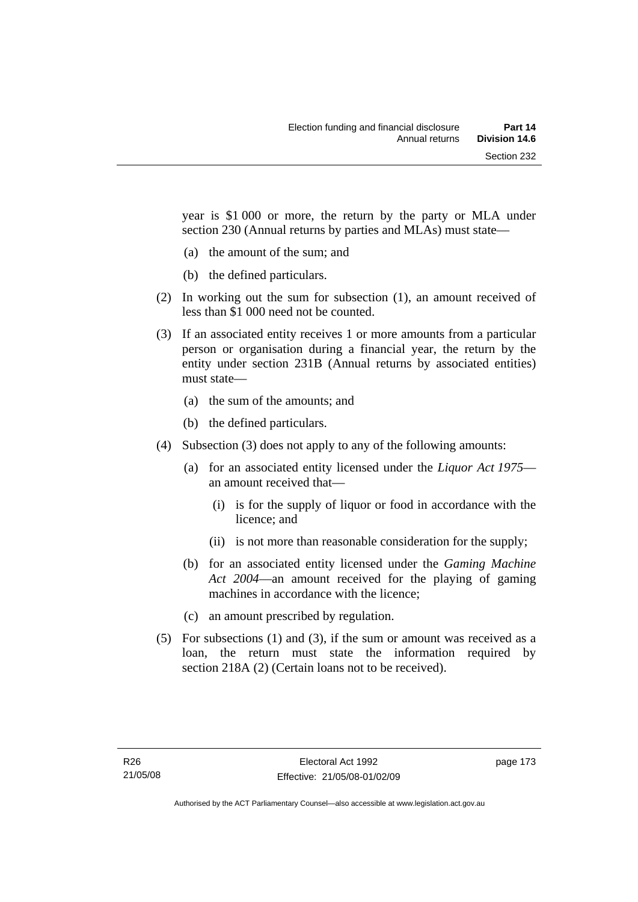year is $1 000 or more, the return by the party or MLA under section 230 (Annual returns by parties and MLAs) must state—

(a) the amount of the sum; and

(b) the defined particulars.

(2) In working out the sum for subsection (1), an amount received of less than $1 000 need not be counted.

(3) If an associated entity receives 1 or more amounts from a particular person or organisation during a financial year, the return by the entity under section 231B (Annual returns by associated entities) must state—

(a) the sum of the amounts; and

(b) the defined particulars.

(4) Subsection (3) does not apply to any of the following amounts:

(a) for an associated entity licensed under the *Liquor Act 1975*—an amount received that—

(i) is for the supply of liquor or food in accordance with the licence; and

(ii) is not more than reasonable consideration for the supply;

(b) for an associated entity licensed under the *Gaming Machine Act 2004*—an amount received for the playing of gaming machines in accordance with the licence;

(c) an amount prescribed by regulation.

(5) For subsections (1) and (3), if the sum or amount was received as a loan, the return must state the information required by section 218A (2) (Certain loans not to be received).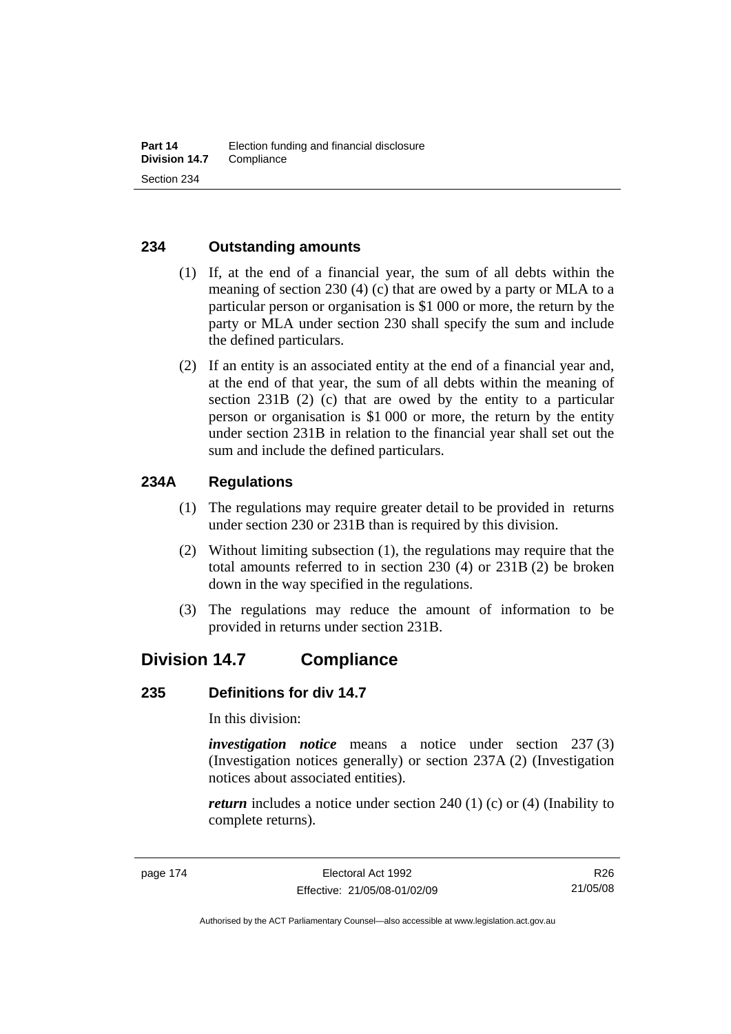### 234 Outstanding amounts

(1) If, at the end of a financial year, the sum of all debts within the meaning of section 230 (4) (c) that are owed by a party or MLA to a particular person or organisation is $1 000 or more, the return by the party or MLA under section 230 shall specify the sum and include the defined particulars.

(2) If an entity is an associated entity at the end of a financial year and, at the end of that year, the sum of all debts within the meaning of section 231B (2) (c) that are owed by the entity to a particular person or organisation is $1 000 or more, the return by the entity under section 231B in relation to the financial year shall set out the sum and include the defined particulars.

### 234A Regulations

(1) The regulations may require greater detail to be provided in returns under section 230 or 231B than is required by this division.

(2) Without limiting subsection (1), the regulations may require that the total amounts referred to in section 230 (4) or 231B (2) be broken down in the way specified in the regulations.

(3) The regulations may reduce the amount of information to be provided in returns under section 231B.

## Division 14.7 Compliance

### 235 Definitions for div 14.7

In this division:

***investigation notice*** means a notice under section 237 (3) (Investigation notices generally) or section 237A (2) (Investigation notices about associated entities).

***return*** includes a notice under section 240 (1) (c) or (4) (Inability to complete returns).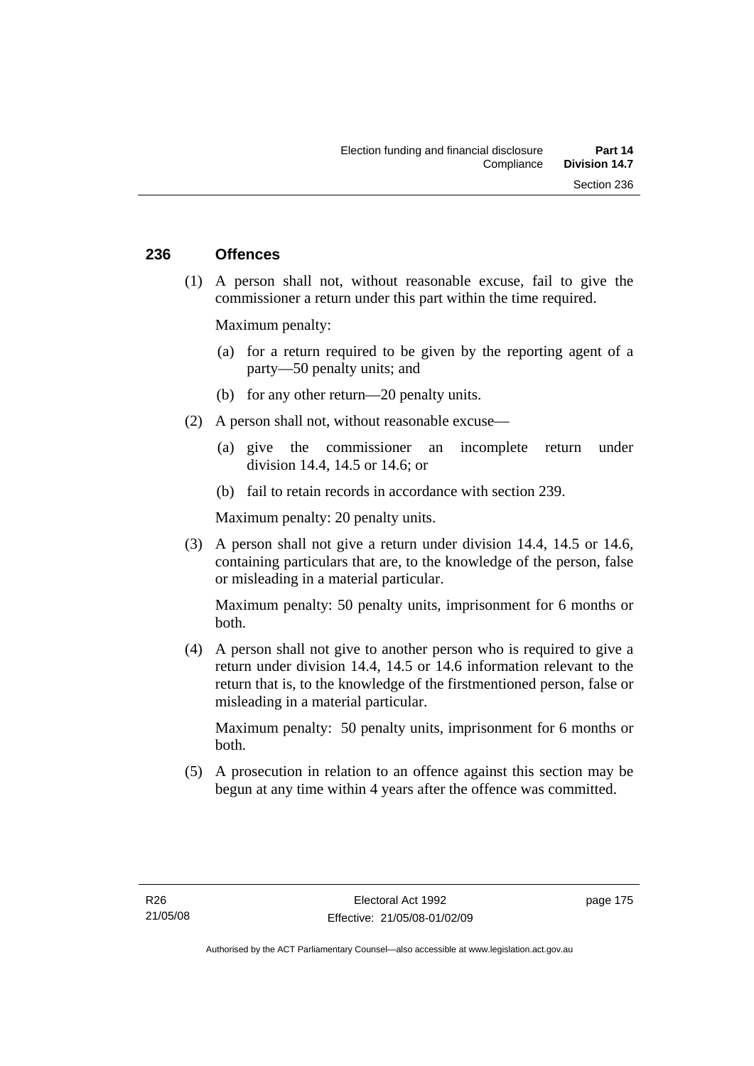## 236 Offences

(1) A person shall not, without reasonable excuse, fail to give the commissioner a return under this part within the time required.

Maximum penalty:

(a) for a return required to be given by the reporting agent of a party—50 penalty units; and

(b) for any other return—20 penalty units.

(2) A person shall not, without reasonable excuse—

(a) give the commissioner an incomplete return under division 14.4, 14.5 or 14.6; or

(b) fail to retain records in accordance with section 239.

Maximum penalty: 20 penalty units.

(3) A person shall not give a return under division 14.4, 14.5 or 14.6, containing particulars that are, to the knowledge of the person, false or misleading in a material particular.

Maximum penalty: 50 penalty units, imprisonment for 6 months or both.

(4) A person shall not give to another person who is required to give a return under division 14.4, 14.5 or 14.6 information relevant to the return that is, to the knowledge of the firstmentioned person, false or misleading in a material particular.

Maximum penalty: 50 penalty units, imprisonment for 6 months or both.

(5) A prosecution in relation to an offence against this section may be begun at any time within 4 years after the offence was committed.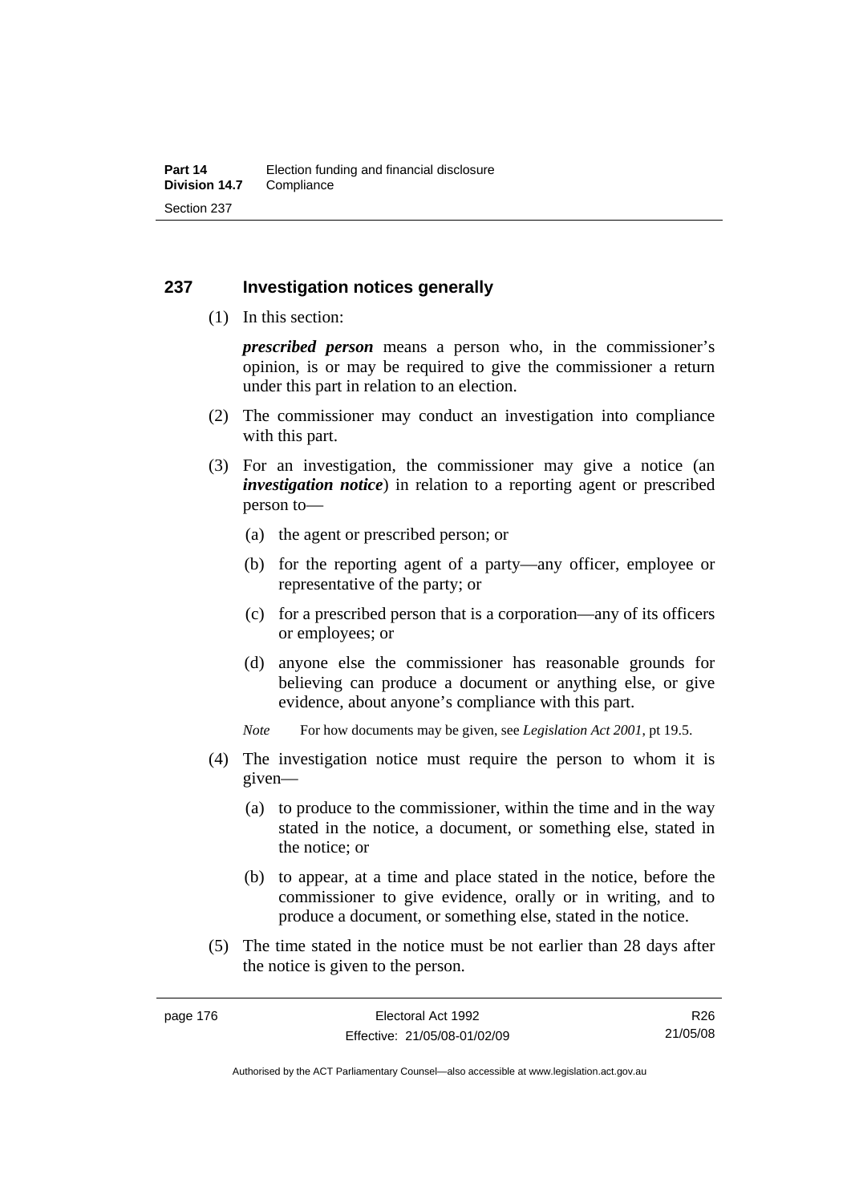## 237 Investigation notices generally

(1) In this section:

***prescribed person*** means a person who, in the commissioner's opinion, is or may be required to give the commissioner a return under this part in relation to an election.

(2) The commissioner may conduct an investigation into compliance with this part.

(3) For an investigation, the commissioner may give a notice (an ***investigation notice***) in relation to a reporting agent or prescribed person to—

(a) the agent or prescribed person; or

(b) for the reporting agent of a party—any officer, employee or representative of the party; or

(c) for a prescribed person that is a corporation—any of its officers or employees; or

(d) anyone else the commissioner has reasonable grounds for believing can produce a document or anything else, or give evidence, about anyone's compliance with this part.

*Note* For how documents may be given, see *Legislation Act 2001*, pt 19.5.

(4) The investigation notice must require the person to whom it is given—

(a) to produce to the commissioner, within the time and in the way stated in the notice, a document, or something else, stated in the notice; or

(b) to appear, at a time and place stated in the notice, before the commissioner to give evidence, orally or in writing, and to produce a document, or something else, stated in the notice.

(5) The time stated in the notice must be not earlier than 28 days after the notice is given to the person.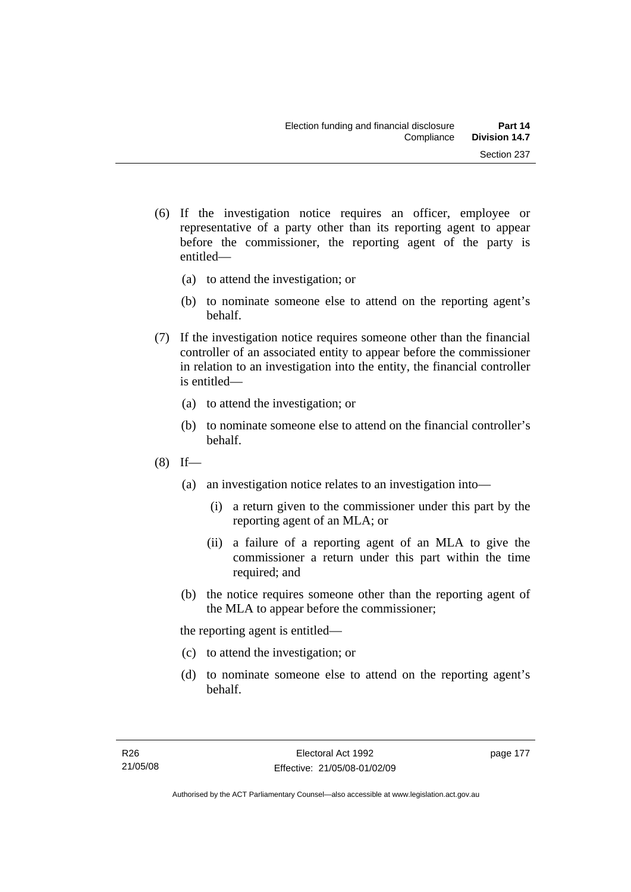(6) If the investigation notice requires an officer, employee or representative of a party other than its reporting agent to appear before the commissioner, the reporting agent of the party is entitled—

(a) to attend the investigation; or

(b) to nominate someone else to attend on the reporting agent's behalf.

(7) If the investigation notice requires someone other than the financial controller of an associated entity to appear before the commissioner in relation to an investigation into the entity, the financial controller is entitled—

(a) to attend the investigation; or

(b) to nominate someone else to attend on the financial controller's behalf.

(8) If—

(a) an investigation notice relates to an investigation into—

(i) a return given to the commissioner under this part by the reporting agent of an MLA; or

(ii) a failure of a reporting agent of an MLA to give the commissioner a return under this part within the time required; and

(b) the notice requires someone other than the reporting agent of the MLA to appear before the commissioner;

the reporting agent is entitled—

(c) to attend the investigation; or

(d) to nominate someone else to attend on the reporting agent's behalf.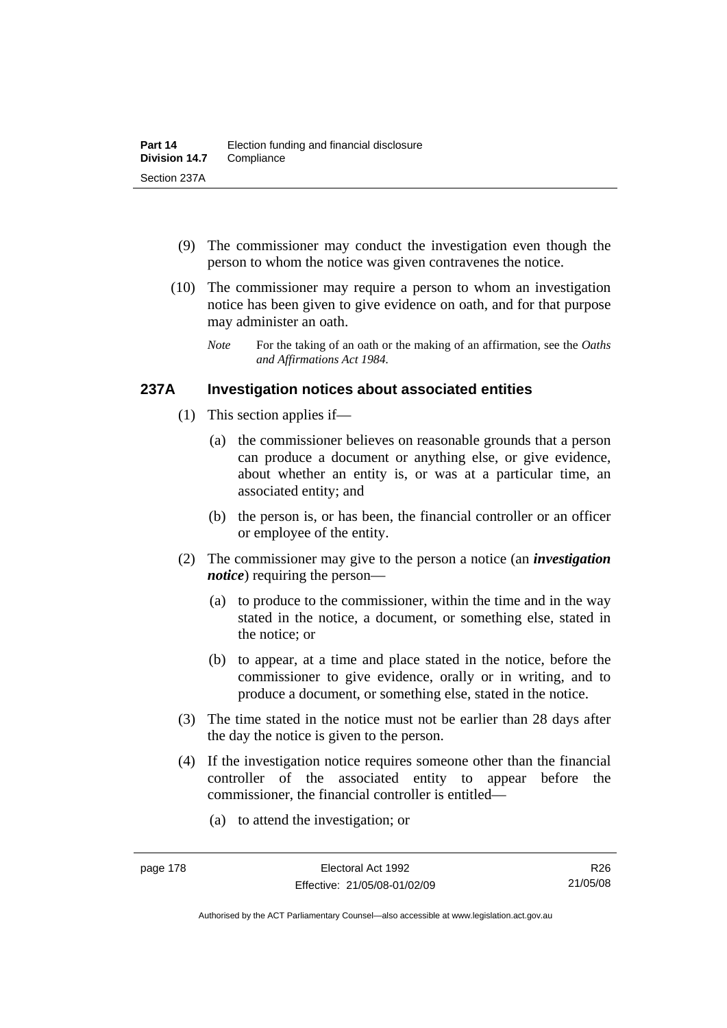(9) The commissioner may conduct the investigation even though the person to whom the notice was given contravenes the notice.

(10) The commissioner may require a person to whom an investigation notice has been given to give evidence on oath, and for that purpose may administer an oath.

*Note* For the taking of an oath or the making of an affirmation, see the *Oaths and Affirmations Act 1984*.

### 237A Investigation notices about associated entities

(1) This section applies if—

(a) the commissioner believes on reasonable grounds that a person can produce a document or anything else, or give evidence, about whether an entity is, or was at a particular time, an associated entity; and

(b) the person is, or has been, the financial controller or an officer or employee of the entity.

(2) The commissioner may give to the person a notice (an ***investigation notice***) requiring the person—

(a) to produce to the commissioner, within the time and in the way stated in the notice, a document, or something else, stated in the notice; or

(b) to appear, at a time and place stated in the notice, before the commissioner to give evidence, orally or in writing, and to produce a document, or something else, stated in the notice.

(3) The time stated in the notice must not be earlier than 28 days after the day the notice is given to the person.

(4) If the investigation notice requires someone other than the financial controller of the associated entity to appear before the commissioner, the financial controller is entitled—

(a) to attend the investigation; or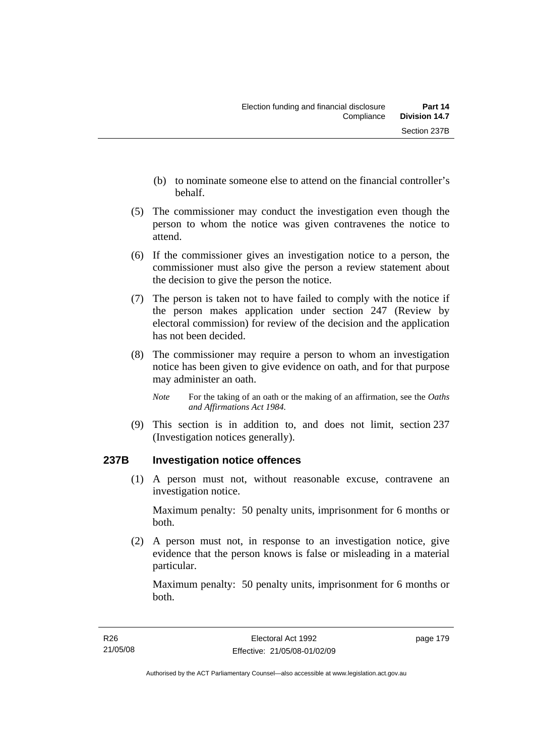(b) to nominate someone else to attend on the financial controller's behalf.

(5) The commissioner may conduct the investigation even though the person to whom the notice was given contravenes the notice to attend.

(6) If the commissioner gives an investigation notice to a person, the commissioner must also give the person a review statement about the decision to give the person the notice.

(7) The person is taken not to have failed to comply with the notice if the person makes application under section 247 (Review by electoral commission) for review of the decision and the application has not been decided.

(8) The commissioner may require a person to whom an investigation notice has been given to give evidence on oath, and for that purpose may administer an oath.

*Note* For the taking of an oath or the making of an affirmation, see the *Oaths and Affirmations Act 1984.*

(9) This section is in addition to, and does not limit, section 237 (Investigation notices generally).

## 237B Investigation notice offences

(1) A person must not, without reasonable excuse, contravene an investigation notice.

Maximum penalty: 50 penalty units, imprisonment for 6 months or both.

(2) A person must not, in response to an investigation notice, give evidence that the person knows is false or misleading in a material particular.

Maximum penalty: 50 penalty units, imprisonment for 6 months or both.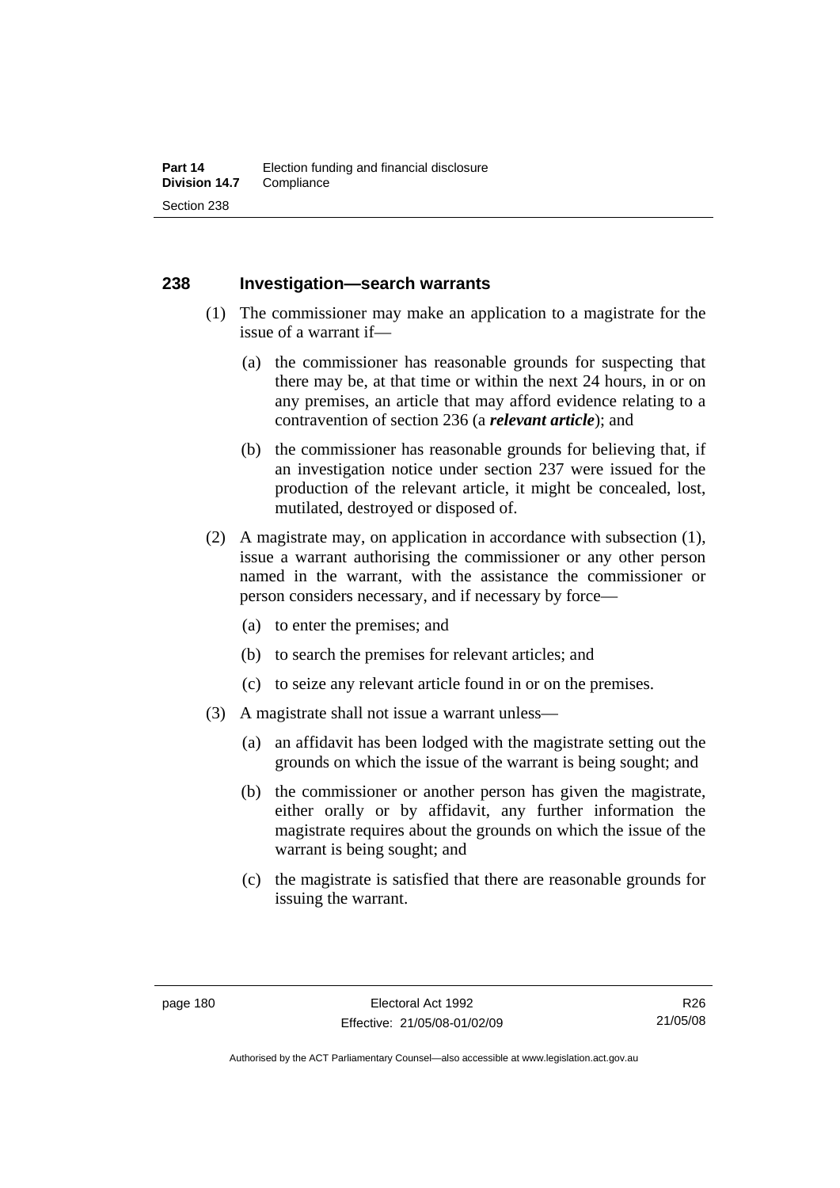## 238 Investigation—search warrants

(1) The commissioner may make an application to a magistrate for the issue of a warrant if—

(a) the commissioner has reasonable grounds for suspecting that there may be, at that time or within the next 24 hours, in or on any premises, an article that may afford evidence relating to a contravention of section 236 (a ***relevant article***); and

(b) the commissioner has reasonable grounds for believing that, if an investigation notice under section 237 were issued for the production of the relevant article, it might be concealed, lost, mutilated, destroyed or disposed of.

(2) A magistrate may, on application in accordance with subsection (1), issue a warrant authorising the commissioner or any other person named in the warrant, with the assistance the commissioner or person considers necessary, and if necessary by force—

(a) to enter the premises; and

(b) to search the premises for relevant articles; and

(c) to seize any relevant article found in or on the premises.

(3) A magistrate shall not issue a warrant unless—

(a) an affidavit has been lodged with the magistrate setting out the grounds on which the issue of the warrant is being sought; and

(b) the commissioner or another person has given the magistrate, either orally or by affidavit, any further information the magistrate requires about the grounds on which the issue of the warrant is being sought; and

(c) the magistrate is satisfied that there are reasonable grounds for issuing the warrant.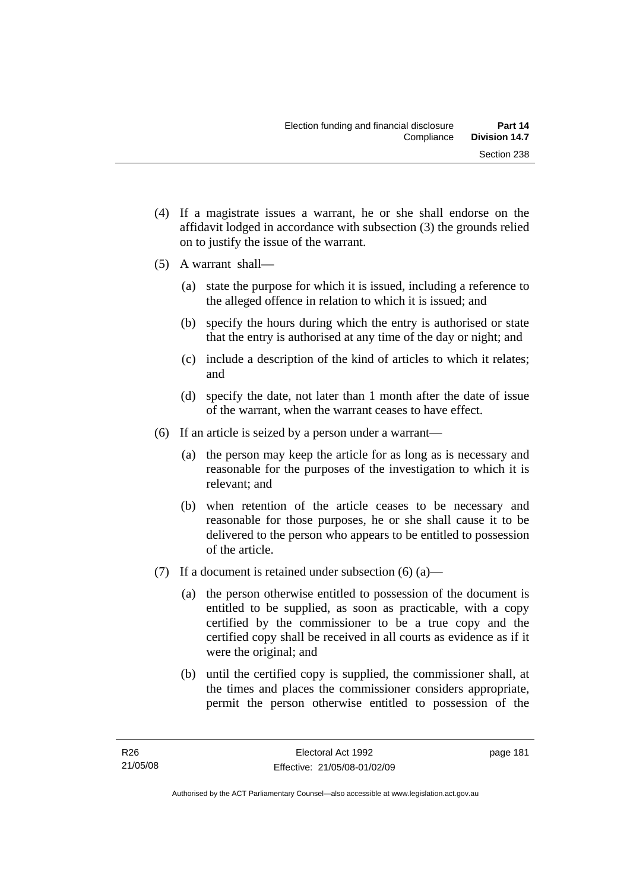(4) If a magistrate issues a warrant, he or she shall endorse on the affidavit lodged in accordance with subsection (3) the grounds relied on to justify the issue of the warrant.

(5) A warrant shall—

  (a) state the purpose for which it is issued, including a reference to the alleged offence in relation to which it is issued; and

  (b) specify the hours during which the entry is authorised or state that the entry is authorised at any time of the day or night; and

  (c) include a description of the kind of articles to which it relates; and

  (d) specify the date, not later than 1 month after the date of issue of the warrant, when the warrant ceases to have effect.

(6) If an article is seized by a person under a warrant—

  (a) the person may keep the article for as long as is necessary and reasonable for the purposes of the investigation to which it is relevant; and

  (b) when retention of the article ceases to be necessary and reasonable for those purposes, he or she shall cause it to be delivered to the person who appears to be entitled to possession of the article.

(7) If a document is retained under subsection (6) (a)—

  (a) the person otherwise entitled to possession of the document is entitled to be supplied, as soon as practicable, with a copy certified by the commissioner to be a true copy and the certified copy shall be received in all courts as evidence as if it were the original; and

  (b) until the certified copy is supplied, the commissioner shall, at the times and places the commissioner considers appropriate, permit the person otherwise entitled to possession of the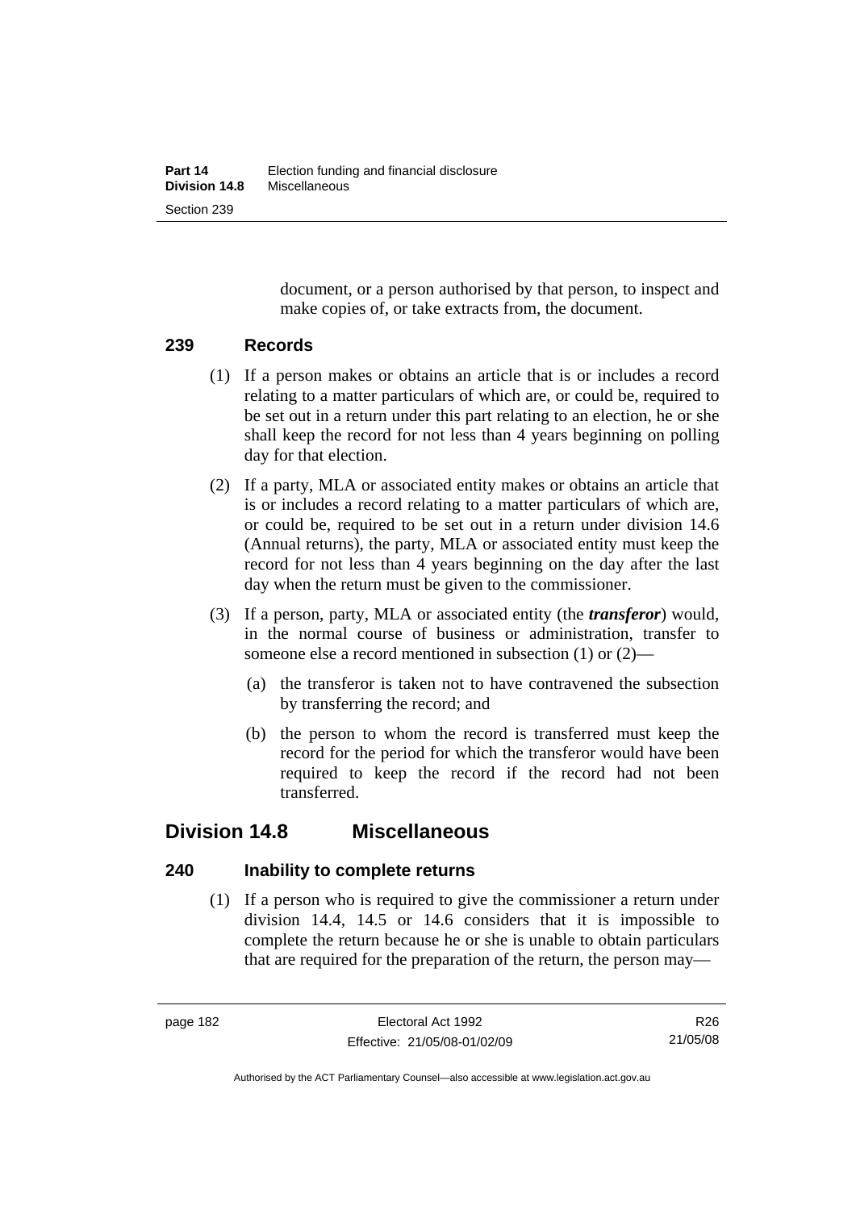document, or a person authorised by that person, to inspect and make copies of, or take extracts from, the document.

### 239 Records

(1) If a person makes or obtains an article that is or includes a record relating to a matter particulars of which are, or could be, required to be set out in a return under this part relating to an election, he or she shall keep the record for not less than 4 years beginning on polling day for that election.

(2) If a party, MLA or associated entity makes or obtains an article that is or includes a record relating to a matter particulars of which are, or could be, required to be set out in a return under division 14.6 (Annual returns), the party, MLA or associated entity must keep the record for not less than 4 years beginning on the day after the last day when the return must be given to the commissioner.

(3) If a person, party, MLA or associated entity (the ***transferor***) would, in the normal course of business or administration, transfer to someone else a record mentioned in subsection (1) or (2)—

(a) the transferor is taken not to have contravened the subsection by transferring the record; and

(b) the person to whom the record is transferred must keep the record for the period for which the transferor would have been required to keep the record if the record had not been transferred.

## Division 14.8 Miscellaneous

### 240 Inability to complete returns

(1) If a person who is required to give the commissioner a return under division 14.4, 14.5 or 14.6 considers that it is impossible to complete the return because he or she is unable to obtain particulars that are required for the preparation of the return, the person may—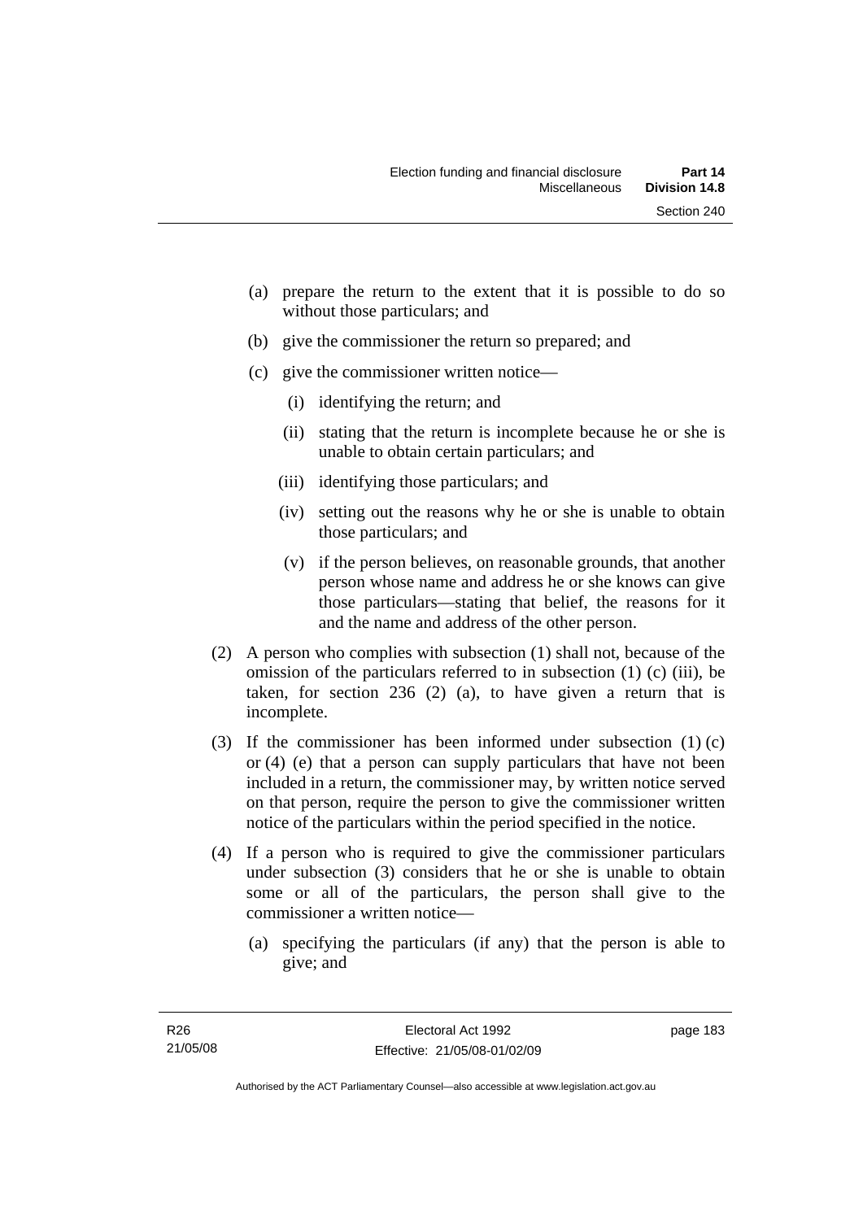(a) prepare the return to the extent that it is possible to do so without those particulars; and

(b) give the commissioner the return so prepared; and

(c) give the commissioner written notice—

   (i) identifying the return; and

   (ii) stating that the return is incomplete because he or she is unable to obtain certain particulars; and

   (iii) identifying those particulars; and

   (iv) setting out the reasons why he or she is unable to obtain those particulars; and

   (v) if the person believes, on reasonable grounds, that another person whose name and address he or she knows can give those particulars—stating that belief, the reasons for it and the name and address of the other person.

(2) A person who complies with subsection (1) shall not, because of the omission of the particulars referred to in subsection (1) (c) (iii), be taken, for section 236 (2) (a), to have given a return that is incomplete.

(3) If the commissioner has been informed under subsection (1) (c) or (4) (e) that a person can supply particulars that have not been included in a return, the commissioner may, by written notice served on that person, require the person to give the commissioner written notice of the particulars within the period specified in the notice.

(4) If a person who is required to give the commissioner particulars under subsection (3) considers that he or she is unable to obtain some or all of the particulars, the person shall give to the commissioner a written notice—

(a) specifying the particulars (if any) that the person is able to give; and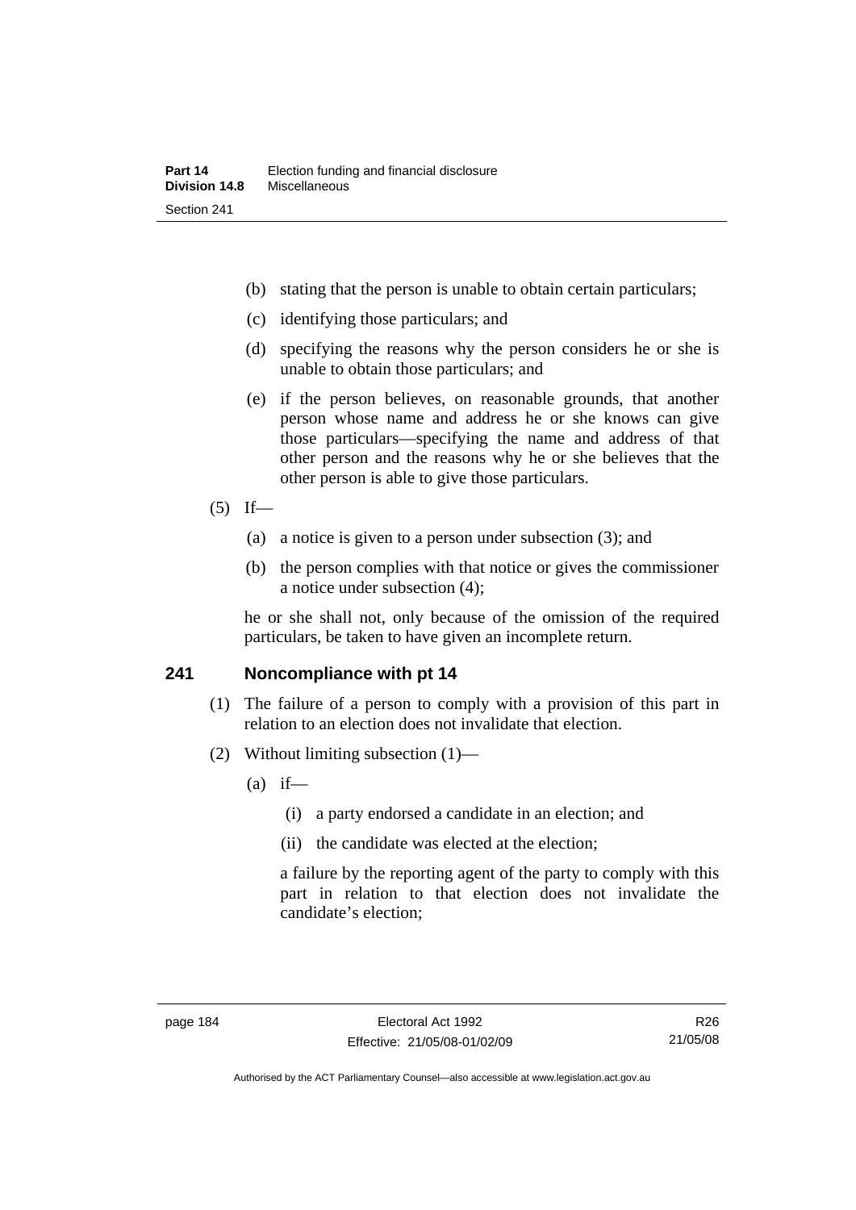(b) stating that the person is unable to obtain certain particulars;

(c) identifying those particulars; and

(d) specifying the reasons why the person considers he or she is unable to obtain those particulars; and

(e) if the person believes, on reasonable grounds, that another person whose name and address he or she knows can give those particulars—specifying the name and address of that other person and the reasons why he or she believes that the other person is able to give those particulars.

(5) If—

(a) a notice is given to a person under subsection (3); and

(b) the person complies with that notice or gives the commissioner a notice under subsection (4);

he or she shall not, only because of the omission of the required particulars, be taken to have given an incomplete return.

## 241 Noncompliance with pt 14

(1) The failure of a person to comply with a provision of this part in relation to an election does not invalidate that election.

(2) Without limiting subsection (1)—

(a) if—

(i) a party endorsed a candidate in an election; and

(ii) the candidate was elected at the election;

a failure by the reporting agent of the party to comply with this part in relation to that election does not invalidate the candidate's election;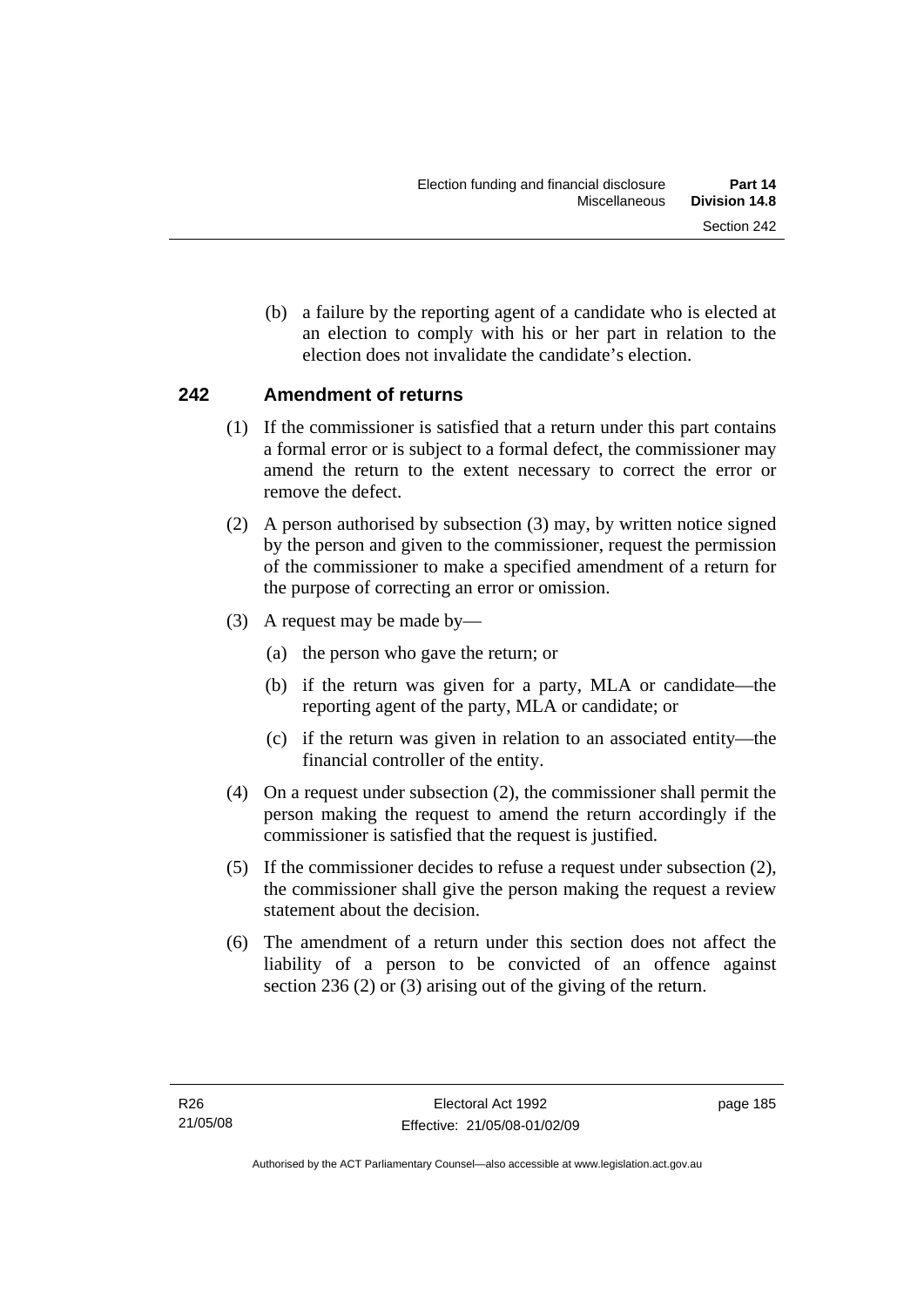(b) a failure by the reporting agent of a candidate who is elected at an election to comply with his or her part in relation to the election does not invalidate the candidate's election.

## 242 Amendment of returns

(1) If the commissioner is satisfied that a return under this part contains a formal error or is subject to a formal defect, the commissioner may amend the return to the extent necessary to correct the error or remove the defect.

(2) A person authorised by subsection (3) may, by written notice signed by the person and given to the commissioner, request the permission of the commissioner to make a specified amendment of a return for the purpose of correcting an error or omission.

(3) A request may be made by—

(a) the person who gave the return; or

(b) if the return was given for a party, MLA or candidate—the reporting agent of the party, MLA or candidate; or

(c) if the return was given in relation to an associated entity—the financial controller of the entity.

(4) On a request under subsection (2), the commissioner shall permit the person making the request to amend the return accordingly if the commissioner is satisfied that the request is justified.

(5) If the commissioner decides to refuse a request under subsection (2), the commissioner shall give the person making the request a review statement about the decision.

(6) The amendment of a return under this section does not affect the liability of a person to be convicted of an offence against section 236 (2) or (3) arising out of the giving of the return.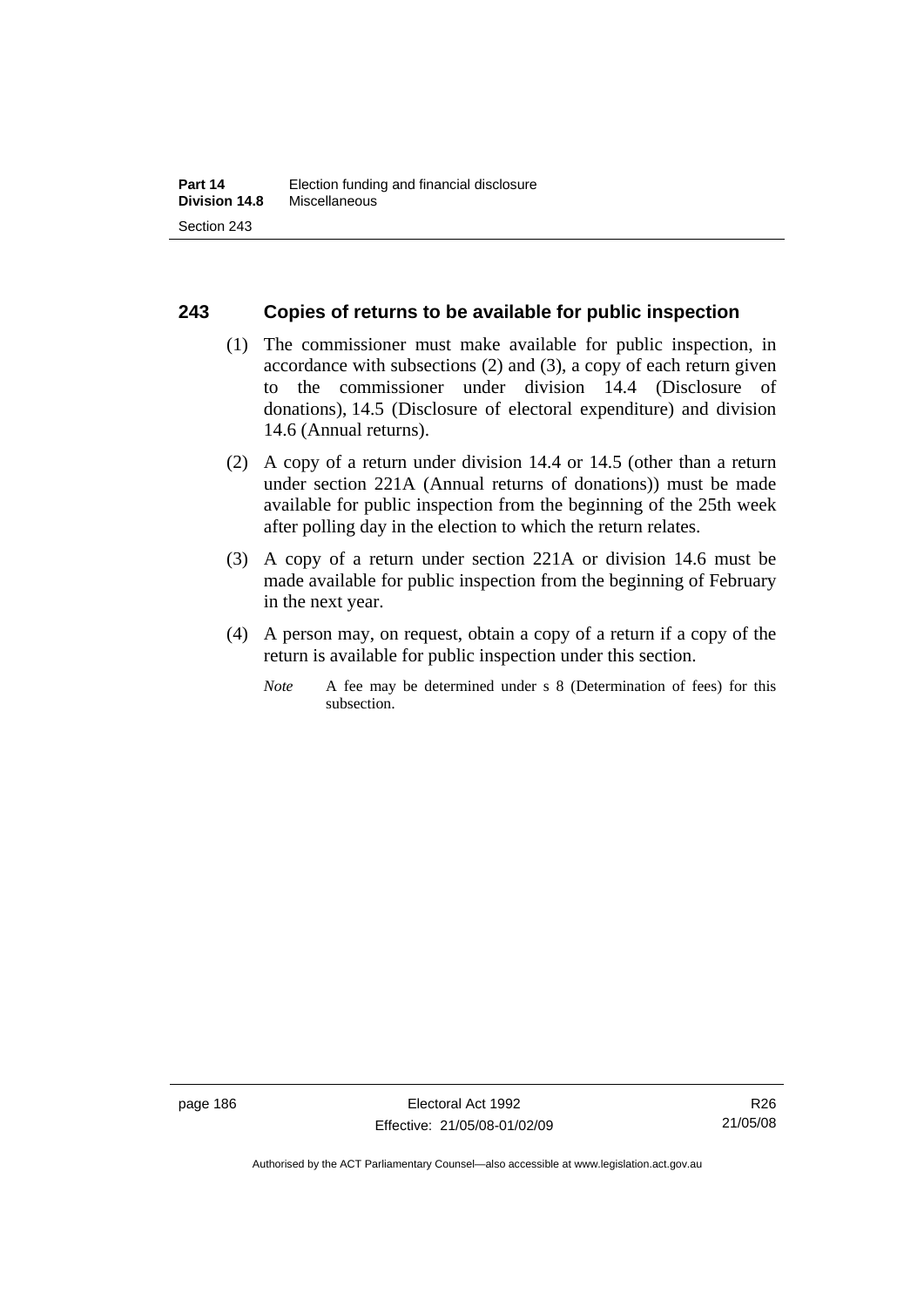## 243 Copies of returns to be available for public inspection

(1) The commissioner must make available for public inspection, in accordance with subsections (2) and (3), a copy of each return given to the commissioner under division 14.4 (Disclosure of donations), 14.5 (Disclosure of electoral expenditure) and division 14.6 (Annual returns).

(2) A copy of a return under division 14.4 or 14.5 (other than a return under section 221A (Annual returns of donations)) must be made available for public inspection from the beginning of the 25th week after polling day in the election to which the return relates.

(3) A copy of a return under section 221A or division 14.6 must be made available for public inspection from the beginning of February in the next year.

(4) A person may, on request, obtain a copy of a return if a copy of the return is available for public inspection under this section.

*Note* A fee may be determined under s 8 (Determination of fees) for this subsection.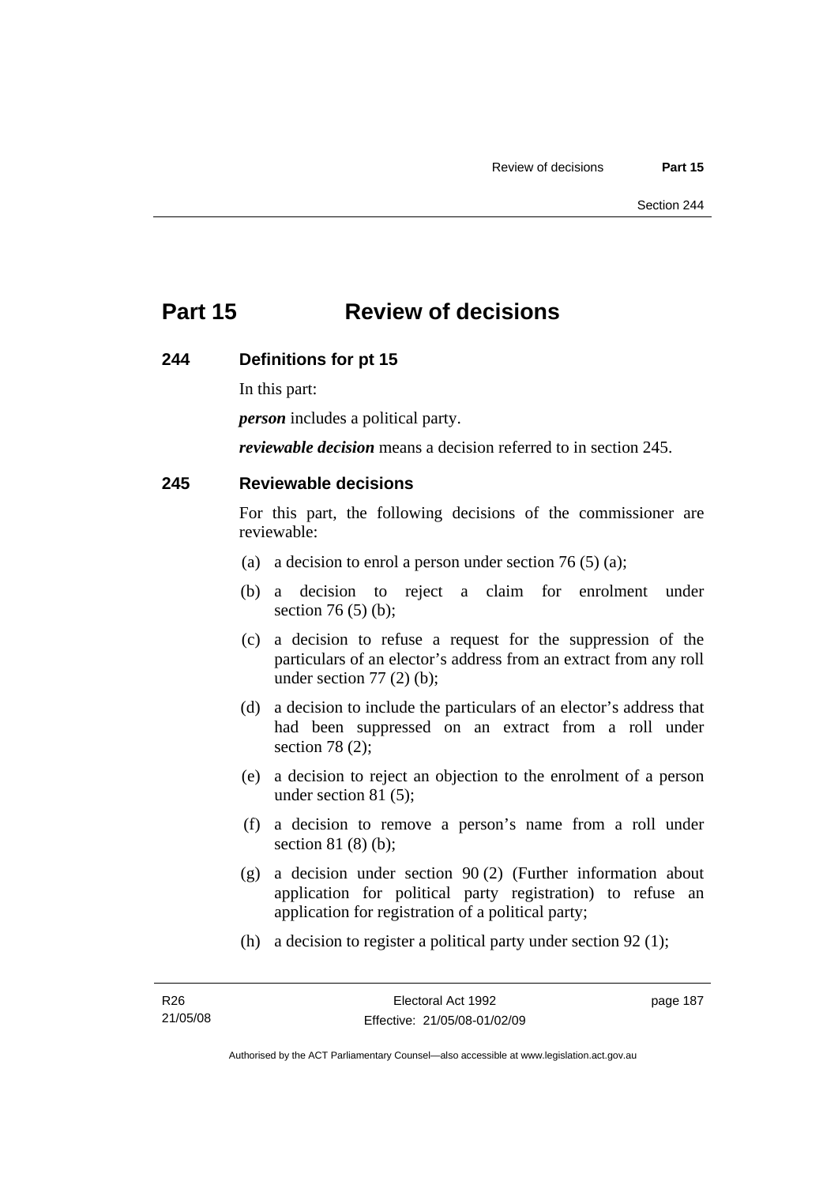# Part 15 Review of decisions

## 244 Definitions for pt 15

In this part:

***person*** includes a political party.

***reviewable decision*** means a decision referred to in section 245.

## 245 Reviewable decisions

For this part, the following decisions of the commissioner are reviewable:

(a) a decision to enrol a person under section 76 (5) (a);

(b) a decision to reject a claim for enrolment under section 76 (5) (b);

(c) a decision to refuse a request for the suppression of the particulars of an elector's address from an extract from any roll under section 77 (2) (b);

(d) a decision to include the particulars of an elector's address that had been suppressed on an extract from a roll under section 78 (2);

(e) a decision to reject an objection to the enrolment of a person under section 81 (5);

(f) a decision to remove a person's name from a roll under section 81 (8) (b);

(g) a decision under section 90 (2) (Further information about application for political party registration) to refuse an application for registration of a political party;

(h) a decision to register a political party under section 92 (1);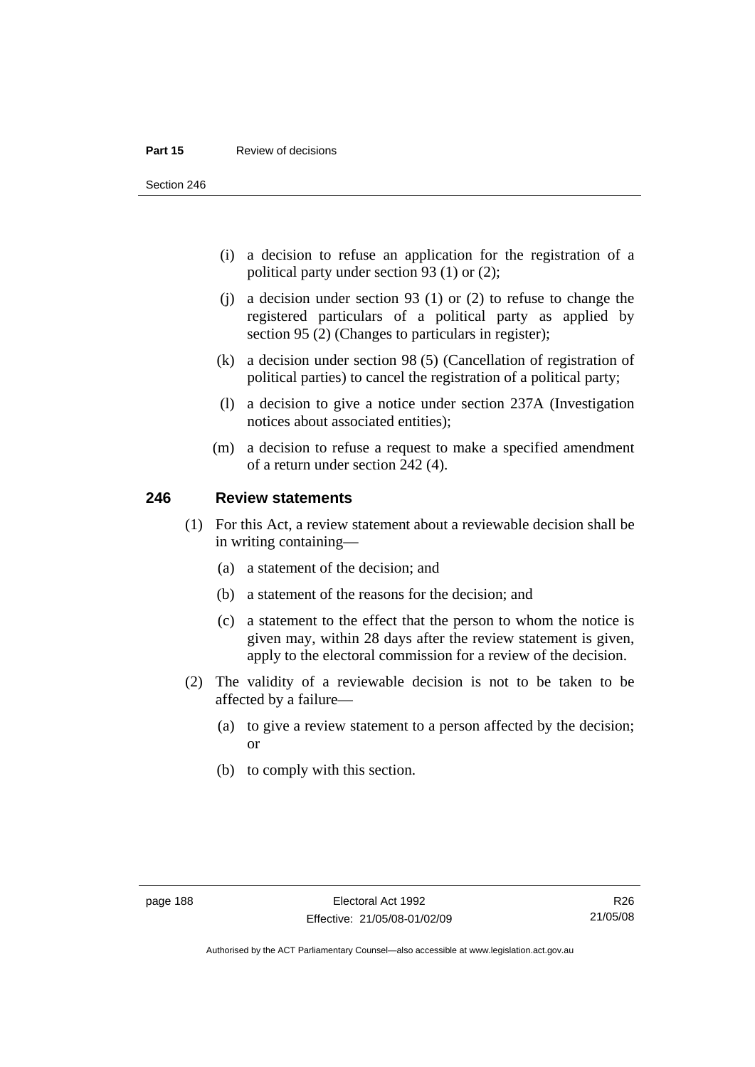(i) a decision to refuse an application for the registration of a political party under section 93 (1) or (2);

(j) a decision under section 93 (1) or (2) to refuse to change the registered particulars of a political party as applied by section 95 (2) (Changes to particulars in register);

(k) a decision under section 98 (5) (Cancellation of registration of political parties) to cancel the registration of a political party;

(l) a decision to give a notice under section 237A (Investigation notices about associated entities);

(m) a decision to refuse a request to make a specified amendment of a return under section 242 (4).

## 246 Review statements

(1) For this Act, a review statement about a reviewable decision shall be in writing containing—

(a) a statement of the decision; and

(b) a statement of the reasons for the decision; and

(c) a statement to the effect that the person to whom the notice is given may, within 28 days after the review statement is given, apply to the electoral commission for a review of the decision.

(2) The validity of a reviewable decision is not to be taken to be affected by a failure—

(a) to give a review statement to a person affected by the decision; or

(b) to comply with this section.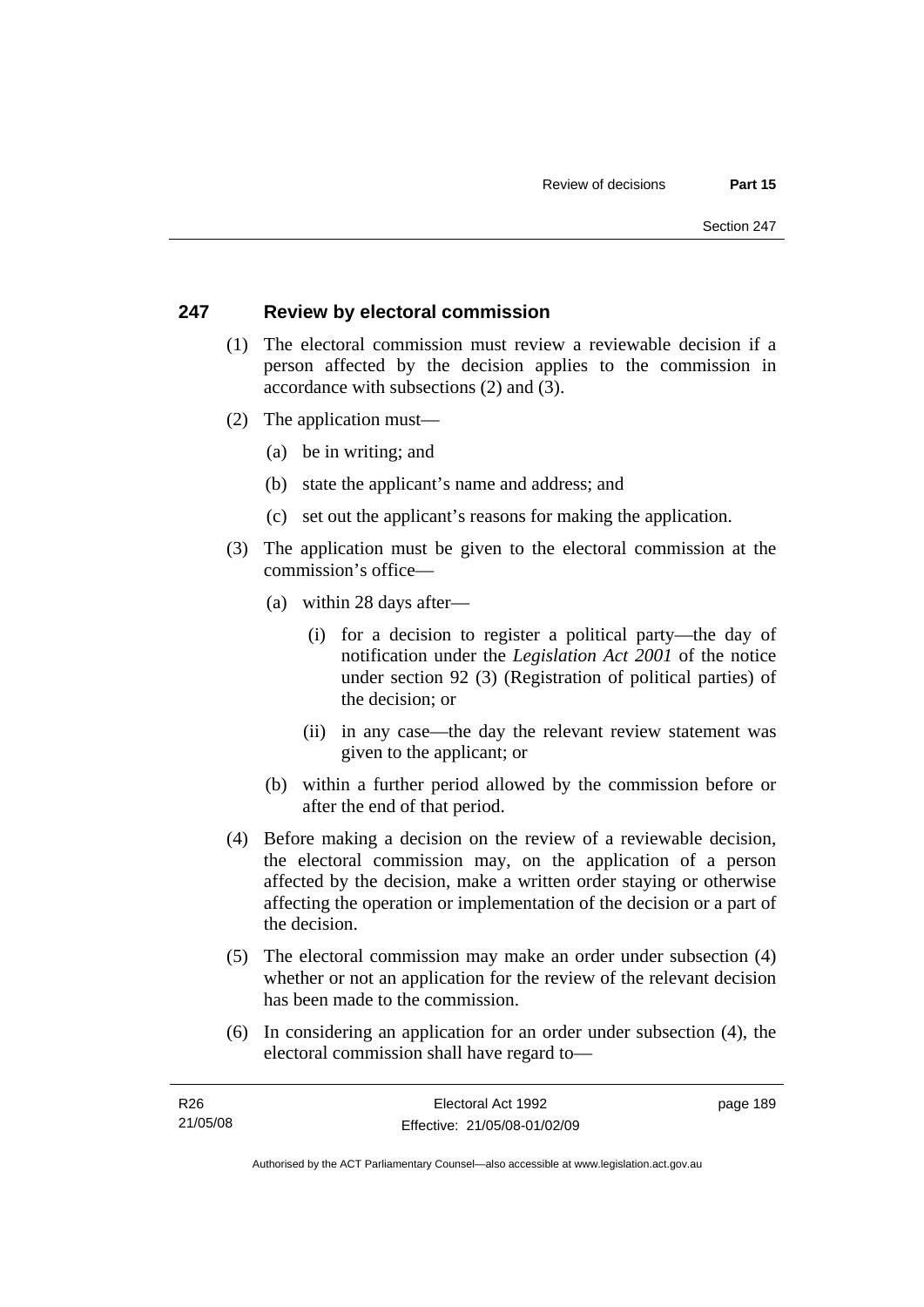## 247 Review by electoral commission

(1) The electoral commission must review a reviewable decision if a person affected by the decision applies to the commission in accordance with subsections (2) and (3).

(2) The application must—

(a) be in writing; and

(b) state the applicant's name and address; and

(c) set out the applicant's reasons for making the application.

(3) The application must be given to the electoral commission at the commission's office—

(a) within 28 days after—

(i) for a decision to register a political party—the day of notification under the *Legislation Act 2001* of the notice under section 92 (3) (Registration of political parties) of the decision; or

(ii) in any case—the day the relevant review statement was given to the applicant; or

(b) within a further period allowed by the commission before or after the end of that period.

(4) Before making a decision on the review of a reviewable decision, the electoral commission may, on the application of a person affected by the decision, make a written order staying or otherwise affecting the operation or implementation of the decision or a part of the decision.

(5) The electoral commission may make an order under subsection (4) whether or not an application for the review of the relevant decision has been made to the commission.

(6) In considering an application for an order under subsection (4), the electoral commission shall have regard to—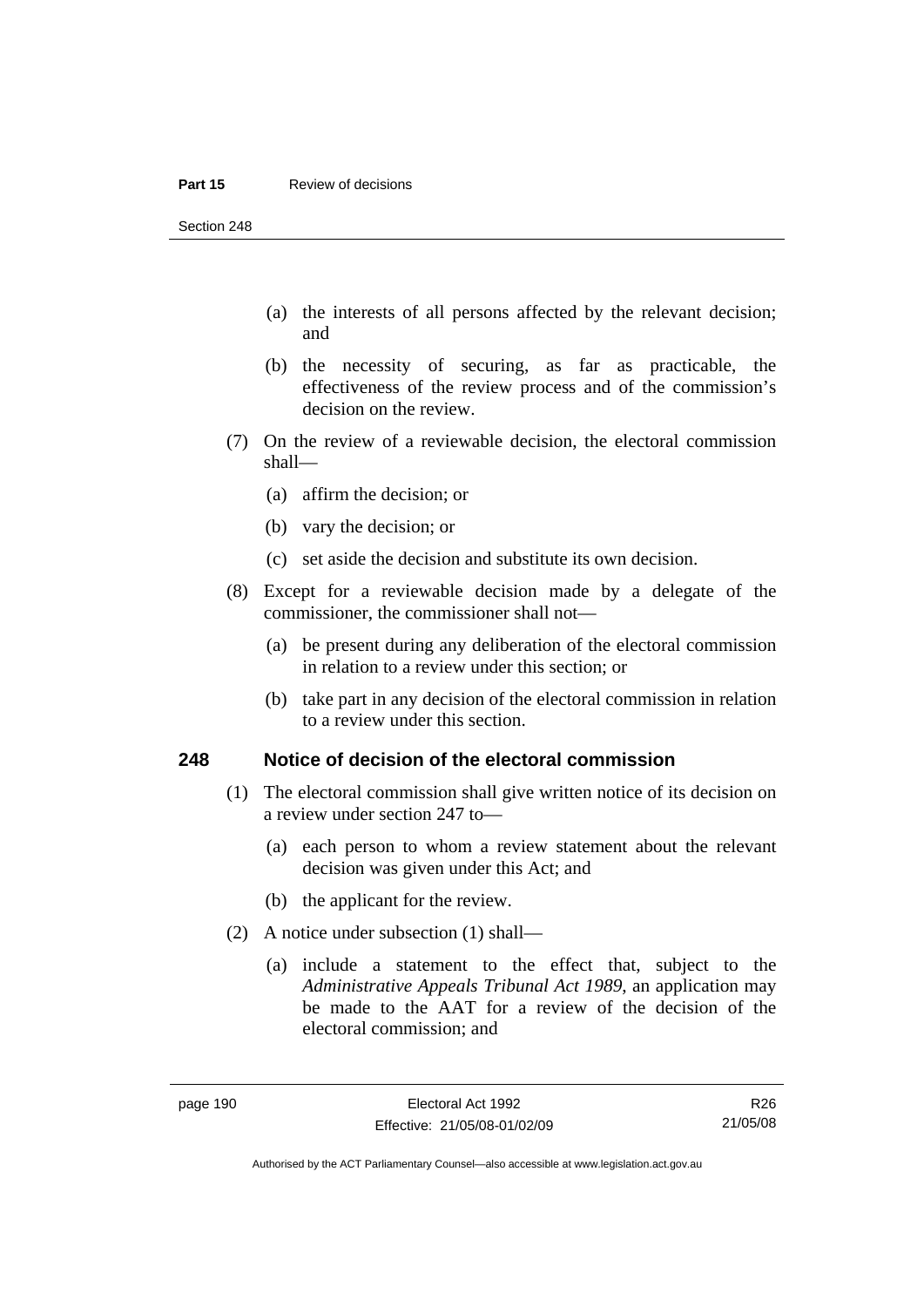(a) the interests of all persons affected by the relevant decision; and

(b) the necessity of securing, as far as practicable, the effectiveness of the review process and of the commission's decision on the review.

(7) On the review of a reviewable decision, the electoral commission shall—

(a) affirm the decision; or

(b) vary the decision; or

(c) set aside the decision and substitute its own decision.

(8) Except for a reviewable decision made by a delegate of the commissioner, the commissioner shall not—

(a) be present during any deliberation of the electoral commission in relation to a review under this section; or

(b) take part in any decision of the electoral commission in relation to a review under this section.

## 248 Notice of decision of the electoral commission

(1) The electoral commission shall give written notice of its decision on a review under section 247 to—

(a) each person to whom a review statement about the relevant decision was given under this Act; and

(b) the applicant for the review.

(2) A notice under subsection (1) shall—

(a) include a statement to the effect that, subject to the *Administrative Appeals Tribunal Act 1989*, an application may be made to the AAT for a review of the decision of the electoral commission; and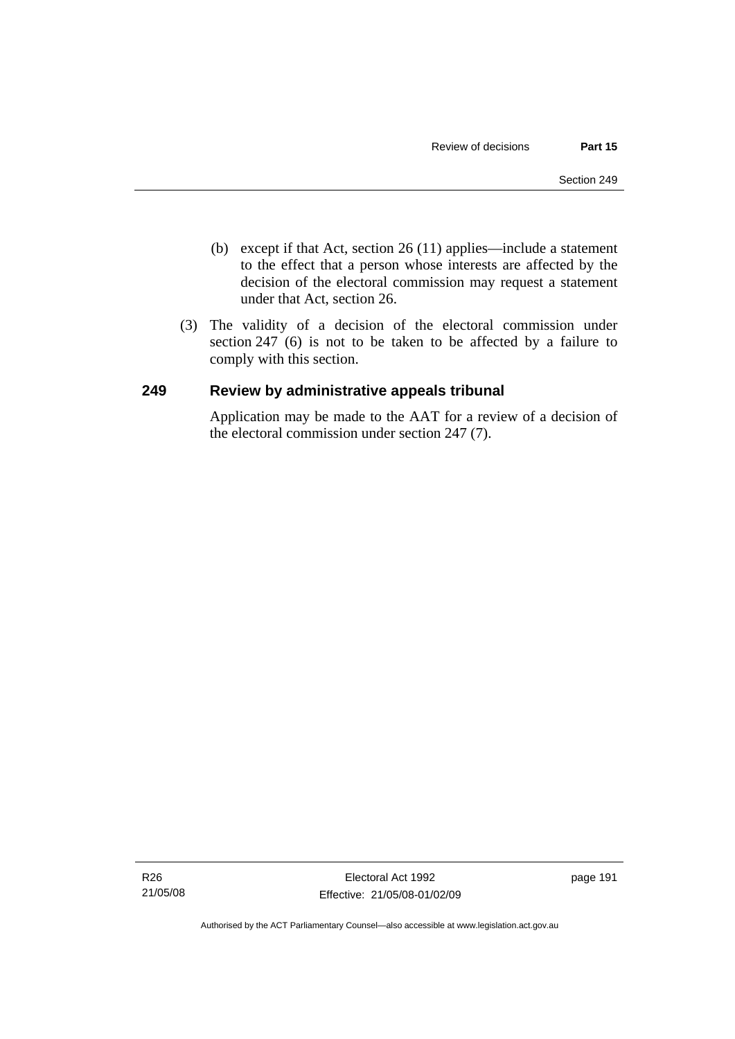(b) except if that Act, section 26 (11) applies—include a statement to the effect that a person whose interests are affected by the decision of the electoral commission may request a statement under that Act, section 26.

(3) The validity of a decision of the electoral commission under section 247 (6) is not to be taken to be affected by a failure to comply with this section.

## 249 Review by administrative appeals tribunal

Application may be made to the AAT for a review of a decision of the electoral commission under section 247 (7).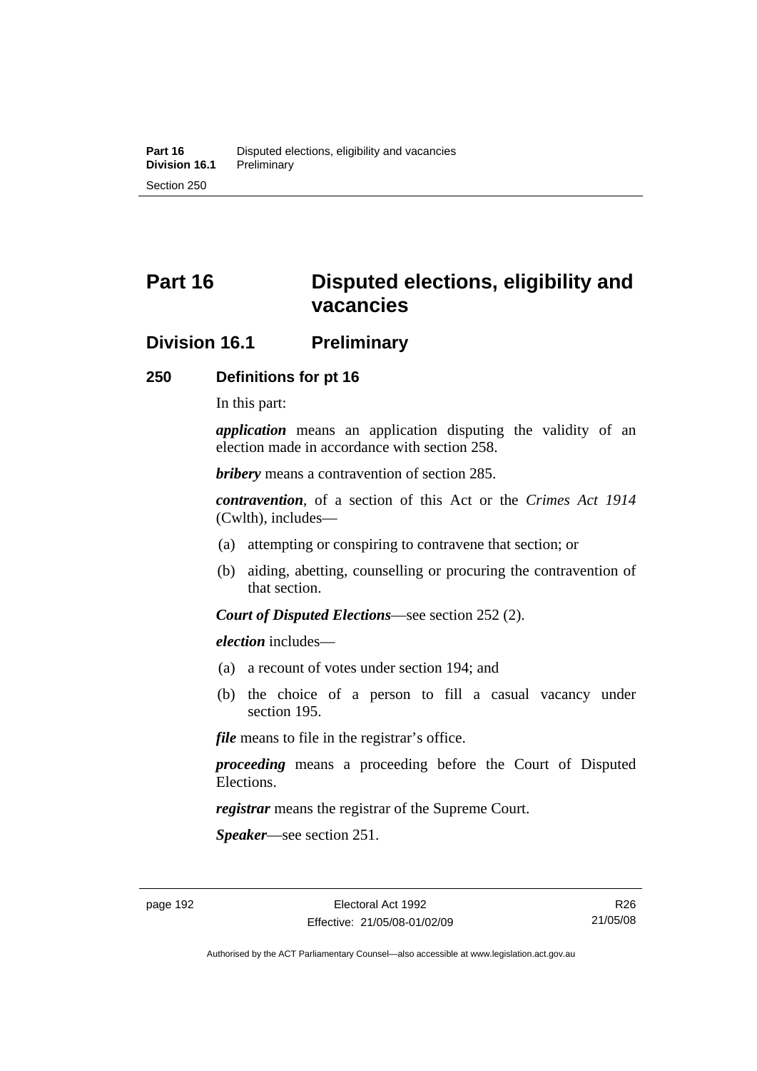# Part 16 Disputed elections, eligibility and vacancies

## Division 16.1 Preliminary

### 250 Definitions for pt 16

In this part:

***application*** means an application disputing the validity of an election made in accordance with section 258.

***bribery*** means a contravention of section 285.

***contravention***, of a section of this Act or the *Crimes Act 1914* (Cwlth), includes—

(a) attempting or conspiring to contravene that section; or

(b) aiding, abetting, counselling or procuring the contravention of that section.

***Court of Disputed Elections***—see section 252 (2).

***election*** includes—

(a) a recount of votes under section 194; and

(b) the choice of a person to fill a casual vacancy under section 195.

***file*** means to file in the registrar's office.

***proceeding*** means a proceeding before the Court of Disputed Elections.

***registrar*** means the registrar of the Supreme Court.

***Speaker***—see section 251.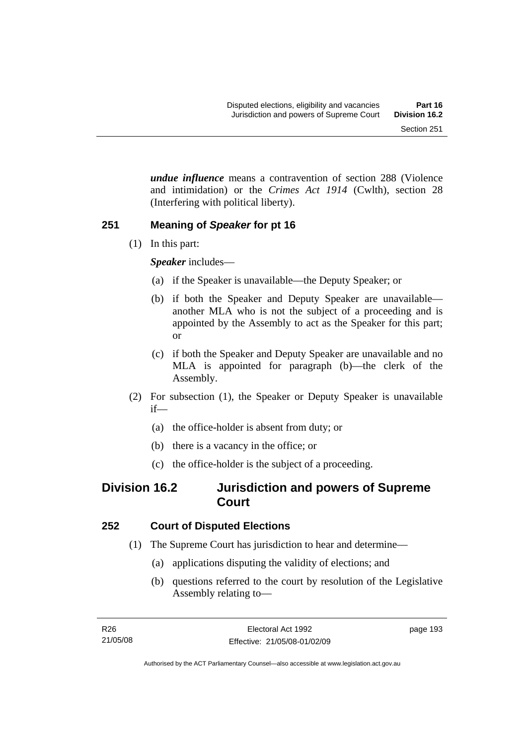***undue influence*** means a contravention of section 288 (Violence and intimidation) or the *Crimes Act 1914* (Cwlth), section 28 (Interfering with political liberty).

### 251 Meaning of *Speaker* for pt 16

(1) In this part:

***Speaker*** includes—

(a) if the Speaker is unavailable—the Deputy Speaker; or

(b) if both the Speaker and Deputy Speaker are unavailable—another MLA who is not the subject of a proceeding and is appointed by the Assembly to act as the Speaker for this part; or

(c) if both the Speaker and Deputy Speaker are unavailable and no MLA is appointed for paragraph (b)—the clerk of the Assembly.

(2) For subsection (1), the Speaker or Deputy Speaker is unavailable if—

(a) the office-holder is absent from duty; or

(b) there is a vacancy in the office; or

(c) the office-holder is the subject of a proceeding.

## Division 16.2 Jurisdiction and powers of Supreme Court

### 252 Court of Disputed Elections

(1) The Supreme Court has jurisdiction to hear and determine—

(a) applications disputing the validity of elections; and

(b) questions referred to the court by resolution of the Legislative Assembly relating to—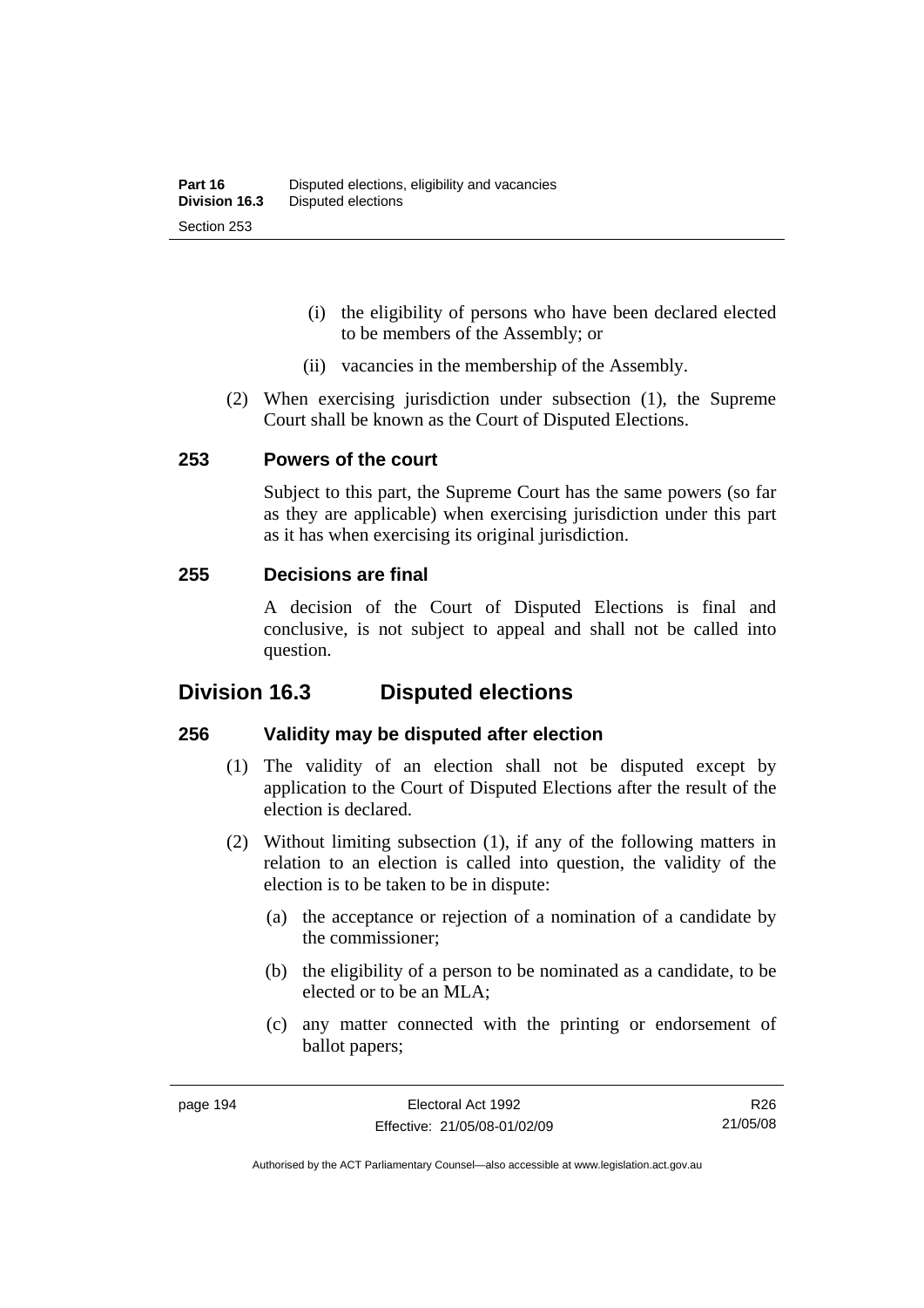(i) the eligibility of persons who have been declared elected to be members of the Assembly; or

(ii) vacancies in the membership of the Assembly.

(2) When exercising jurisdiction under subsection (1), the Supreme Court shall be known as the Court of Disputed Elections.

### 253 Powers of the court

Subject to this part, the Supreme Court has the same powers (so far as they are applicable) when exercising jurisdiction under this part as it has when exercising its original jurisdiction.

### 255 Decisions are final

A decision of the Court of Disputed Elections is final and conclusive, is not subject to appeal and shall not be called into question.

## Division 16.3 Disputed elections

### 256 Validity may be disputed after election

(1) The validity of an election shall not be disputed except by application to the Court of Disputed Elections after the result of the election is declared.

(2) Without limiting subsection (1), if any of the following matters in relation to an election is called into question, the validity of the election is to be taken to be in dispute:

(a) the acceptance or rejection of a nomination of a candidate by the commissioner;

(b) the eligibility of a person to be nominated as a candidate, to be elected or to be an MLA;

(c) any matter connected with the printing or endorsement of ballot papers;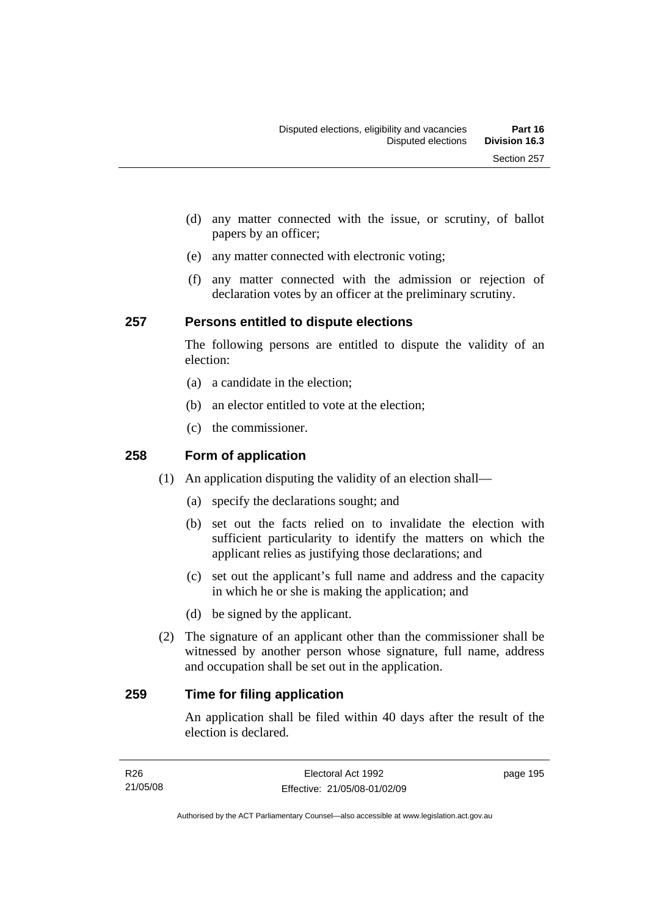(d) any matter connected with the issue, or scrutiny, of ballot papers by an officer;

(e) any matter connected with electronic voting;

(f) any matter connected with the admission or rejection of declaration votes by an officer at the preliminary scrutiny.

## 257 Persons entitled to dispute elections

The following persons are entitled to dispute the validity of an election:

(a) a candidate in the election;

(b) an elector entitled to vote at the election;

(c) the commissioner.

## 258 Form of application

(1) An application disputing the validity of an election shall—

(a) specify the declarations sought; and

(b) set out the facts relied on to invalidate the election with sufficient particularity to identify the matters on which the applicant relies as justifying those declarations; and

(c) set out the applicant's full name and address and the capacity in which he or she is making the application; and

(d) be signed by the applicant.

(2) The signature of an applicant other than the commissioner shall be witnessed by another person whose signature, full name, address and occupation shall be set out in the application.

## 259 Time for filing application

An application shall be filed within 40 days after the result of the election is declared.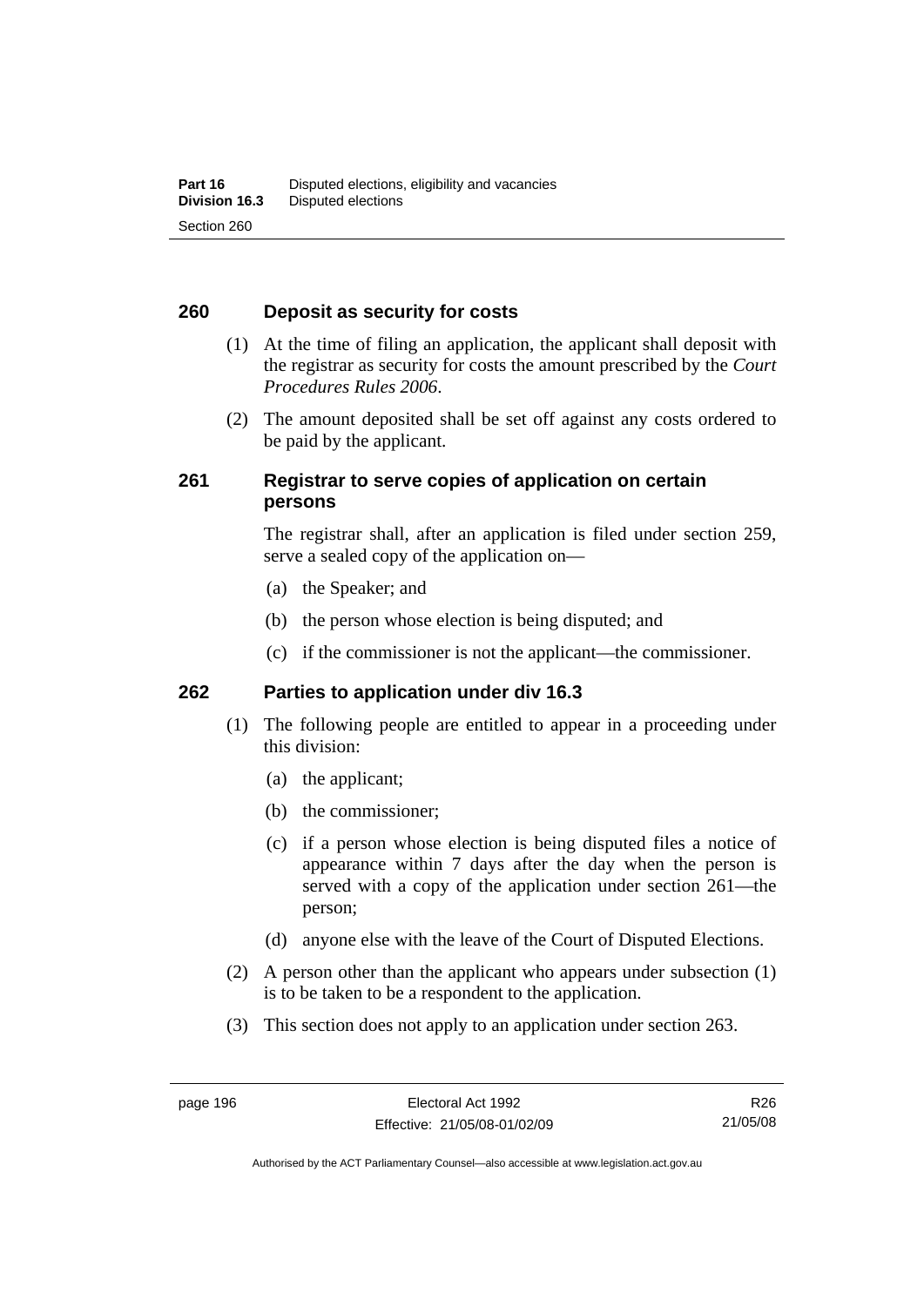## 260 Deposit as security for costs

(1) At the time of filing an application, the applicant shall deposit with the registrar as security for costs the amount prescribed by the *Court Procedures Rules 2006*.

(2) The amount deposited shall be set off against any costs ordered to be paid by the applicant.

## 261 Registrar to serve copies of application on certain persons

The registrar shall, after an application is filed under section 259, serve a sealed copy of the application on—

(a) the Speaker; and

(b) the person whose election is being disputed; and

(c) if the commissioner is not the applicant—the commissioner.

## 262 Parties to application under div 16.3

(1) The following people are entitled to appear in a proceeding under this division:

(a) the applicant;

(b) the commissioner;

(c) if a person whose election is being disputed files a notice of appearance within 7 days after the day when the person is served with a copy of the application under section 261—the person;

(d) anyone else with the leave of the Court of Disputed Elections.

(2) A person other than the applicant who appears under subsection (1) is to be taken to be a respondent to the application.

(3) This section does not apply to an application under section 263.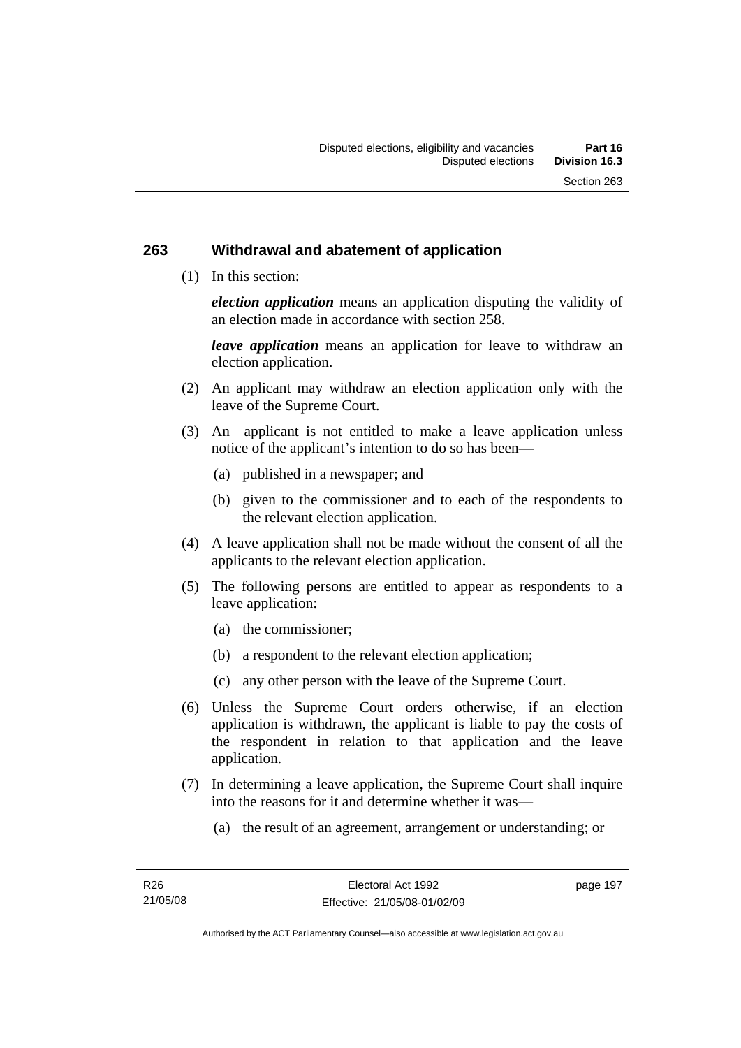## 263 Withdrawal and abatement of application

(1) In this section:

***election application*** means an application disputing the validity of an election made in accordance with section 258.

***leave application*** means an application for leave to withdraw an election application.

(2) An applicant may withdraw an election application only with the leave of the Supreme Court.

(3) An applicant is not entitled to make a leave application unless notice of the applicant's intention to do so has been—

(a) published in a newspaper; and

(b) given to the commissioner and to each of the respondents to the relevant election application.

(4) A leave application shall not be made without the consent of all the applicants to the relevant election application.

(5) The following persons are entitled to appear as respondents to a leave application:

(a) the commissioner;

(b) a respondent to the relevant election application;

(c) any other person with the leave of the Supreme Court.

(6) Unless the Supreme Court orders otherwise, if an election application is withdrawn, the applicant is liable to pay the costs of the respondent in relation to that application and the leave application.

(7) In determining a leave application, the Supreme Court shall inquire into the reasons for it and determine whether it was—

(a) the result of an agreement, arrangement or understanding; or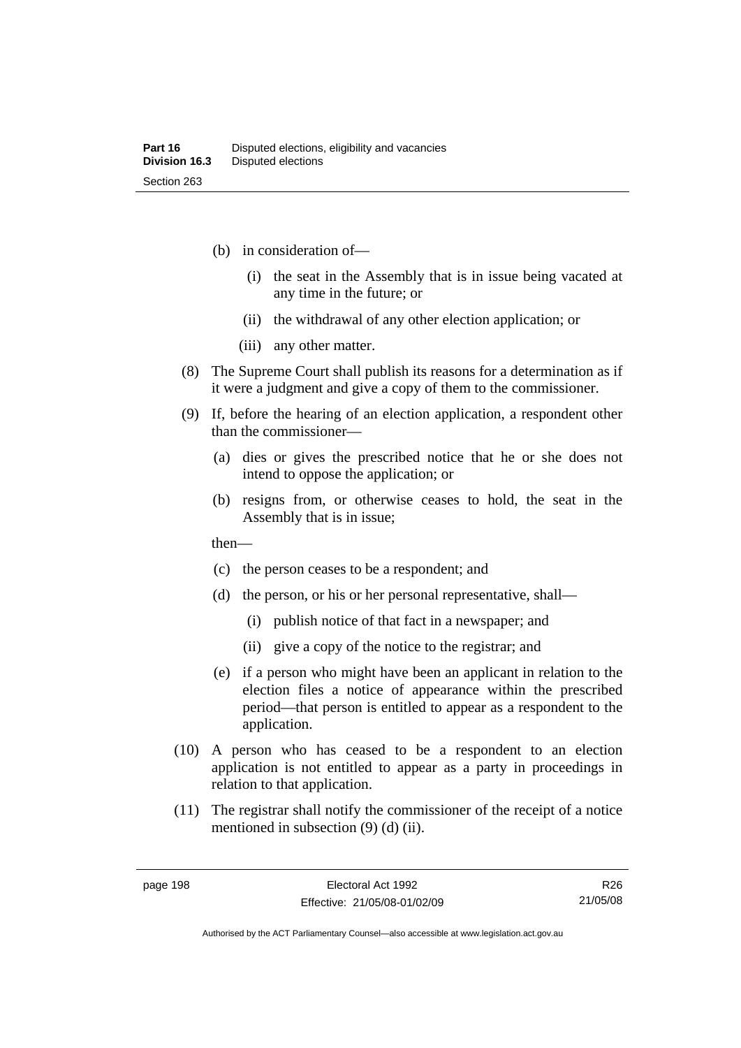(b) in consideration of—

(i) the seat in the Assembly that is in issue being vacated at any time in the future; or

(ii) the withdrawal of any other election application; or

(iii) any other matter.

(8) The Supreme Court shall publish its reasons for a determination as if it were a judgment and give a copy of them to the commissioner.

(9) If, before the hearing of an election application, a respondent other than the commissioner—

(a) dies or gives the prescribed notice that he or she does not intend to oppose the application; or

(b) resigns from, or otherwise ceases to hold, the seat in the Assembly that is in issue;

then—

(c) the person ceases to be a respondent; and

(d) the person, or his or her personal representative, shall—

(i) publish notice of that fact in a newspaper; and

(ii) give a copy of the notice to the registrar; and

(e) if a person who might have been an applicant in relation to the election files a notice of appearance within the prescribed period—that person is entitled to appear as a respondent to the application.

(10) A person who has ceased to be a respondent to an election application is not entitled to appear as a party in proceedings in relation to that application.

(11) The registrar shall notify the commissioner of the receipt of a notice mentioned in subsection (9) (d) (ii).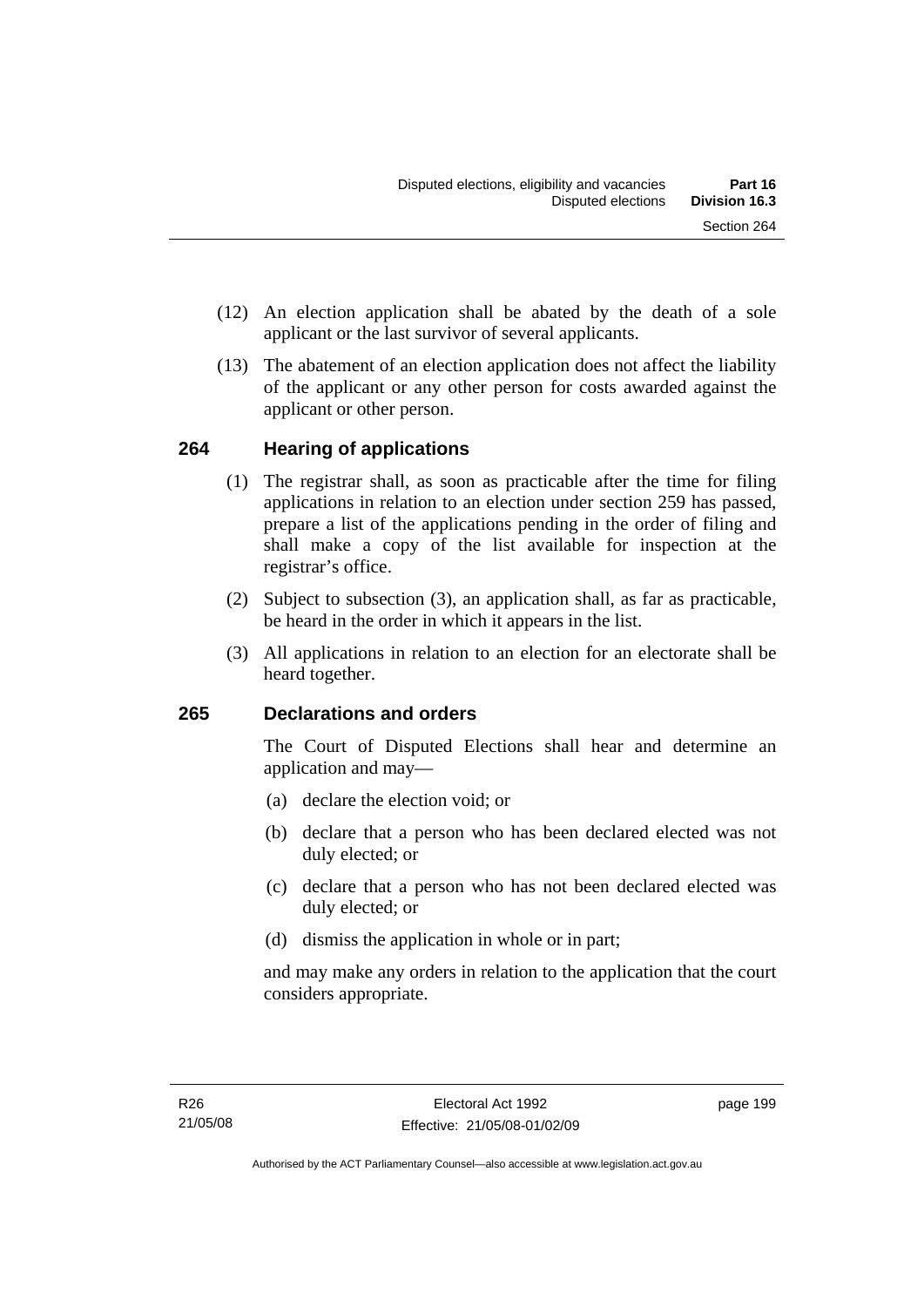(12) An election application shall be abated by the death of a sole applicant or the last survivor of several applicants.

(13) The abatement of an election application does not affect the liability of the applicant or any other person for costs awarded against the applicant or other person.

## 264 Hearing of applications

(1) The registrar shall, as soon as practicable after the time for filing applications in relation to an election under section 259 has passed, prepare a list of the applications pending in the order of filing and shall make a copy of the list available for inspection at the registrar's office.

(2) Subject to subsection (3), an application shall, as far as practicable, be heard in the order in which it appears in the list.

(3) All applications in relation to an election for an electorate shall be heard together.

## 265 Declarations and orders

The Court of Disputed Elections shall hear and determine an application and may—

(a) declare the election void; or

(b) declare that a person who has been declared elected was not duly elected; or

(c) declare that a person who has not been declared elected was duly elected; or

(d) dismiss the application in whole or in part;

and may make any orders in relation to the application that the court considers appropriate.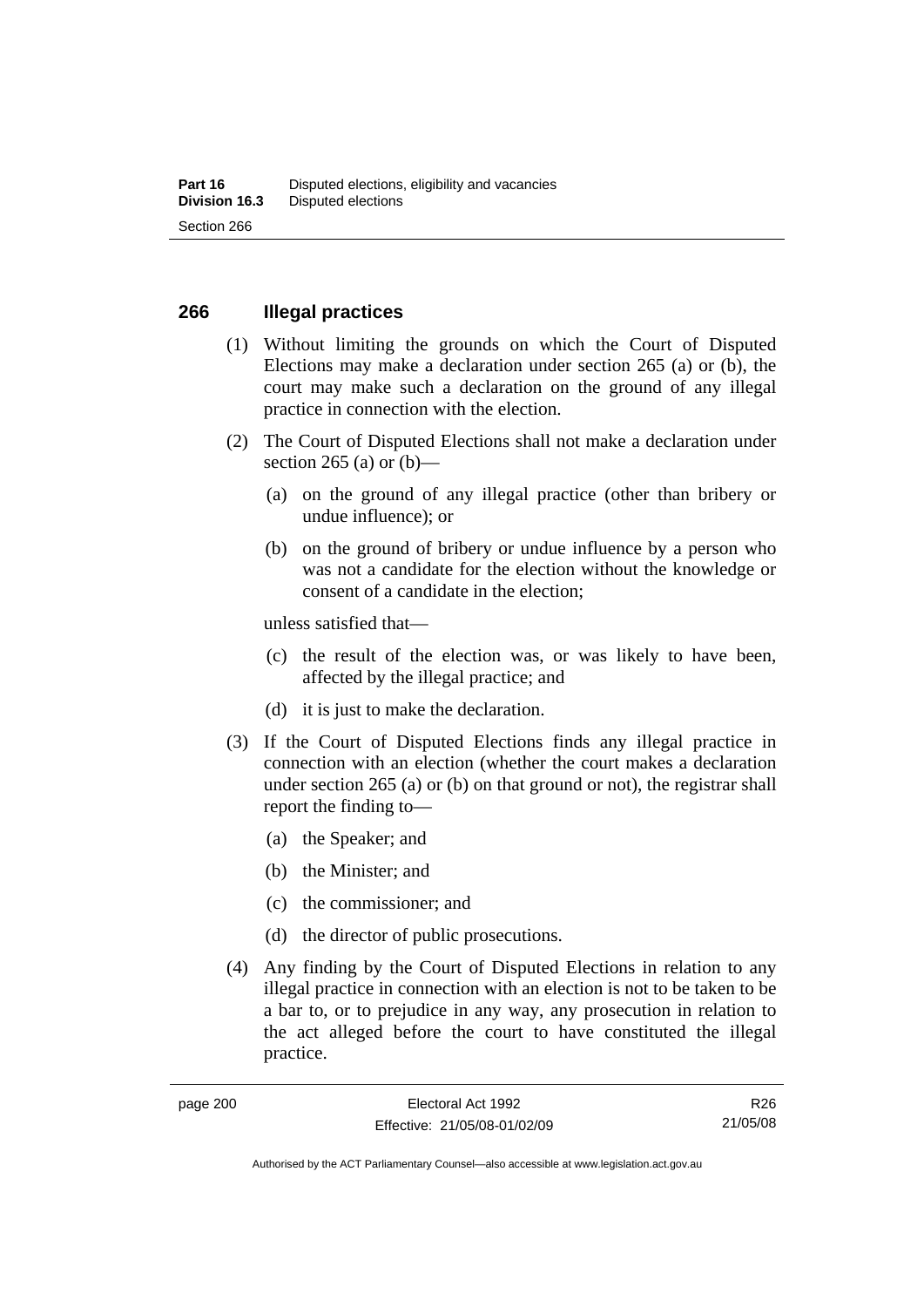## 266 Illegal practices

(1) Without limiting the grounds on which the Court of Disputed Elections may make a declaration under section 265 (a) or (b), the court may make such a declaration on the ground of any illegal practice in connection with the election.

(2) The Court of Disputed Elections shall not make a declaration under section 265 (a) or (b)—

(a) on the ground of any illegal practice (other than bribery or undue influence); or

(b) on the ground of bribery or undue influence by a person who was not a candidate for the election without the knowledge or consent of a candidate in the election;

unless satisfied that—

(c) the result of the election was, or was likely to have been, affected by the illegal practice; and

(d) it is just to make the declaration.

(3) If the Court of Disputed Elections finds any illegal practice in connection with an election (whether the court makes a declaration under section 265 (a) or (b) on that ground or not), the registrar shall report the finding to—

(a) the Speaker; and

(b) the Minister; and

(c) the commissioner; and

(d) the director of public prosecutions.

(4) Any finding by the Court of Disputed Elections in relation to any illegal practice in connection with an election is not to be taken to be a bar to, or to prejudice in any way, any prosecution in relation to the act alleged before the court to have constituted the illegal practice.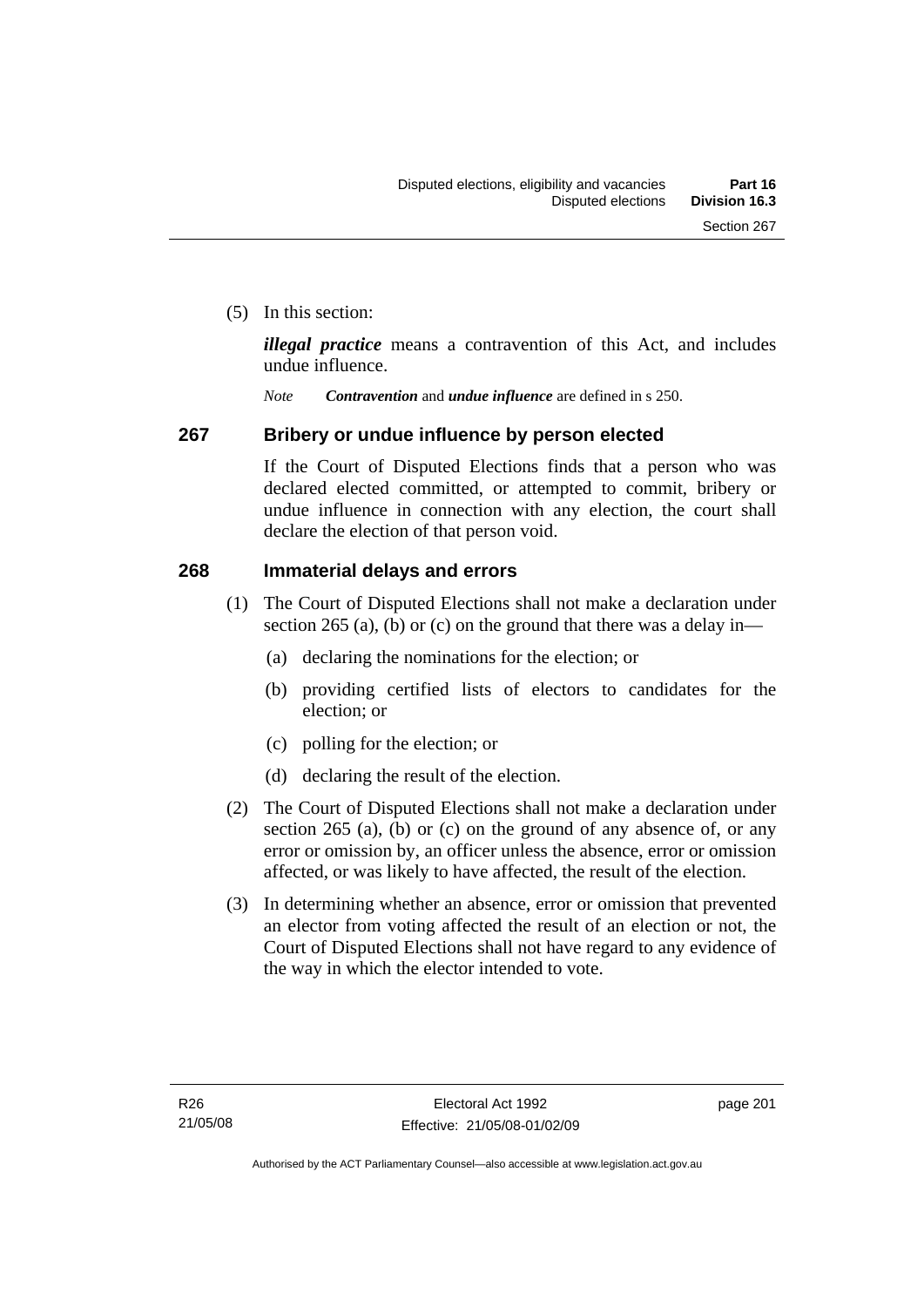(5) In this section:

***illegal practice*** means a contravention of this Act, and includes undue influence.

*Note* ***Contravention*** and ***undue influence*** are defined in s 250.

## 267 Bribery or undue influence by person elected

If the Court of Disputed Elections finds that a person who was declared elected committed, or attempted to commit, bribery or undue influence in connection with any election, the court shall declare the election of that person void.

## 268 Immaterial delays and errors

(1) The Court of Disputed Elections shall not make a declaration under section 265 (a), (b) or (c) on the ground that there was a delay in—

- (a) declaring the nominations for the election; or
- (b) providing certified lists of electors to candidates for the election; or
- (c) polling for the election; or
- (d) declaring the result of the election.

(2) The Court of Disputed Elections shall not make a declaration under section 265 (a), (b) or (c) on the ground of any absence of, or any error or omission by, an officer unless the absence, error or omission affected, or was likely to have affected, the result of the election.

(3) In determining whether an absence, error or omission that prevented an elector from voting affected the result of an election or not, the Court of Disputed Elections shall not have regard to any evidence of the way in which the elector intended to vote.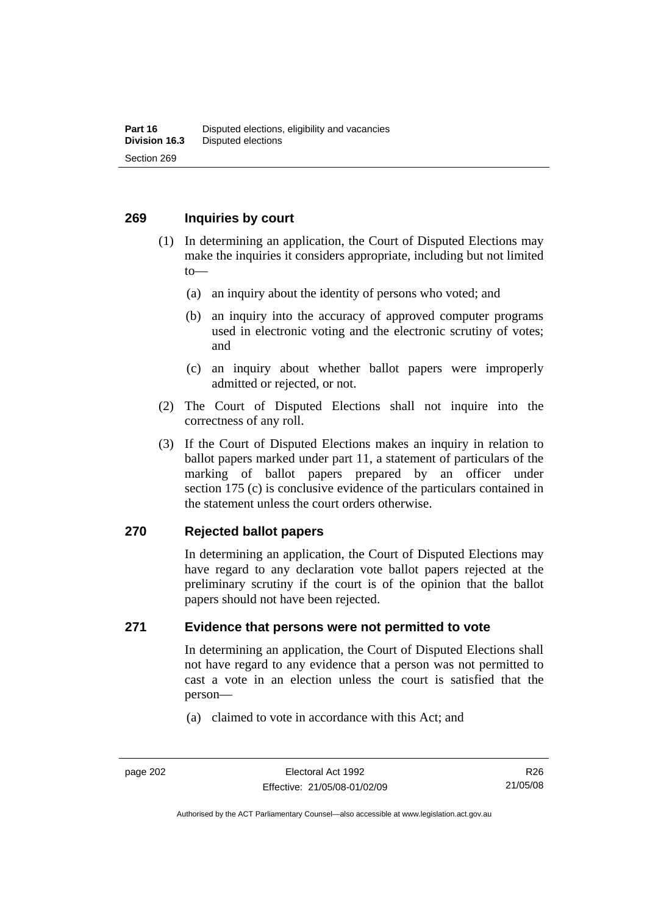## 269 Inquiries by court

(1) In determining an application, the Court of Disputed Elections may make the inquiries it considers appropriate, including but not limited to—

(a) an inquiry about the identity of persons who voted; and

(b) an inquiry into the accuracy of approved computer programs used in electronic voting and the electronic scrutiny of votes; and

(c) an inquiry about whether ballot papers were improperly admitted or rejected, or not.

(2) The Court of Disputed Elections shall not inquire into the correctness of any roll.

(3) If the Court of Disputed Elections makes an inquiry in relation to ballot papers marked under part 11, a statement of particulars of the marking of ballot papers prepared by an officer under section 175 (c) is conclusive evidence of the particulars contained in the statement unless the court orders otherwise.

## 270 Rejected ballot papers

In determining an application, the Court of Disputed Elections may have regard to any declaration vote ballot papers rejected at the preliminary scrutiny if the court is of the opinion that the ballot papers should not have been rejected.

## 271 Evidence that persons were not permitted to vote

In determining an application, the Court of Disputed Elections shall not have regard to any evidence that a person was not permitted to cast a vote in an election unless the court is satisfied that the person—

(a) claimed to vote in accordance with this Act; and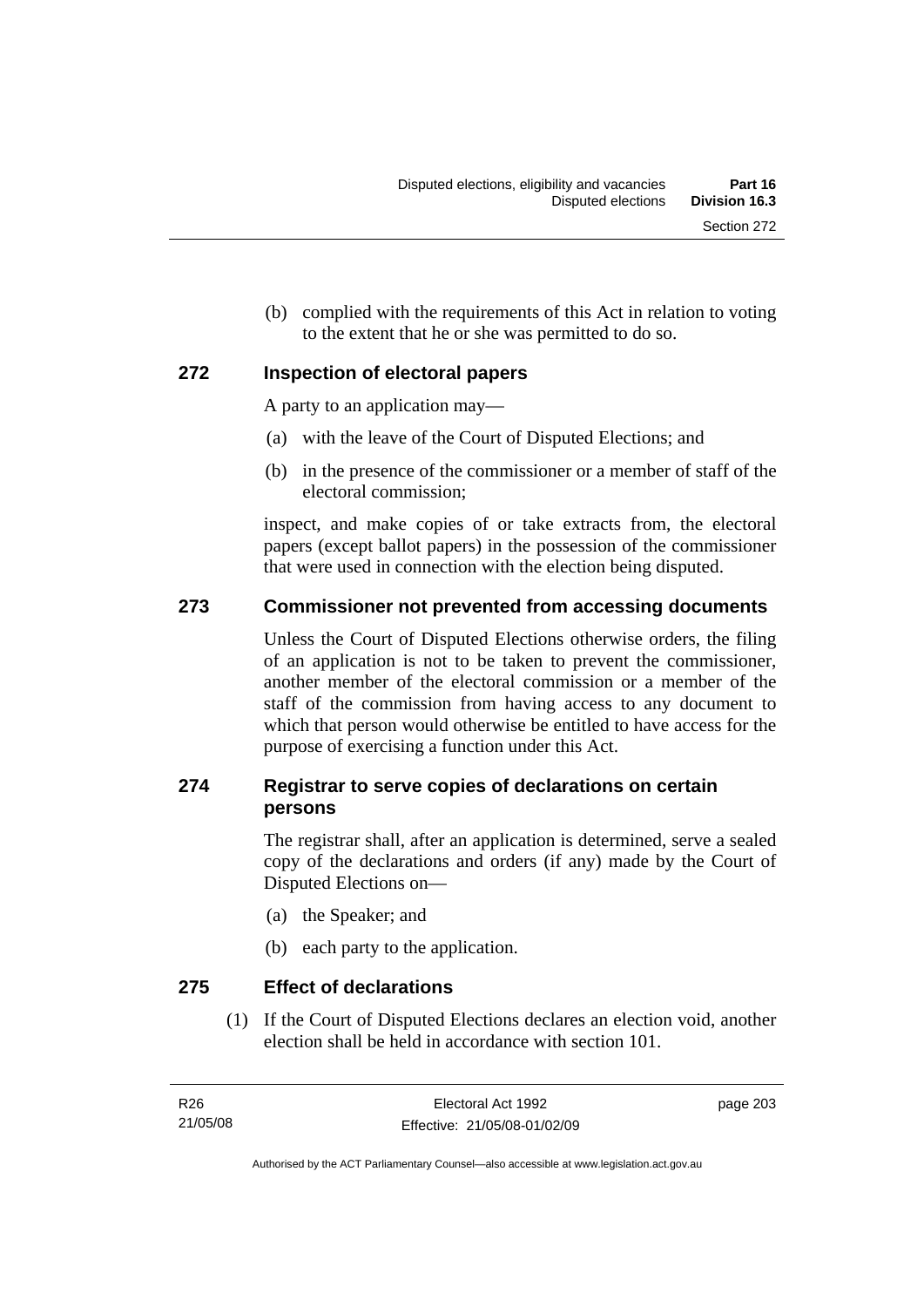(b) complied with the requirements of this Act in relation to voting to the extent that he or she was permitted to do so.

### 272 Inspection of electoral papers

A party to an application may—

(a) with the leave of the Court of Disputed Elections; and

(b) in the presence of the commissioner or a member of staff of the electoral commission;

inspect, and make copies of or take extracts from, the electoral papers (except ballot papers) in the possession of the commissioner that were used in connection with the election being disputed.

### 273 Commissioner not prevented from accessing documents

Unless the Court of Disputed Elections otherwise orders, the filing of an application is not to be taken to prevent the commissioner, another member of the electoral commission or a member of the staff of the commission from having access to any document to which that person would otherwise be entitled to have access for the purpose of exercising a function under this Act.

### 274 Registrar to serve copies of declarations on certain persons

The registrar shall, after an application is determined, serve a sealed copy of the declarations and orders (if any) made by the Court of Disputed Elections on—

(a) the Speaker; and

(b) each party to the application.

### 275 Effect of declarations

(1) If the Court of Disputed Elections declares an election void, another election shall be held in accordance with section 101.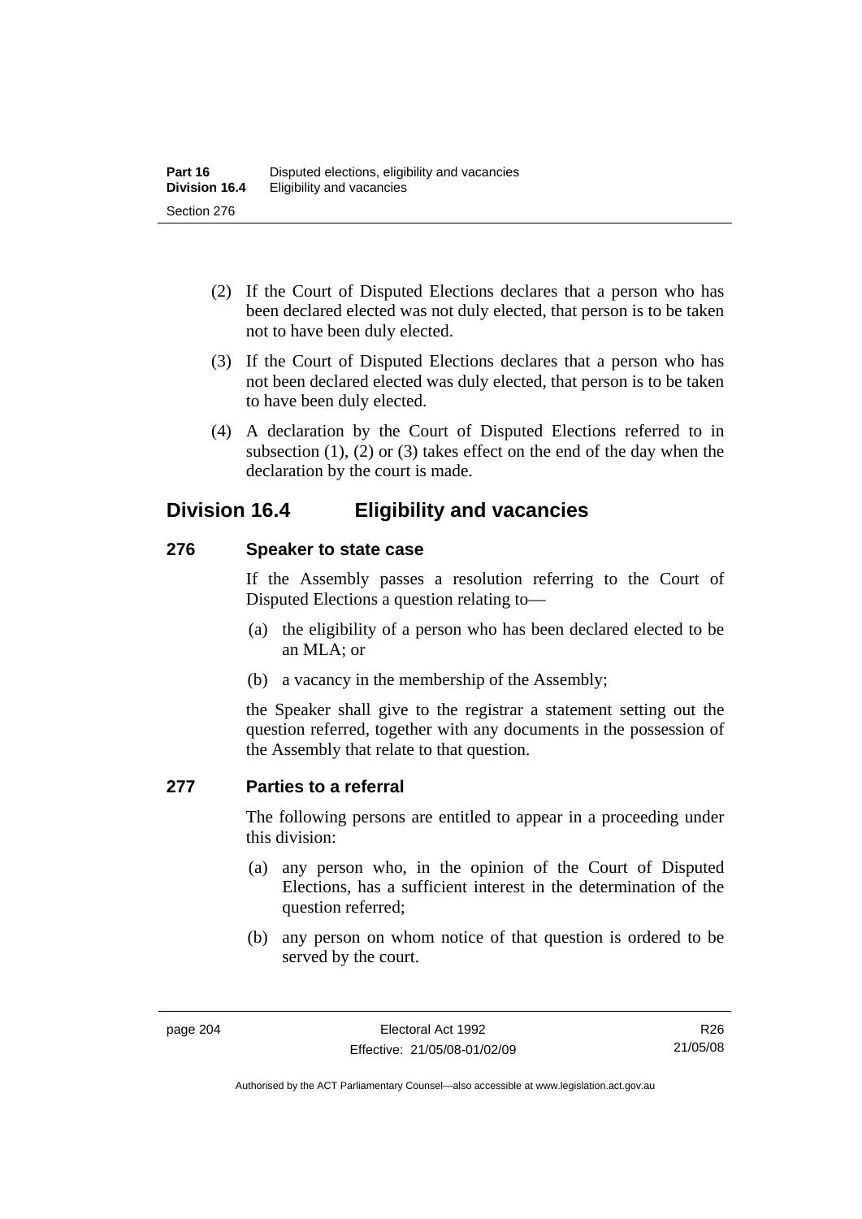(2) If the Court of Disputed Elections declares that a person who has been declared elected was not duly elected, that person is to be taken not to have been duly elected.

(3) If the Court of Disputed Elections declares that a person who has not been declared elected was duly elected, that person is to be taken to have been duly elected.

(4) A declaration by the Court of Disputed Elections referred to in subsection (1), (2) or (3) takes effect on the end of the day when the declaration by the court is made.

## Division 16.4 Eligibility and vacancies

### 276 Speaker to state case

If the Assembly passes a resolution referring to the Court of Disputed Elections a question relating to—

(a) the eligibility of a person who has been declared elected to be an MLA; or

(b) a vacancy in the membership of the Assembly;

the Speaker shall give to the registrar a statement setting out the question referred, together with any documents in the possession of the Assembly that relate to that question.

### 277 Parties to a referral

The following persons are entitled to appear in a proceeding under this division:

(a) any person who, in the opinion of the Court of Disputed Elections, has a sufficient interest in the determination of the question referred;

(b) any person on whom notice of that question is ordered to be served by the court.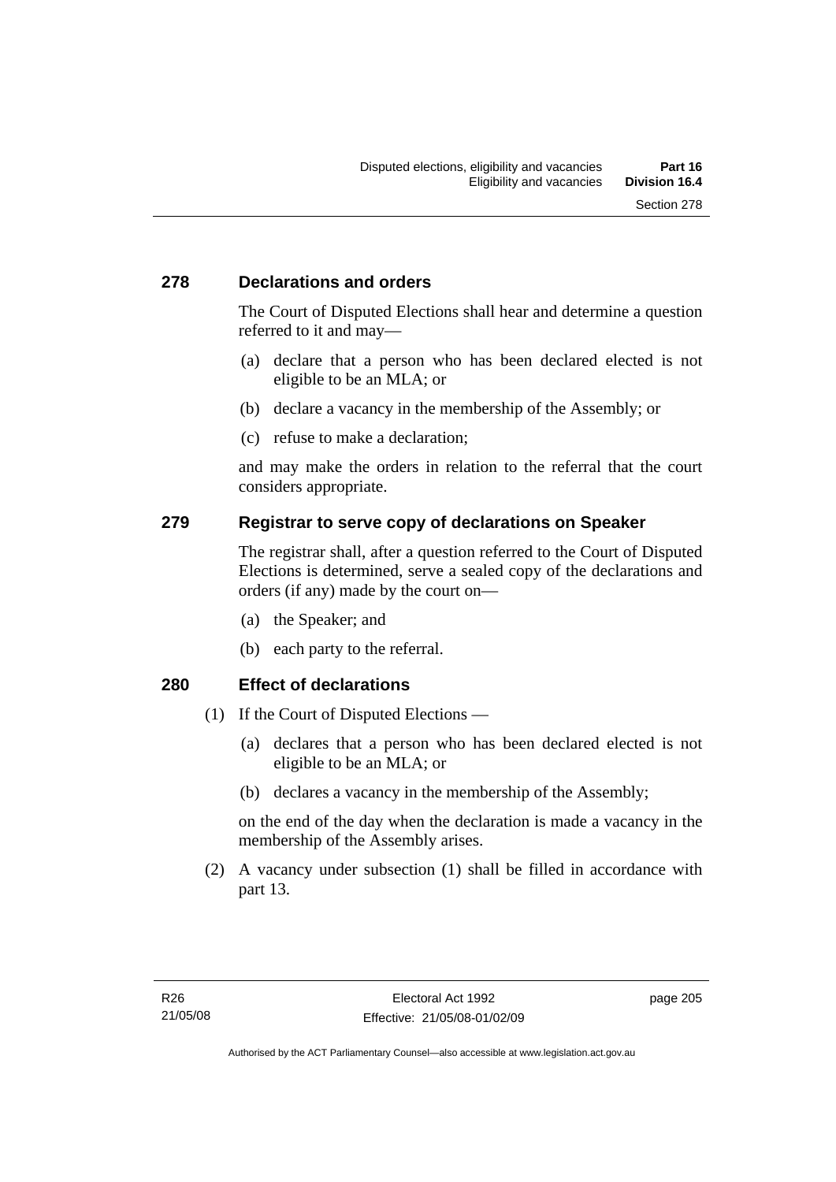## 278 Declarations and orders

The Court of Disputed Elections shall hear and determine a question referred to it and may—

(a) declare that a person who has been declared elected is not eligible to be an MLA; or

(b) declare a vacancy in the membership of the Assembly; or

(c) refuse to make a declaration;

and may make the orders in relation to the referral that the court considers appropriate.

## 279 Registrar to serve copy of declarations on Speaker

The registrar shall, after a question referred to the Court of Disputed Elections is determined, serve a sealed copy of the declarations and orders (if any) made by the court on—

(a) the Speaker; and

(b) each party to the referral.

## 280 Effect of declarations

(1) If the Court of Disputed Elections —

(a) declares that a person who has been declared elected is not eligible to be an MLA; or

(b) declares a vacancy in the membership of the Assembly;

on the end of the day when the declaration is made a vacancy in the membership of the Assembly arises.

(2) A vacancy under subsection (1) shall be filled in accordance with part 13.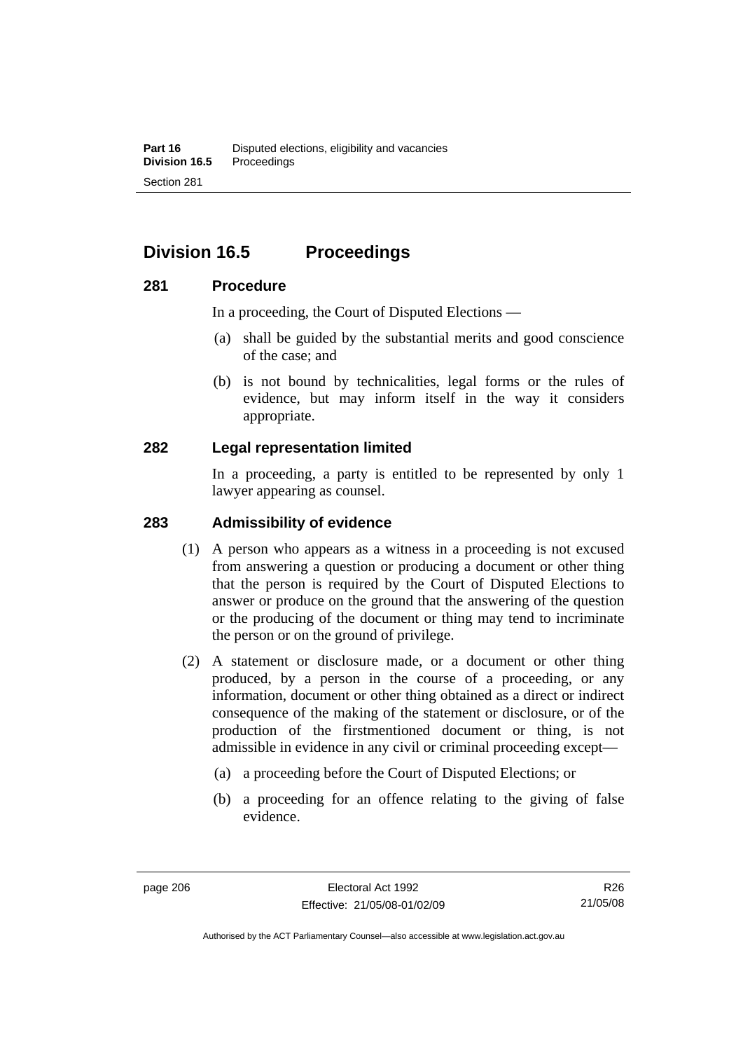## Division 16.5 Proceedings

### 281 Procedure

In a proceeding, the Court of Disputed Elections —

(a) shall be guided by the substantial merits and good conscience of the case; and

(b) is not bound by technicalities, legal forms or the rules of evidence, but may inform itself in the way it considers appropriate.

### 282 Legal representation limited

In a proceeding, a party is entitled to be represented by only 1 lawyer appearing as counsel.

### 283 Admissibility of evidence

(1) A person who appears as a witness in a proceeding is not excused from answering a question or producing a document or other thing that the person is required by the Court of Disputed Elections to answer or produce on the ground that the answering of the question or the producing of the document or thing may tend to incriminate the person or on the ground of privilege.

(2) A statement or disclosure made, or a document or other thing produced, by a person in the course of a proceeding, or any information, document or other thing obtained as a direct or indirect consequence of the making of the statement or disclosure, or of the production of the firstmentioned document or thing, is not admissible in evidence in any civil or criminal proceeding except—

(a) a proceeding before the Court of Disputed Elections; or

(b) a proceeding for an offence relating to the giving of false evidence.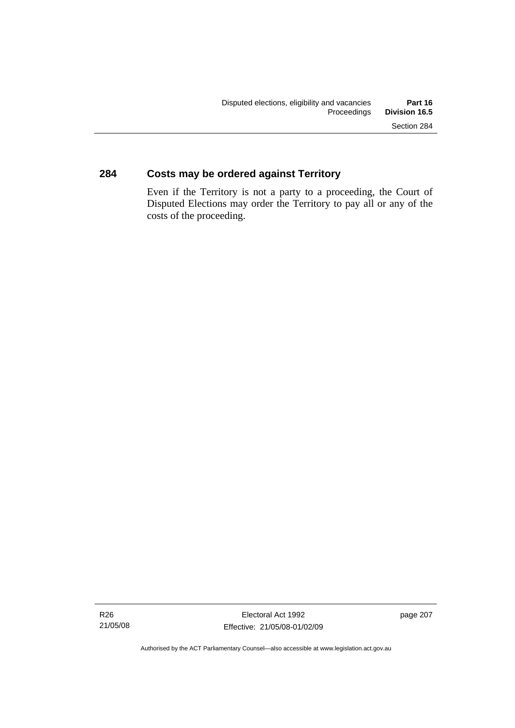## 284 Costs may be ordered against Territory

Even if the Territory is not a party to a proceeding, the Court of Disputed Elections may order the Territory to pay all or any of the costs of the proceeding.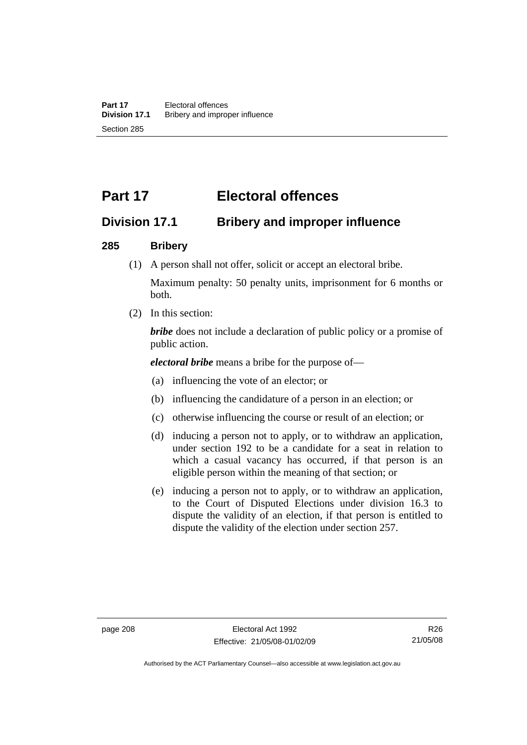# Part 17 Electoral offences

## Division 17.1 Bribery and improper influence

### 285 Bribery

(1) A person shall not offer, solicit or accept an electoral bribe.

Maximum penalty: 50 penalty units, imprisonment for 6 months or both.

(2) In this section:

***bribe*** does not include a declaration of public policy or a promise of public action.

***electoral bribe*** means a bribe for the purpose of—

(a) influencing the vote of an elector; or

(b) influencing the candidature of a person in an election; or

(c) otherwise influencing the course or result of an election; or

(d) inducing a person not to apply, or to withdraw an application, under section 192 to be a candidate for a seat in relation to which a casual vacancy has occurred, if that person is an eligible person within the meaning of that section; or

(e) inducing a person not to apply, or to withdraw an application, to the Court of Disputed Elections under division 16.3 to dispute the validity of an election, if that person is entitled to dispute the validity of the election under section 257.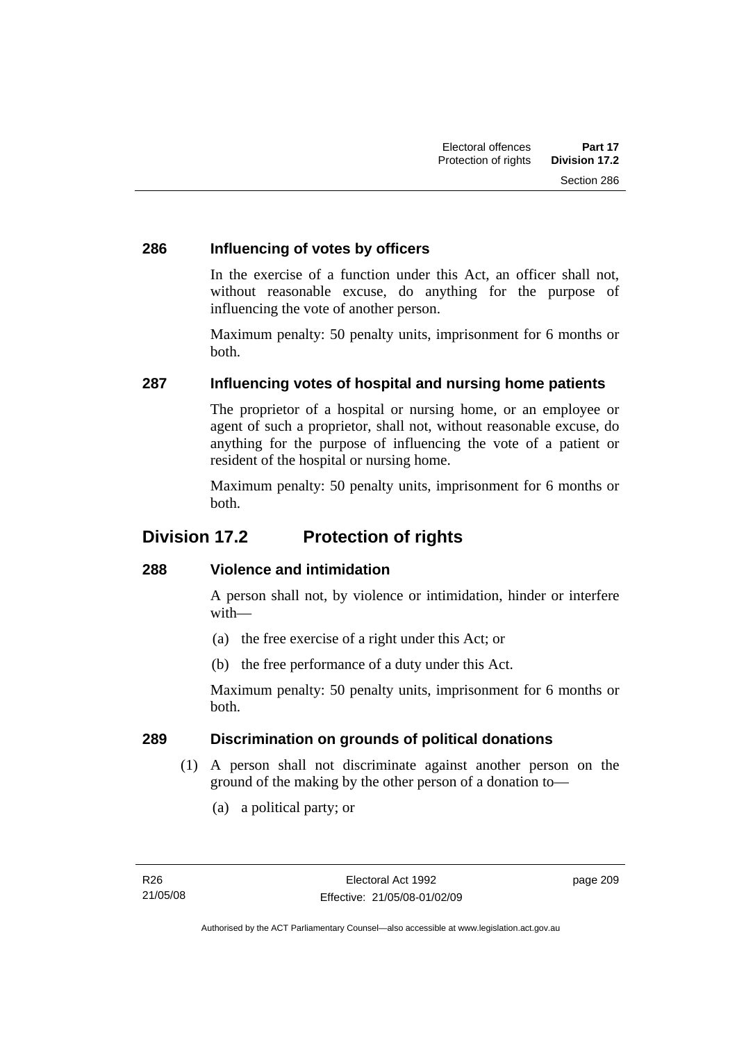### 286 Influencing of votes by officers

In the exercise of a function under this Act, an officer shall not, without reasonable excuse, do anything for the purpose of influencing the vote of another person.

Maximum penalty: 50 penalty units, imprisonment for 6 months or both.

### 287 Influencing votes of hospital and nursing home patients

The proprietor of a hospital or nursing home, or an employee or agent of such a proprietor, shall not, without reasonable excuse, do anything for the purpose of influencing the vote of a patient or resident of the hospital or nursing home.

Maximum penalty: 50 penalty units, imprisonment for 6 months or both.

## Division 17.2 Protection of rights

### 288 Violence and intimidation

A person shall not, by violence or intimidation, hinder or interfere with—

(a) the free exercise of a right under this Act; or

(b) the free performance of a duty under this Act.

Maximum penalty: 50 penalty units, imprisonment for 6 months or both.

### 289 Discrimination on grounds of political donations

(1) A person shall not discriminate against another person on the ground of the making by the other person of a donation to—

(a) a political party; or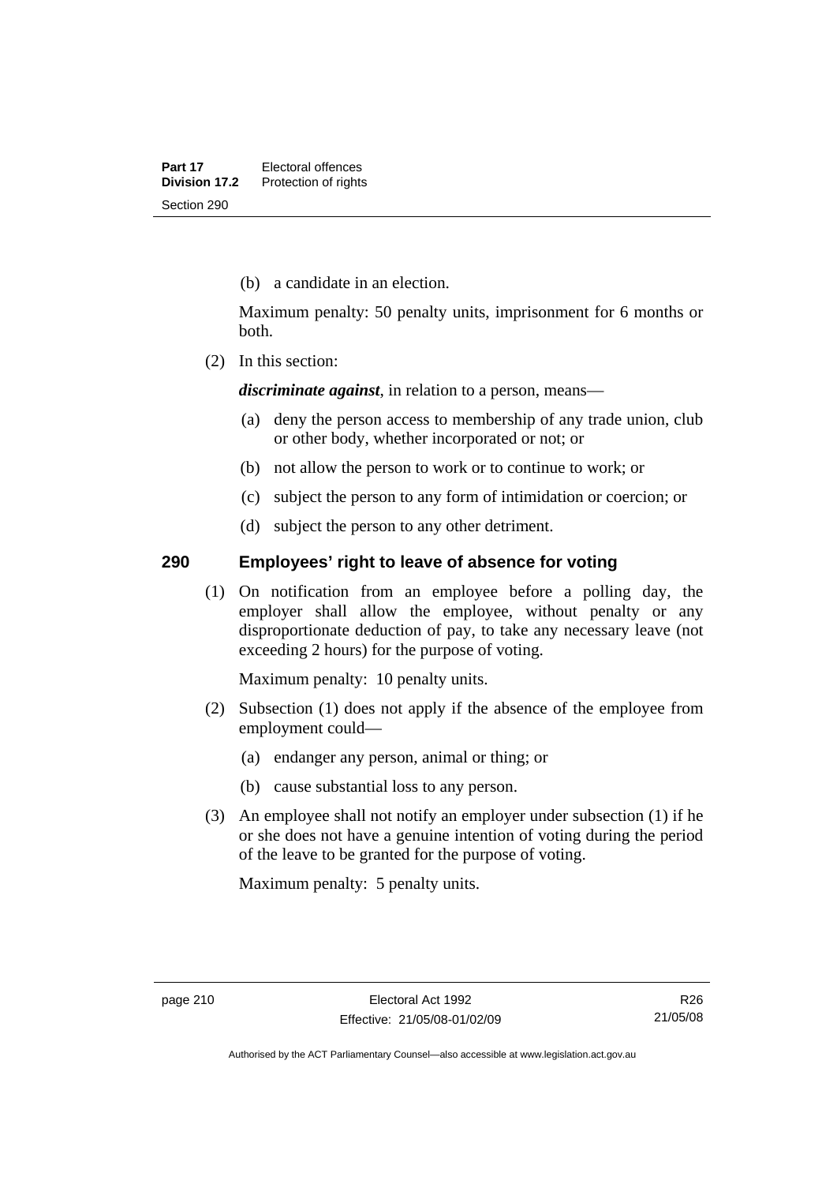(b) a candidate in an election.

Maximum penalty: 50 penalty units, imprisonment for 6 months or both.

(2) In this section:

***discriminate against***, in relation to a person, means—

(a) deny the person access to membership of any trade union, club or other body, whether incorporated or not; or

(b) not allow the person to work or to continue to work; or

(c) subject the person to any form of intimidation or coercion; or

(d) subject the person to any other detriment.

## 290 Employees' right to leave of absence for voting

(1) On notification from an employee before a polling day, the employer shall allow the employee, without penalty or any disproportionate deduction of pay, to take any necessary leave (not exceeding 2 hours) for the purpose of voting.

Maximum penalty: 10 penalty units.

(2) Subsection (1) does not apply if the absence of the employee from employment could—

(a) endanger any person, animal or thing; or

(b) cause substantial loss to any person.

(3) An employee shall not notify an employer under subsection (1) if he or she does not have a genuine intention of voting during the period of the leave to be granted for the purpose of voting.

Maximum penalty: 5 penalty units.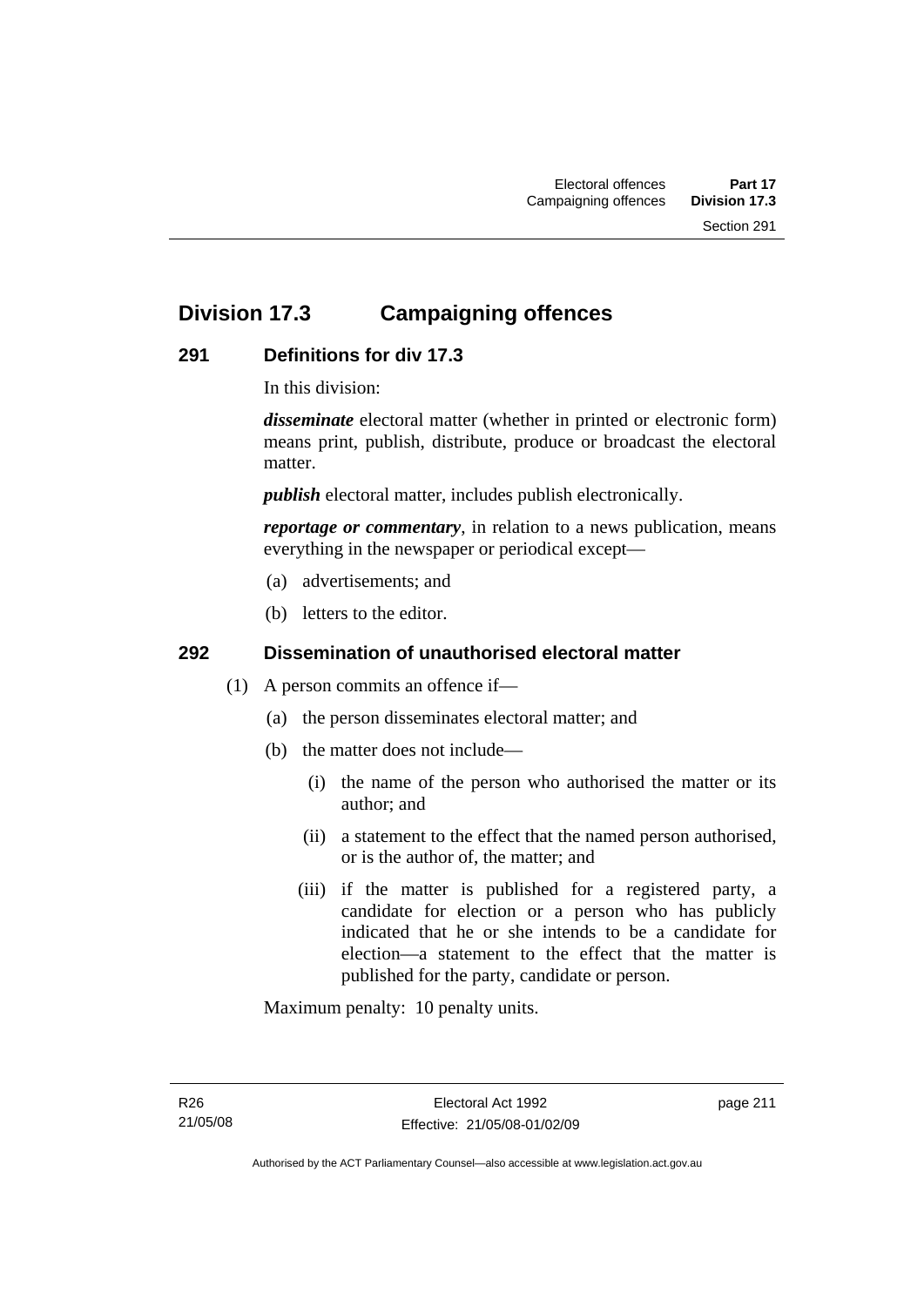## Division 17.3 Campaigning offences

### 291 Definitions for div 17.3

In this division:

***disseminate*** electoral matter (whether in printed or electronic form) means print, publish, distribute, produce or broadcast the electoral matter.

***publish*** electoral matter, includes publish electronically.

***reportage or commentary***, in relation to a news publication, means everything in the newspaper or periodical except—

(a) advertisements; and

(b) letters to the editor.

### 292 Dissemination of unauthorised electoral matter

(1) A person commits an offence if—

(a) the person disseminates electoral matter; and

(b) the matter does not include—

(i) the name of the person who authorised the matter or its author; and

(ii) a statement to the effect that the named person authorised, or is the author of, the matter; and

(iii) if the matter is published for a registered party, a candidate for election or a person who has publicly indicated that he or she intends to be a candidate for election—a statement to the effect that the matter is published for the party, candidate or person.

Maximum penalty: 10 penalty units.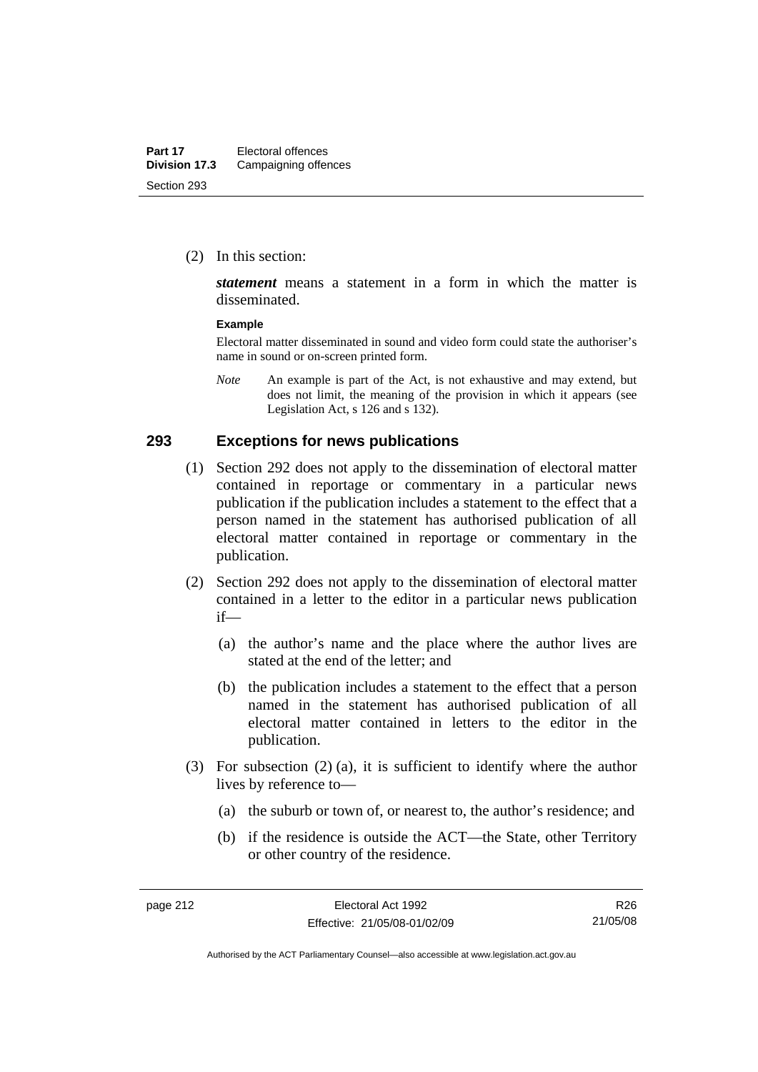(2) In this section:

***statement*** means a statement in a form in which the matter is disseminated.

**Example**

Electoral matter disseminated in sound and video form could state the authoriser's name in sound or on-screen printed form.

*Note* An example is part of the Act, is not exhaustive and may extend, but does not limit, the meaning of the provision in which it appears (see Legislation Act, s 126 and s 132).

## 293 Exceptions for news publications

(1) Section 292 does not apply to the dissemination of electoral matter contained in reportage or commentary in a particular news publication if the publication includes a statement to the effect that a person named in the statement has authorised publication of all electoral matter contained in reportage or commentary in the publication.

(2) Section 292 does not apply to the dissemination of electoral matter contained in a letter to the editor in a particular news publication if—

(a) the author's name and the place where the author lives are stated at the end of the letter; and

(b) the publication includes a statement to the effect that a person named in the statement has authorised publication of all electoral matter contained in letters to the editor in the publication.

(3) For subsection (2) (a), it is sufficient to identify where the author lives by reference to—

(a) the suburb or town of, or nearest to, the author's residence; and

(b) if the residence is outside the ACT—the State, other Territory or other country of the residence.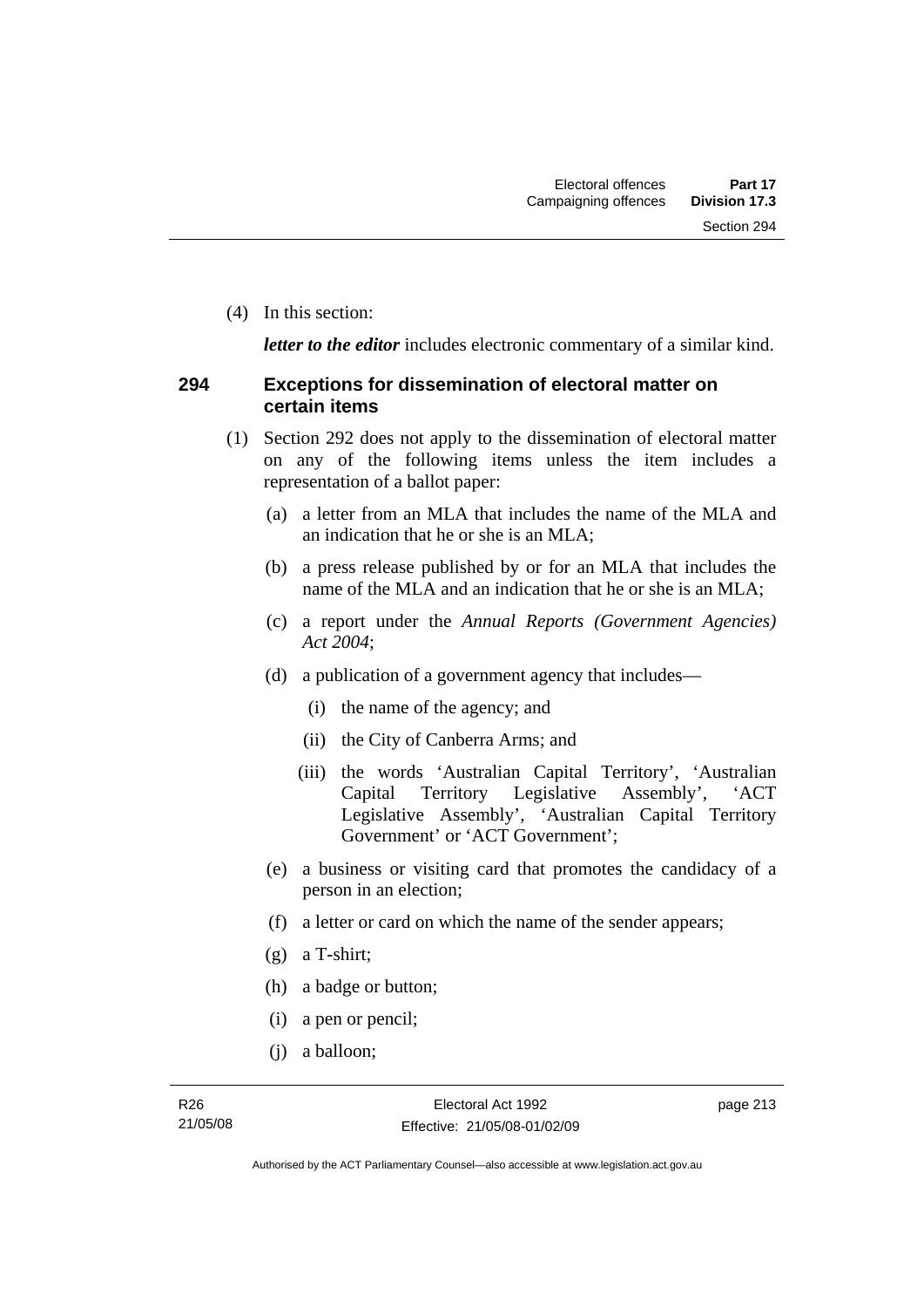(4) In this section:

***letter to the editor*** includes electronic commentary of a similar kind.

### 294 Exceptions for dissemination of electoral matter on certain items

(1) Section 292 does not apply to the dissemination of electoral matter on any of the following items unless the item includes a representation of a ballot paper:

(a) a letter from an MLA that includes the name of the MLA and an indication that he or she is an MLA;

(b) a press release published by or for an MLA that includes the name of the MLA and an indication that he or she is an MLA;

(c) a report under the *Annual Reports (Government Agencies) Act 2004*;

(d) a publication of a government agency that includes—

(i) the name of the agency; and

(ii) the City of Canberra Arms; and

(iii) the words 'Australian Capital Territory', 'Australian Capital Territory Legislative Assembly', 'ACT Legislative Assembly', 'Australian Capital Territory Government' or 'ACT Government';

(e) a business or visiting card that promotes the candidacy of a person in an election;

(f) a letter or card on which the name of the sender appears;

(g) a T-shirt;

(h) a badge or button;

(i) a pen or pencil;

(j) a balloon;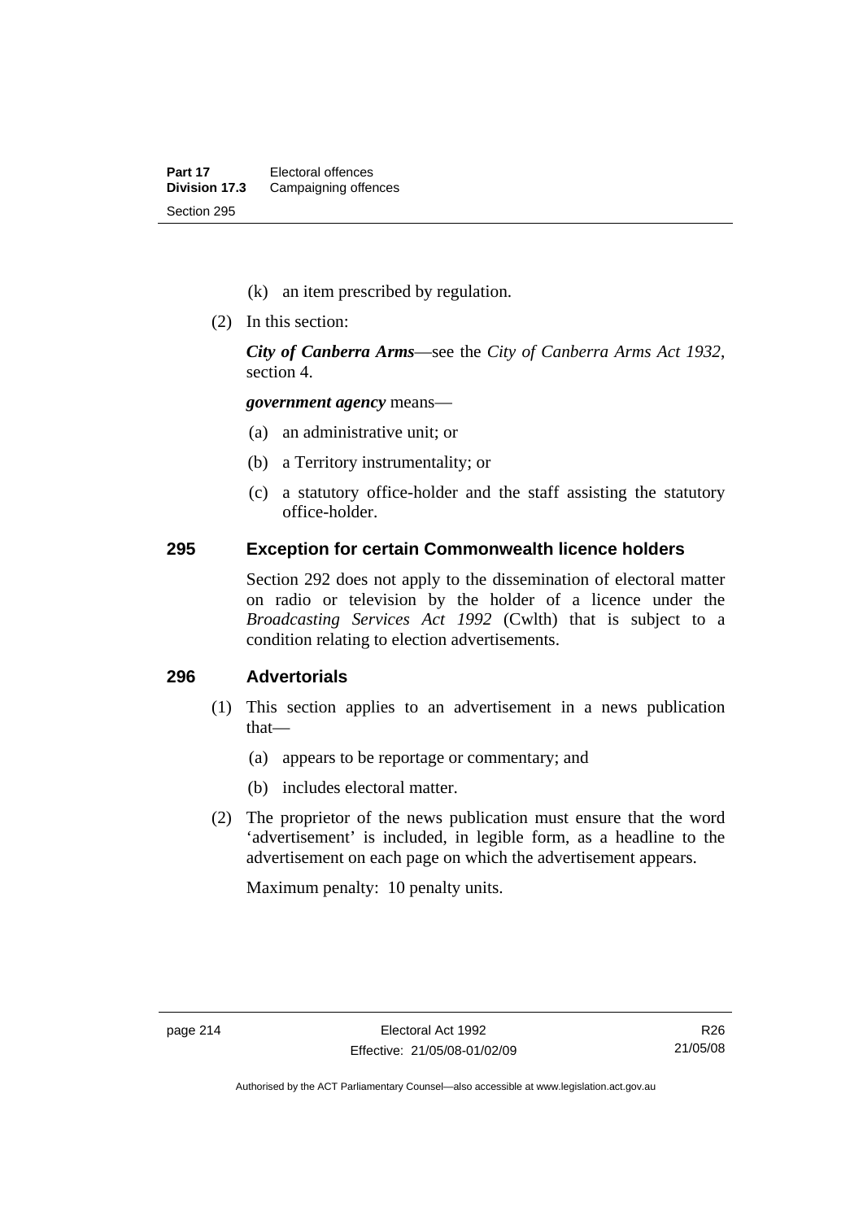(k) an item prescribed by regulation.

(2) In this section:

***City of Canberra Arms***—see the *City of Canberra Arms Act 1932*, section 4.

***government agency*** means—

(a) an administrative unit; or

(b) a Territory instrumentality; or

(c) a statutory office-holder and the staff assisting the statutory office-holder.

## 295 Exception for certain Commonwealth licence holders

Section 292 does not apply to the dissemination of electoral matter on radio or television by the holder of a licence under the *Broadcasting Services Act 1992* (Cwlth) that is subject to a condition relating to election advertisements.

## 296 Advertorials

(1) This section applies to an advertisement in a news publication that—

(a) appears to be reportage or commentary; and

(b) includes electoral matter.

(2) The proprietor of the news publication must ensure that the word 'advertisement' is included, in legible form, as a headline to the advertisement on each page on which the advertisement appears.

Maximum penalty: 10 penalty units.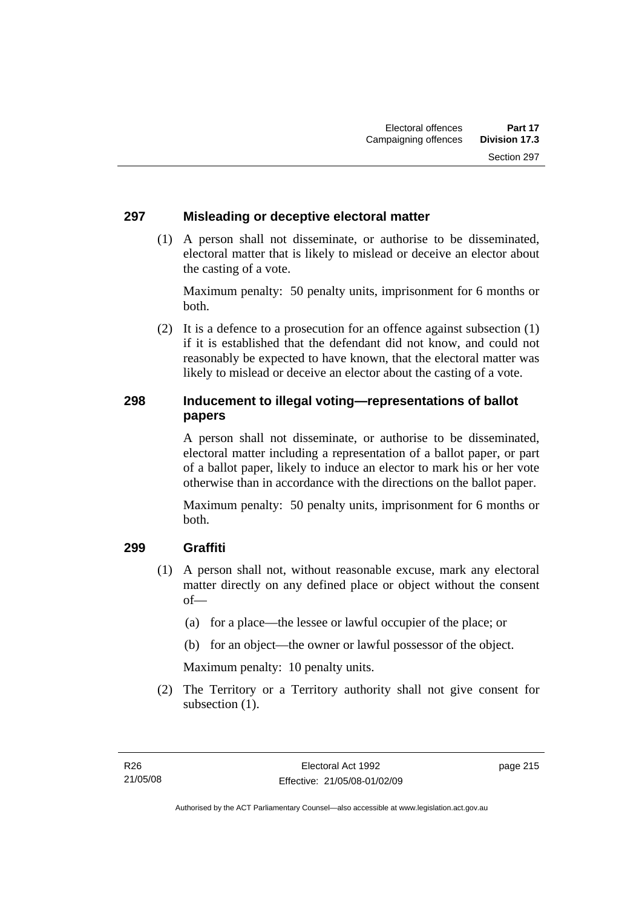## 297 Misleading or deceptive electoral matter

(1) A person shall not disseminate, or authorise to be disseminated, electoral matter that is likely to mislead or deceive an elector about the casting of a vote.

Maximum penalty: 50 penalty units, imprisonment for 6 months or both.

(2) It is a defence to a prosecution for an offence against subsection (1) if it is established that the defendant did not know, and could not reasonably be expected to have known, that the electoral matter was likely to mislead or deceive an elector about the casting of a vote.

## 298 Inducement to illegal voting—representations of ballot papers

A person shall not disseminate, or authorise to be disseminated, electoral matter including a representation of a ballot paper, or part of a ballot paper, likely to induce an elector to mark his or her vote otherwise than in accordance with the directions on the ballot paper.

Maximum penalty: 50 penalty units, imprisonment for 6 months or both.

## 299 Graffiti

(1) A person shall not, without reasonable excuse, mark any electoral matter directly on any defined place or object without the consent of—

(a) for a place—the lessee or lawful occupier of the place; or

(b) for an object—the owner or lawful possessor of the object.

Maximum penalty: 10 penalty units.

(2) The Territory or a Territory authority shall not give consent for subsection (1).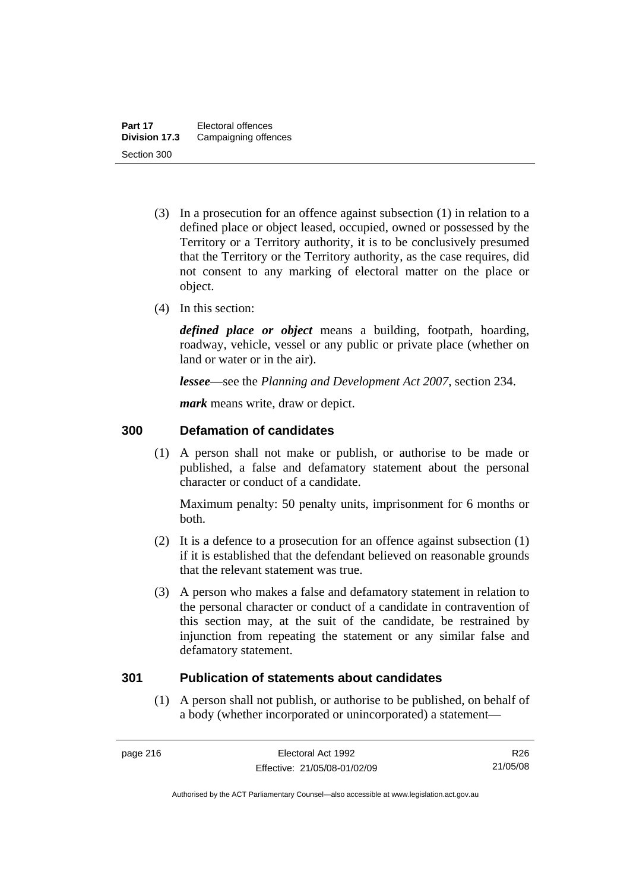(3) In a prosecution for an offence against subsection (1) in relation to a defined place or object leased, occupied, owned or possessed by the Territory or a Territory authority, it is to be conclusively presumed that the Territory or the Territory authority, as the case requires, did not consent to any marking of electoral matter on the place or object.

(4) In this section:

***defined place or object*** means a building, footpath, hoarding, roadway, vehicle, vessel or any public or private place (whether on land or water or in the air).

***lessee***—see the *Planning and Development Act 2007*, section 234.

***mark*** means write, draw or depict.

## 300 Defamation of candidates

(1) A person shall not make or publish, or authorise to be made or published, a false and defamatory statement about the personal character or conduct of a candidate.

Maximum penalty: 50 penalty units, imprisonment for 6 months or both.

(2) It is a defence to a prosecution for an offence against subsection (1) if it is established that the defendant believed on reasonable grounds that the relevant statement was true.

(3) A person who makes a false and defamatory statement in relation to the personal character or conduct of a candidate in contravention of this section may, at the suit of the candidate, be restrained by injunction from repeating the statement or any similar false and defamatory statement.

## 301 Publication of statements about candidates

(1) A person shall not publish, or authorise to be published, on behalf of a body (whether incorporated or unincorporated) a statement—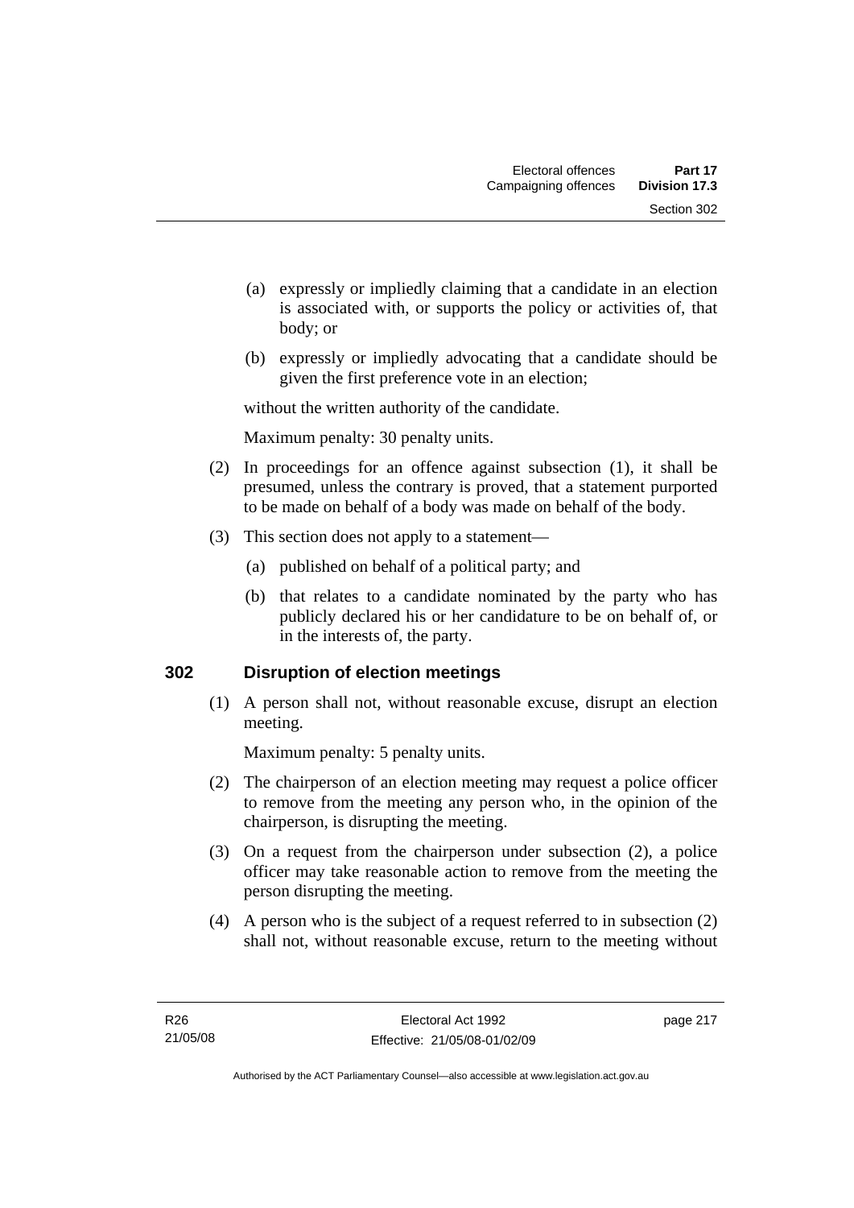- (a) expressly or impliedly claiming that a candidate in an election is associated with, or supports the policy or activities of, that body; or
- (b) expressly or impliedly advocating that a candidate should be given the first preference vote in an election;

without the written authority of the candidate.

Maximum penalty: 30 penalty units.

(2) In proceedings for an offence against subsection (1), it shall be presumed, unless the contrary is proved, that a statement purported to be made on behalf of a body was made on behalf of the body.

(3) This section does not apply to a statement—

- (a) published on behalf of a political party; and
- (b) that relates to a candidate nominated by the party who has publicly declared his or her candidature to be on behalf of, or in the interests of, the party.

## 302 Disruption of election meetings

(1) A person shall not, without reasonable excuse, disrupt an election meeting.

Maximum penalty: 5 penalty units.

(2) The chairperson of an election meeting may request a police officer to remove from the meeting any person who, in the opinion of the chairperson, is disrupting the meeting.

(3) On a request from the chairperson under subsection (2), a police officer may take reasonable action to remove from the meeting the person disrupting the meeting.

(4) A person who is the subject of a request referred to in subsection (2) shall not, without reasonable excuse, return to the meeting without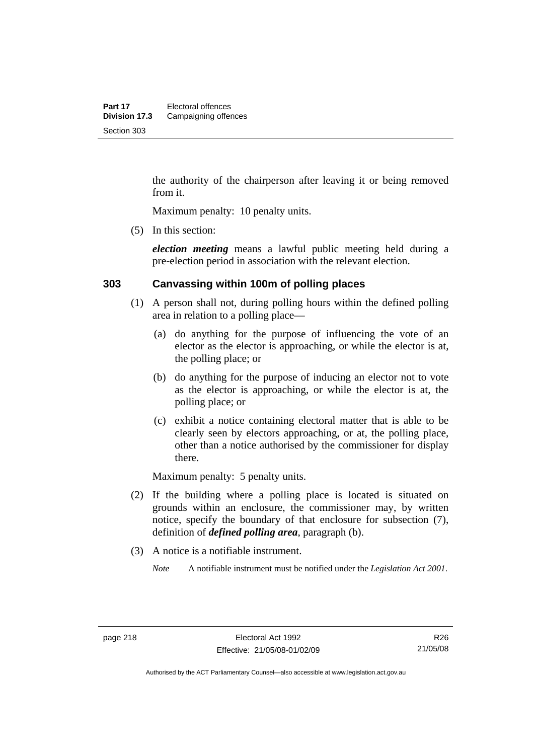the authority of the chairperson after leaving it or being removed from it.

Maximum penalty: 10 penalty units.

(5) In this section:

***election meeting*** means a lawful public meeting held during a pre-election period in association with the relevant election.

### 303 Canvassing within 100m of polling places

(1) A person shall not, during polling hours within the defined polling area in relation to a polling place—

(a) do anything for the purpose of influencing the vote of an elector as the elector is approaching, or while the elector is at, the polling place; or

(b) do anything for the purpose of inducing an elector not to vote as the elector is approaching, or while the elector is at, the polling place; or

(c) exhibit a notice containing electoral matter that is able to be clearly seen by electors approaching, or at, the polling place, other than a notice authorised by the commissioner for display there.

Maximum penalty: 5 penalty units.

(2) If the building where a polling place is located is situated on grounds within an enclosure, the commissioner may, by written notice, specify the boundary of that enclosure for subsection (7), definition of ***defined polling area***, paragraph (b).

(3) A notice is a notifiable instrument.

*Note* A notifiable instrument must be notified under the *Legislation Act 2001*.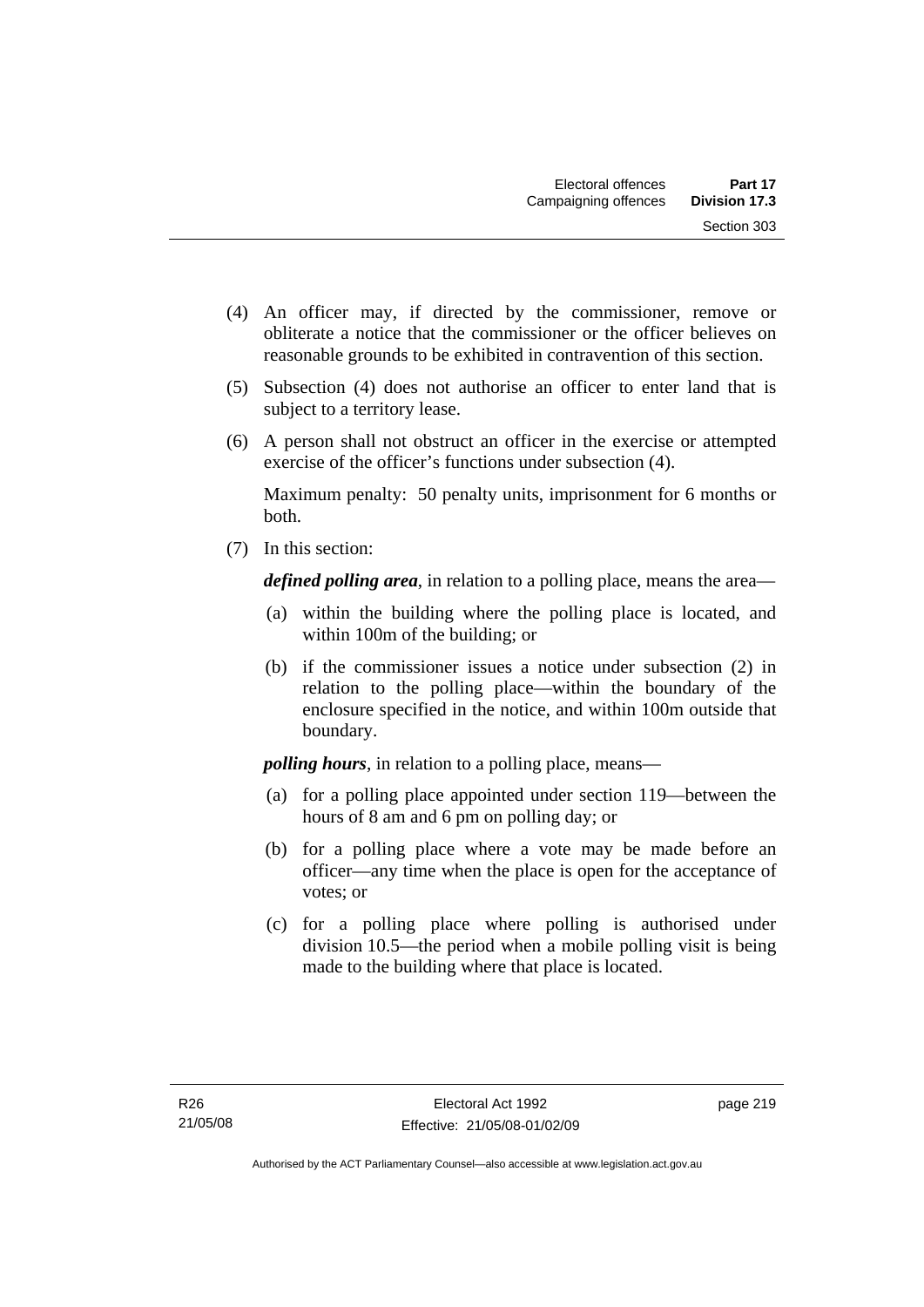(4) An officer may, if directed by the commissioner, remove or obliterate a notice that the commissioner or the officer believes on reasonable grounds to be exhibited in contravention of this section.

(5) Subsection (4) does not authorise an officer to enter land that is subject to a territory lease.

(6) A person shall not obstruct an officer in the exercise or attempted exercise of the officer's functions under subsection (4).

Maximum penalty: 50 penalty units, imprisonment for 6 months or both.

(7) In this section:

***defined polling area***, in relation to a polling place, means the area—

(a) within the building where the polling place is located, and within 100m of the building; or

(b) if the commissioner issues a notice under subsection (2) in relation to the polling place—within the boundary of the enclosure specified in the notice, and within 100m outside that boundary.

***polling hours***, in relation to a polling place, means—

(a) for a polling place appointed under section 119—between the hours of 8 am and 6 pm on polling day; or

(b) for a polling place where a vote may be made before an officer—any time when the place is open for the acceptance of votes; or

(c) for a polling place where polling is authorised under division 10.5—the period when a mobile polling visit is being made to the building where that place is located.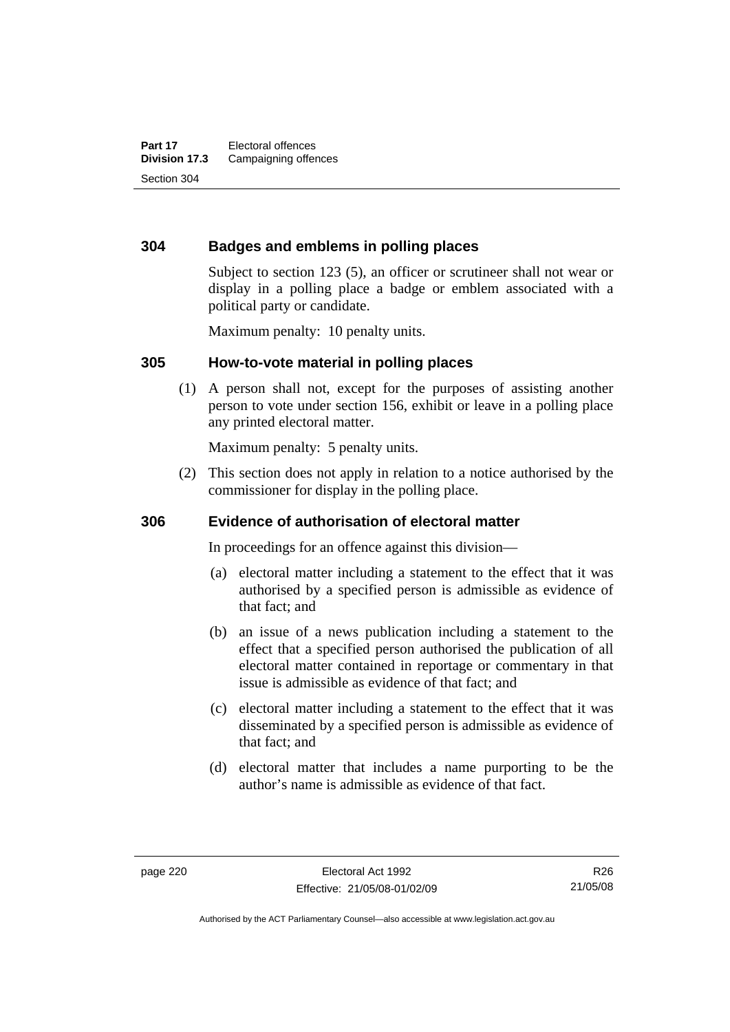### 304 Badges and emblems in polling places

Subject to section 123 (5), an officer or scrutineer shall not wear or display in a polling place a badge or emblem associated with a political party or candidate.

Maximum penalty: 10 penalty units.

### 305 How-to-vote material in polling places

(1) A person shall not, except for the purposes of assisting another person to vote under section 156, exhibit or leave in a polling place any printed electoral matter.

Maximum penalty: 5 penalty units.

(2) This section does not apply in relation to a notice authorised by the commissioner for display in the polling place.

### 306 Evidence of authorisation of electoral matter

In proceedings for an offence against this division—

(a) electoral matter including a statement to the effect that it was authorised by a specified person is admissible as evidence of that fact; and

(b) an issue of a news publication including a statement to the effect that a specified person authorised the publication of all electoral matter contained in reportage or commentary in that issue is admissible as evidence of that fact; and

(c) electoral matter including a statement to the effect that it was disseminated by a specified person is admissible as evidence of that fact; and

(d) electoral matter that includes a name purporting to be the author's name is admissible as evidence of that fact.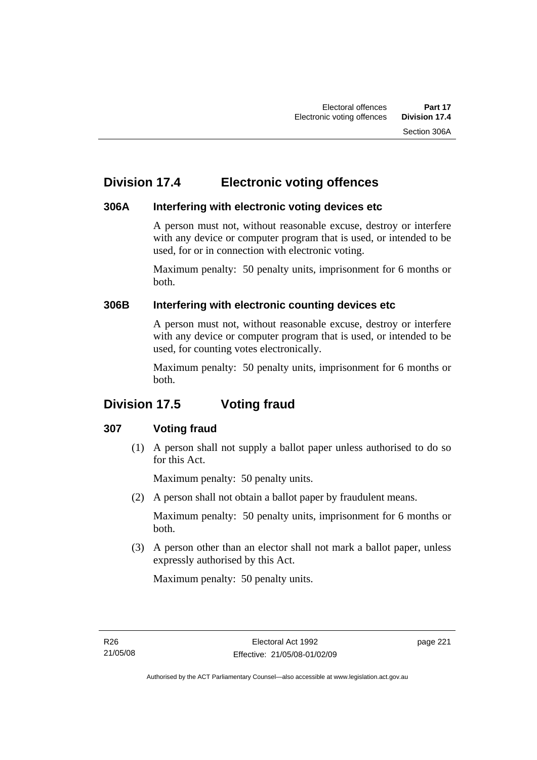## Division 17.4 Electronic voting offences

### 306A Interfering with electronic voting devices etc

A person must not, without reasonable excuse, destroy or interfere with any device or computer program that is used, or intended to be used, for or in connection with electronic voting.

Maximum penalty: 50 penalty units, imprisonment for 6 months or both.

### 306B Interfering with electronic counting devices etc

A person must not, without reasonable excuse, destroy or interfere with any device or computer program that is used, or intended to be used, for counting votes electronically.

Maximum penalty: 50 penalty units, imprisonment for 6 months or both.

## Division 17.5 Voting fraud

### 307 Voting fraud

(1) A person shall not supply a ballot paper unless authorised to do so for this Act.

Maximum penalty: 50 penalty units.

(2) A person shall not obtain a ballot paper by fraudulent means.

Maximum penalty: 50 penalty units, imprisonment for 6 months or both.

(3) A person other than an elector shall not mark a ballot paper, unless expressly authorised by this Act.

Maximum penalty: 50 penalty units.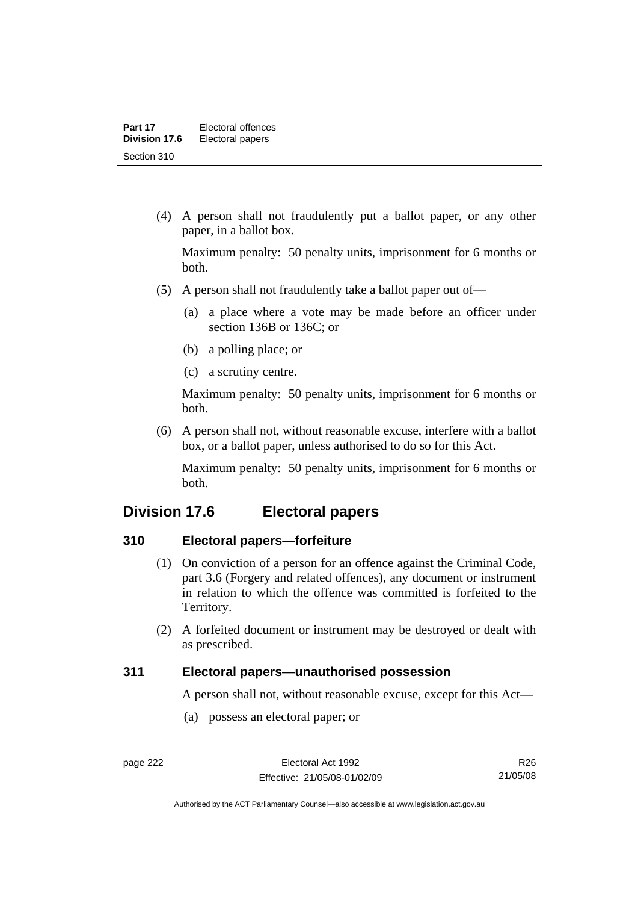(4) A person shall not fraudulently put a ballot paper, or any other paper, in a ballot box.

Maximum penalty: 50 penalty units, imprisonment for 6 months or both.

(5) A person shall not fraudulently take a ballot paper out of—

(a) a place where a vote may be made before an officer under section 136B or 136C; or

(b) a polling place; or

(c) a scrutiny centre.

Maximum penalty: 50 penalty units, imprisonment for 6 months or both.

(6) A person shall not, without reasonable excuse, interfere with a ballot box, or a ballot paper, unless authorised to do so for this Act.

Maximum penalty: 50 penalty units, imprisonment for 6 months or both.

## Division 17.6 Electoral papers

### 310 Electoral papers—forfeiture

(1) On conviction of a person for an offence against the Criminal Code, part 3.6 (Forgery and related offences), any document or instrument in relation to which the offence was committed is forfeited to the Territory.

(2) A forfeited document or instrument may be destroyed or dealt with as prescribed.

### 311 Electoral papers—unauthorised possession

A person shall not, without reasonable excuse, except for this Act—

(a) possess an electoral paper; or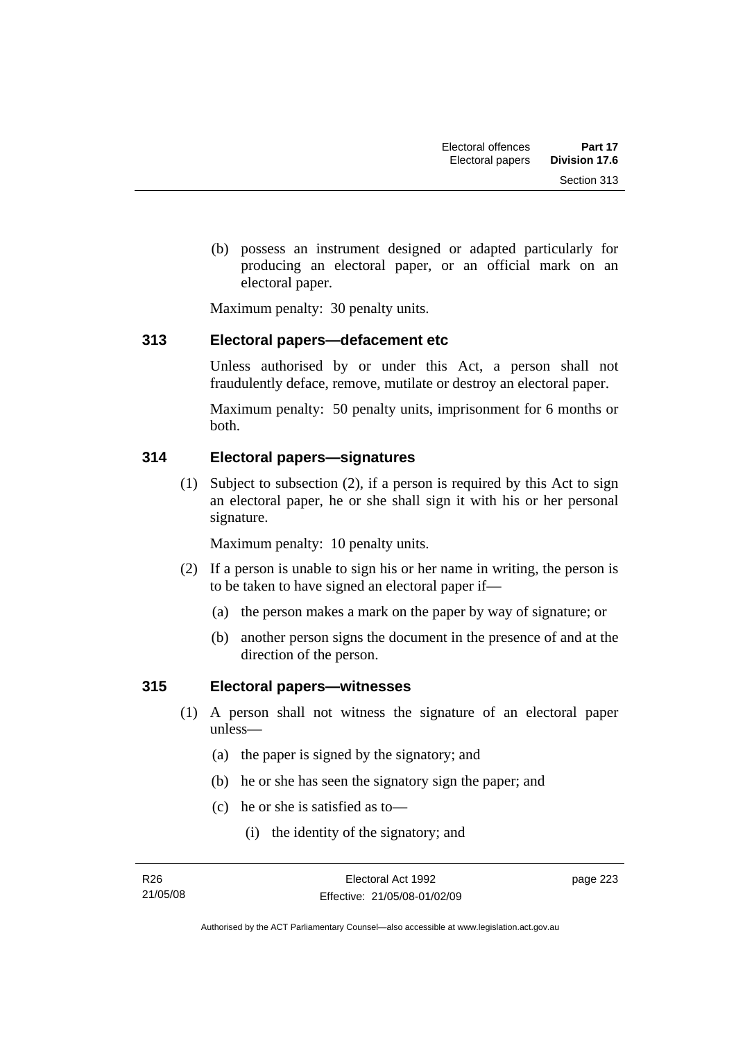(b) possess an instrument designed or adapted particularly for producing an electoral paper, or an official mark on an electoral paper.

Maximum penalty: 30 penalty units.

## 313 Electoral papers—defacement etc

Unless authorised by or under this Act, a person shall not fraudulently deface, remove, mutilate or destroy an electoral paper.

Maximum penalty: 50 penalty units, imprisonment for 6 months or both.

## 314 Electoral papers—signatures

(1) Subject to subsection (2), if a person is required by this Act to sign an electoral paper, he or she shall sign it with his or her personal signature.

Maximum penalty: 10 penalty units.

(2) If a person is unable to sign his or her name in writing, the person is to be taken to have signed an electoral paper if—

(a) the person makes a mark on the paper by way of signature; or

(b) another person signs the document in the presence of and at the direction of the person.

## 315 Electoral papers—witnesses

(1) A person shall not witness the signature of an electoral paper unless—

(a) the paper is signed by the signatory; and

(b) he or she has seen the signatory sign the paper; and

(c) he or she is satisfied as to—

(i) the identity of the signatory; and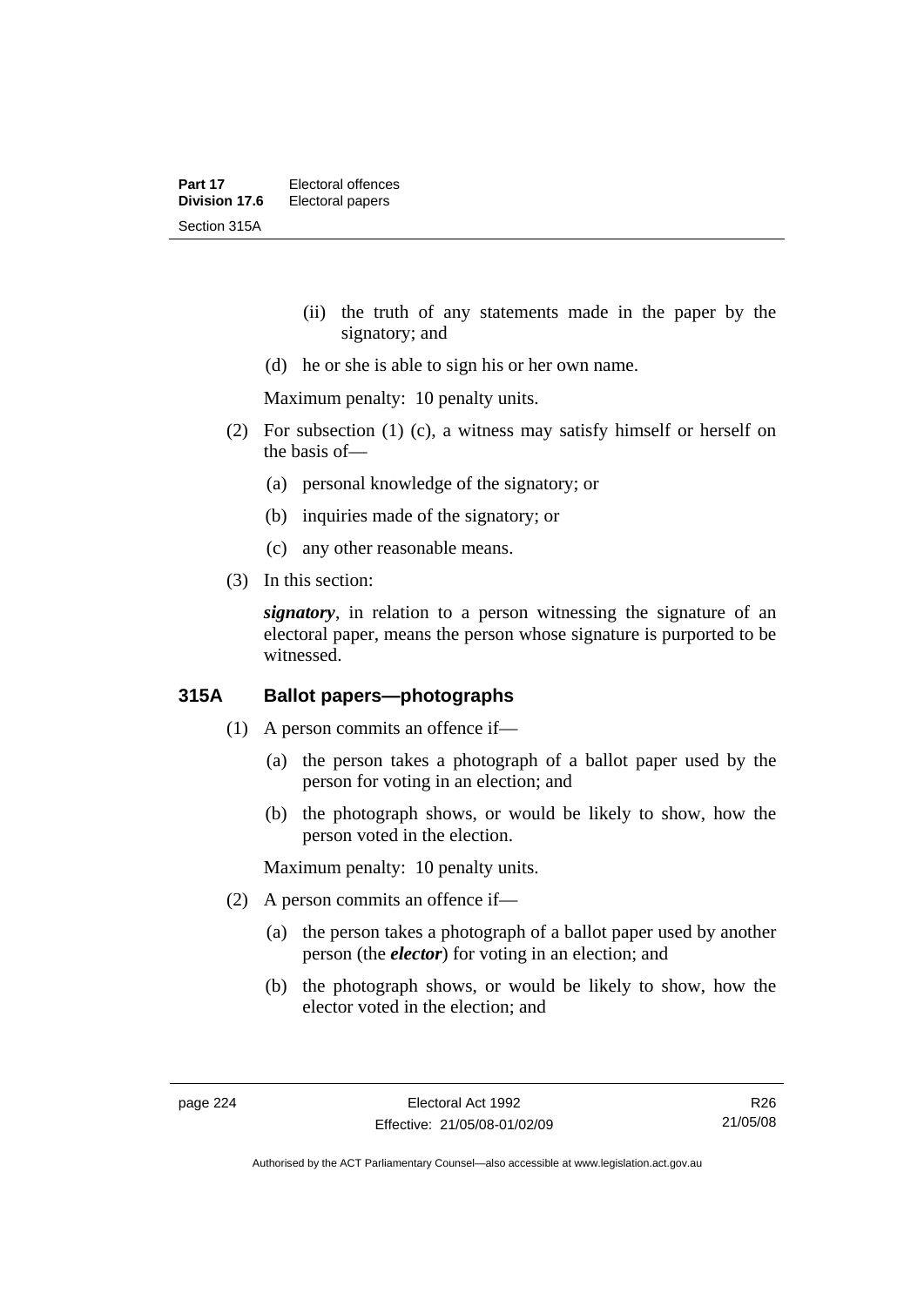(ii) the truth of any statements made in the paper by the signatory; and

(d) he or she is able to sign his or her own name.

Maximum penalty: 10 penalty units.

(2) For subsection (1) (c), a witness may satisfy himself or herself on the basis of—

(a) personal knowledge of the signatory; or

(b) inquiries made of the signatory; or

(c) any other reasonable means.

(3) In this section:

***signatory***, in relation to a person witnessing the signature of an electoral paper, means the person whose signature is purported to be witnessed.

### 315A Ballot papers—photographs

(1) A person commits an offence if—

(a) the person takes a photograph of a ballot paper used by the person for voting in an election; and

(b) the photograph shows, or would be likely to show, how the person voted in the election.

Maximum penalty: 10 penalty units.

(2) A person commits an offence if—

(a) the person takes a photograph of a ballot paper used by another person (the ***elector***) for voting in an election; and

(b) the photograph shows, or would be likely to show, how the elector voted in the election; and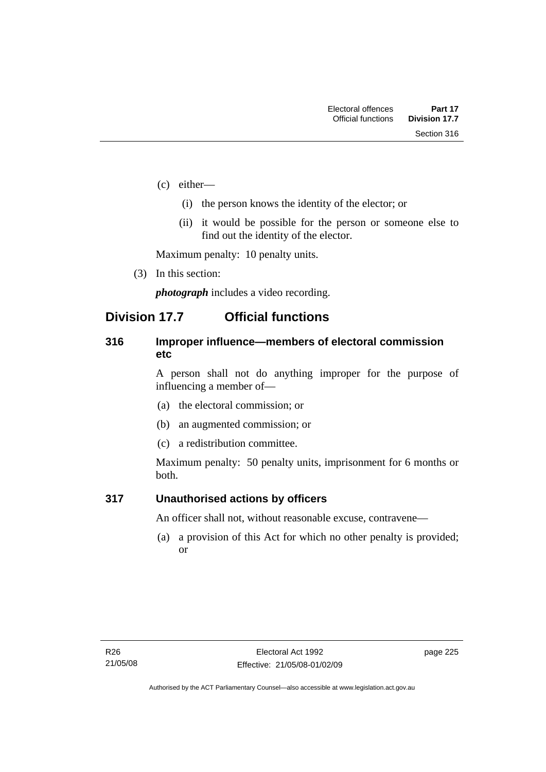(c) either—

  (i) the person knows the identity of the elector; or

  (ii) it would be possible for the person or someone else to find out the identity of the elector.

Maximum penalty: 10 penalty units.

(3) In this section:

***photograph*** includes a video recording.

## Division 17.7 Official functions

### 316 Improper influence—members of electoral commission etc

A person shall not do anything improper for the purpose of influencing a member of—

(a) the electoral commission; or

(b) an augmented commission; or

(c) a redistribution committee.

Maximum penalty: 50 penalty units, imprisonment for 6 months or both.

### 317 Unauthorised actions by officers

An officer shall not, without reasonable excuse, contravene—

(a) a provision of this Act for which no other penalty is provided; or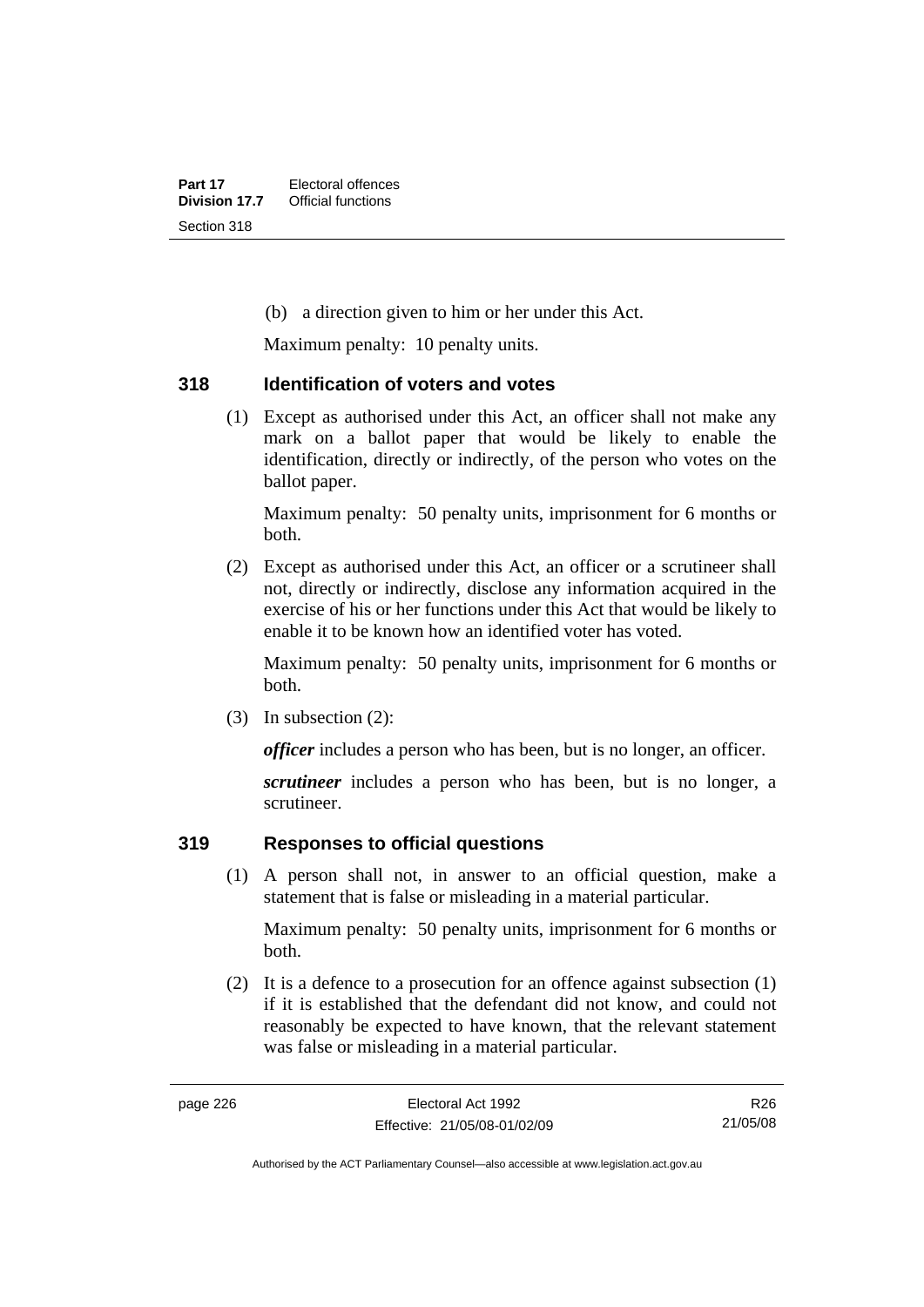(b) a direction given to him or her under this Act.

Maximum penalty: 10 penalty units.

### 318 Identification of voters and votes

(1) Except as authorised under this Act, an officer shall not make any mark on a ballot paper that would be likely to enable the identification, directly or indirectly, of the person who votes on the ballot paper.

Maximum penalty: 50 penalty units, imprisonment for 6 months or both.

(2) Except as authorised under this Act, an officer or a scrutineer shall not, directly or indirectly, disclose any information acquired in the exercise of his or her functions under this Act that would be likely to enable it to be known how an identified voter has voted.

Maximum penalty: 50 penalty units, imprisonment for 6 months or both.

(3) In subsection (2):

***officer*** includes a person who has been, but is no longer, an officer.

***scrutineer*** includes a person who has been, but is no longer, a scrutineer.

### 319 Responses to official questions

(1) A person shall not, in answer to an official question, make a statement that is false or misleading in a material particular.

Maximum penalty: 50 penalty units, imprisonment for 6 months or both.

(2) It is a defence to a prosecution for an offence against subsection (1) if it is established that the defendant did not know, and could not reasonably be expected to have known, that the relevant statement was false or misleading in a material particular.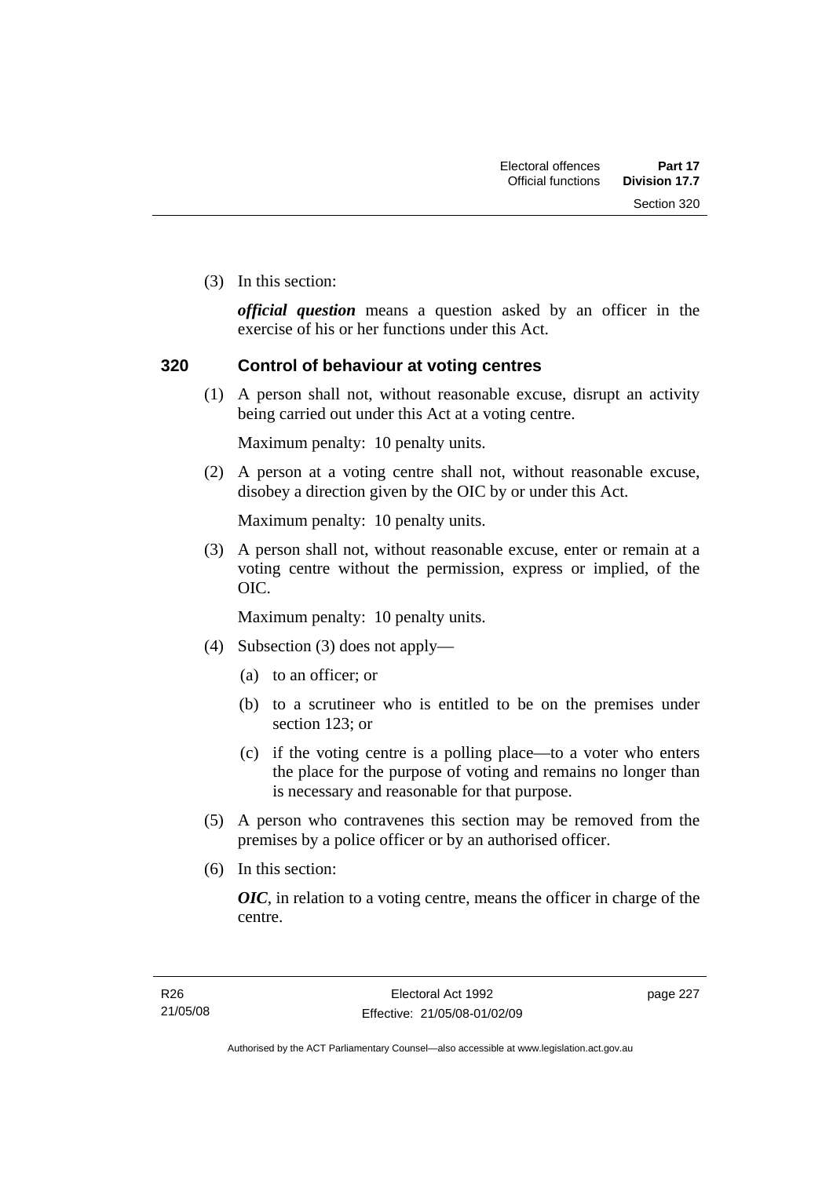(3) In this section:

***official question*** means a question asked by an officer in the exercise of his or her functions under this Act.

## 320 Control of behaviour at voting centres

(1) A person shall not, without reasonable excuse, disrupt an activity being carried out under this Act at a voting centre.

Maximum penalty: 10 penalty units.

(2) A person at a voting centre shall not, without reasonable excuse, disobey a direction given by the OIC by or under this Act.

Maximum penalty: 10 penalty units.

(3) A person shall not, without reasonable excuse, enter or remain at a voting centre without the permission, express or implied, of the OIC.

Maximum penalty: 10 penalty units.

(4) Subsection (3) does not apply—

(a) to an officer; or

(b) to a scrutineer who is entitled to be on the premises under section 123; or

(c) if the voting centre is a polling place—to a voter who enters the place for the purpose of voting and remains no longer than is necessary and reasonable for that purpose.

(5) A person who contravenes this section may be removed from the premises by a police officer or by an authorised officer.

(6) In this section:

***OIC***, in relation to a voting centre, means the officer in charge of the centre.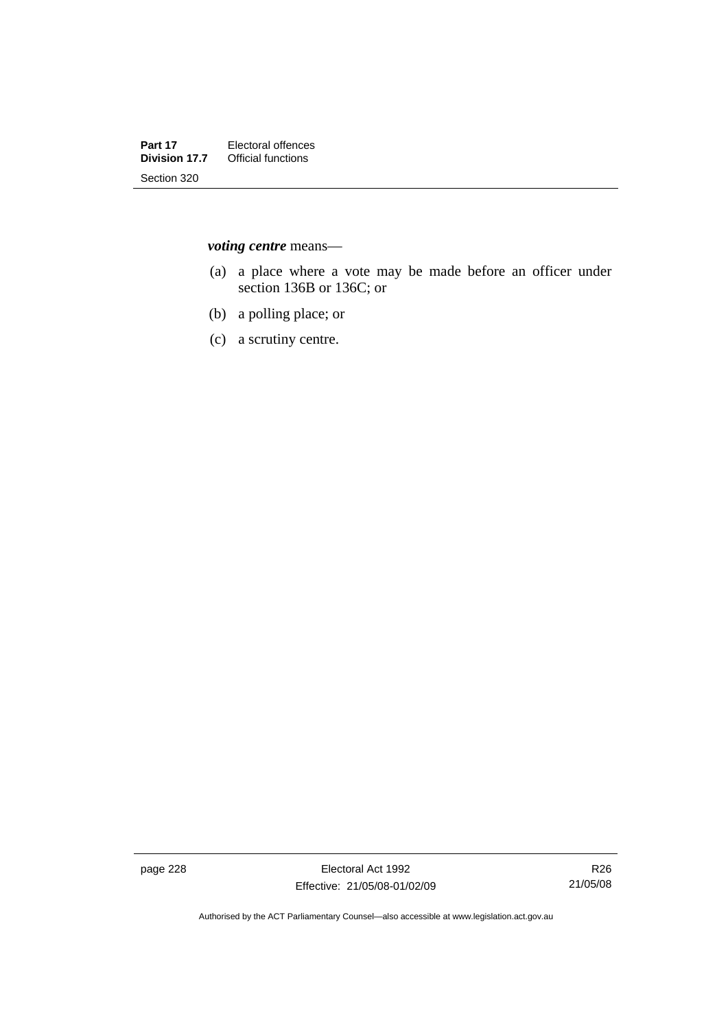***voting centre*** means—

(a) a place where a vote may be made before an officer under section 136B or 136C; or

(b) a polling place; or

(c) a scrutiny centre.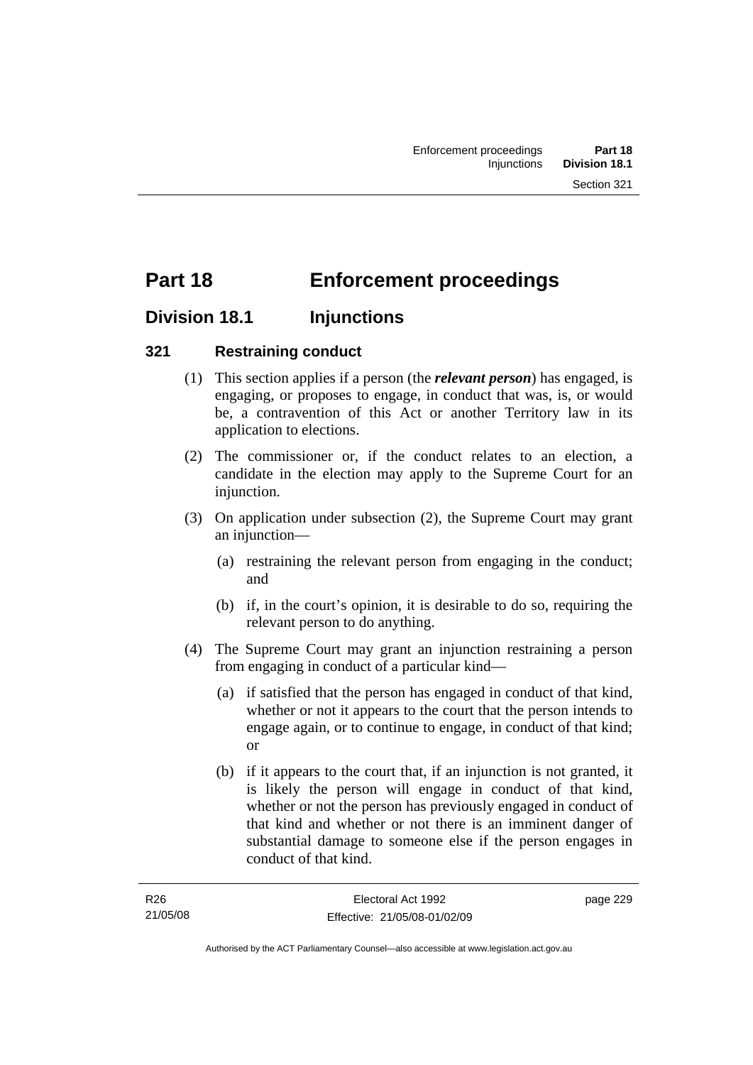# Part 18 Enforcement proceedings

## Division 18.1 Injunctions

### 321 Restraining conduct

(1) This section applies if a person (the ***relevant person***) has engaged, is engaging, or proposes to engage, in conduct that was, is, or would be, a contravention of this Act or another Territory law in its application to elections.

(2) The commissioner or, if the conduct relates to an election, a candidate in the election may apply to the Supreme Court for an injunction.

(3) On application under subsection (2), the Supreme Court may grant an injunction—

(a) restraining the relevant person from engaging in the conduct; and

(b) if, in the court's opinion, it is desirable to do so, requiring the relevant person to do anything.

(4) The Supreme Court may grant an injunction restraining a person from engaging in conduct of a particular kind—

(a) if satisfied that the person has engaged in conduct of that kind, whether or not it appears to the court that the person intends to engage again, or to continue to engage, in conduct of that kind; or

(b) if it appears to the court that, if an injunction is not granted, it is likely the person will engage in conduct of that kind, whether or not the person has previously engaged in conduct of that kind and whether or not there is an imminent danger of substantial damage to someone else if the person engages in conduct of that kind.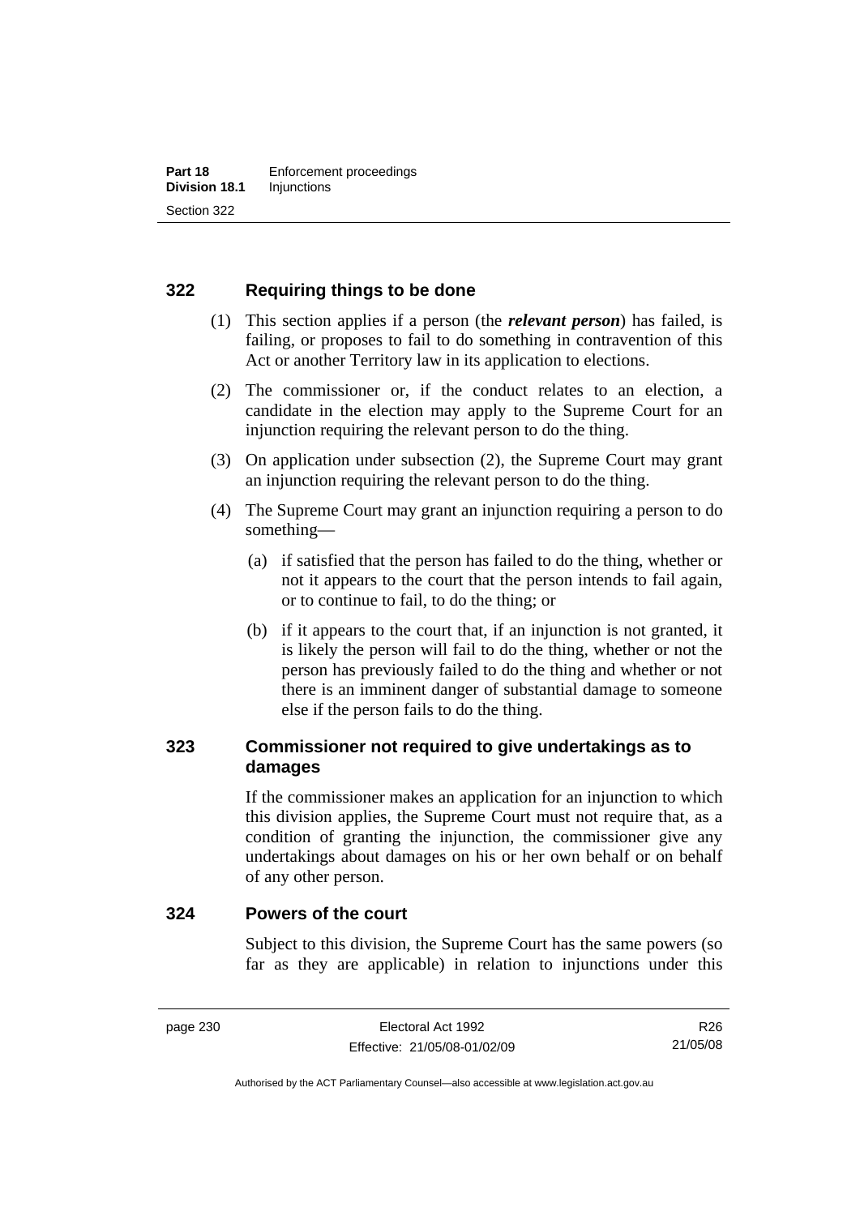### 322 Requiring things to be done

(1) This section applies if a person (the ***relevant person***) has failed, is failing, or proposes to fail to do something in contravention of this Act or another Territory law in its application to elections.

(2) The commissioner or, if the conduct relates to an election, a candidate in the election may apply to the Supreme Court for an injunction requiring the relevant person to do the thing.

(3) On application under subsection (2), the Supreme Court may grant an injunction requiring the relevant person to do the thing.

(4) The Supreme Court may grant an injunction requiring a person to do something—

(a) if satisfied that the person has failed to do the thing, whether or not it appears to the court that the person intends to fail again, or to continue to fail, to do the thing; or

(b) if it appears to the court that, if an injunction is not granted, it is likely the person will fail to do the thing, whether or not the person has previously failed to do the thing and whether or not there is an imminent danger of substantial damage to someone else if the person fails to do the thing.

### 323 Commissioner not required to give undertakings as to damages

If the commissioner makes an application for an injunction to which this division applies, the Supreme Court must not require that, as a condition of granting the injunction, the commissioner give any undertakings about damages on his or her own behalf or on behalf of any other person.

### 324 Powers of the court

Subject to this division, the Supreme Court has the same powers (so far as they are applicable) in relation to injunctions under this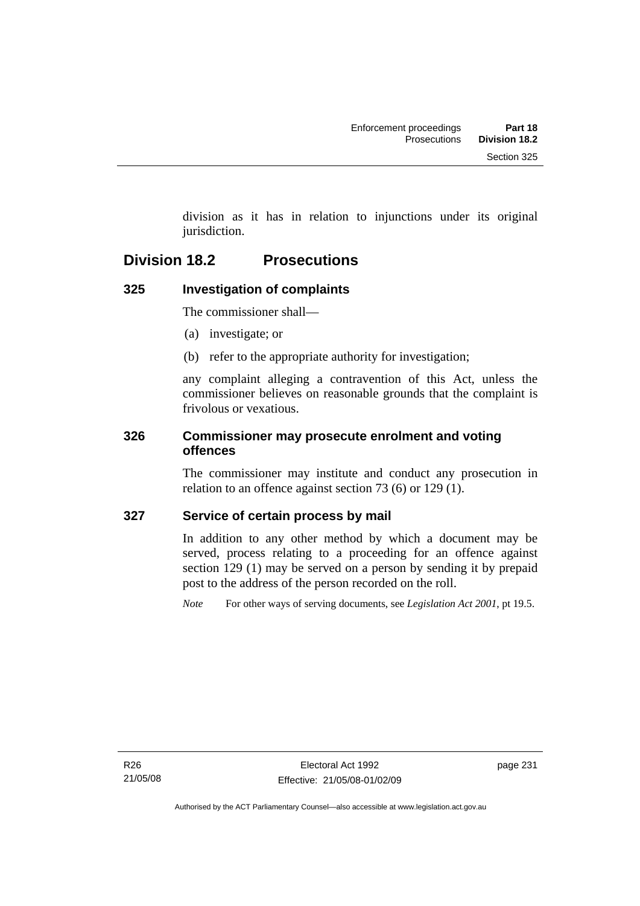division as it has in relation to injunctions under its original jurisdiction.

## Division 18.2 Prosecutions

### 325 Investigation of complaints

The commissioner shall—

(a) investigate; or

(b) refer to the appropriate authority for investigation;

any complaint alleging a contravention of this Act, unless the commissioner believes on reasonable grounds that the complaint is frivolous or vexatious.

### 326 Commissioner may prosecute enrolment and voting offences

The commissioner may institute and conduct any prosecution in relation to an offence against section 73 (6) or 129 (1).

### 327 Service of certain process by mail

In addition to any other method by which a document may be served, process relating to a proceeding for an offence against section 129 (1) may be served on a person by sending it by prepaid post to the address of the person recorded on the roll.

*Note* For other ways of serving documents, see *Legislation Act 2001*, pt 19.5.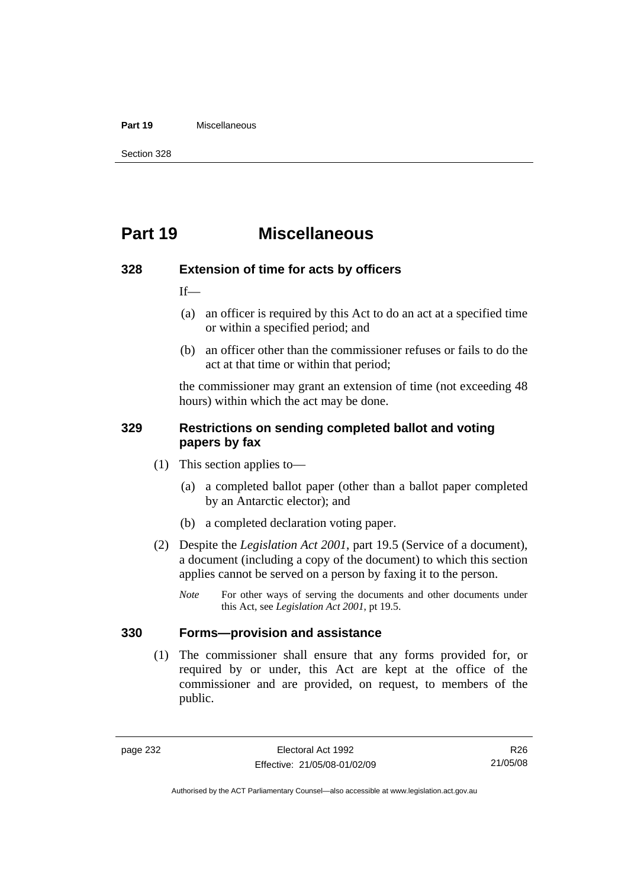# Part 19 Miscellaneous

## 328 Extension of time for acts by officers

If—

(a) an officer is required by this Act to do an act at a specified time or within a specified period; and

(b) an officer other than the commissioner refuses or fails to do the act at that time or within that period;

the commissioner may grant an extension of time (not exceeding 48 hours) within which the act may be done.

## 329 Restrictions on sending completed ballot and voting papers by fax

(1) This section applies to—

(a) a completed ballot paper (other than a ballot paper completed by an Antarctic elector); and

(b) a completed declaration voting paper.

(2) Despite the *Legislation Act 2001*, part 19.5 (Service of a document), a document (including a copy of the document) to which this section applies cannot be served on a person by faxing it to the person.

*Note* For other ways of serving the documents and other documents under this Act, see *Legislation Act 2001*, pt 19.5.

## 330 Forms—provision and assistance

(1) The commissioner shall ensure that any forms provided for, or required by or under, this Act are kept at the office of the commissioner and are provided, on request, to members of the public.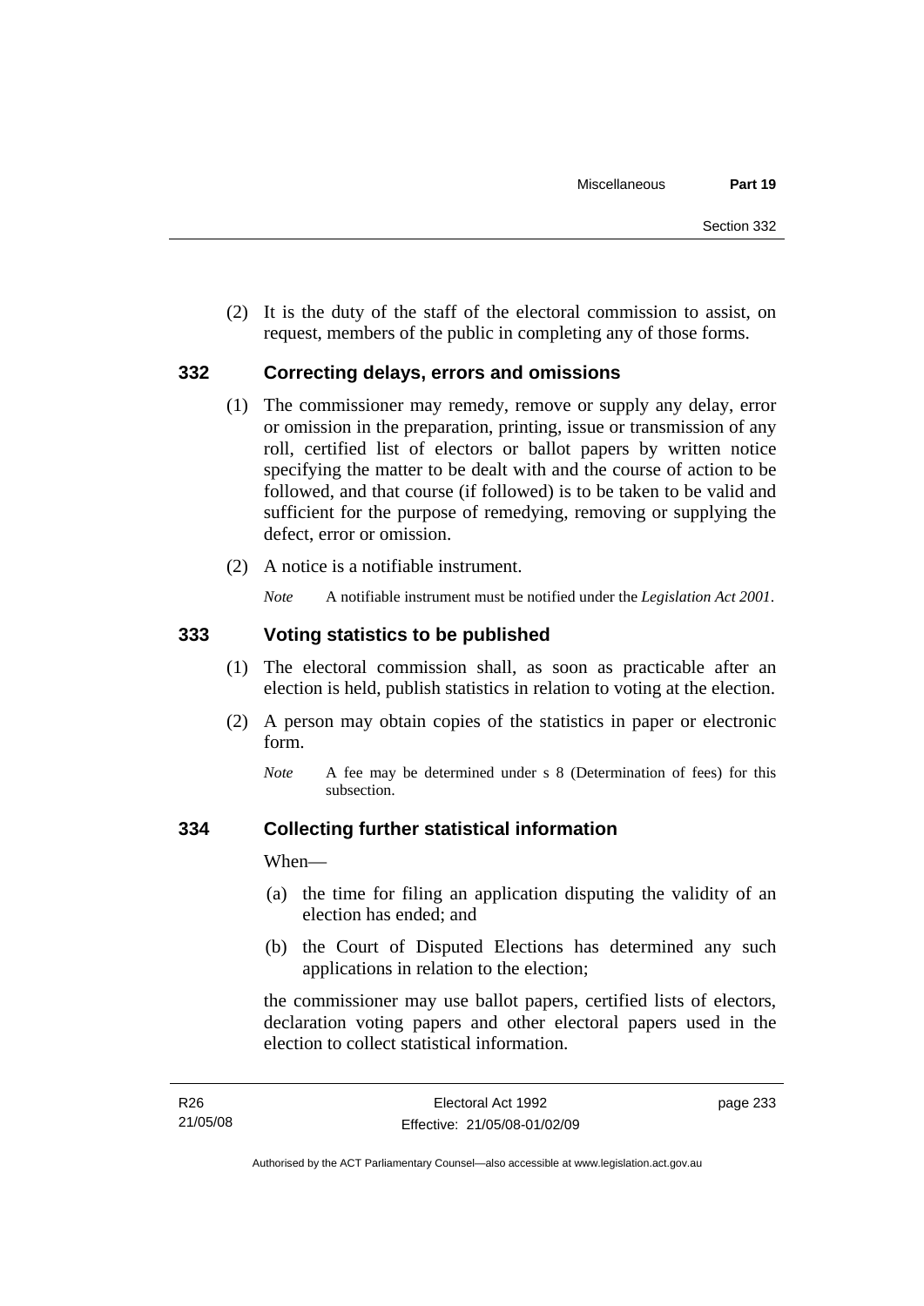(2) It is the duty of the staff of the electoral commission to assist, on request, members of the public in completing any of those forms.

### 332 Correcting delays, errors and omissions

(1) The commissioner may remedy, remove or supply any delay, error or omission in the preparation, printing, issue or transmission of any roll, certified list of electors or ballot papers by written notice specifying the matter to be dealt with and the course of action to be followed, and that course (if followed) is to be taken to be valid and sufficient for the purpose of remedying, removing or supplying the defect, error or omission.

(2) A notice is a notifiable instrument.

*Note* A notifiable instrument must be notified under the *Legislation Act 2001*.

### 333 Voting statistics to be published

(1) The electoral commission shall, as soon as practicable after an election is held, publish statistics in relation to voting at the election.

(2) A person may obtain copies of the statistics in paper or electronic form.

*Note* A fee may be determined under s 8 (Determination of fees) for this subsection.

### 334 Collecting further statistical information

When—

(a) the time for filing an application disputing the validity of an election has ended; and

(b) the Court of Disputed Elections has determined any such applications in relation to the election;

the commissioner may use ballot papers, certified lists of electors, declaration voting papers and other electoral papers used in the election to collect statistical information.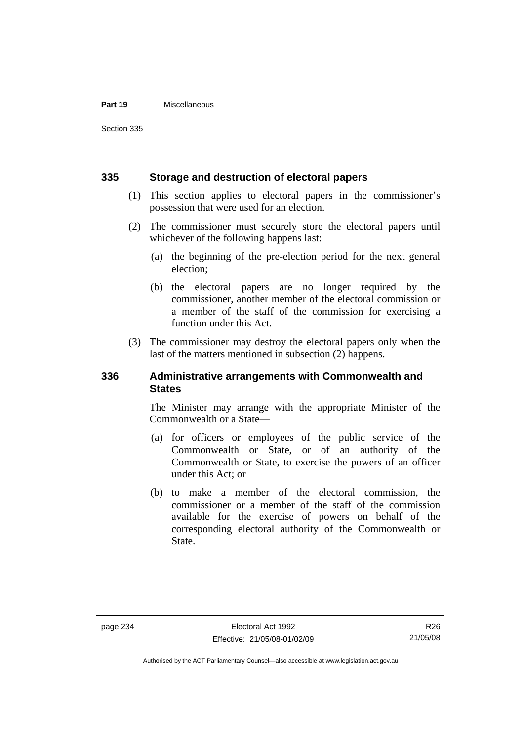## 335 Storage and destruction of electoral papers

(1) This section applies to electoral papers in the commissioner's possession that were used for an election.

(2) The commissioner must securely store the electoral papers until whichever of the following happens last:

(a) the beginning of the pre-election period for the next general election;

(b) the electoral papers are no longer required by the commissioner, another member of the electoral commission or a member of the staff of the commission for exercising a function under this Act.

(3) The commissioner may destroy the electoral papers only when the last of the matters mentioned in subsection (2) happens.

## 336 Administrative arrangements with Commonwealth and States

The Minister may arrange with the appropriate Minister of the Commonwealth or a State—

(a) for officers or employees of the public service of the Commonwealth or State, or of an authority of the Commonwealth or State, to exercise the powers of an officer under this Act; or

(b) to make a member of the electoral commission, the commissioner or a member of the staff of the commission available for the exercise of powers on behalf of the corresponding electoral authority of the Commonwealth or State.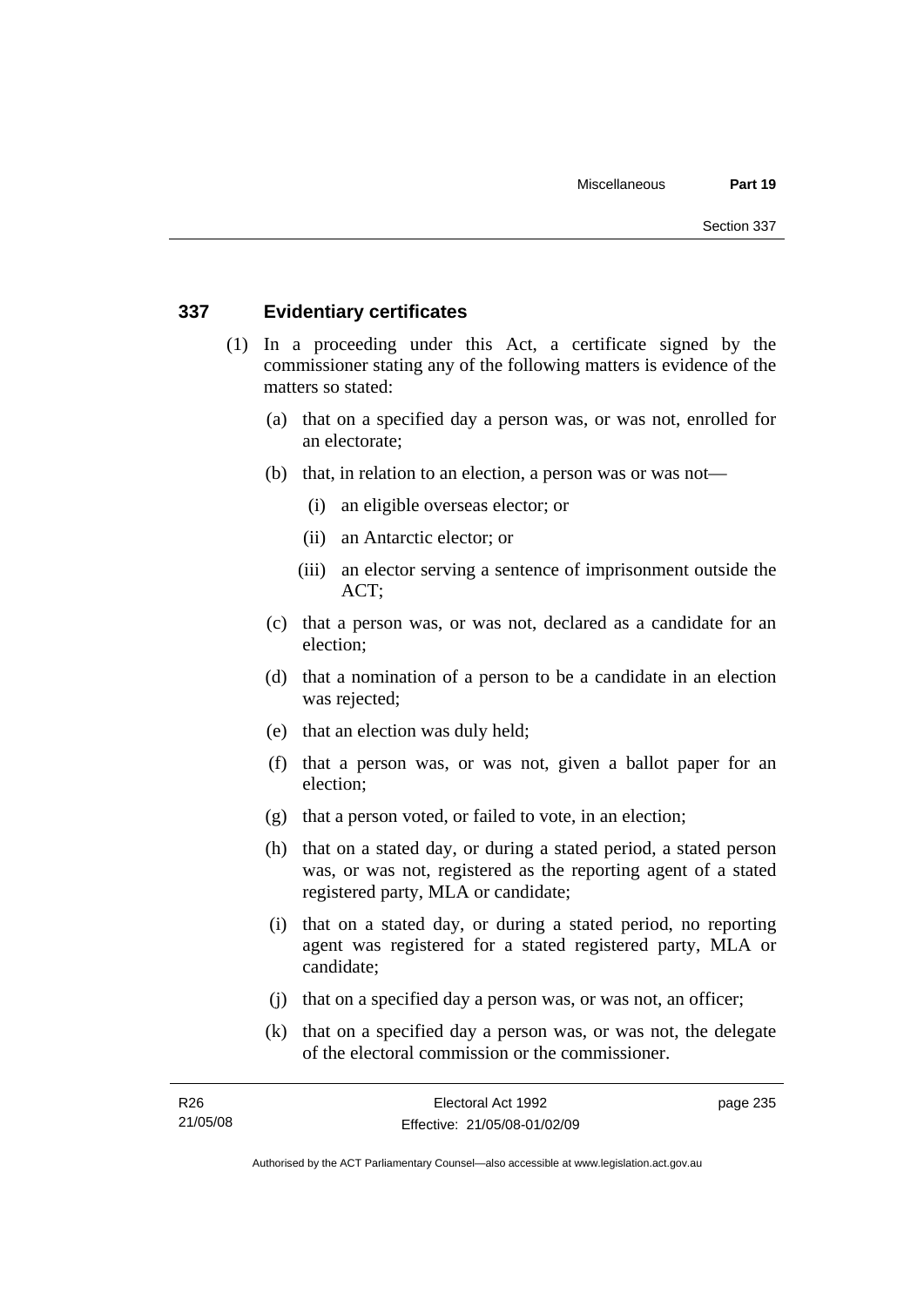## 337 Evidentiary certificates

(1) In a proceeding under this Act, a certificate signed by the commissioner stating any of the following matters is evidence of the matters so stated:

(a) that on a specified day a person was, or was not, enrolled for an electorate;

(b) that, in relation to an election, a person was or was not—

(i) an eligible overseas elector; or

(ii) an Antarctic elector; or

(iii) an elector serving a sentence of imprisonment outside the ACT;

(c) that a person was, or was not, declared as a candidate for an election;

(d) that a nomination of a person to be a candidate in an election was rejected;

(e) that an election was duly held;

(f) that a person was, or was not, given a ballot paper for an election;

(g) that a person voted, or failed to vote, in an election;

(h) that on a stated day, or during a stated period, a stated person was, or was not, registered as the reporting agent of a stated registered party, MLA or candidate;

(i) that on a stated day, or during a stated period, no reporting agent was registered for a stated registered party, MLA or candidate;

(j) that on a specified day a person was, or was not, an officer;

(k) that on a specified day a person was, or was not, the delegate of the electoral commission or the commissioner.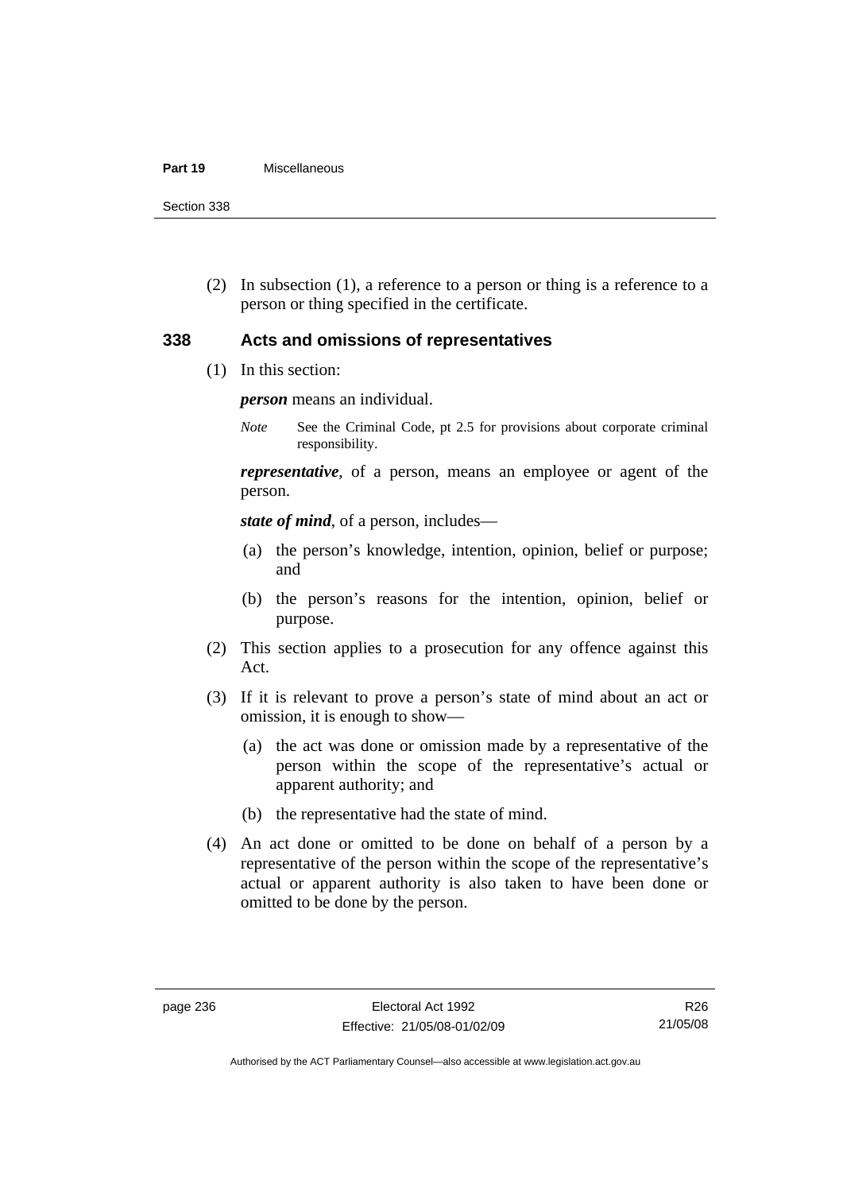(2) In subsection (1), a reference to a person or thing is a reference to a person or thing specified in the certificate.

## 338 Acts and omissions of representatives

(1) In this section:

***person*** means an individual.

*Note* See the Criminal Code, pt 2.5 for provisions about corporate criminal responsibility.

***representative***, of a person, means an employee or agent of the person.

***state of mind***, of a person, includes—

(a) the person's knowledge, intention, opinion, belief or purpose; and

(b) the person's reasons for the intention, opinion, belief or purpose.

(2) This section applies to a prosecution for any offence against this Act.

(3) If it is relevant to prove a person's state of mind about an act or omission, it is enough to show—

(a) the act was done or omission made by a representative of the person within the scope of the representative's actual or apparent authority; and

(b) the representative had the state of mind.

(4) An act done or omitted to be done on behalf of a person by a representative of the person within the scope of the representative's actual or apparent authority is also taken to have been done or omitted to be done by the person.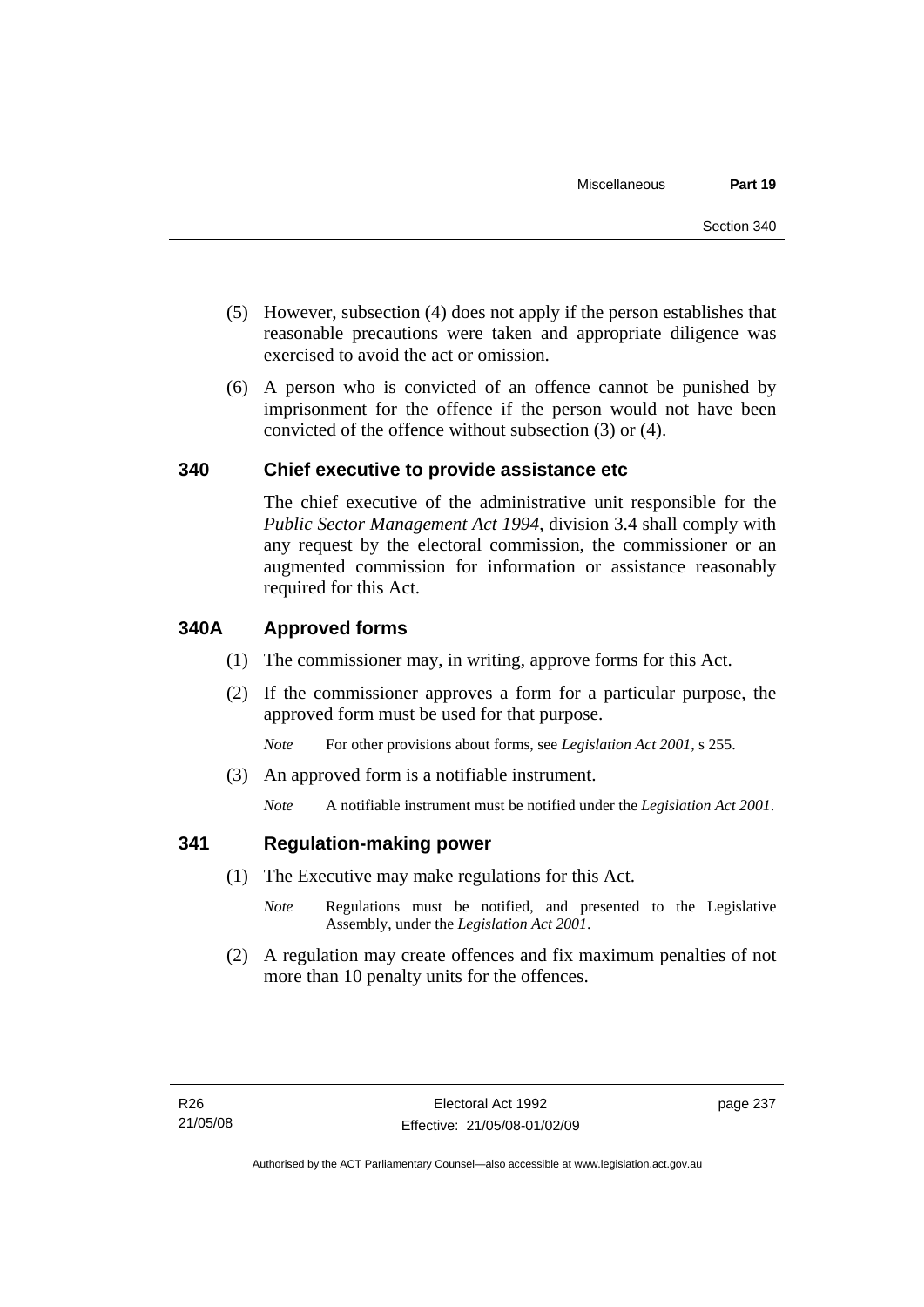(5) However, subsection (4) does not apply if the person establishes that reasonable precautions were taken and appropriate diligence was exercised to avoid the act or omission.

(6) A person who is convicted of an offence cannot be punished by imprisonment for the offence if the person would not have been convicted of the offence without subsection (3) or (4).

### 340 Chief executive to provide assistance etc

The chief executive of the administrative unit responsible for the *Public Sector Management Act 1994*, division 3.4 shall comply with any request by the electoral commission, the commissioner or an augmented commission for information or assistance reasonably required for this Act.

### 340A Approved forms

(1) The commissioner may, in writing, approve forms for this Act.

(2) If the commissioner approves a form for a particular purpose, the approved form must be used for that purpose.

*Note* For other provisions about forms, see *Legislation Act 2001*, s 255.

(3) An approved form is a notifiable instrument.

*Note* A notifiable instrument must be notified under the *Legislation Act 2001*.

### 341 Regulation-making power

(1) The Executive may make regulations for this Act.

*Note* Regulations must be notified, and presented to the Legislative Assembly, under the *Legislation Act 2001*.

(2) A regulation may create offences and fix maximum penalties of not more than 10 penalty units for the offences.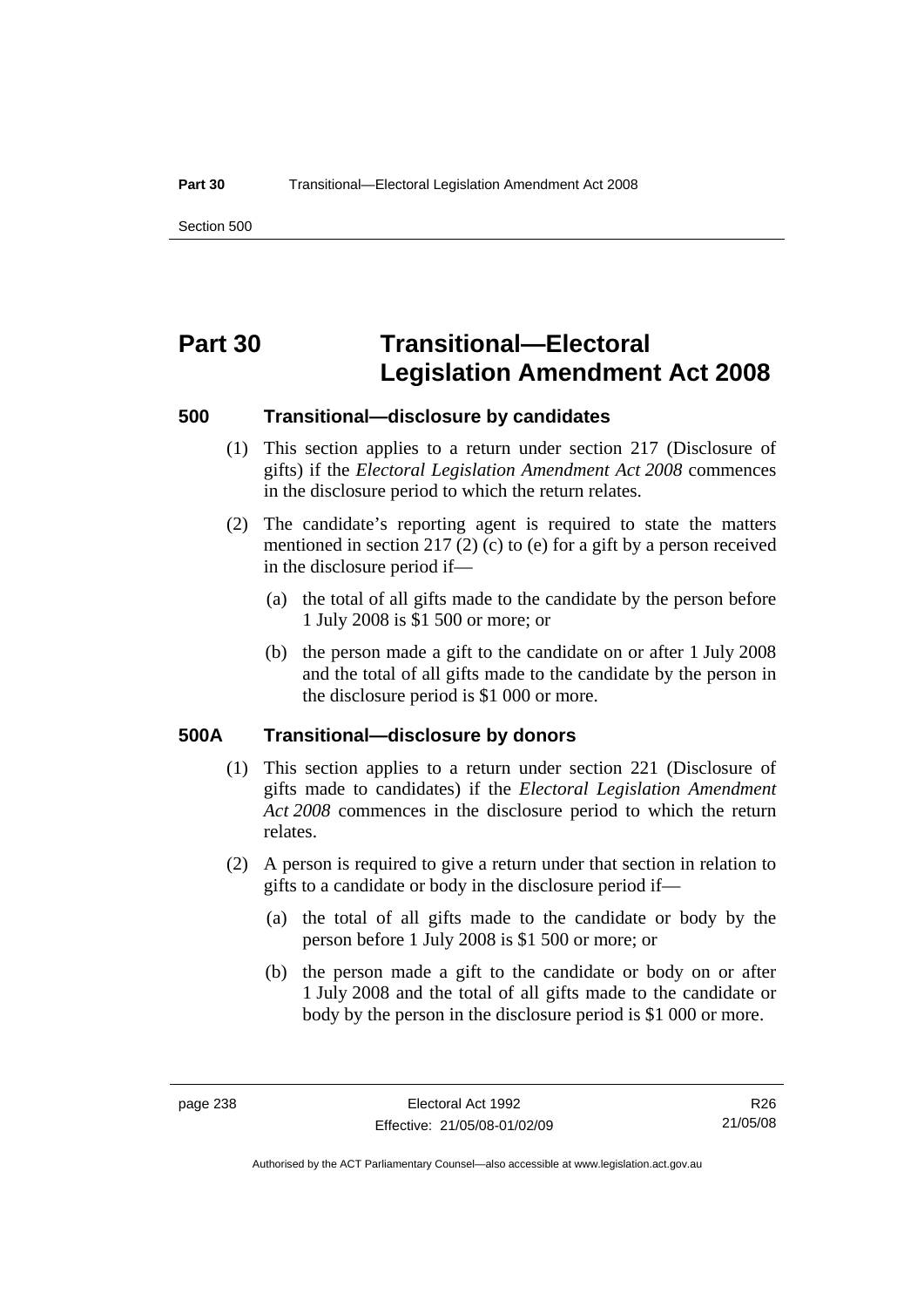# Part 30 Transitional—Electoral Legislation Amendment Act 2008

### 500 Transitional—disclosure by candidates

(1) This section applies to a return under section 217 (Disclosure of gifts) if the *Electoral Legislation Amendment Act 2008* commences in the disclosure period to which the return relates.

(2) The candidate's reporting agent is required to state the matters mentioned in section 217 (2) (c) to (e) for a gift by a person received in the disclosure period if—

(a) the total of all gifts made to the candidate by the person before 1 July 2008 is $1 500 or more; or

(b) the person made a gift to the candidate on or after 1 July 2008 and the total of all gifts made to the candidate by the person in the disclosure period is $1 000 or more.

### 500A Transitional—disclosure by donors

(1) This section applies to a return under section 221 (Disclosure of gifts made to candidates) if the *Electoral Legislation Amendment Act 2008* commences in the disclosure period to which the return relates.

(2) A person is required to give a return under that section in relation to gifts to a candidate or body in the disclosure period if—

(a) the total of all gifts made to the candidate or body by the person before 1 July 2008 is $1 500 or more; or

(b) the person made a gift to the candidate or body on or after 1 July 2008 and the total of all gifts made to the candidate or body by the person in the disclosure period is $1 000 or more.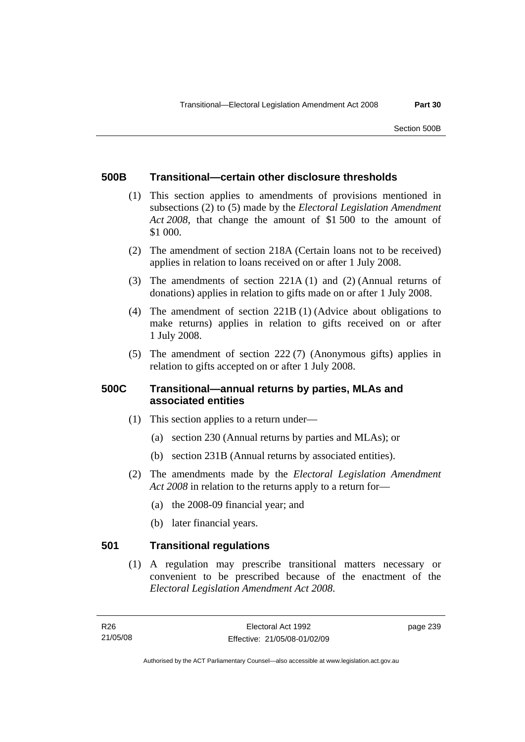### 500B Transitional—certain other disclosure thresholds

(1) This section applies to amendments of provisions mentioned in subsections (2) to (5) made by the *Electoral Legislation Amendment Act 2008*, that change the amount of $1 500 to the amount of $1 000.

(2) The amendment of section 218A (Certain loans not to be received) applies in relation to loans received on or after 1 July 2008.

(3) The amendments of section 221A (1) and (2) (Annual returns of donations) applies in relation to gifts made on or after 1 July 2008.

(4) The amendment of section 221B (1) (Advice about obligations to make returns) applies in relation to gifts received on or after 1 July 2008.

(5) The amendment of section 222 (7) (Anonymous gifts) applies in relation to gifts accepted on or after 1 July 2008.

### 500C Transitional—annual returns by parties, MLAs and associated entities

(1) This section applies to a return under—

(a) section 230 (Annual returns by parties and MLAs); or

(b) section 231B (Annual returns by associated entities).

(2) The amendments made by the *Electoral Legislation Amendment Act 2008* in relation to the returns apply to a return for—

(a) the 2008-09 financial year; and

(b) later financial years.

### 501 Transitional regulations

(1) A regulation may prescribe transitional matters necessary or convenient to be prescribed because of the enactment of the *Electoral Legislation Amendment Act 2008*.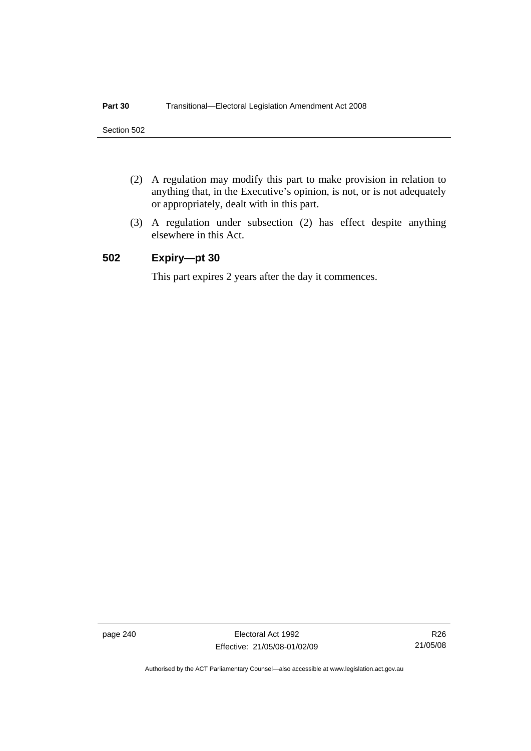(2) A regulation may modify this part to make provision in relation to anything that, in the Executive's opinion, is not, or is not adequately or appropriately, dealt with in this part.

(3) A regulation under subsection (2) has effect despite anything elsewhere in this Act.

## 502 Expiry—pt 30

This part expires 2 years after the day it commences.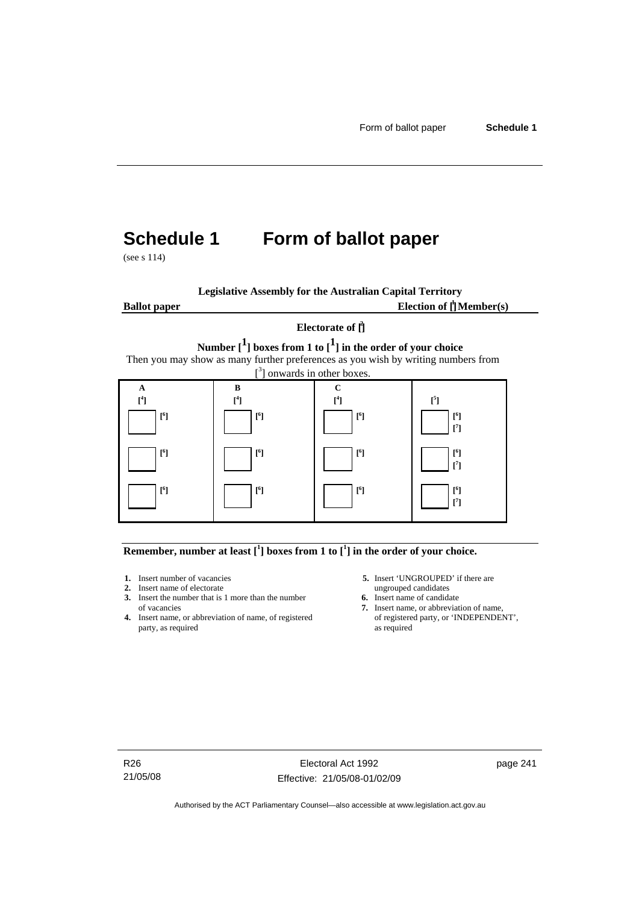# Schedule 1 Form of ballot paper

(see s 114)

**Legislative Assembly for the Australian Capital Territory**

**Ballot paper** **Election of [1] Member(s)**

**Electorate of [2]**

**Number [1] boxes from 1 to [1] in the order of your choice**

Then you may show as many further preferences as you wish by writing numbers from [3] onwards in other boxes.

| A | B | C | |
|---|---|---|---|
| [4] | [4] | [4] | [5] |
| ☐ [6] | ☐ [6] | ☐ [6] | ☐ [6] [7] |
| ☐ [6] | ☐ [6] | ☐ [6] | ☐ [6] [7] |
| ☐ [6] | ☐ [6] | ☐ [6] | ☐ [6] [7] |

**Remember, number at least [1] boxes from 1 to [1] in the order of your choice.**

1. Insert number of vacancies
2. Insert name of electorate
3. Insert the number that is 1 more than the number of vacancies
4. Insert name, or abbreviation of name, of registered party, as required
5. Insert 'UNGROUPED' if there are ungrouped candidates
6. Insert name of candidate
7. Insert name, or abbreviation of name, of registered party, or 'INDEPENDENT', as required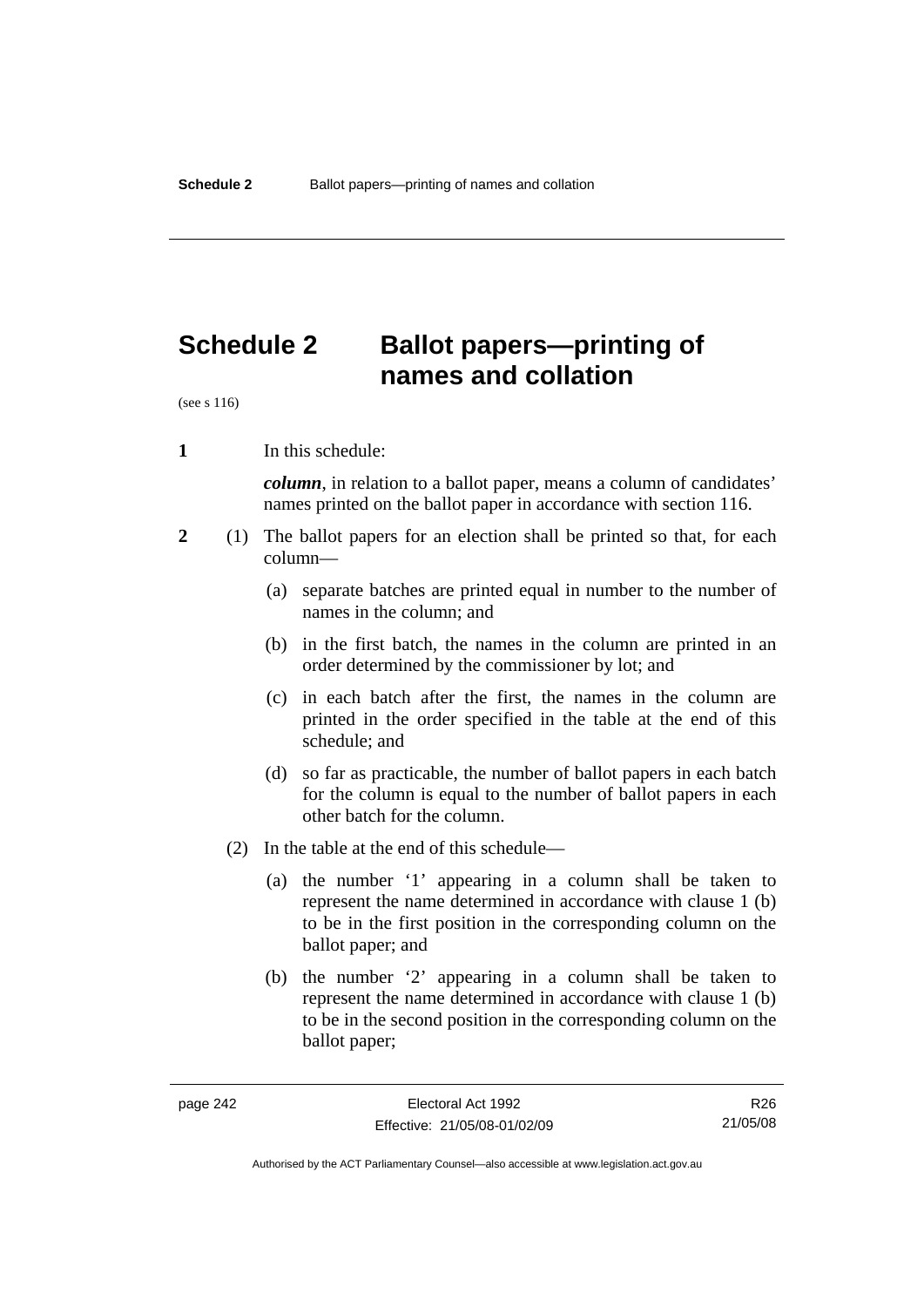# Schedule 2 Ballot papers—printing of names and collation

(see s 116)

**1** In this schedule:

***column***, in relation to a ballot paper, means a column of candidates' names printed on the ballot paper in accordance with section 116.

**2** (1) The ballot papers for an election shall be printed so that, for each column—

(a) separate batches are printed equal in number to the number of names in the column; and

(b) in the first batch, the names in the column are printed in an order determined by the commissioner by lot; and

(c) in each batch after the first, the names in the column are printed in the order specified in the table at the end of this schedule; and

(d) so far as practicable, the number of ballot papers in each batch for the column is equal to the number of ballot papers in each other batch for the column.

(2) In the table at the end of this schedule—

(a) the number '1' appearing in a column shall be taken to represent the name determined in accordance with clause 1 (b) to be in the first position in the corresponding column on the ballot paper; and

(b) the number '2' appearing in a column shall be taken to represent the name determined in accordance with clause 1 (b) to be in the second position in the corresponding column on the ballot paper;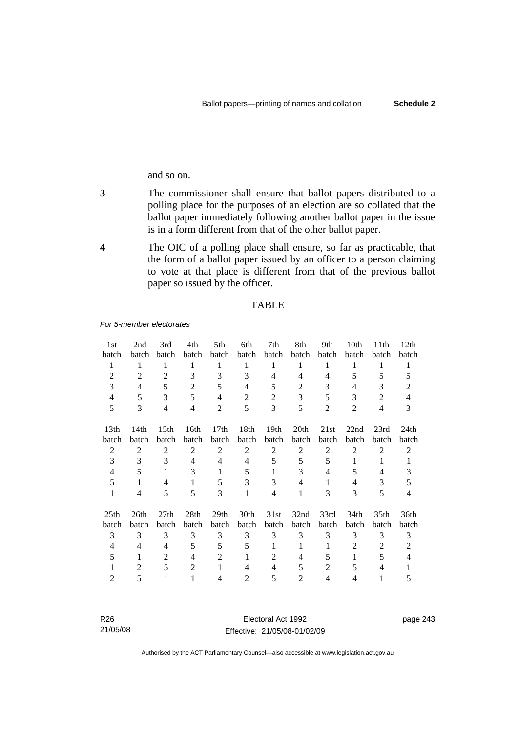and so on.

**3** The commissioner shall ensure that ballot papers distributed to a polling place for the purposes of an election are so collated that the ballot paper immediately following another ballot paper in the issue is in a form different from that of the other ballot paper.

**4** The OIC of a polling place shall ensure, so far as practicable, that the form of a ballot paper issued by an officer to a person claiming to vote at that place is different from that of the previous ballot paper so issued by the officer.

TABLE

*For 5-member electorates*

| 1st batch | 2nd batch | 3rd batch | 4th batch | 5th batch | 6th batch | 7th batch | 8th batch | 9th batch | 10th batch | 11th batch | 12th batch |
|---|---|---|---|---|---|---|---|---|---|---|---|
| 1 | 1 | 1 | 1 | 1 | 1 | 1 | 1 | 1 | 1 | 1 | 1 |
| 2 | 2 | 2 | 3 | 3 | 3 | 4 | 4 | 4 | 5 | 5 | 5 |
| 3 | 4 | 5 | 2 | 5 | 4 | 5 | 2 | 3 | 4 | 3 | 2 |
| 4 | 5 | 3 | 5 | 4 | 2 | 2 | 3 | 5 | 3 | 2 | 4 |
| 5 | 3 | 4 | 4 | 2 | 5 | 3 | 5 | 2 | 2 | 4 | 3 |

| 13th batch | 14th batch | 15th batch | 16th batch | 17th batch | 18th batch | 19th batch | 20th batch | 21st batch | 22nd batch | 23rd batch | 24th batch |
|---|---|---|---|---|---|---|---|---|---|---|---|
| 2 | 2 | 2 | 2 | 2 | 2 | 2 | 2 | 2 | 2 | 2 | 2 |
| 3 | 3 | 3 | 4 | 4 | 4 | 5 | 5 | 5 | 1 | 1 | 1 |
| 4 | 5 | 1 | 3 | 1 | 5 | 1 | 3 | 4 | 5 | 4 | 3 |
| 5 | 1 | 4 | 1 | 5 | 3 | 3 | 4 | 1 | 4 | 3 | 5 |
| 1 | 4 | 5 | 5 | 3 | 1 | 4 | 1 | 3 | 3 | 5 | 4 |

| 25th batch | 26th batch | 27th batch | 28th batch | 29th batch | 30th batch | 31st batch | 32nd batch | 33rd batch | 34th batch | 35th batch | 36th batch |
|---|---|---|---|---|---|---|---|---|---|---|---|
| 3 | 3 | 3 | 3 | 3 | 3 | 3 | 3 | 3 | 3 | 3 | 3 |
| 4 | 4 | 4 | 5 | 5 | 5 | 1 | 1 | 1 | 2 | 2 | 2 |
| 5 | 1 | 2 | 4 | 2 | 1 | 2 | 4 | 5 | 1 | 5 | 4 |
| 1 | 2 | 5 | 2 | 1 | 4 | 4 | 5 | 2 | 5 | 4 | 1 |
| 2 | 5 | 1 | 1 | 4 | 2 | 5 | 2 | 4 | 4 | 1 | 5 |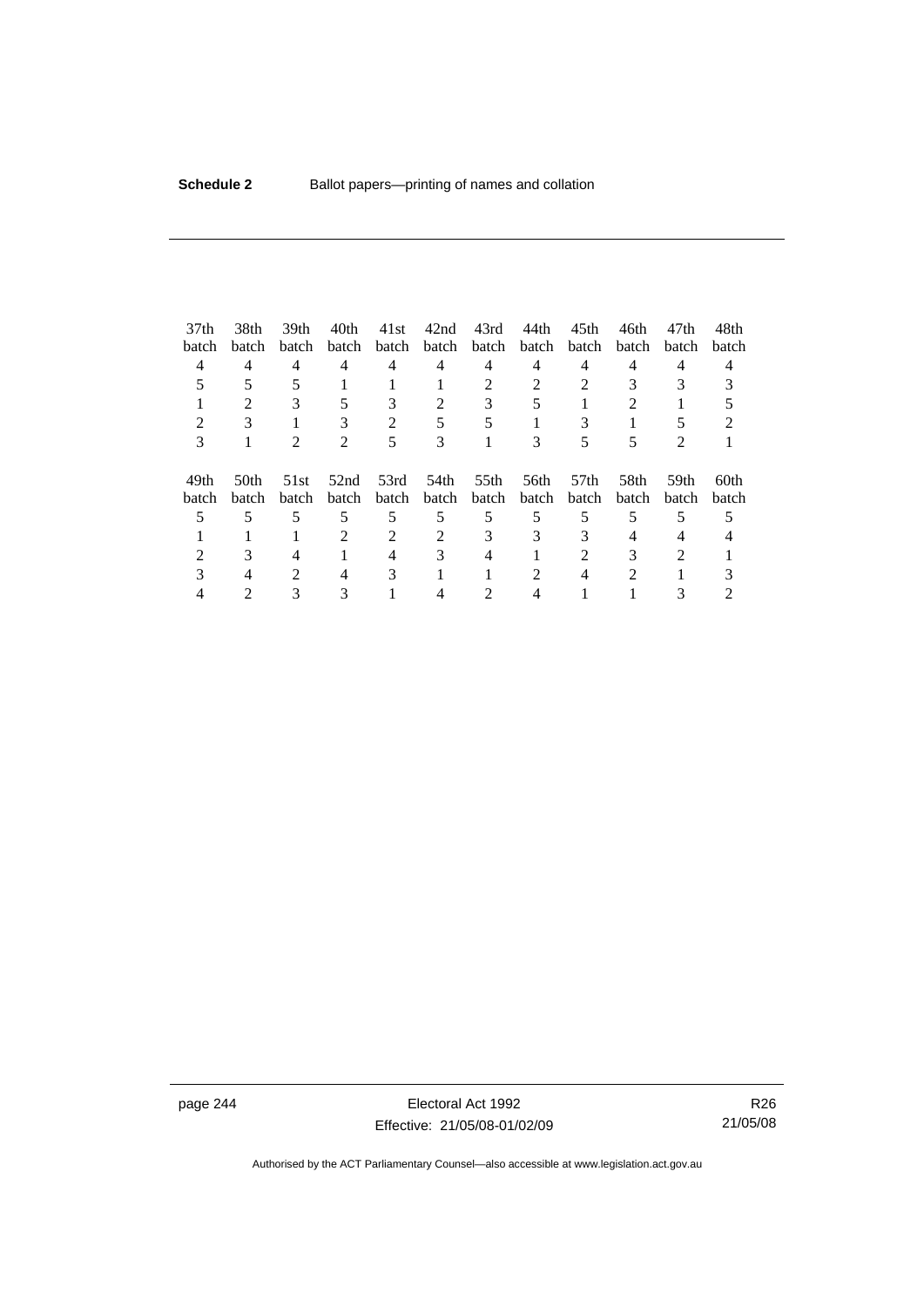| 37th batch | 38th batch | 39th batch | 40th batch | 41st batch | 42nd batch | 43rd batch | 44th batch | 45th batch | 46th batch | 47th batch | 48th batch |
|---|---|---|---|---|---|---|---|---|---|---|---|
| 4 | 4 | 4 | 4 | 4 | 4 | 4 | 4 | 4 | 4 | 4 | 4 |
| 5 | 5 | 5 | 1 | 1 | 1 | 2 | 2 | 2 | 3 | 3 | 3 |
| 1 | 2 | 3 | 5 | 3 | 2 | 3 | 5 | 1 | 2 | 1 | 5 |
| 2 | 3 | 1 | 3 | 2 | 5 | 5 | 1 | 3 | 1 | 5 | 2 |
| 3 | 1 | 2 | 2 | 5 | 3 | 1 | 3 | 5 | 5 | 2 | 1 |

| 49th batch | 50th batch | 51st batch | 52nd batch | 53rd batch | 54th batch | 55th batch | 56th batch | 57th batch | 58th batch | 59th batch | 60th batch |
|---|---|---|---|---|---|---|---|---|---|---|---|
| 5 | 5 | 5 | 5 | 5 | 5 | 5 | 5 | 5 | 5 | 5 | 5 |
| 1 | 1 | 1 | 2 | 2 | 2 | 3 | 3 | 3 | 4 | 4 | 4 |
| 2 | 3 | 4 | 1 | 4 | 3 | 4 | 1 | 2 | 3 | 2 | 1 |
| 3 | 4 | 2 | 4 | 3 | 1 | 1 | 2 | 4 | 2 | 1 | 3 |
| 4 | 2 | 3 | 3 | 1 | 4 | 2 | 4 | 1 | 1 | 3 | 2 |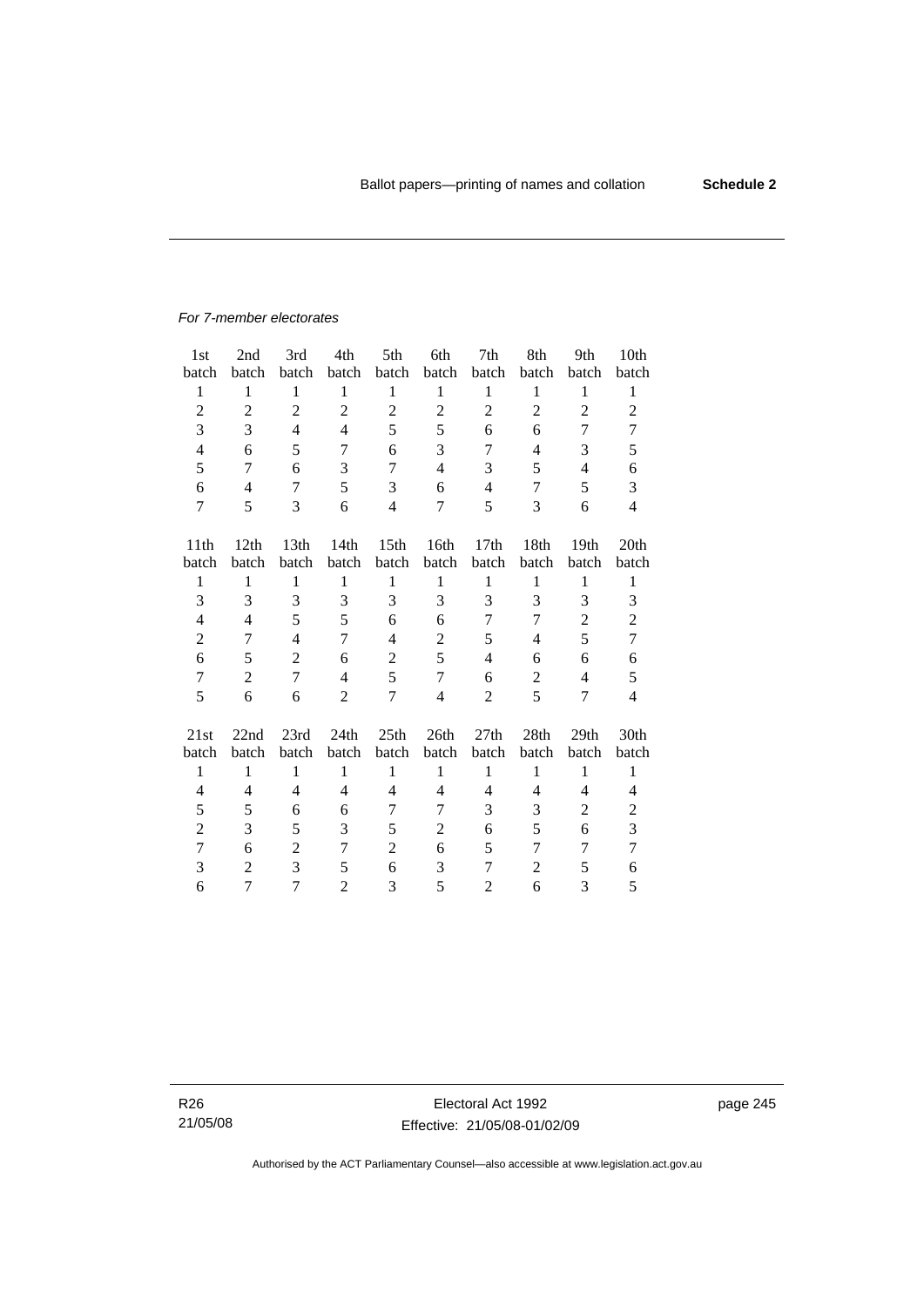*For 7-member electorates*

| 1st batch | 2nd batch | 3rd batch | 4th batch | 5th batch | 6th batch | 7th batch | 8th batch | 9th batch | 10th batch |
|---|---|---|---|---|---|---|---|---|---|
| 1 | 1 | 1 | 1 | 1 | 1 | 1 | 1 | 1 | 1 |
| 2 | 2 | 2 | 2 | 2 | 2 | 2 | 2 | 2 | 2 |
| 3 | 3 | 4 | 4 | 5 | 5 | 6 | 6 | 7 | 7 |
| 4 | 6 | 5 | 7 | 6 | 3 | 7 | 4 | 3 | 5 |
| 5 | 7 | 6 | 3 | 7 | 4 | 3 | 5 | 4 | 6 |
| 6 | 4 | 7 | 5 | 3 | 6 | 4 | 7 | 5 | 3 |
| 7 | 5 | 3 | 6 | 4 | 7 | 5 | 3 | 6 | 4 |

| 11th batch | 12th batch | 13th batch | 14th batch | 15th batch | 16th batch | 17th batch | 18th batch | 19th batch | 20th batch |
|---|---|---|---|---|---|---|---|---|---|
| 1 | 1 | 1 | 1 | 1 | 1 | 1 | 1 | 1 | 1 |
| 3 | 3 | 3 | 3 | 3 | 3 | 3 | 3 | 3 | 3 |
| 4 | 4 | 5 | 5 | 6 | 6 | 7 | 7 | 2 | 2 |
| 2 | 7 | 4 | 7 | 4 | 2 | 5 | 4 | 5 | 7 |
| 6 | 5 | 2 | 6 | 2 | 5 | 4 | 6 | 6 | 6 |
| 7 | 2 | 7 | 4 | 5 | 7 | 6 | 2 | 4 | 5 |
| 5 | 6 | 6 | 2 | 7 | 4 | 2 | 5 | 7 | 4 |

| 21st batch | 22nd batch | 23rd batch | 24th batch | 25th batch | 26th batch | 27th batch | 28th batch | 29th batch | 30th batch |
|---|---|---|---|---|---|---|---|---|---|
| 1 | 1 | 1 | 1 | 1 | 1 | 1 | 1 | 1 | 1 |
| 4 | 4 | 4 | 4 | 4 | 4 | 4 | 4 | 4 | 4 |
| 5 | 5 | 6 | 6 | 7 | 7 | 3 | 3 | 2 | 2 |
| 2 | 3 | 5 | 3 | 5 | 2 | 6 | 5 | 6 | 3 |
| 7 | 6 | 2 | 7 | 2 | 6 | 5 | 7 | 7 | 7 |
| 3 | 2 | 3 | 5 | 6 | 3 | 7 | 2 | 5 | 6 |
| 6 | 7 | 7 | 2 | 3 | 5 | 2 | 6 | 3 | 5 |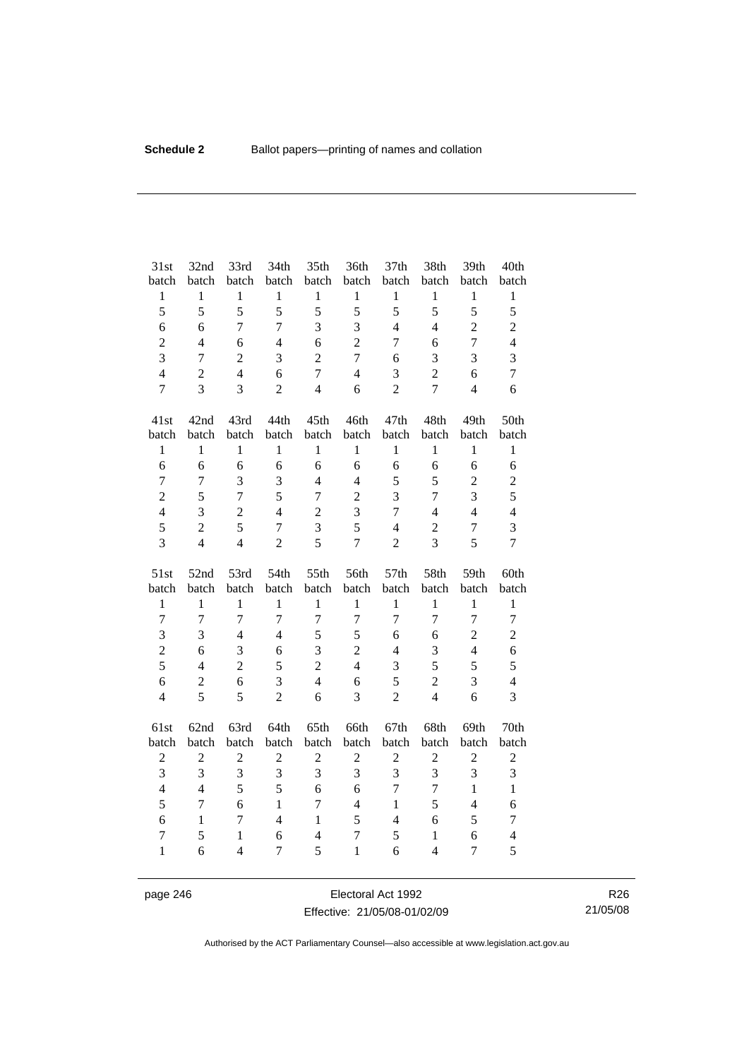| 31st batch | 32nd batch | 33rd batch | 34th batch | 35th batch | 36th batch | 37th batch | 38th batch | 39th batch | 40th batch |
|---|---|---|---|---|---|---|---|---|---|
| 1 | 1 | 1 | 1 | 1 | 1 | 1 | 1 | 1 | 1 |
| 5 | 5 | 5 | 5 | 5 | 5 | 5 | 5 | 5 | 5 |
| 6 | 6 | 7 | 7 | 3 | 3 | 4 | 4 | 2 | 2 |
| 2 | 4 | 6 | 4 | 6 | 2 | 7 | 6 | 7 | 4 |
| 3 | 7 | 2 | 3 | 2 | 7 | 6 | 3 | 3 | 3 |
| 4 | 2 | 4 | 6 | 7 | 4 | 3 | 2 | 6 | 7 |
| 7 | 3 | 3 | 2 | 4 | 6 | 2 | 7 | 4 | 6 |

| 41st batch | 42nd batch | 43rd batch | 44th batch | 45th batch | 46th batch | 47th batch | 48th batch | 49th batch | 50th batch |
|---|---|---|---|---|---|---|---|---|---|
| 1 | 1 | 1 | 1 | 1 | 1 | 1 | 1 | 1 | 1 |
| 6 | 6 | 6 | 6 | 6 | 6 | 6 | 6 | 6 | 6 |
| 7 | 7 | 3 | 3 | 4 | 4 | 5 | 5 | 2 | 2 |
| 2 | 5 | 7 | 5 | 7 | 2 | 3 | 7 | 3 | 5 |
| 4 | 3 | 2 | 4 | 2 | 3 | 7 | 4 | 4 | 4 |
| 5 | 2 | 5 | 7 | 3 | 5 | 4 | 2 | 7 | 3 |
| 3 | 4 | 4 | 2 | 5 | 7 | 2 | 3 | 5 | 7 |

| 51st batch | 52nd batch | 53rd batch | 54th batch | 55th batch | 56th batch | 57th batch | 58th batch | 59th batch | 60th batch |
|---|---|---|---|---|---|---|---|---|---|
| 1 | 1 | 1 | 1 | 1 | 1 | 1 | 1 | 1 | 1 |
| 7 | 7 | 7 | 7 | 7 | 7 | 7 | 7 | 7 | 7 |
| 3 | 3 | 4 | 4 | 5 | 5 | 6 | 6 | 2 | 2 |
| 2 | 6 | 3 | 6 | 3 | 2 | 4 | 3 | 4 | 6 |
| 5 | 4 | 2 | 5 | 2 | 4 | 3 | 5 | 5 | 5 |
| 6 | 2 | 6 | 3 | 4 | 6 | 5 | 2 | 3 | 4 |
| 4 | 5 | 5 | 2 | 6 | 3 | 2 | 4 | 6 | 3 |

| 61st batch | 62nd batch | 63rd batch | 64th batch | 65th batch | 66th batch | 67th batch | 68th batch | 69th batch | 70th batch |
|---|---|---|---|---|---|---|---|---|---|
| 2 | 2 | 2 | 2 | 2 | 2 | 2 | 2 | 2 | 2 |
| 3 | 3 | 3 | 3 | 3 | 3 | 3 | 3 | 3 | 3 |
| 4 | 4 | 5 | 5 | 6 | 6 | 7 | 7 | 1 | 1 |
| 5 | 7 | 6 | 1 | 7 | 4 | 1 | 5 | 4 | 6 |
| 6 | 1 | 7 | 4 | 1 | 5 | 4 | 6 | 5 | 7 |
| 7 | 5 | 1 | 6 | 4 | 7 | 5 | 1 | 6 | 4 |
| 1 | 6 | 4 | 7 | 5 | 1 | 6 | 4 | 7 | 5 |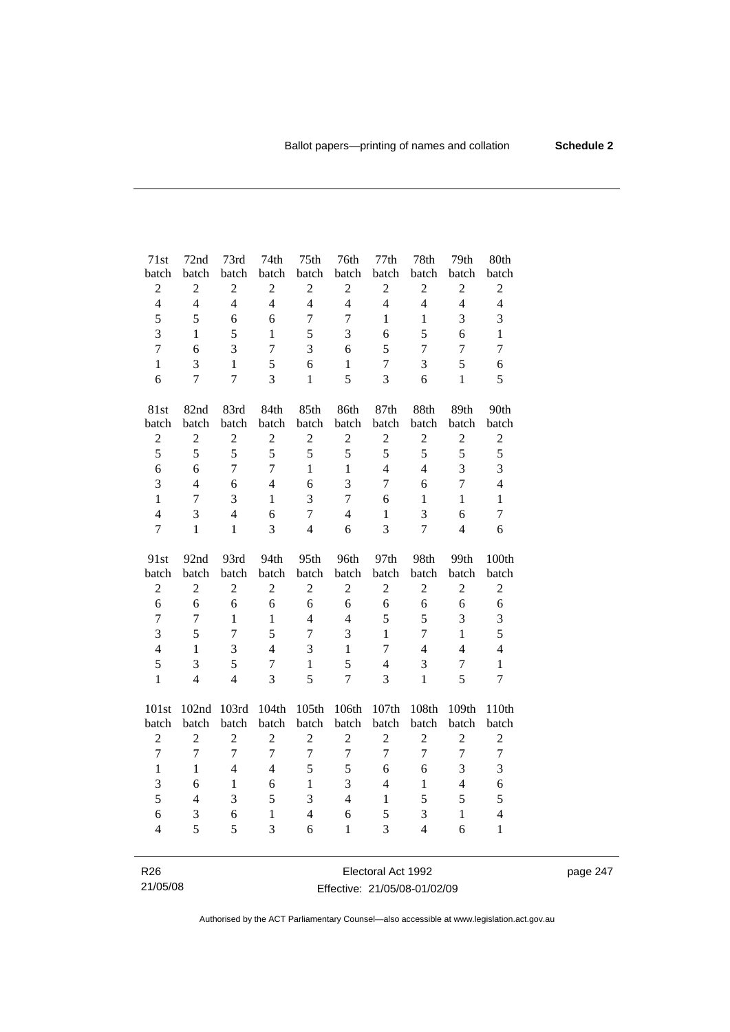| 71st batch | 72nd batch | 73rd batch | 74th batch | 75th batch | 76th batch | 77th batch | 78th batch | 79th batch | 80th batch |
|---|---|---|---|---|---|---|---|---|---|
| 2 | 2 | 2 | 2 | 2 | 2 | 2 | 2 | 2 | 2 |
| 4 | 4 | 4 | 4 | 4 | 4 | 4 | 4 | 4 | 4 |
| 5 | 5 | 6 | 6 | 7 | 7 | 1 | 1 | 3 | 3 |
| 3 | 1 | 5 | 1 | 5 | 3 | 6 | 5 | 6 | 1 |
| 7 | 6 | 3 | 7 | 3 | 6 | 5 | 7 | 7 | 7 |
| 1 | 3 | 1 | 5 | 6 | 1 | 7 | 3 | 5 | 6 |
| 6 | 7 | 7 | 3 | 1 | 5 | 3 | 6 | 1 | 5 |

| 81st batch | 82nd batch | 83rd batch | 84th batch | 85th batch | 86th batch | 87th batch | 88th batch | 89th batch | 90th batch |
|---|---|---|---|---|---|---|---|---|---|
| 2 | 2 | 2 | 2 | 2 | 2 | 2 | 2 | 2 | 2 |
| 5 | 5 | 5 | 5 | 5 | 5 | 5 | 5 | 5 | 5 |
| 6 | 6 | 7 | 7 | 1 | 1 | 4 | 4 | 3 | 3 |
| 3 | 4 | 6 | 4 | 6 | 3 | 7 | 6 | 7 | 4 |
| 1 | 7 | 3 | 1 | 3 | 7 | 6 | 1 | 1 | 1 |
| 4 | 3 | 4 | 6 | 7 | 4 | 1 | 3 | 6 | 7 |
| 7 | 1 | 1 | 3 | 4 | 6 | 3 | 7 | 4 | 6 |

| 91st batch | 92nd batch | 93rd batch | 94th batch | 95th batch | 96th batch | 97th batch | 98th batch | 99th batch | 100th batch |
|---|---|---|---|---|---|---|---|---|---|
| 2 | 2 | 2 | 2 | 2 | 2 | 2 | 2 | 2 | 2 |
| 6 | 6 | 6 | 6 | 6 | 6 | 6 | 6 | 6 | 6 |
| 7 | 7 | 1 | 1 | 4 | 4 | 5 | 5 | 3 | 3 |
| 3 | 5 | 7 | 5 | 7 | 3 | 1 | 7 | 1 | 5 |
| 4 | 1 | 3 | 4 | 3 | 1 | 7 | 4 | 4 | 4 |
| 5 | 3 | 5 | 7 | 1 | 5 | 4 | 3 | 7 | 1 |
| 1 | 4 | 4 | 3 | 5 | 7 | 3 | 1 | 5 | 7 |

| 101st batch | 102nd batch | 103rd batch | 104th batch | 105th batch | 106th batch | 107th batch | 108th batch | 109th batch | 110th batch |
|---|---|---|---|---|---|---|---|---|---|
| 2 | 2 | 2 | 2 | 2 | 2 | 2 | 2 | 2 | 2 |
| 7 | 7 | 7 | 7 | 7 | 7 | 7 | 7 | 7 | 7 |
| 1 | 1 | 4 | 4 | 5 | 5 | 6 | 6 | 3 | 3 |
| 3 | 6 | 1 | 6 | 1 | 3 | 4 | 1 | 4 | 6 |
| 5 | 4 | 3 | 5 | 3 | 4 | 1 | 5 | 5 | 5 |
| 6 | 3 | 6 | 1 | 4 | 6 | 5 | 3 | 1 | 4 |
| 4 | 5 | 5 | 3 | 6 | 1 | 3 | 4 | 6 | 1 |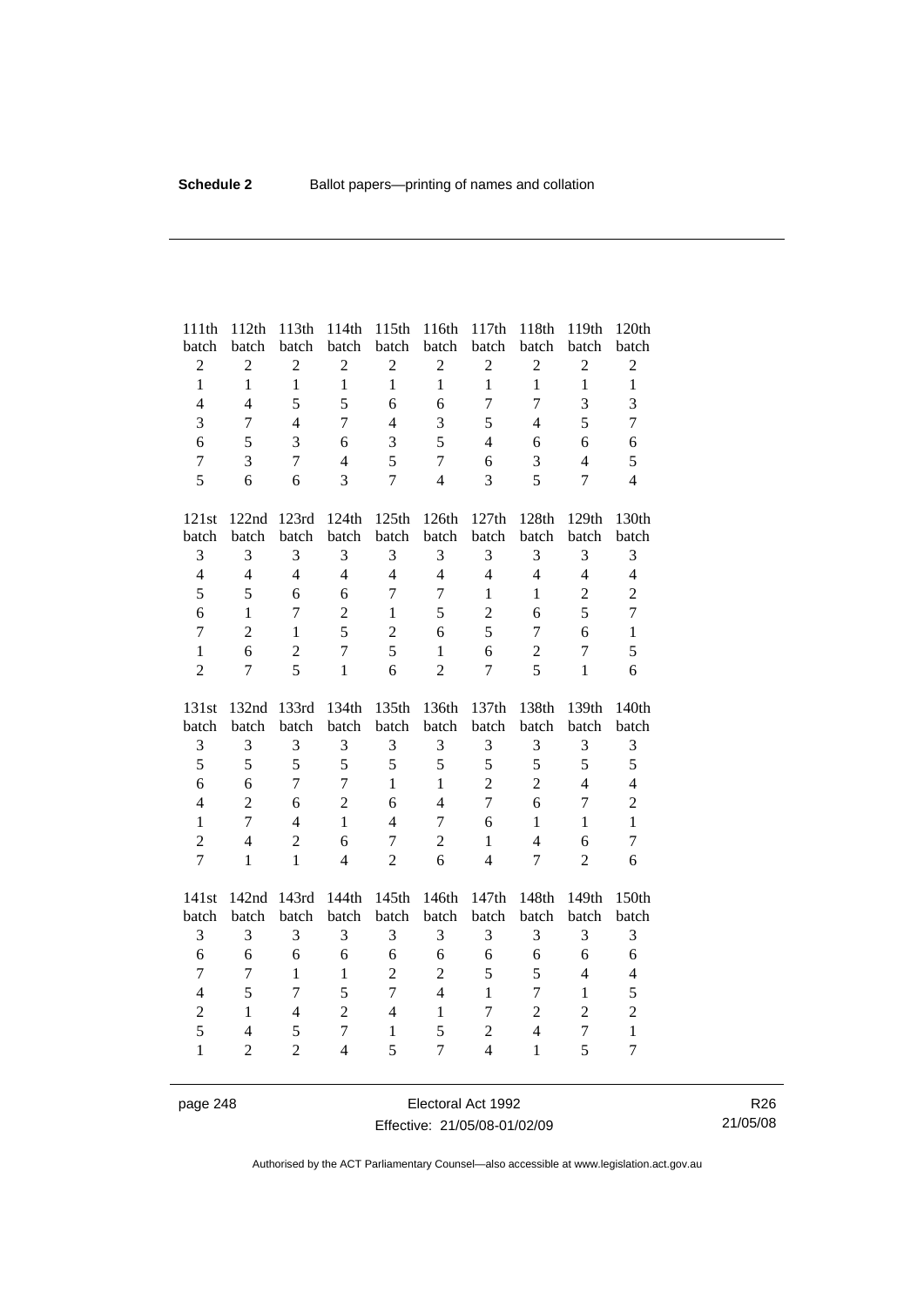| 111th batch | 112th batch | 113th batch | 114th batch | 115th batch | 116th batch | 117th batch | 118th batch | 119th batch | 120th batch |
|---|---|---|---|---|---|---|---|---|---|
| 2 | 2 | 2 | 2 | 2 | 2 | 2 | 2 | 2 | 2 |
| 1 | 1 | 1 | 1 | 1 | 1 | 1 | 1 | 1 | 1 |
| 4 | 4 | 5 | 5 | 6 | 6 | 7 | 7 | 3 | 3 |
| 3 | 7 | 4 | 7 | 4 | 3 | 5 | 4 | 5 | 7 |
| 6 | 5 | 3 | 6 | 3 | 5 | 4 | 6 | 6 | 6 |
| 7 | 3 | 7 | 4 | 5 | 7 | 6 | 3 | 4 | 5 |
| 5 | 6 | 6 | 3 | 7 | 4 | 3 | 5 | 7 | 4 |

| 121st batch | 122nd batch | 123rd batch | 124th batch | 125th batch | 126th batch | 127th batch | 128th batch | 129th batch | 130th batch |
|---|---|---|---|---|---|---|---|---|---|
| 3 | 3 | 3 | 3 | 3 | 3 | 3 | 3 | 3 | 3 |
| 4 | 4 | 4 | 4 | 4 | 4 | 4 | 4 | 4 | 4 |
| 5 | 5 | 6 | 6 | 7 | 7 | 1 | 1 | 2 | 2 |
| 6 | 1 | 7 | 2 | 1 | 5 | 2 | 6 | 5 | 7 |
| 7 | 2 | 1 | 5 | 2 | 6 | 5 | 7 | 6 | 1 |
| 1 | 6 | 2 | 7 | 5 | 1 | 6 | 2 | 7 | 5 |
| 2 | 7 | 5 | 1 | 6 | 2 | 7 | 5 | 1 | 6 |

| 131st batch | 132nd batch | 133rd batch | 134th batch | 135th batch | 136th batch | 137th batch | 138th batch | 139th batch | 140th batch |
|---|---|---|---|---|---|---|---|---|---|
| 3 | 3 | 3 | 3 | 3 | 3 | 3 | 3 | 3 | 3 |
| 5 | 5 | 5 | 5 | 5 | 5 | 5 | 5 | 5 | 5 |
| 6 | 6 | 7 | 7 | 1 | 1 | 2 | 2 | 4 | 4 |
| 4 | 2 | 6 | 2 | 6 | 4 | 7 | 6 | 7 | 2 |
| 1 | 7 | 4 | 1 | 4 | 7 | 6 | 1 | 1 | 1 |
| 2 | 4 | 2 | 6 | 7 | 2 | 1 | 4 | 6 | 7 |
| 7 | 1 | 1 | 4 | 2 | 6 | 4 | 7 | 2 | 6 |

| 141st batch | 142nd batch | 143rd batch | 144th batch | 145th batch | 146th batch | 147th batch | 148th batch | 149th batch | 150th batch |
|---|---|---|---|---|---|---|---|---|---|
| 3 | 3 | 3 | 3 | 3 | 3 | 3 | 3 | 3 | 3 |
| 6 | 6 | 6 | 6 | 6 | 6 | 6 | 6 | 6 | 6 |
| 7 | 7 | 1 | 1 | 2 | 2 | 5 | 5 | 4 | 4 |
| 4 | 5 | 7 | 5 | 7 | 4 | 1 | 7 | 1 | 5 |
| 2 | 1 | 4 | 2 | 4 | 1 | 7 | 2 | 2 | 2 |
| 5 | 4 | 5 | 7 | 1 | 5 | 2 | 4 | 7 | 1 |
| 1 | 2 | 2 | 4 | 5 | 7 | 4 | 1 | 5 | 7 |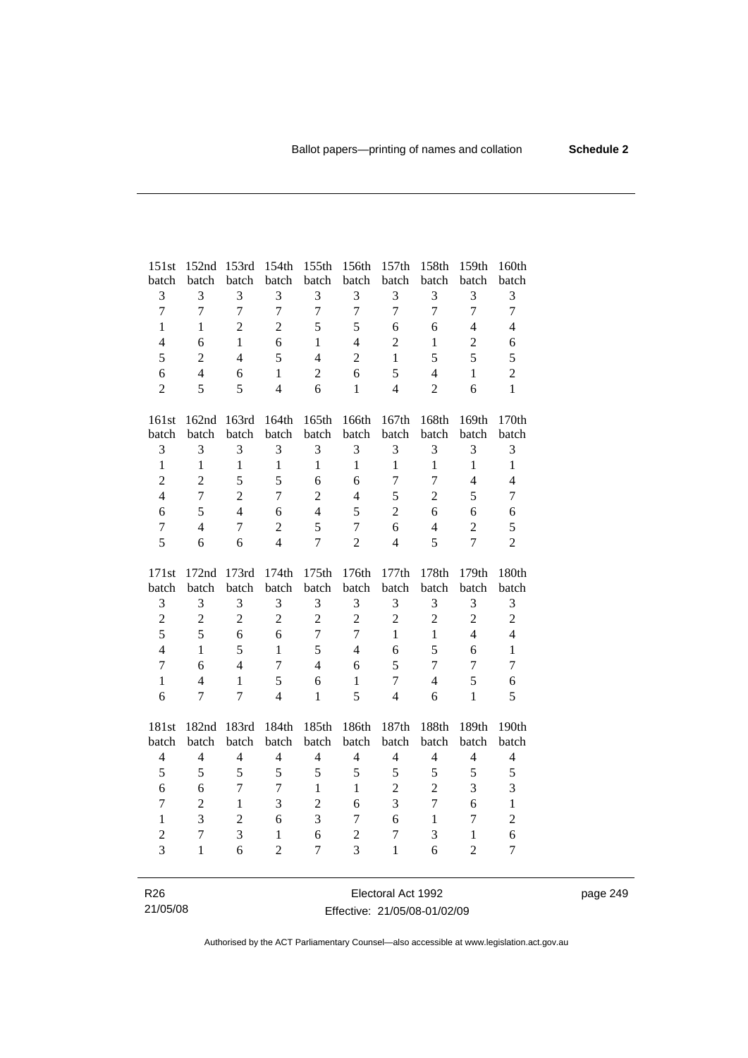| 151st batch | 152nd batch | 153rd batch | 154th batch | 155th batch | 156th batch | 157th batch | 158th batch | 159th batch | 160th batch |
|---|---|---|---|---|---|---|---|---|---|
| 3 | 3 | 3 | 3 | 3 | 3 | 3 | 3 | 3 | 3 |
| 7 | 7 | 7 | 7 | 7 | 7 | 7 | 7 | 7 | 7 |
| 1 | 1 | 2 | 2 | 5 | 5 | 6 | 6 | 4 | 4 |
| 4 | 6 | 1 | 6 | 1 | 4 | 2 | 1 | 2 | 6 |
| 5 | 2 | 4 | 5 | 4 | 2 | 1 | 5 | 5 | 5 |
| 6 | 4 | 6 | 1 | 2 | 6 | 5 | 4 | 1 | 2 |
| 2 | 5 | 5 | 4 | 6 | 1 | 4 | 2 | 6 | 1 |

| 161st batch | 162nd batch | 163rd batch | 164th batch | 165th batch | 166th batch | 167th batch | 168th batch | 169th batch | 170th batch |
|---|---|---|---|---|---|---|---|---|---|
| 3 | 3 | 3 | 3 | 3 | 3 | 3 | 3 | 3 | 3 |
| 1 | 1 | 1 | 1 | 1 | 1 | 1 | 1 | 1 | 1 |
| 2 | 2 | 5 | 5 | 6 | 6 | 7 | 7 | 4 | 4 |
| 4 | 7 | 2 | 7 | 2 | 4 | 5 | 2 | 5 | 7 |
| 6 | 5 | 4 | 6 | 4 | 5 | 2 | 6 | 6 | 6 |
| 7 | 4 | 7 | 2 | 5 | 7 | 6 | 4 | 2 | 5 |
| 5 | 6 | 6 | 4 | 7 | 2 | 4 | 5 | 7 | 2 |

| 171st batch | 172nd batch | 173rd batch | 174th batch | 175th batch | 176th batch | 177th batch | 178th batch | 179th batch | 180th batch |
|---|---|---|---|---|---|---|---|---|---|
| 3 | 3 | 3 | 3 | 3 | 3 | 3 | 3 | 3 | 3 |
| 2 | 2 | 2 | 2 | 2 | 2 | 2 | 2 | 2 | 2 |
| 5 | 5 | 6 | 6 | 7 | 7 | 1 | 1 | 4 | 4 |
| 4 | 1 | 5 | 1 | 5 | 4 | 6 | 5 | 6 | 1 |
| 7 | 6 | 4 | 7 | 4 | 6 | 5 | 7 | 7 | 7 |
| 1 | 4 | 1 | 5 | 6 | 1 | 7 | 4 | 5 | 6 |
| 6 | 7 | 7 | 4 | 1 | 5 | 4 | 6 | 1 | 5 |

| 181st batch | 182nd batch | 183rd batch | 184th batch | 185th batch | 186th batch | 187th batch | 188th batch | 189th batch | 190th batch |
|---|---|---|---|---|---|---|---|---|---|
| 4 | 4 | 4 | 4 | 4 | 4 | 4 | 4 | 4 | 4 |
| 5 | 5 | 5 | 5 | 5 | 5 | 5 | 5 | 5 | 5 |
| 6 | 6 | 7 | 7 | 1 | 1 | 2 | 2 | 3 | 3 |
| 7 | 2 | 1 | 3 | 2 | 6 | 3 | 7 | 6 | 1 |
| 1 | 3 | 2 | 6 | 3 | 7 | 6 | 1 | 7 | 2 |
| 2 | 7 | 3 | 1 | 6 | 2 | 7 | 3 | 1 | 6 |
| 3 | 1 | 6 | 2 | 7 | 3 | 1 | 6 | 2 | 7 |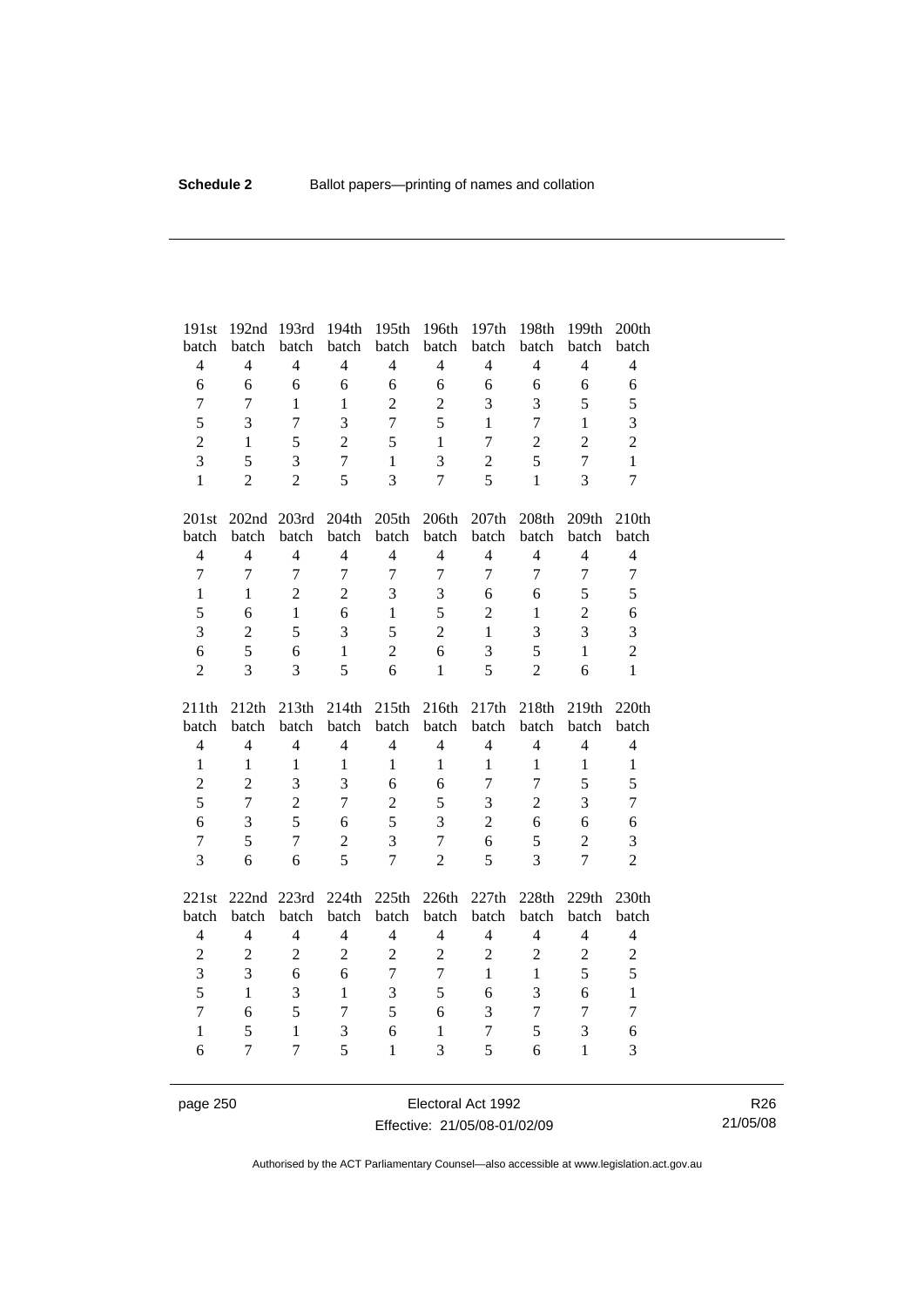| 191st batch | 192nd batch | 193rd batch | 194th batch | 195th batch | 196th batch | 197th batch | 198th batch | 199th batch | 200th batch |
|---|---|---|---|---|---|---|---|---|---|
| 4 | 4 | 4 | 4 | 4 | 4 | 4 | 4 | 4 | 4 |
| 6 | 6 | 6 | 6 | 6 | 6 | 6 | 6 | 6 | 6 |
| 7 | 7 | 1 | 1 | 2 | 2 | 3 | 3 | 5 | 5 |
| 5 | 3 | 7 | 3 | 7 | 5 | 1 | 7 | 1 | 3 |
| 2 | 1 | 5 | 2 | 5 | 1 | 7 | 2 | 2 | 2 |
| 3 | 5 | 3 | 7 | 1 | 3 | 2 | 5 | 7 | 1 |
| 1 | 2 | 2 | 5 | 3 | 7 | 5 | 1 | 3 | 7 |

| 201st batch | 202nd batch | 203rd batch | 204th batch | 205th batch | 206th batch | 207th batch | 208th batch | 209th batch | 210th batch |
|---|---|---|---|---|---|---|---|---|---|
| 4 | 4 | 4 | 4 | 4 | 4 | 4 | 4 | 4 | 4 |
| 7 | 7 | 7 | 7 | 7 | 7 | 7 | 7 | 7 | 7 |
| 1 | 1 | 2 | 2 | 3 | 3 | 6 | 6 | 5 | 5 |
| 5 | 6 | 1 | 6 | 1 | 5 | 2 | 1 | 2 | 6 |
| 3 | 2 | 5 | 3 | 5 | 2 | 1 | 3 | 3 | 3 |
| 6 | 5 | 6 | 1 | 2 | 6 | 3 | 5 | 1 | 2 |
| 2 | 3 | 3 | 5 | 6 | 1 | 5 | 2 | 6 | 1 |

| 211th batch | 212th batch | 213th batch | 214th batch | 215th batch | 216th batch | 217th batch | 218th batch | 219th batch | 220th batch |
|---|---|---|---|---|---|---|---|---|---|
| 4 | 4 | 4 | 4 | 4 | 4 | 4 | 4 | 4 | 4 |
| 1 | 1 | 1 | 1 | 1 | 1 | 1 | 1 | 1 | 1 |
| 2 | 2 | 3 | 3 | 6 | 6 | 7 | 7 | 5 | 5 |
| 5 | 7 | 2 | 7 | 2 | 5 | 3 | 2 | 3 | 7 |
| 6 | 3 | 5 | 6 | 5 | 3 | 2 | 6 | 6 | 6 |
| 7 | 5 | 7 | 2 | 3 | 7 | 6 | 5 | 2 | 3 |
| 3 | 6 | 6 | 5 | 7 | 2 | 5 | 3 | 7 | 2 |

| 221st batch | 222nd batch | 223rd batch | 224th batch | 225th batch | 226th batch | 227th batch | 228th batch | 229th batch | 230th batch |
|---|---|---|---|---|---|---|---|---|---|
| 4 | 4 | 4 | 4 | 4 | 4 | 4 | 4 | 4 | 4 |
| 2 | 2 | 2 | 2 | 2 | 2 | 2 | 2 | 2 | 2 |
| 3 | 3 | 6 | 6 | 7 | 7 | 1 | 1 | 5 | 5 |
| 5 | 1 | 3 | 1 | 3 | 5 | 6 | 3 | 6 | 1 |
| 7 | 6 | 5 | 7 | 5 | 6 | 3 | 7 | 7 | 7 |
| 1 | 5 | 1 | 3 | 6 | 1 | 7 | 5 | 3 | 6 |
| 6 | 7 | 7 | 5 | 1 | 3 | 5 | 6 | 1 | 3 |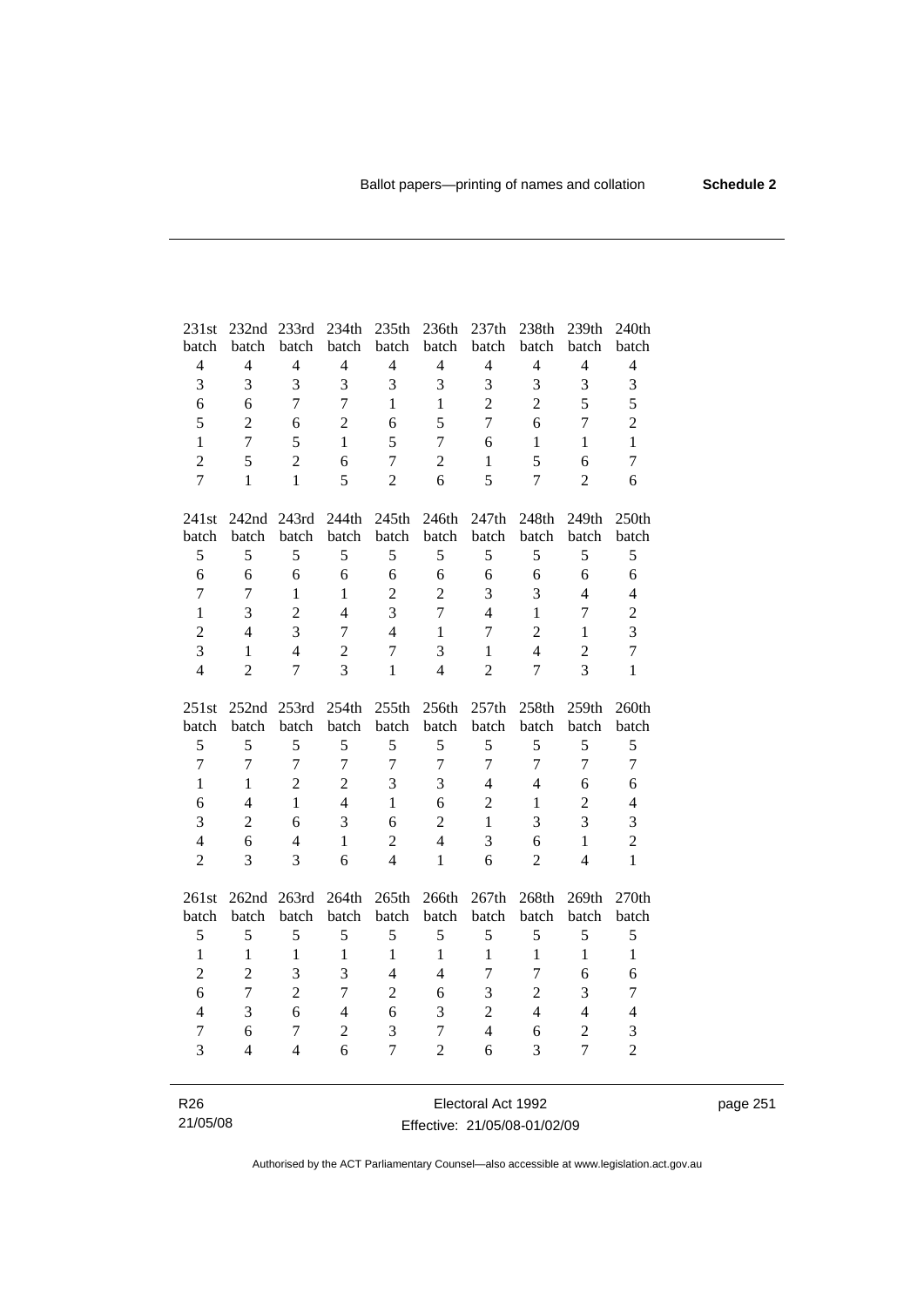| 231st batch | 232nd batch | 233rd batch | 234th batch | 235th batch | 236th batch | 237th batch | 238th batch | 239th batch | 240th batch |
|---|---|---|---|---|---|---|---|---|---|
| 4 | 4 | 4 | 4 | 4 | 4 | 4 | 4 | 4 | 4 |
| 3 | 3 | 3 | 3 | 3 | 3 | 3 | 3 | 3 | 3 |
| 6 | 6 | 7 | 7 | 1 | 1 | 2 | 2 | 5 | 5 |
| 5 | 2 | 6 | 2 | 6 | 5 | 7 | 6 | 7 | 2 |
| 1 | 7 | 5 | 1 | 5 | 7 | 6 | 1 | 1 | 1 |
| 2 | 5 | 2 | 6 | 7 | 2 | 1 | 5 | 6 | 7 |
| 7 | 1 | 1 | 5 | 2 | 6 | 5 | 7 | 2 | 6 |

| 241st batch | 242nd batch | 243rd batch | 244th batch | 245th batch | 246th batch | 247th batch | 248th batch | 249th batch | 250th batch |
|---|---|---|---|---|---|---|---|---|---|
| 5 | 5 | 5 | 5 | 5 | 5 | 5 | 5 | 5 | 5 |
| 6 | 6 | 6 | 6 | 6 | 6 | 6 | 6 | 6 | 6 |
| 7 | 7 | 1 | 1 | 2 | 2 | 3 | 3 | 4 | 4 |
| 1 | 3 | 2 | 4 | 3 | 7 | 4 | 1 | 7 | 2 |
| 2 | 4 | 3 | 7 | 4 | 1 | 7 | 2 | 1 | 3 |
| 3 | 1 | 4 | 2 | 7 | 3 | 1 | 4 | 2 | 7 |
| 4 | 2 | 7 | 3 | 1 | 4 | 2 | 7 | 3 | 1 |

| 251st batch | 252nd batch | 253rd batch | 254th batch | 255th batch | 256th batch | 257th batch | 258th batch | 259th batch | 260th batch |
|---|---|---|---|---|---|---|---|---|---|
| 5 | 5 | 5 | 5 | 5 | 5 | 5 | 5 | 5 | 5 |
| 7 | 7 | 7 | 7 | 7 | 7 | 7 | 7 | 7 | 7 |
| 1 | 1 | 2 | 2 | 3 | 3 | 4 | 4 | 6 | 6 |
| 6 | 4 | 1 | 4 | 1 | 6 | 2 | 1 | 2 | 4 |
| 3 | 2 | 6 | 3 | 6 | 2 | 1 | 3 | 3 | 3 |
| 4 | 6 | 4 | 1 | 2 | 4 | 3 | 6 | 1 | 2 |
| 2 | 3 | 3 | 6 | 4 | 1 | 6 | 2 | 4 | 1 |

| 261st batch | 262nd batch | 263rd batch | 264th batch | 265th batch | 266th batch | 267th batch | 268th batch | 269th batch | 270th batch |
|---|---|---|---|---|---|---|---|---|---|
| 5 | 5 | 5 | 5 | 5 | 5 | 5 | 5 | 5 | 5 |
| 1 | 1 | 1 | 1 | 1 | 1 | 1 | 1 | 1 | 1 |
| 2 | 2 | 3 | 3 | 4 | 4 | 7 | 7 | 6 | 6 |
| 6 | 7 | 2 | 7 | 2 | 6 | 3 | 2 | 3 | 7 |
| 4 | 3 | 6 | 4 | 6 | 3 | 2 | 4 | 4 | 4 |
| 7 | 6 | 7 | 2 | 3 | 7 | 4 | 6 | 2 | 3 |
| 3 | 4 | 4 | 6 | 7 | 2 | 6 | 3 | 7 | 2 |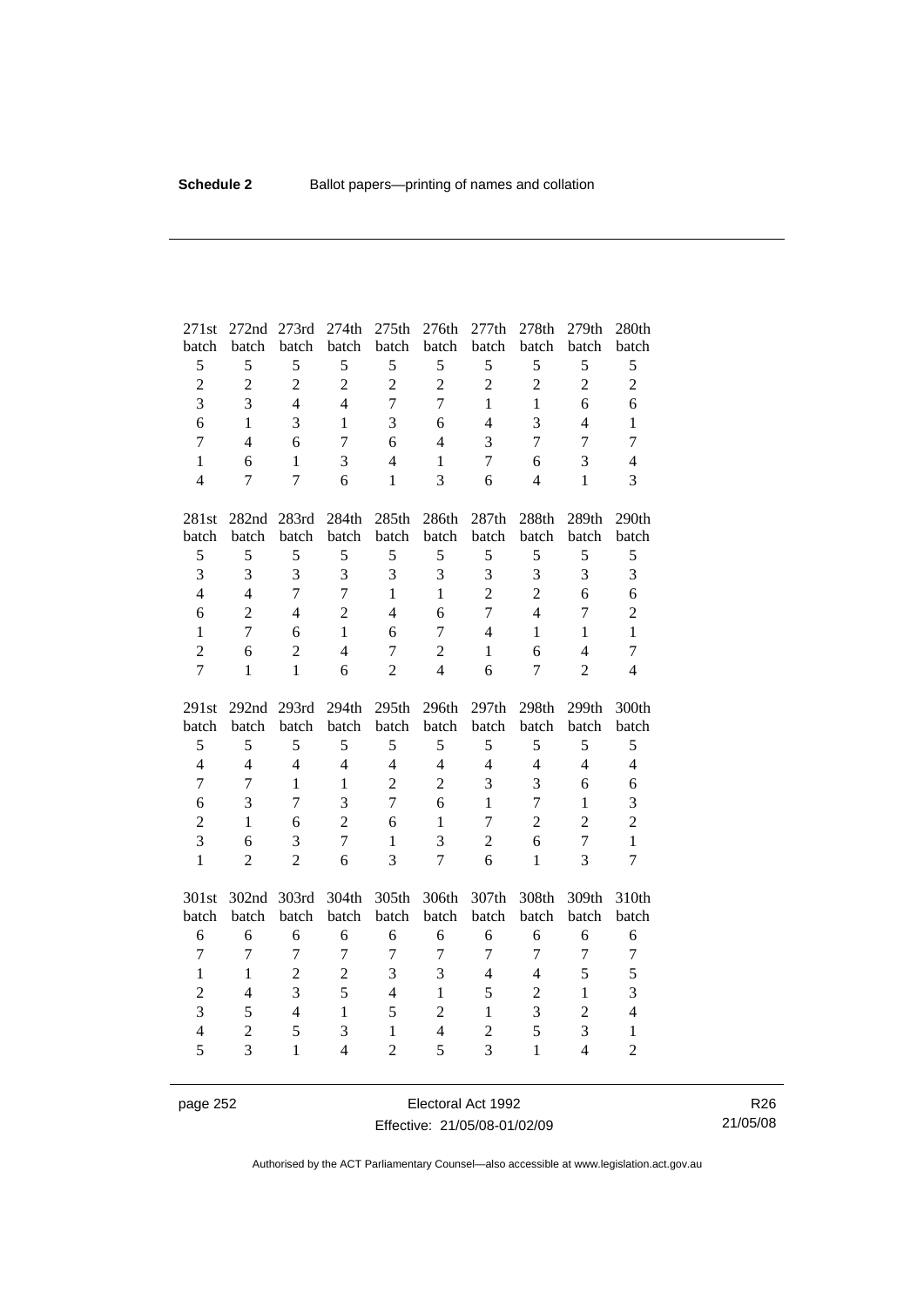| 271st batch | 272nd batch | 273rd batch | 274th batch | 275th batch | 276th batch | 277th batch | 278th batch | 279th batch | 280th batch |
|---|---|---|---|---|---|---|---|---|---|
| 5 | 5 | 5 | 5 | 5 | 5 | 5 | 5 | 5 | 5 |
| 2 | 2 | 2 | 2 | 2 | 2 | 2 | 2 | 2 | 2 |
| 3 | 3 | 4 | 4 | 7 | 7 | 1 | 1 | 6 | 6 |
| 6 | 1 | 3 | 1 | 3 | 6 | 4 | 3 | 4 | 1 |
| 7 | 4 | 6 | 7 | 6 | 4 | 3 | 7 | 7 | 7 |
| 1 | 6 | 1 | 3 | 4 | 1 | 7 | 6 | 3 | 4 |
| 4 | 7 | 7 | 6 | 1 | 3 | 6 | 4 | 1 | 3 |

| 281st batch | 282nd batch | 283rd batch | 284th batch | 285th batch | 286th batch | 287th batch | 288th batch | 289th batch | 290th batch |
|---|---|---|---|---|---|---|---|---|---|
| 5 | 5 | 5 | 5 | 5 | 5 | 5 | 5 | 5 | 5 |
| 3 | 3 | 3 | 3 | 3 | 3 | 3 | 3 | 3 | 3 |
| 4 | 4 | 7 | 7 | 1 | 1 | 2 | 2 | 6 | 6 |
| 6 | 2 | 4 | 2 | 4 | 6 | 7 | 4 | 7 | 2 |
| 1 | 7 | 6 | 1 | 6 | 7 | 4 | 1 | 1 | 1 |
| 2 | 6 | 2 | 4 | 7 | 2 | 1 | 6 | 4 | 7 |
| 7 | 1 | 1 | 6 | 2 | 4 | 6 | 7 | 2 | 4 |

| 291st batch | 292nd batch | 293rd batch | 294th batch | 295th batch | 296th batch | 297th batch | 298th batch | 299th batch | 300th batch |
|---|---|---|---|---|---|---|---|---|---|
| 5 | 5 | 5 | 5 | 5 | 5 | 5 | 5 | 5 | 5 |
| 4 | 4 | 4 | 4 | 4 | 4 | 4 | 4 | 4 | 4 |
| 7 | 7 | 1 | 1 | 2 | 2 | 3 | 3 | 6 | 6 |
| 6 | 3 | 7 | 3 | 7 | 6 | 1 | 7 | 1 | 3 |
| 2 | 1 | 6 | 2 | 6 | 1 | 7 | 2 | 2 | 2 |
| 3 | 6 | 3 | 7 | 1 | 3 | 2 | 6 | 7 | 1 |
| 1 | 2 | 2 | 6 | 3 | 7 | 6 | 1 | 3 | 7 |

| 301st batch | 302nd batch | 303rd batch | 304th batch | 305th batch | 306th batch | 307th batch | 308th batch | 309th batch | 310th batch |
|---|---|---|---|---|---|---|---|---|---|
| 6 | 6 | 6 | 6 | 6 | 6 | 6 | 6 | 6 | 6 |
| 7 | 7 | 7 | 7 | 7 | 7 | 7 | 7 | 7 | 7 |
| 1 | 1 | 2 | 2 | 3 | 3 | 4 | 4 | 5 | 5 |
| 2 | 4 | 3 | 5 | 4 | 1 | 5 | 2 | 1 | 3 |
| 3 | 5 | 4 | 1 | 5 | 2 | 1 | 3 | 2 | 4 |
| 4 | 2 | 5 | 3 | 1 | 4 | 2 | 5 | 3 | 1 |
| 5 | 3 | 1 | 4 | 2 | 5 | 3 | 1 | 4 | 2 |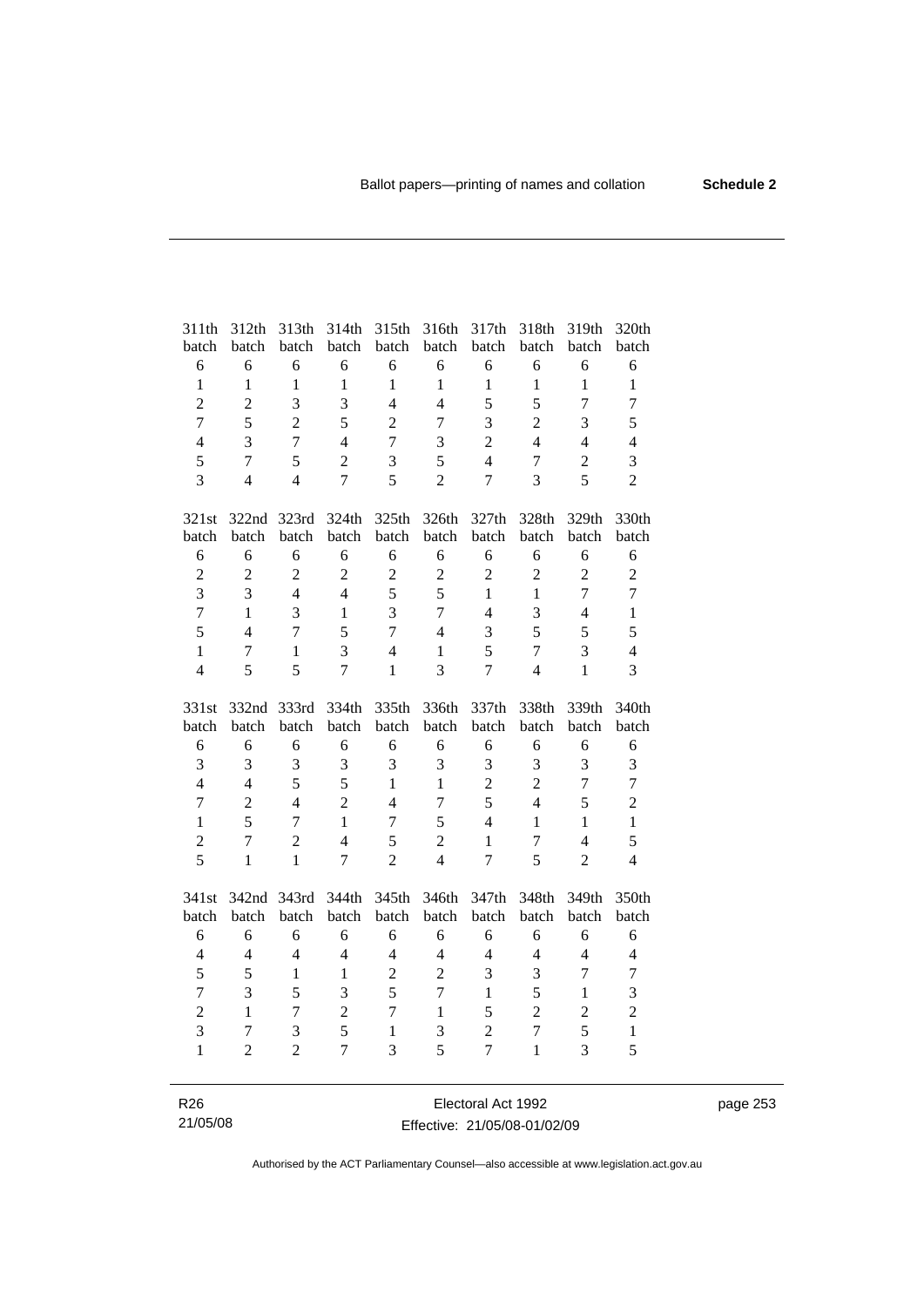| 311th batch | 312th batch | 313th batch | 314th batch | 315th batch | 316th batch | 317th batch | 318th batch | 319th batch | 320th batch |
|---|---|---|---|---|---|---|---|---|---|
| 6 | 6 | 6 | 6 | 6 | 6 | 6 | 6 | 6 | 6 |
| 1 | 1 | 1 | 1 | 1 | 1 | 1 | 1 | 1 | 1 |
| 2 | 2 | 3 | 3 | 4 | 4 | 5 | 5 | 7 | 7 |
| 7 | 5 | 2 | 5 | 2 | 7 | 3 | 2 | 3 | 5 |
| 4 | 3 | 7 | 4 | 7 | 3 | 2 | 4 | 4 | 4 |
| 5 | 7 | 5 | 2 | 3 | 5 | 4 | 7 | 2 | 3 |
| 3 | 4 | 4 | 7 | 5 | 2 | 7 | 3 | 5 | 2 |

| 321st batch | 322nd batch | 323rd batch | 324th batch | 325th batch | 326th batch | 327th batch | 328th batch | 329th batch | 330th batch |
|---|---|---|---|---|---|---|---|---|---|
| 6 | 6 | 6 | 6 | 6 | 6 | 6 | 6 | 6 | 6 |
| 2 | 2 | 2 | 2 | 2 | 2 | 2 | 2 | 2 | 2 |
| 3 | 3 | 4 | 4 | 5 | 5 | 1 | 1 | 7 | 7 |
| 7 | 1 | 3 | 1 | 3 | 7 | 4 | 3 | 4 | 1 |
| 5 | 4 | 7 | 5 | 7 | 4 | 3 | 5 | 5 | 5 |
| 1 | 7 | 1 | 3 | 4 | 1 | 5 | 7 | 3 | 4 |
| 4 | 5 | 5 | 7 | 1 | 3 | 7 | 4 | 1 | 3 |

| 331st batch | 332nd batch | 333rd batch | 334th batch | 335th batch | 336th batch | 337th batch | 338th batch | 339th batch | 340th batch |
|---|---|---|---|---|---|---|---|---|---|
| 6 | 6 | 6 | 6 | 6 | 6 | 6 | 6 | 6 | 6 |
| 3 | 3 | 3 | 3 | 3 | 3 | 3 | 3 | 3 | 3 |
| 4 | 4 | 5 | 5 | 1 | 1 | 2 | 2 | 7 | 7 |
| 7 | 2 | 4 | 2 | 4 | 7 | 5 | 4 | 5 | 2 |
| 1 | 5 | 7 | 1 | 7 | 5 | 4 | 1 | 1 | 1 |
| 2 | 7 | 2 | 4 | 5 | 2 | 1 | 7 | 4 | 5 |
| 5 | 1 | 1 | 7 | 2 | 4 | 7 | 5 | 2 | 4 |

| 341st batch | 342nd batch | 343rd batch | 344th batch | 345th batch | 346th batch | 347th batch | 348th batch | 349th batch | 350th batch |
|---|---|---|---|---|---|---|---|---|---|
| 6 | 6 | 6 | 6 | 6 | 6 | 6 | 6 | 6 | 6 |
| 4 | 4 | 4 | 4 | 4 | 4 | 4 | 4 | 4 | 4 |
| 5 | 5 | 1 | 1 | 2 | 2 | 3 | 3 | 7 | 7 |
| 7 | 3 | 5 | 3 | 5 | 7 | 1 | 5 | 1 | 3 |
| 2 | 1 | 7 | 2 | 7 | 1 | 5 | 2 | 2 | 2 |
| 3 | 7 | 3 | 5 | 1 | 3 | 2 | 7 | 5 | 1 |
| 1 | 2 | 2 | 7 | 3 | 5 | 7 | 1 | 3 | 5 |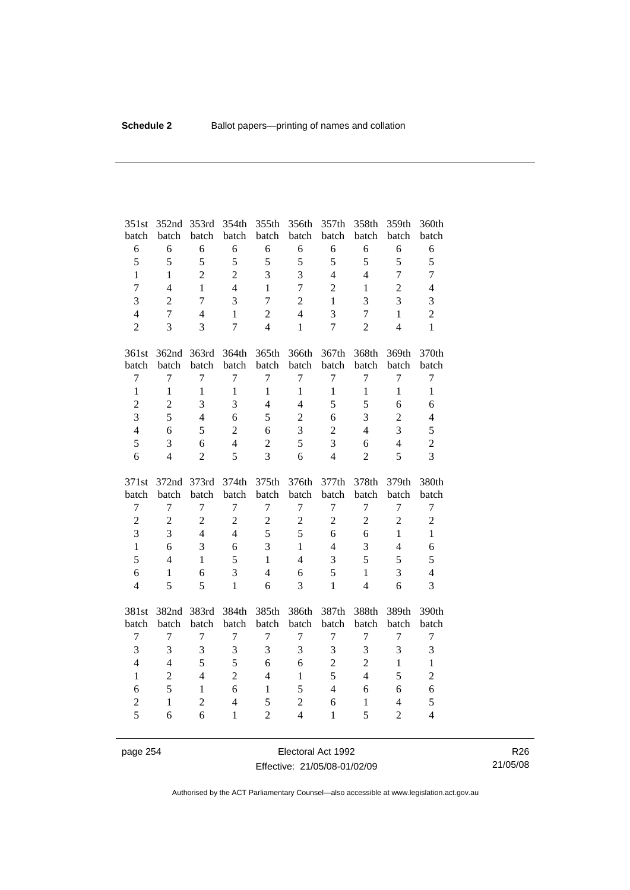| 351st batch | 352nd batch | 353rd batch | 354th batch | 355th batch | 356th batch | 357th batch | 358th batch | 359th batch | 360th batch |
|---|---|---|---|---|---|---|---|---|---|
| 6 | 6 | 6 | 6 | 6 | 6 | 6 | 6 | 6 | 6 |
| 5 | 5 | 5 | 5 | 5 | 5 | 5 | 5 | 5 | 5 |
| 1 | 1 | 2 | 2 | 3 | 3 | 4 | 4 | 7 | 7 |
| 7 | 4 | 1 | 4 | 1 | 7 | 2 | 1 | 2 | 4 |
| 3 | 2 | 7 | 3 | 7 | 2 | 1 | 3 | 3 | 3 |
| 4 | 7 | 4 | 1 | 2 | 4 | 3 | 7 | 1 | 2 |
| 2 | 3 | 3 | 7 | 4 | 1 | 7 | 2 | 4 | 1 |

| 361st batch | 362nd batch | 363rd batch | 364th batch | 365th batch | 366th batch | 367th batch | 368th batch | 369th batch | 370th batch |
|---|---|---|---|---|---|---|---|---|---|
| 7 | 7 | 7 | 7 | 7 | 7 | 7 | 7 | 7 | 7 |
| 1 | 1 | 1 | 1 | 1 | 1 | 1 | 1 | 1 | 1 |
| 2 | 2 | 3 | 3 | 4 | 4 | 5 | 5 | 6 | 6 |
| 3 | 5 | 4 | 6 | 5 | 2 | 6 | 3 | 2 | 4 |
| 4 | 6 | 5 | 2 | 6 | 3 | 2 | 4 | 3 | 5 |
| 5 | 3 | 6 | 4 | 2 | 5 | 3 | 6 | 4 | 2 |
| 6 | 4 | 2 | 5 | 3 | 6 | 4 | 2 | 5 | 3 |

| 371st batch | 372nd batch | 373rd batch | 374th batch | 375th batch | 376th batch | 377th batch | 378th batch | 379th batch | 380th batch |
|---|---|---|---|---|---|---|---|---|---|
| 7 | 7 | 7 | 7 | 7 | 7 | 7 | 7 | 7 | 7 |
| 2 | 2 | 2 | 2 | 2 | 2 | 2 | 2 | 2 | 2 |
| 3 | 3 | 4 | 4 | 5 | 5 | 6 | 6 | 1 | 1 |
| 1 | 6 | 3 | 6 | 3 | 1 | 4 | 3 | 4 | 6 |
| 5 | 4 | 1 | 5 | 1 | 4 | 3 | 5 | 5 | 5 |
| 6 | 1 | 6 | 3 | 4 | 6 | 5 | 1 | 3 | 4 |
| 4 | 5 | 5 | 1 | 6 | 3 | 1 | 4 | 6 | 3 |

| 381st batch | 382nd batch | 383rd batch | 384th batch | 385th batch | 386th batch | 387th batch | 388th batch | 389th batch | 390th batch |
|---|---|---|---|---|---|---|---|---|---|
| 7 | 7 | 7 | 7 | 7 | 7 | 7 | 7 | 7 | 7 |
| 3 | 3 | 3 | 3 | 3 | 3 | 3 | 3 | 3 | 3 |
| 4 | 4 | 5 | 5 | 6 | 6 | 2 | 2 | 1 | 1 |
| 1 | 2 | 4 | 2 | 4 | 1 | 5 | 4 | 5 | 2 |
| 6 | 5 | 1 | 6 | 1 | 5 | 4 | 6 | 6 | 6 |
| 2 | 1 | 2 | 4 | 5 | 2 | 6 | 1 | 4 | 5 |
| 5 | 6 | 6 | 1 | 2 | 4 | 1 | 5 | 2 | 4 |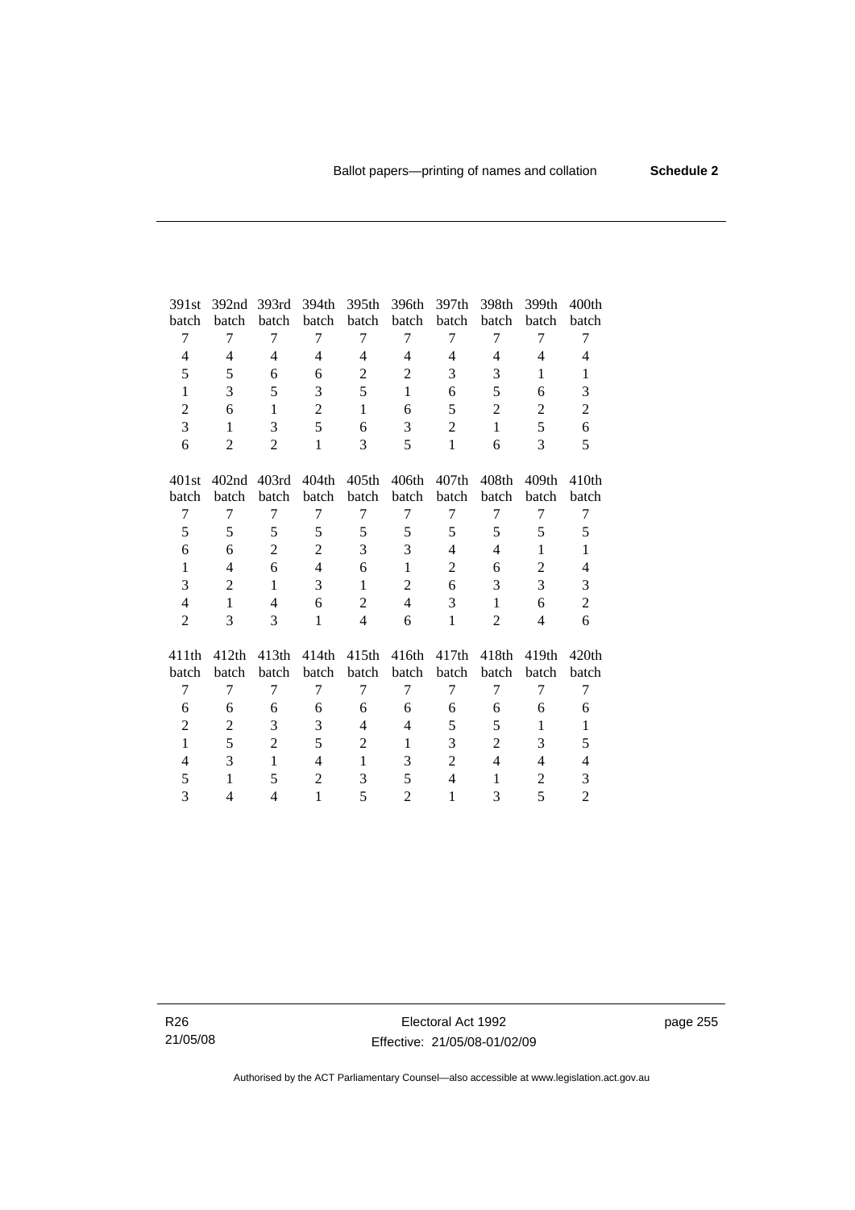| 391st batch | 392nd batch | 393rd batch | 394th batch | 395th batch | 396th batch | 397th batch | 398th batch | 399th batch | 400th batch |
|---|---|---|---|---|---|---|---|---|---|
| 7 | 7 | 7 | 7 | 7 | 7 | 7 | 7 | 7 | 7 |
| 4 | 4 | 4 | 4 | 4 | 4 | 4 | 4 | 4 | 4 |
| 5 | 5 | 6 | 6 | 2 | 2 | 3 | 3 | 1 | 1 |
| 1 | 3 | 5 | 3 | 5 | 1 | 6 | 5 | 6 | 3 |
| 2 | 6 | 1 | 2 | 1 | 6 | 5 | 2 | 2 | 2 |
| 3 | 1 | 3 | 5 | 6 | 3 | 2 | 1 | 5 | 6 |
| 6 | 2 | 2 | 1 | 3 | 5 | 1 | 6 | 3 | 5 |

| 401st batch | 402nd batch | 403rd batch | 404th batch | 405th batch | 406th batch | 407th batch | 408th batch | 409th batch | 410th batch |
|---|---|---|---|---|---|---|---|---|---|
| 7 | 7 | 7 | 7 | 7 | 7 | 7 | 7 | 7 | 7 |
| 5 | 5 | 5 | 5 | 5 | 5 | 5 | 5 | 5 | 5 |
| 6 | 6 | 2 | 2 | 3 | 3 | 4 | 4 | 1 | 1 |
| 1 | 4 | 6 | 4 | 6 | 1 | 2 | 6 | 2 | 4 |
| 3 | 2 | 1 | 3 | 1 | 2 | 6 | 3 | 3 | 3 |
| 4 | 1 | 4 | 6 | 2 | 4 | 3 | 1 | 6 | 2 |
| 2 | 3 | 3 | 1 | 4 | 6 | 1 | 2 | 4 | 6 |

| 411th batch | 412th batch | 413th batch | 414th batch | 415th batch | 416th batch | 417th batch | 418th batch | 419th batch | 420th batch |
|---|---|---|---|---|---|---|---|---|---|
| 7 | 7 | 7 | 7 | 7 | 7 | 7 | 7 | 7 | 7 |
| 6 | 6 | 6 | 6 | 6 | 6 | 6 | 6 | 6 | 6 |
| 2 | 2 | 3 | 3 | 4 | 4 | 5 | 5 | 1 | 1 |
| 1 | 5 | 2 | 5 | 2 | 1 | 3 | 2 | 3 | 5 |
| 4 | 3 | 1 | 4 | 1 | 3 | 2 | 4 | 4 | 4 |
| 5 | 1 | 5 | 2 | 3 | 5 | 4 | 1 | 2 | 3 |
| 3 | 4 | 4 | 1 | 5 | 2 | 1 | 3 | 5 | 2 |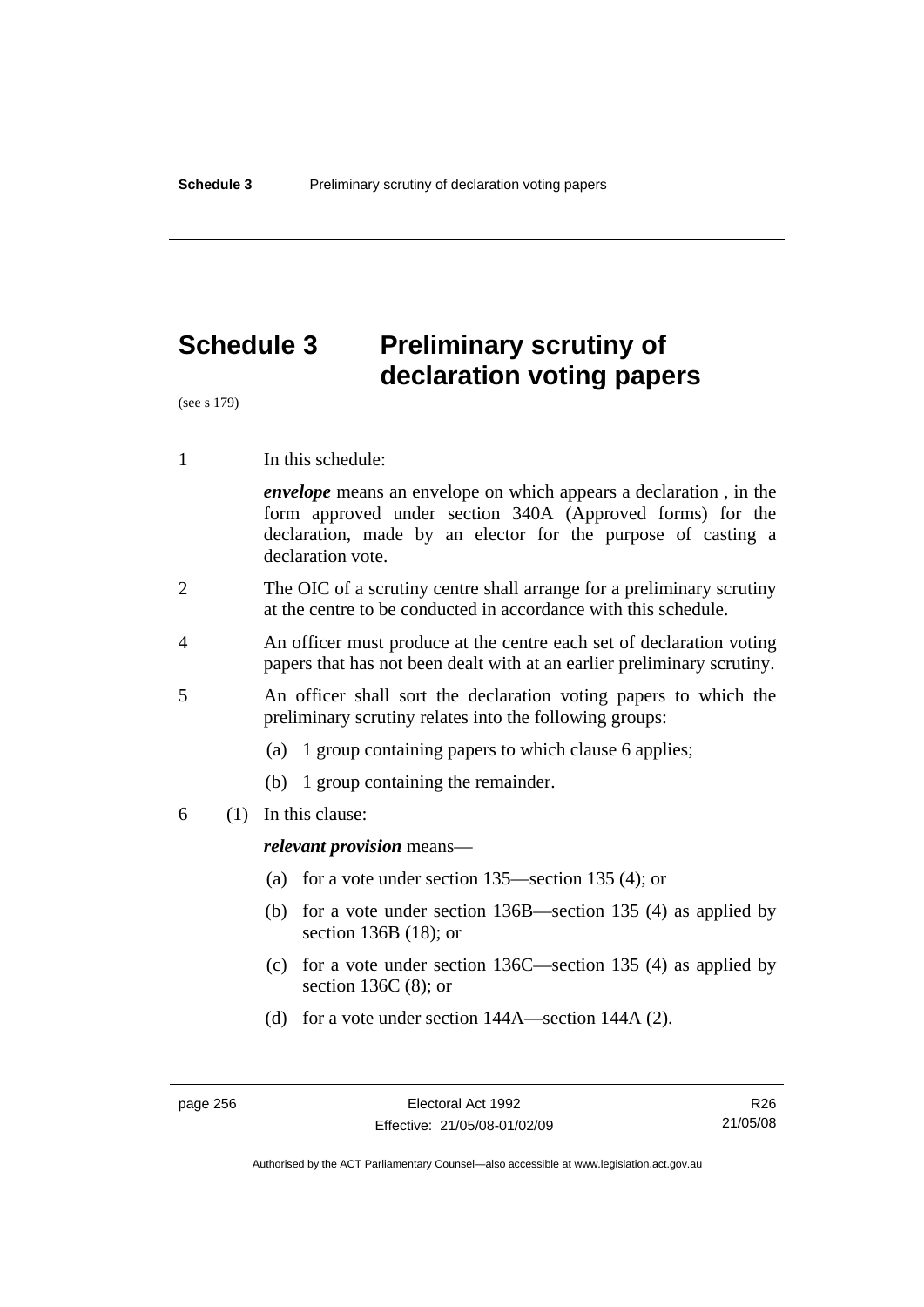# Schedule 3 Preliminary scrutiny of declaration voting papers

(see s 179)

1 In this schedule:

***envelope*** means an envelope on which appears a declaration , in the form approved under section 340A (Approved forms) for the declaration, made by an elector for the purpose of casting a declaration vote.

2 The OIC of a scrutiny centre shall arrange for a preliminary scrutiny at the centre to be conducted in accordance with this schedule.

4 An officer must produce at the centre each set of declaration voting papers that has not been dealt with at an earlier preliminary scrutiny.

5 An officer shall sort the declaration voting papers to which the preliminary scrutiny relates into the following groups:

(a) 1 group containing papers to which clause 6 applies;

(b) 1 group containing the remainder.

6 (1) In this clause:

***relevant provision*** means—

(a) for a vote under section 135—section 135 (4); or

(b) for a vote under section 136B—section 135 (4) as applied by section 136B (18); or

(c) for a vote under section 136C—section 135 (4) as applied by section 136C (8); or

(d) for a vote under section 144A—section 144A (2).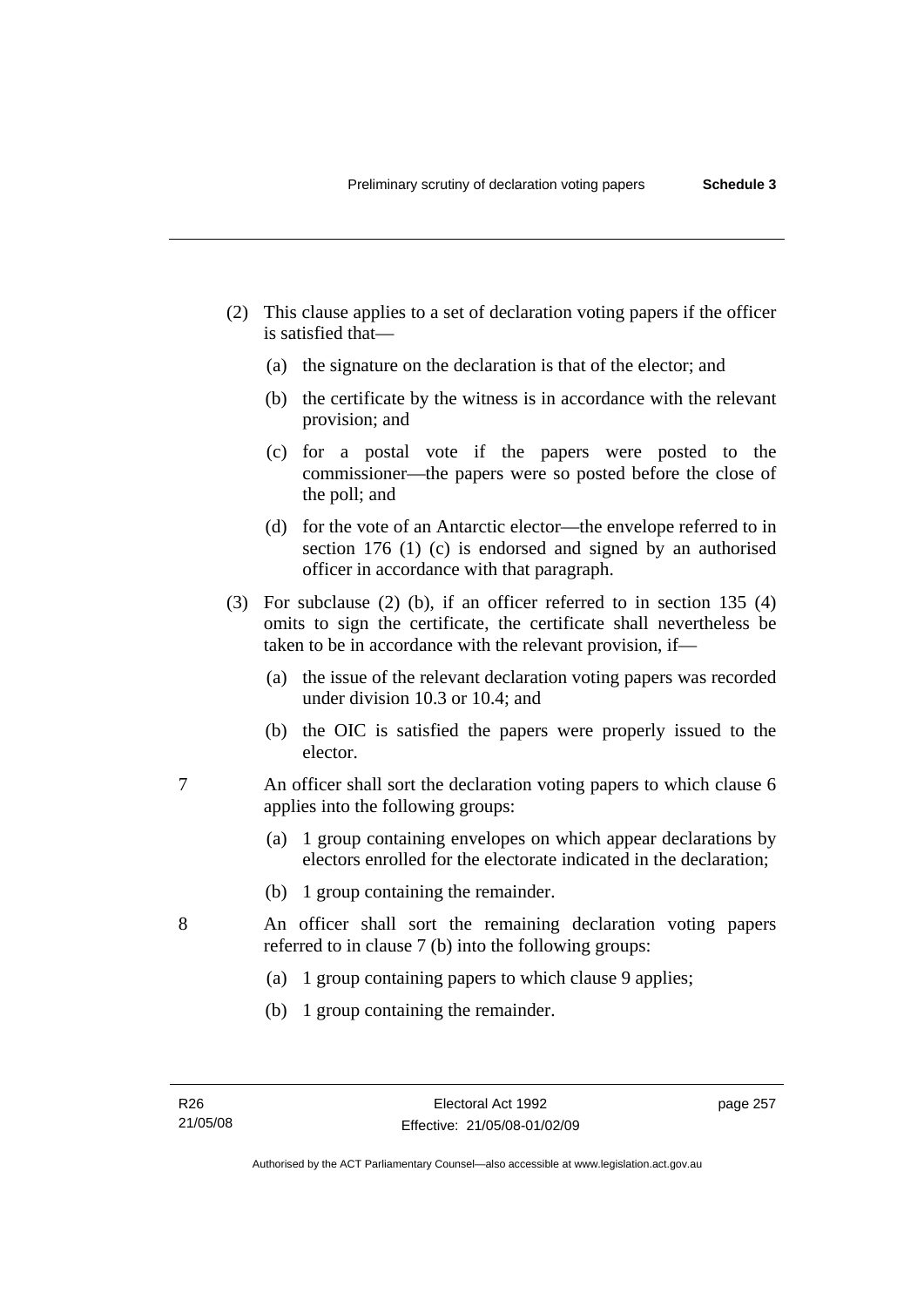(2) This clause applies to a set of declaration voting papers if the officer is satisfied that—

(a) the signature on the declaration is that of the elector; and

(b) the certificate by the witness is in accordance with the relevant provision; and

(c) for a postal vote if the papers were posted to the commissioner—the papers were so posted before the close of the poll; and

(d) for the vote of an Antarctic elector—the envelope referred to in section 176 (1) (c) is endorsed and signed by an authorised officer in accordance with that paragraph.

(3) For subclause (2) (b), if an officer referred to in section 135 (4) omits to sign the certificate, the certificate shall nevertheless be taken to be in accordance with the relevant provision, if—

(a) the issue of the relevant declaration voting papers was recorded under division 10.3 or 10.4; and

(b) the OIC is satisfied the papers were properly issued to the elector.

7 An officer shall sort the declaration voting papers to which clause 6 applies into the following groups:

(a) 1 group containing envelopes on which appear declarations by electors enrolled for the electorate indicated in the declaration;

(b) 1 group containing the remainder.

8 An officer shall sort the remaining declaration voting papers referred to in clause 7 (b) into the following groups:

(a) 1 group containing papers to which clause 9 applies;

(b) 1 group containing the remainder.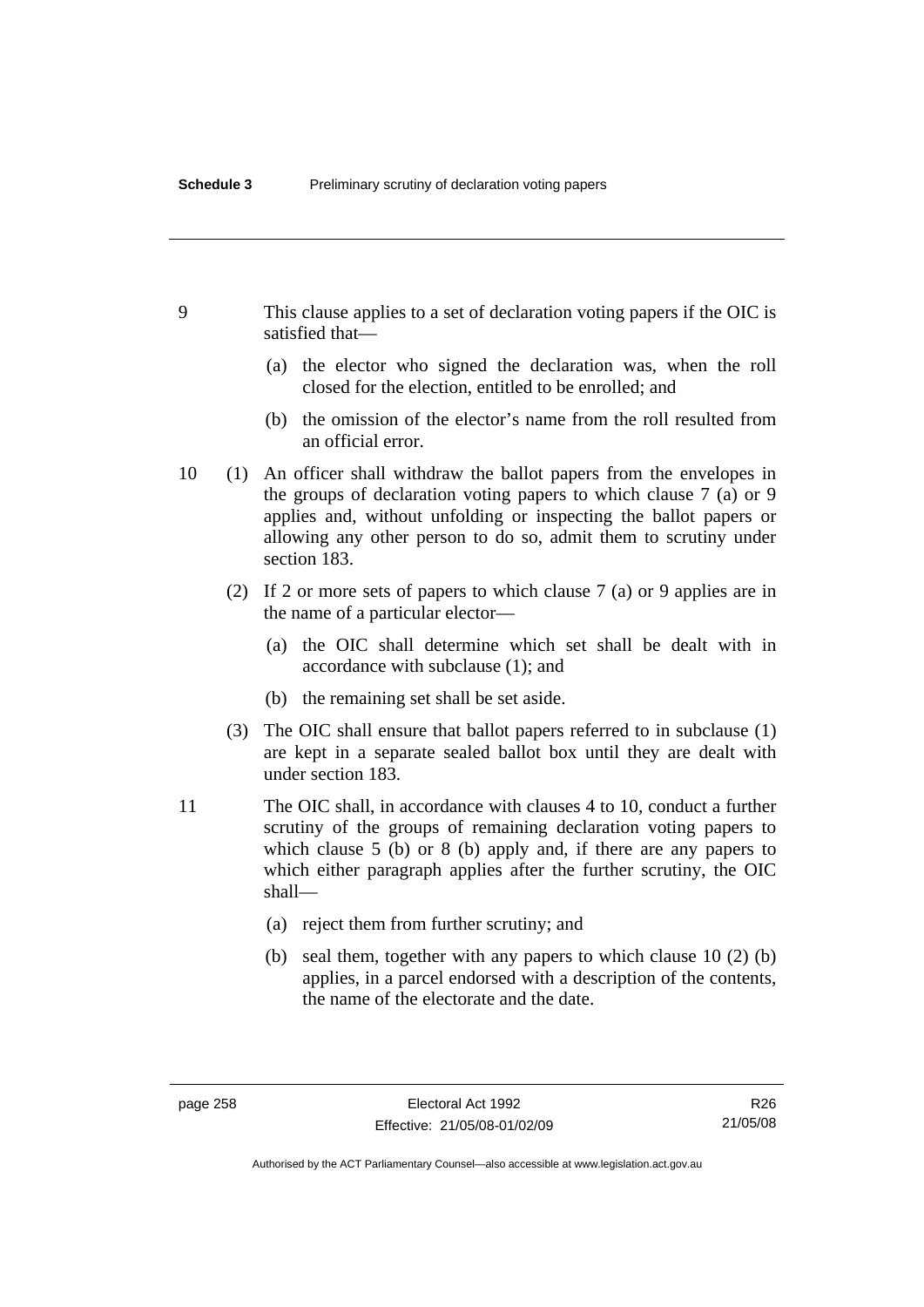9 This clause applies to a set of declaration voting papers if the OIC is satisfied that—

(a) the elector who signed the declaration was, when the roll closed for the election, entitled to be enrolled; and

(b) the omission of the elector's name from the roll resulted from an official error.

10 (1) An officer shall withdraw the ballot papers from the envelopes in the groups of declaration voting papers to which clause 7 (a) or 9 applies and, without unfolding or inspecting the ballot papers or allowing any other person to do so, admit them to scrutiny under section 183.

(2) If 2 or more sets of papers to which clause 7 (a) or 9 applies are in the name of a particular elector—

(a) the OIC shall determine which set shall be dealt with in accordance with subclause (1); and

(b) the remaining set shall be set aside.

(3) The OIC shall ensure that ballot papers referred to in subclause (1) are kept in a separate sealed ballot box until they are dealt with under section 183.

11 The OIC shall, in accordance with clauses 4 to 10, conduct a further scrutiny of the groups of remaining declaration voting papers to which clause 5 (b) or 8 (b) apply and, if there are any papers to which either paragraph applies after the further scrutiny, the OIC shall—

(a) reject them from further scrutiny; and

(b) seal them, together with any papers to which clause 10 (2) (b) applies, in a parcel endorsed with a description of the contents, the name of the electorate and the date.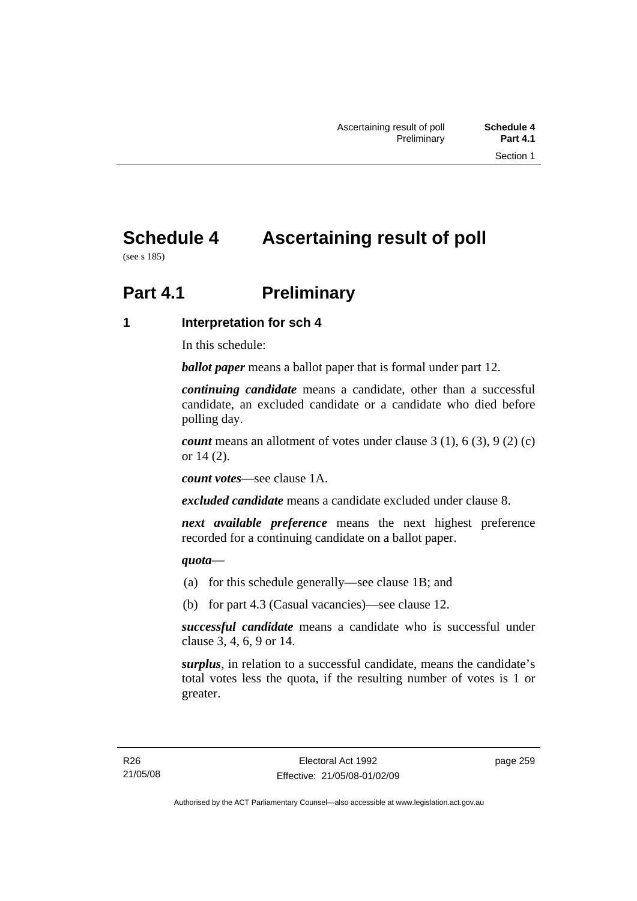# Schedule 4 Ascertaining result of poll

(see s 185)

# Part 4.1 Preliminary

## 1 Interpretation for sch 4

In this schedule:

***ballot paper*** means a ballot paper that is formal under part 12.

***continuing candidate*** means a candidate, other than a successful candidate, an excluded candidate or a candidate who died before polling day.

***count*** means an allotment of votes under clause 3 (1), 6 (3), 9 (2) (c) or 14 (2).

***count votes***—see clause 1A.

***excluded candidate*** means a candidate excluded under clause 8.

***next available preference*** means the next highest preference recorded for a continuing candidate on a ballot paper.

***quota***—

(a) for this schedule generally—see clause 1B; and

(b) for part 4.3 (Casual vacancies)—see clause 12.

***successful candidate*** means a candidate who is successful under clause 3, 4, 6, 9 or 14.

***surplus***, in relation to a successful candidate, means the candidate's total votes less the quota, if the resulting number of votes is 1 or greater.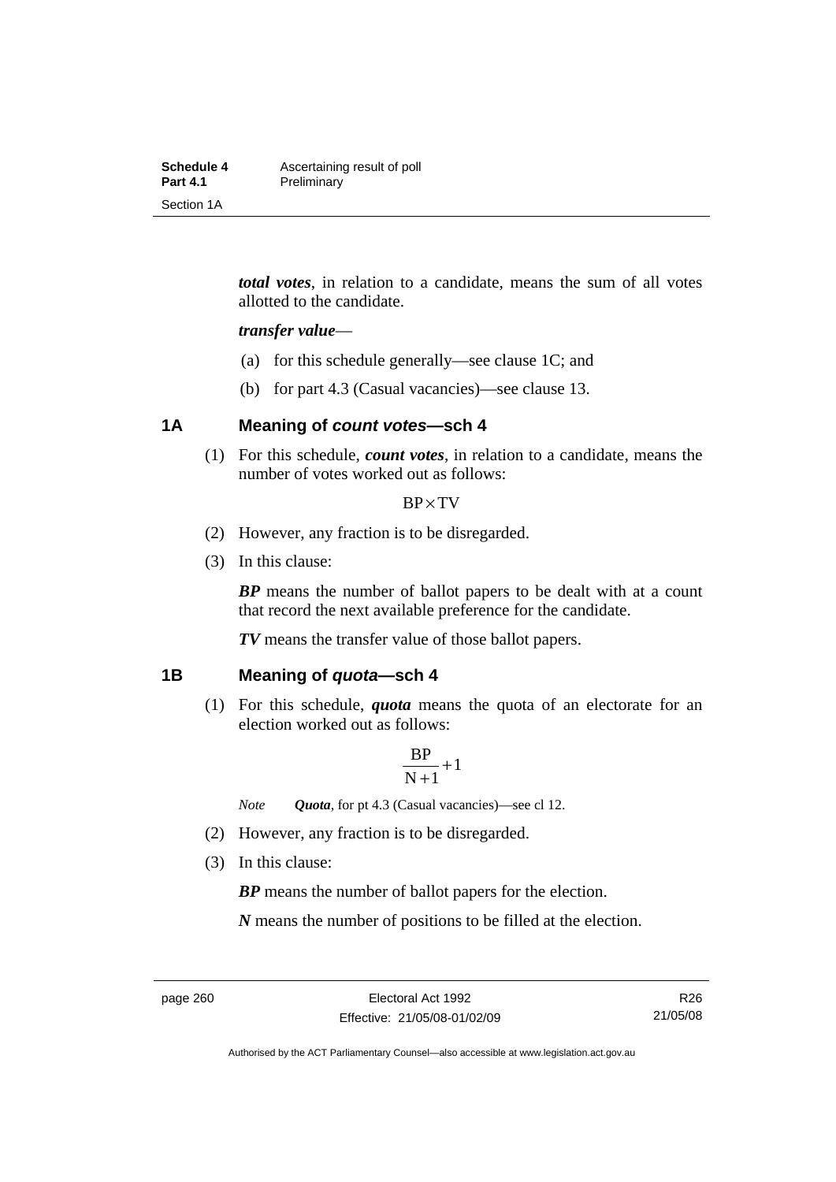***total votes***, in relation to a candidate, means the sum of all votes allotted to the candidate.

***transfer value***—

(a) for this schedule generally—see clause 1C; and

(b) for part 4.3 (Casual vacancies)—see clause 13.

## 1A Meaning of *count votes*—sch 4

(1) For this schedule, ***count votes***, in relation to a candidate, means the number of votes worked out as follows:

$$BP \times TV$$

(2) However, any fraction is to be disregarded.

(3) In this clause:

***BP*** means the number of ballot papers to be dealt with at a count that record the next available preference for the candidate.

***TV*** means the transfer value of those ballot papers.

## 1B Meaning of *quota*—sch 4

(1) For this schedule, ***quota*** means the quota of an electorate for an election worked out as follows:

$$\frac{BP}{N+1}+1$$

*Note* ***Quota***, for pt 4.3 (Casual vacancies)—see cl 12.

(2) However, any fraction is to be disregarded.

(3) In this clause:

***BP*** means the number of ballot papers for the election.

***N*** means the number of positions to be filled at the election.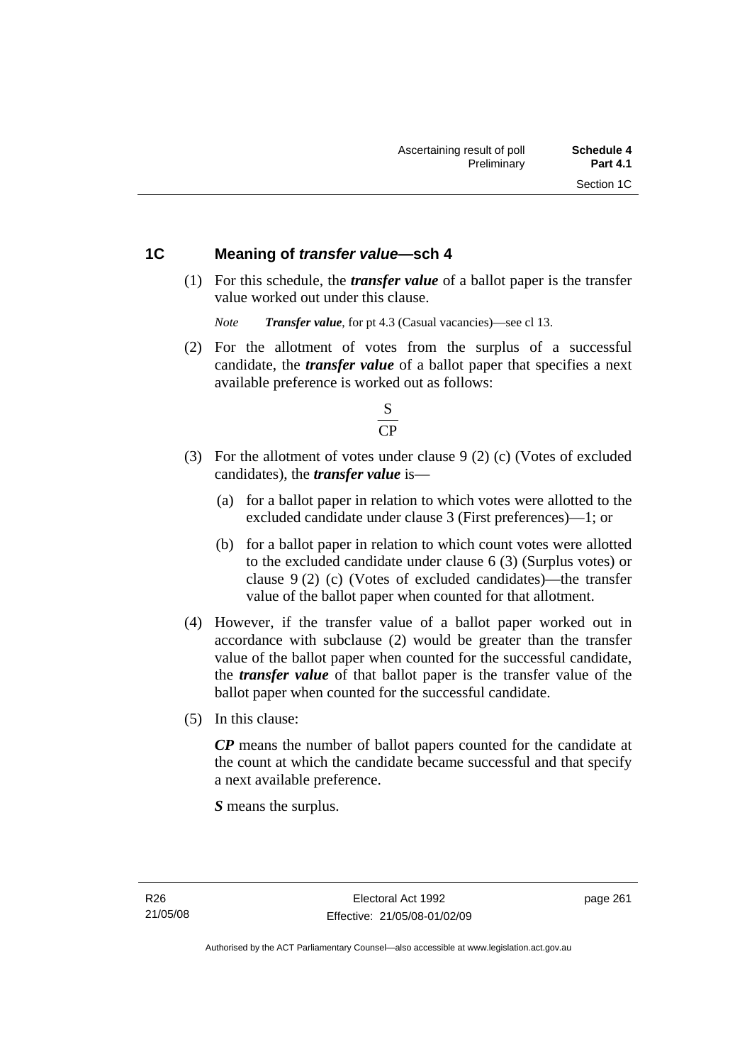## 1C Meaning of *transfer value*—sch 4

(1) For this schedule, the ***transfer value*** of a ballot paper is the transfer value worked out under this clause.

*Note* ***Transfer value***, for pt 4.3 (Casual vacancies)—see cl 13.

(2) For the allotment of votes from the surplus of a successful candidate, the ***transfer value*** of a ballot paper that specifies a next available preference is worked out as follows:

$$\frac{S}{CP}$$

(3) For the allotment of votes under clause 9 (2) (c) (Votes of excluded candidates), the ***transfer value*** is—

(a) for a ballot paper in relation to which votes were allotted to the excluded candidate under clause 3 (First preferences)—1; or

(b) for a ballot paper in relation to which count votes were allotted to the excluded candidate under clause 6 (3) (Surplus votes) or clause 9 (2) (c) (Votes of excluded candidates)—the transfer value of the ballot paper when counted for that allotment.

(4) However, if the transfer value of a ballot paper worked out in accordance with subclause (2) would be greater than the transfer value of the ballot paper when counted for the successful candidate, the ***transfer value*** of that ballot paper is the transfer value of the ballot paper when counted for the successful candidate.

(5) In this clause:

***CP*** means the number of ballot papers counted for the candidate at the count at which the candidate became successful and that specify a next available preference.

***S*** means the surplus.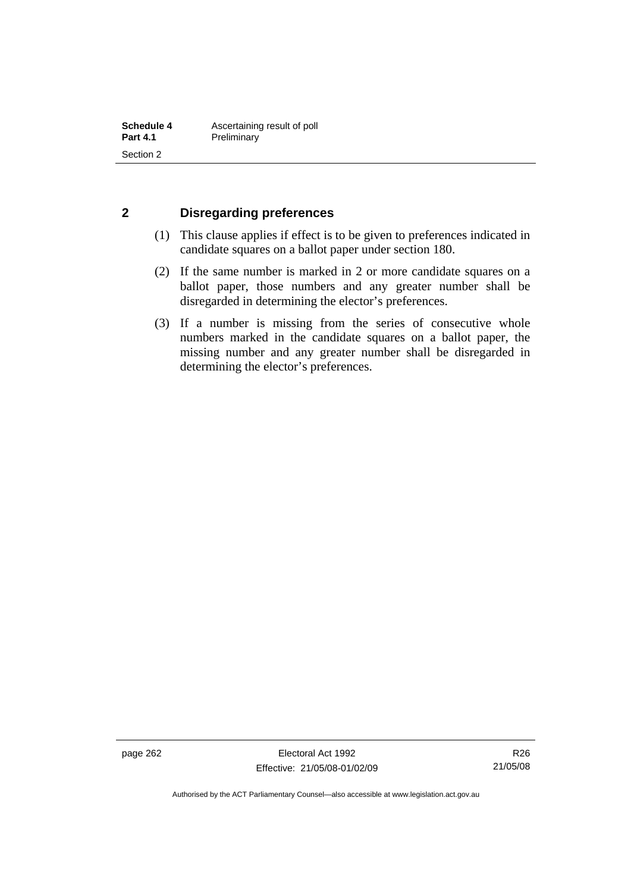## 2 Disregarding preferences

(1) This clause applies if effect is to be given to preferences indicated in candidate squares on a ballot paper under section 180.

(2) If the same number is marked in 2 or more candidate squares on a ballot paper, those numbers and any greater number shall be disregarded in determining the elector's preferences.

(3) If a number is missing from the series of consecutive whole numbers marked in the candidate squares on a ballot paper, the missing number and any greater number shall be disregarded in determining the elector's preferences.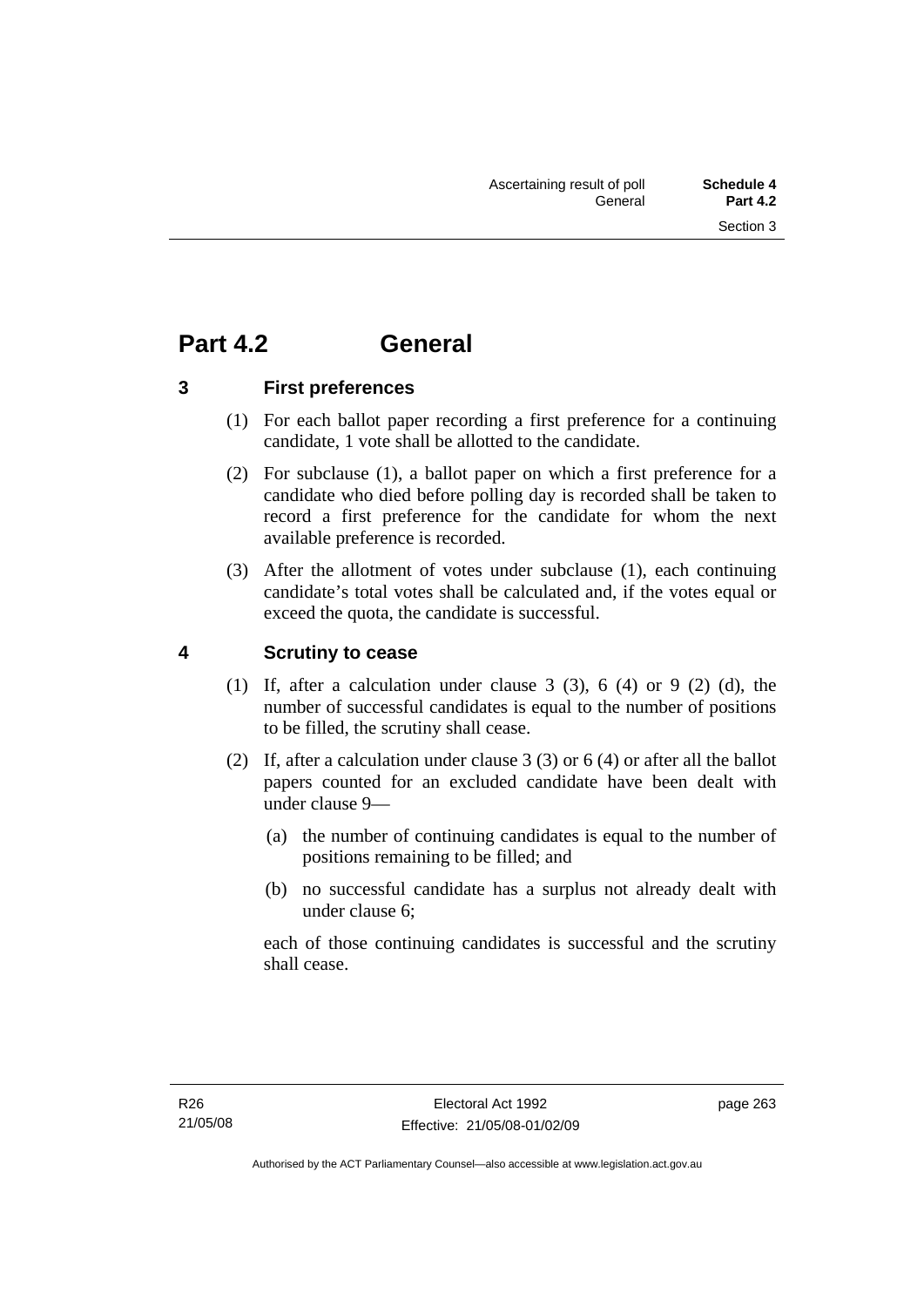# Part 4.2 General

## 3 First preferences

(1) For each ballot paper recording a first preference for a continuing candidate, 1 vote shall be allotted to the candidate.

(2) For subclause (1), a ballot paper on which a first preference for a candidate who died before polling day is recorded shall be taken to record a first preference for the candidate for whom the next available preference is recorded.

(3) After the allotment of votes under subclause (1), each continuing candidate's total votes shall be calculated and, if the votes equal or exceed the quota, the candidate is successful.

## 4 Scrutiny to cease

(1) If, after a calculation under clause 3 (3), 6 (4) or 9 (2) (d), the number of successful candidates is equal to the number of positions to be filled, the scrutiny shall cease.

(2) If, after a calculation under clause 3 (3) or 6 (4) or after all the ballot papers counted for an excluded candidate have been dealt with under clause 9—

- (a) the number of continuing candidates is equal to the number of positions remaining to be filled; and
- (b) no successful candidate has a surplus not already dealt with under clause 6;

each of those continuing candidates is successful and the scrutiny shall cease.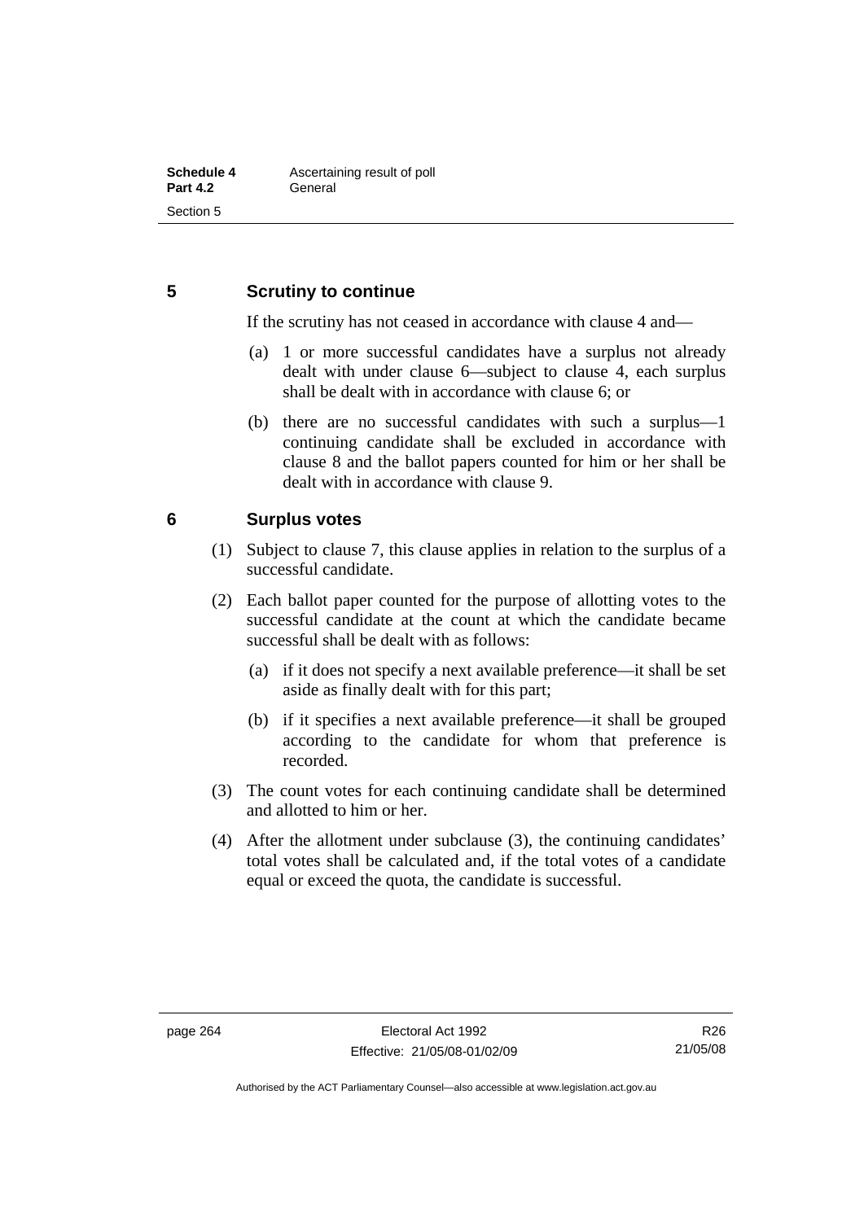## 5 Scrutiny to continue

If the scrutiny has not ceased in accordance with clause 4 and—

(a) 1 or more successful candidates have a surplus not already dealt with under clause 6—subject to clause 4, each surplus shall be dealt with in accordance with clause 6; or

(b) there are no successful candidates with such a surplus—1 continuing candidate shall be excluded in accordance with clause 8 and the ballot papers counted for him or her shall be dealt with in accordance with clause 9.

## 6 Surplus votes

(1) Subject to clause 7, this clause applies in relation to the surplus of a successful candidate.

(2) Each ballot paper counted for the purpose of allotting votes to the successful candidate at the count at which the candidate became successful shall be dealt with as follows:

(a) if it does not specify a next available preference—it shall be set aside as finally dealt with for this part;

(b) if it specifies a next available preference—it shall be grouped according to the candidate for whom that preference is recorded.

(3) The count votes for each continuing candidate shall be determined and allotted to him or her.

(4) After the allotment under subclause (3), the continuing candidates' total votes shall be calculated and, if the total votes of a candidate equal or exceed the quota, the candidate is successful.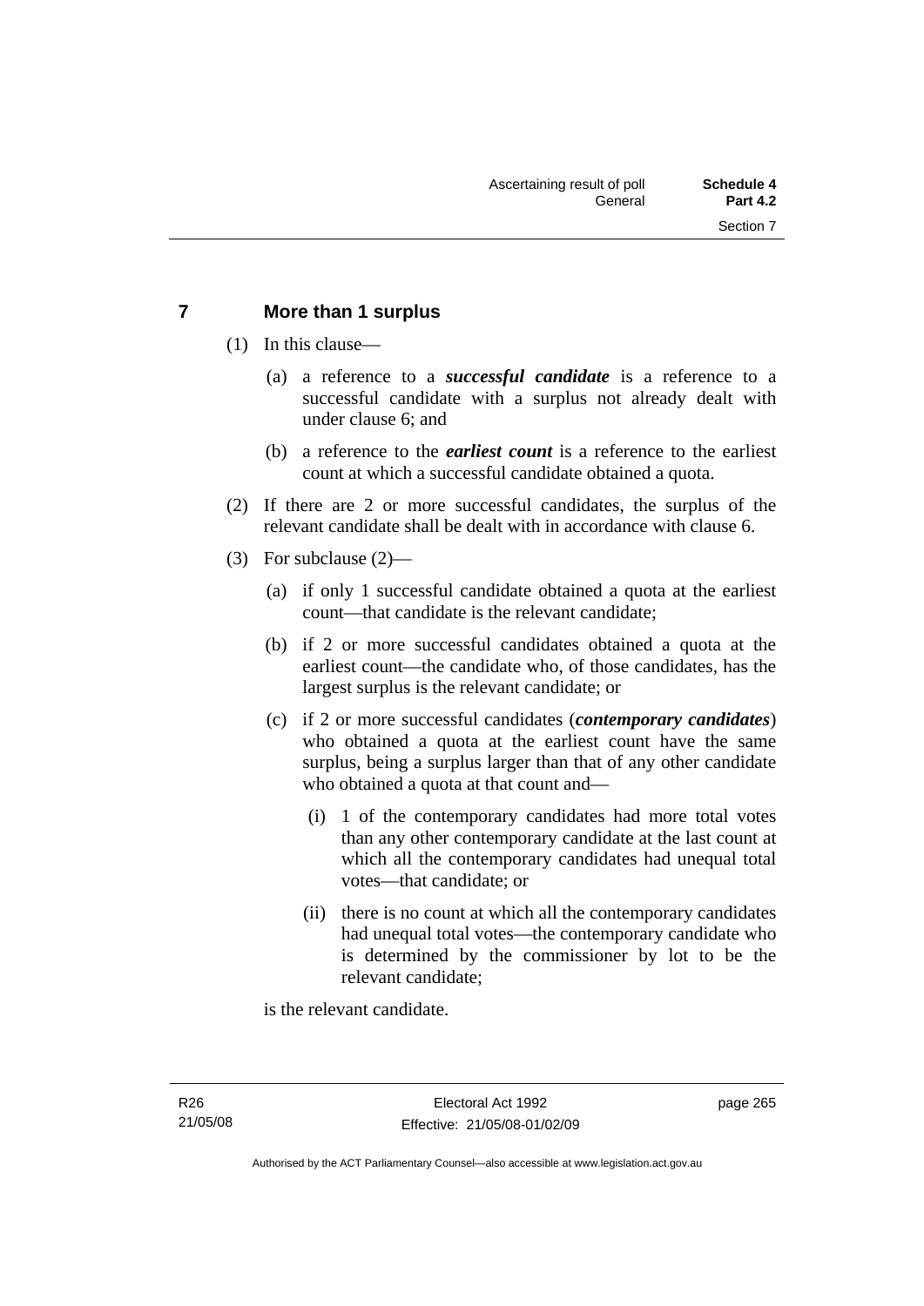## 7 More than 1 surplus

(1) In this clause—

(a) a reference to a ***successful candidate*** is a reference to a successful candidate with a surplus not already dealt with under clause 6; and

(b) a reference to the ***earliest count*** is a reference to the earliest count at which a successful candidate obtained a quota.

(2) If there are 2 or more successful candidates, the surplus of the relevant candidate shall be dealt with in accordance with clause 6.

(3) For subclause (2)—

(a) if only 1 successful candidate obtained a quota at the earliest count—that candidate is the relevant candidate;

(b) if 2 or more successful candidates obtained a quota at the earliest count—the candidate who, of those candidates, has the largest surplus is the relevant candidate; or

(c) if 2 or more successful candidates (***contemporary candidates***) who obtained a quota at the earliest count have the same surplus, being a surplus larger than that of any other candidate who obtained a quota at that count and—

(i) 1 of the contemporary candidates had more total votes than any other contemporary candidate at the last count at which all the contemporary candidates had unequal total votes—that candidate; or

(ii) there is no count at which all the contemporary candidates had unequal total votes—the contemporary candidate who is determined by the commissioner by lot to be the relevant candidate;

is the relevant candidate.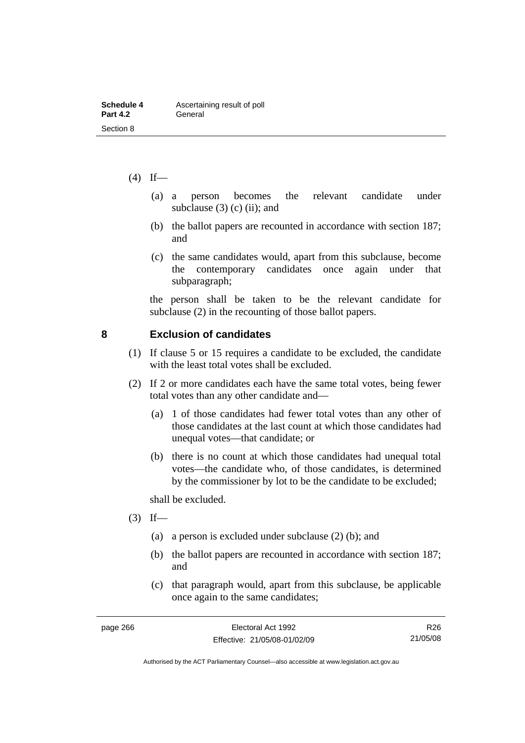(4) If—

(a) a person becomes the relevant candidate under subclause (3) (c) (ii); and

(b) the ballot papers are recounted in accordance with section 187; and

(c) the same candidates would, apart from this subclause, become the contemporary candidates once again under that subparagraph;

the person shall be taken to be the relevant candidate for subclause (2) in the recounting of those ballot papers.

## 8 Exclusion of candidates

(1) If clause 5 or 15 requires a candidate to be excluded, the candidate with the least total votes shall be excluded.

(2) If 2 or more candidates each have the same total votes, being fewer total votes than any other candidate and—

(a) 1 of those candidates had fewer total votes than any other of those candidates at the last count at which those candidates had unequal votes—that candidate; or

(b) there is no count at which those candidates had unequal total votes—the candidate who, of those candidates, is determined by the commissioner by lot to be the candidate to be excluded;

shall be excluded.

(3) If—

(a) a person is excluded under subclause (2) (b); and

(b) the ballot papers are recounted in accordance with section 187; and

(c) that paragraph would, apart from this subclause, be applicable once again to the same candidates;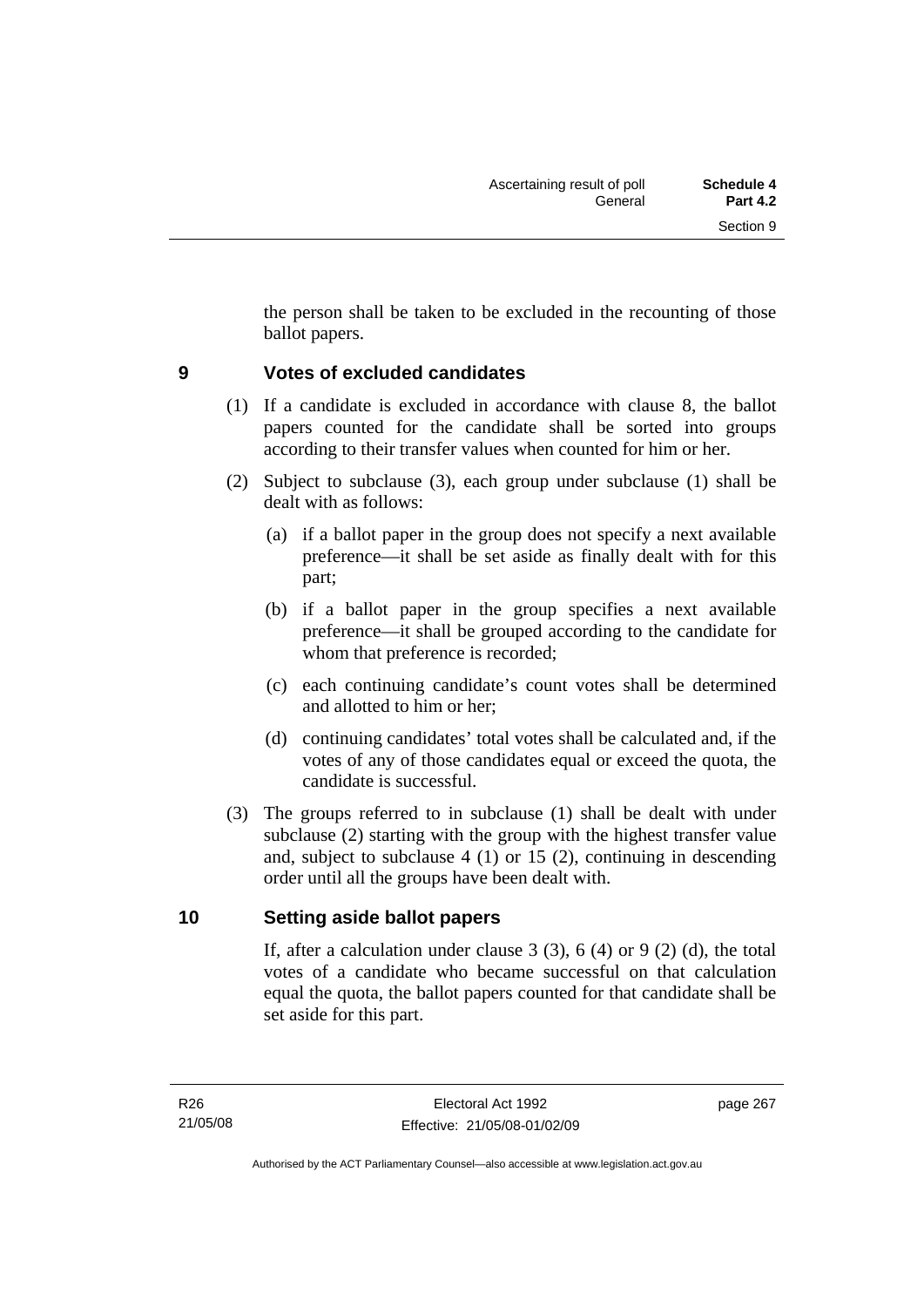the person shall be taken to be excluded in the recounting of those ballot papers.

## 9 Votes of excluded candidates

(1) If a candidate is excluded in accordance with clause 8, the ballot papers counted for the candidate shall be sorted into groups according to their transfer values when counted for him or her.

(2) Subject to subclause (3), each group under subclause (1) shall be dealt with as follows:

(a) if a ballot paper in the group does not specify a next available preference—it shall be set aside as finally dealt with for this part;

(b) if a ballot paper in the group specifies a next available preference—it shall be grouped according to the candidate for whom that preference is recorded;

(c) each continuing candidate's count votes shall be determined and allotted to him or her;

(d) continuing candidates' total votes shall be calculated and, if the votes of any of those candidates equal or exceed the quota, the candidate is successful.

(3) The groups referred to in subclause (1) shall be dealt with under subclause (2) starting with the group with the highest transfer value and, subject to subclause 4 (1) or 15 (2), continuing in descending order until all the groups have been dealt with.

## 10 Setting aside ballot papers

If, after a calculation under clause 3 (3), 6 (4) or 9 (2) (d), the total votes of a candidate who became successful on that calculation equal the quota, the ballot papers counted for that candidate shall be set aside for this part.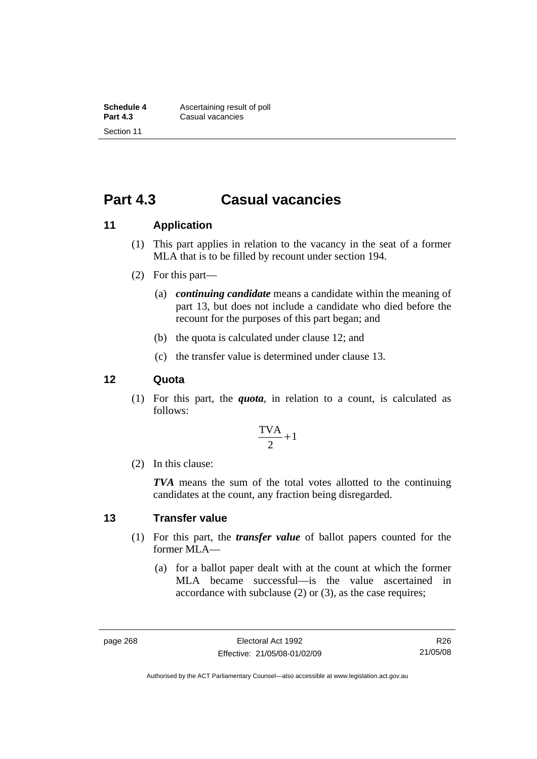# Part 4.3 Casual vacancies

## 11 Application

(1) This part applies in relation to the vacancy in the seat of a former MLA that is to be filled by recount under section 194.

(2) For this part—

(a) ***continuing candidate*** means a candidate within the meaning of part 13, but does not include a candidate who died before the recount for the purposes of this part began; and

(b) the quota is calculated under clause 12; and

(c) the transfer value is determined under clause 13.

## 12 Quota

(1) For this part, the ***quota***, in relation to a count, is calculated as follows:

$$\frac{\text{TVA}}{2}+1$$

(2) In this clause:

***TVA*** means the sum of the total votes allotted to the continuing candidates at the count, any fraction being disregarded.

## 13 Transfer value

(1) For this part, the ***transfer value*** of ballot papers counted for the former MLA—

(a) for a ballot paper dealt with at the count at which the former MLA became successful—is the value ascertained in accordance with subclause (2) or (3), as the case requires;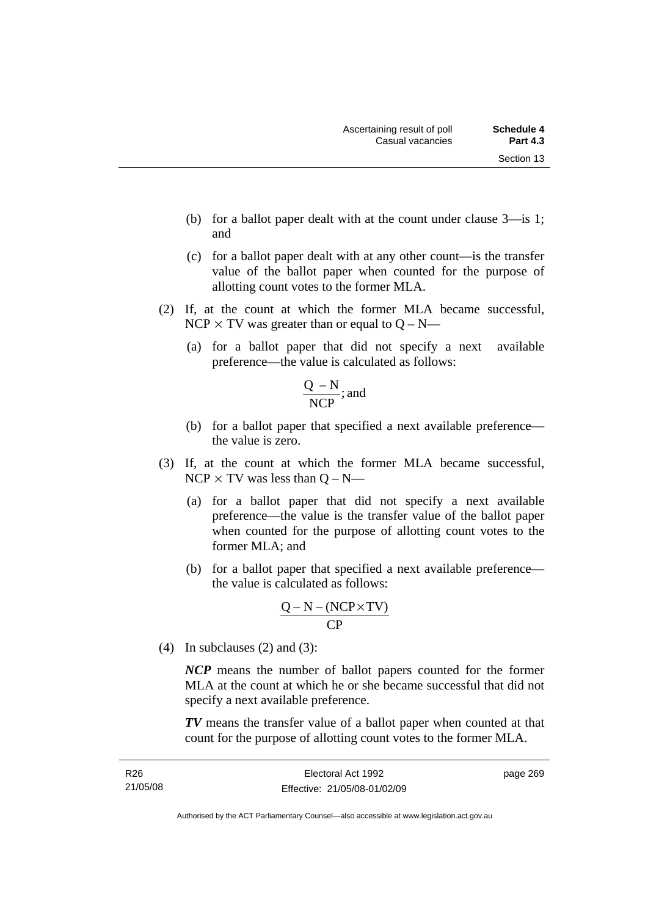(b) for a ballot paper dealt with at the count under clause 3—is 1; and

(c) for a ballot paper dealt with at any other count—is the transfer value of the ballot paper when counted for the purpose of allotting count votes to the former MLA.

(2) If, at the count at which the former MLA became successful, $NCP \times TV$ was greater than or equal to $Q – N$—

(a) for a ballot paper that did not specify a next available preference—the value is calculated as follows:

$$\frac{Q - N}{NCP}; \text{ and}$$

(b) for a ballot paper that specified a next available preference—the value is zero.

(3) If, at the count at which the former MLA became successful, $NCP \times TV$ was less than $Q – N$—

(a) for a ballot paper that did not specify a next available preference—the value is the transfer value of the ballot paper when counted for the purpose of allotting count votes to the former MLA; and

(b) for a ballot paper that specified a next available preference—the value is calculated as follows:

$$\frac{Q - N - (NCP \times TV)}{CP}$$

(4) In subclauses (2) and (3):

***NCP*** means the number of ballot papers counted for the former MLA at the count at which he or she became successful that did not specify a next available preference.

***TV*** means the transfer value of a ballot paper when counted at that count for the purpose of allotting count votes to the former MLA.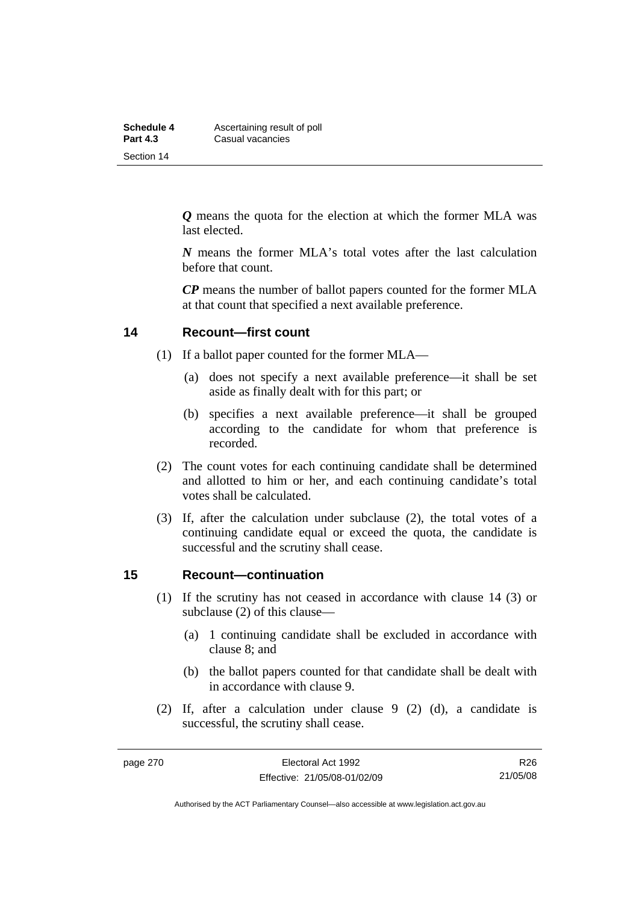***Q*** means the quota for the election at which the former MLA was last elected.

***N*** means the former MLA's total votes after the last calculation before that count.

***CP*** means the number of ballot papers counted for the former MLA at that count that specified a next available preference.

## 14 Recount—first count

(1) If a ballot paper counted for the former MLA—

(a) does not specify a next available preference—it shall be set aside as finally dealt with for this part; or

(b) specifies a next available preference—it shall be grouped according to the candidate for whom that preference is recorded.

(2) The count votes for each continuing candidate shall be determined and allotted to him or her, and each continuing candidate's total votes shall be calculated.

(3) If, after the calculation under subclause (2), the total votes of a continuing candidate equal or exceed the quota, the candidate is successful and the scrutiny shall cease.

## 15 Recount—continuation

(1) If the scrutiny has not ceased in accordance with clause 14 (3) or subclause (2) of this clause—

(a) 1 continuing candidate shall be excluded in accordance with clause 8; and

(b) the ballot papers counted for that candidate shall be dealt with in accordance with clause 9.

(2) If, after a calculation under clause 9 (2) (d), a candidate is successful, the scrutiny shall cease.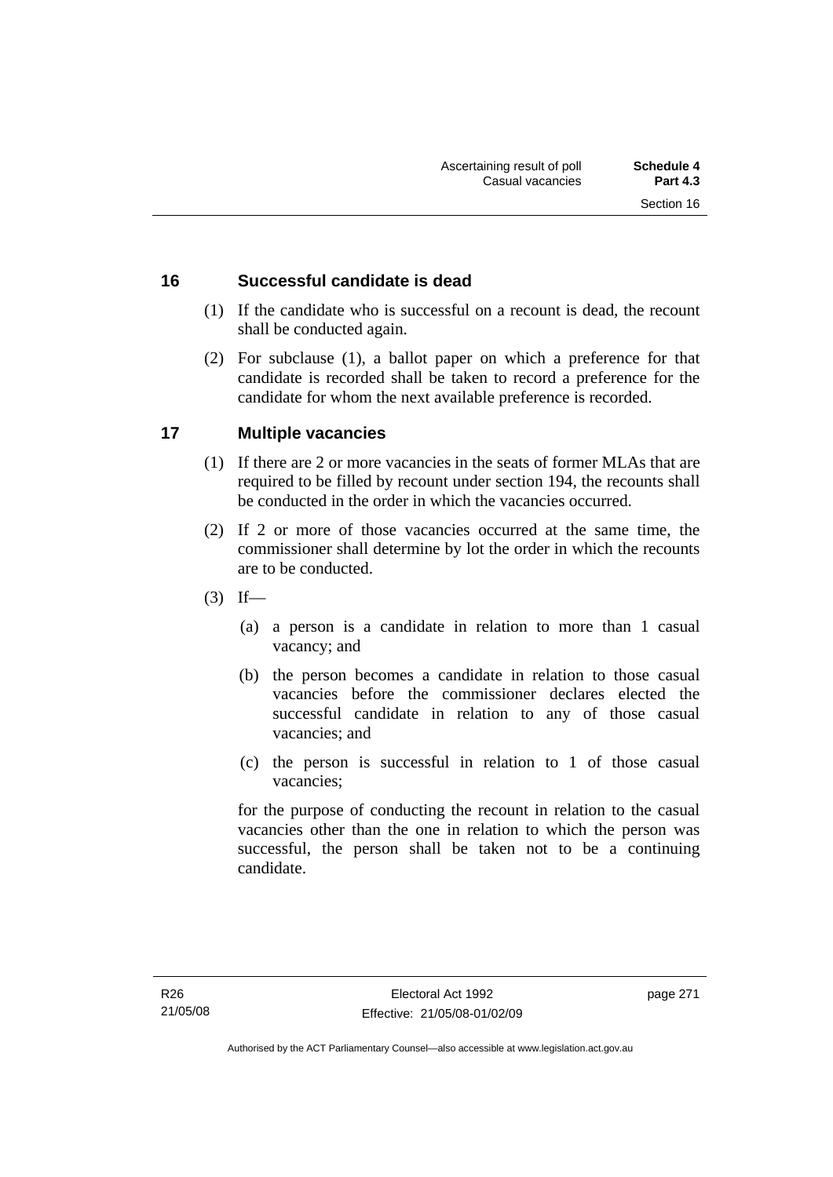## 16 Successful candidate is dead

(1) If the candidate who is successful on a recount is dead, the recount shall be conducted again.

(2) For subclause (1), a ballot paper on which a preference for that candidate is recorded shall be taken to record a preference for the candidate for whom the next available preference is recorded.

## 17 Multiple vacancies

(1) If there are 2 or more vacancies in the seats of former MLAs that are required to be filled by recount under section 194, the recounts shall be conducted in the order in which the vacancies occurred.

(2) If 2 or more of those vacancies occurred at the same time, the commissioner shall determine by lot the order in which the recounts are to be conducted.

(3) If—

(a) a person is a candidate in relation to more than 1 casual vacancy; and

(b) the person becomes a candidate in relation to those casual vacancies before the commissioner declares elected the successful candidate in relation to any of those casual vacancies; and

(c) the person is successful in relation to 1 of those casual vacancies;

for the purpose of conducting the recount in relation to the casual vacancies other than the one in relation to which the person was successful, the person shall be taken not to be a continuing candidate.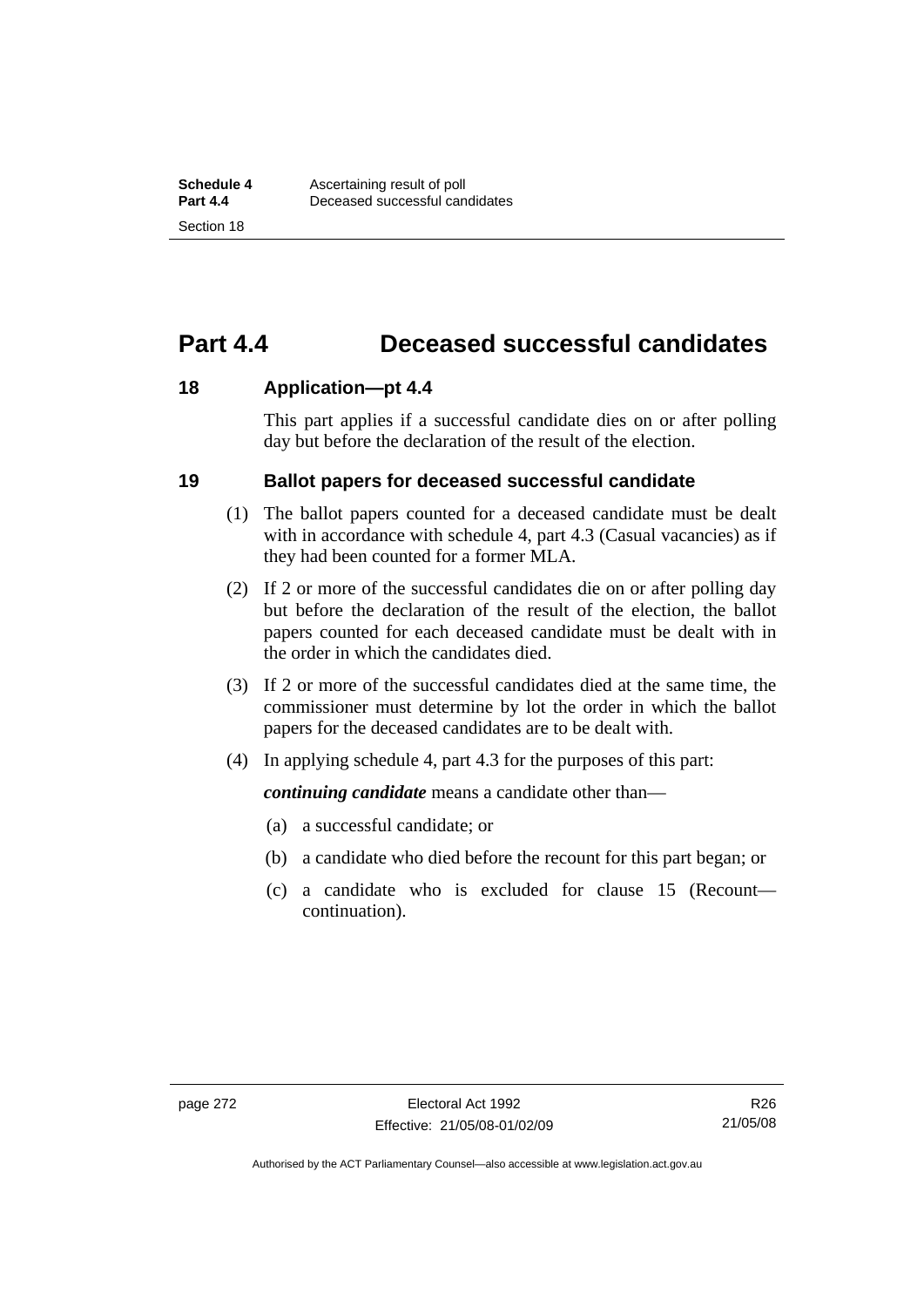# Part 4.4 Deceased successful candidates

## 18 Application—pt 4.4

This part applies if a successful candidate dies on or after polling day but before the declaration of the result of the election.

## 19 Ballot papers for deceased successful candidate

(1) The ballot papers counted for a deceased candidate must be dealt with in accordance with schedule 4, part 4.3 (Casual vacancies) as if they had been counted for a former MLA.

(2) If 2 or more of the successful candidates die on or after polling day but before the declaration of the result of the election, the ballot papers counted for each deceased candidate must be dealt with in the order in which the candidates died.

(3) If 2 or more of the successful candidates died at the same time, the commissioner must determine by lot the order in which the ballot papers for the deceased candidates are to be dealt with.

(4) In applying schedule 4, part 4.3 for the purposes of this part:

***continuing candidate*** means a candidate other than—

(a) a successful candidate; or

(b) a candidate who died before the recount for this part began; or

(c) a candidate who is excluded for clause 15 (Recount—continuation).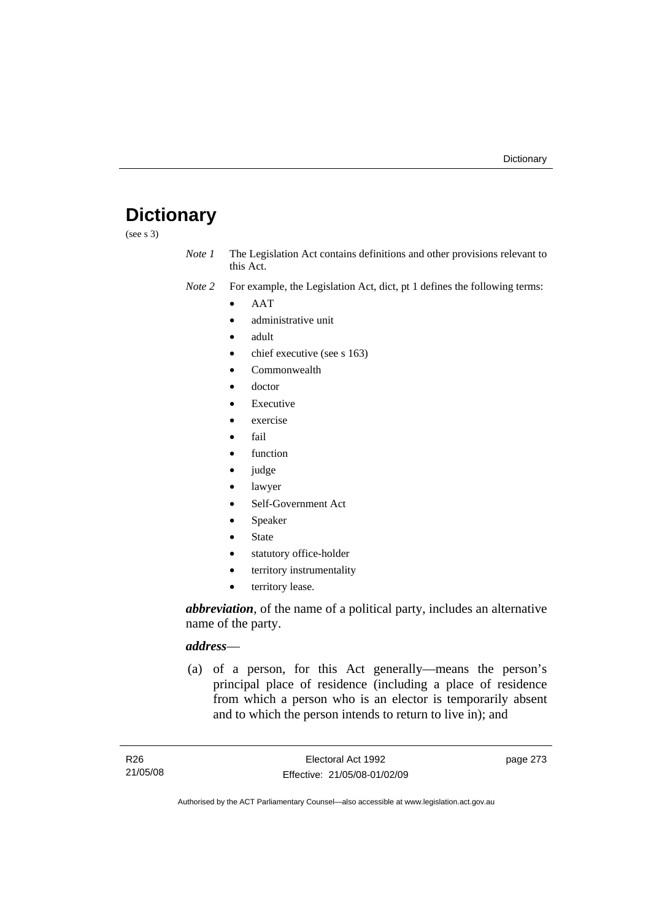# Dictionary

(see s 3)

*Note 1* The Legislation Act contains definitions and other provisions relevant to this Act.

*Note 2* For example, the Legislation Act, dict, pt 1 defines the following terms:

- AAT
- administrative unit
- adult
- chief executive (see s 163)
- Commonwealth
- doctor
- Executive
- exercise
- fail
- function
- judge
- lawyer
- Self-Government Act
- Speaker
- State
- statutory office-holder
- territory instrumentality
- territory lease.

***abbreviation***, of the name of a political party, includes an alternative name of the party.

***address***—

(a) of a person, for this Act generally—means the person's principal place of residence (including a place of residence from which a person who is an elector is temporarily absent and to which the person intends to return to live in); and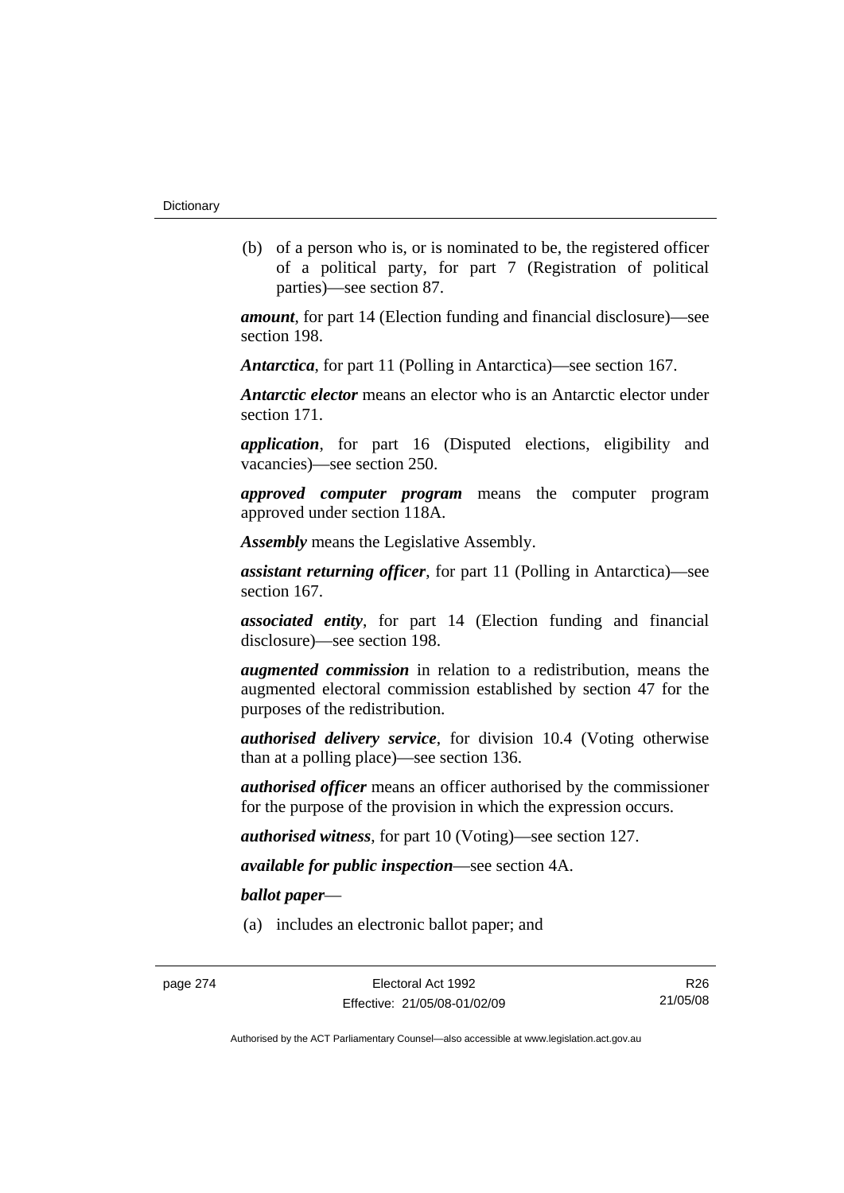(b) of a person who is, or is nominated to be, the registered officer of a political party, for part 7 (Registration of political parties)—see section 87.

***amount***, for part 14 (Election funding and financial disclosure)—see section 198.

***Antarctica***, for part 11 (Polling in Antarctica)—see section 167.

***Antarctic elector*** means an elector who is an Antarctic elector under section 171.

***application***, for part 16 (Disputed elections, eligibility and vacancies)—see section 250.

***approved computer program*** means the computer program approved under section 118A.

***Assembly*** means the Legislative Assembly.

***assistant returning officer***, for part 11 (Polling in Antarctica)—see section 167.

***associated entity***, for part 14 (Election funding and financial disclosure)—see section 198.

***augmented commission*** in relation to a redistribution, means the augmented electoral commission established by section 47 for the purposes of the redistribution.

***authorised delivery service***, for division 10.4 (Voting otherwise than at a polling place)—see section 136.

***authorised officer*** means an officer authorised by the commissioner for the purpose of the provision in which the expression occurs.

***authorised witness***, for part 10 (Voting)—see section 127.

***available for public inspection***—see section 4A.

***ballot paper***—

(a) includes an electronic ballot paper; and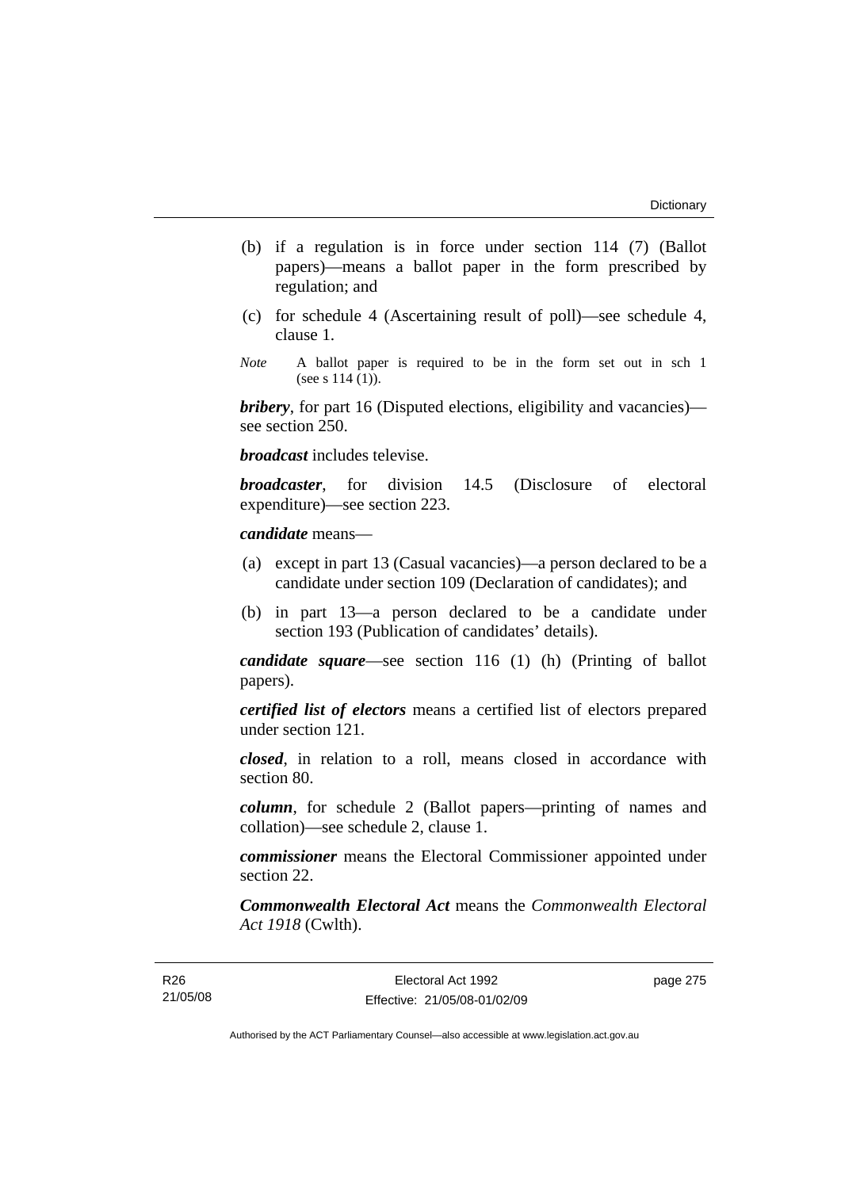(b) if a regulation is in force under section 114 (7) (Ballot papers)—means a ballot paper in the form prescribed by regulation; and

(c) for schedule 4 (Ascertaining result of poll)—see schedule 4, clause 1.

*Note* A ballot paper is required to be in the form set out in sch 1 (see s 114 (1)).

***bribery***, for part 16 (Disputed elections, eligibility and vacancies)—see section 250.

***broadcast*** includes televise.

***broadcaster***, for division 14.5 (Disclosure of electoral expenditure)—see section 223.

***candidate*** means—

(a) except in part 13 (Casual vacancies)—a person declared to be a candidate under section 109 (Declaration of candidates); and

(b) in part 13—a person declared to be a candidate under section 193 (Publication of candidates' details).

***candidate square***—see section 116 (1) (h) (Printing of ballot papers).

***certified list of electors*** means a certified list of electors prepared under section 121.

***closed***, in relation to a roll, means closed in accordance with section 80.

***column***, for schedule 2 (Ballot papers—printing of names and collation)—see schedule 2, clause 1.

***commissioner*** means the Electoral Commissioner appointed under section 22.

***Commonwealth Electoral Act*** means the *Commonwealth Electoral Act 1918* (Cwlth).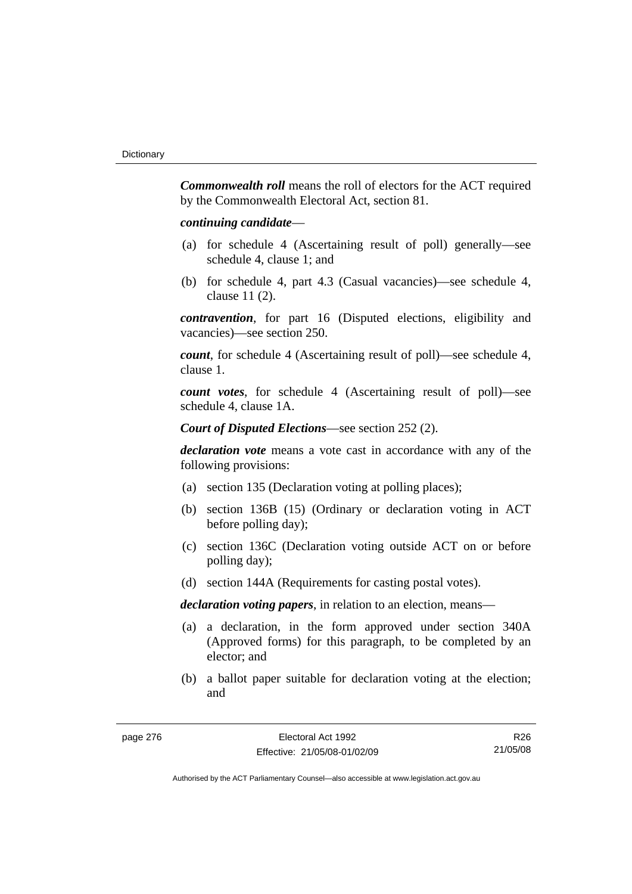***Commonwealth roll*** means the roll of electors for the ACT required by the Commonwealth Electoral Act, section 81.

***continuing candidate***—

(a) for schedule 4 (Ascertaining result of poll) generally—see schedule 4, clause 1; and

(b) for schedule 4, part 4.3 (Casual vacancies)—see schedule 4, clause 11 (2).

***contravention***, for part 16 (Disputed elections, eligibility and vacancies)—see section 250.

***count***, for schedule 4 (Ascertaining result of poll)—see schedule 4, clause 1.

***count votes***, for schedule 4 (Ascertaining result of poll)—see schedule 4, clause 1A.

***Court of Disputed Elections***—see section 252 (2).

***declaration vote*** means a vote cast in accordance with any of the following provisions:

(a) section 135 (Declaration voting at polling places);

(b) section 136B (15) (Ordinary or declaration voting in ACT before polling day);

(c) section 136C (Declaration voting outside ACT on or before polling day);

(d) section 144A (Requirements for casting postal votes).

***declaration voting papers***, in relation to an election, means—

(a) a declaration, in the form approved under section 340A (Approved forms) for this paragraph, to be completed by an elector; and

(b) a ballot paper suitable for declaration voting at the election; and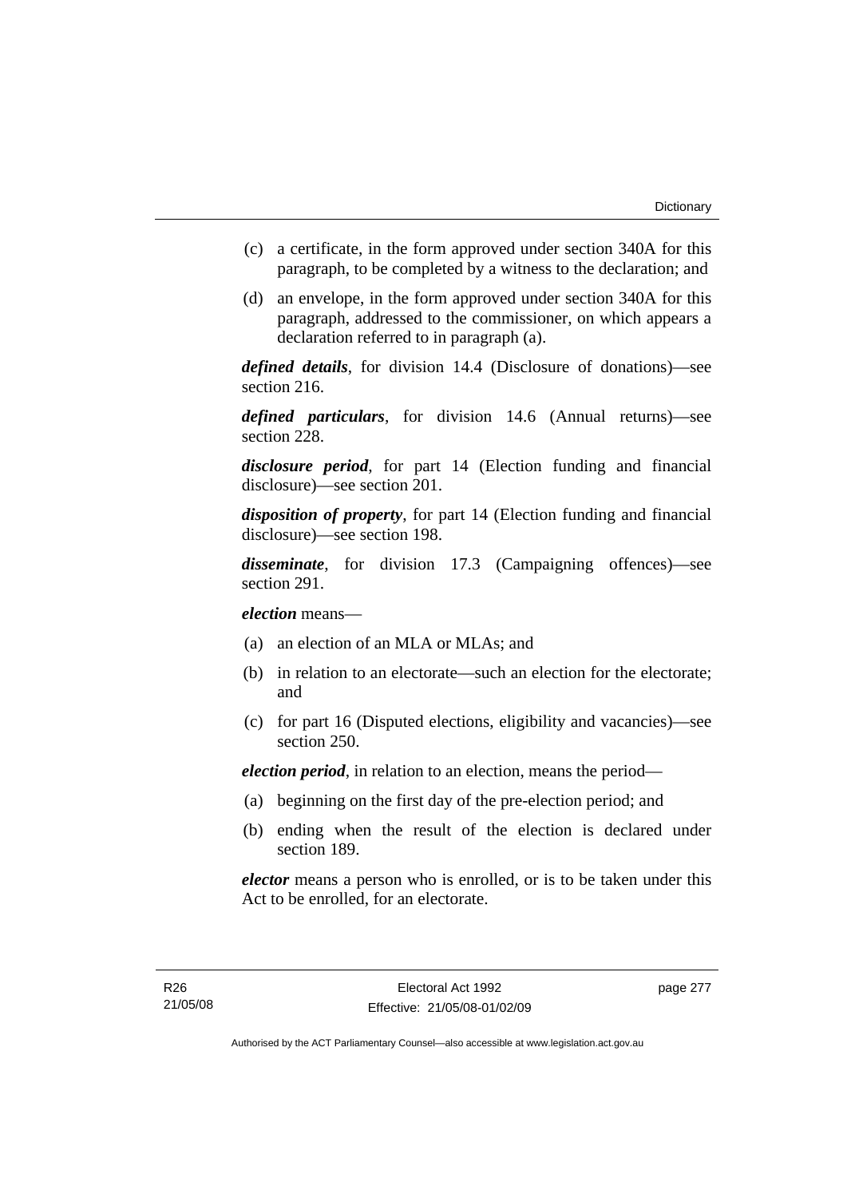(c) a certificate, in the form approved under section 340A for this paragraph, to be completed by a witness to the declaration; and

(d) an envelope, in the form approved under section 340A for this paragraph, addressed to the commissioner, on which appears a declaration referred to in paragraph (a).

***defined details***, for division 14.4 (Disclosure of donations)—see section 216.

***defined particulars***, for division 14.6 (Annual returns)—see section 228.

***disclosure period***, for part 14 (Election funding and financial disclosure)—see section 201.

***disposition of property***, for part 14 (Election funding and financial disclosure)—see section 198.

***disseminate***, for division 17.3 (Campaigning offences)—see section 291.

***election*** means—

(a) an election of an MLA or MLAs; and

(b) in relation to an electorate—such an election for the electorate; and

(c) for part 16 (Disputed elections, eligibility and vacancies)—see section 250.

***election period***, in relation to an election, means the period—

(a) beginning on the first day of the pre-election period; and

(b) ending when the result of the election is declared under section 189.

***elector*** means a person who is enrolled, or is to be taken under this Act to be enrolled, for an electorate.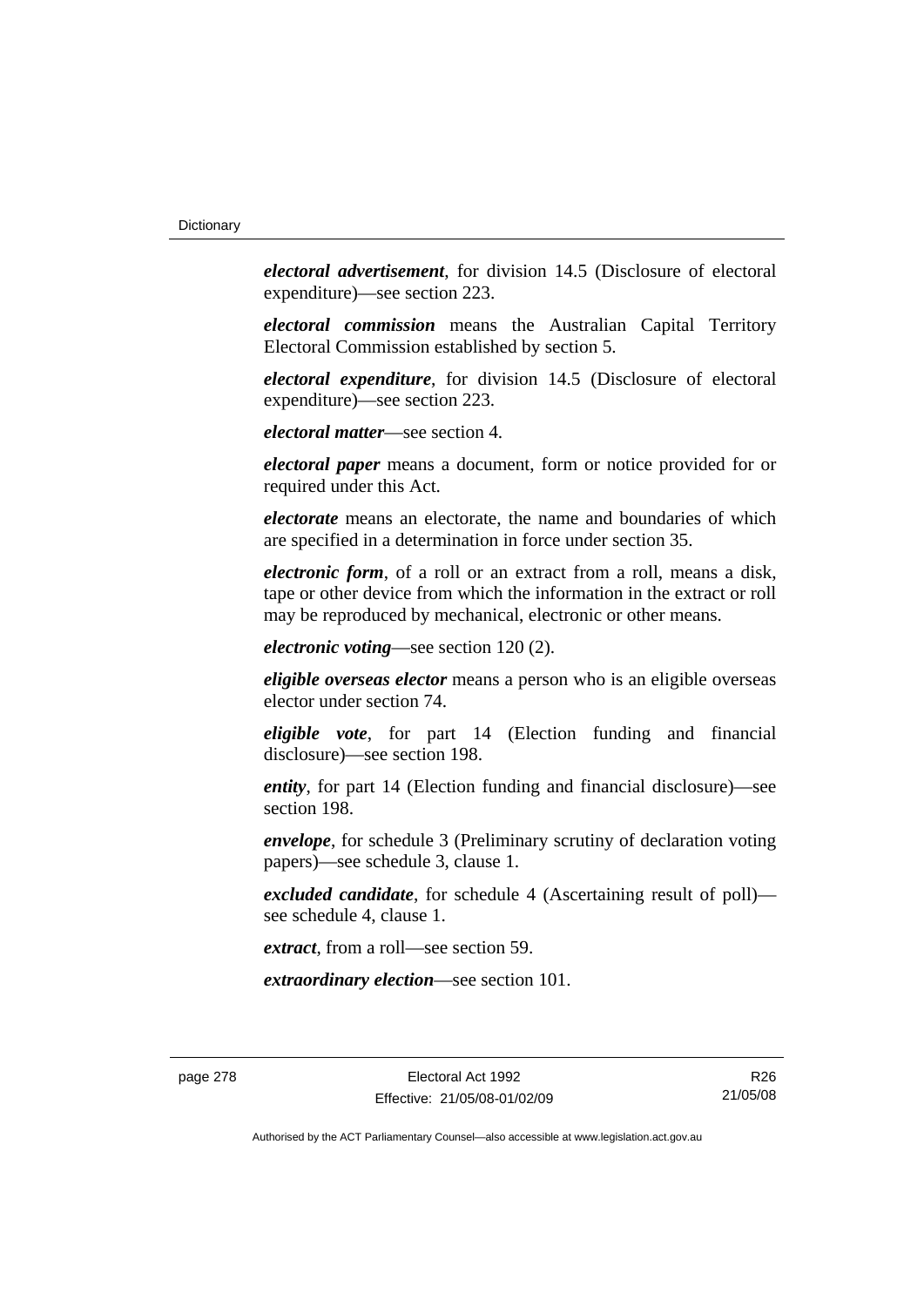***electoral advertisement***, for division 14.5 (Disclosure of electoral expenditure)—see section 223.

***electoral commission*** means the Australian Capital Territory Electoral Commission established by section 5.

***electoral expenditure***, for division 14.5 (Disclosure of electoral expenditure)—see section 223.

***electoral matter***—see section 4.

***electoral paper*** means a document, form or notice provided for or required under this Act.

***electorate*** means an electorate, the name and boundaries of which are specified in a determination in force under section 35.

***electronic form***, of a roll or an extract from a roll, means a disk, tape or other device from which the information in the extract or roll may be reproduced by mechanical, electronic or other means.

***electronic voting***—see section 120 (2).

***eligible overseas elector*** means a person who is an eligible overseas elector under section 74.

***eligible vote***, for part 14 (Election funding and financial disclosure)—see section 198.

***entity***, for part 14 (Election funding and financial disclosure)—see section 198.

***envelope***, for schedule 3 (Preliminary scrutiny of declaration voting papers)—see schedule 3, clause 1.

***excluded candidate***, for schedule 4 (Ascertaining result of poll)—see schedule 4, clause 1.

***extract***, from a roll—see section 59.

***extraordinary election***—see section 101.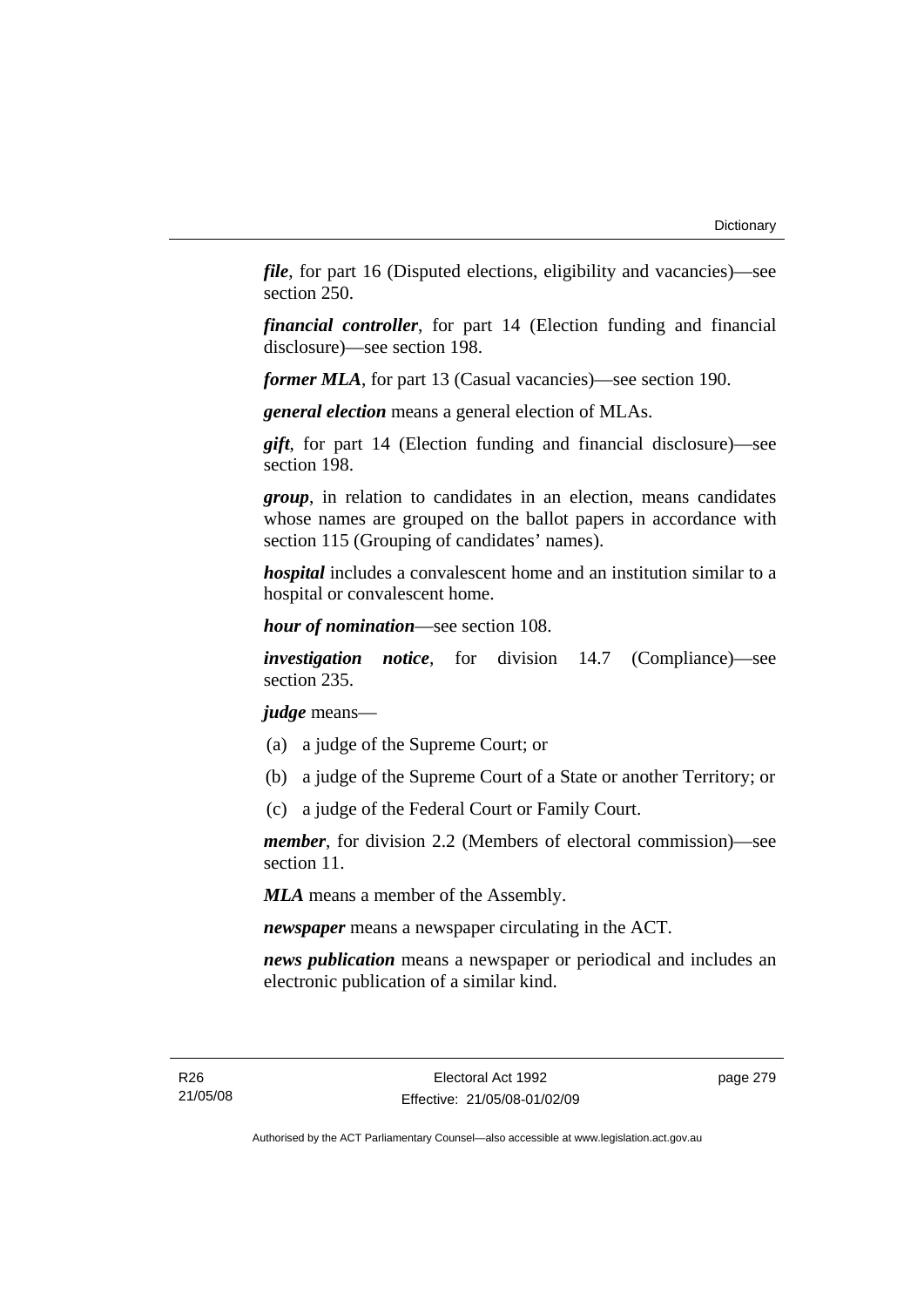***file***, for part 16 (Disputed elections, eligibility and vacancies)—see section 250.

***financial controller***, for part 14 (Election funding and financial disclosure)—see section 198.

***former MLA***, for part 13 (Casual vacancies)—see section 190.

***general election*** means a general election of MLAs.

***gift***, for part 14 (Election funding and financial disclosure)—see section 198.

***group***, in relation to candidates in an election, means candidates whose names are grouped on the ballot papers in accordance with section 115 (Grouping of candidates' names).

***hospital*** includes a convalescent home and an institution similar to a hospital or convalescent home.

***hour of nomination***—see section 108.

***investigation notice***, for division 14.7 (Compliance)—see section 235.

***judge*** means—

(a) a judge of the Supreme Court; or

(b) a judge of the Supreme Court of a State or another Territory; or

(c) a judge of the Federal Court or Family Court.

***member***, for division 2.2 (Members of electoral commission)—see section 11.

***MLA*** means a member of the Assembly.

***newspaper*** means a newspaper circulating in the ACT.

***news publication*** means a newspaper or periodical and includes an electronic publication of a similar kind.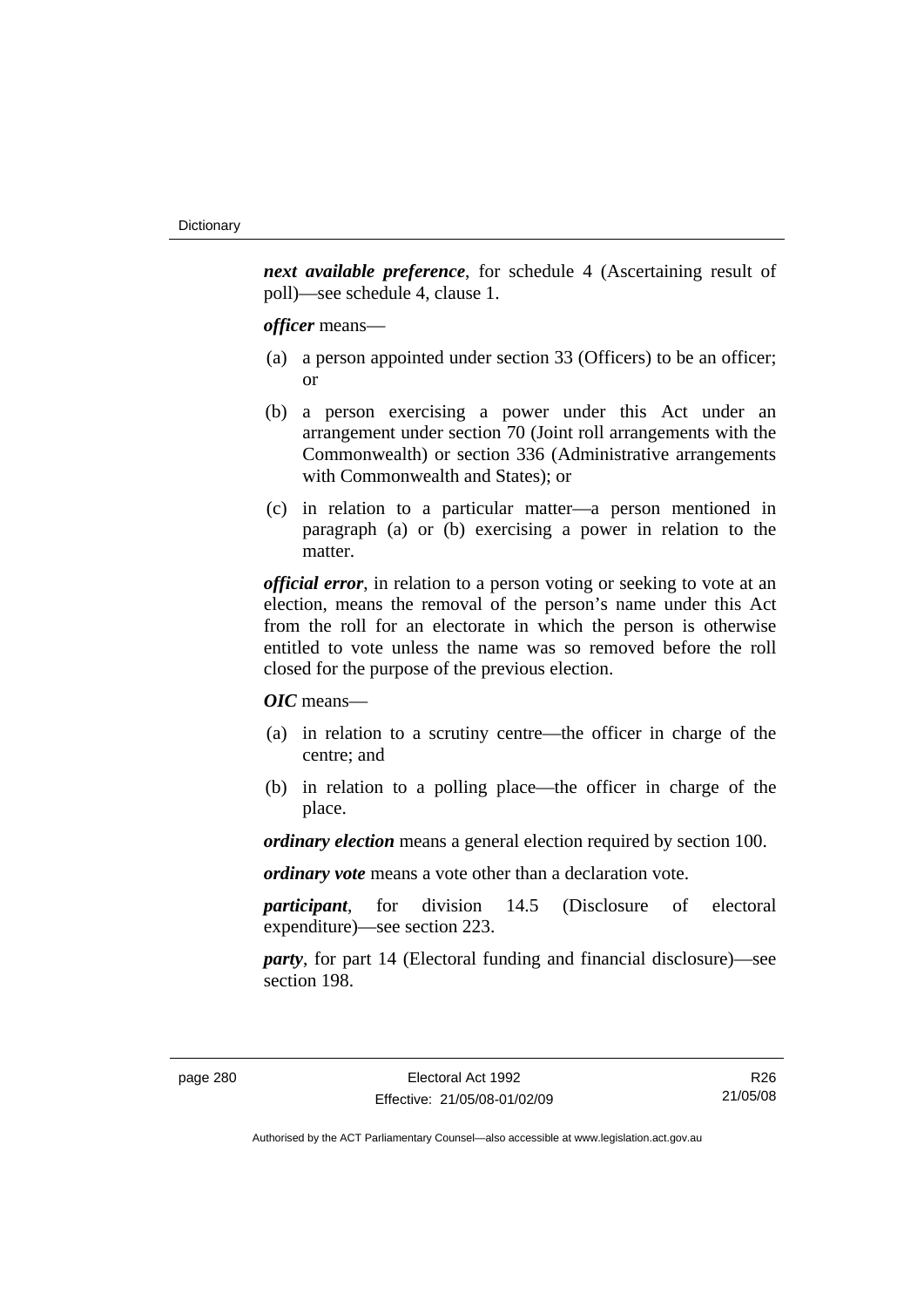***next available preference***, for schedule 4 (Ascertaining result of poll)—see schedule 4, clause 1.

***officer*** means—

(a) a person appointed under section 33 (Officers) to be an officer; or

(b) a person exercising a power under this Act under an arrangement under section 70 (Joint roll arrangements with the Commonwealth) or section 336 (Administrative arrangements with Commonwealth and States); or

(c) in relation to a particular matter—a person mentioned in paragraph (a) or (b) exercising a power in relation to the matter.

***official error***, in relation to a person voting or seeking to vote at an election, means the removal of the person's name under this Act from the roll for an electorate in which the person is otherwise entitled to vote unless the name was so removed before the roll closed for the purpose of the previous election.

***OIC*** means—

(a) in relation to a scrutiny centre—the officer in charge of the centre; and

(b) in relation to a polling place—the officer in charge of the place.

***ordinary election*** means a general election required by section 100.

***ordinary vote*** means a vote other than a declaration vote.

***participant***, for division 14.5 (Disclosure of electoral expenditure)—see section 223.

***party***, for part 14 (Electoral funding and financial disclosure)—see section 198.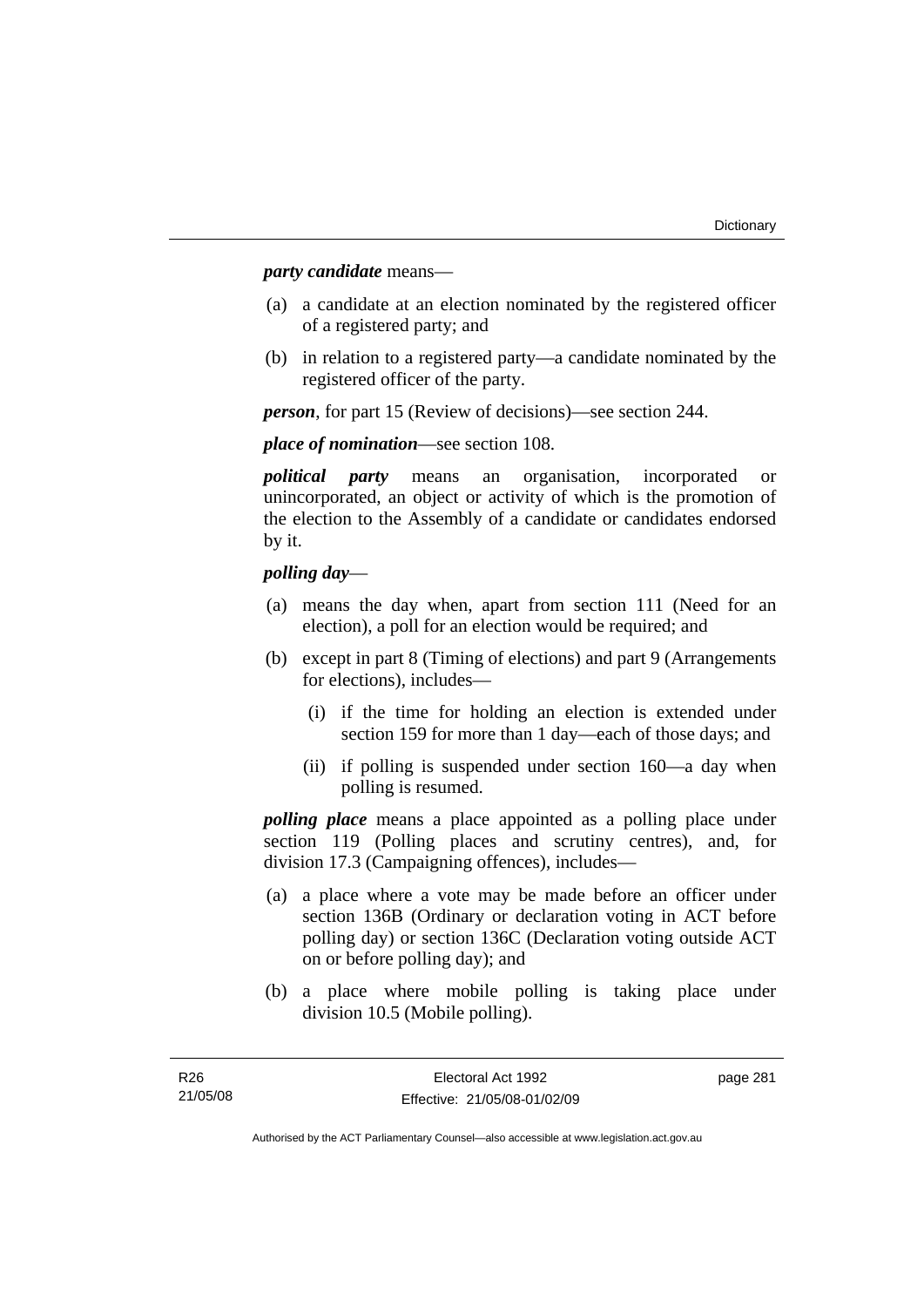***party candidate*** means—

(a) a candidate at an election nominated by the registered officer of a registered party; and

(b) in relation to a registered party—a candidate nominated by the registered officer of the party.

***person***, for part 15 (Review of decisions)—see section 244.

***place of nomination***—see section 108.

***political party*** means an organisation, incorporated or unincorporated, an object or activity of which is the promotion of the election to the Assembly of a candidate or candidates endorsed by it.

***polling day***—

(a) means the day when, apart from section 111 (Need for an election), a poll for an election would be required; and

(b) except in part 8 (Timing of elections) and part 9 (Arrangements for elections), includes—

  (i) if the time for holding an election is extended under section 159 for more than 1 day—each of those days; and

  (ii) if polling is suspended under section 160—a day when polling is resumed.

***polling place*** means a place appointed as a polling place under section 119 (Polling places and scrutiny centres), and, for division 17.3 (Campaigning offences), includes—

(a) a place where a vote may be made before an officer under section 136B (Ordinary or declaration voting in ACT before polling day) or section 136C (Declaration voting outside ACT on or before polling day); and

(b) a place where mobile polling is taking place under division 10.5 (Mobile polling).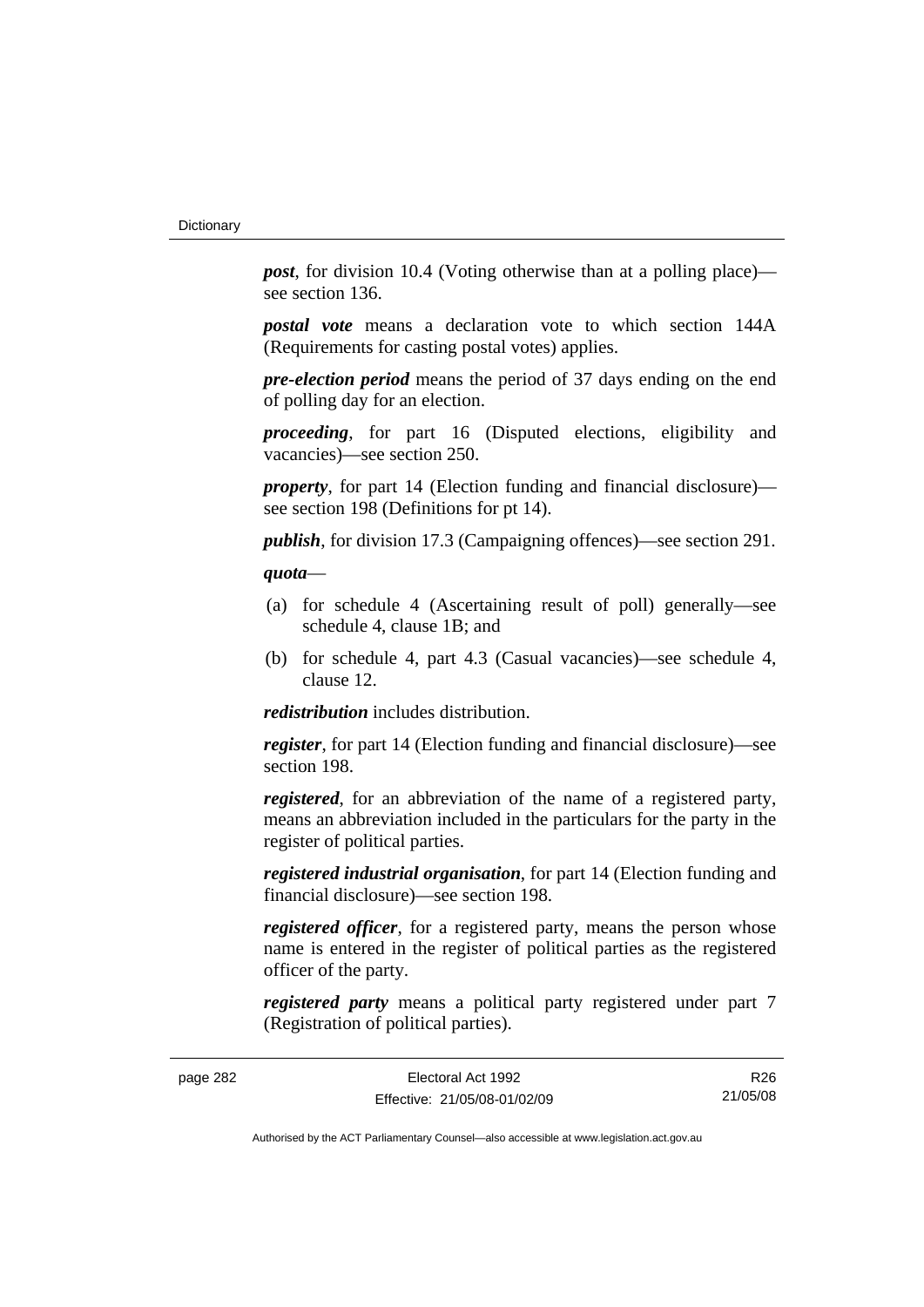***post***, for division 10.4 (Voting otherwise than at a polling place)—see section 136.

***postal vote*** means a declaration vote to which section 144A (Requirements for casting postal votes) applies.

***pre-election period*** means the period of 37 days ending on the end of polling day for an election.

***proceeding***, for part 16 (Disputed elections, eligibility and vacancies)—see section 250.

***property***, for part 14 (Election funding and financial disclosure)—see section 198 (Definitions for pt 14).

***publish***, for division 17.3 (Campaigning offences)—see section 291.

***quota***—

(a) for schedule 4 (Ascertaining result of poll) generally—see schedule 4, clause 1B; and

(b) for schedule 4, part 4.3 (Casual vacancies)—see schedule 4, clause 12.

***redistribution*** includes distribution.

***register***, for part 14 (Election funding and financial disclosure)—see section 198.

***registered***, for an abbreviation of the name of a registered party, means an abbreviation included in the particulars for the party in the register of political parties.

***registered industrial organisation***, for part 14 (Election funding and financial disclosure)—see section 198.

***registered officer***, for a registered party, means the person whose name is entered in the register of political parties as the registered officer of the party.

***registered party*** means a political party registered under part 7 (Registration of political parties).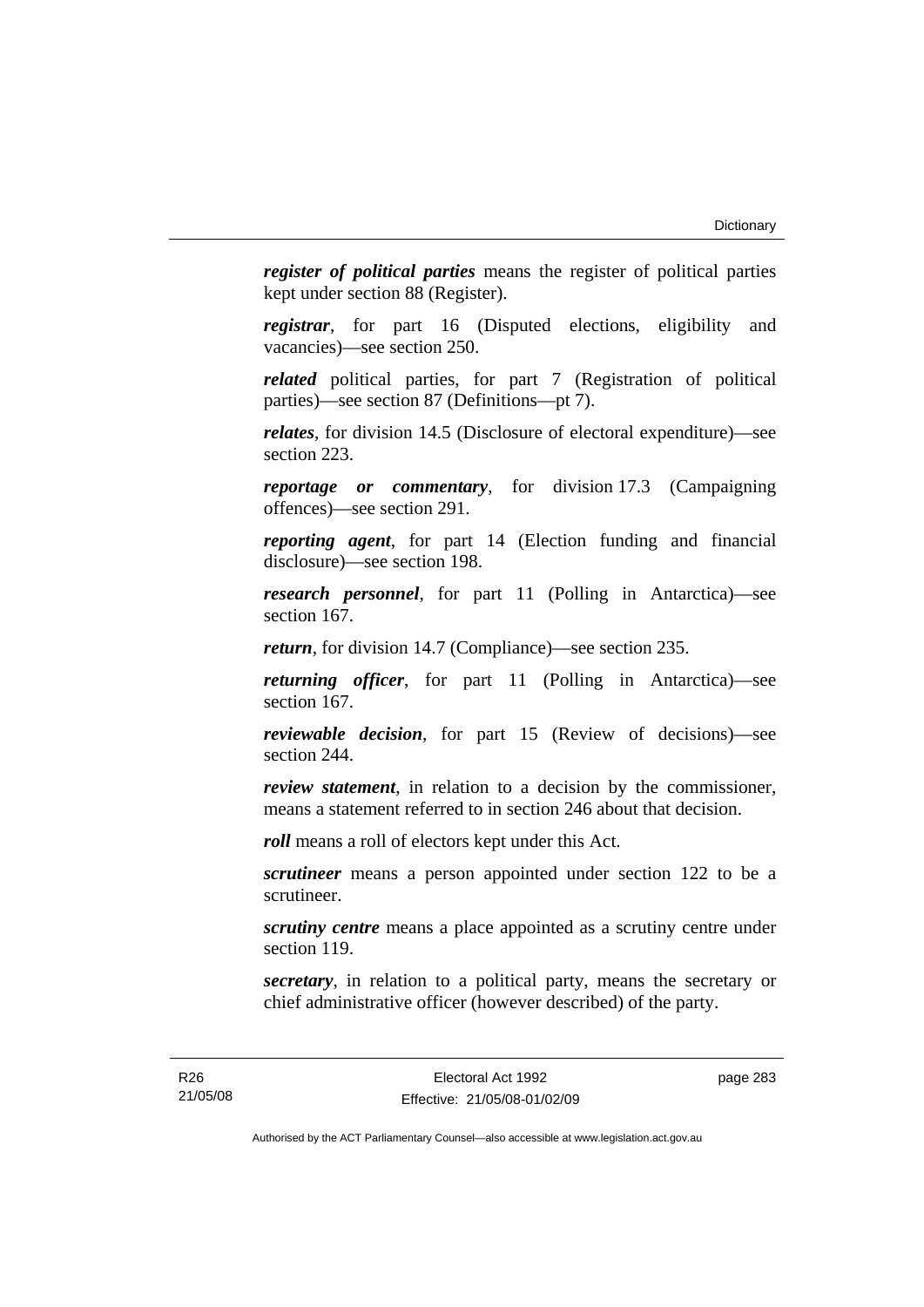***register of political parties*** means the register of political parties kept under section 88 (Register).

***registrar***, for part 16 (Disputed elections, eligibility and vacancies)—see section 250.

***related*** political parties, for part 7 (Registration of political parties)—see section 87 (Definitions—pt 7).

***relates***, for division 14.5 (Disclosure of electoral expenditure)—see section 223.

***reportage or commentary***, for division 17.3 (Campaigning offences)—see section 291.

***reporting agent***, for part 14 (Election funding and financial disclosure)—see section 198.

***research personnel***, for part 11 (Polling in Antarctica)—see section 167.

***return***, for division 14.7 (Compliance)—see section 235.

***returning officer***, for part 11 (Polling in Antarctica)—see section 167.

***reviewable decision***, for part 15 (Review of decisions)—see section 244.

***review statement***, in relation to a decision by the commissioner, means a statement referred to in section 246 about that decision.

***roll*** means a roll of electors kept under this Act.

***scrutineer*** means a person appointed under section 122 to be a scrutineer.

***scrutiny centre*** means a place appointed as a scrutiny centre under section 119.

***secretary***, in relation to a political party, means the secretary or chief administrative officer (however described) of the party.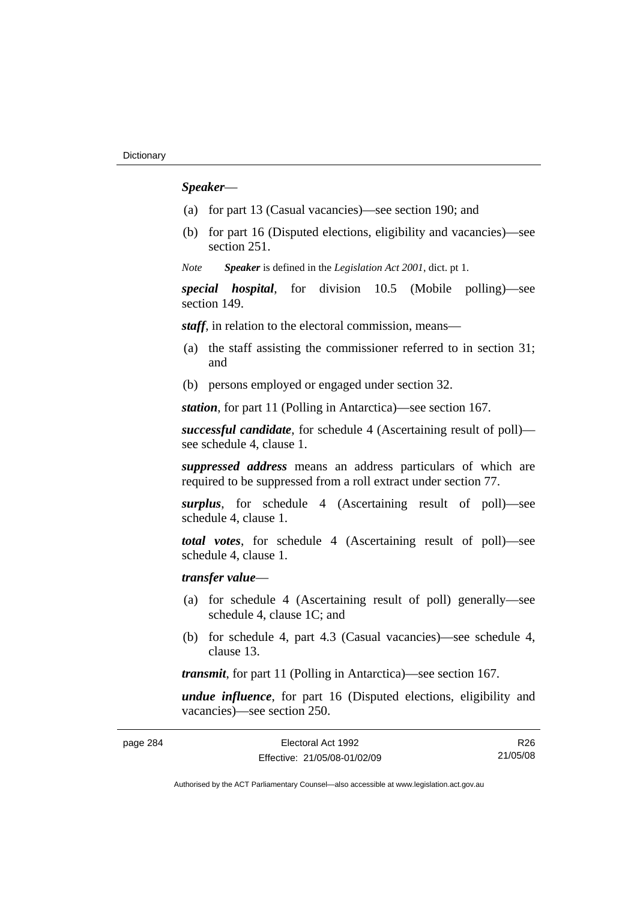***Speaker***—

(a) for part 13 (Casual vacancies)—see section 190; and

(b) for part 16 (Disputed elections, eligibility and vacancies)—see section 251.

*Note* ***Speaker*** is defined in the *Legislation Act 2001*, dict. pt 1.

***special hospital***, for division 10.5 (Mobile polling)—see section 149.

***staff***, in relation to the electoral commission, means—

(a) the staff assisting the commissioner referred to in section 31; and

(b) persons employed or engaged under section 32.

***station***, for part 11 (Polling in Antarctica)—see section 167.

***successful candidate***, for schedule 4 (Ascertaining result of poll)—see schedule 4, clause 1.

***suppressed address*** means an address particulars of which are required to be suppressed from a roll extract under section 77.

***surplus***, for schedule 4 (Ascertaining result of poll)—see schedule 4, clause 1.

***total votes***, for schedule 4 (Ascertaining result of poll)—see schedule 4, clause 1.

***transfer value***—

(a) for schedule 4 (Ascertaining result of poll) generally—see schedule 4, clause 1C; and

(b) for schedule 4, part 4.3 (Casual vacancies)—see schedule 4, clause 13.

***transmit***, for part 11 (Polling in Antarctica)—see section 167.

***undue influence***, for part 16 (Disputed elections, eligibility and vacancies)—see section 250.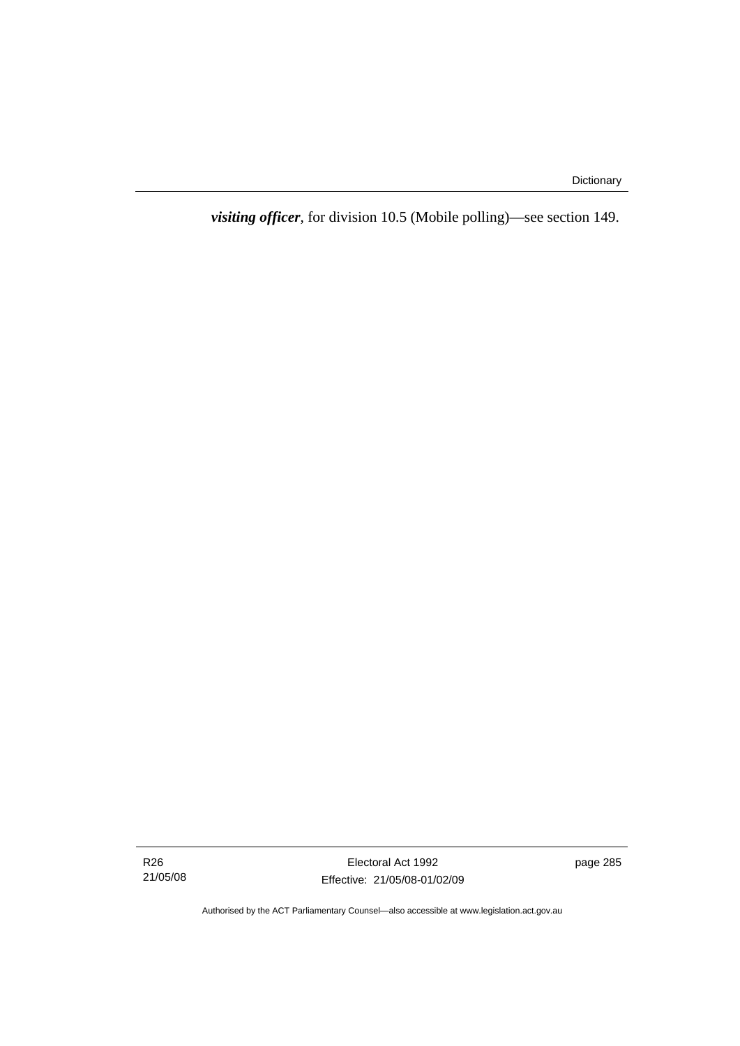***visiting officer***, for division 10.5 (Mobile polling)—see section 149.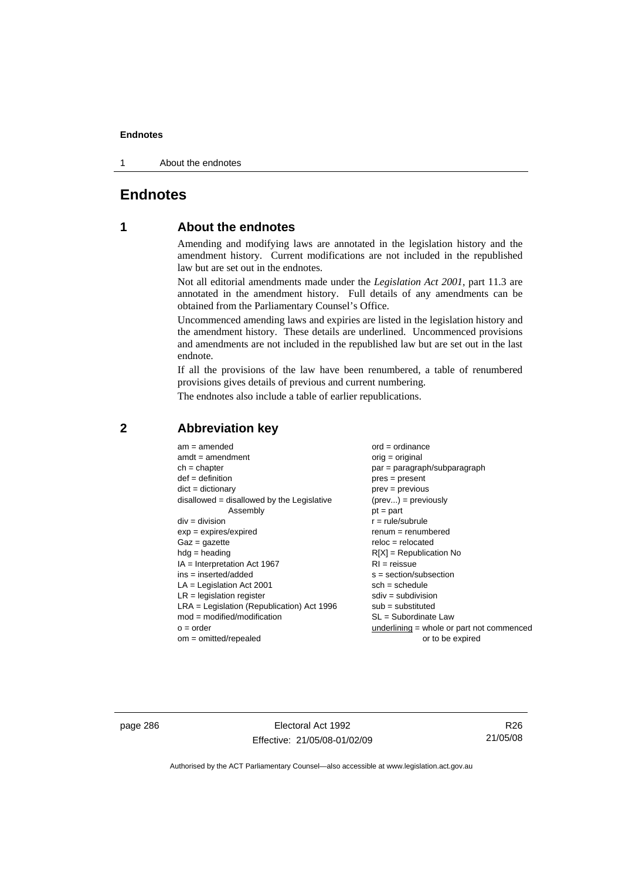# Endnotes

## 1 About the endnotes

Amending and modifying laws are annotated in the legislation history and the amendment history. Current modifications are not included in the republished law but are set out in the endnotes.

Not all editorial amendments made under the *Legislation Act 2001*, part 11.3 are annotated in the amendment history. Full details of any amendments can be obtained from the Parliamentary Counsel's Office.

Uncommenced amending laws and expiries are listed in the legislation history and the amendment history. These details are underlined. Uncommenced provisions and amendments are not included in the republished law but are set out in the last endnote.

If all the provisions of the law have been renumbered, a table of renumbered provisions gives details of previous and current numbering.

The endnotes also include a table of earlier republications.

## 2 Abbreviation key

| | |
|---|---|
| am = amended | ord = ordinance |
| amdt = amendment | orig = original |
| ch = chapter | par = paragraph/subparagraph |
| def = definition | pres = present |
| dict = dictionary | prev = previous |
| disallowed = disallowed by the Legislative Assembly | (prev...) = previously |
| div = division | pt = part |
| exp = expires/expired | r = rule/subrule |
| Gaz = gazette | renum = renumbered |
| hdg = heading | reloc = relocated |
| IA = Interpretation Act 1967 | R[X] = Republication No |
| ins = inserted/added | RI = reissue |
| LA = Legislation Act 2001 | s = section/subsection |
| LR = legislation register | sch = schedule |
| LRA = Legislation (Republication) Act 1996 | sdiv = subdivision |
| mod = modified/modification | sub = substituted |
| o = order | SL = Subordinate Law |
| om = omitted/repealed | underlining = whole or part not commenced or to be expired |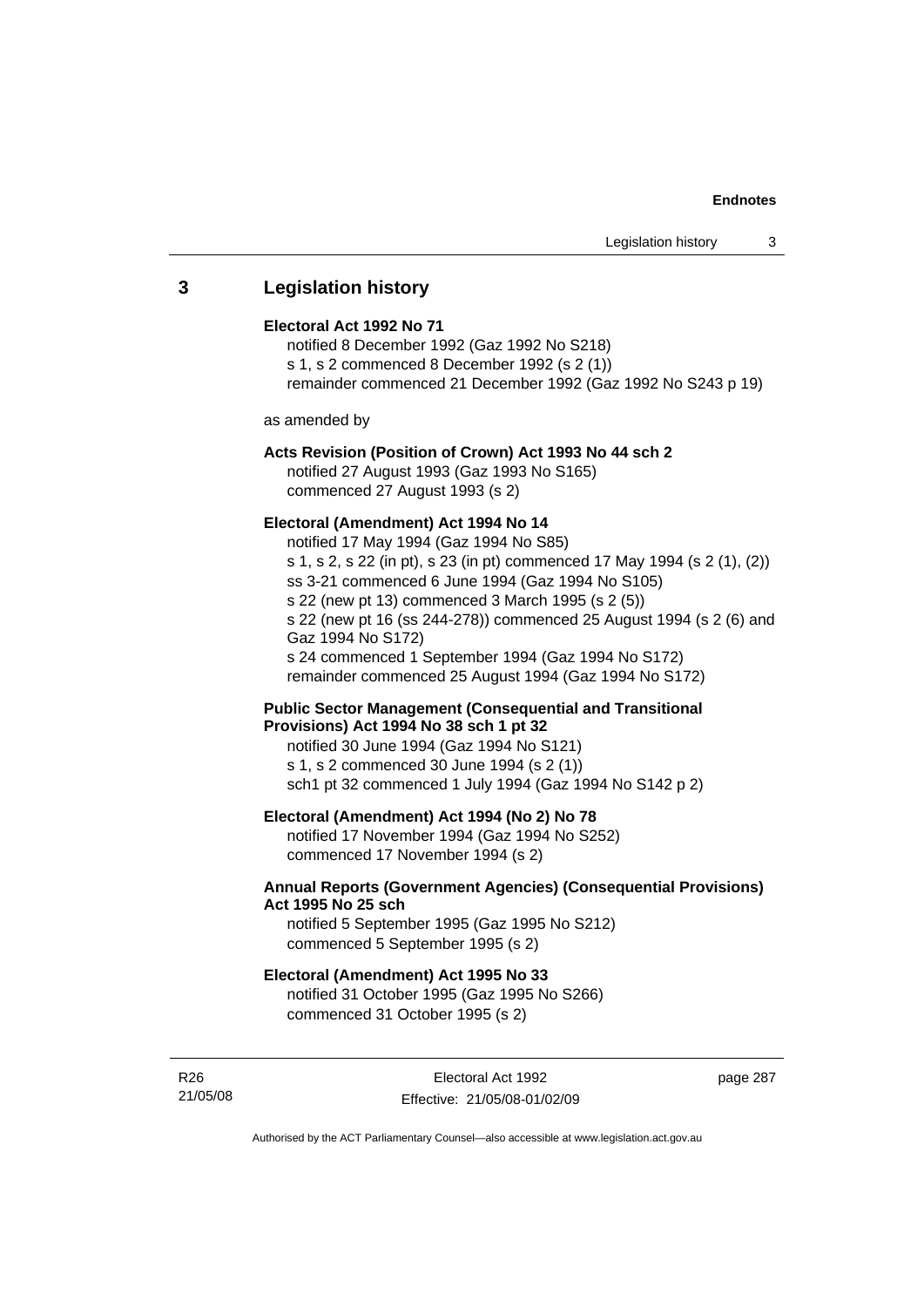## 3 Legislation history

**Electoral Act 1992 No 71**

notified 8 December 1992 (Gaz 1992 No S218)
s 1, s 2 commenced 8 December 1992 (s 2 (1))
remainder commenced 21 December 1992 (Gaz 1992 No S243 p 19)

as amended by

**Acts Revision (Position of Crown) Act 1993 No 44 sch 2**

notified 27 August 1993 (Gaz 1993 No S165)
commenced 27 August 1993 (s 2)

**Electoral (Amendment) Act 1994 No 14**

notified 17 May 1994 (Gaz 1994 No S85)
s 1, s 2, s 22 (in pt), s 23 (in pt) commenced 17 May 1994 (s 2 (1), (2))
ss 3-21 commenced 6 June 1994 (Gaz 1994 No S105)
s 22 (new pt 13) commenced 3 March 1995 (s 2 (5))
s 22 (new pt 16 (ss 244-278)) commenced 25 August 1994 (s 2 (6) and Gaz 1994 No S172)
s 24 commenced 1 September 1994 (Gaz 1994 No S172)
remainder commenced 25 August 1994 (Gaz 1994 No S172)

**Public Sector Management (Consequential and Transitional Provisions) Act 1994 No 38 sch 1 pt 32**

notified 30 June 1994 (Gaz 1994 No S121)
s 1, s 2 commenced 30 June 1994 (s 2 (1))
sch1 pt 32 commenced 1 July 1994 (Gaz 1994 No S142 p 2)

**Electoral (Amendment) Act 1994 (No 2) No 78**

notified 17 November 1994 (Gaz 1994 No S252)
commenced 17 November 1994 (s 2)

**Annual Reports (Government Agencies) (Consequential Provisions) Act 1995 No 25 sch**

notified 5 September 1995 (Gaz 1995 No S212)
commenced 5 September 1995 (s 2)

**Electoral (Amendment) Act 1995 No 33**

notified 31 October 1995 (Gaz 1995 No S266)
commenced 31 October 1995 (s 2)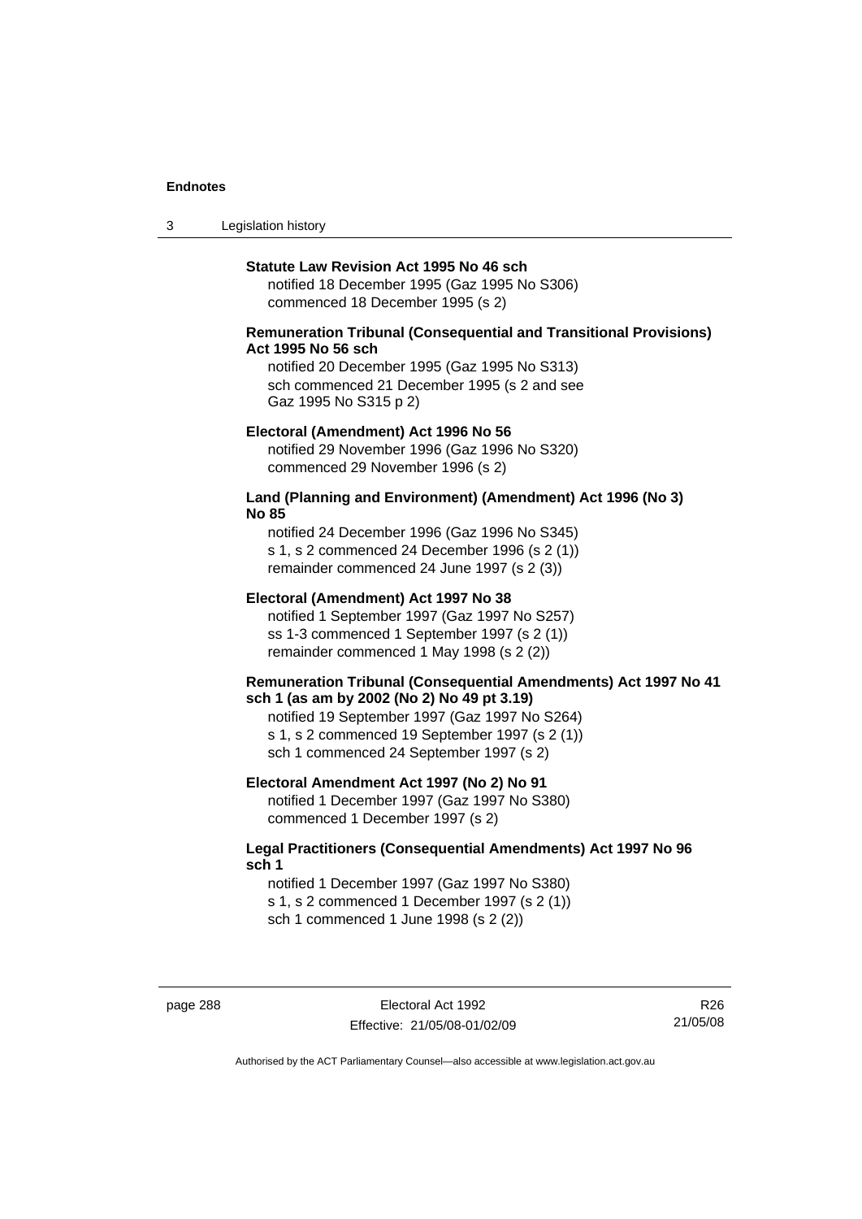**Statute Law Revision Act 1995 No 46 sch**

notified 18 December 1995 (Gaz 1995 No S306)
commenced 18 December 1995 (s 2)

**Remuneration Tribunal (Consequential and Transitional Provisions) Act 1995 No 56 sch**

notified 20 December 1995 (Gaz 1995 No S313)
sch commenced 21 December 1995 (s 2 and see Gaz 1995 No S315 p 2)

**Electoral (Amendment) Act 1996 No 56**

notified 29 November 1996 (Gaz 1996 No S320)
commenced 29 November 1996 (s 2)

**Land (Planning and Environment) (Amendment) Act 1996 (No 3) No 85**

notified 24 December 1996 (Gaz 1996 No S345)
s 1, s 2 commenced 24 December 1996 (s 2 (1))
remainder commenced 24 June 1997 (s 2 (3))

**Electoral (Amendment) Act 1997 No 38**

notified 1 September 1997 (Gaz 1997 No S257)
ss 1-3 commenced 1 September 1997 (s 2 (1))
remainder commenced 1 May 1998 (s 2 (2))

**Remuneration Tribunal (Consequential Amendments) Act 1997 No 41 sch 1 (as am by 2002 (No 2) No 49 pt 3.19)**

notified 19 September 1997 (Gaz 1997 No S264)
s 1, s 2 commenced 19 September 1997 (s 2 (1))
sch 1 commenced 24 September 1997 (s 2)

**Electoral Amendment Act 1997 (No 2) No 91**

notified 1 December 1997 (Gaz 1997 No S380)
commenced 1 December 1997 (s 2)

**Legal Practitioners (Consequential Amendments) Act 1997 No 96 sch 1**

notified 1 December 1997 (Gaz 1997 No S380)
s 1, s 2 commenced 1 December 1997 (s 2 (1))
sch 1 commenced 1 June 1998 (s 2 (2))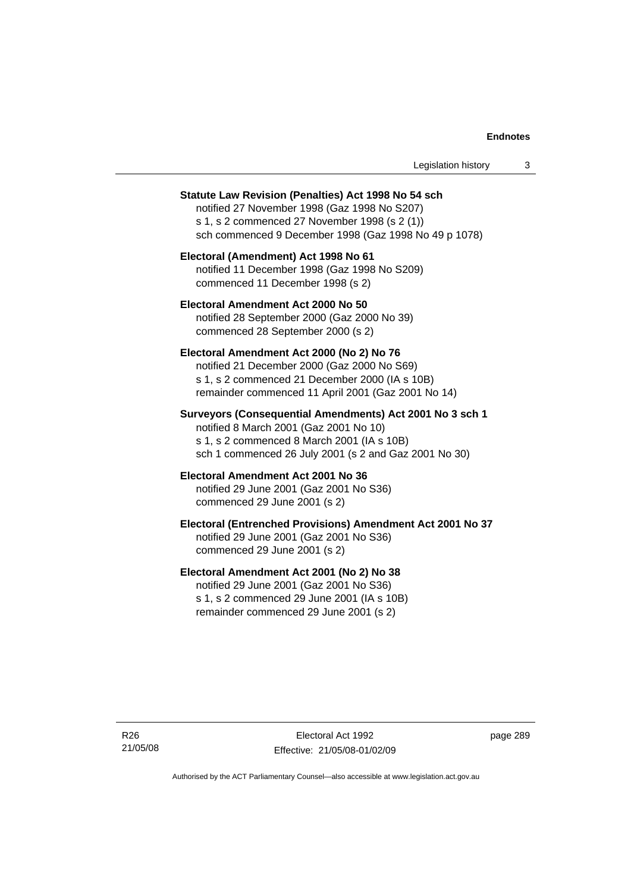**Statute Law Revision (Penalties) Act 1998 No 54 sch**

notified 27 November 1998 (Gaz 1998 No S207)
s 1, s 2 commenced 27 November 1998 (s 2 (1))
sch commenced 9 December 1998 (Gaz 1998 No 49 p 1078)

**Electoral (Amendment) Act 1998 No 61**

notified 11 December 1998 (Gaz 1998 No S209)
commenced 11 December 1998 (s 2)

**Electoral Amendment Act 2000 No 50**

notified 28 September 2000 (Gaz 2000 No 39)
commenced 28 September 2000 (s 2)

**Electoral Amendment Act 2000 (No 2) No 76**

notified 21 December 2000 (Gaz 2000 No S69)
s 1, s 2 commenced 21 December 2000 (IA s 10B)
remainder commenced 11 April 2001 (Gaz 2001 No 14)

**Surveyors (Consequential Amendments) Act 2001 No 3 sch 1**

notified 8 March 2001 (Gaz 2001 No 10)
s 1, s 2 commenced 8 March 2001 (IA s 10B)
sch 1 commenced 26 July 2001 (s 2 and Gaz 2001 No 30)

**Electoral Amendment Act 2001 No 36**

notified 29 June 2001 (Gaz 2001 No S36)
commenced 29 June 2001 (s 2)

**Electoral (Entrenched Provisions) Amendment Act 2001 No 37**

notified 29 June 2001 (Gaz 2001 No S36)
commenced 29 June 2001 (s 2)

**Electoral Amendment Act 2001 (No 2) No 38**

notified 29 June 2001 (Gaz 2001 No S36)
s 1, s 2 commenced 29 June 2001 (IA s 10B)
remainder commenced 29 June 2001 (s 2)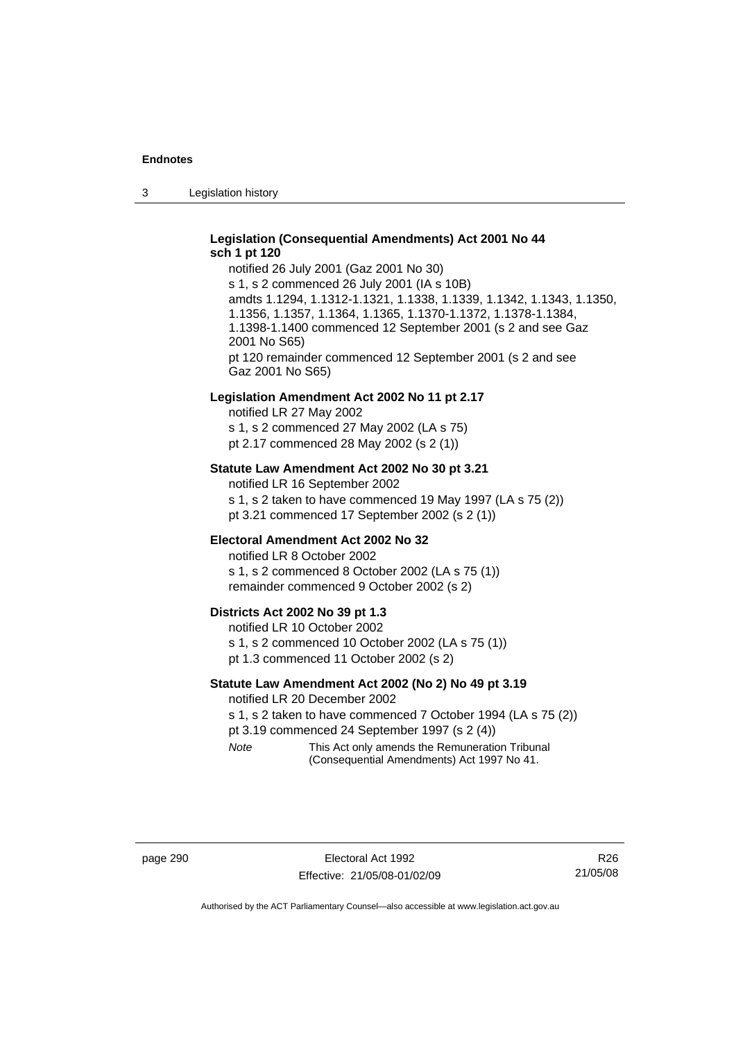**Legislation (Consequential Amendments) Act 2001 No 44 sch 1 pt 120**

notified 26 July 2001 (Gaz 2001 No 30)

s 1, s 2 commenced 26 July 2001 (IA s 10B)

amdts 1.1294, 1.1312-1.1321, 1.1338, 1.1339, 1.1342, 1.1343, 1.1350, 1.1356, 1.1357, 1.1364, 1.1365, 1.1370-1.1372, 1.1378-1.1384, 1.1398-1.1400 commenced 12 September 2001 (s 2 and see Gaz 2001 No S65)

pt 120 remainder commenced 12 September 2001 (s 2 and see Gaz 2001 No S65)

**Legislation Amendment Act 2002 No 11 pt 2.17**

notified LR 27 May 2002

s 1, s 2 commenced 27 May 2002 (LA s 75)

pt 2.17 commenced 28 May 2002 (s 2 (1))

**Statute Law Amendment Act 2002 No 30 pt 3.21**

notified LR 16 September 2002

s 1, s 2 taken to have commenced 19 May 1997 (LA s 75 (2))

pt 3.21 commenced 17 September 2002 (s 2 (1))

**Electoral Amendment Act 2002 No 32**

notified LR 8 October 2002

s 1, s 2 commenced 8 October 2002 (LA s 75 (1))

remainder commenced 9 October 2002 (s 2)

**Districts Act 2002 No 39 pt 1.3**

notified LR 10 October 2002

s 1, s 2 commenced 10 October 2002 (LA s 75 (1))

pt 1.3 commenced 11 October 2002 (s 2)

**Statute Law Amendment Act 2002 (No 2) No 49 pt 3.19**

notified LR 20 December 2002

s 1, s 2 taken to have commenced 7 October 1994 (LA s 75 (2))

pt 3.19 commenced 24 September 1997 (s 2 (4))

*Note* This Act only amends the Remuneration Tribunal (Consequential Amendments) Act 1997 No 41.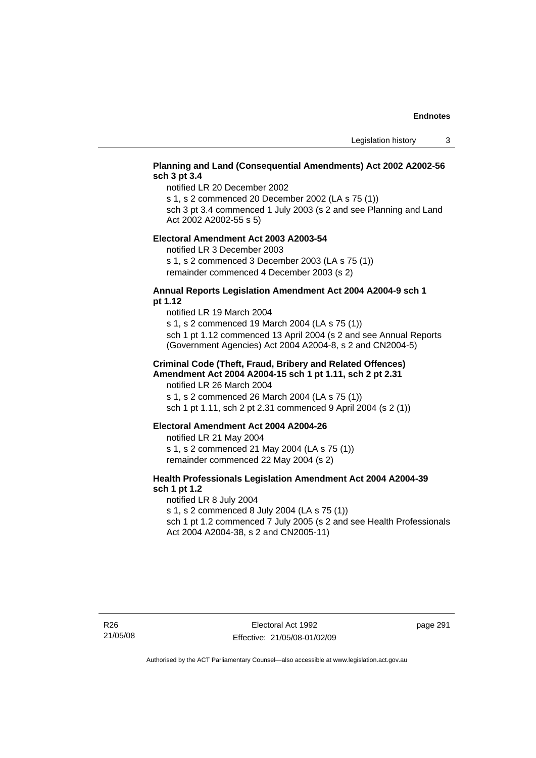**Planning and Land (Consequential Amendments) Act 2002 A2002-56 sch 3 pt 3.4**

notified LR 20 December 2002

s 1, s 2 commenced 20 December 2002 (LA s 75 (1))

sch 3 pt 3.4 commenced 1 July 2003 (s 2 and see Planning and Land Act 2002 A2002-55 s 5)

**Electoral Amendment Act 2003 A2003-54**

notified LR 3 December 2003

s 1, s 2 commenced 3 December 2003 (LA s 75 (1))

remainder commenced 4 December 2003 (s 2)

**Annual Reports Legislation Amendment Act 2004 A2004-9 sch 1 pt 1.12**

notified LR 19 March 2004

s 1, s 2 commenced 19 March 2004 (LA s 75 (1))

sch 1 pt 1.12 commenced 13 April 2004 (s 2 and see Annual Reports (Government Agencies) Act 2004 A2004-8, s 2 and CN2004-5)

**Criminal Code (Theft, Fraud, Bribery and Related Offences) Amendment Act 2004 A2004-15 sch 1 pt 1.11, sch 2 pt 2.31**

notified LR 26 March 2004

s 1, s 2 commenced 26 March 2004 (LA s 75 (1))

sch 1 pt 1.11, sch 2 pt 2.31 commenced 9 April 2004 (s 2 (1))

**Electoral Amendment Act 2004 A2004-26**

notified LR 21 May 2004

s 1, s 2 commenced 21 May 2004 (LA s 75 (1))

remainder commenced 22 May 2004 (s 2)

**Health Professionals Legislation Amendment Act 2004 A2004-39 sch 1 pt 1.2**

notified LR 8 July 2004

s 1, s 2 commenced 8 July 2004 (LA s 75 (1))

sch 1 pt 1.2 commenced 7 July 2005 (s 2 and see Health Professionals Act 2004 A2004-38, s 2 and CN2005-11)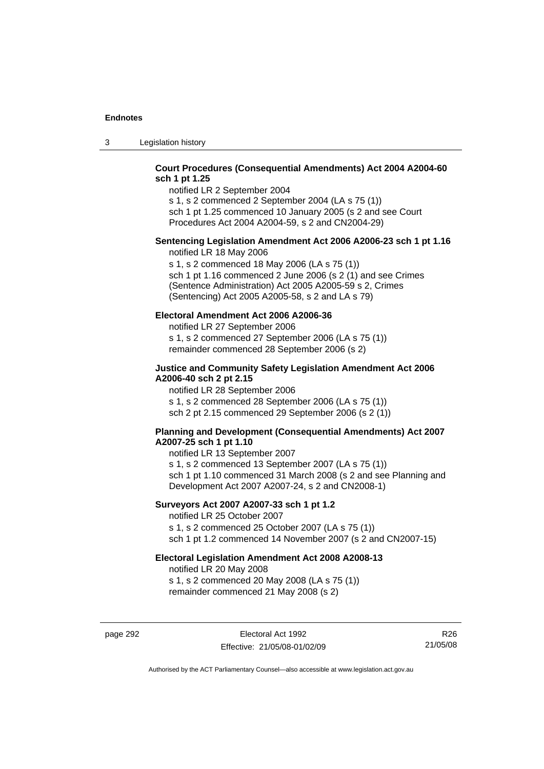**Court Procedures (Consequential Amendments) Act 2004 A2004-60 sch 1 pt 1.25**

notified LR 2 September 2004
s 1, s 2 commenced 2 September 2004 (LA s 75 (1))
sch 1 pt 1.25 commenced 10 January 2005 (s 2 and see Court Procedures Act 2004 A2004-59, s 2 and CN2004-29)

**Sentencing Legislation Amendment Act 2006 A2006-23 sch 1 pt 1.16**

notified LR 18 May 2006
s 1, s 2 commenced 18 May 2006 (LA s 75 (1))
sch 1 pt 1.16 commenced 2 June 2006 (s 2 (1) and see Crimes (Sentence Administration) Act 2005 A2005-59 s 2, Crimes (Sentencing) Act 2005 A2005-58, s 2 and LA s 79)

**Electoral Amendment Act 2006 A2006-36**

notified LR 27 September 2006
s 1, s 2 commenced 27 September 2006 (LA s 75 (1))
remainder commenced 28 September 2006 (s 2)

**Justice and Community Safety Legislation Amendment Act 2006 A2006-40 sch 2 pt 2.15**

notified LR 28 September 2006
s 1, s 2 commenced 28 September 2006 (LA s 75 (1))
sch 2 pt 2.15 commenced 29 September 2006 (s 2 (1))

**Planning and Development (Consequential Amendments) Act 2007 A2007-25 sch 1 pt 1.10**

notified LR 13 September 2007
s 1, s 2 commenced 13 September 2007 (LA s 75 (1))
sch 1 pt 1.10 commenced 31 March 2008 (s 2 and see Planning and Development Act 2007 A2007-24, s 2 and CN2008-1)

**Surveyors Act 2007 A2007-33 sch 1 pt 1.2**

notified LR 25 October 2007
s 1, s 2 commenced 25 October 2007 (LA s 75 (1))
sch 1 pt 1.2 commenced 14 November 2007 (s 2 and CN2007-15)

**Electoral Legislation Amendment Act 2008 A2008-13**

notified LR 20 May 2008
s 1, s 2 commenced 20 May 2008 (LA s 75 (1))
remainder commenced 21 May 2008 (s 2)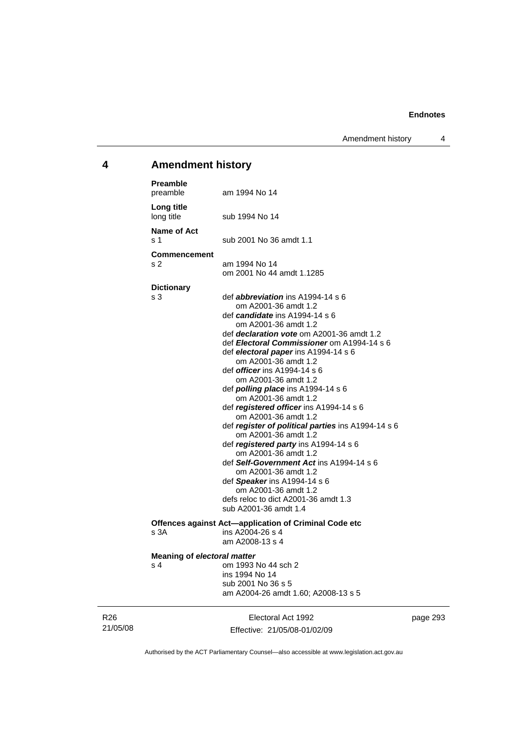## 4 Amendment history

**Preamble**
preamble am 1994 No 14

**Long title**
long title sub 1994 No 14

**Name of Act**
s 1 sub 2001 No 36 amdt 1.1

**Commencement**
s 2 am 1994 No 14
om 2001 No 44 amdt 1.1285

**Dictionary**
s 3 def ***abbreviation*** ins A1994-14 s 6
om A2001-36 amdt 1.2
def ***candidate*** ins A1994-14 s 6
om A2001-36 amdt 1.2
def ***declaration vote*** om A2001-36 amdt 1.2
def ***Electoral Commissioner*** om A1994-14 s 6
def ***electoral paper*** ins A1994-14 s 6
om A2001-36 amdt 1.2
def ***officer*** ins A1994-14 s 6
om A2001-36 amdt 1.2
def ***polling place*** ins A1994-14 s 6
om A2001-36 amdt 1.2
def ***registered officer*** ins A1994-14 s 6
om A2001-36 amdt 1.2
def ***register of political parties*** ins A1994-14 s 6
om A2001-36 amdt 1.2
def ***registered party*** ins A1994-14 s 6
om A2001-36 amdt 1.2
def ***Self-Government Act*** ins A1994-14 s 6
om A2001-36 amdt 1.2
def ***Speaker*** ins A1994-14 s 6
om A2001-36 amdt 1.2
defs reloc to dict A2001-36 amdt 1.3
sub A2001-36 amdt 1.4

**Offences against Act—application of Criminal Code etc**
s 3A ins A2004-26 s 4
am A2008-13 s 4

**Meaning of *electoral matter***
s 4 om 1993 No 44 sch 2
ins 1994 No 14
sub 2001 No 36 s 5
am A2004-26 amdt 1.60; A2008-13 s 5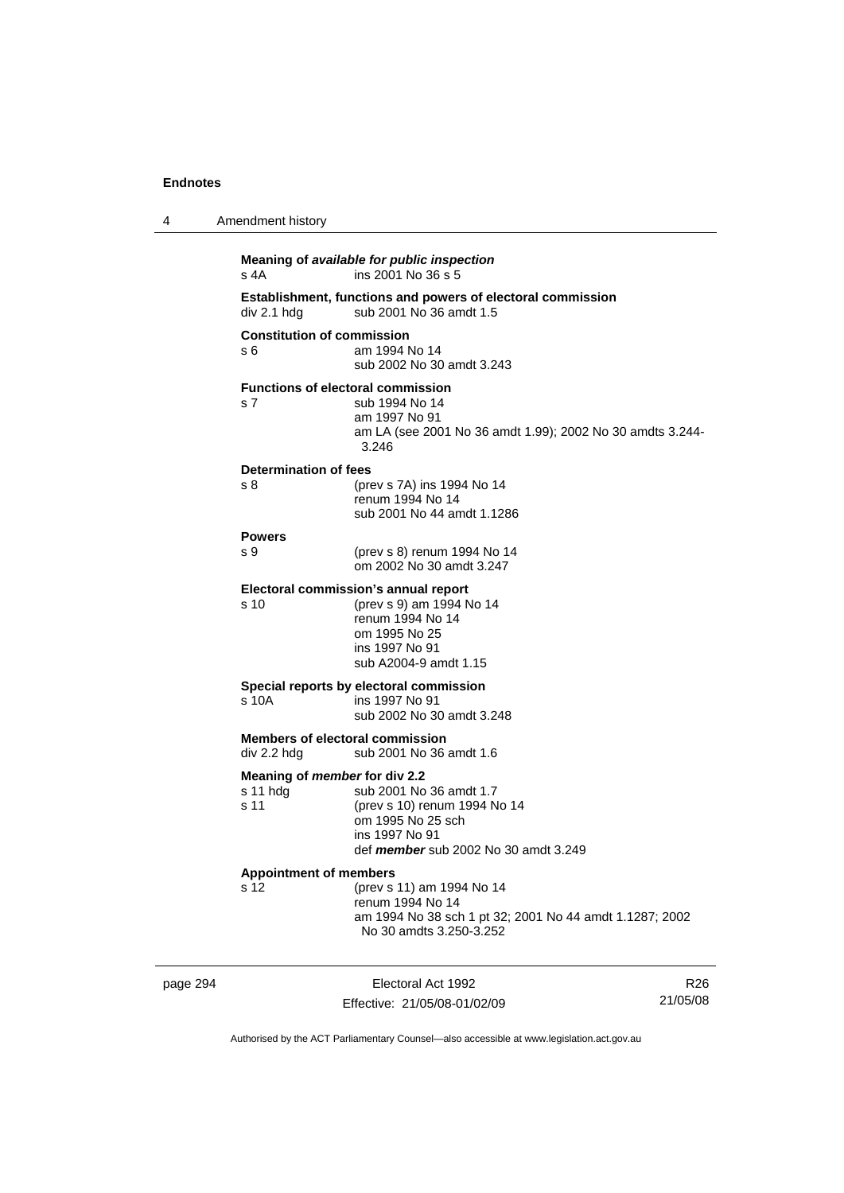**Meaning of *available for public inspection***

s 4A ins 2001 No 36 s 5

**Establishment, functions and powers of electoral commission**

div 2.1 hdg sub 2001 No 36 amdt 1.5

**Constitution of commission**

s 6 am 1994 No 14
sub 2002 No 30 amdt 3.243

**Functions of electoral commission**

s 7 sub 1994 No 14
am 1997 No 91
am LA (see 2001 No 36 amdt 1.99); 2002 No 30 amdts 3.244-3.246

**Determination of fees**

s 8 (prev s 7A) ins 1994 No 14
renum 1994 No 14
sub 2001 No 44 amdt 1.1286

**Powers**

s 9 (prev s 8) renum 1994 No 14
om 2002 No 30 amdt 3.247

**Electoral commission's annual report**

s 10 (prev s 9) am 1994 No 14
renum 1994 No 14
om 1995 No 25
ins 1997 No 91
sub A2004-9 amdt 1.15

**Special reports by electoral commission**

s 10A ins 1997 No 91
sub 2002 No 30 amdt 3.248

**Members of electoral commission**

div 2.2 hdg sub 2001 No 36 amdt 1.6

**Meaning of *member* for div 2.2**

s 11 hdg sub 2001 No 36 amdt 1.7
s 11 (prev s 10) renum 1994 No 14
om 1995 No 25 sch
ins 1997 No 91
def ***member*** sub 2002 No 30 amdt 3.249

**Appointment of members**

s 12 (prev s 11) am 1994 No 14
renum 1994 No 14
am 1994 No 38 sch 1 pt 32; 2001 No 44 amdt 1.1287; 2002 No 30 amdts 3.250-3.252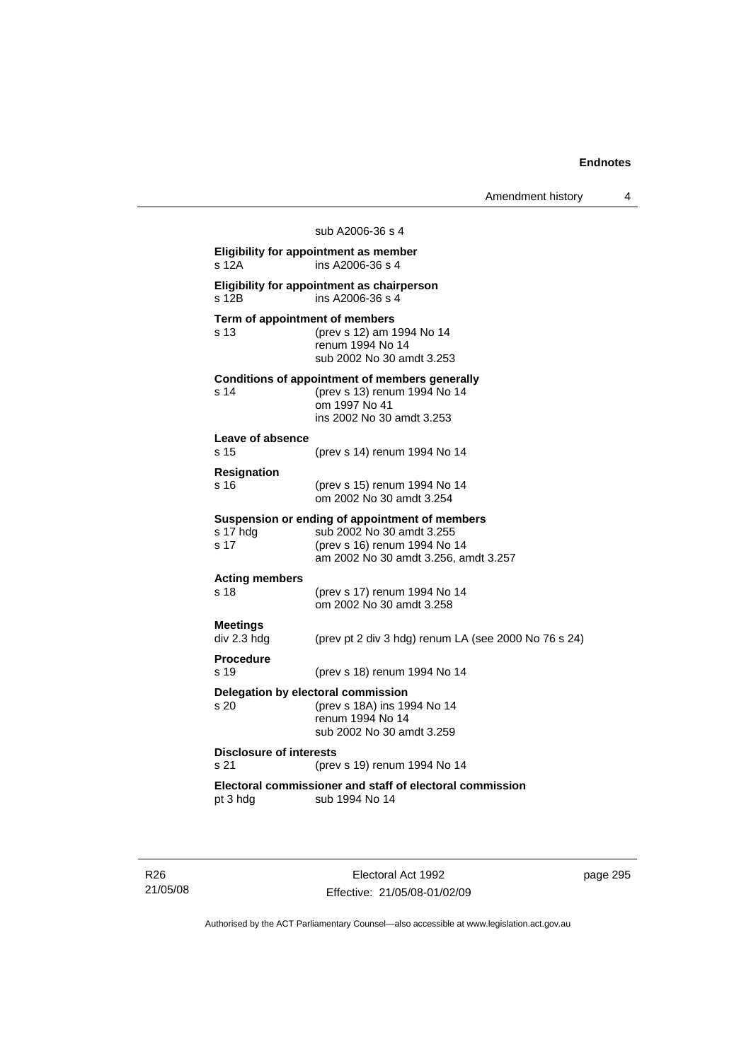sub A2006-36 s 4

**Eligibility for appointment as member**
s 12A ins A2006-36 s 4

**Eligibility for appointment as chairperson**
s 12B ins A2006-36 s 4

**Term of appointment of members**
s 13 (prev s 12) am 1994 No 14
renum 1994 No 14
sub 2002 No 30 amdt 3.253

**Conditions of appointment of members generally**
s 14 (prev s 13) renum 1994 No 14
om 1997 No 41
ins 2002 No 30 amdt 3.253

**Leave of absence**
s 15 (prev s 14) renum 1994 No 14

**Resignation**
s 16 (prev s 15) renum 1994 No 14
om 2002 No 30 amdt 3.254

**Suspension or ending of appointment of members**
s 17 hdg sub 2002 No 30 amdt 3.255
s 17 (prev s 16) renum 1994 No 14
am 2002 No 30 amdt 3.256, amdt 3.257

**Acting members**
s 18 (prev s 17) renum 1994 No 14
om 2002 No 30 amdt 3.258

**Meetings**
div 2.3 hdg (prev pt 2 div 3 hdg) renum LA (see 2000 No 76 s 24)

**Procedure**
s 19 (prev s 18) renum 1994 No 14

**Delegation by electoral commission**
s 20 (prev s 18A) ins 1994 No 14
renum 1994 No 14
sub 2002 No 30 amdt 3.259

**Disclosure of interests**
s 21 (prev s 19) renum 1994 No 14

**Electoral commissioner and staff of electoral commission**
pt 3 hdg sub 1994 No 14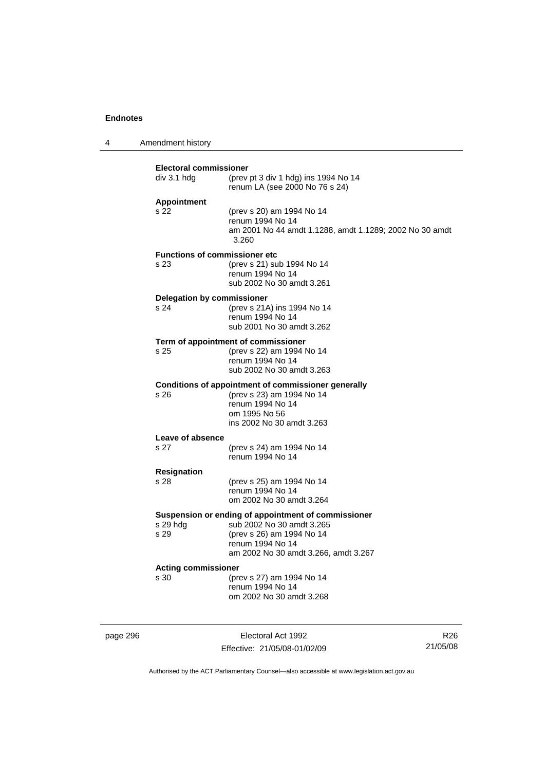**Electoral commissioner**

| | |
|---|---|
| div 3.1 hdg | (prev pt 3 div 1 hdg) ins 1994 No 14<br>renum LA (see 2000 No 76 s 24) |

**Appointment**

| | |
|---|---|
| s 22 | (prev s 20) am 1994 No 14<br>renum 1994 No 14<br>am 2001 No 44 amdt 1.1288, amdt 1.1289; 2002 No 30 amdt 3.260 |

**Functions of commissioner etc**

| | |
|---|---|
| s 23 | (prev s 21) sub 1994 No 14<br>renum 1994 No 14<br>sub 2002 No 30 amdt 3.261 |

**Delegation by commissioner**

| | |
|---|---|
| s 24 | (prev s 21A) ins 1994 No 14<br>renum 1994 No 14<br>sub 2001 No 30 amdt 3.262 |

**Term of appointment of commissioner**

| | |
|---|---|
| s 25 | (prev s 22) am 1994 No 14<br>renum 1994 No 14<br>sub 2002 No 30 amdt 3.263 |

**Conditions of appointment of commissioner generally**

| | |
|---|---|
| s 26 | (prev s 23) am 1994 No 14<br>renum 1994 No 14<br>om 1995 No 56<br>ins 2002 No 30 amdt 3.263 |

**Leave of absence**

| | |
|---|---|
| s 27 | (prev s 24) am 1994 No 14<br>renum 1994 No 14 |

**Resignation**

| | |
|---|---|
| s 28 | (prev s 25) am 1994 No 14<br>renum 1994 No 14<br>om 2002 No 30 amdt 3.264 |

**Suspension or ending of appointment of commissioner**

| | |
|---|---|
| s 29 hdg | sub 2002 No 30 amdt 3.265 |
| s 29 | (prev s 26) am 1994 No 14<br>renum 1994 No 14<br>am 2002 No 30 amdt 3.266, amdt 3.267 |

**Acting commissioner**

| | |
|---|---|
| s 30 | (prev s 27) am 1994 No 14<br>renum 1994 No 14<br>om 2002 No 30 amdt 3.268 |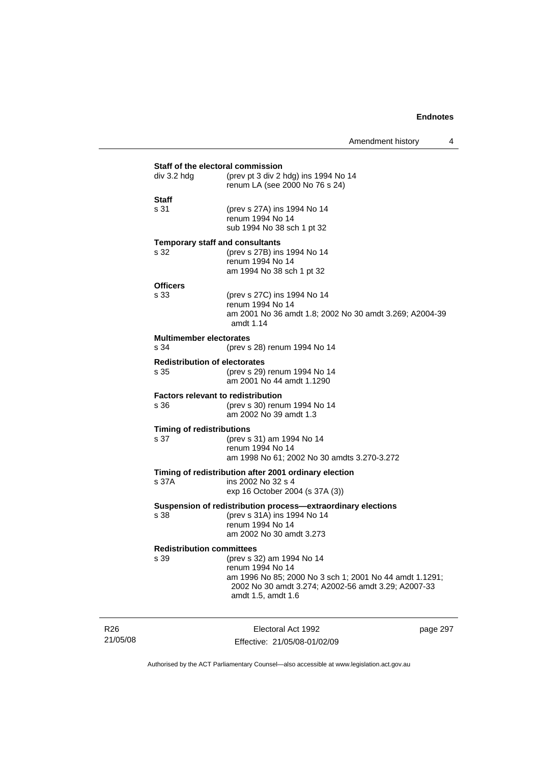**Staff of the electoral commission**

div 3.2 hdg (prev pt 3 div 2 hdg) ins 1994 No 14
renum LA (see 2000 No 76 s 24)

**Staff**

s 31 (prev s 27A) ins 1994 No 14
renum 1994 No 14
sub 1994 No 38 sch 1 pt 32

**Temporary staff and consultants**

s 32 (prev s 27B) ins 1994 No 14
renum 1994 No 14
am 1994 No 38 sch 1 pt 32

**Officers**

s 33 (prev s 27C) ins 1994 No 14
renum 1994 No 14
am 2001 No 36 amdt 1.8; 2002 No 30 amdt 3.269; A2004-39 amdt 1.14

**Multimember electorates**

s 34 (prev s 28) renum 1994 No 14

**Redistribution of electorates**

s 35 (prev s 29) renum 1994 No 14
am 2001 No 44 amdt 1.1290

**Factors relevant to redistribution**

s 36 (prev s 30) renum 1994 No 14
am 2002 No 39 amdt 1.3

**Timing of redistributions**

s 37 (prev s 31) am 1994 No 14
renum 1994 No 14
am 1998 No 61; 2002 No 30 amdts 3.270-3.272

**Timing of redistribution after 2001 ordinary election**

s 37A ins 2002 No 32 s 4
exp 16 October 2004 (s 37A (3))

**Suspension of redistribution process—extraordinary elections**

s 38 (prev s 31A) ins 1994 No 14
renum 1994 No 14
am 2002 No 30 amdt 3.273

**Redistribution committees**

s 39 (prev s 32) am 1994 No 14
renum 1994 No 14
am 1996 No 85; 2000 No 3 sch 1; 2001 No 44 amdt 1.1291; 2002 No 30 amdt 3.274; A2002-56 amdt 3.29; A2007-33 amdt 1.5, amdt 1.6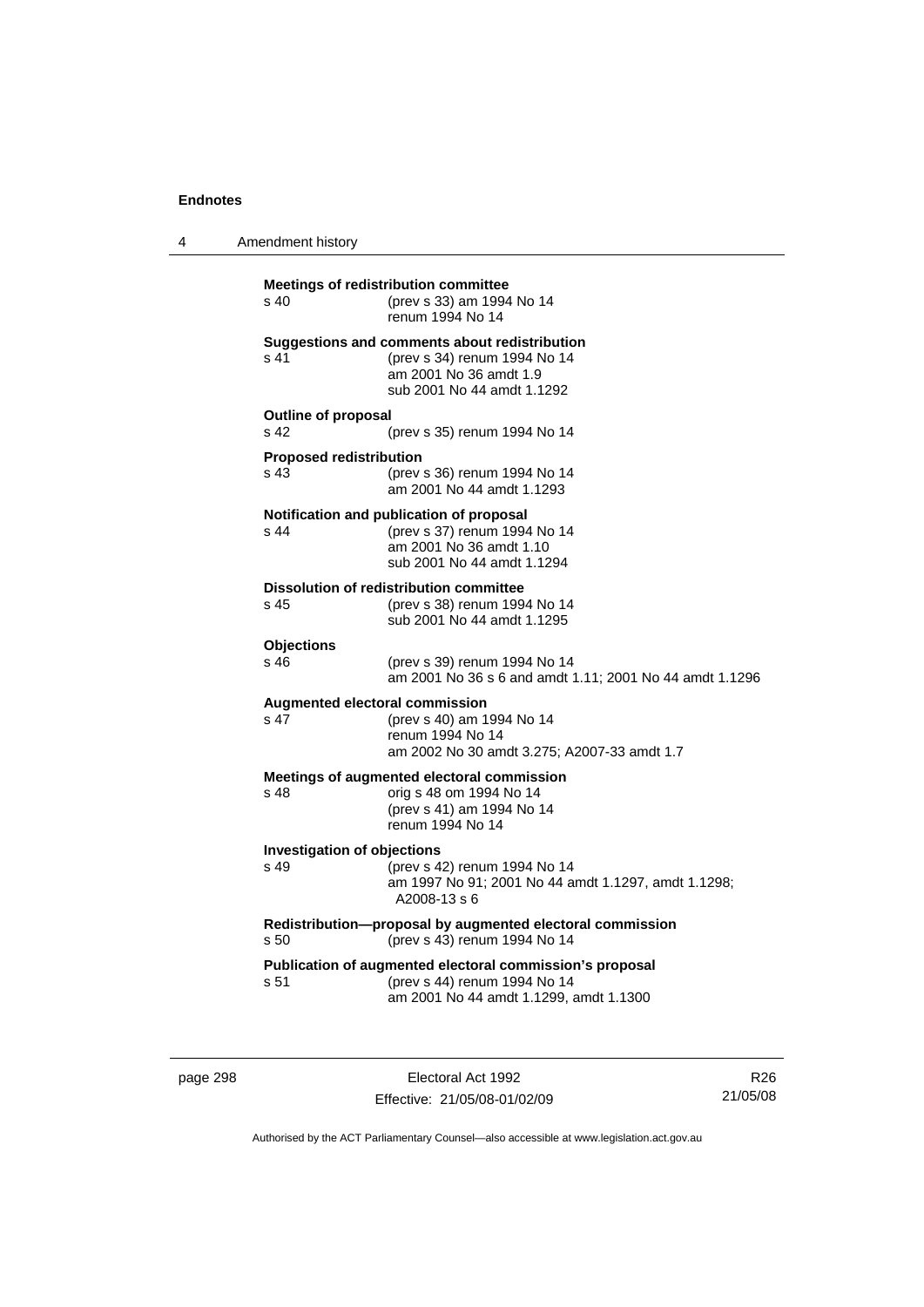**Meetings of redistribution committee**
s 40 (prev s 33) am 1994 No 14
renum 1994 No 14

**Suggestions and comments about redistribution**
s 41 (prev s 34) renum 1994 No 14
am 2001 No 36 amdt 1.9
sub 2001 No 44 amdt 1.1292

**Outline of proposal**
s 42 (prev s 35) renum 1994 No 14

**Proposed redistribution**
s 43 (prev s 36) renum 1994 No 14
am 2001 No 44 amdt 1.1293

**Notification and publication of proposal**
s 44 (prev s 37) renum 1994 No 14
am 2001 No 36 amdt 1.10
sub 2001 No 44 amdt 1.1294

**Dissolution of redistribution committee**
s 45 (prev s 38) renum 1994 No 14
sub 2001 No 44 amdt 1.1295

**Objections**
s 46 (prev s 39) renum 1994 No 14
am 2001 No 36 s 6 and amdt 1.11; 2001 No 44 amdt 1.1296

**Augmented electoral commission**
s 47 (prev s 40) am 1994 No 14
renum 1994 No 14
am 2002 No 30 amdt 3.275; A2007-33 amdt 1.7

**Meetings of augmented electoral commission**
s 48 orig s 48 om 1994 No 14
(prev s 41) am 1994 No 14
renum 1994 No 14

**Investigation of objections**
s 49 (prev s 42) renum 1994 No 14
am 1997 No 91; 2001 No 44 amdt 1.1297, amdt 1.1298; A2008-13 s 6

**Redistribution—proposal by augmented electoral commission**
s 50 (prev s 43) renum 1994 No 14

**Publication of augmented electoral commission's proposal**
s 51 (prev s 44) renum 1994 No 14
am 2001 No 44 amdt 1.1299, amdt 1.1300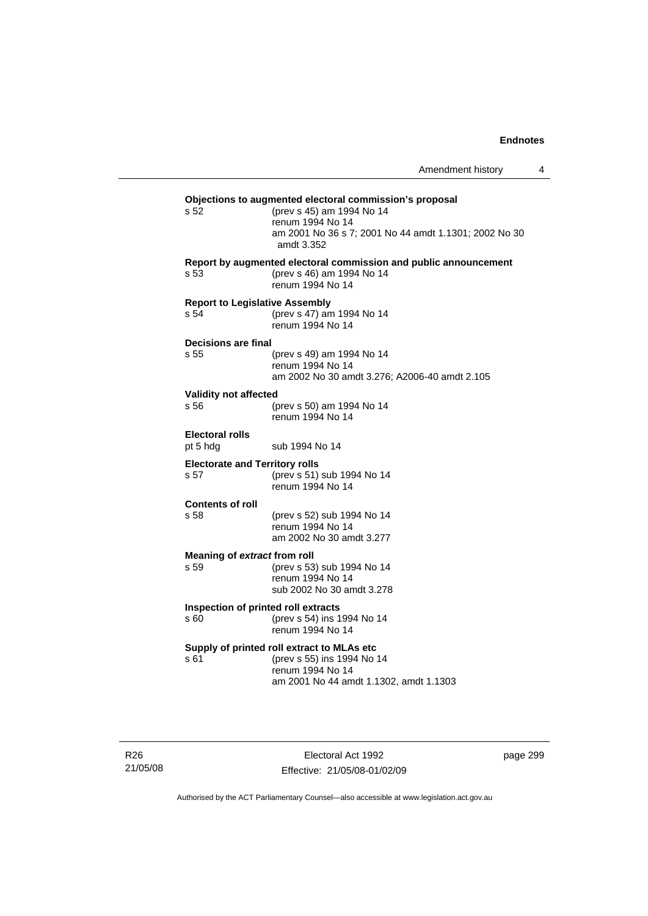**Objections to augmented electoral commission's proposal**
s 52 (prev s 45) am 1994 No 14
renum 1994 No 14
am 2001 No 36 s 7; 2001 No 44 amdt 1.1301; 2002 No 30 amdt 3.352

**Report by augmented electoral commission and public announcement**
s 53 (prev s 46) am 1994 No 14
renum 1994 No 14

**Report to Legislative Assembly**
s 54 (prev s 47) am 1994 No 14
renum 1994 No 14

**Decisions are final**
s 55 (prev s 49) am 1994 No 14
renum 1994 No 14
am 2002 No 30 amdt 3.276; A2006-40 amdt 2.105

**Validity not affected**
s 56 (prev s 50) am 1994 No 14
renum 1994 No 14

**Electoral rolls**
pt 5 hdg sub 1994 No 14

**Electorate and Territory rolls**
s 57 (prev s 51) sub 1994 No 14
renum 1994 No 14

**Contents of roll**
s 58 (prev s 52) sub 1994 No 14
renum 1994 No 14
am 2002 No 30 amdt 3.277

**Meaning of *extract* from roll**
s 59 (prev s 53) sub 1994 No 14
renum 1994 No 14
sub 2002 No 30 amdt 3.278

**Inspection of printed roll extracts**
s 60 (prev s 54) ins 1994 No 14
renum 1994 No 14

**Supply of printed roll extract to MLAs etc**
s 61 (prev s 55) ins 1994 No 14
renum 1994 No 14
am 2001 No 44 amdt 1.1302, amdt 1.1303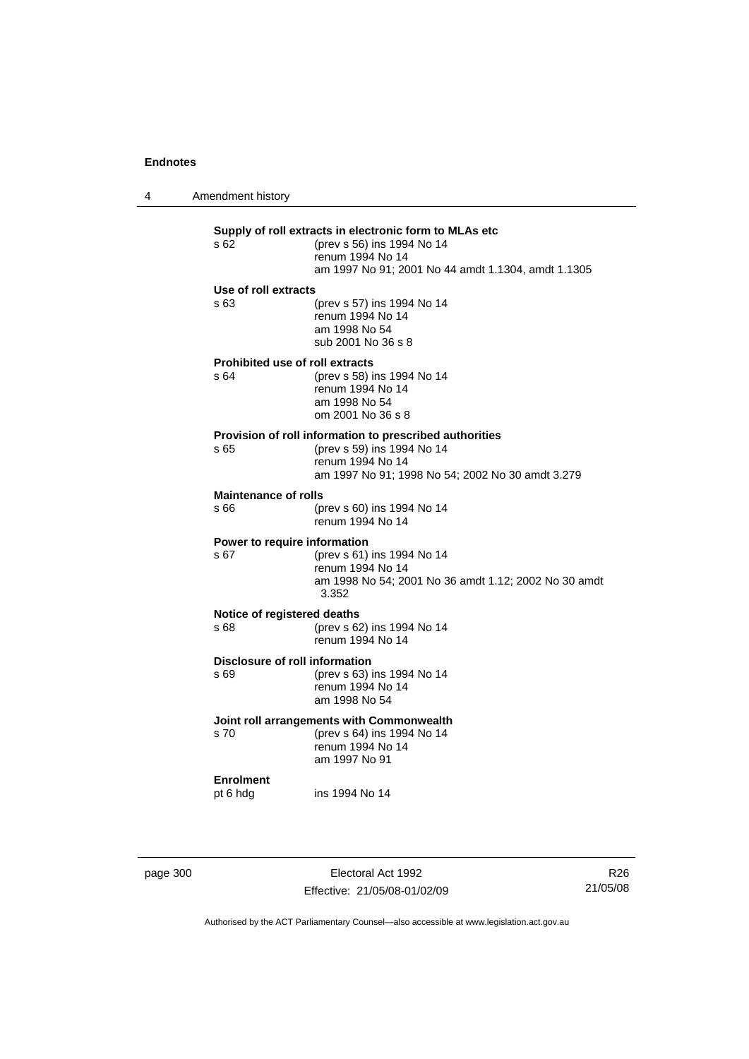**Supply of roll extracts in electronic form to MLAs etc**

s 62 (prev s 56) ins 1994 No 14
renum 1994 No 14
am 1997 No 91; 2001 No 44 amdt 1.1304, amdt 1.1305

**Use of roll extracts**

s 63 (prev s 57) ins 1994 No 14
renum 1994 No 14
am 1998 No 54
sub 2001 No 36 s 8

**Prohibited use of roll extracts**

s 64 (prev s 58) ins 1994 No 14
renum 1994 No 14
am 1998 No 54
om 2001 No 36 s 8

**Provision of roll information to prescribed authorities**

s 65 (prev s 59) ins 1994 No 14
renum 1994 No 14
am 1997 No 91; 1998 No 54; 2002 No 30 amdt 3.279

**Maintenance of rolls**

s 66 (prev s 60) ins 1994 No 14
renum 1994 No 14

**Power to require information**

s 67 (prev s 61) ins 1994 No 14
renum 1994 No 14
am 1998 No 54; 2001 No 36 amdt 1.12; 2002 No 30 amdt 3.352

**Notice of registered deaths**

s 68 (prev s 62) ins 1994 No 14
renum 1994 No 14

**Disclosure of roll information**

s 69 (prev s 63) ins 1994 No 14
renum 1994 No 14
am 1998 No 54

**Joint roll arrangements with Commonwealth**

s 70 (prev s 64) ins 1994 No 14
renum 1994 No 14
am 1997 No 91

**Enrolment**

pt 6 hdg ins 1994 No 14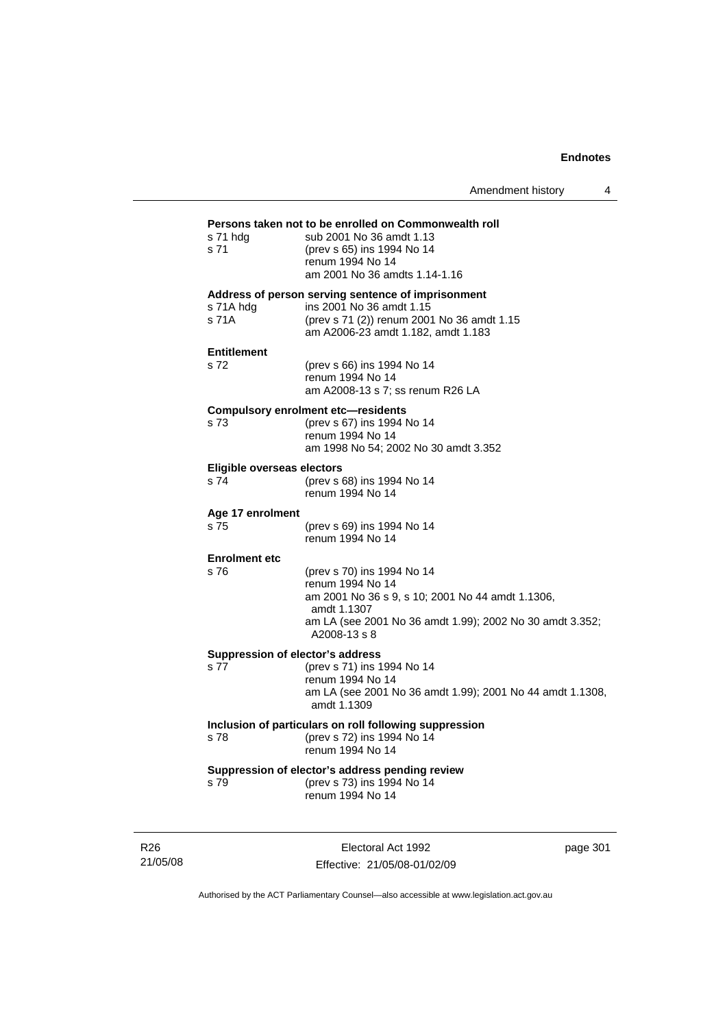**Persons taken not to be enrolled on Commonwealth roll**

| | |
|---|---|
| s 71 hdg | sub 2001 No 36 amdt 1.13 |
| s 71 | (prev s 65) ins 1994 No 14<br>renum 1994 No 14<br>am 2001 No 36 amdts 1.14-1.16 |

**Address of person serving sentence of imprisonment**

| | |
|---|---|
| s 71A hdg | ins 2001 No 36 amdt 1.15 |
| s 71A | (prev s 71 (2)) renum 2001 No 36 amdt 1.15<br>am A2006-23 amdt 1.182, amdt 1.183 |

**Entitlement**

| | |
|---|---|
| s 72 | (prev s 66) ins 1994 No 14<br>renum 1994 No 14<br>am A2008-13 s 7; ss renum R26 LA |

**Compulsory enrolment etc—residents**

| | |
|---|---|
| s 73 | (prev s 67) ins 1994 No 14<br>renum 1994 No 14<br>am 1998 No 54; 2002 No 30 amdt 3.352 |

**Eligible overseas electors**

| | |
|---|---|
| s 74 | (prev s 68) ins 1994 No 14<br>renum 1994 No 14 |

**Age 17 enrolment**

| | |
|---|---|
| s 75 | (prev s 69) ins 1994 No 14<br>renum 1994 No 14 |

**Enrolment etc**

| | |
|---|---|
| s 76 | (prev s 70) ins 1994 No 14<br>renum 1994 No 14<br>am 2001 No 36 s 9, s 10; 2001 No 44 amdt 1.1306, amdt 1.1307<br>am LA (see 2001 No 36 amdt 1.99); 2002 No 30 amdt 3.352; A2008-13 s 8 |

**Suppression of elector's address**

| | |
|---|---|
| s 77 | (prev s 71) ins 1994 No 14<br>renum 1994 No 14<br>am LA (see 2001 No 36 amdt 1.99); 2001 No 44 amdt 1.1308, amdt 1.1309 |

**Inclusion of particulars on roll following suppression**

| | |
|---|---|
| s 78 | (prev s 72) ins 1994 No 14<br>renum 1994 No 14 |

**Suppression of elector's address pending review**

| | |
|---|---|
| s 79 | (prev s 73) ins 1994 No 14<br>renum 1994 No 14 |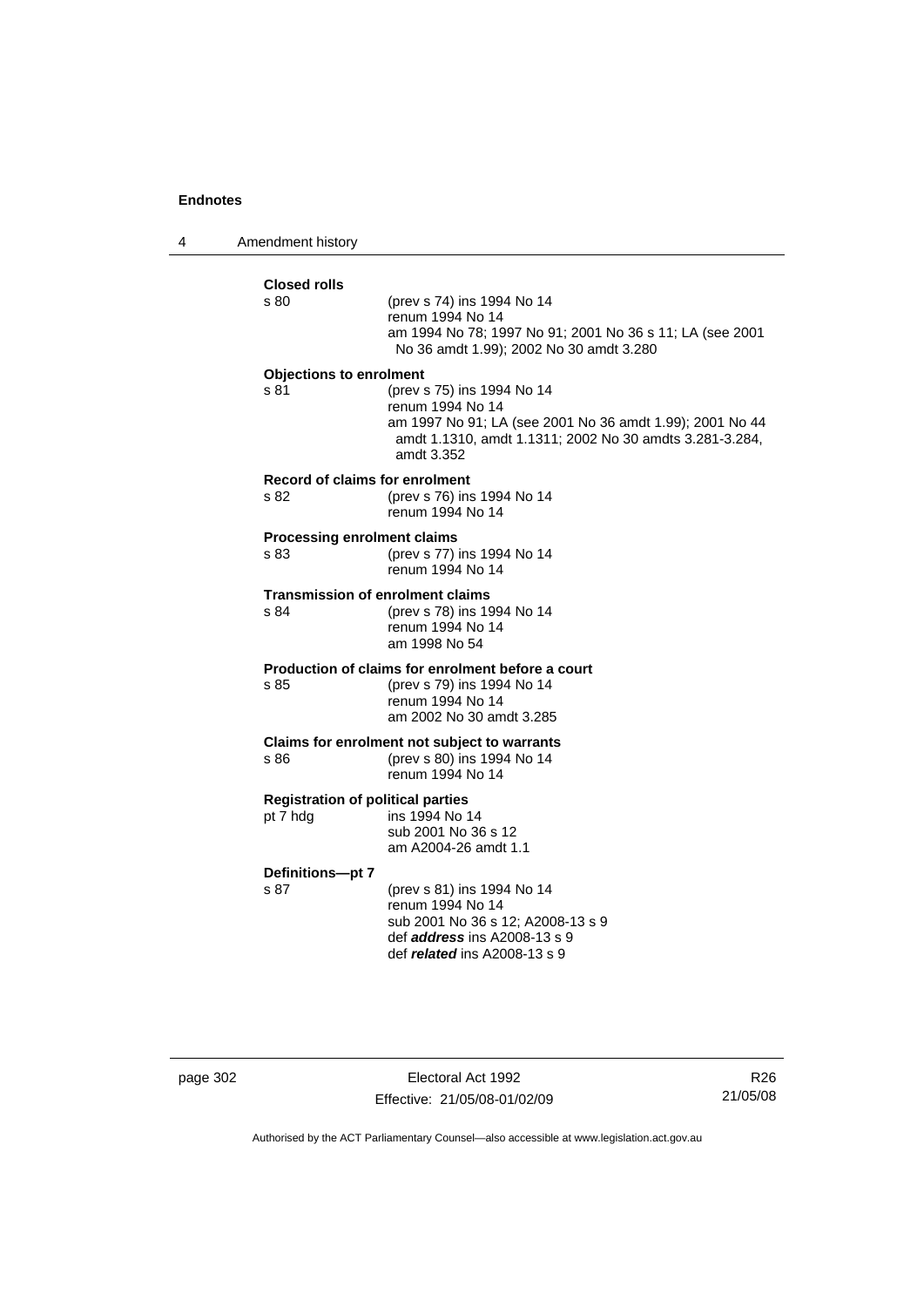**Closed rolls**

s 80
(prev s 74) ins 1994 No 14
renum 1994 No 14
am 1994 No 78; 1997 No 91; 2001 No 36 s 11; LA (see 2001 No 36 amdt 1.99); 2002 No 30 amdt 3.280

**Objections to enrolment**

s 81
(prev s 75) ins 1994 No 14
renum 1994 No 14
am 1997 No 91; LA (see 2001 No 36 amdt 1.99); 2001 No 44 amdt 1.1310, amdt 1.1311; 2002 No 30 amdts 3.281-3.284, amdt 3.352

**Record of claims for enrolment**

s 82
(prev s 76) ins 1994 No 14
renum 1994 No 14

**Processing enrolment claims**

s 83
(prev s 77) ins 1994 No 14
renum 1994 No 14

**Transmission of enrolment claims**

s 84
(prev s 78) ins 1994 No 14
renum 1994 No 14
am 1998 No 54

**Production of claims for enrolment before a court**

s 85
(prev s 79) ins 1994 No 14
renum 1994 No 14
am 2002 No 30 amdt 3.285

**Claims for enrolment not subject to warrants**

s 86
(prev s 80) ins 1994 No 14
renum 1994 No 14

**Registration of political parties**

pt 7 hdg
ins 1994 No 14
sub 2001 No 36 s 12
am A2004-26 amdt 1.1

**Definitions—pt 7**

s 87
(prev s 81) ins 1994 No 14
renum 1994 No 14
sub 2001 No 36 s 12; A2008-13 s 9
def ***address*** ins A2008-13 s 9
def ***related*** ins A2008-13 s 9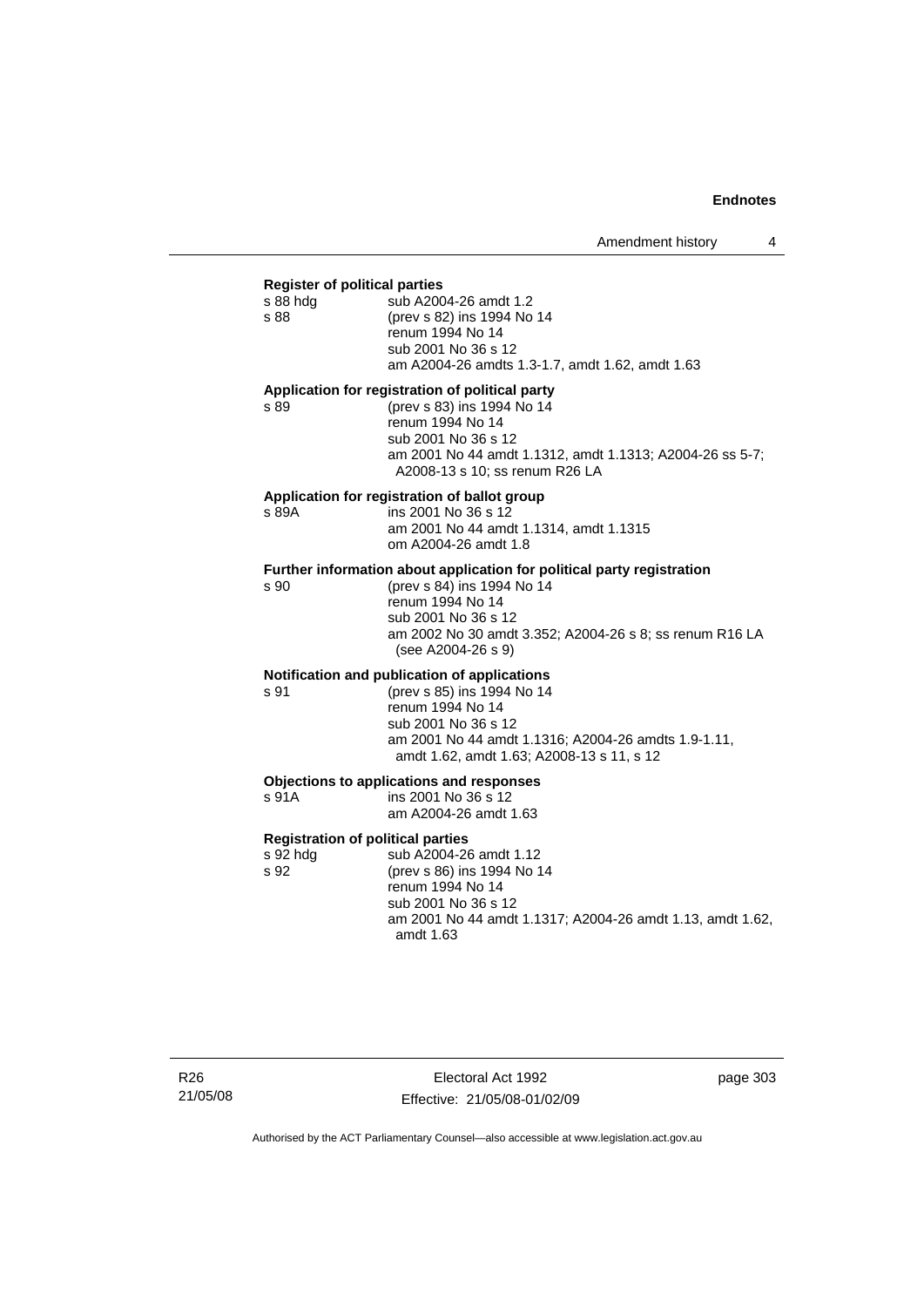**Register of political parties**

s 88 hdg — sub A2004-26 amdt 1.2
s 88 — (prev s 82) ins 1994 No 14
renum 1994 No 14
sub 2001 No 36 s 12
am A2004-26 amdts 1.3-1.7, amdt 1.62, amdt 1.63

**Application for registration of political party**

s 89 — (prev s 83) ins 1994 No 14
renum 1994 No 14
sub 2001 No 36 s 12
am 2001 No 44 amdt 1.1312, amdt 1.1313; A2004-26 ss 5-7; A2008-13 s 10; ss renum R26 LA

**Application for registration of ballot group**

s 89A — ins 2001 No 36 s 12
am 2001 No 44 amdt 1.1314, amdt 1.1315
om A2004-26 amdt 1.8

**Further information about application for political party registration**

s 90 — (prev s 84) ins 1994 No 14
renum 1994 No 14
sub 2001 No 36 s 12
am 2002 No 30 amdt 3.352; A2004-26 s 8; ss renum R16 LA (see A2004-26 s 9)

**Notification and publication of applications**

s 91 — (prev s 85) ins 1994 No 14
renum 1994 No 14
sub 2001 No 36 s 12
am 2001 No 44 amdt 1.1316; A2004-26 amdts 1.9-1.11, amdt 1.62, amdt 1.63; A2008-13 s 11, s 12

**Objections to applications and responses**

s 91A — ins 2001 No 36 s 12
am A2004-26 amdt 1.63

**Registration of political parties**

s 92 hdg — sub A2004-26 amdt 1.12
s 92 — (prev s 86) ins 1994 No 14
renum 1994 No 14
sub 2001 No 36 s 12
am 2001 No 44 amdt 1.1317; A2004-26 amdt 1.13, amdt 1.62, amdt 1.63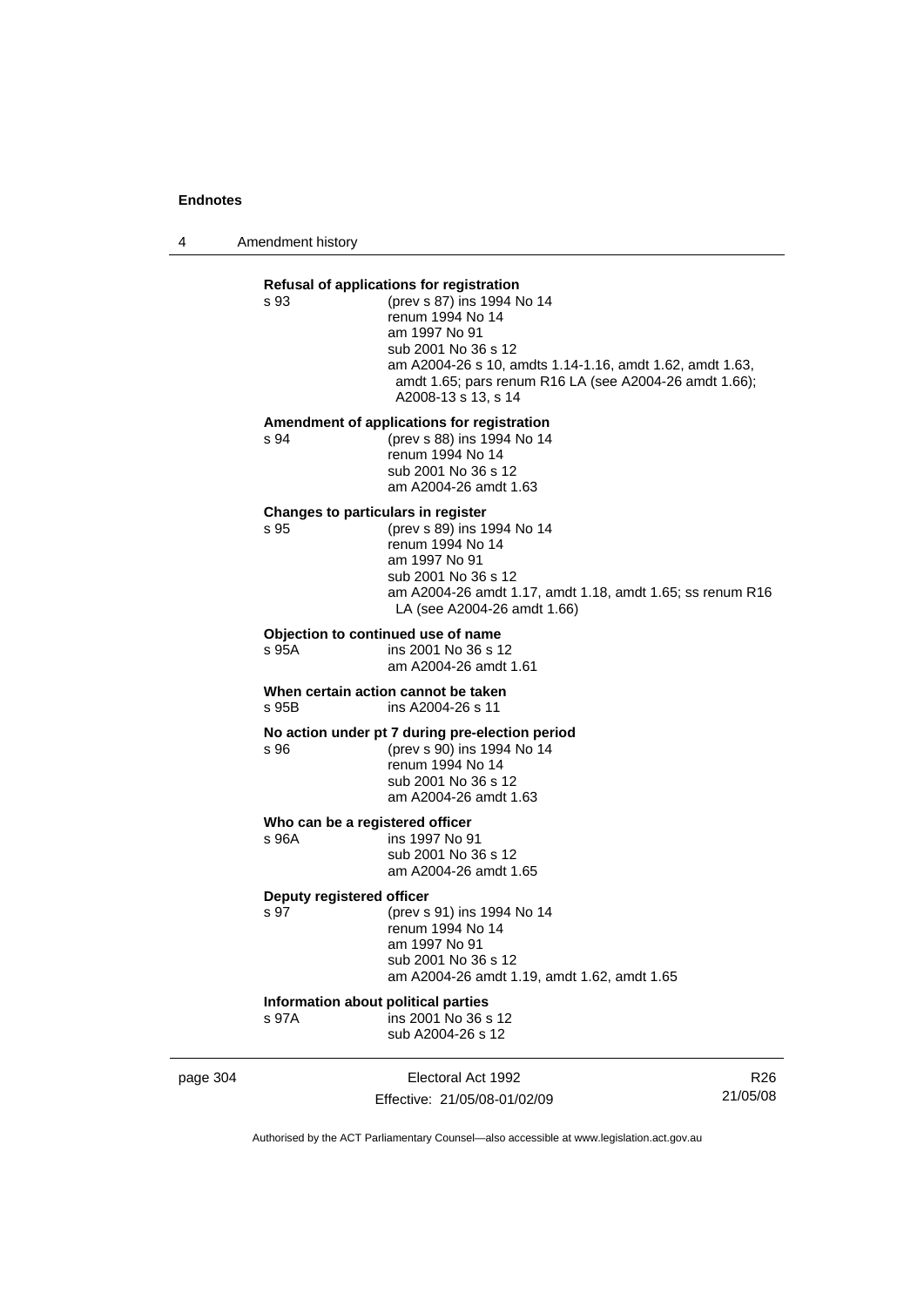**Refusal of applications for registration**

s 93
(prev s 87) ins 1994 No 14
renum 1994 No 14
am 1997 No 91
sub 2001 No 36 s 12
am A2004-26 s 10, amdts 1.14-1.16, amdt 1.62, amdt 1.63, amdt 1.65; pars renum R16 LA (see A2004-26 amdt 1.66); A2008-13 s 13, s 14

**Amendment of applications for registration**

s 94
(prev s 88) ins 1994 No 14
renum 1994 No 14
sub 2001 No 36 s 12
am A2004-26 amdt 1.63

**Changes to particulars in register**

s 95
(prev s 89) ins 1994 No 14
renum 1994 No 14
am 1997 No 91
sub 2001 No 36 s 12
am A2004-26 amdt 1.17, amdt 1.18, amdt 1.65; ss renum R16 LA (see A2004-26 amdt 1.66)

**Objection to continued use of name**

s 95A
ins 2001 No 36 s 12
am A2004-26 amdt 1.61

**When certain action cannot be taken**

s 95B
ins A2004-26 s 11

**No action under pt 7 during pre-election period**

s 96
(prev s 90) ins 1994 No 14
renum 1994 No 14
sub 2001 No 36 s 12
am A2004-26 amdt 1.63

**Who can be a registered officer**

s 96A
ins 1997 No 91
sub 2001 No 36 s 12
am A2004-26 amdt 1.65

**Deputy registered officer**

s 97
(prev s 91) ins 1994 No 14
renum 1994 No 14
am 1997 No 91
sub 2001 No 36 s 12
am A2004-26 amdt 1.19, amdt 1.62, amdt 1.65

**Information about political parties**

s 97A
ins 2001 No 36 s 12
sub A2004-26 s 12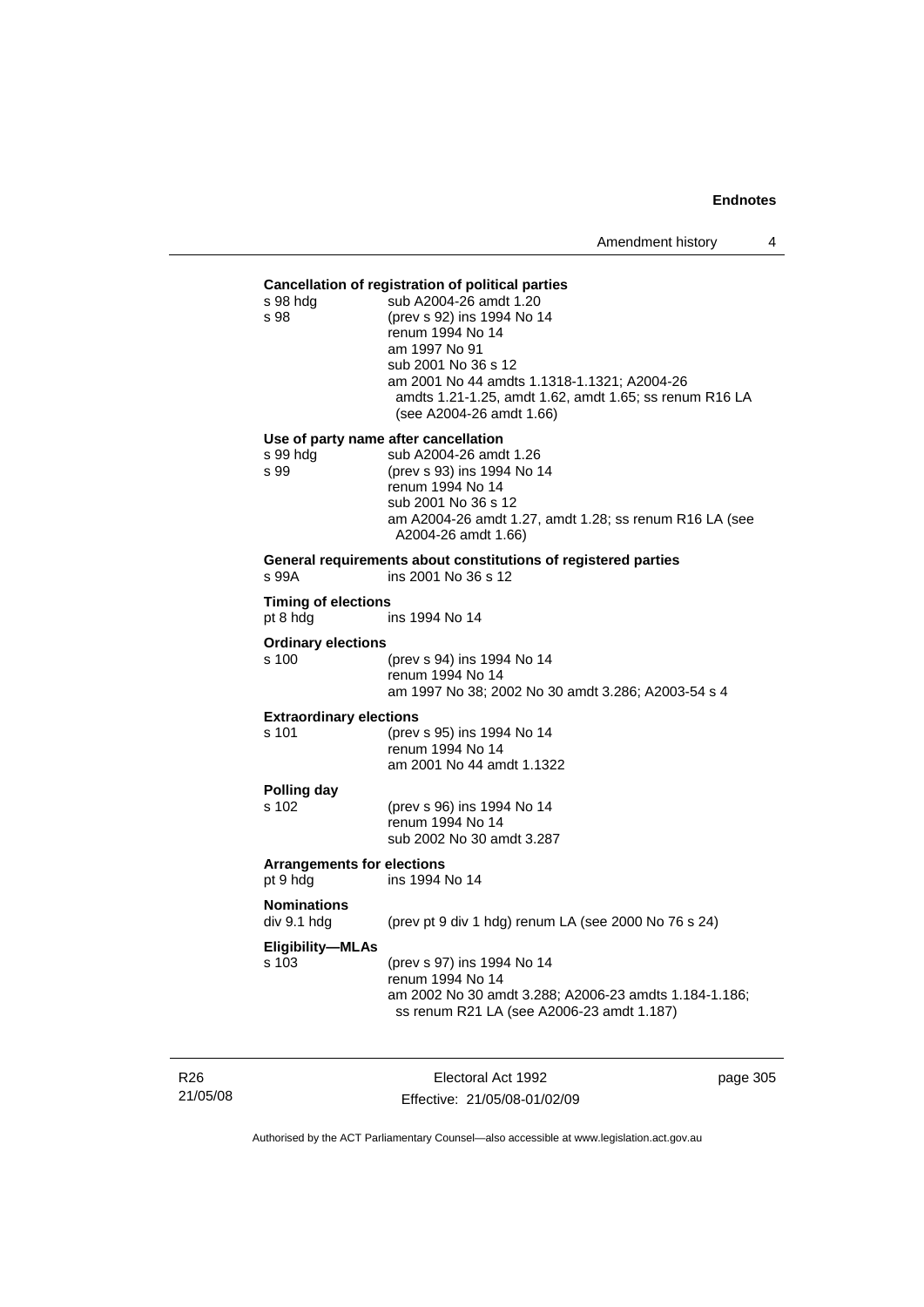**Cancellation of registration of political parties**

s 98 hdg sub A2004-26 amdt 1.20
s 98 (prev s 92) ins 1994 No 14
renum 1994 No 14
am 1997 No 91
sub 2001 No 36 s 12
am 2001 No 44 amdts 1.1318-1.1321; A2004-26 amdts 1.21-1.25, amdt 1.62, amdt 1.65; ss renum R16 LA (see A2004-26 amdt 1.66)

**Use of party name after cancellation**

s 99 hdg sub A2004-26 amdt 1.26
s 99 (prev s 93) ins 1994 No 14
renum 1994 No 14
sub 2001 No 36 s 12
am A2004-26 amdt 1.27, amdt 1.28; ss renum R16 LA (see A2004-26 amdt 1.66)

**General requirements about constitutions of registered parties**

s 99A ins 2001 No 36 s 12

**Timing of elections**

pt 8 hdg ins 1994 No 14

**Ordinary elections**

s 100 (prev s 94) ins 1994 No 14
renum 1994 No 14
am 1997 No 38; 2002 No 30 amdt 3.286; A2003-54 s 4

**Extraordinary elections**

s 101 (prev s 95) ins 1994 No 14
renum 1994 No 14
am 2001 No 44 amdt 1.1322

**Polling day**

s 102 (prev s 96) ins 1994 No 14
renum 1994 No 14
sub 2002 No 30 amdt 3.287

**Arrangements for elections**

pt 9 hdg ins 1994 No 14

**Nominations**

div 9.1 hdg (prev pt 9 div 1 hdg) renum LA (see 2000 No 76 s 24)

**Eligibility—MLAs**

s 103 (prev s 97) ins 1994 No 14
renum 1994 No 14
am 2002 No 30 amdt 3.288; A2006-23 amdts 1.184-1.186; ss renum R21 LA (see A2006-23 amdt 1.187)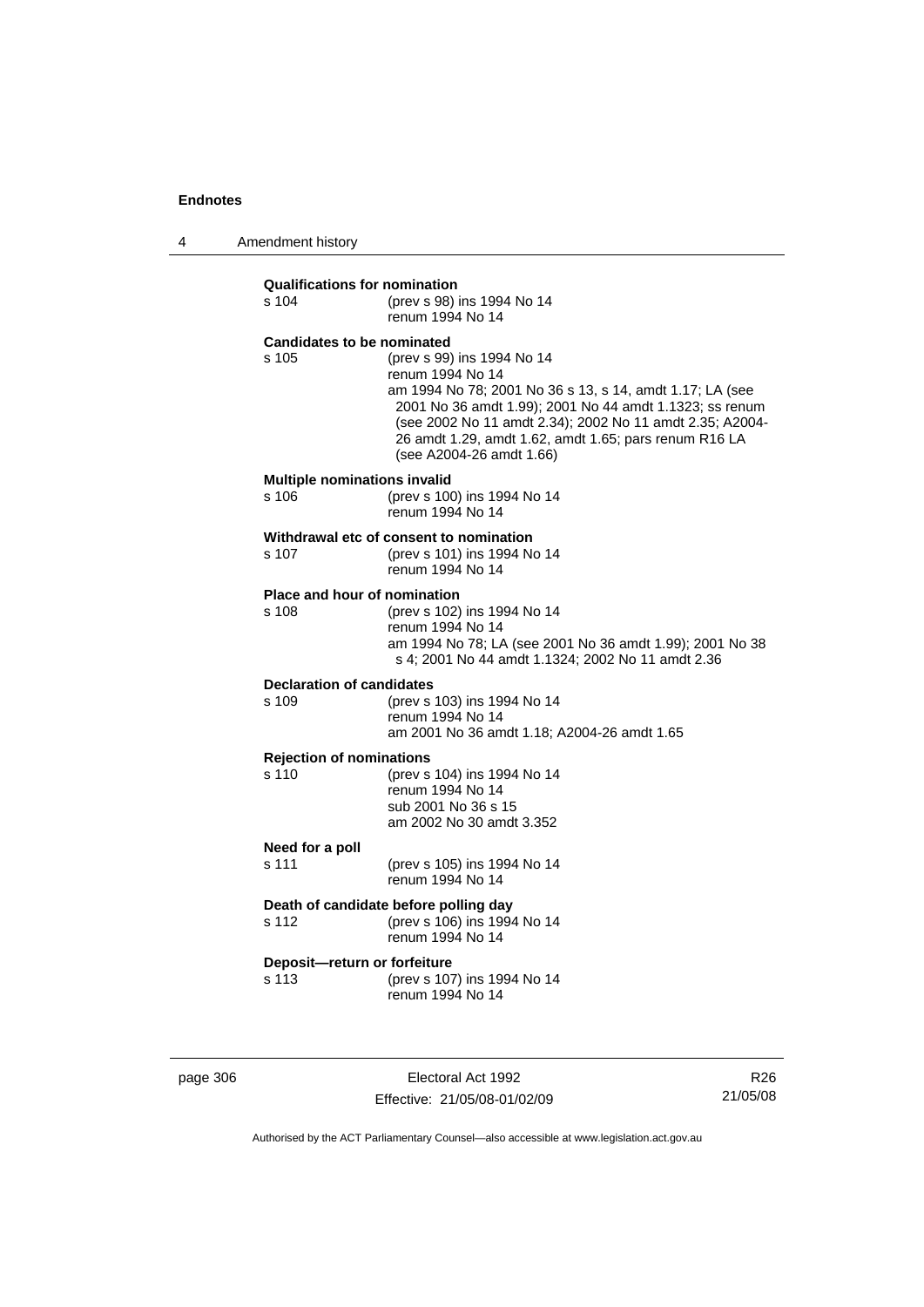**Qualifications for nomination**
s 104 (prev s 98) ins 1994 No 14
renum 1994 No 14

**Candidates to be nominated**
s 105 (prev s 99) ins 1994 No 14
renum 1994 No 14
am 1994 No 78; 2001 No 36 s 13, s 14, amdt 1.17; LA (see 2001 No 36 amdt 1.99); 2001 No 44 amdt 1.1323; ss renum (see 2002 No 11 amdt 2.34); 2002 No 11 amdt 2.35; A2004-26 amdt 1.29, amdt 1.62, amdt 1.65; pars renum R16 LA (see A2004-26 amdt 1.66)

**Multiple nominations invalid**
s 106 (prev s 100) ins 1994 No 14
renum 1994 No 14

**Withdrawal etc of consent to nomination**
s 107 (prev s 101) ins 1994 No 14
renum 1994 No 14

**Place and hour of nomination**
s 108 (prev s 102) ins 1994 No 14
renum 1994 No 14
am 1994 No 78; LA (see 2001 No 36 amdt 1.99); 2001 No 38 s 4; 2001 No 44 amdt 1.1324; 2002 No 11 amdt 2.36

**Declaration of candidates**
s 109 (prev s 103) ins 1994 No 14
renum 1994 No 14
am 2001 No 36 amdt 1.18; A2004-26 amdt 1.65

**Rejection of nominations**
s 110 (prev s 104) ins 1994 No 14
renum 1994 No 14
sub 2001 No 36 s 15
am 2002 No 30 amdt 3.352

**Need for a poll**
s 111 (prev s 105) ins 1994 No 14
renum 1994 No 14

**Death of candidate before polling day**
s 112 (prev s 106) ins 1994 No 14
renum 1994 No 14

**Deposit—return or forfeiture**
s 113 (prev s 107) ins 1994 No 14
renum 1994 No 14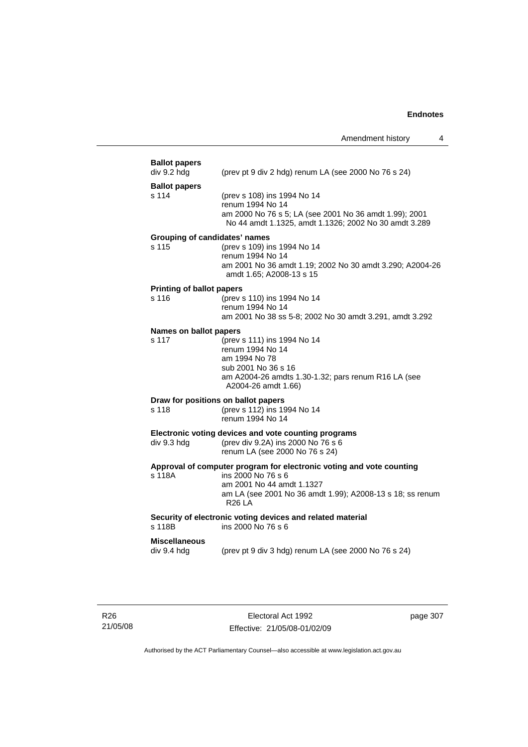**Ballot papers**
div 9.2 hdg (prev pt 9 div 2 hdg) renum LA (see 2000 No 76 s 24)

**Ballot papers**
s 114 (prev s 108) ins 1994 No 14
renum 1994 No 14
am 2000 No 76 s 5; LA (see 2001 No 36 amdt 1.99); 2001 No 44 amdt 1.1325, amdt 1.1326; 2002 No 30 amdt 3.289

**Grouping of candidates' names**
s 115 (prev s 109) ins 1994 No 14
renum 1994 No 14
am 2001 No 36 amdt 1.19; 2002 No 30 amdt 3.290; A2004-26 amdt 1.65; A2008-13 s 15

**Printing of ballot papers**
s 116 (prev s 110) ins 1994 No 14
renum 1994 No 14
am 2001 No 38 ss 5-8; 2002 No 30 amdt 3.291, amdt 3.292

**Names on ballot papers**
s 117 (prev s 111) ins 1994 No 14
renum 1994 No 14
am 1994 No 78
sub 2001 No 36 s 16
am A2004-26 amdts 1.30-1.32; pars renum R16 LA (see A2004-26 amdt 1.66)

**Draw for positions on ballot papers**
s 118 (prev s 112) ins 1994 No 14
renum 1994 No 14

**Electronic voting devices and vote counting programs**
div 9.3 hdg (prev div 9.2A) ins 2000 No 76 s 6
renum LA (see 2000 No 76 s 24)

**Approval of computer program for electronic voting and vote counting**
s 118A ins 2000 No 76 s 6
am 2001 No 44 amdt 1.1327
am LA (see 2001 No 36 amdt 1.99); A2008-13 s 18; ss renum R26 LA

**Security of electronic voting devices and related material**
s 118B ins 2000 No 76 s 6

**Miscellaneous**
div 9.4 hdg (prev pt 9 div 3 hdg) renum LA (see 2000 No 76 s 24)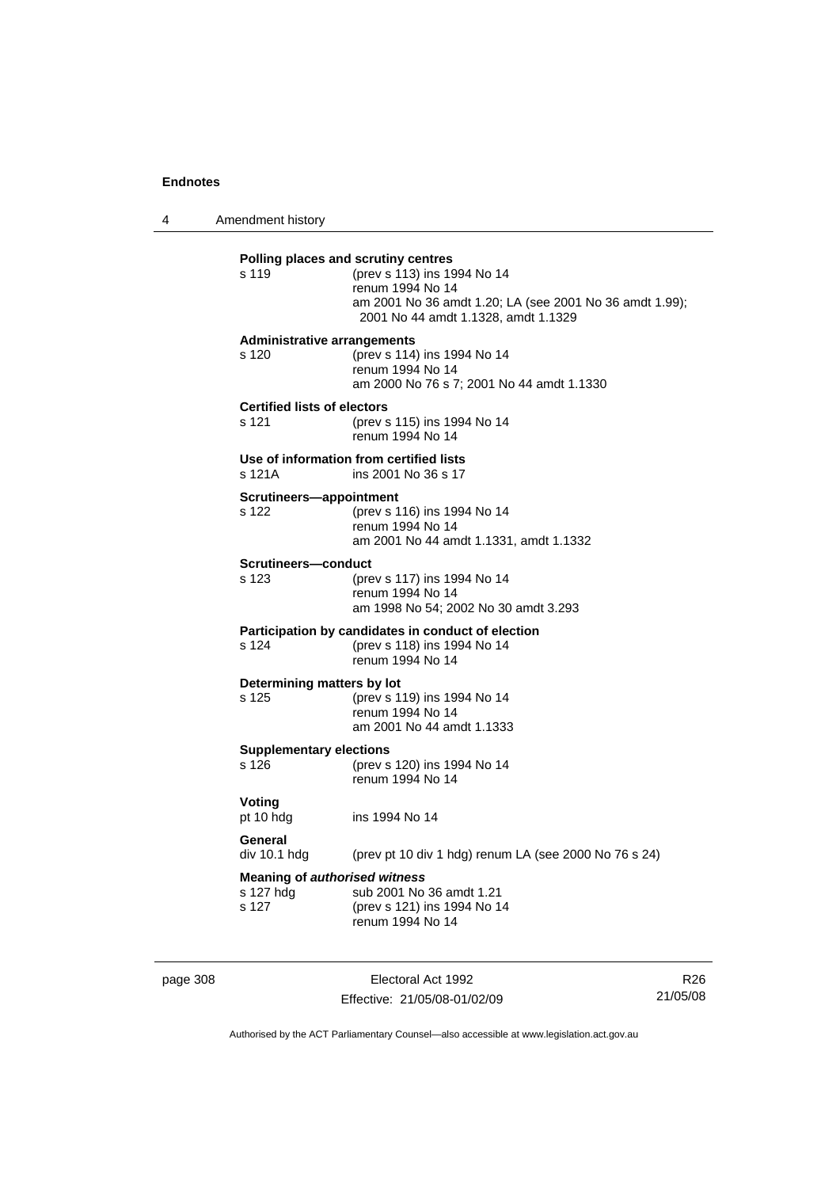**Polling places and scrutiny centres**

s 119 (prev s 113) ins 1994 No 14
renum 1994 No 14
am 2001 No 36 amdt 1.20; LA (see 2001 No 36 amdt 1.99); 2001 No 44 amdt 1.1328, amdt 1.1329

**Administrative arrangements**

s 120 (prev s 114) ins 1994 No 14
renum 1994 No 14
am 2000 No 76 s 7; 2001 No 44 amdt 1.1330

**Certified lists of electors**

s 121 (prev s 115) ins 1994 No 14
renum 1994 No 14

**Use of information from certified lists**

s 121A ins 2001 No 36 s 17

**Scrutineers—appointment**

s 122 (prev s 116) ins 1994 No 14
renum 1994 No 14
am 2001 No 44 amdt 1.1331, amdt 1.1332

**Scrutineers—conduct**

s 123 (prev s 117) ins 1994 No 14
renum 1994 No 14
am 1998 No 54; 2002 No 30 amdt 3.293

**Participation by candidates in conduct of election**

s 124 (prev s 118) ins 1994 No 14
renum 1994 No 14

**Determining matters by lot**

s 125 (prev s 119) ins 1994 No 14
renum 1994 No 14
am 2001 No 44 amdt 1.1333

**Supplementary elections**

s 126 (prev s 120) ins 1994 No 14
renum 1994 No 14

**Voting**

pt 10 hdg ins 1994 No 14

**General**

div 10.1 hdg (prev pt 10 div 1 hdg) renum LA (see 2000 No 76 s 24)

**Meaning of *authorised witness***

s 127 hdg sub 2001 No 36 amdt 1.21
s 127 (prev s 121) ins 1994 No 14
renum 1994 No 14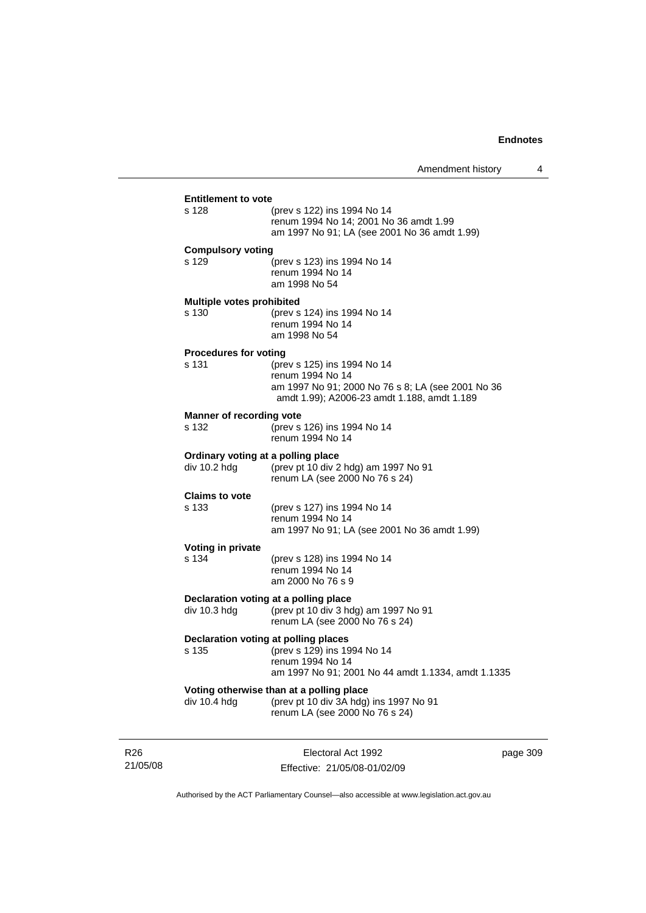**Entitlement to vote**

s 128 (prev s 122) ins 1994 No 14
renum 1994 No 14; 2001 No 36 amdt 1.99
am 1997 No 91; LA (see 2001 No 36 amdt 1.99)

**Compulsory voting**

s 129 (prev s 123) ins 1994 No 14
renum 1994 No 14
am 1998 No 54

**Multiple votes prohibited**

s 130 (prev s 124) ins 1994 No 14
renum 1994 No 14
am 1998 No 54

**Procedures for voting**

s 131 (prev s 125) ins 1994 No 14
renum 1994 No 14
am 1997 No 91; 2000 No 76 s 8; LA (see 2001 No 36 amdt 1.99); A2006-23 amdt 1.188, amdt 1.189

**Manner of recording vote**

s 132 (prev s 126) ins 1994 No 14
renum 1994 No 14

**Ordinary voting at a polling place**

div 10.2 hdg (prev pt 10 div 2 hdg) am 1997 No 91
renum LA (see 2000 No 76 s 24)

**Claims to vote**

s 133 (prev s 127) ins 1994 No 14
renum 1994 No 14
am 1997 No 91; LA (see 2001 No 36 amdt 1.99)

**Voting in private**

s 134 (prev s 128) ins 1994 No 14
renum 1994 No 14
am 2000 No 76 s 9

**Declaration voting at a polling place**

div 10.3 hdg (prev pt 10 div 3 hdg) am 1997 No 91
renum LA (see 2000 No 76 s 24)

**Declaration voting at polling places**

s 135 (prev s 129) ins 1994 No 14
renum 1994 No 14
am 1997 No 91; 2001 No 44 amdt 1.1334, amdt 1.1335

**Voting otherwise than at a polling place**

div 10.4 hdg (prev pt 10 div 3A hdg) ins 1997 No 91
renum LA (see 2000 No 76 s 24)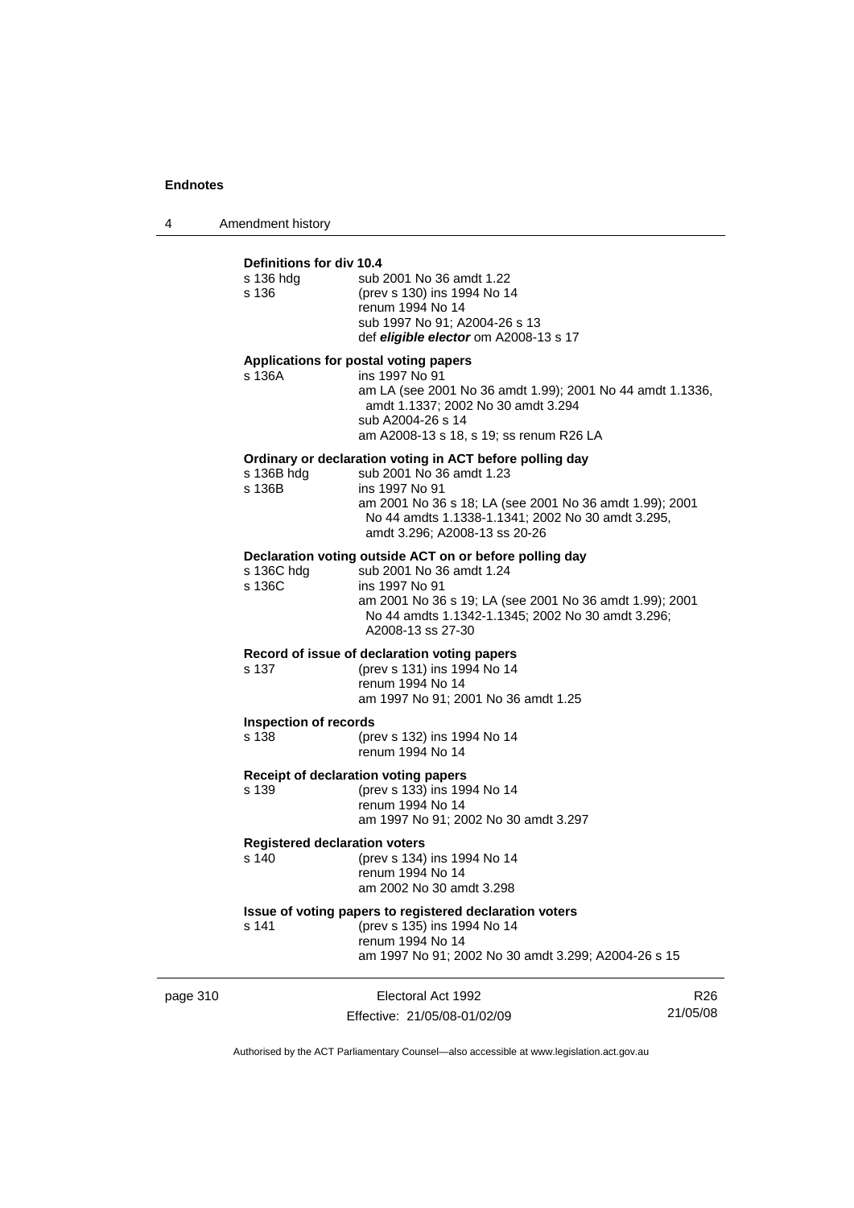**Definitions for div 10.4**

s 136 hdg — sub 2001 No 36 amdt 1.22

s 136 — (prev s 130) ins 1994 No 14
renum 1994 No 14
sub 1997 No 91; A2004-26 s 13
def ***eligible elector*** om A2008-13 s 17

**Applications for postal voting papers**

s 136A — ins 1997 No 91
am LA (see 2001 No 36 amdt 1.99); 2001 No 44 amdt 1.1336, amdt 1.1337; 2002 No 30 amdt 3.294
sub A2004-26 s 14
am A2008-13 s 18, s 19; ss renum R26 LA

**Ordinary or declaration voting in ACT before polling day**

s 136B hdg — sub 2001 No 36 amdt 1.23

s 136B — ins 1997 No 91
am 2001 No 36 s 18; LA (see 2001 No 36 amdt 1.99); 2001 No 44 amdts 1.1338-1.1341; 2002 No 30 amdt 3.295, amdt 3.296; A2008-13 ss 20-26

**Declaration voting outside ACT on or before polling day**

s 136C hdg — sub 2001 No 36 amdt 1.24

s 136C — ins 1997 No 91
am 2001 No 36 s 19; LA (see 2001 No 36 amdt 1.99); 2001 No 44 amdts 1.1342-1.1345; 2002 No 30 amdt 3.296; A2008-13 ss 27-30

**Record of issue of declaration voting papers**

s 137 — (prev s 131) ins 1994 No 14
renum 1994 No 14
am 1997 No 91; 2001 No 36 amdt 1.25

**Inspection of records**

s 138 — (prev s 132) ins 1994 No 14
renum 1994 No 14

**Receipt of declaration voting papers**

s 139 — (prev s 133) ins 1994 No 14
renum 1994 No 14
am 1997 No 91; 2002 No 30 amdt 3.297

**Registered declaration voters**

s 140 — (prev s 134) ins 1994 No 14
renum 1994 No 14
am 2002 No 30 amdt 3.298

**Issue of voting papers to registered declaration voters**

s 141 — (prev s 135) ins 1994 No 14
renum 1994 No 14
am 1997 No 91; 2002 No 30 amdt 3.299; A2004-26 s 15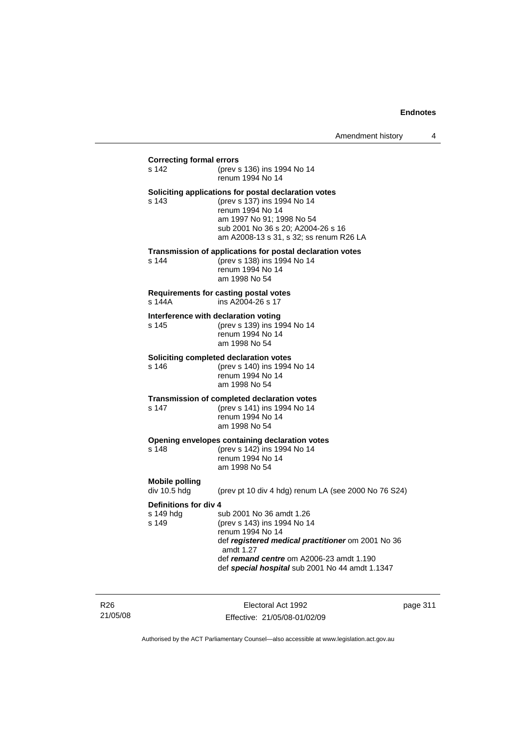**Correcting formal errors**

s 142 (prev s 136) ins 1994 No 14
renum 1994 No 14

**Soliciting applications for postal declaration votes**

s 143 (prev s 137) ins 1994 No 14
renum 1994 No 14
am 1997 No 91; 1998 No 54
sub 2001 No 36 s 20; A2004-26 s 16
am A2008-13 s 31, s 32; ss renum R26 LA

**Transmission of applications for postal declaration votes**

s 144 (prev s 138) ins 1994 No 14
renum 1994 No 14
am 1998 No 54

**Requirements for casting postal votes**

s 144A ins A2004-26 s 17

**Interference with declaration voting**

s 145 (prev s 139) ins 1994 No 14
renum 1994 No 14
am 1998 No 54

**Soliciting completed declaration votes**

s 146 (prev s 140) ins 1994 No 14
renum 1994 No 14
am 1998 No 54

**Transmission of completed declaration votes**

s 147 (prev s 141) ins 1994 No 14
renum 1994 No 14
am 1998 No 54

**Opening envelopes containing declaration votes**

s 148 (prev s 142) ins 1994 No 14
renum 1994 No 14
am 1998 No 54

**Mobile polling**

div 10.5 hdg (prev pt 10 div 4 hdg) renum LA (see 2000 No 76 S24)

**Definitions for div 4**

s 149 hdg sub 2001 No 36 amdt 1.26
s 149 (prev s 143) ins 1994 No 14
renum 1994 No 14
def ***registered medical practitioner*** om 2001 No 36 amdt 1.27
def ***remand centre*** om A2006-23 amdt 1.190
def ***special hospital*** sub 2001 No 44 amdt 1.1347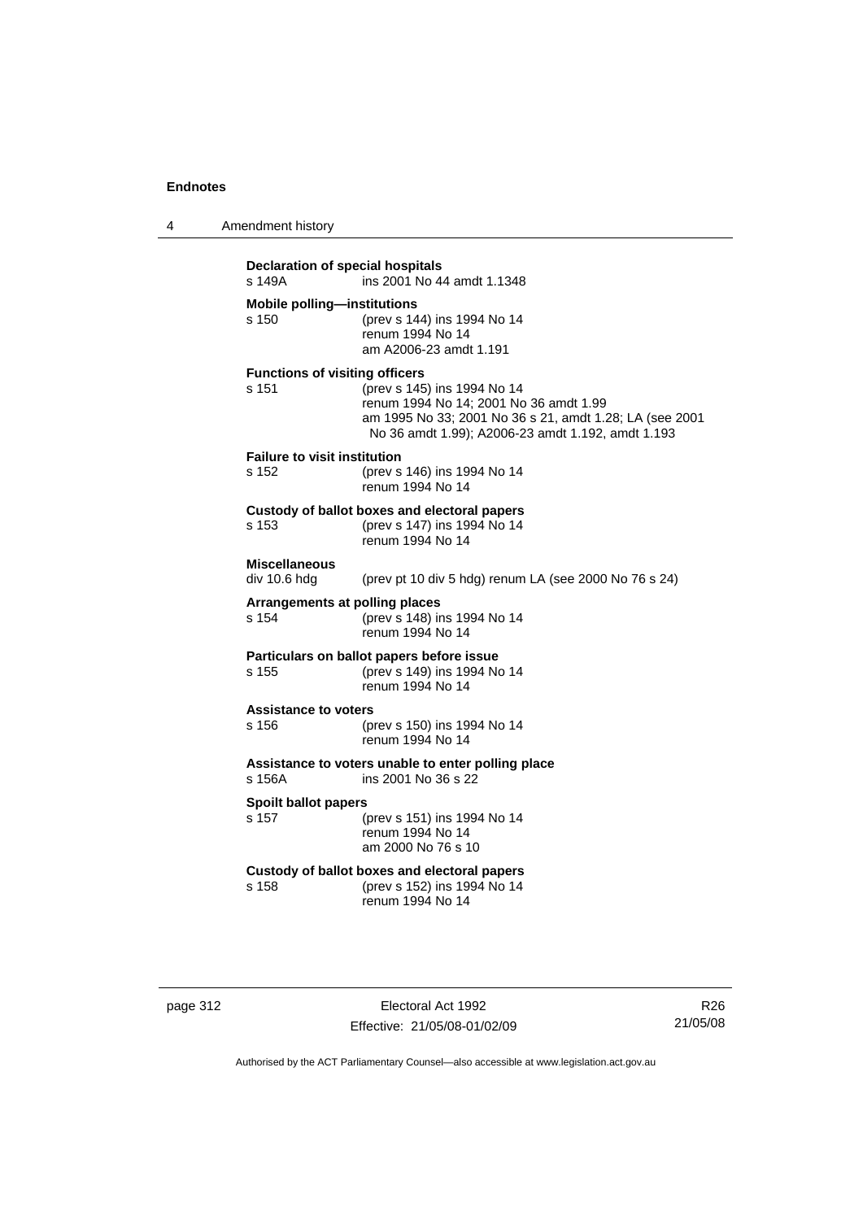**Declaration of special hospitals**
s 149A ins 2001 No 44 amdt 1.1348

**Mobile polling—institutions**
s 150 (prev s 144) ins 1994 No 14
renum 1994 No 14
am A2006-23 amdt 1.191

**Functions of visiting officers**
s 151 (prev s 145) ins 1994 No 14
renum 1994 No 14; 2001 No 36 amdt 1.99
am 1995 No 33; 2001 No 36 s 21, amdt 1.28; LA (see 2001 No 36 amdt 1.99); A2006-23 amdt 1.192, amdt 1.193

**Failure to visit institution**
s 152 (prev s 146) ins 1994 No 14
renum 1994 No 14

**Custody of ballot boxes and electoral papers**
s 153 (prev s 147) ins 1994 No 14
renum 1994 No 14

**Miscellaneous**
div 10.6 hdg (prev pt 10 div 5 hdg) renum LA (see 2000 No 76 s 24)

**Arrangements at polling places**
s 154 (prev s 148) ins 1994 No 14
renum 1994 No 14

**Particulars on ballot papers before issue**
s 155 (prev s 149) ins 1994 No 14
renum 1994 No 14

**Assistance to voters**
s 156 (prev s 150) ins 1994 No 14
renum 1994 No 14

**Assistance to voters unable to enter polling place**
s 156A ins 2001 No 36 s 22

**Spoilt ballot papers**
s 157 (prev s 151) ins 1994 No 14
renum 1994 No 14
am 2000 No 76 s 10

**Custody of ballot boxes and electoral papers**
s 158 (prev s 152) ins 1994 No 14
renum 1994 No 14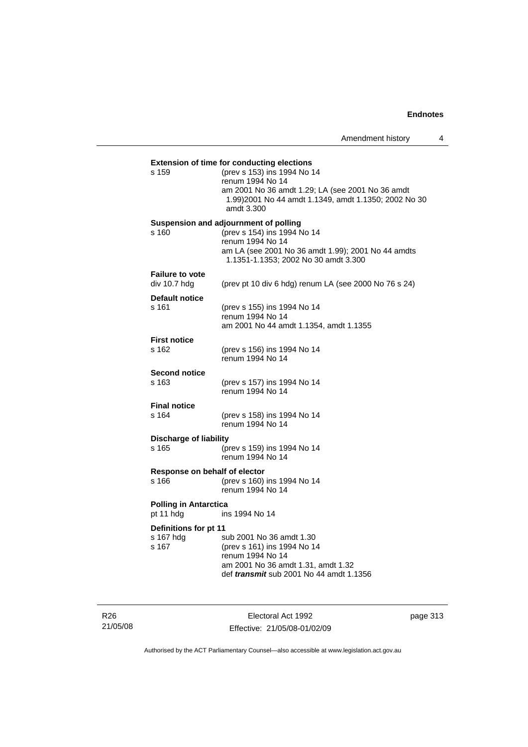**Extension of time for conducting elections**

s 159 (prev s 153) ins 1994 No 14
renum 1994 No 14
am 2001 No 36 amdt 1.29; LA (see 2001 No 36 amdt 1.99)2001 No 44 amdt 1.1349, amdt 1.1350; 2002 No 30 amdt 3.300

**Suspension and adjournment of polling**

s 160 (prev s 154) ins 1994 No 14
renum 1994 No 14
am LA (see 2001 No 36 amdt 1.99); 2001 No 44 amdts 1.1351-1.1353; 2002 No 30 amdt 3.300

**Failure to vote**

div 10.7 hdg (prev pt 10 div 6 hdg) renum LA (see 2000 No 76 s 24)

**Default notice**

s 161 (prev s 155) ins 1994 No 14
renum 1994 No 14
am 2001 No 44 amdt 1.1354, amdt 1.1355

**First notice**

s 162 (prev s 156) ins 1994 No 14
renum 1994 No 14

**Second notice**

s 163 (prev s 157) ins 1994 No 14
renum 1994 No 14

**Final notice**

s 164 (prev s 158) ins 1994 No 14
renum 1994 No 14

**Discharge of liability**

s 165 (prev s 159) ins 1994 No 14
renum 1994 No 14

**Response on behalf of elector**

s 166 (prev s 160) ins 1994 No 14
renum 1994 No 14

**Polling in Antarctica**

pt 11 hdg ins 1994 No 14

**Definitions for pt 11**

s 167 hdg sub 2001 No 36 amdt 1.30
s 167 (prev s 161) ins 1994 No 14
renum 1994 No 14
am 2001 No 36 amdt 1.31, amdt 1.32
def ***transmit*** sub 2001 No 44 amdt 1.1356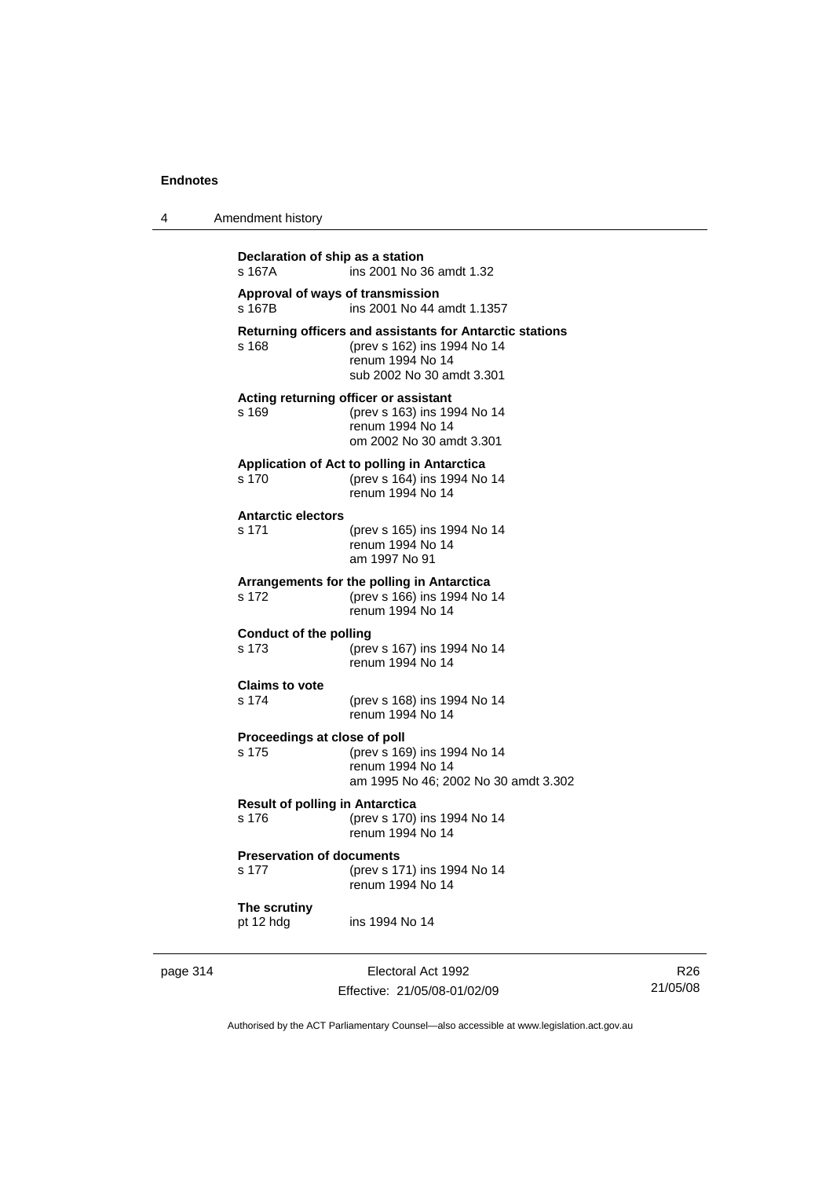**Declaration of ship as a station**
s 167A ins 2001 No 36 amdt 1.32

**Approval of ways of transmission**
s 167B ins 2001 No 44 amdt 1.1357

**Returning officers and assistants for Antarctic stations**
s 168 (prev s 162) ins 1994 No 14
renum 1994 No 14
sub 2002 No 30 amdt 3.301

**Acting returning officer or assistant**
s 169 (prev s 163) ins 1994 No 14
renum 1994 No 14
om 2002 No 30 amdt 3.301

**Application of Act to polling in Antarctica**
s 170 (prev s 164) ins 1994 No 14
renum 1994 No 14

**Antarctic electors**
s 171 (prev s 165) ins 1994 No 14
renum 1994 No 14
am 1997 No 91

**Arrangements for the polling in Antarctica**
s 172 (prev s 166) ins 1994 No 14
renum 1994 No 14

**Conduct of the polling**
s 173 (prev s 167) ins 1994 No 14
renum 1994 No 14

**Claims to vote**
s 174 (prev s 168) ins 1994 No 14
renum 1994 No 14

**Proceedings at close of poll**
s 175 (prev s 169) ins 1994 No 14
renum 1994 No 14
am 1995 No 46; 2002 No 30 amdt 3.302

**Result of polling in Antarctica**
s 176 (prev s 170) ins 1994 No 14
renum 1994 No 14

**Preservation of documents**
s 177 (prev s 171) ins 1994 No 14
renum 1994 No 14

**The scrutiny**
pt 12 hdg ins 1994 No 14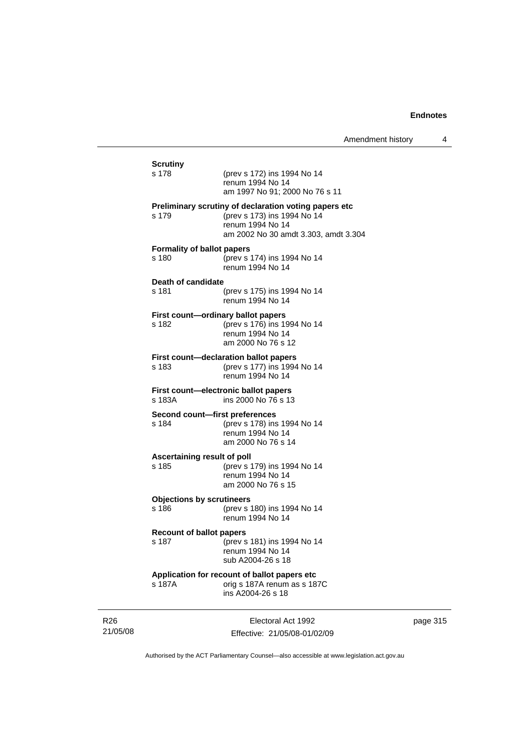**Scrutiny**

s 178 (prev s 172) ins 1994 No 14
renum 1994 No 14
am 1997 No 91; 2000 No 76 s 11

**Preliminary scrutiny of declaration voting papers etc**

s 179 (prev s 173) ins 1994 No 14
renum 1994 No 14
am 2002 No 30 amdt 3.303, amdt 3.304

**Formality of ballot papers**

s 180 (prev s 174) ins 1994 No 14
renum 1994 No 14

**Death of candidate**

s 181 (prev s 175) ins 1994 No 14
renum 1994 No 14

**First count—ordinary ballot papers**

s 182 (prev s 176) ins 1994 No 14
renum 1994 No 14
am 2000 No 76 s 12

**First count—declaration ballot papers**

s 183 (prev s 177) ins 1994 No 14
renum 1994 No 14

**First count—electronic ballot papers**

s 183A ins 2000 No 76 s 13

**Second count—first preferences**

s 184 (prev s 178) ins 1994 No 14
renum 1994 No 14
am 2000 No 76 s 14

**Ascertaining result of poll**

s 185 (prev s 179) ins 1994 No 14
renum 1994 No 14
am 2000 No 76 s 15

**Objections by scrutineers**

s 186 (prev s 180) ins 1994 No 14
renum 1994 No 14

**Recount of ballot papers**

s 187 (prev s 181) ins 1994 No 14
renum 1994 No 14
sub A2004-26 s 18

**Application for recount of ballot papers etc**

s 187A orig s 187A renum as s 187C
ins A2004-26 s 18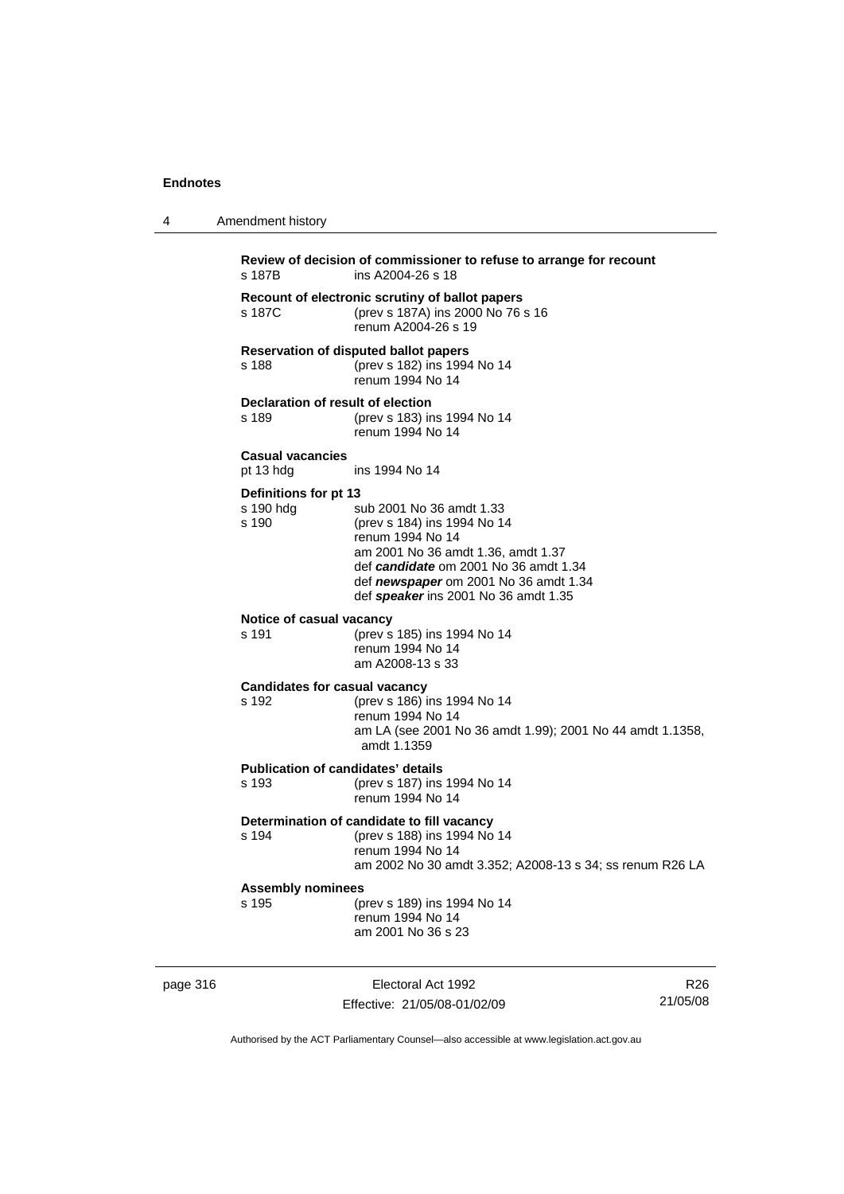**Review of decision of commissioner to refuse to arrange for recount**
s 187B ins A2004-26 s 18

**Recount of electronic scrutiny of ballot papers**
s 187C (prev s 187A) ins 2000 No 76 s 16
renum A2004-26 s 19

**Reservation of disputed ballot papers**
s 188 (prev s 182) ins 1994 No 14
renum 1994 No 14

**Declaration of result of election**
s 189 (prev s 183) ins 1994 No 14
renum 1994 No 14

**Casual vacancies**
pt 13 hdg ins 1994 No 14

**Definitions for pt 13**
s 190 hdg sub 2001 No 36 amdt 1.33
s 190 (prev s 184) ins 1994 No 14
renum 1994 No 14
am 2001 No 36 amdt 1.36, amdt 1.37
def ***candidate*** om 2001 No 36 amdt 1.34
def ***newspaper*** om 2001 No 36 amdt 1.34
def ***speaker*** ins 2001 No 36 amdt 1.35

**Notice of casual vacancy**
s 191 (prev s 185) ins 1994 No 14
renum 1994 No 14
am A2008-13 s 33

**Candidates for casual vacancy**
s 192 (prev s 186) ins 1994 No 14
renum 1994 No 14
am LA (see 2001 No 36 amdt 1.99); 2001 No 44 amdt 1.1358, amdt 1.1359

**Publication of candidates' details**
s 193 (prev s 187) ins 1994 No 14
renum 1994 No 14

**Determination of candidate to fill vacancy**
s 194 (prev s 188) ins 1994 No 14
renum 1994 No 14
am 2002 No 30 amdt 3.352; A2008-13 s 34; ss renum R26 LA

**Assembly nominees**
s 195 (prev s 189) ins 1994 No 14
renum 1994 No 14
am 2001 No 36 s 23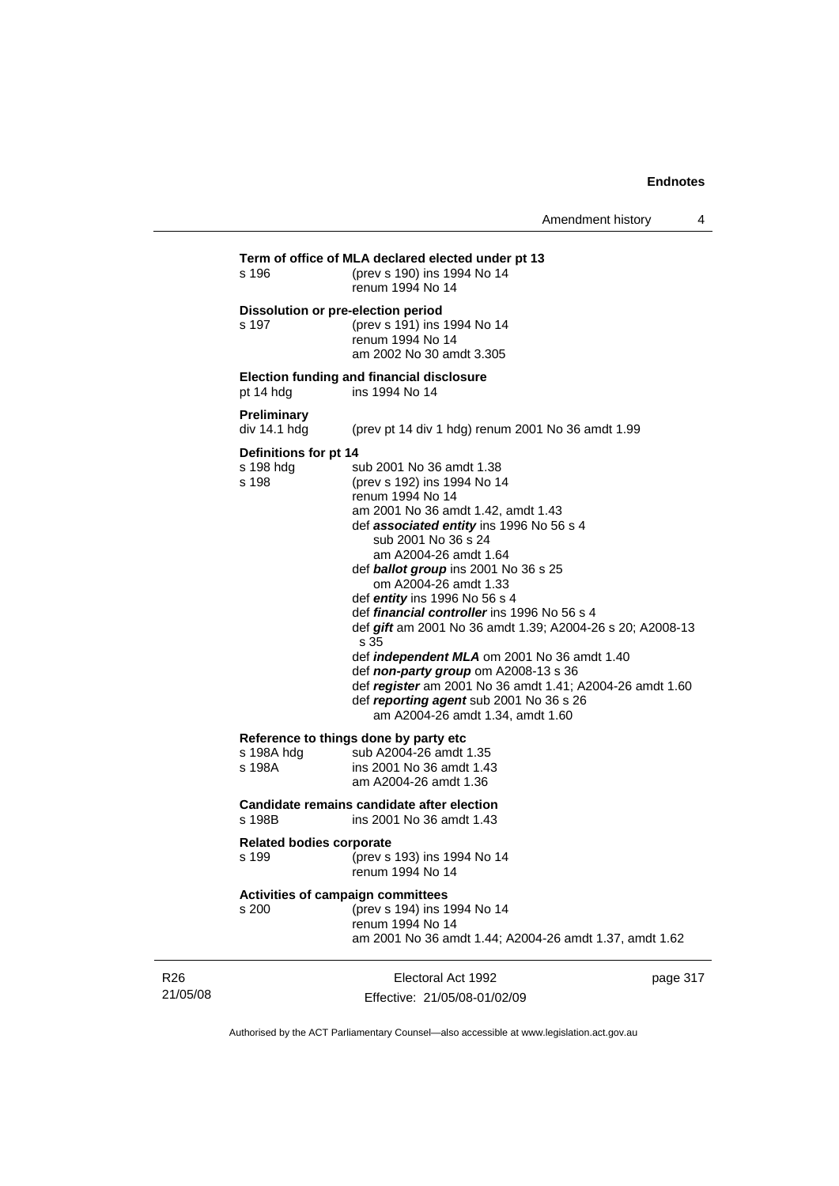**Term of office of MLA declared elected under pt 13**

s 196 (prev s 190) ins 1994 No 14
renum 1994 No 14

**Dissolution or pre-election period**

s 197 (prev s 191) ins 1994 No 14
renum 1994 No 14
am 2002 No 30 amdt 3.305

**Election funding and financial disclosure**

pt 14 hdg ins 1994 No 14

**Preliminary**

div 14.1 hdg (prev pt 14 div 1 hdg) renum 2001 No 36 amdt 1.99

**Definitions for pt 14**

s 198 hdg sub 2001 No 36 amdt 1.38

s 198 (prev s 192) ins 1994 No 14
renum 1994 No 14
am 2001 No 36 amdt 1.42, amdt 1.43
def ***associated entity*** ins 1996 No 56 s 4
sub 2001 No 36 s 24
am A2004-26 amdt 1.64
def ***ballot group*** ins 2001 No 36 s 25
om A2004-26 amdt 1.33
def ***entity*** ins 1996 No 56 s 4
def ***financial controller*** ins 1996 No 56 s 4
def ***gift*** am 2001 No 36 amdt 1.39; A2004-26 s 20; A2008-13 s 35
def ***independent MLA*** om 2001 No 36 amdt 1.40
def ***non-party group*** om A2008-13 s 36
def ***register*** am 2001 No 36 amdt 1.41; A2004-26 amdt 1.60
def ***reporting agent*** sub 2001 No 36 s 26
am A2004-26 amdt 1.34, amdt 1.60

**Reference to things done by party etc**

s 198A hdg sub A2004-26 amdt 1.35

s 198A ins 2001 No 36 amdt 1.43
am A2004-26 amdt 1.36

**Candidate remains candidate after election**

s 198B ins 2001 No 36 amdt 1.43

**Related bodies corporate**

s 199 (prev s 193) ins 1994 No 14
renum 1994 No 14

**Activities of campaign committees**

s 200 (prev s 194) ins 1994 No 14
renum 1994 No 14
am 2001 No 36 amdt 1.44; A2004-26 amdt 1.37, amdt 1.62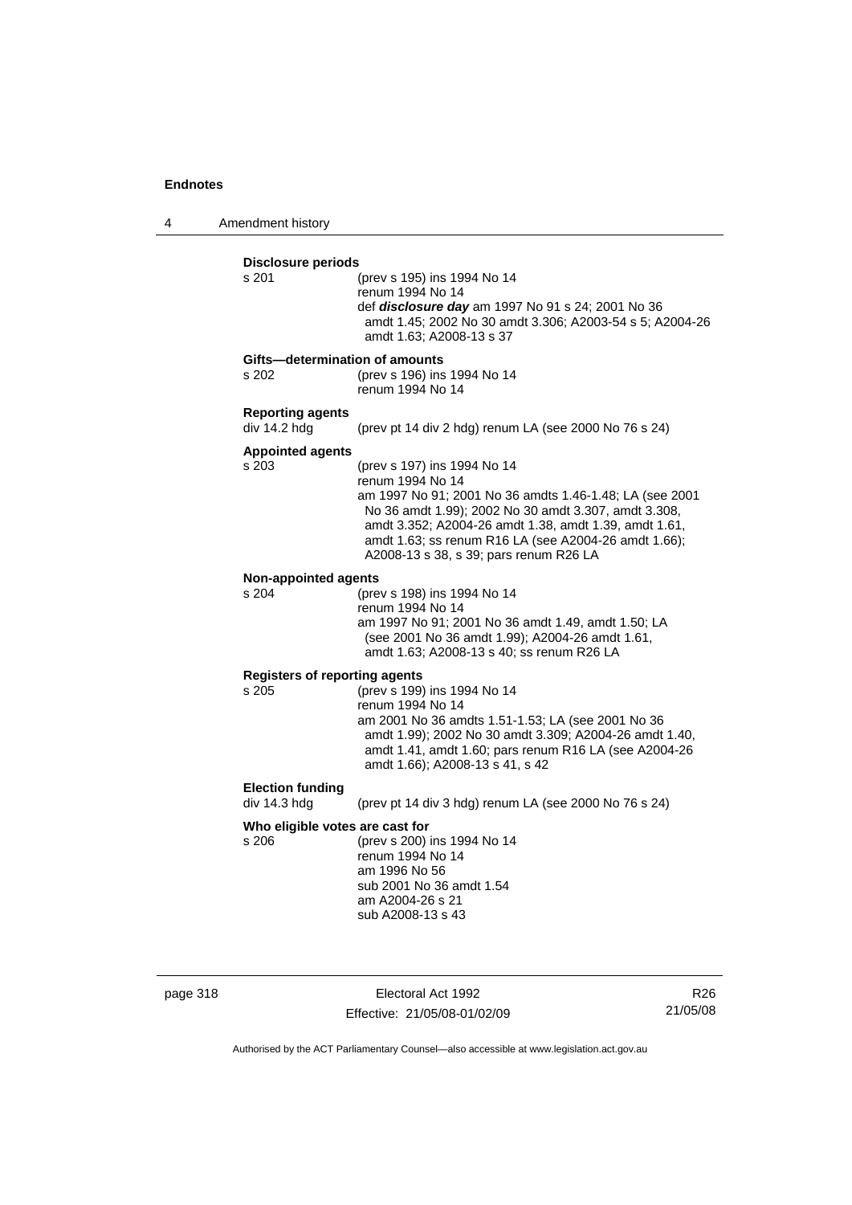**Disclosure periods**

s 201 (prev s 195) ins 1994 No 14
renum 1994 No 14
def ***disclosure day*** am 1997 No 91 s 24; 2001 No 36 amdt 1.45; 2002 No 30 amdt 3.306; A2003-54 s 5; A2004-26 amdt 1.63; A2008-13 s 37

**Gifts—determination of amounts**

s 202 (prev s 196) ins 1994 No 14
renum 1994 No 14

**Reporting agents**

div 14.2 hdg (prev pt 14 div 2 hdg) renum LA (see 2000 No 76 s 24)

**Appointed agents**

s 203 (prev s 197) ins 1994 No 14
renum 1994 No 14
am 1997 No 91; 2001 No 36 amdts 1.46-1.48; LA (see 2001 No 36 amdt 1.99); 2002 No 30 amdt 3.307, amdt 3.308, amdt 3.352; A2004-26 amdt 1.38, amdt 1.39, amdt 1.61, amdt 1.63; ss renum R16 LA (see A2004-26 amdt 1.66); A2008-13 s 38, s 39; pars renum R26 LA

**Non-appointed agents**

s 204 (prev s 198) ins 1994 No 14
renum 1994 No 14
am 1997 No 91; 2001 No 36 amdt 1.49, amdt 1.50; LA (see 2001 No 36 amdt 1.99); A2004-26 amdt 1.61, amdt 1.63; A2008-13 s 40; ss renum R26 LA

**Registers of reporting agents**

s 205 (prev s 199) ins 1994 No 14
renum 1994 No 14
am 2001 No 36 amdts 1.51-1.53; LA (see 2001 No 36 amdt 1.99); 2002 No 30 amdt 3.309; A2004-26 amdt 1.40, amdt 1.41, amdt 1.60; pars renum R16 LA (see A2004-26 amdt 1.66); A2008-13 s 41, s 42

**Election funding**

div 14.3 hdg (prev pt 14 div 3 hdg) renum LA (see 2000 No 76 s 24)

**Who eligible votes are cast for**

s 206 (prev s 200) ins 1994 No 14
renum 1994 No 14
am 1996 No 56
sub 2001 No 36 amdt 1.54
am A2004-26 s 21
sub A2008-13 s 43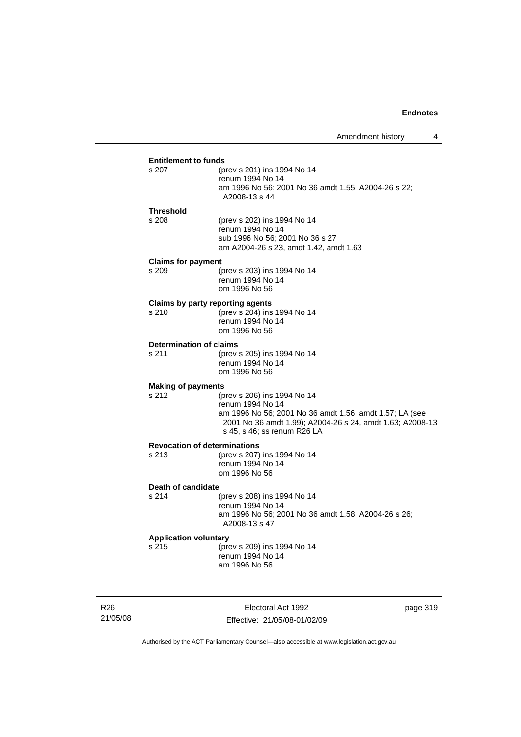**Entitlement to funds**

s 207 (prev s 201) ins 1994 No 14
renum 1994 No 14
am 1996 No 56; 2001 No 36 amdt 1.55; A2004-26 s 22; A2008-13 s 44

**Threshold**

s 208 (prev s 202) ins 1994 No 14
renum 1994 No 14
sub 1996 No 56; 2001 No 36 s 27
am A2004-26 s 23, amdt 1.42, amdt 1.63

**Claims for payment**

s 209 (prev s 203) ins 1994 No 14
renum 1994 No 14
om 1996 No 56

**Claims by party reporting agents**

s 210 (prev s 204) ins 1994 No 14
renum 1994 No 14
om 1996 No 56

**Determination of claims**

s 211 (prev s 205) ins 1994 No 14
renum 1994 No 14
om 1996 No 56

**Making of payments**

s 212 (prev s 206) ins 1994 No 14
renum 1994 No 14
am 1996 No 56; 2001 No 36 amdt 1.56, amdt 1.57; LA (see 2001 No 36 amdt 1.99); A2004-26 s 24, amdt 1.63; A2008-13 s 45, s 46; ss renum R26 LA

**Revocation of determinations**

s 213 (prev s 207) ins 1994 No 14
renum 1994 No 14
om 1996 No 56

**Death of candidate**

s 214 (prev s 208) ins 1994 No 14
renum 1994 No 14
am 1996 No 56; 2001 No 36 amdt 1.58; A2004-26 s 26; A2008-13 s 47

**Application voluntary**

s 215 (prev s 209) ins 1994 No 14
renum 1994 No 14
am 1996 No 56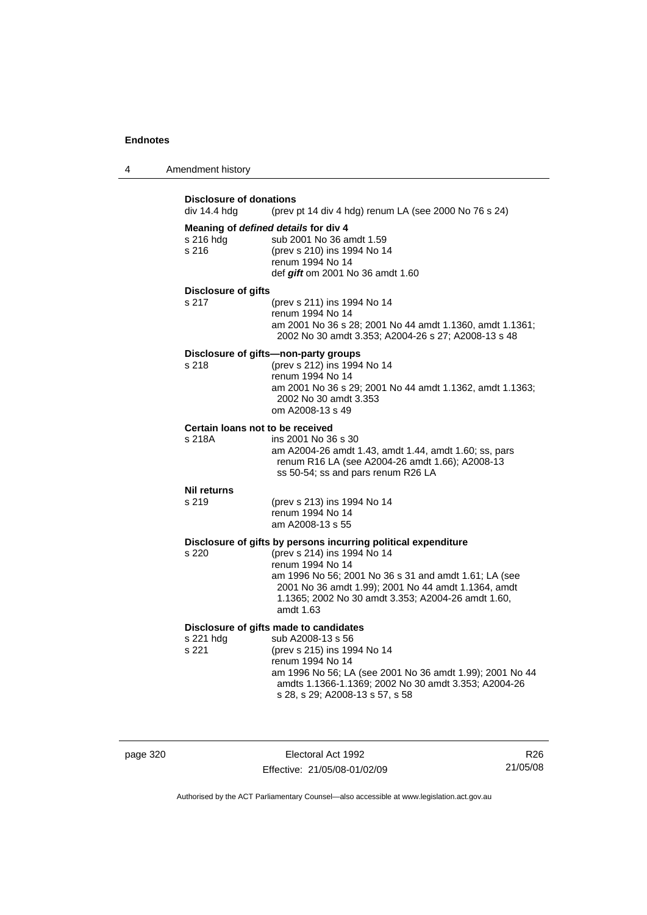**Disclosure of donations**
div 14.4 hdg (prev pt 14 div 4 hdg) renum LA (see 2000 No 76 s 24)

**Meaning of *defined details* for div 4**
s 216 hdg sub 2001 No 36 amdt 1.59
s 216 (prev s 210) ins 1994 No 14
renum 1994 No 14
def ***gift*** om 2001 No 36 amdt 1.60

**Disclosure of gifts**
s 217 (prev s 211) ins 1994 No 14
renum 1994 No 14
am 2001 No 36 s 28; 2001 No 44 amdt 1.1360, amdt 1.1361; 2002 No 30 amdt 3.353; A2004-26 s 27; A2008-13 s 48

**Disclosure of gifts—non-party groups**
s 218 (prev s 212) ins 1994 No 14
renum 1994 No 14
am 2001 No 36 s 29; 2001 No 44 amdt 1.1362, amdt 1.1363; 2002 No 30 amdt 3.353
om A2008-13 s 49

**Certain loans not to be received**
s 218A ins 2001 No 36 s 30
am A2004-26 amdt 1.43, amdt 1.44, amdt 1.60; ss, pars renum R16 LA (see A2004-26 amdt 1.66); A2008-13 ss 50-54; ss and pars renum R26 LA

**Nil returns**
s 219 (prev s 213) ins 1994 No 14
renum 1994 No 14
am A2008-13 s 55

**Disclosure of gifts by persons incurring political expenditure**
s 220 (prev s 214) ins 1994 No 14
renum 1994 No 14
am 1996 No 56; 2001 No 36 s 31 and amdt 1.61; LA (see 2001 No 36 amdt 1.99); 2001 No 44 amdt 1.1364, amdt 1.1365; 2002 No 30 amdt 3.353; A2004-26 amdt 1.60, amdt 1.63

**Disclosure of gifts made to candidates**
s 221 hdg sub A2008-13 s 56
s 221 (prev s 215) ins 1994 No 14
renum 1994 No 14
am 1996 No 56; LA (see 2001 No 36 amdt 1.99); 2001 No 44 amdts 1.1366-1.1369; 2002 No 30 amdt 3.353; A2004-26 s 28, s 29; A2008-13 s 57, s 58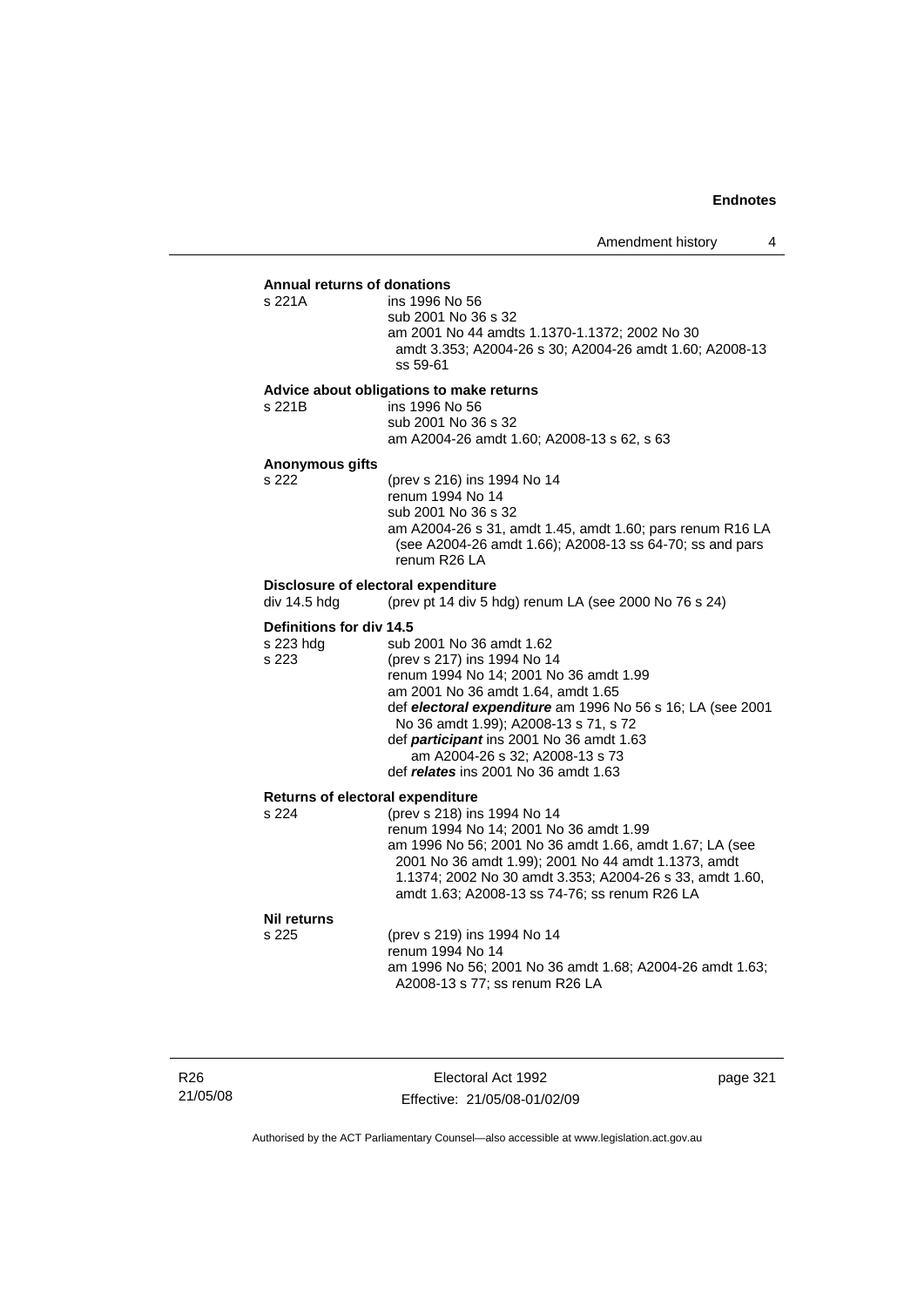**Annual returns of donations**

s 221A ins 1996 No 56
sub 2001 No 36 s 32
am 2001 No 44 amdts 1.1370-1.1372; 2002 No 30 amdt 3.353; A2004-26 s 30; A2004-26 amdt 1.60; A2008-13 ss 59-61

**Advice about obligations to make returns**

s 221B ins 1996 No 56
sub 2001 No 36 s 32
am A2004-26 amdt 1.60; A2008-13 s 62, s 63

**Anonymous gifts**

s 222 (prev s 216) ins 1994 No 14
renum 1994 No 14
sub 2001 No 36 s 32
am A2004-26 s 31, amdt 1.45, amdt 1.60; pars renum R16 LA (see A2004-26 amdt 1.66); A2008-13 ss 64-70; ss and pars renum R26 LA

**Disclosure of electoral expenditure**

div 14.5 hdg (prev pt 14 div 5 hdg) renum LA (see 2000 No 76 s 24)

**Definitions for div 14.5**

s 223 hdg sub 2001 No 36 amdt 1.62

s 223 (prev s 217) ins 1994 No 14
renum 1994 No 14; 2001 No 36 amdt 1.99
am 2001 No 36 amdt 1.64, amdt 1.65
def ***electoral expenditure*** am 1996 No 56 s 16; LA (see 2001 No 36 amdt 1.99); A2008-13 s 71, s 72
def ***participant*** ins 2001 No 36 amdt 1.63
am A2004-26 s 32; A2008-13 s 73
def ***relates*** ins 2001 No 36 amdt 1.63

**Returns of electoral expenditure**

s 224 (prev s 218) ins 1994 No 14
renum 1994 No 14; 2001 No 36 amdt 1.99
am 1996 No 56; 2001 No 36 amdt 1.66, amdt 1.67; LA (see 2001 No 36 amdt 1.99); 2001 No 44 amdt 1.1373, amdt 1.1374; 2002 No 30 amdt 3.353; A2004-26 s 33, amdt 1.60, amdt 1.63; A2008-13 ss 74-76; ss renum R26 LA

**Nil returns**

s 225 (prev s 219) ins 1994 No 14
renum 1994 No 14
am 1996 No 56; 2001 No 36 amdt 1.68; A2004-26 amdt 1.63; A2008-13 s 77; ss renum R26 LA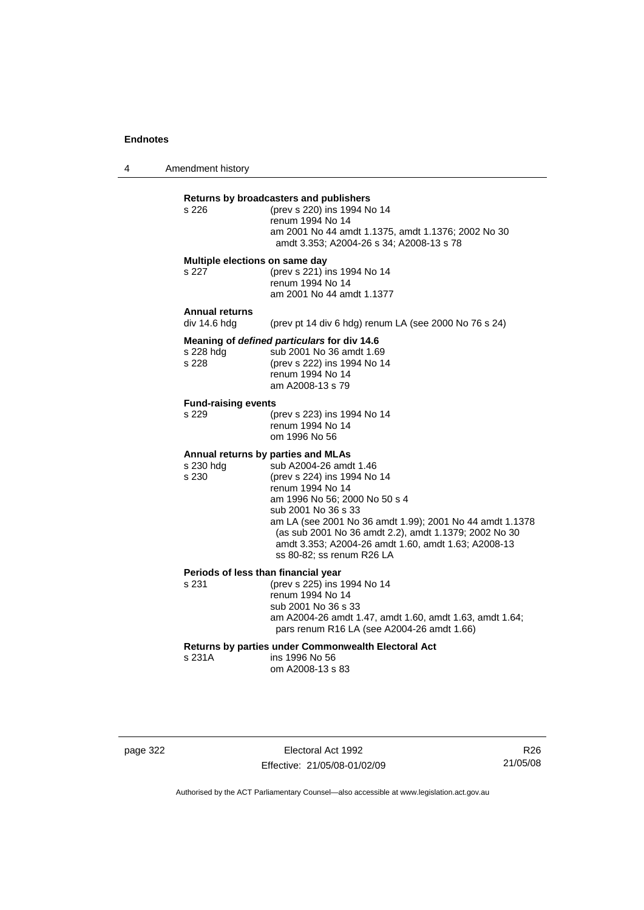**Returns by broadcasters and publishers**

s 226 (prev s 220) ins 1994 No 14
renum 1994 No 14
am 2001 No 44 amdt 1.1375, amdt 1.1376; 2002 No 30 amdt 3.353; A2004-26 s 34; A2008-13 s 78

**Multiple elections on same day**

s 227 (prev s 221) ins 1994 No 14
renum 1994 No 14
am 2001 No 44 amdt 1.1377

**Annual returns**

div 14.6 hdg (prev pt 14 div 6 hdg) renum LA (see 2000 No 76 s 24)

**Meaning of *defined particulars* for div 14.6**

s 228 hdg sub 2001 No 36 amdt 1.69
s 228 (prev s 222) ins 1994 No 14
renum 1994 No 14
am A2008-13 s 79

**Fund-raising events**

s 229 (prev s 223) ins 1994 No 14
renum 1994 No 14
om 1996 No 56

**Annual returns by parties and MLAs**

s 230 hdg sub A2004-26 amdt 1.46
s 230 (prev s 224) ins 1994 No 14
renum 1994 No 14
am 1996 No 56; 2000 No 50 s 4
sub 2001 No 36 s 33
am LA (see 2001 No 36 amdt 1.99); 2001 No 44 amdt 1.1378 (as sub 2001 No 36 amdt 2.2), amdt 1.1379; 2002 No 30 amdt 3.353; A2004-26 amdt 1.60, amdt 1.63; A2008-13 ss 80-82; ss renum R26 LA

**Periods of less than financial year**

s 231 (prev s 225) ins 1994 No 14
renum 1994 No 14
sub 2001 No 36 s 33
am A2004-26 amdt 1.47, amdt 1.60, amdt 1.63, amdt 1.64; pars renum R16 LA (see A2004-26 amdt 1.66)

**Returns by parties under Commonwealth Electoral Act**

s 231A ins 1996 No 56
om A2008-13 s 83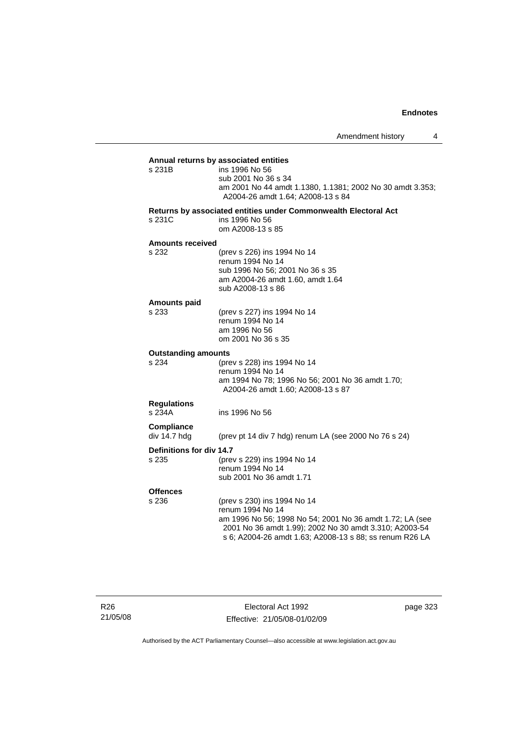**Annual returns by associated entities**

s 231B ins 1996 No 56
sub 2001 No 36 s 34
am 2001 No 44 amdt 1.1380, 1.1381; 2002 No 30 amdt 3.353; A2004-26 amdt 1.64; A2008-13 s 84

**Returns by associated entities under Commonwealth Electoral Act**

s 231C ins 1996 No 56
om A2008-13 s 85

**Amounts received**

s 232 (prev s 226) ins 1994 No 14
renum 1994 No 14
sub 1996 No 56; 2001 No 36 s 35
am A2004-26 amdt 1.60, amdt 1.64
sub A2008-13 s 86

**Amounts paid**

s 233 (prev s 227) ins 1994 No 14
renum 1994 No 14
am 1996 No 56
om 2001 No 36 s 35

**Outstanding amounts**

s 234 (prev s 228) ins 1994 No 14
renum 1994 No 14
am 1994 No 78; 1996 No 56; 2001 No 36 amdt 1.70; A2004-26 amdt 1.60; A2008-13 s 87

**Regulations**

s 234A ins 1996 No 56

**Compliance**

div 14.7 hdg (prev pt 14 div 7 hdg) renum LA (see 2000 No 76 s 24)

**Definitions for div 14.7**

s 235 (prev s 229) ins 1994 No 14
renum 1994 No 14
sub 2001 No 36 amdt 1.71

**Offences**

s 236 (prev s 230) ins 1994 No 14
renum 1994 No 14
am 1996 No 56; 1998 No 54; 2001 No 36 amdt 1.72; LA (see 2001 No 36 amdt 1.99); 2002 No 30 amdt 3.310; A2003-54 s 6; A2004-26 amdt 1.63; A2008-13 s 88; ss renum R26 LA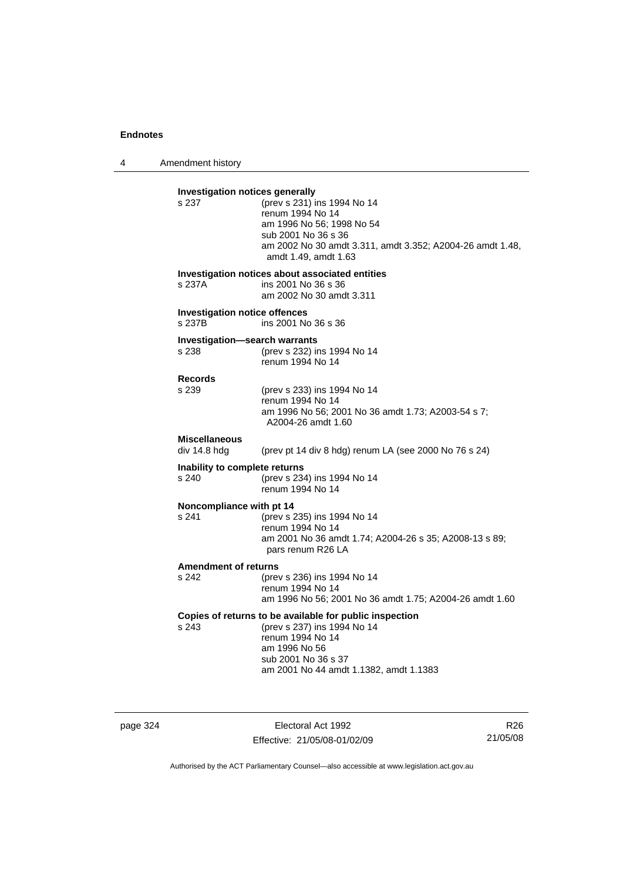**Investigation notices generally**

s 237 (prev s 231) ins 1994 No 14
renum 1994 No 14
am 1996 No 56; 1998 No 54
sub 2001 No 36 s 36
am 2002 No 30 amdt 3.311, amdt 3.352; A2004-26 amdt 1.48, amdt 1.49, amdt 1.63

**Investigation notices about associated entities**

s 237A ins 2001 No 36 s 36
am 2002 No 30 amdt 3.311

**Investigation notice offences**

s 237B ins 2001 No 36 s 36

**Investigation—search warrants**

s 238 (prev s 232) ins 1994 No 14
renum 1994 No 14

**Records**

s 239 (prev s 233) ins 1994 No 14
renum 1994 No 14
am 1996 No 56; 2001 No 36 amdt 1.73; A2003-54 s 7; A2004-26 amdt 1.60

**Miscellaneous**

div 14.8 hdg (prev pt 14 div 8 hdg) renum LA (see 2000 No 76 s 24)

**Inability to complete returns**

s 240 (prev s 234) ins 1994 No 14
renum 1994 No 14

**Noncompliance with pt 14**

s 241 (prev s 235) ins 1994 No 14
renum 1994 No 14
am 2001 No 36 amdt 1.74; A2004-26 s 35; A2008-13 s 89; pars renum R26 LA

**Amendment of returns**

s 242 (prev s 236) ins 1994 No 14
renum 1994 No 14
am 1996 No 56; 2001 No 36 amdt 1.75; A2004-26 amdt 1.60

**Copies of returns to be available for public inspection**

s 243 (prev s 237) ins 1994 No 14
renum 1994 No 14
am 1996 No 56
sub 2001 No 36 s 37
am 2001 No 44 amdt 1.1382, amdt 1.1383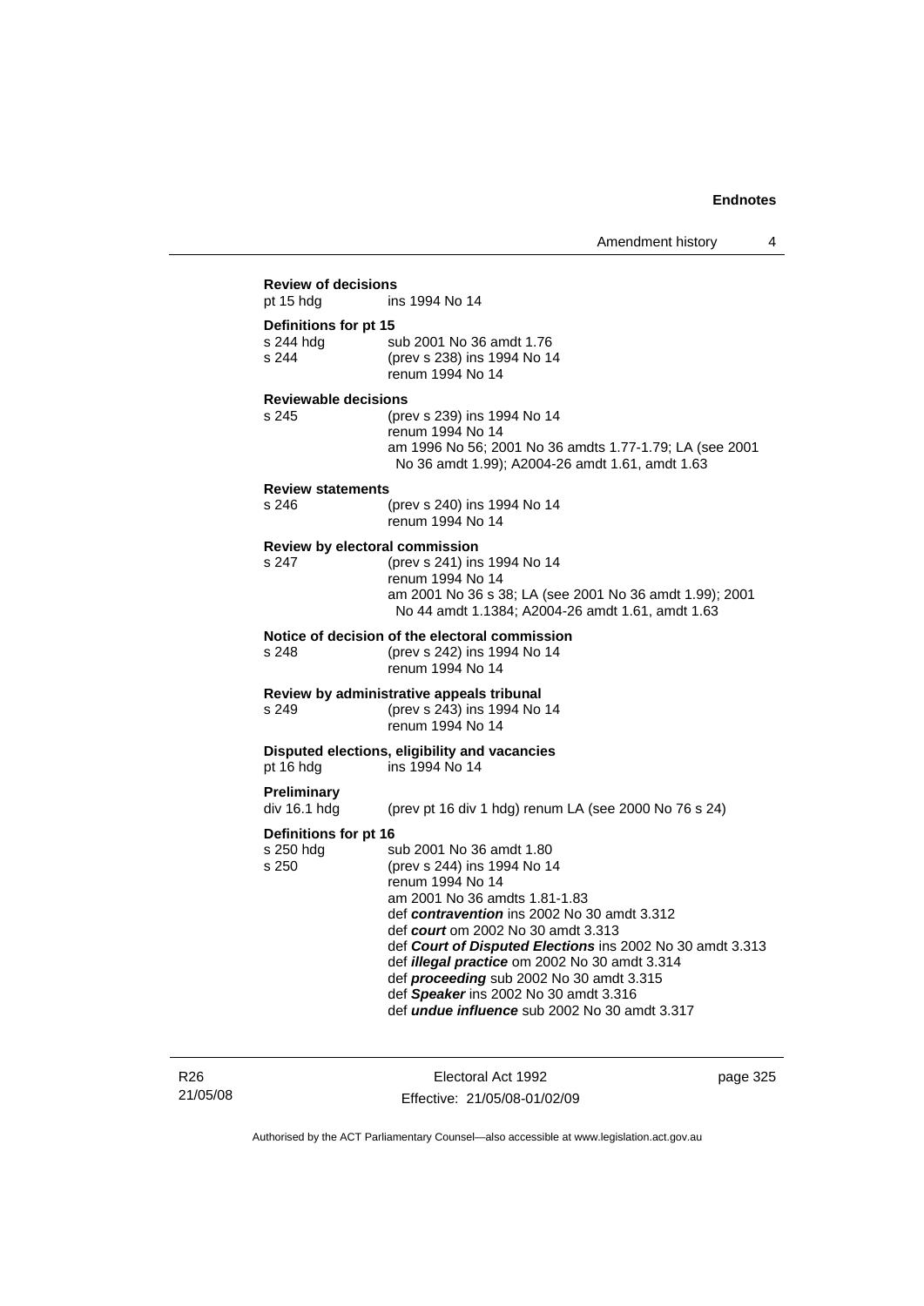**Review of decisions**

pt 15 hdg ins 1994 No 14

**Definitions for pt 15**

s 244 hdg sub 2001 No 36 amdt 1.76

s 244 (prev s 238) ins 1994 No 14
renum 1994 No 14

**Reviewable decisions**

s 245 (prev s 239) ins 1994 No 14
renum 1994 No 14
am 1996 No 56; 2001 No 36 amdts 1.77-1.79; LA (see 2001 No 36 amdt 1.99); A2004-26 amdt 1.61, amdt 1.63

**Review statements**

s 246 (prev s 240) ins 1994 No 14
renum 1994 No 14

**Review by electoral commission**

s 247 (prev s 241) ins 1994 No 14
renum 1994 No 14
am 2001 No 36 s 38; LA (see 2001 No 36 amdt 1.99); 2001 No 44 amdt 1.1384; A2004-26 amdt 1.61, amdt 1.63

**Notice of decision of the electoral commission**

s 248 (prev s 242) ins 1994 No 14
renum 1994 No 14

**Review by administrative appeals tribunal**

s 249 (prev s 243) ins 1994 No 14
renum 1994 No 14

**Disputed elections, eligibility and vacancies**

pt 16 hdg ins 1994 No 14

**Preliminary**

div 16.1 hdg (prev pt 16 div 1 hdg) renum LA (see 2000 No 76 s 24)

**Definitions for pt 16**

s 250 hdg sub 2001 No 36 amdt 1.80

s 250 (prev s 244) ins 1994 No 14
renum 1994 No 14
am 2001 No 36 amdts 1.81-1.83
def ***contravention*** ins 2002 No 30 amdt 3.312
def ***court*** om 2002 No 30 amdt 3.313
def ***Court of Disputed Elections*** ins 2002 No 30 amdt 3.313
def ***illegal practice*** om 2002 No 30 amdt 3.314
def ***proceeding*** sub 2002 No 30 amdt 3.315
def ***Speaker*** ins 2002 No 30 amdt 3.316
def ***undue influence*** sub 2002 No 30 amdt 3.317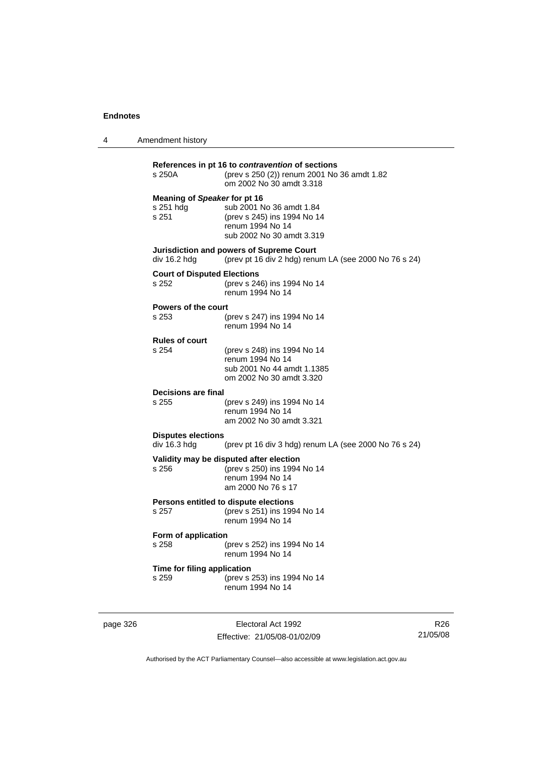**References in pt 16 to *contravention* of sections**

s 250A (prev s 250 (2)) renum 2001 No 36 amdt 1.82
om 2002 No 30 amdt 3.318

**Meaning of *Speaker* for pt 16**

s 251 hdg sub 2001 No 36 amdt 1.84

s 251 (prev s 245) ins 1994 No 14
renum 1994 No 14
sub 2002 No 30 amdt 3.319

**Jurisdiction and powers of Supreme Court**

div 16.2 hdg (prev pt 16 div 2 hdg) renum LA (see 2000 No 76 s 24)

**Court of Disputed Elections**

s 252 (prev s 246) ins 1994 No 14
renum 1994 No 14

**Powers of the court**

s 253 (prev s 247) ins 1994 No 14
renum 1994 No 14

**Rules of court**

s 254 (prev s 248) ins 1994 No 14
renum 1994 No 14
sub 2001 No 44 amdt 1.1385
om 2002 No 30 amdt 3.320

**Decisions are final**

s 255 (prev s 249) ins 1994 No 14
renum 1994 No 14
am 2002 No 30 amdt 3.321

**Disputes elections**

div 16.3 hdg (prev pt 16 div 3 hdg) renum LA (see 2000 No 76 s 24)

**Validity may be disputed after election**

s 256 (prev s 250) ins 1994 No 14
renum 1994 No 14
am 2000 No 76 s 17

**Persons entitled to dispute elections**

s 257 (prev s 251) ins 1994 No 14
renum 1994 No 14

**Form of application**

s 258 (prev s 252) ins 1994 No 14
renum 1994 No 14

**Time for filing application**

s 259 (prev s 253) ins 1994 No 14
renum 1994 No 14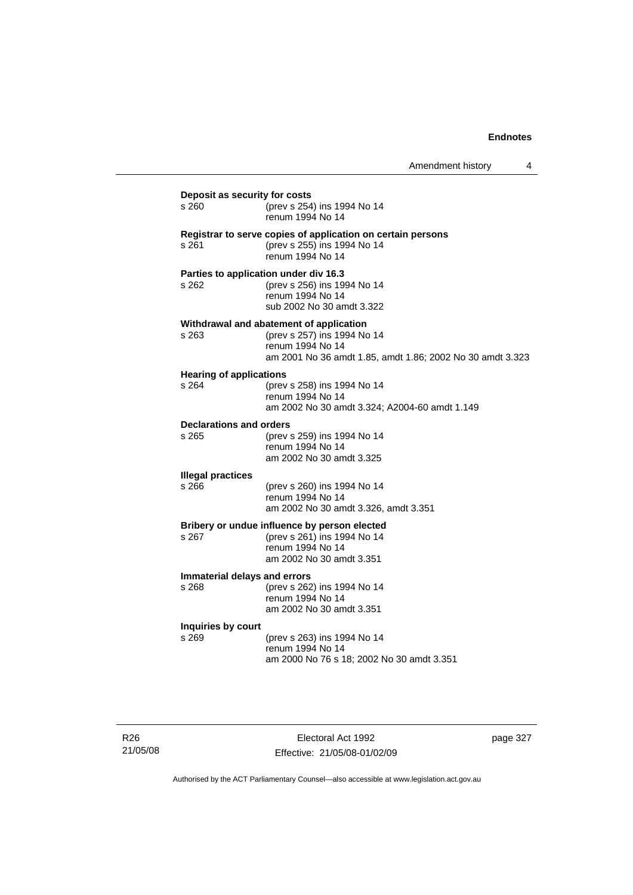**Deposit as security for costs**
s 260 (prev s 254) ins 1994 No 14
renum 1994 No 14

**Registrar to serve copies of application on certain persons**
s 261 (prev s 255) ins 1994 No 14
renum 1994 No 14

**Parties to application under div 16.3**
s 262 (prev s 256) ins 1994 No 14
renum 1994 No 14
sub 2002 No 30 amdt 3.322

**Withdrawal and abatement of application**
s 263 (prev s 257) ins 1994 No 14
renum 1994 No 14
am 2001 No 36 amdt 1.85, amdt 1.86; 2002 No 30 amdt 3.323

**Hearing of applications**
s 264 (prev s 258) ins 1994 No 14
renum 1994 No 14
am 2002 No 30 amdt 3.324; A2004-60 amdt 1.149

**Declarations and orders**
s 265 (prev s 259) ins 1994 No 14
renum 1994 No 14
am 2002 No 30 amdt 3.325

**Illegal practices**
s 266 (prev s 260) ins 1994 No 14
renum 1994 No 14
am 2002 No 30 amdt 3.326, amdt 3.351

**Bribery or undue influence by person elected**
s 267 (prev s 261) ins 1994 No 14
renum 1994 No 14
am 2002 No 30 amdt 3.351

**Immaterial delays and errors**
s 268 (prev s 262) ins 1994 No 14
renum 1994 No 14
am 2002 No 30 amdt 3.351

**Inquiries by court**
s 269 (prev s 263) ins 1994 No 14
renum 1994 No 14
am 2000 No 76 s 18; 2002 No 30 amdt 3.351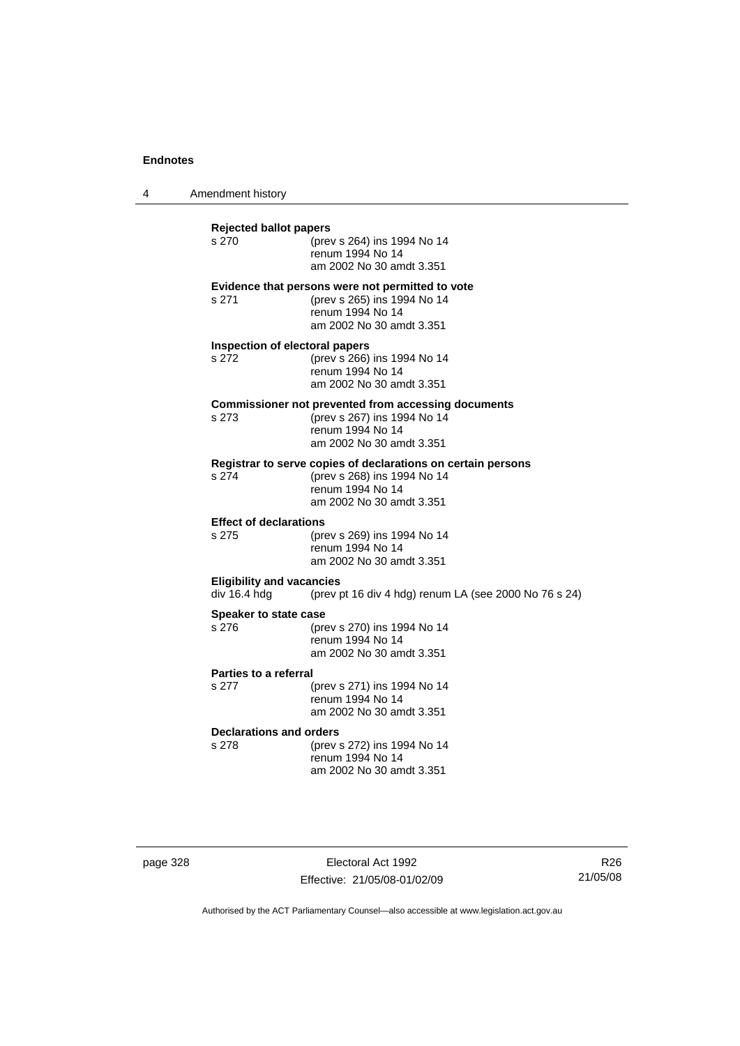**Rejected ballot papers**
s 270 (prev s 264) ins 1994 No 14
renum 1994 No 14
am 2002 No 30 amdt 3.351

**Evidence that persons were not permitted to vote**
s 271 (prev s 265) ins 1994 No 14
renum 1994 No 14
am 2002 No 30 amdt 3.351

**Inspection of electoral papers**
s 272 (prev s 266) ins 1994 No 14
renum 1994 No 14
am 2002 No 30 amdt 3.351

**Commissioner not prevented from accessing documents**
s 273 (prev s 267) ins 1994 No 14
renum 1994 No 14
am 2002 No 30 amdt 3.351

**Registrar to serve copies of declarations on certain persons**
s 274 (prev s 268) ins 1994 No 14
renum 1994 No 14
am 2002 No 30 amdt 3.351

**Effect of declarations**
s 275 (prev s 269) ins 1994 No 14
renum 1994 No 14
am 2002 No 30 amdt 3.351

**Eligibility and vacancies**
div 16.4 hdg (prev pt 16 div 4 hdg) renum LA (see 2000 No 76 s 24)

**Speaker to state case**
s 276 (prev s 270) ins 1994 No 14
renum 1994 No 14
am 2002 No 30 amdt 3.351

**Parties to a referral**
s 277 (prev s 271) ins 1994 No 14
renum 1994 No 14
am 2002 No 30 amdt 3.351

**Declarations and orders**
s 278 (prev s 272) ins 1994 No 14
renum 1994 No 14
am 2002 No 30 amdt 3.351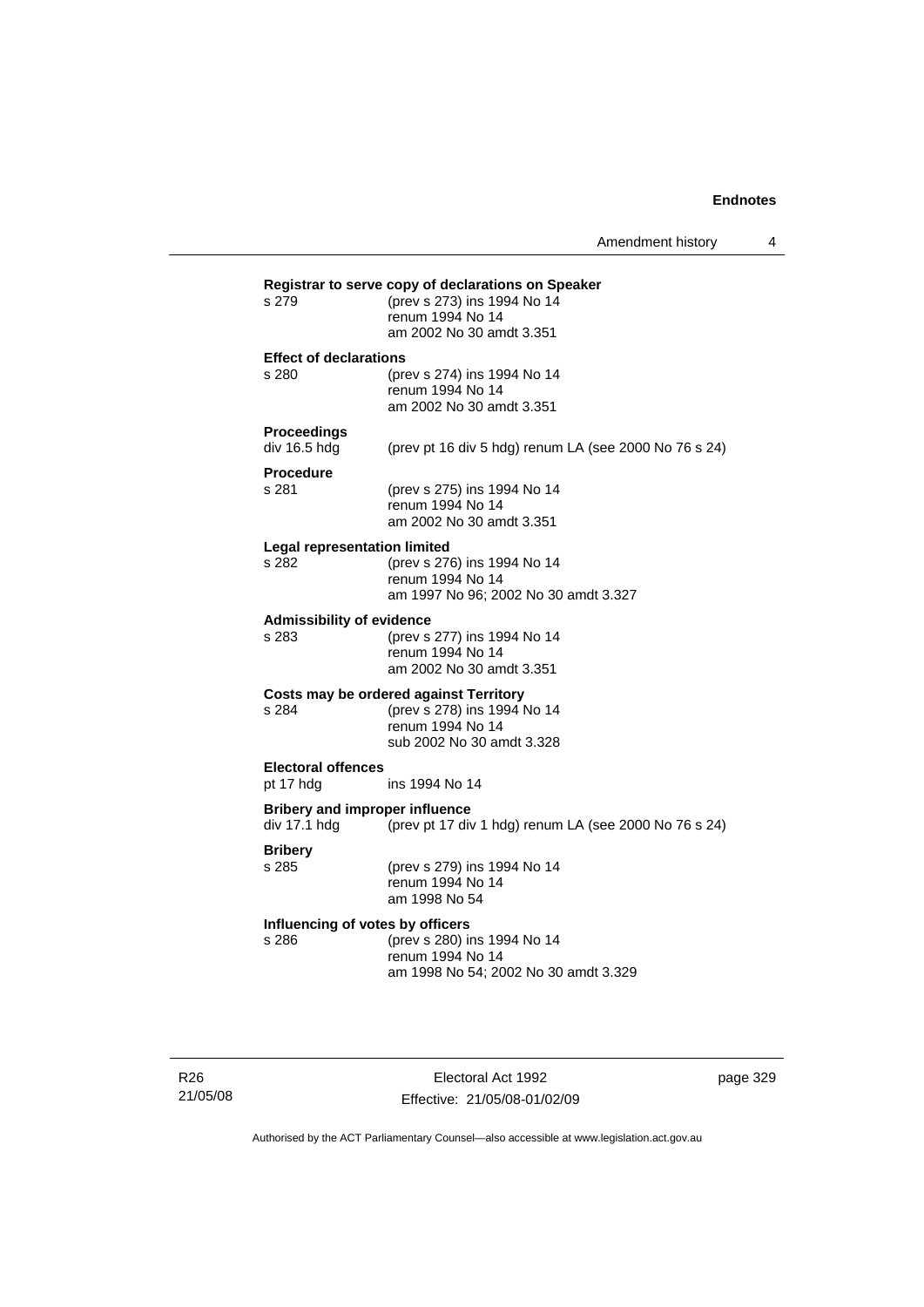**Registrar to serve copy of declarations on Speaker**

s 279 (prev s 273) ins 1994 No 14
renum 1994 No 14
am 2002 No 30 amdt 3.351

**Effect of declarations**

s 280 (prev s 274) ins 1994 No 14
renum 1994 No 14
am 2002 No 30 amdt 3.351

**Proceedings**

div 16.5 hdg (prev pt 16 div 5 hdg) renum LA (see 2000 No 76 s 24)

**Procedure**

s 281 (prev s 275) ins 1994 No 14
renum 1994 No 14
am 2002 No 30 amdt 3.351

**Legal representation limited**

s 282 (prev s 276) ins 1994 No 14
renum 1994 No 14
am 1997 No 96; 2002 No 30 amdt 3.327

**Admissibility of evidence**

s 283 (prev s 277) ins 1994 No 14
renum 1994 No 14
am 2002 No 30 amdt 3.351

**Costs may be ordered against Territory**

s 284 (prev s 278) ins 1994 No 14
renum 1994 No 14
sub 2002 No 30 amdt 3.328

**Electoral offences**

pt 17 hdg ins 1994 No 14

**Bribery and improper influence**

div 17.1 hdg (prev pt 17 div 1 hdg) renum LA (see 2000 No 76 s 24)

**Bribery**

s 285 (prev s 279) ins 1994 No 14
renum 1994 No 14
am 1998 No 54

**Influencing of votes by officers**

s 286 (prev s 280) ins 1994 No 14
renum 1994 No 14
am 1998 No 54; 2002 No 30 amdt 3.329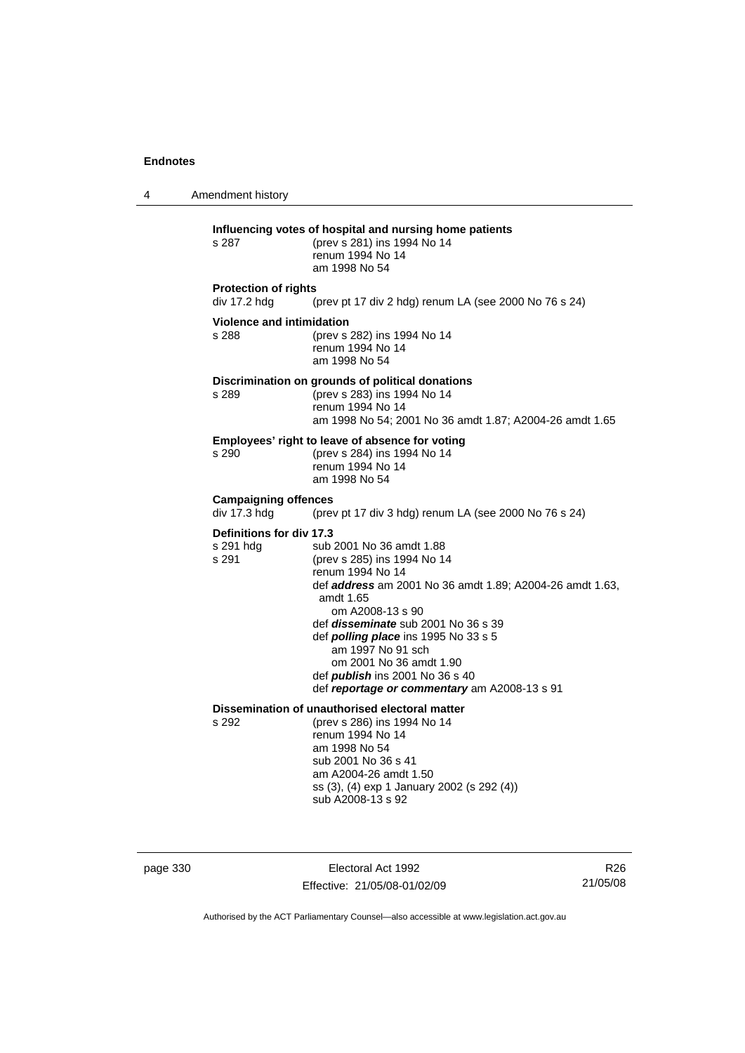**Influencing votes of hospital and nursing home patients**

s 287 (prev s 281) ins 1994 No 14
renum 1994 No 14
am 1998 No 54

**Protection of rights**

div 17.2 hdg (prev pt 17 div 2 hdg) renum LA (see 2000 No 76 s 24)

**Violence and intimidation**

s 288 (prev s 282) ins 1994 No 14
renum 1994 No 14
am 1998 No 54

**Discrimination on grounds of political donations**

s 289 (prev s 283) ins 1994 No 14
renum 1994 No 14
am 1998 No 54; 2001 No 36 amdt 1.87; A2004-26 amdt 1.65

**Employees' right to leave of absence for voting**

s 290 (prev s 284) ins 1994 No 14
renum 1994 No 14
am 1998 No 54

**Campaigning offences**

div 17.3 hdg (prev pt 17 div 3 hdg) renum LA (see 2000 No 76 s 24)

**Definitions for div 17.3**

s 291 hdg sub 2001 No 36 amdt 1.88
s 291 (prev s 285) ins 1994 No 14
renum 1994 No 14
def ***address*** am 2001 No 36 amdt 1.89; A2004-26 amdt 1.63, amdt 1.65
om A2008-13 s 90
def ***disseminate*** sub 2001 No 36 s 39
def ***polling place*** ins 1995 No 33 s 5
am 1997 No 91 sch
om 2001 No 36 amdt 1.90
def ***publish*** ins 2001 No 36 s 40
def ***reportage or commentary*** am A2008-13 s 91

**Dissemination of unauthorised electoral matter**

s 292 (prev s 286) ins 1994 No 14
renum 1994 No 14
am 1998 No 54
sub 2001 No 36 s 41
am A2004-26 amdt 1.50
ss (3), (4) exp 1 January 2002 (s 292 (4))
sub A2008-13 s 92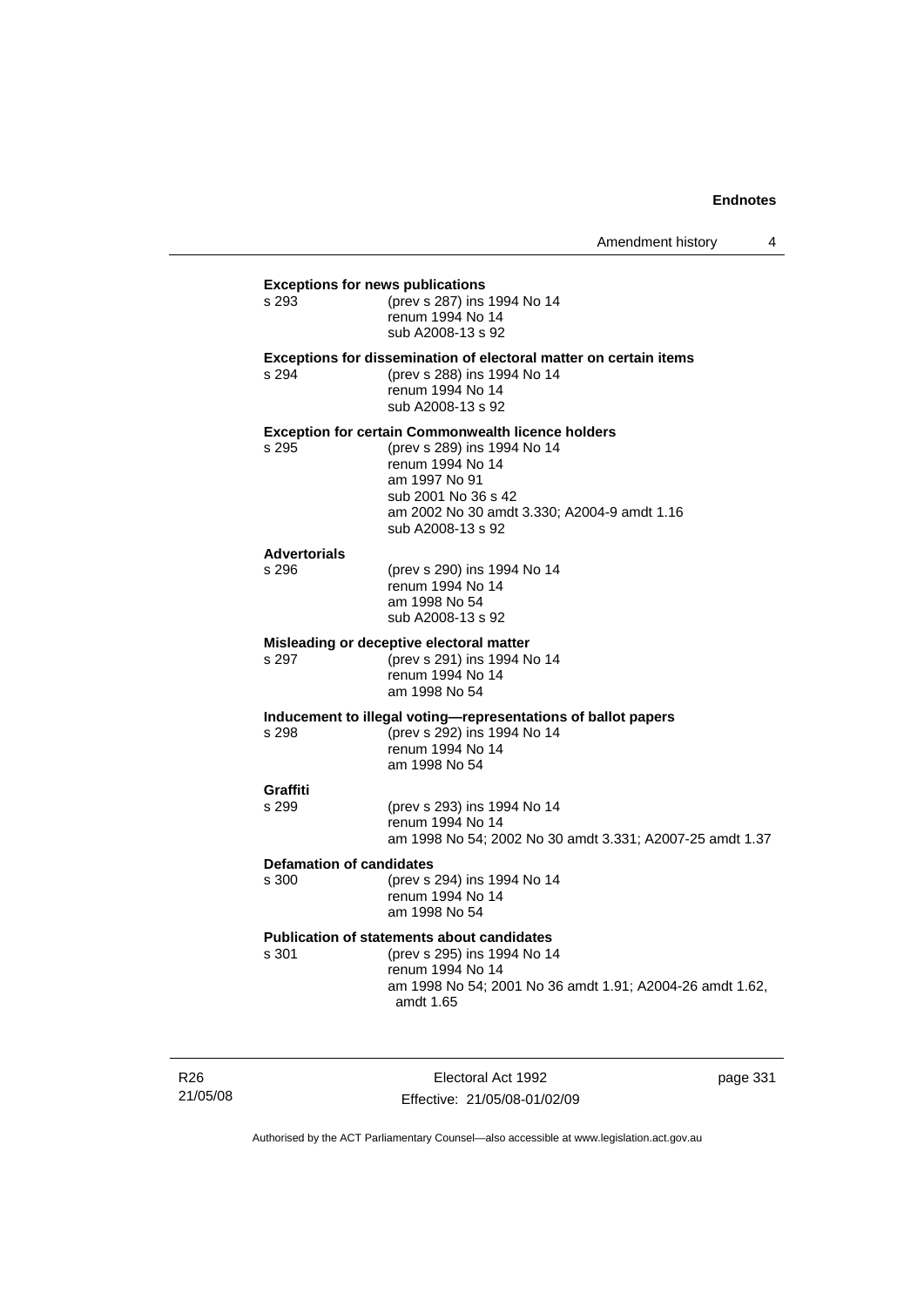**Exceptions for news publications**

s 293 (prev s 287) ins 1994 No 14
renum 1994 No 14
sub A2008-13 s 92

**Exceptions for dissemination of electoral matter on certain items**

s 294 (prev s 288) ins 1994 No 14
renum 1994 No 14
sub A2008-13 s 92

**Exception for certain Commonwealth licence holders**

s 295 (prev s 289) ins 1994 No 14
renum 1994 No 14
am 1997 No 91
sub 2001 No 36 s 42
am 2002 No 30 amdt 3.330; A2004-9 amdt 1.16
sub A2008-13 s 92

**Advertorials**

s 296 (prev s 290) ins 1994 No 14
renum 1994 No 14
am 1998 No 54
sub A2008-13 s 92

**Misleading or deceptive electoral matter**

s 297 (prev s 291) ins 1994 No 14
renum 1994 No 14
am 1998 No 54

**Inducement to illegal voting—representations of ballot papers**

s 298 (prev s 292) ins 1994 No 14
renum 1994 No 14
am 1998 No 54

**Graffiti**

s 299 (prev s 293) ins 1994 No 14
renum 1994 No 14
am 1998 No 54; 2002 No 30 amdt 3.331; A2007-25 amdt 1.37

**Defamation of candidates**

s 300 (prev s 294) ins 1994 No 14
renum 1994 No 14
am 1998 No 54

**Publication of statements about candidates**

s 301 (prev s 295) ins 1994 No 14
renum 1994 No 14
am 1998 No 54; 2001 No 36 amdt 1.91; A2004-26 amdt 1.62, amdt 1.65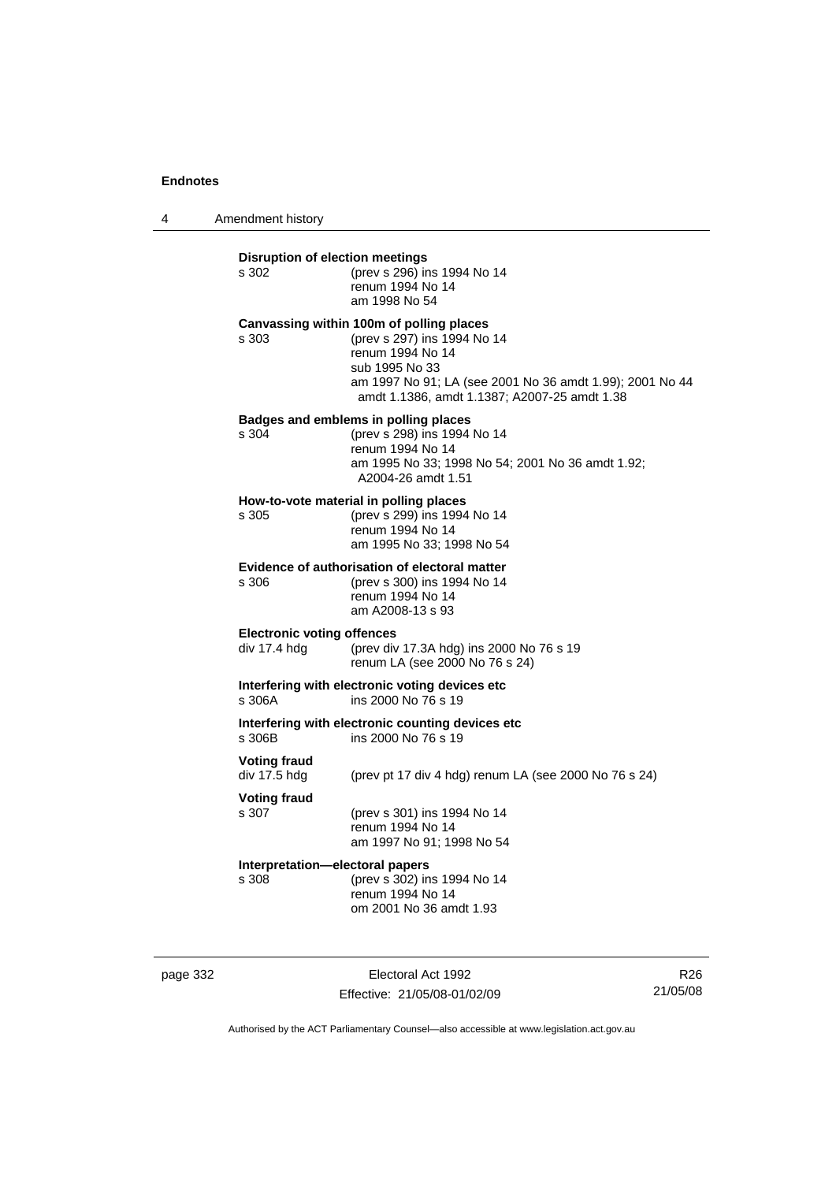**Disruption of election meetings**
s 302 (prev s 296) ins 1994 No 14
renum 1994 No 14
am 1998 No 54

**Canvassing within 100m of polling places**
s 303 (prev s 297) ins 1994 No 14
renum 1994 No 14
sub 1995 No 33
am 1997 No 91; LA (see 2001 No 36 amdt 1.99); 2001 No 44 amdt 1.1386, amdt 1.1387; A2007-25 amdt 1.38

**Badges and emblems in polling places**
s 304 (prev s 298) ins 1994 No 14
renum 1994 No 14
am 1995 No 33; 1998 No 54; 2001 No 36 amdt 1.92; A2004-26 amdt 1.51

**How-to-vote material in polling places**
s 305 (prev s 299) ins 1994 No 14
renum 1994 No 14
am 1995 No 33; 1998 No 54

**Evidence of authorisation of electoral matter**
s 306 (prev s 300) ins 1994 No 14
renum 1994 No 14
am A2008-13 s 93

**Electronic voting offences**
div 17.4 hdg (prev div 17.3A hdg) ins 2000 No 76 s 19
renum LA (see 2000 No 76 s 24)

**Interfering with electronic voting devices etc**
s 306A ins 2000 No 76 s 19

**Interfering with electronic counting devices etc**
s 306B ins 2000 No 76 s 19

**Voting fraud**
div 17.5 hdg (prev pt 17 div 4 hdg) renum LA (see 2000 No 76 s 24)

**Voting fraud**
s 307 (prev s 301) ins 1994 No 14
renum 1994 No 14
am 1997 No 91; 1998 No 54

**Interpretation—electoral papers**
s 308 (prev s 302) ins 1994 No 14
renum 1994 No 14
om 2001 No 36 amdt 1.93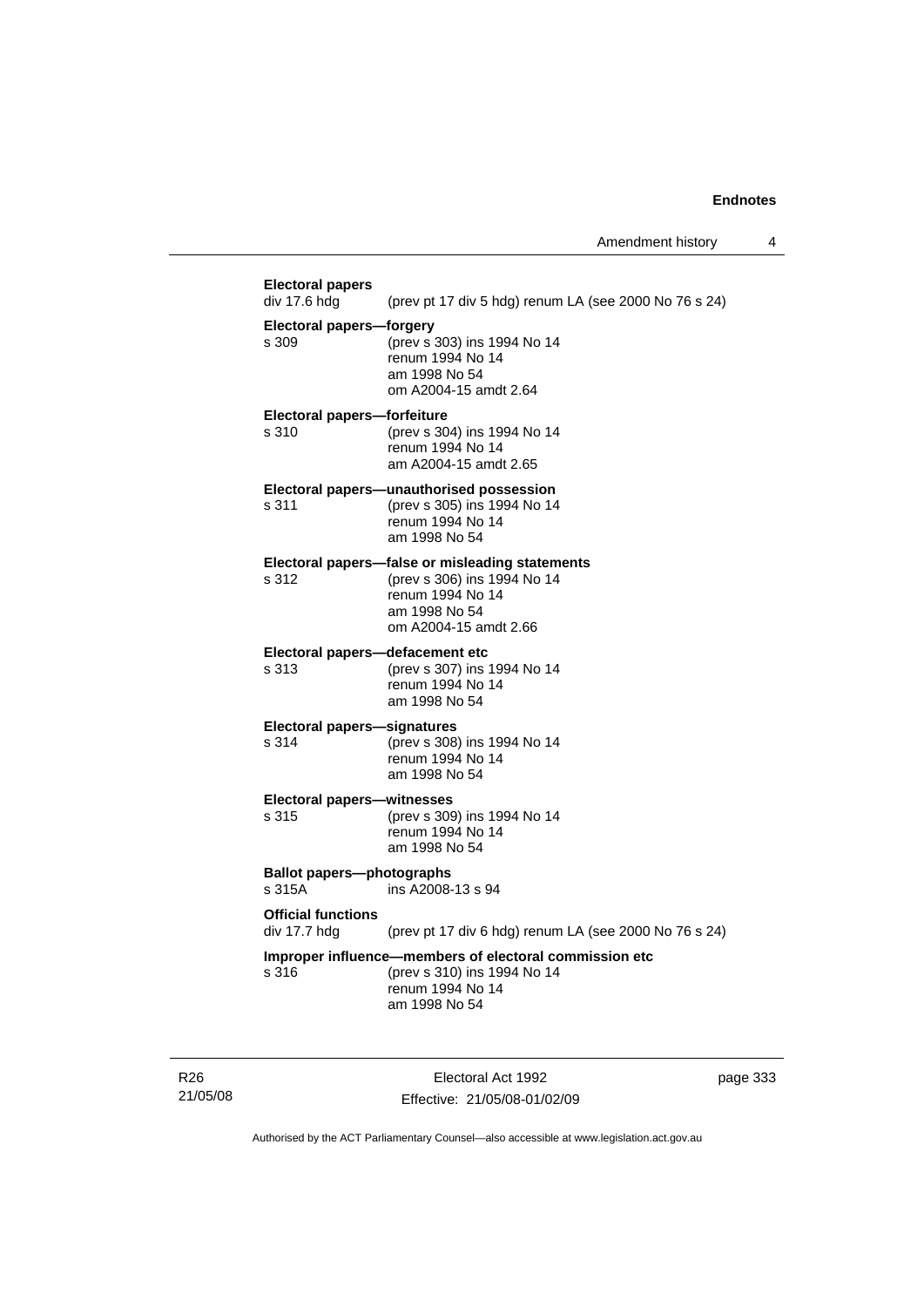**Electoral papers**
div 17.6 hdg (prev pt 17 div 5 hdg) renum LA (see 2000 No 76 s 24)

**Electoral papers—forgery**
s 309 (prev s 303) ins 1994 No 14
renum 1994 No 14
am 1998 No 54
om A2004-15 amdt 2.64

**Electoral papers—forfeiture**
s 310 (prev s 304) ins 1994 No 14
renum 1994 No 14
am A2004-15 amdt 2.65

**Electoral papers—unauthorised possession**
s 311 (prev s 305) ins 1994 No 14
renum 1994 No 14
am 1998 No 54

**Electoral papers—false or misleading statements**
s 312 (prev s 306) ins 1994 No 14
renum 1994 No 14
am 1998 No 54
om A2004-15 amdt 2.66

**Electoral papers—defacement etc**
s 313 (prev s 307) ins 1994 No 14
renum 1994 No 14
am 1998 No 54

**Electoral papers—signatures**
s 314 (prev s 308) ins 1994 No 14
renum 1994 No 14
am 1998 No 54

**Electoral papers—witnesses**
s 315 (prev s 309) ins 1994 No 14
renum 1994 No 14
am 1998 No 54

**Ballot papers—photographs**
s 315A ins A2008-13 s 94

**Official functions**
div 17.7 hdg (prev pt 17 div 6 hdg) renum LA (see 2000 No 76 s 24)

**Improper influence—members of electoral commission etc**
s 316 (prev s 310) ins 1994 No 14
renum 1994 No 14
am 1998 No 54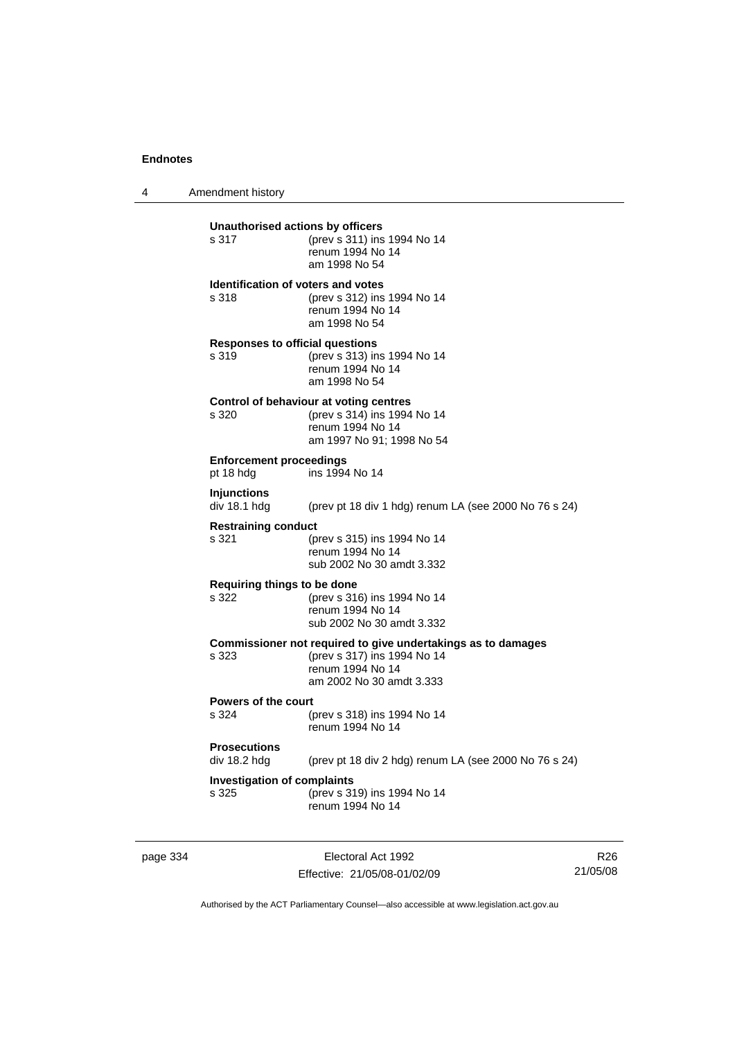**Unauthorised actions by officers**
s 317 (prev s 311) ins 1994 No 14
renum 1994 No 14
am 1998 No 54

**Identification of voters and votes**
s 318 (prev s 312) ins 1994 No 14
renum 1994 No 14
am 1998 No 54

**Responses to official questions**
s 319 (prev s 313) ins 1994 No 14
renum 1994 No 14
am 1998 No 54

**Control of behaviour at voting centres**
s 320 (prev s 314) ins 1994 No 14
renum 1994 No 14
am 1997 No 91; 1998 No 54

**Enforcement proceedings**
pt 18 hdg ins 1994 No 14

**Injunctions**
div 18.1 hdg (prev pt 18 div 1 hdg) renum LA (see 2000 No 76 s 24)

**Restraining conduct**
s 321 (prev s 315) ins 1994 No 14
renum 1994 No 14
sub 2002 No 30 amdt 3.332

**Requiring things to be done**
s 322 (prev s 316) ins 1994 No 14
renum 1994 No 14
sub 2002 No 30 amdt 3.332

**Commissioner not required to give undertakings as to damages**
s 323 (prev s 317) ins 1994 No 14
renum 1994 No 14
am 2002 No 30 amdt 3.333

**Powers of the court**
s 324 (prev s 318) ins 1994 No 14
renum 1994 No 14

**Prosecutions**
div 18.2 hdg (prev pt 18 div 2 hdg) renum LA (see 2000 No 76 s 24)

**Investigation of complaints**
s 325 (prev s 319) ins 1994 No 14
renum 1994 No 14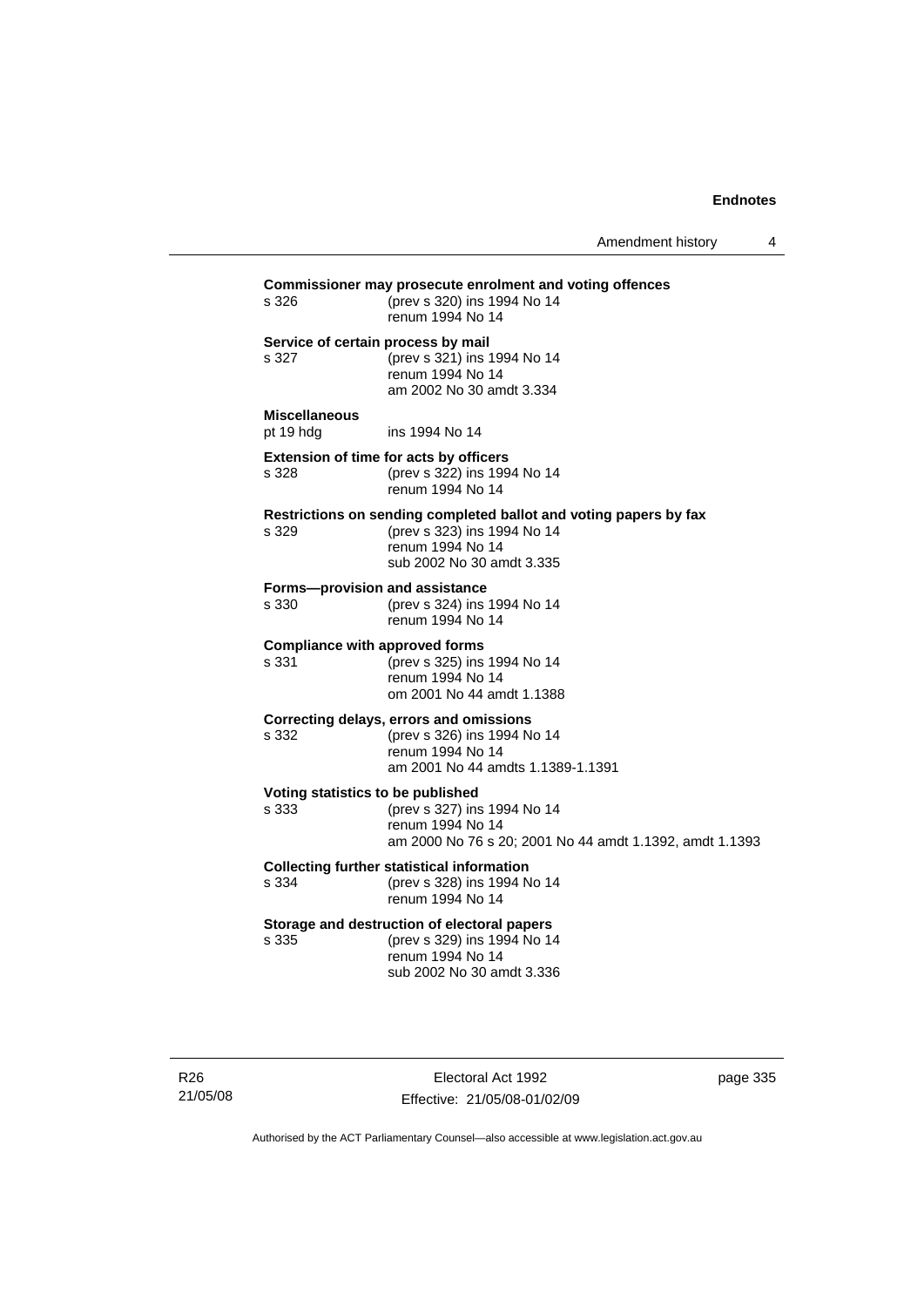**Commissioner may prosecute enrolment and voting offences**

s 326 (prev s 320) ins 1994 No 14
renum 1994 No 14

**Service of certain process by mail**

s 327 (prev s 321) ins 1994 No 14
renum 1994 No 14
am 2002 No 30 amdt 3.334

**Miscellaneous**

pt 19 hdg ins 1994 No 14

**Extension of time for acts by officers**

s 328 (prev s 322) ins 1994 No 14
renum 1994 No 14

**Restrictions on sending completed ballot and voting papers by fax**

s 329 (prev s 323) ins 1994 No 14
renum 1994 No 14
sub 2002 No 30 amdt 3.335

**Forms—provision and assistance**

s 330 (prev s 324) ins 1994 No 14
renum 1994 No 14

**Compliance with approved forms**

s 331 (prev s 325) ins 1994 No 14
renum 1994 No 14
om 2001 No 44 amdt 1.1388

**Correcting delays, errors and omissions**

s 332 (prev s 326) ins 1994 No 14
renum 1994 No 14
am 2001 No 44 amdts 1.1389-1.1391

**Voting statistics to be published**

s 333 (prev s 327) ins 1994 No 14
renum 1994 No 14
am 2000 No 76 s 20; 2001 No 44 amdt 1.1392, amdt 1.1393

**Collecting further statistical information**

s 334 (prev s 328) ins 1994 No 14
renum 1994 No 14

**Storage and destruction of electoral papers**

s 335 (prev s 329) ins 1994 No 14
renum 1994 No 14
sub 2002 No 30 amdt 3.336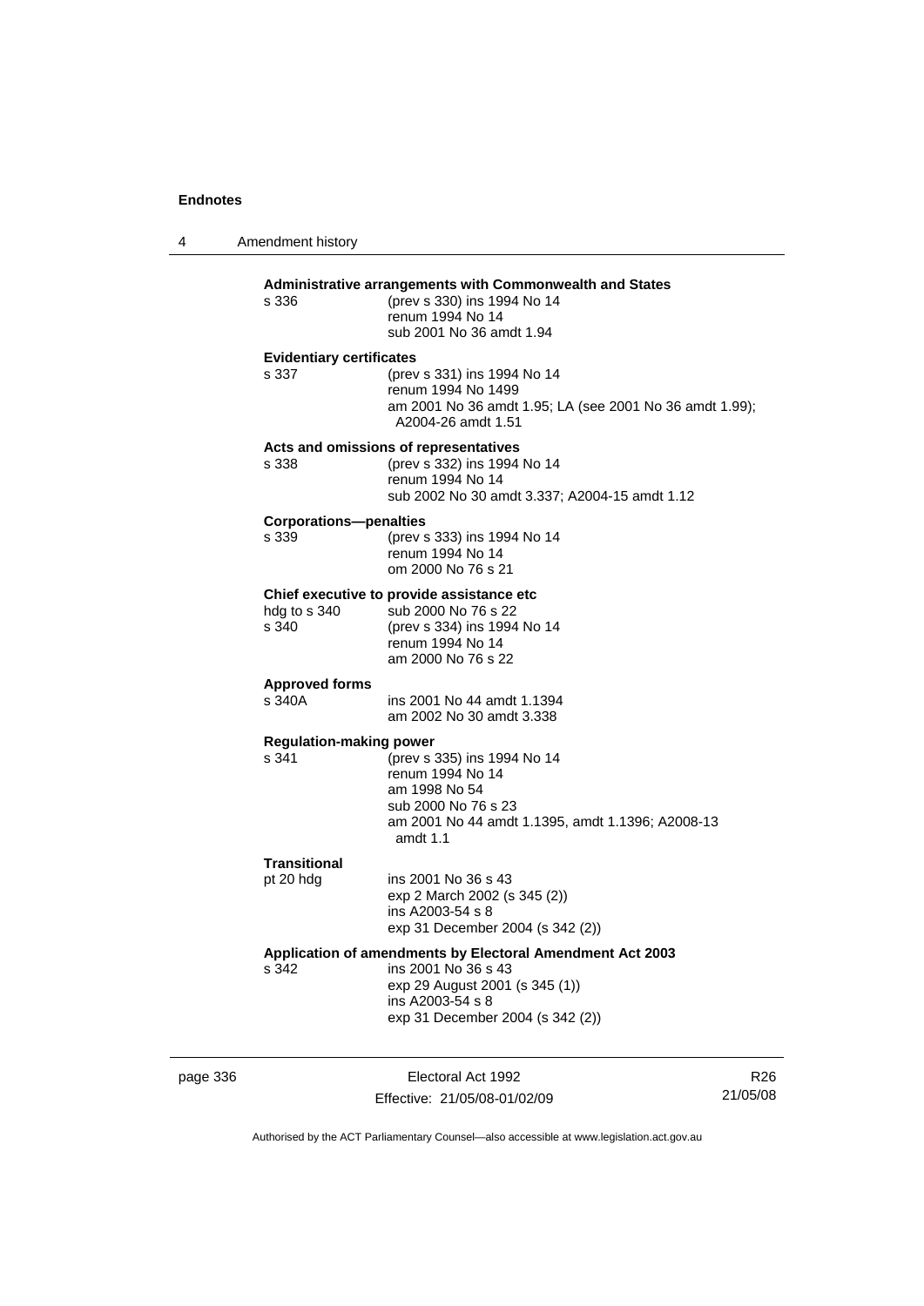**Administrative arrangements with Commonwealth and States**

s 336 (prev s 330) ins 1994 No 14
renum 1994 No 14
sub 2001 No 36 amdt 1.94

**Evidentiary certificates**

s 337 (prev s 331) ins 1994 No 14
renum 1994 No 1499
am 2001 No 36 amdt 1.95; LA (see 2001 No 36 amdt 1.99); A2004-26 amdt 1.51

**Acts and omissions of representatives**

s 338 (prev s 332) ins 1994 No 14
renum 1994 No 14
sub 2002 No 30 amdt 3.337; A2004-15 amdt 1.12

**Corporations—penalties**

s 339 (prev s 333) ins 1994 No 14
renum 1994 No 14
om 2000 No 76 s 21

**Chief executive to provide assistance etc**

hdg to s 340 sub 2000 No 76 s 22
s 340 (prev s 334) ins 1994 No 14
renum 1994 No 14
am 2000 No 76 s 22

**Approved forms**

s 340A ins 2001 No 44 amdt 1.1394
am 2002 No 30 amdt 3.338

**Regulation-making power**

s 341 (prev s 335) ins 1994 No 14
renum 1994 No 14
am 1998 No 54
sub 2000 No 76 s 23
am 2001 No 44 amdt 1.1395, amdt 1.1396; A2008-13 amdt 1.1

**Transitional**

pt 20 hdg ins 2001 No 36 s 43
exp 2 March 2002 (s 345 (2))
ins A2003-54 s 8
exp 31 December 2004 (s 342 (2))

**Application of amendments by Electoral Amendment Act 2003**

s 342 ins 2001 No 36 s 43
exp 29 August 2001 (s 345 (1))
ins A2003-54 s 8
exp 31 December 2004 (s 342 (2))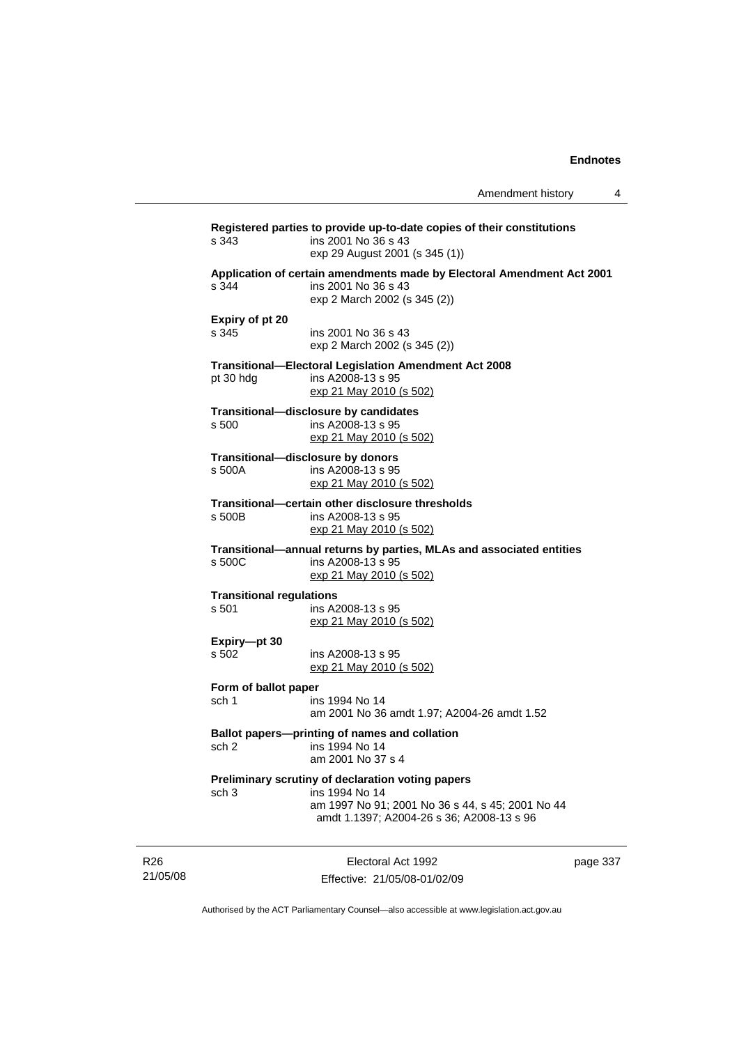**Registered parties to provide up-to-date copies of their constitutions**
s 343 ins 2001 No 36 s 43
exp 29 August 2001 (s 345 (1))

**Application of certain amendments made by Electoral Amendment Act 2001**
s 344 ins 2001 No 36 s 43
exp 2 March 2002 (s 345 (2))

**Expiry of pt 20**
s 345 ins 2001 No 36 s 43
exp 2 March 2002 (s 345 (2))

**Transitional—Electoral Legislation Amendment Act 2008**
pt 30 hdg ins A2008-13 s 95
exp 21 May 2010 (s 502)

**Transitional—disclosure by candidates**
s 500 ins A2008-13 s 95
exp 21 May 2010 (s 502)

**Transitional—disclosure by donors**
s 500A ins A2008-13 s 95
exp 21 May 2010 (s 502)

**Transitional—certain other disclosure thresholds**
s 500B ins A2008-13 s 95
exp 21 May 2010 (s 502)

**Transitional—annual returns by parties, MLAs and associated entities**
s 500C ins A2008-13 s 95
exp 21 May 2010 (s 502)

**Transitional regulations**
s 501 ins A2008-13 s 95
exp 21 May 2010 (s 502)

**Expiry—pt 30**
s 502 ins A2008-13 s 95
exp 21 May 2010 (s 502)

**Form of ballot paper**
sch 1 ins 1994 No 14
am 2001 No 36 amdt 1.97; A2004-26 amdt 1.52

**Ballot papers—printing of names and collation**
sch 2 ins 1994 No 14
am 2001 No 37 s 4

**Preliminary scrutiny of declaration voting papers**
sch 3 ins 1994 No 14
am 1997 No 91; 2001 No 36 s 44, s 45; 2001 No 44 amdt 1.1397; A2004-26 s 36; A2008-13 s 96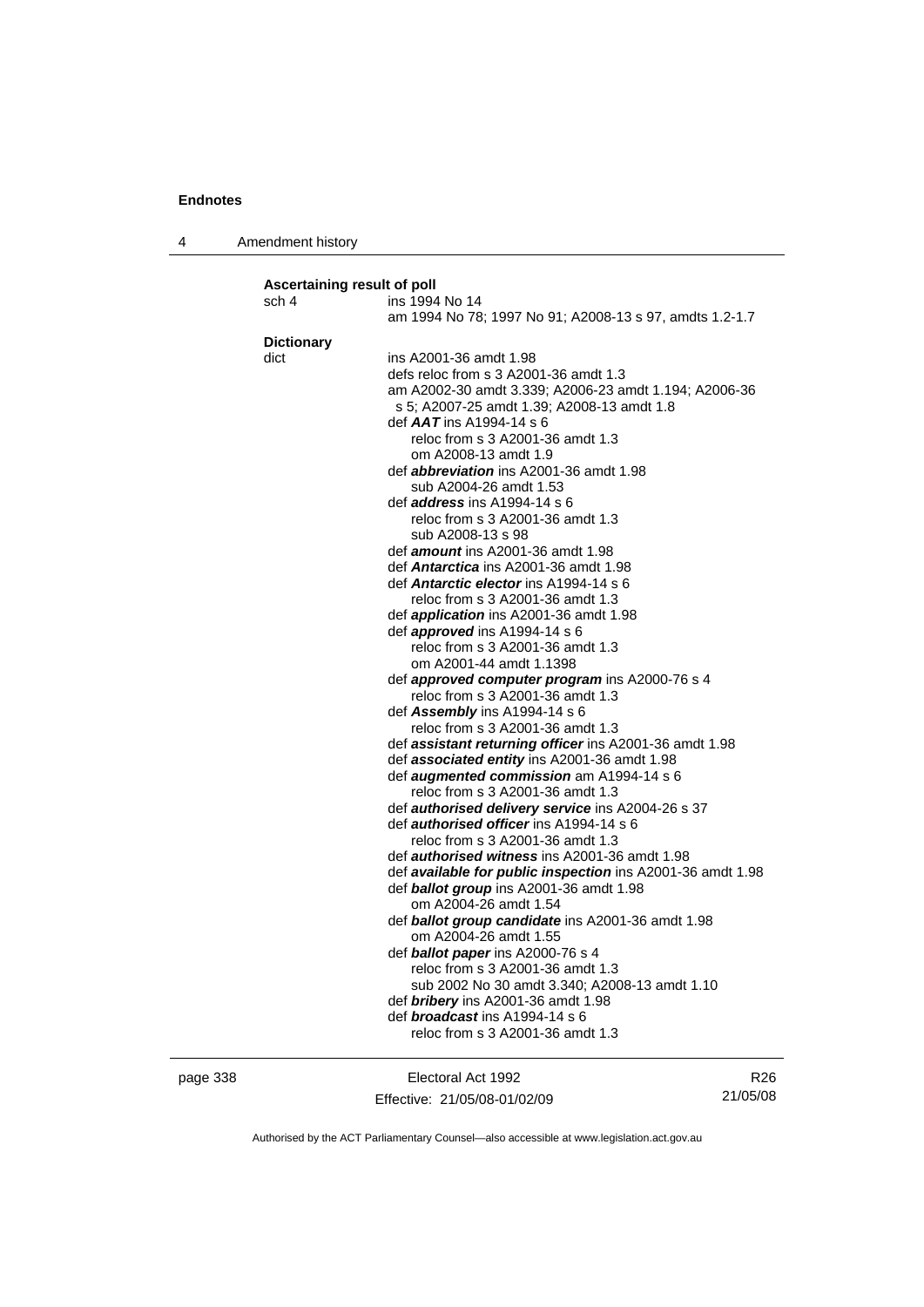**Ascertaining result of poll**

sch 4 ins 1994 No 14

am 1994 No 78; 1997 No 91; A2008-13 s 97, amdts 1.2-1.7

**Dictionary**

dict ins A2001-36 amdt 1.98

defs reloc from s 3 A2001-36 amdt 1.3

am A2002-30 amdt 3.339; A2006-23 amdt 1.194; A2006-36 s 5; A2007-25 amdt 1.39; A2008-13 amdt 1.8

def ***AAT*** ins A1994-14 s 6

reloc from s 3 A2001-36 amdt 1.3

om A2008-13 amdt 1.9

def ***abbreviation*** ins A2001-36 amdt 1.98

sub A2004-26 amdt 1.53

def ***address*** ins A1994-14 s 6

reloc from s 3 A2001-36 amdt 1.3

sub A2008-13 s 98

def ***amount*** ins A2001-36 amdt 1.98

def ***Antarctica*** ins A2001-36 amdt 1.98

def ***Antarctic elector*** ins A1994-14 s 6

reloc from s 3 A2001-36 amdt 1.3

def ***application*** ins A2001-36 amdt 1.98

def ***approved*** ins A1994-14 s 6

reloc from s 3 A2001-36 amdt 1.3

om A2001-44 amdt 1.1398

def ***approved computer program*** ins A2000-76 s 4

reloc from s 3 A2001-36 amdt 1.3

def ***Assembly*** ins A1994-14 s 6

reloc from s 3 A2001-36 amdt 1.3

def ***assistant returning officer*** ins A2001-36 amdt 1.98

def ***associated entity*** ins A2001-36 amdt 1.98

def ***augmented commission*** am A1994-14 s 6

reloc from s 3 A2001-36 amdt 1.3

def ***authorised delivery service*** ins A2004-26 s 37

def ***authorised officer*** ins A1994-14 s 6

reloc from s 3 A2001-36 amdt 1.3

def ***authorised witness*** ins A2001-36 amdt 1.98

def ***available for public inspection*** ins A2001-36 amdt 1.98

def ***ballot group*** ins A2001-36 amdt 1.98

om A2004-26 amdt 1.54

def ***ballot group candidate*** ins A2001-36 amdt 1.98

om A2004-26 amdt 1.55

def ***ballot paper*** ins A2000-76 s 4

reloc from s 3 A2001-36 amdt 1.3

sub 2002 No 30 amdt 3.340; A2008-13 amdt 1.10

def ***bribery*** ins A2001-36 amdt 1.98

def ***broadcast*** ins A1994-14 s 6

reloc from s 3 A2001-36 amdt 1.3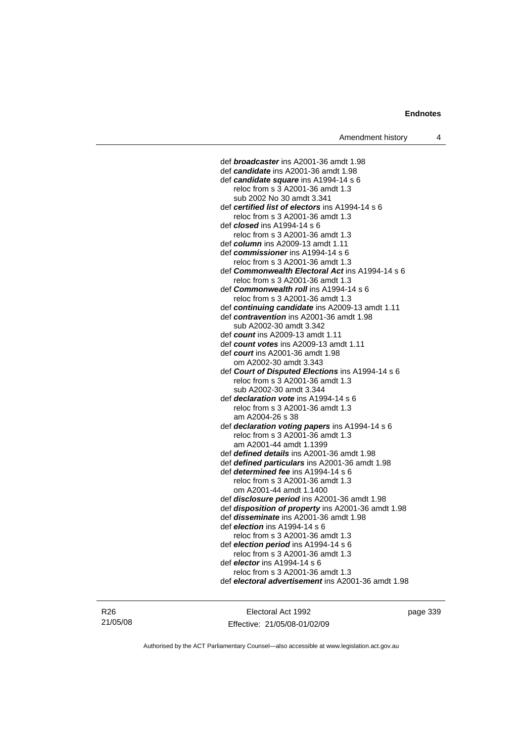def ***broadcaster*** ins A2001-36 amdt 1.98
def ***candidate*** ins A2001-36 amdt 1.98
def ***candidate square*** ins A1994-14 s 6
  reloc from s 3 A2001-36 amdt 1.3
  sub 2002 No 30 amdt 3.341
def ***certified list of electors*** ins A1994-14 s 6
  reloc from s 3 A2001-36 amdt 1.3
def ***closed*** ins A1994-14 s 6
  reloc from s 3 A2001-36 amdt 1.3
def ***column*** ins A2009-13 amdt 1.11
def ***commissioner*** ins A1994-14 s 6
  reloc from s 3 A2001-36 amdt 1.3
def ***Commonwealth Electoral Act*** ins A1994-14 s 6
  reloc from s 3 A2001-36 amdt 1.3
def ***Commonwealth roll*** ins A1994-14 s 6
  reloc from s 3 A2001-36 amdt 1.3
def ***continuing candidate*** ins A2009-13 amdt 1.11
def ***contravention*** ins A2001-36 amdt 1.98
  sub A2002-30 amdt 3.342
def ***count*** ins A2009-13 amdt 1.11
def ***count votes*** ins A2009-13 amdt 1.11
def ***court*** ins A2001-36 amdt 1.98
  om A2002-30 amdt 3.343
def ***Court of Disputed Elections*** ins A1994-14 s 6
  reloc from s 3 A2001-36 amdt 1.3
  sub A2002-30 amdt 3.344
def ***declaration vote*** ins A1994-14 s 6
  reloc from s 3 A2001-36 amdt 1.3
  am A2004-26 s 38
def ***declaration voting papers*** ins A1994-14 s 6
  reloc from s 3 A2001-36 amdt 1.3
  am A2001-44 amdt 1.1399
def ***defined details*** ins A2001-36 amdt 1.98
def ***defined particulars*** ins A2001-36 amdt 1.98
def ***determined fee*** ins A1994-14 s 6
  reloc from s 3 A2001-36 amdt 1.3
  om A2001-44 amdt 1.1400
def ***disclosure period*** ins A2001-36 amdt 1.98
def ***disposition of property*** ins A2001-36 amdt 1.98
def ***disseminate*** ins A2001-36 amdt 1.98
def ***election*** ins A1994-14 s 6
  reloc from s 3 A2001-36 amdt 1.3
def ***election period*** ins A1994-14 s 6
  reloc from s 3 A2001-36 amdt 1.3
def ***elector*** ins A1994-14 s 6
  reloc from s 3 A2001-36 amdt 1.3
def ***electoral advertisement*** ins A2001-36 amdt 1.98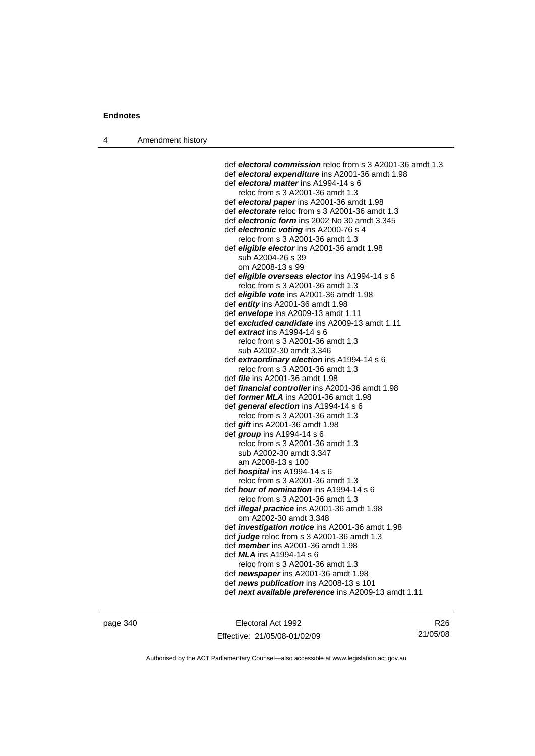def ***electoral commission*** reloc from s 3 A2001-36 amdt 1.3
def ***electoral expenditure*** ins A2001-36 amdt 1.98
def ***electoral matter*** ins A1994-14 s 6
reloc from s 3 A2001-36 amdt 1.3
def ***electoral paper*** ins A2001-36 amdt 1.98
def ***electorate*** reloc from s 3 A2001-36 amdt 1.3
def ***electronic form*** ins 2002 No 30 amdt 3.345
def ***electronic voting*** ins A2000-76 s 4
reloc from s 3 A2001-36 amdt 1.3
def ***eligible elector*** ins A2001-36 amdt 1.98
sub A2004-26 s 39
om A2008-13 s 99
def ***eligible overseas elector*** ins A1994-14 s 6
reloc from s 3 A2001-36 amdt 1.3
def ***eligible vote*** ins A2001-36 amdt 1.98
def ***entity*** ins A2001-36 amdt 1.98
def ***envelope*** ins A2009-13 amdt 1.11
def ***excluded candidate*** ins A2009-13 amdt 1.11
def ***extract*** ins A1994-14 s 6
reloc from s 3 A2001-36 amdt 1.3
sub A2002-30 amdt 3.346
def ***extraordinary election*** ins A1994-14 s 6
reloc from s 3 A2001-36 amdt 1.3
def ***file*** ins A2001-36 amdt 1.98
def ***financial controller*** ins A2001-36 amdt 1.98
def ***former MLA*** ins A2001-36 amdt 1.98
def ***general election*** ins A1994-14 s 6
reloc from s 3 A2001-36 amdt 1.3
def ***gift*** ins A2001-36 amdt 1.98
def ***group*** ins A1994-14 s 6
reloc from s 3 A2001-36 amdt 1.3
sub A2002-30 amdt 3.347
am A2008-13 s 100
def ***hospital*** ins A1994-14 s 6
reloc from s 3 A2001-36 amdt 1.3
def ***hour of nomination*** ins A1994-14 s 6
reloc from s 3 A2001-36 amdt 1.3
def ***illegal practice*** ins A2001-36 amdt 1.98
om A2002-30 amdt 3.348
def ***investigation notice*** ins A2001-36 amdt 1.98
def ***judge*** reloc from s 3 A2001-36 amdt 1.3
def ***member*** ins A2001-36 amdt 1.98
def ***MLA*** ins A1994-14 s 6
reloc from s 3 A2001-36 amdt 1.3
def ***newspaper*** ins A2001-36 amdt 1.98
def ***news publication*** ins A2008-13 s 101
def ***next available preference*** ins A2009-13 amdt 1.11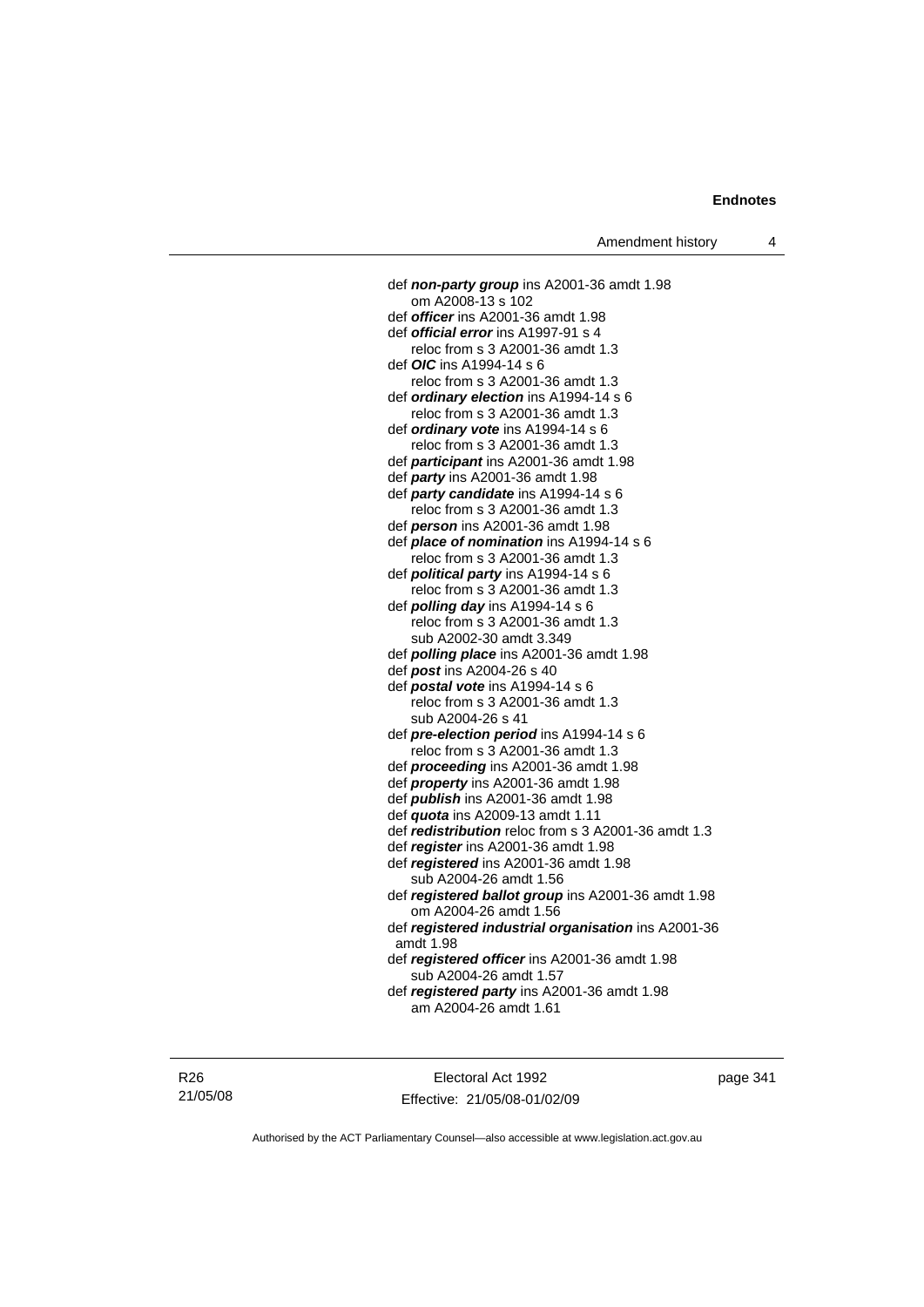def ***non-party group*** ins A2001-36 amdt 1.98
om A2008-13 s 102
def ***officer*** ins A2001-36 amdt 1.98
def ***official error*** ins A1997-91 s 4
reloc from s 3 A2001-36 amdt 1.3
def ***OIC*** ins A1994-14 s 6
reloc from s 3 A2001-36 amdt 1.3
def ***ordinary election*** ins A1994-14 s 6
reloc from s 3 A2001-36 amdt 1.3
def ***ordinary vote*** ins A1994-14 s 6
reloc from s 3 A2001-36 amdt 1.3
def ***participant*** ins A2001-36 amdt 1.98
def ***party*** ins A2001-36 amdt 1.98
def ***party candidate*** ins A1994-14 s 6
reloc from s 3 A2001-36 amdt 1.3
def ***person*** ins A2001-36 amdt 1.98
def ***place of nomination*** ins A1994-14 s 6
reloc from s 3 A2001-36 amdt 1.3
def ***political party*** ins A1994-14 s 6
reloc from s 3 A2001-36 amdt 1.3
def ***polling day*** ins A1994-14 s 6
reloc from s 3 A2001-36 amdt 1.3
sub A2002-30 amdt 3.349
def ***polling place*** ins A2001-36 amdt 1.98
def ***post*** ins A2004-26 s 40
def ***postal vote*** ins A1994-14 s 6
reloc from s 3 A2001-36 amdt 1.3
sub A2004-26 s 41
def ***pre-election period*** ins A1994-14 s 6
reloc from s 3 A2001-36 amdt 1.3
def ***proceeding*** ins A2001-36 amdt 1.98
def ***property*** ins A2001-36 amdt 1.98
def ***publish*** ins A2001-36 amdt 1.98
def ***quota*** ins A2009-13 amdt 1.11
def ***redistribution*** reloc from s 3 A2001-36 amdt 1.3
def ***register*** ins A2001-36 amdt 1.98
def ***registered*** ins A2001-36 amdt 1.98
sub A2004-26 amdt 1.56
def ***registered ballot group*** ins A2001-36 amdt 1.98
om A2004-26 amdt 1.56
def ***registered industrial organisation*** ins A2001-36 amdt 1.98
def ***registered officer*** ins A2001-36 amdt 1.98
sub A2004-26 amdt 1.57
def ***registered party*** ins A2001-36 amdt 1.98
am A2004-26 amdt 1.61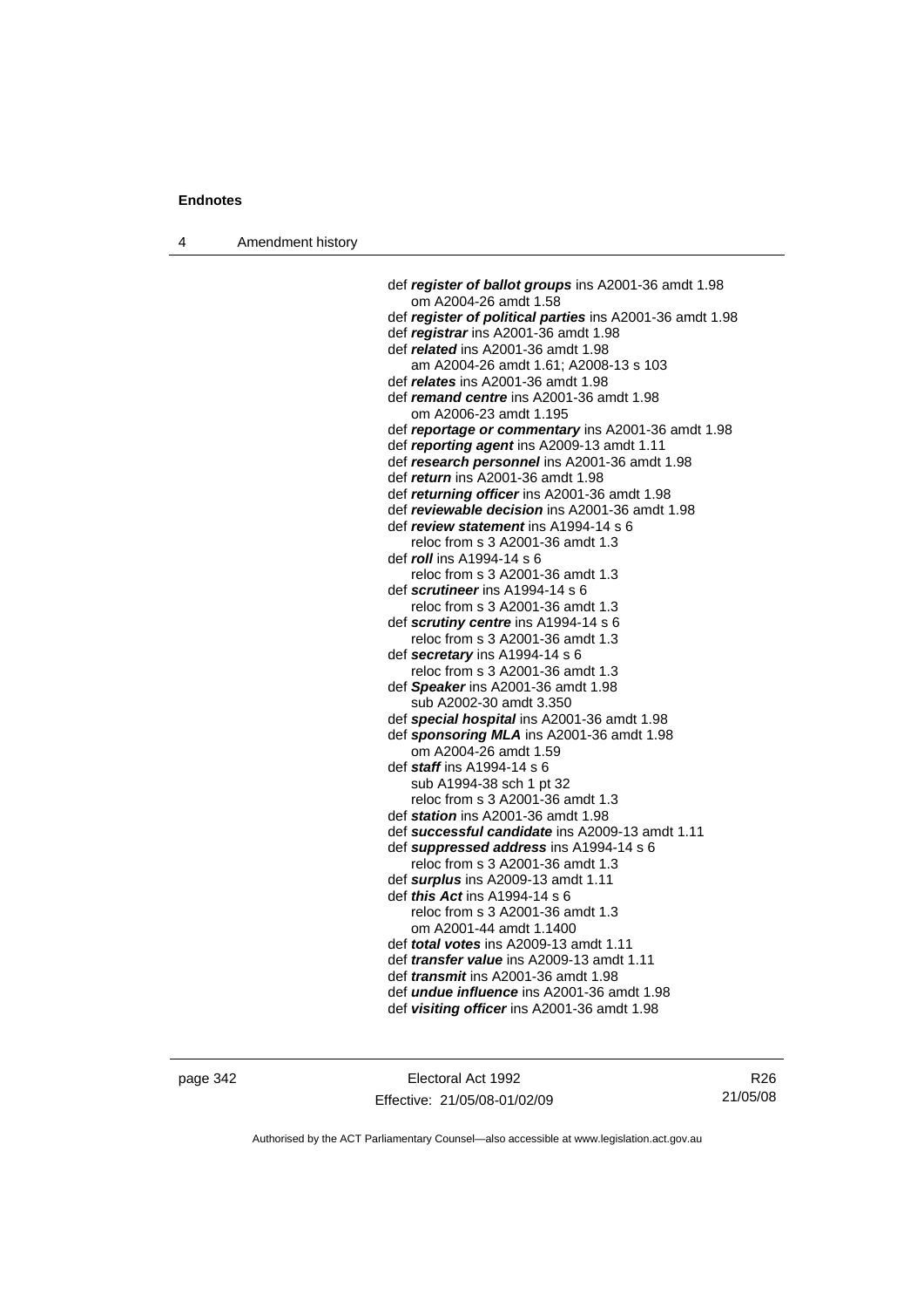def ***register of ballot groups*** ins A2001-36 amdt 1.98
    om A2004-26 amdt 1.58
def ***register of political parties*** ins A2001-36 amdt 1.98
def ***registrar*** ins A2001-36 amdt 1.98
def ***related*** ins A2001-36 amdt 1.98
    am A2004-26 amdt 1.61; A2008-13 s 103
def ***relates*** ins A2001-36 amdt 1.98
def ***remand centre*** ins A2001-36 amdt 1.98
    om A2006-23 amdt 1.195
def ***reportage or commentary*** ins A2001-36 amdt 1.98
def ***reporting agent*** ins A2009-13 amdt 1.11
def ***research personnel*** ins A2001-36 amdt 1.98
def ***return*** ins A2001-36 amdt 1.98
def ***returning officer*** ins A2001-36 amdt 1.98
def ***reviewable decision*** ins A2001-36 amdt 1.98
def ***review statement*** ins A1994-14 s 6
    reloc from s 3 A2001-36 amdt 1.3
def ***roll*** ins A1994-14 s 6
    reloc from s 3 A2001-36 amdt 1.3
def ***scrutineer*** ins A1994-14 s 6
    reloc from s 3 A2001-36 amdt 1.3
def ***scrutiny centre*** ins A1994-14 s 6
    reloc from s 3 A2001-36 amdt 1.3
def ***secretary*** ins A1994-14 s 6
    reloc from s 3 A2001-36 amdt 1.3
def ***Speaker*** ins A2001-36 amdt 1.98
    sub A2002-30 amdt 3.350
def ***special hospital*** ins A2001-36 amdt 1.98
def ***sponsoring MLA*** ins A2001-36 amdt 1.98
    om A2004-26 amdt 1.59
def ***staff*** ins A1994-14 s 6
    sub A1994-38 sch 1 pt 32
    reloc from s 3 A2001-36 amdt 1.3
def ***station*** ins A2001-36 amdt 1.98
def ***successful candidate*** ins A2009-13 amdt 1.11
def ***suppressed address*** ins A1994-14 s 6
    reloc from s 3 A2001-36 amdt 1.3
def ***surplus*** ins A2009-13 amdt 1.11
def ***this Act*** ins A1994-14 s 6
    reloc from s 3 A2001-36 amdt 1.3
    om A2001-44 amdt 1.1400
def ***total votes*** ins A2009-13 amdt 1.11
def ***transfer value*** ins A2009-13 amdt 1.11
def ***transmit*** ins A2001-36 amdt 1.98
def ***undue influence*** ins A2001-36 amdt 1.98
def ***visiting officer*** ins A2001-36 amdt 1.98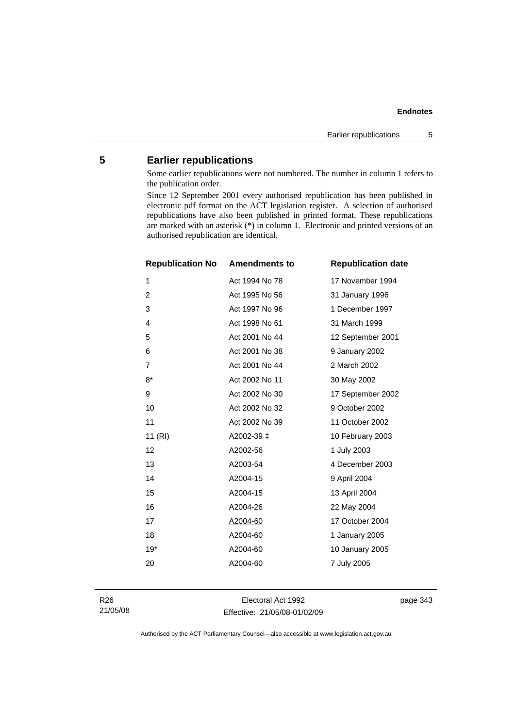## 5 Earlier republications

Some earlier republications were not numbered. The number in column 1 refers to the publication order.

Since 12 September 2001 every authorised republication has been published in electronic pdf format on the ACT legislation register. A selection of authorised republications have also been published in printed format. These republications are marked with an asterisk (*) in column 1. Electronic and printed versions of an authorised republication are identical.

| Republication No | Amendments to | Republication date |
|---|---|---|
| 1 | Act 1994 No 78 | 17 November 1994 |
| 2 | Act 1995 No 56 | 31 January 1996 |
| 3 | Act 1997 No 96 | 1 December 1997 |
| 4 | Act 1998 No 61 | 31 March 1999 |
| 5 | Act 2001 No 44 | 12 September 2001 |
| 6 | Act 2001 No 38 | 9 January 2002 |
| 7 | Act 2001 No 44 | 2 March 2002 |
| 8* | Act 2002 No 11 | 30 May 2002 |
| 9 | Act 2002 No 30 | 17 September 2002 |
| 10 | Act 2002 No 32 | 9 October 2002 |
| 11 | Act 2002 No 39 | 11 October 2002 |
| 11 (RI) | A2002-39 ‡ | 10 February 2003 |
| 12 | A2002-56 | 1 July 2003 |
| 13 | A2003-54 | 4 December 2003 |
| 14 | A2004-15 | 9 April 2004 |
| 15 | A2004-15 | 13 April 2004 |
| 16 | A2004-26 | 22 May 2004 |
| 17 | A2004-60 | 17 October 2004 |
| 18 | A2004-60 | 1 January 2005 |
| 19* | A2004-60 | 10 January 2005 |
| 20 | A2004-60 | 7 July 2005 |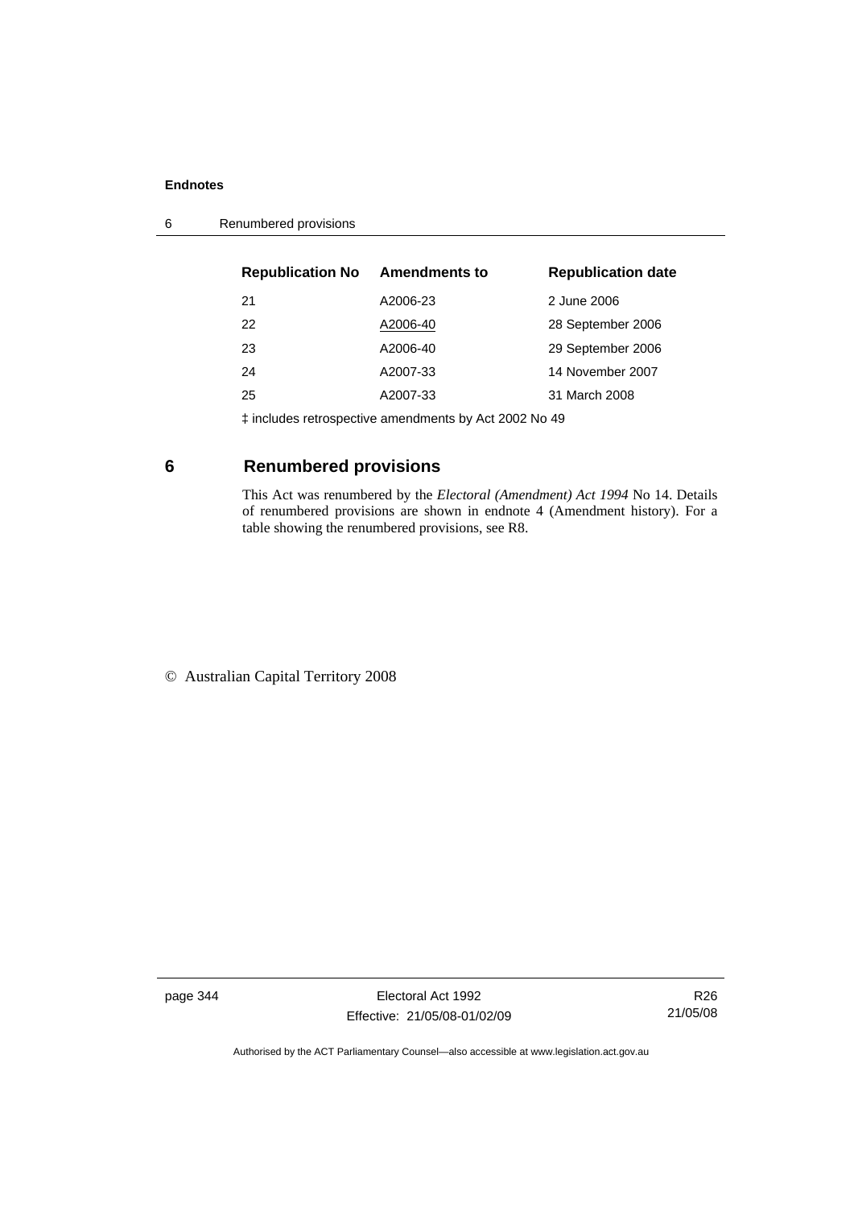| Republication No | Amendments to | Republication date |
|---|---|---|
| 21 | A2006-23 | 2 June 2006 |
| 22 | A2006-40 | 28 September 2006 |
| 23 | A2006-40 | 29 September 2006 |
| 24 | A2007-33 | 14 November 2007 |
| 25 | A2007-33 | 31 March 2008 |

‡ includes retrospective amendments by Act 2002 No 49

## 6 Renumbered provisions

This Act was renumbered by the *Electoral (Amendment) Act 1994* No 14. Details of renumbered provisions are shown in endnote 4 (Amendment history). For a table showing the renumbered provisions, see R8.

© Australian Capital Territory 2008